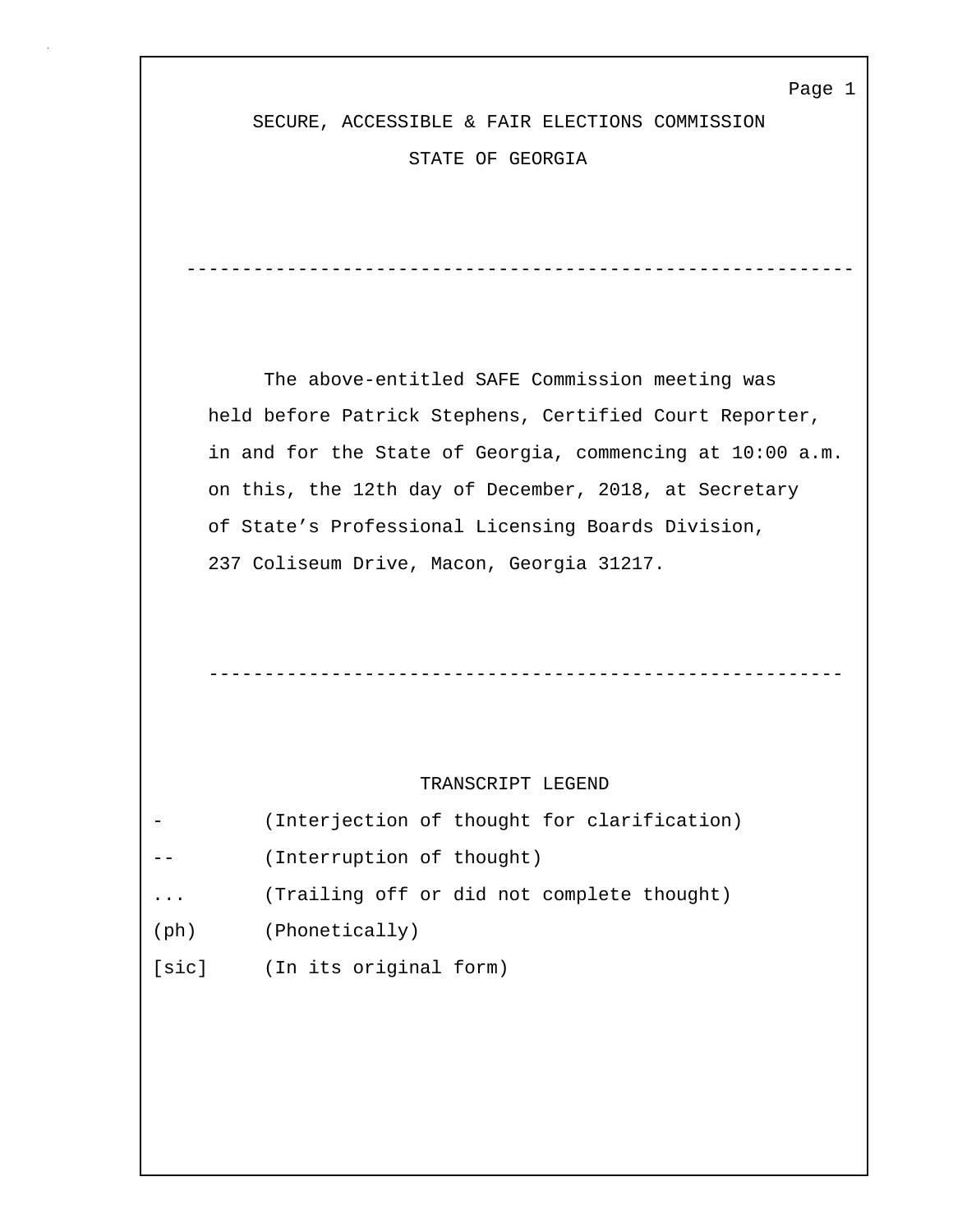# SECURE, ACCESSIBLE & FAIR ELECTIONS COMMISSION

## STATE OF GEORGIA

---

The above-entitled SAFE Commission meeting was held before Patrick Stephens, Certified Court Reporter, in and for the State of Georgia, commencing at 10:00 a.m. on this, the 12th day of December, 2018, at Secretary of State's Professional Licensing Boards Division, 237 Coliseum Drive, Macon, Georgia 31217.

---

### TRANSCRIPT LEGEND

| Symbol | Meaning |
|---|---|
| - | (Interjection of thought for clarification) |
| -- | (Interruption of thought) |
| ... | (Trailing off or did not complete thought) |
| (ph) | (Phonetically) |
| [sic] | (In its original form) |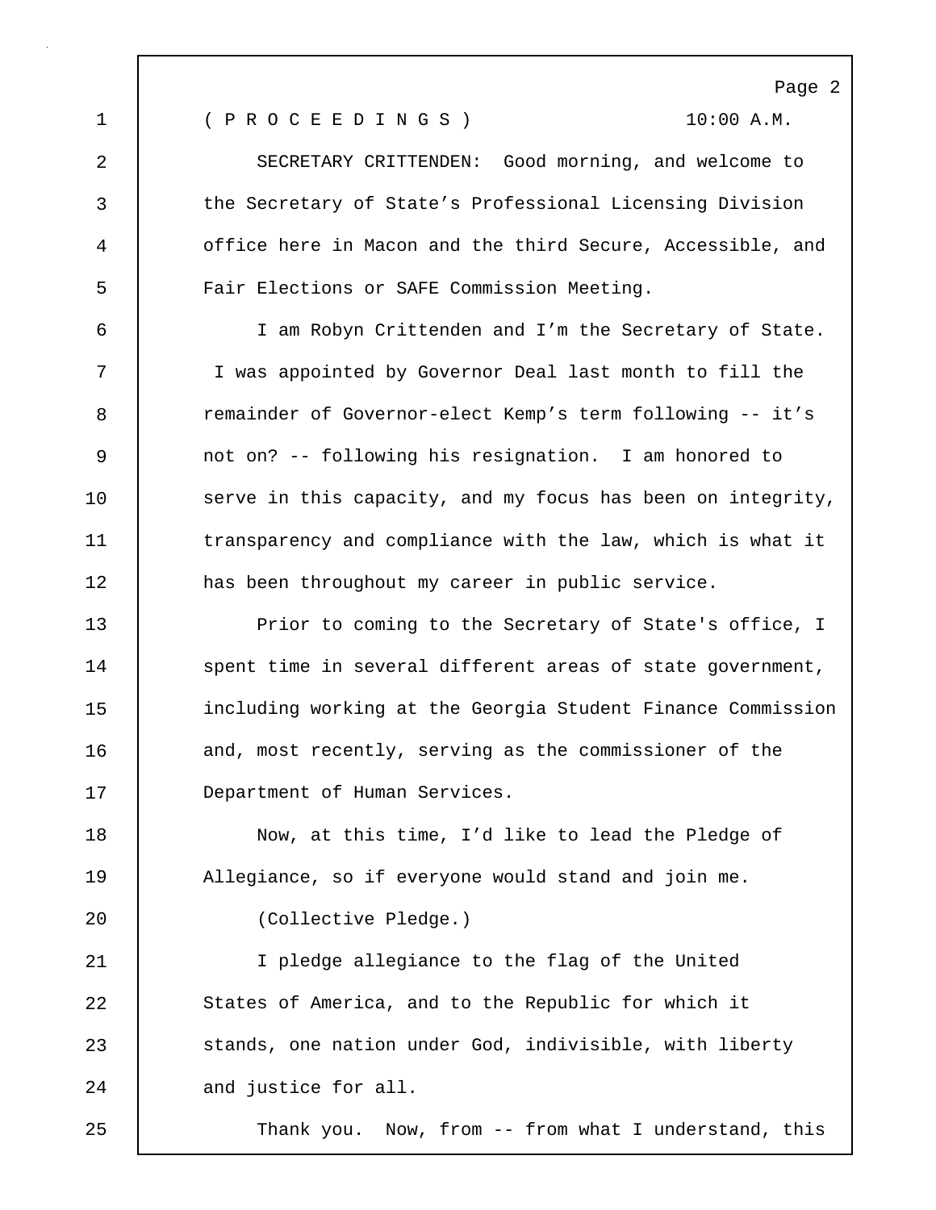( P R O C E E D I N G S )                    10:00 A.M.

SECRETARY CRITTENDEN: Good morning, and welcome to the Secretary of State's Professional Licensing Division office here in Macon and the third Secure, Accessible, and Fair Elections or SAFE Commission Meeting.

I am Robyn Crittenden and I'm the Secretary of State. I was appointed by Governor Deal last month to fill the remainder of Governor-elect Kemp's term following -- it's not on? -- following his resignation. I am honored to serve in this capacity, and my focus has been on integrity, transparency and compliance with the law, which is what it has been throughout my career in public service.

Prior to coming to the Secretary of State's office, I spent time in several different areas of state government, including working at the Georgia Student Finance Commission and, most recently, serving as the commissioner of the Department of Human Services.

Now, at this time, I'd like to lead the Pledge of Allegiance, so if everyone would stand and join me.

(Collective Pledge.)

I pledge allegiance to the flag of the United States of America, and to the Republic for which it stands, one nation under God, indivisible, with liberty and justice for all.

Thank you. Now, from -- from what I understand, this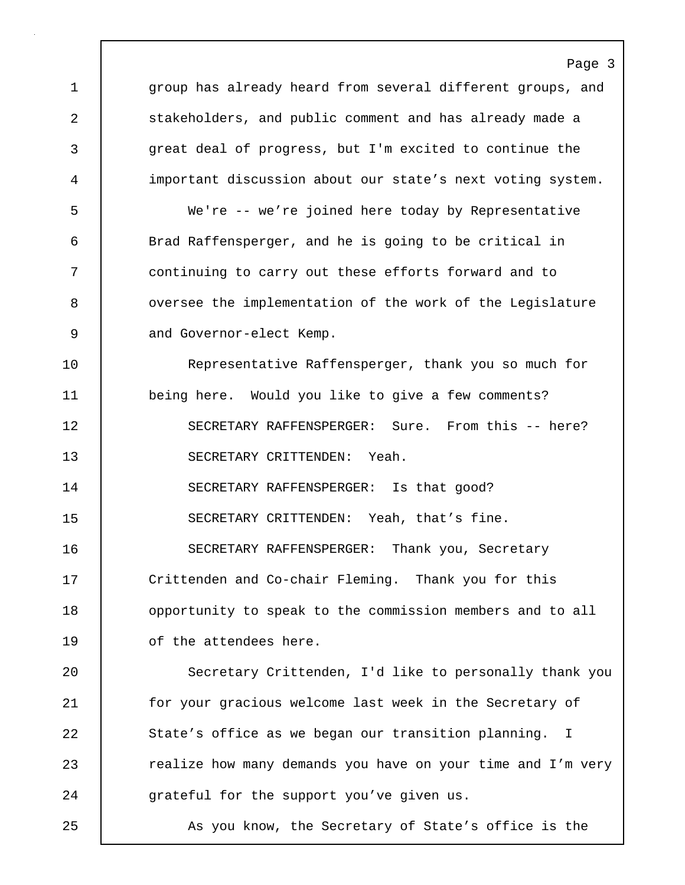group has already heard from several different groups, and stakeholders, and public comment and has already made a great deal of progress, but I'm excited to continue the important discussion about our state's next voting system.

We're -- we're joined here today by Representative Brad Raffensperger, and he is going to be critical in continuing to carry out these efforts forward and to oversee the implementation of the work of the Legislature and Governor-elect Kemp.

Representative Raffensperger, thank you so much for being here. Would you like to give a few comments?

SECRETARY RAFFENSPERGER: Sure. From this -- here?

SECRETARY CRITTENDEN: Yeah.

SECRETARY RAFFENSPERGER: Is that good?

SECRETARY CRITTENDEN: Yeah, that's fine.

SECRETARY RAFFENSPERGER: Thank you, Secretary Crittenden and Co-chair Fleming. Thank you for this opportunity to speak to the commission members and to all of the attendees here.

Secretary Crittenden, I'd like to personally thank you for your gracious welcome last week in the Secretary of State's office as we began our transition planning. I realize how many demands you have on your time and I'm very grateful for the support you've given us.

As you know, the Secretary of State's office is the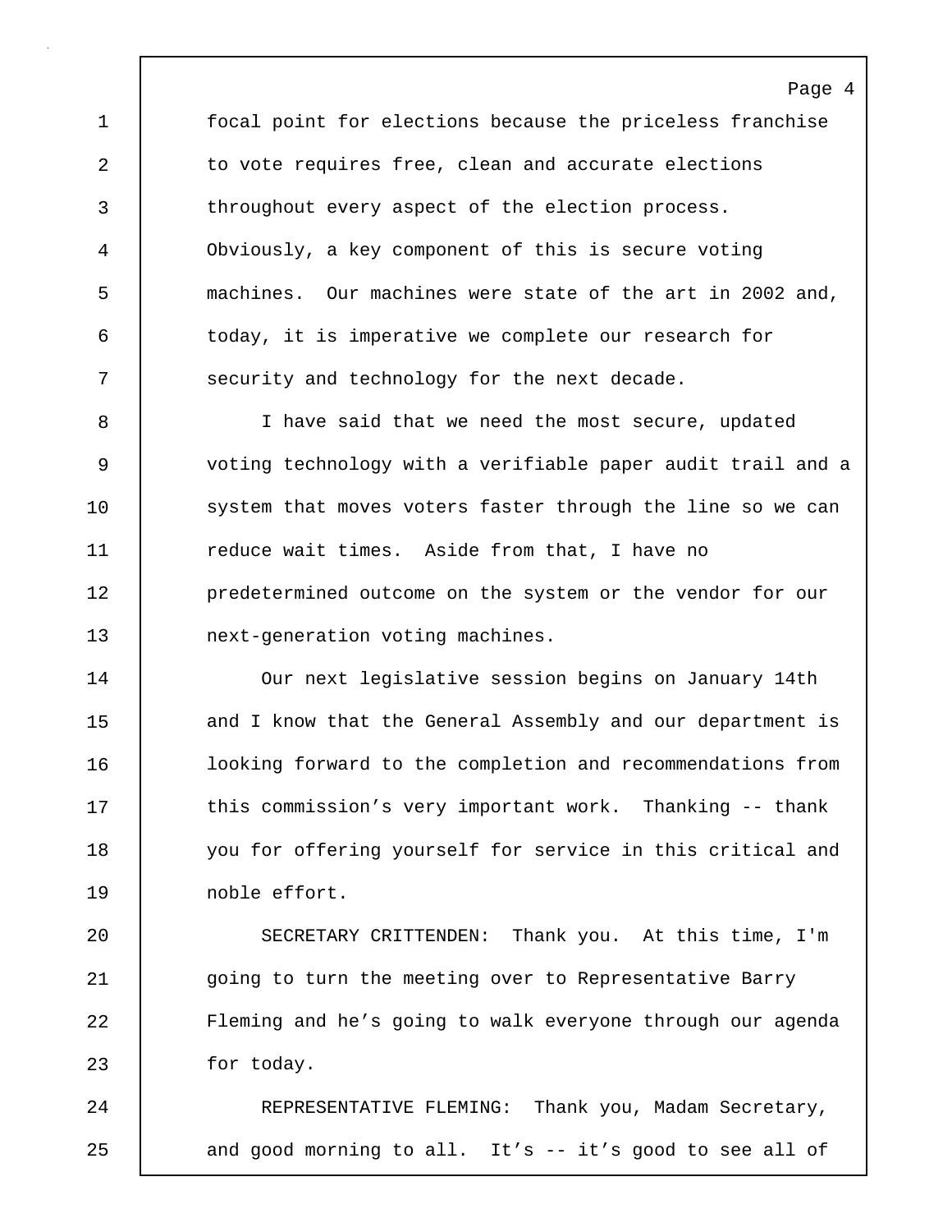focal point for elections because the priceless franchise to vote requires free, clean and accurate elections throughout every aspect of the election process. Obviously, a key component of this is secure voting machines. Our machines were state of the art in 2002 and, today, it is imperative we complete our research for security and technology for the next decade.

I have said that we need the most secure, updated voting technology with a verifiable paper audit trail and a system that moves voters faster through the line so we can reduce wait times. Aside from that, I have no predetermined outcome on the system or the vendor for our next-generation voting machines.

Our next legislative session begins on January 14th and I know that the General Assembly and our department is looking forward to the completion and recommendations from this commission's very important work. Thanking -- thank you for offering yourself for service in this critical and noble effort.

SECRETARY CRITTENDEN: Thank you. At this time, I'm going to turn the meeting over to Representative Barry Fleming and he's going to walk everyone through our agenda for today.

REPRESENTATIVE FLEMING: Thank you, Madam Secretary, and good morning to all. It's -- it's good to see all of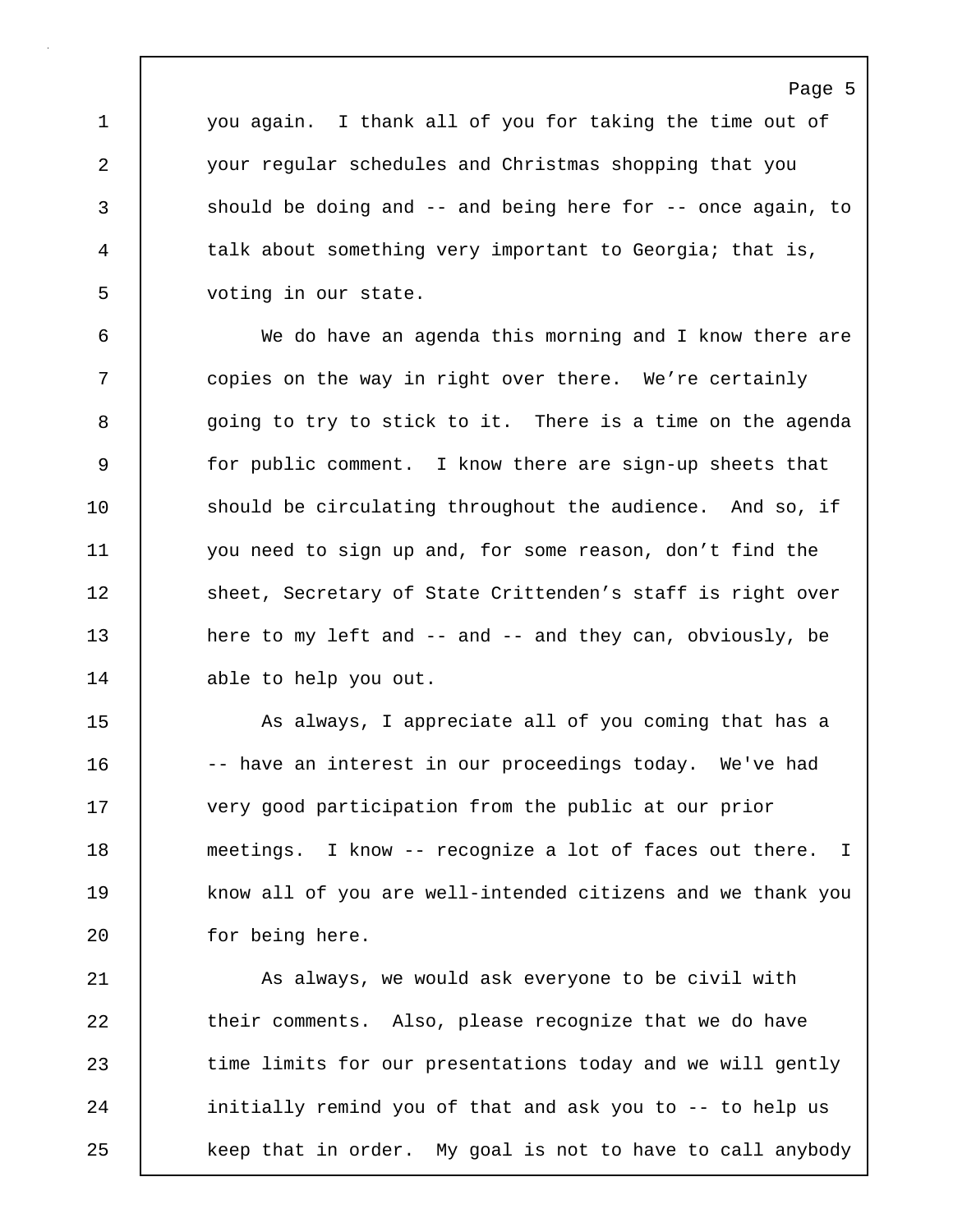you again. I thank all of you for taking the time out of your regular schedules and Christmas shopping that you should be doing and -- and being here for -- once again, to talk about something very important to Georgia; that is, voting in our state.

We do have an agenda this morning and I know there are copies on the way in right over there. We're certainly going to try to stick to it. There is a time on the agenda for public comment. I know there are sign-up sheets that should be circulating throughout the audience. And so, if you need to sign up and, for some reason, don't find the sheet, Secretary of State Crittenden's staff is right over here to my left and -- and -- and they can, obviously, be able to help you out.

As always, I appreciate all of you coming that has a -- have an interest in our proceedings today. We've had very good participation from the public at our prior meetings. I know -- recognize a lot of faces out there. I know all of you are well-intended citizens and we thank you for being here.

As always, we would ask everyone to be civil with their comments. Also, please recognize that we do have time limits for our presentations today and we will gently initially remind you of that and ask you to -- to help us keep that in order. My goal is not to have to call anybody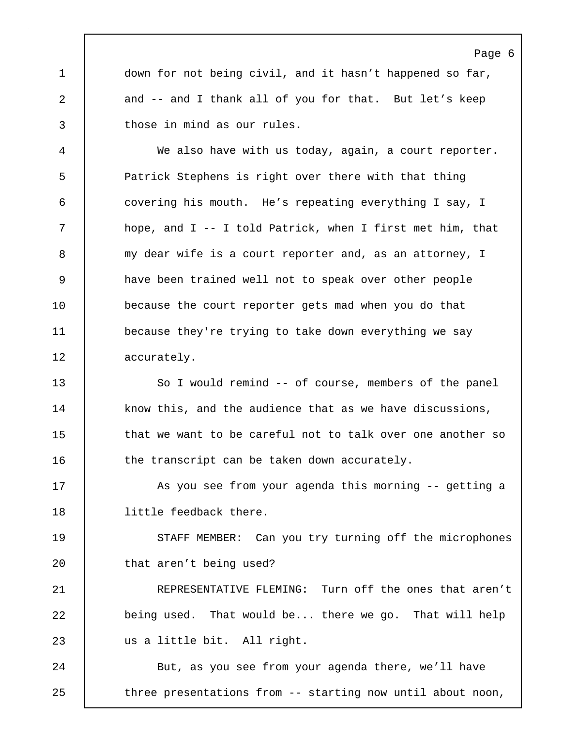down for not being civil, and it hasn’t happened so far, and -- and I thank all of you for that. But let’s keep those in mind as our rules.

We also have with us today, again, a court reporter. Patrick Stephens is right over there with that thing covering his mouth. He’s repeating everything I say, I hope, and I -- I told Patrick, when I first met him, that my dear wife is a court reporter and, as an attorney, I have been trained well not to speak over other people because the court reporter gets mad when you do that because they're trying to take down everything we say accurately.

So I would remind -- of course, members of the panel know this, and the audience that as we have discussions, that we want to be careful not to talk over one another so the transcript can be taken down accurately.

As you see from your agenda this morning -- getting a little feedback there.

STAFF MEMBER: Can you try turning off the microphones that aren’t being used?

REPRESENTATIVE FLEMING: Turn off the ones that aren’t being used. That would be... there we go. That will help us a little bit. All right.

But, as you see from your agenda there, we’ll have three presentations from -- starting now until about noon,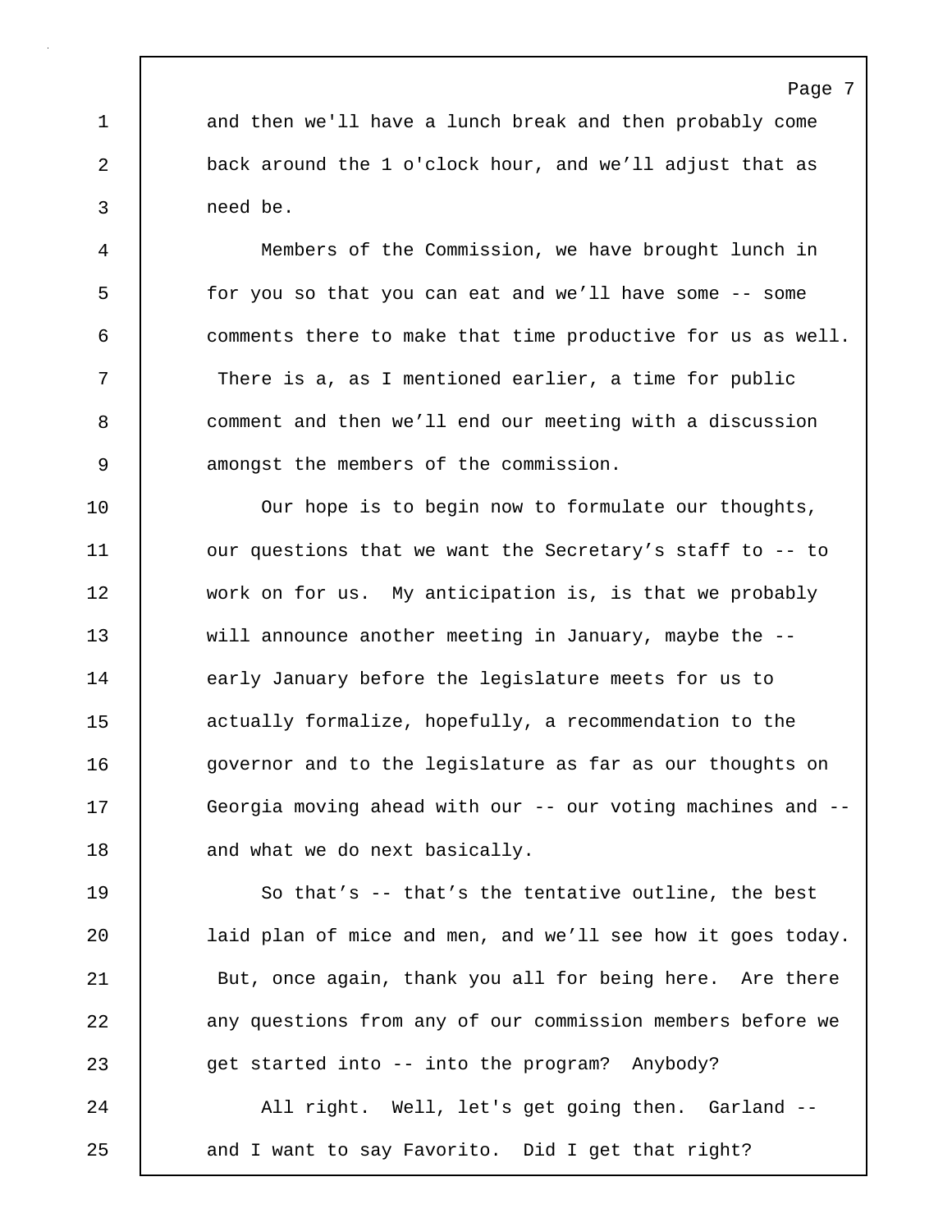and then we'll have a lunch break and then probably come back around the 1 o'clock hour, and we'll adjust that as need be.

Members of the Commission, we have brought lunch in for you so that you can eat and we'll have some -- some comments there to make that time productive for us as well. There is a, as I mentioned earlier, a time for public comment and then we'll end our meeting with a discussion amongst the members of the commission.

Our hope is to begin now to formulate our thoughts, our questions that we want the Secretary's staff to -- to work on for us. My anticipation is, is that we probably will announce another meeting in January, maybe the -- early January before the legislature meets for us to actually formalize, hopefully, a recommendation to the governor and to the legislature as far as our thoughts on Georgia moving ahead with our -- our voting machines and -- and what we do next basically.

So that's -- that's the tentative outline, the best laid plan of mice and men, and we'll see how it goes today. But, once again, thank you all for being here. Are there any questions from any of our commission members before we get started into -- into the program? Anybody?

All right. Well, let's get going then. Garland -- and I want to say Favorito. Did I get that right?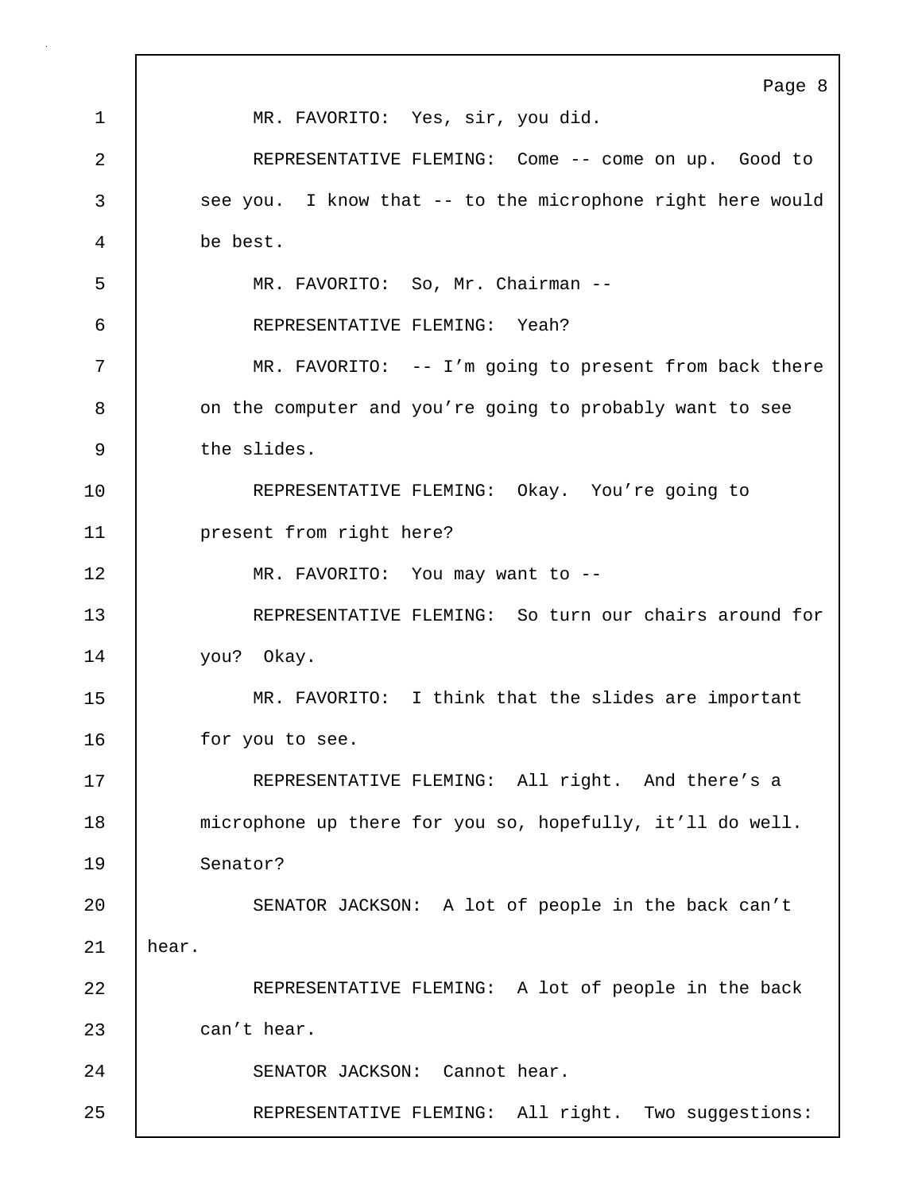MR. FAVORITO: Yes, sir, you did.

REPRESENTATIVE FLEMING: Come -- come on up. Good to see you. I know that -- to the microphone right here would be best.

MR. FAVORITO: So, Mr. Chairman --

REPRESENTATIVE FLEMING: Yeah?

MR. FAVORITO: -- I'm going to present from back there on the computer and you're going to probably want to see the slides.

REPRESENTATIVE FLEMING: Okay. You're going to present from right here?

MR. FAVORITO: You may want to --

REPRESENTATIVE FLEMING: So turn our chairs around for you? Okay.

MR. FAVORITO: I think that the slides are important for you to see.

REPRESENTATIVE FLEMING: All right. And there's a microphone up there for you so, hopefully, it'll do well. Senator?

SENATOR JACKSON: A lot of people in the back can't hear.

REPRESENTATIVE FLEMING: A lot of people in the back can't hear.

SENATOR JACKSON: Cannot hear.

REPRESENTATIVE FLEMING: All right. Two suggestions: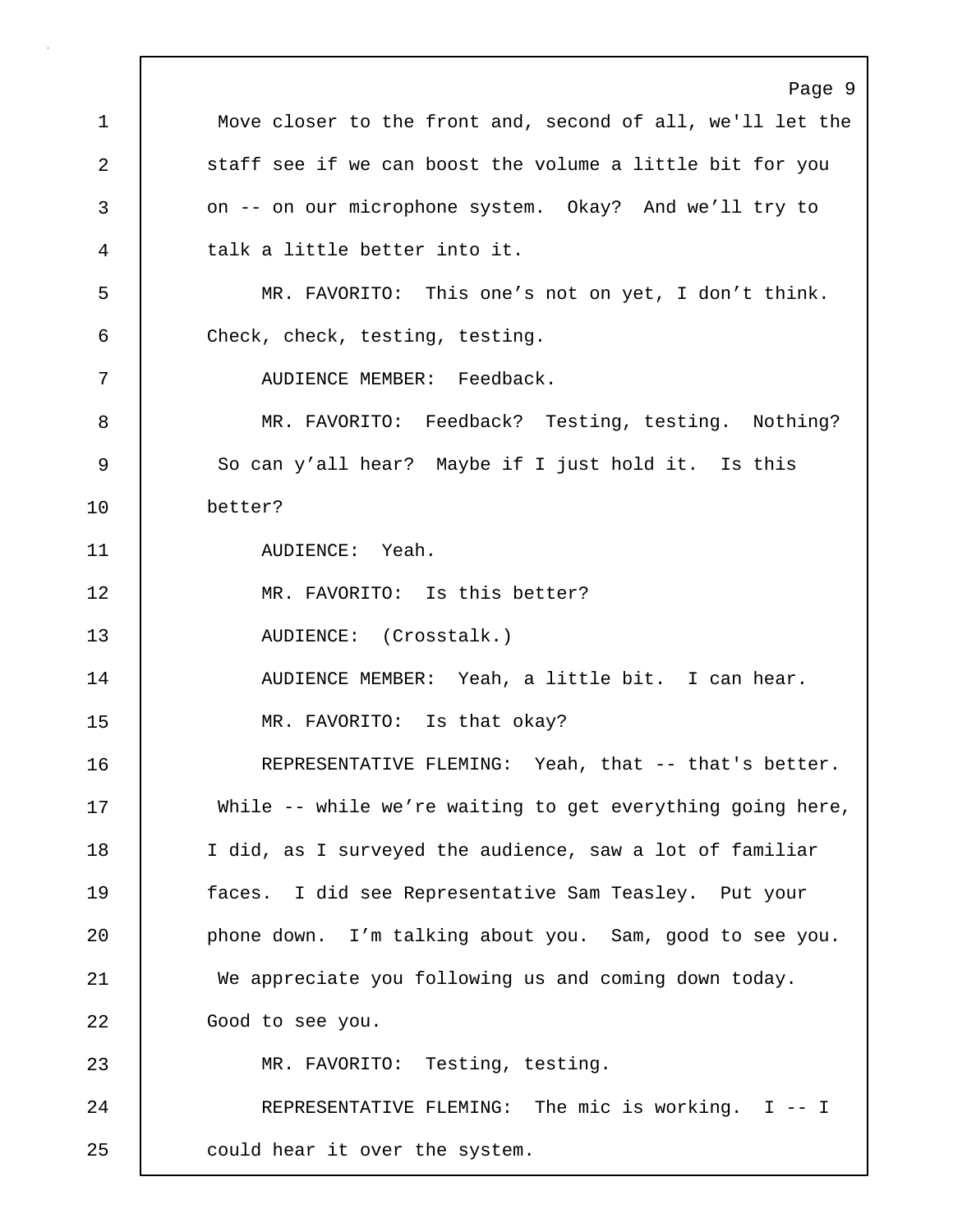Move closer to the front and, second of all, we'll let the staff see if we can boost the volume a little bit for you on -- on our microphone system. Okay? And we'll try to talk a little better into it.

MR. FAVORITO: This one's not on yet, I don't think. Check, check, testing, testing.

AUDIENCE MEMBER: Feedback.

MR. FAVORITO: Feedback? Testing, testing. Nothing? So can y'all hear? Maybe if I just hold it. Is this better?

AUDIENCE: Yeah.

MR. FAVORITO: Is this better?

AUDIENCE: (Crosstalk.)

AUDIENCE MEMBER: Yeah, a little bit. I can hear.

MR. FAVORITO: Is that okay?

REPRESENTATIVE FLEMING: Yeah, that -- that's better. While -- while we're waiting to get everything going here, I did, as I surveyed the audience, saw a lot of familiar faces. I did see Representative Sam Teasley. Put your phone down. I'm talking about you. Sam, good to see you. We appreciate you following us and coming down today. Good to see you.

MR. FAVORITO: Testing, testing.

REPRESENTATIVE FLEMING: The mic is working. I -- I could hear it over the system.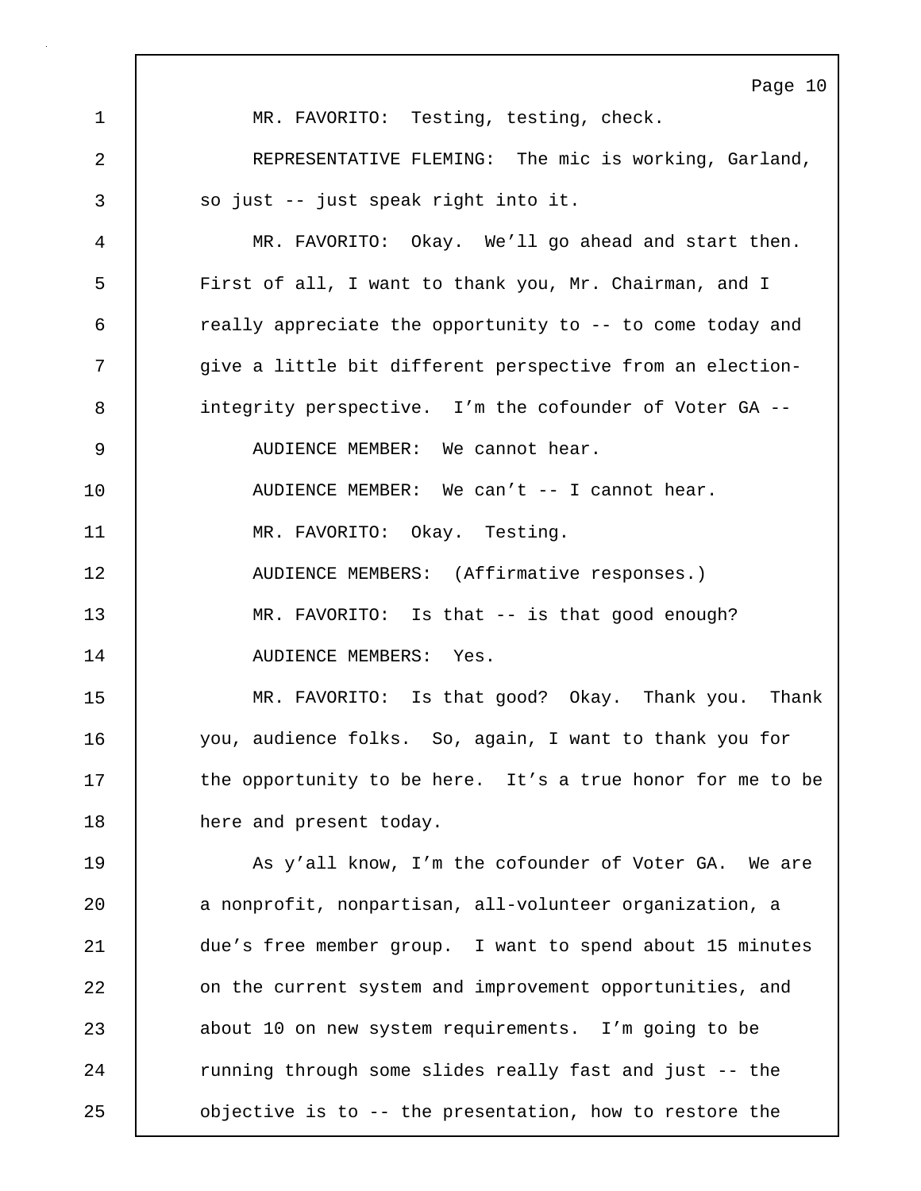MR. FAVORITO: Testing, testing, check.

REPRESENTATIVE FLEMING: The mic is working, Garland, so just -- just speak right into it.

MR. FAVORITO: Okay. We'll go ahead and start then. First of all, I want to thank you, Mr. Chairman, and I really appreciate the opportunity to -- to come today and give a little bit different perspective from an election-integrity perspective. I'm the cofounder of Voter GA --

AUDIENCE MEMBER: We cannot hear.

AUDIENCE MEMBER: We can't -- I cannot hear.

MR. FAVORITO: Okay. Testing.

AUDIENCE MEMBERS: (Affirmative responses.)

MR. FAVORITO: Is that -- is that good enough?

AUDIENCE MEMBERS: Yes.

MR. FAVORITO: Is that good? Okay. Thank you. Thank you, audience folks. So, again, I want to thank you for the opportunity to be here. It's a true honor for me to be here and present today.

As y'all know, I'm the cofounder of Voter GA. We are a nonprofit, nonpartisan, all-volunteer organization, a due's free member group. I want to spend about 15 minutes on the current system and improvement opportunities, and about 10 on new system requirements. I'm going to be running through some slides really fast and just -- the objective is to -- the presentation, how to restore the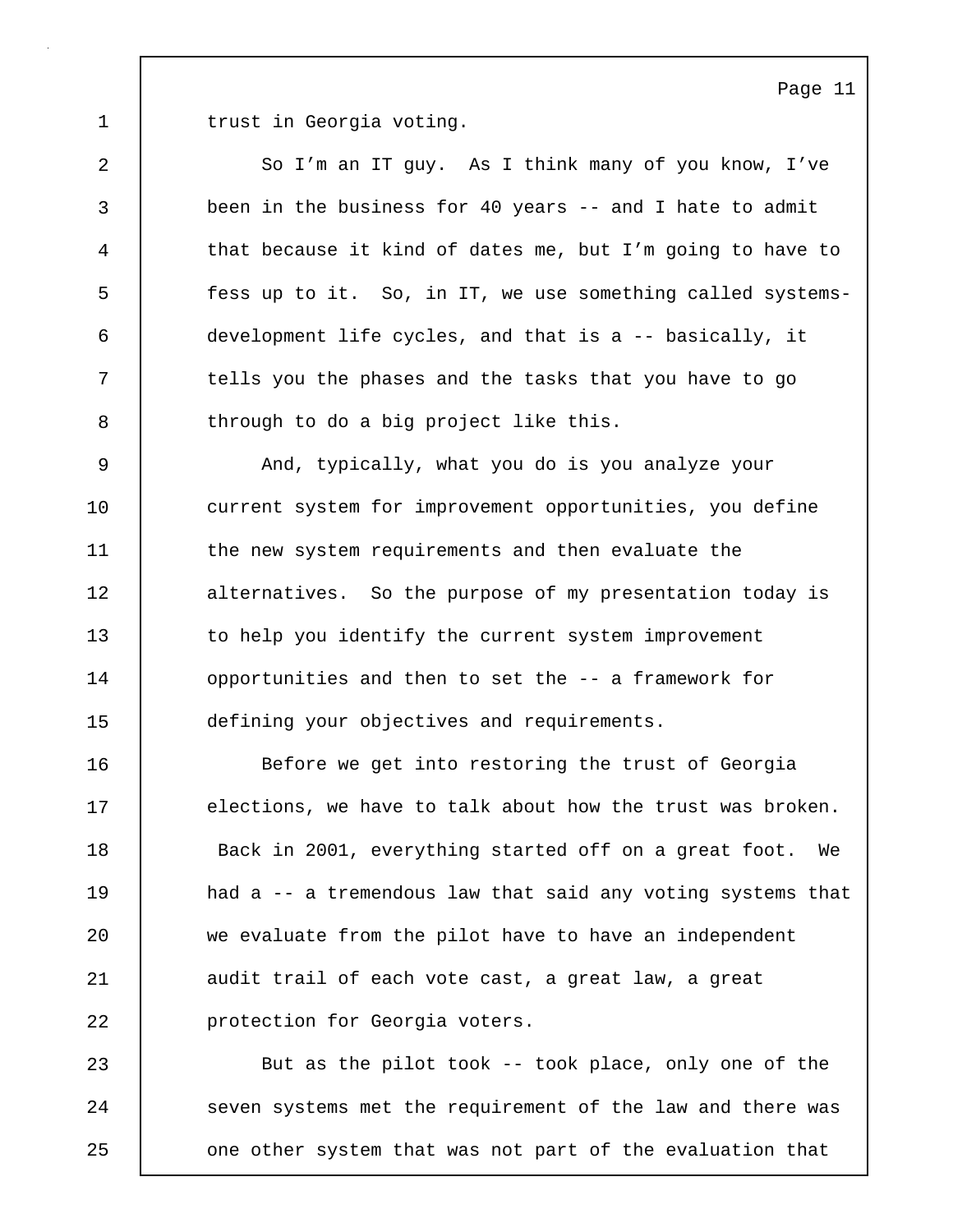trust in Georgia voting.

So I'm an IT guy. As I think many of you know, I've been in the business for 40 years -- and I hate to admit that because it kind of dates me, but I'm going to have to fess up to it. So, in IT, we use something called systems-development life cycles, and that is a -- basically, it tells you the phases and the tasks that you have to go through to do a big project like this.

And, typically, what you do is you analyze your current system for improvement opportunities, you define the new system requirements and then evaluate the alternatives. So the purpose of my presentation today is to help you identify the current system improvement opportunities and then to set the -- a framework for defining your objectives and requirements.

Before we get into restoring the trust of Georgia elections, we have to talk about how the trust was broken. Back in 2001, everything started off on a great foot. We had a -- a tremendous law that said any voting systems that we evaluate from the pilot have to have an independent audit trail of each vote cast, a great law, a great protection for Georgia voters.

But as the pilot took -- took place, only one of the seven systems met the requirement of the law and there was one other system that was not part of the evaluation that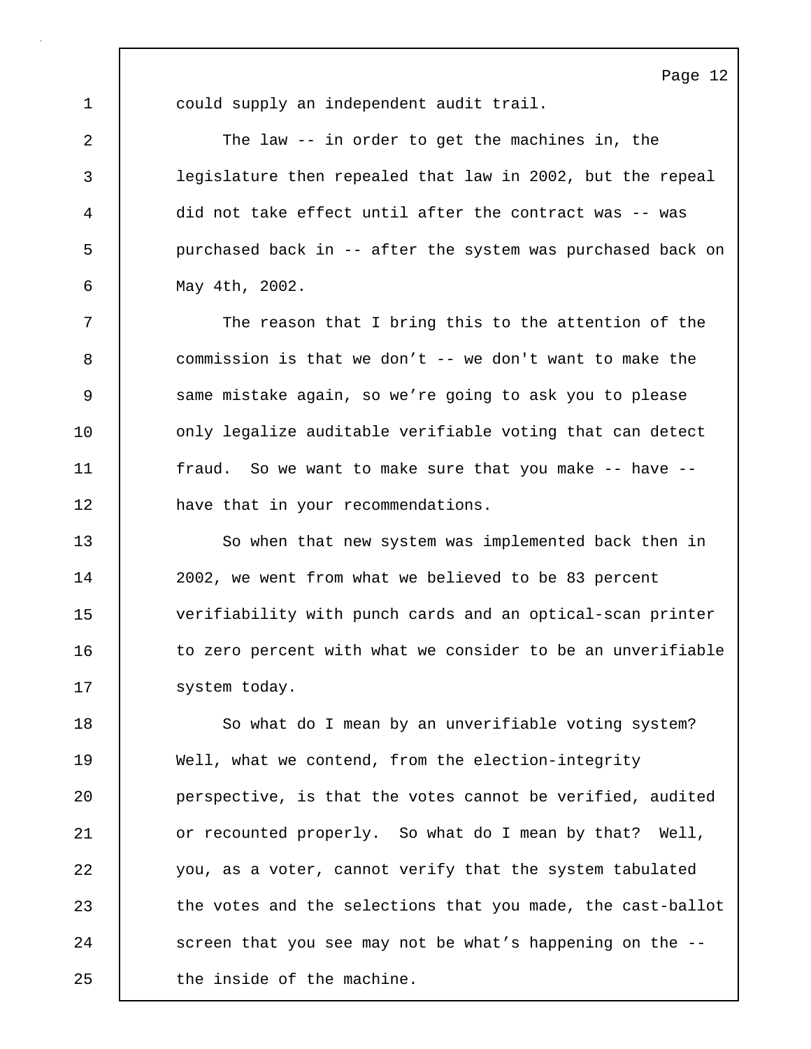could supply an independent audit trail.

The law -- in order to get the machines in, the legislature then repealed that law in 2002, but the repeal did not take effect until after the contract was -- was purchased back in -- after the system was purchased back on May 4th, 2002.

The reason that I bring this to the attention of the commission is that we don't -- we don't want to make the same mistake again, so we're going to ask you to please only legalize auditable verifiable voting that can detect fraud. So we want to make sure that you make -- have -- have that in your recommendations.

So when that new system was implemented back then in 2002, we went from what we believed to be 83 percent verifiability with punch cards and an optical-scan printer to zero percent with what we consider to be an unverifiable system today.

So what do I mean by an unverifiable voting system? Well, what we contend, from the election-integrity perspective, is that the votes cannot be verified, audited or recounted properly. So what do I mean by that? Well, you, as a voter, cannot verify that the system tabulated the votes and the selections that you made, the cast-ballot screen that you see may not be what's happening on the -- the inside of the machine.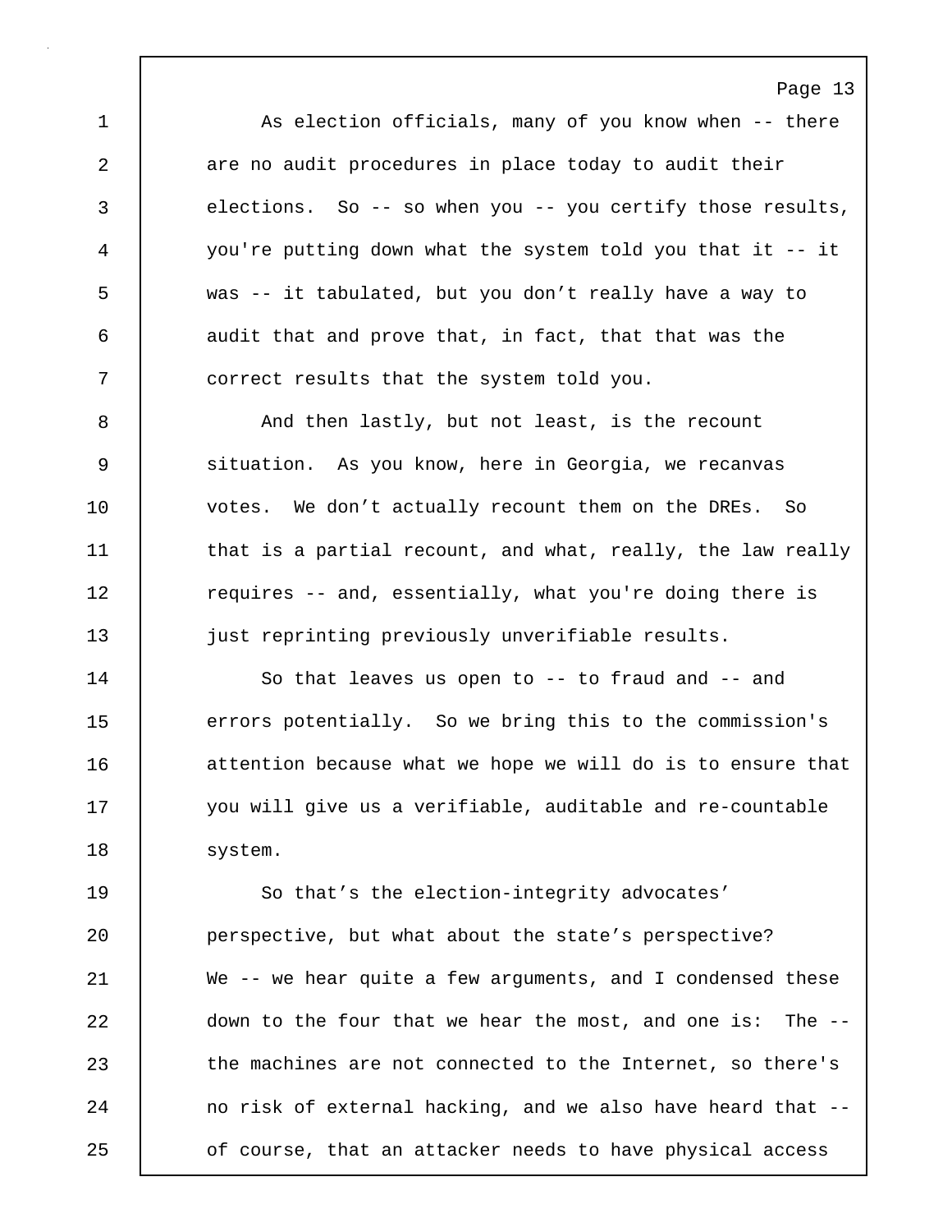As election officials, many of you know when -- there are no audit procedures in place today to audit their elections. So -- so when you -- you certify those results, you're putting down what the system told you that it -- it was -- it tabulated, but you don't really have a way to audit that and prove that, in fact, that that was the correct results that the system told you.

And then lastly, but not least, is the recount situation. As you know, here in Georgia, we recanvas votes. We don't actually recount them on the DREs. So that is a partial recount, and what, really, the law really requires -- and, essentially, what you're doing there is just reprinting previously unverifiable results.

So that leaves us open to -- to fraud and -- and errors potentially. So we bring this to the commission's attention because what we hope we will do is to ensure that you will give us a verifiable, auditable and re-countable system.

So that's the election-integrity advocates' perspective, but what about the state's perspective? We -- we hear quite a few arguments, and I condensed these down to the four that we hear the most, and one is: The -- the machines are not connected to the Internet, so there's no risk of external hacking, and we also have heard that -- of course, that an attacker needs to have physical access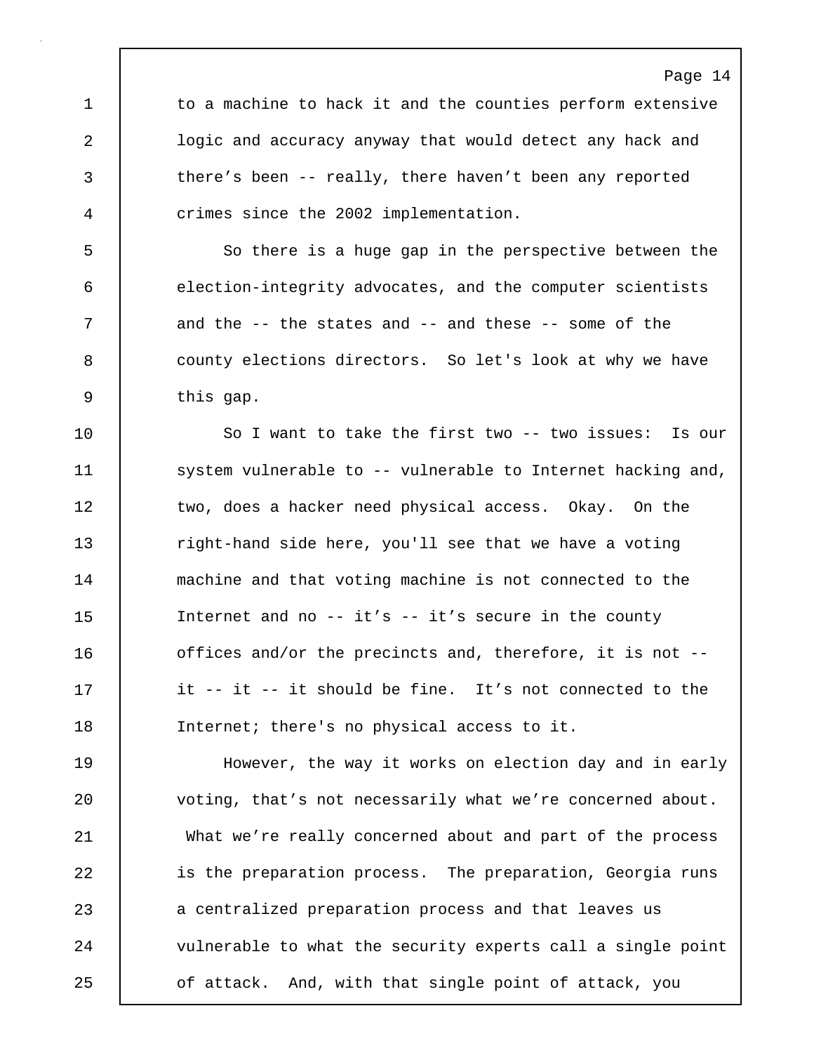to a machine to hack it and the counties perform extensive logic and accuracy anyway that would detect any hack and there's been -- really, there haven't been any reported crimes since the 2002 implementation.

So there is a huge gap in the perspective between the election-integrity advocates, and the computer scientists and the -- the states and -- and these -- some of the county elections directors. So let's look at why we have this gap.

So I want to take the first two -- two issues: Is our system vulnerable to -- vulnerable to Internet hacking and, two, does a hacker need physical access. Okay. On the right-hand side here, you'll see that we have a voting machine and that voting machine is not connected to the Internet and no -- it's -- it's secure in the county offices and/or the precincts and, therefore, it is not -- it -- it -- it should be fine. It's not connected to the Internet; there's no physical access to it.

However, the way it works on election day and in early voting, that's not necessarily what we're concerned about. What we're really concerned about and part of the process is the preparation process. The preparation, Georgia runs a centralized preparation process and that leaves us vulnerable to what the security experts call a single point of attack. And, with that single point of attack, you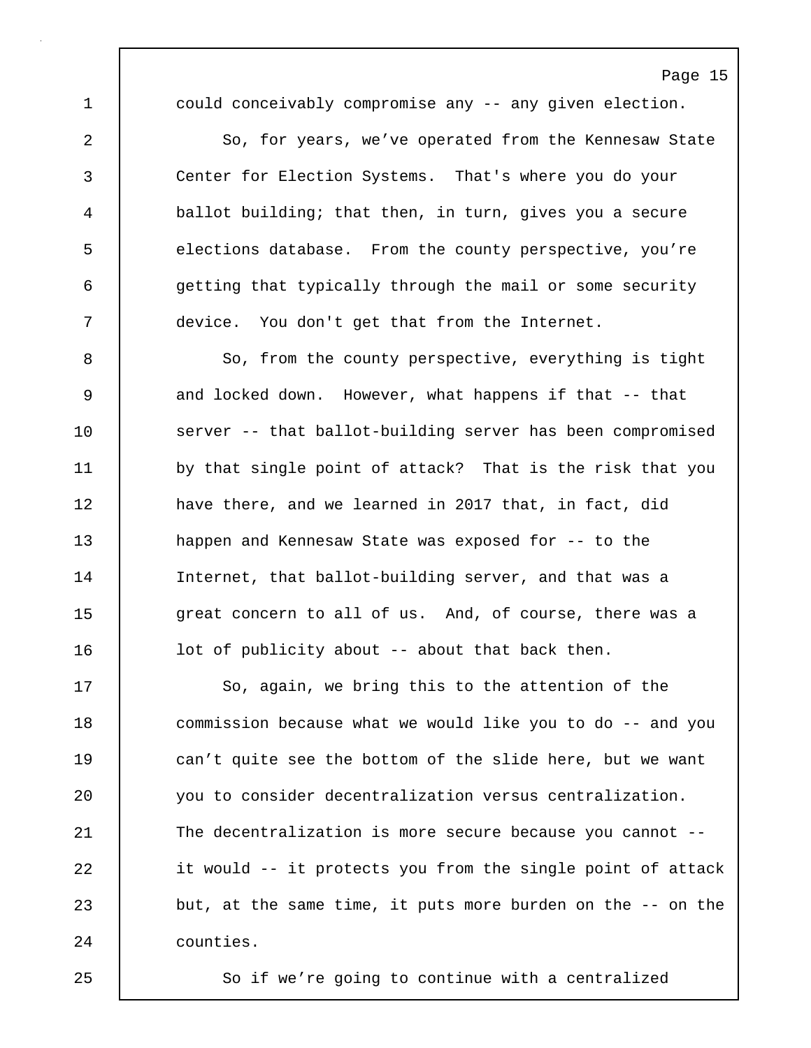could conceivably compromise any -- any given election.

So, for years, we've operated from the Kennesaw State Center for Election Systems. That's where you do your ballot building; that then, in turn, gives you a secure elections database. From the county perspective, you're getting that typically through the mail or some security device. You don't get that from the Internet.

So, from the county perspective, everything is tight and locked down. However, what happens if that -- that server -- that ballot-building server has been compromised by that single point of attack? That is the risk that you have there, and we learned in 2017 that, in fact, did happen and Kennesaw State was exposed for -- to the Internet, that ballot-building server, and that was a great concern to all of us. And, of course, there was a lot of publicity about -- about that back then.

So, again, we bring this to the attention of the commission because what we would like you to do -- and you can't quite see the bottom of the slide here, but we want you to consider decentralization versus centralization. The decentralization is more secure because you cannot -- it would -- it protects you from the single point of attack but, at the same time, it puts more burden on the -- on the counties.

So if we're going to continue with a centralized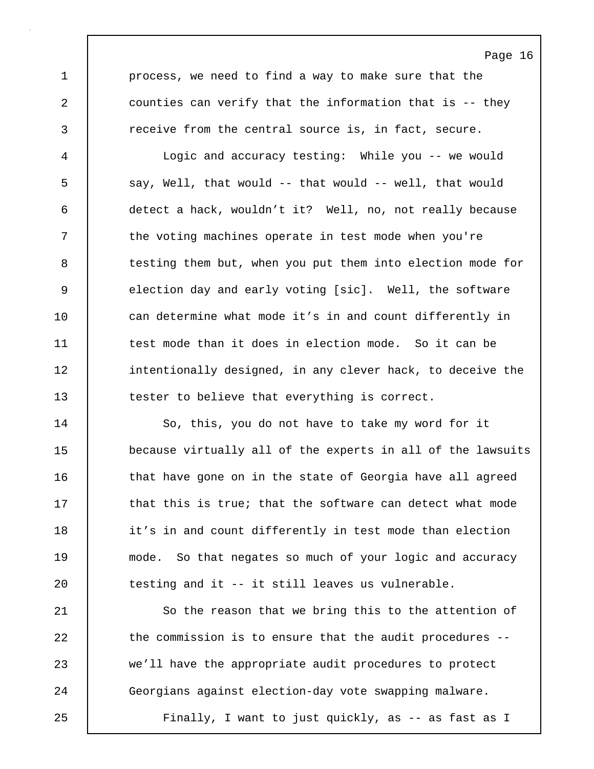process, we need to find a way to make sure that the counties can verify that the information that is -- they receive from the central source is, in fact, secure.

Logic and accuracy testing: While you -- we would say, Well, that would -- that would -- well, that would detect a hack, wouldn't it? Well, no, not really because the voting machines operate in test mode when you're testing them but, when you put them into election mode for election day and early voting [sic]. Well, the software can determine what mode it's in and count differently in test mode than it does in election mode. So it can be intentionally designed, in any clever hack, to deceive the tester to believe that everything is correct.

So, this, you do not have to take my word for it because virtually all of the experts in all of the lawsuits that have gone on in the state of Georgia have all agreed that this is true; that the software can detect what mode it's in and count differently in test mode than election mode. So that negates so much of your logic and accuracy testing and it -- it still leaves us vulnerable.

So the reason that we bring this to the attention of the commission is to ensure that the audit procedures -- we'll have the appropriate audit procedures to protect Georgians against election-day vote swapping malware.

Finally, I want to just quickly, as -- as fast as I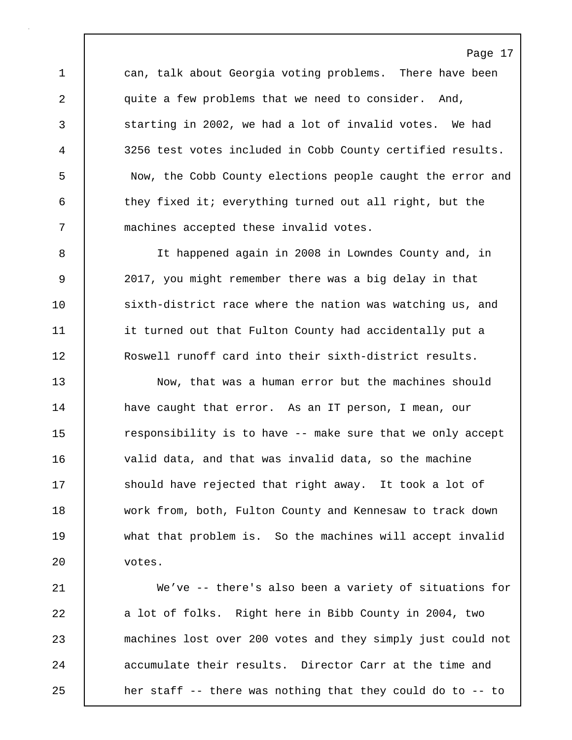can, talk about Georgia voting problems. There have been quite a few problems that we need to consider. And, starting in 2002, we had a lot of invalid votes. We had 3256 test votes included in Cobb County certified results. Now, the Cobb County elections people caught the error and they fixed it; everything turned out all right, but the machines accepted these invalid votes.

It happened again in 2008 in Lowndes County and, in 2017, you might remember there was a big delay in that sixth-district race where the nation was watching us, and it turned out that Fulton County had accidentally put a Roswell runoff card into their sixth-district results.

Now, that was a human error but the machines should have caught that error. As an IT person, I mean, our responsibility is to have -- make sure that we only accept valid data, and that was invalid data, so the machine should have rejected that right away. It took a lot of work from, both, Fulton County and Kennesaw to track down what that problem is. So the machines will accept invalid votes.

We've -- there's also been a variety of situations for a lot of folks. Right here in Bibb County in 2004, two machines lost over 200 votes and they simply just could not accumulate their results. Director Carr at the time and her staff -- there was nothing that they could do to -- to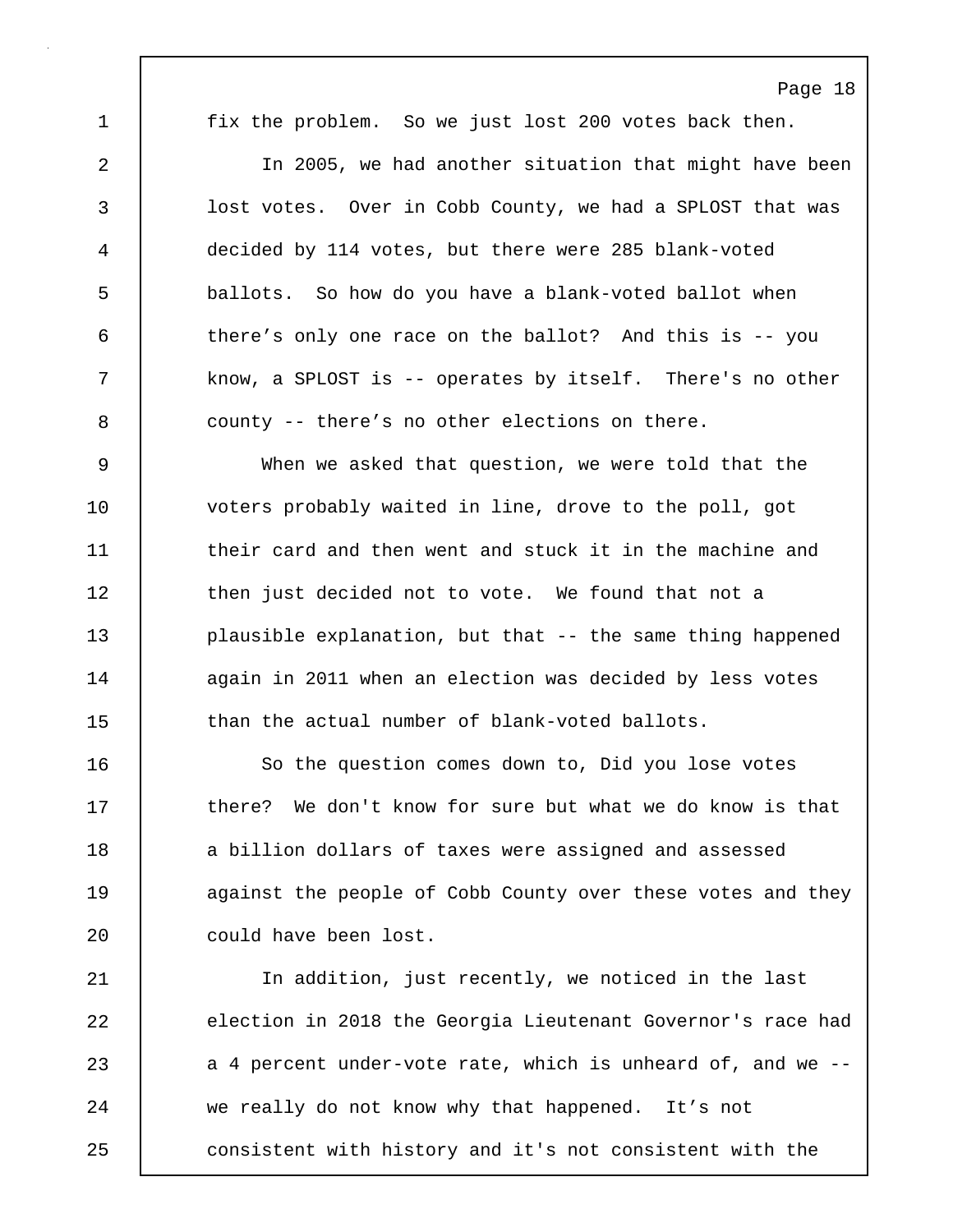fix the problem. So we just lost 200 votes back then.

In 2005, we had another situation that might have been lost votes. Over in Cobb County, we had a SPLOST that was decided by 114 votes, but there were 285 blank-voted ballots. So how do you have a blank-voted ballot when there’s only one race on the ballot? And this is -- you know, a SPLOST is -- operates by itself. There's no other county -- there’s no other elections on there.

When we asked that question, we were told that the voters probably waited in line, drove to the poll, got their card and then went and stuck it in the machine and then just decided not to vote. We found that not a plausible explanation, but that -- the same thing happened again in 2011 when an election was decided by less votes than the actual number of blank-voted ballots.

So the question comes down to, Did you lose votes there? We don't know for sure but what we do know is that a billion dollars of taxes were assigned and assessed against the people of Cobb County over these votes and they could have been lost.

In addition, just recently, we noticed in the last election in 2018 the Georgia Lieutenant Governor's race had a 4 percent under-vote rate, which is unheard of, and we -- we really do not know why that happened. It’s not consistent with history and it's not consistent with the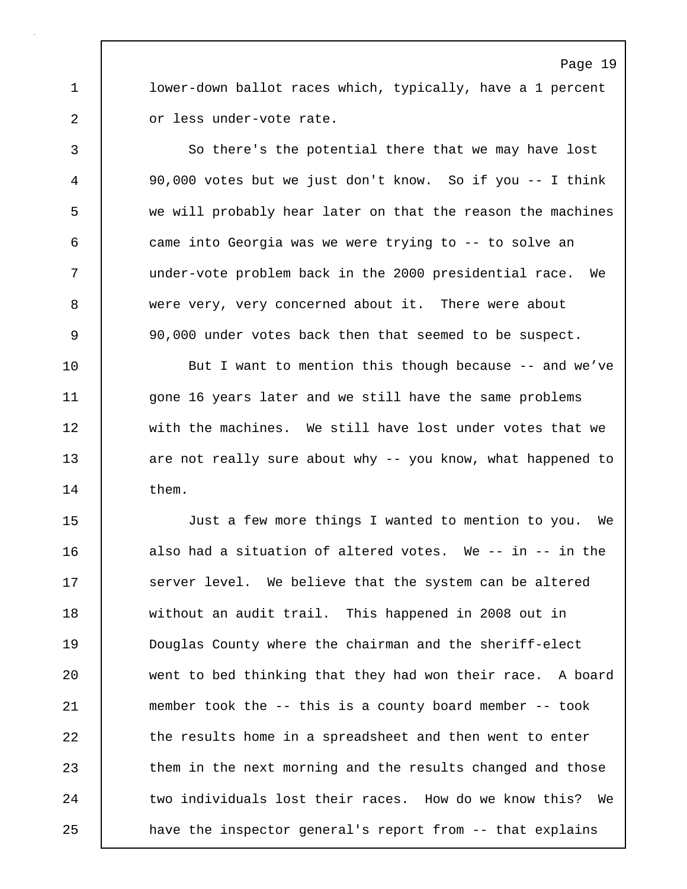lower-down ballot races which, typically, have a 1 percent or less under-vote rate.

So there's the potential there that we may have lost 90,000 votes but we just don't know. So if you -- I think we will probably hear later on that the reason the machines came into Georgia was we were trying to -- to solve an under-vote problem back in the 2000 presidential race. We were very, very concerned about it. There were about 90,000 under votes back then that seemed to be suspect.

But I want to mention this though because -- and we've gone 16 years later and we still have the same problems with the machines. We still have lost under votes that we are not really sure about why -- you know, what happened to them.

Just a few more things I wanted to mention to you. We also had a situation of altered votes. We -- in -- in the server level. We believe that the system can be altered without an audit trail. This happened in 2008 out in Douglas County where the chairman and the sheriff-elect went to bed thinking that they had won their race. A board member took the -- this is a county board member -- took the results home in a spreadsheet and then went to enter them in the next morning and the results changed and those two individuals lost their races. How do we know this? We have the inspector general's report from -- that explains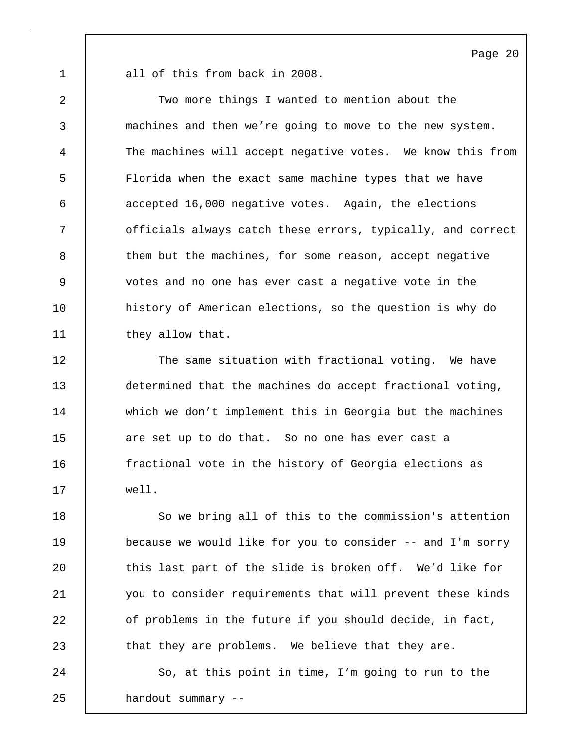all of this from back in 2008.

Two more things I wanted to mention about the machines and then we’re going to move to the new system. The machines will accept negative votes. We know this from Florida when the exact same machine types that we have accepted 16,000 negative votes. Again, the elections officials always catch these errors, typically, and correct them but the machines, for some reason, accept negative votes and no one has ever cast a negative vote in the history of American elections, so the question is why do they allow that.

The same situation with fractional voting. We have determined that the machines do accept fractional voting, which we don’t implement this in Georgia but the machines are set up to do that. So no one has ever cast a fractional vote in the history of Georgia elections as well.

So we bring all of this to the commission's attention because we would like for you to consider -- and I'm sorry this last part of the slide is broken off. We’d like for you to consider requirements that will prevent these kinds of problems in the future if you should decide, in fact, that they are problems. We believe that they are.

So, at this point in time, I’m going to run to the handout summary --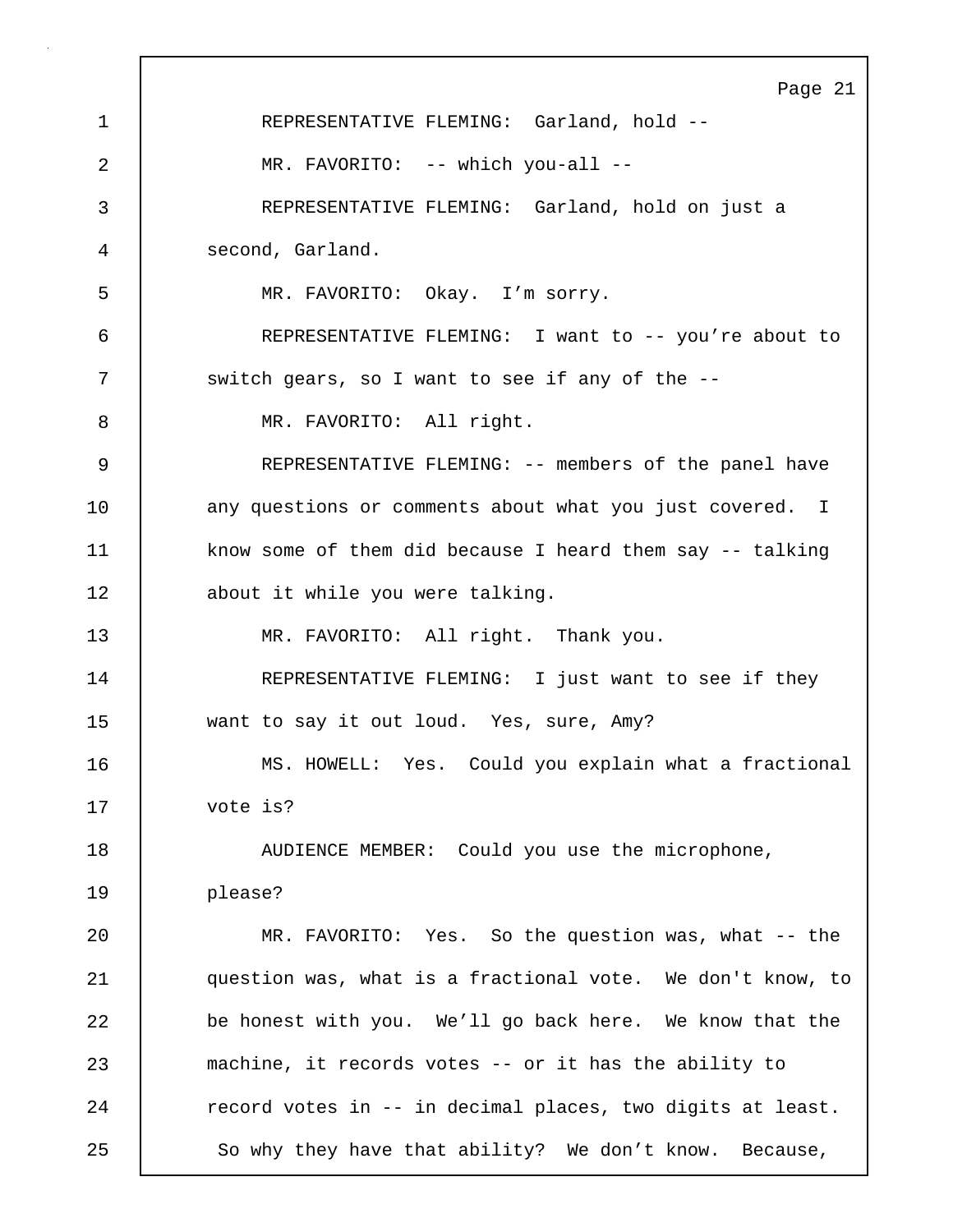REPRESENTATIVE FLEMING: Garland, hold --

MR. FAVORITO: -- which you-all --

REPRESENTATIVE FLEMING: Garland, hold on just a second, Garland.

MR. FAVORITO: Okay. I’m sorry.

REPRESENTATIVE FLEMING: I want to -- you’re about to switch gears, so I want to see if any of the --

MR. FAVORITO: All right.

REPRESENTATIVE FLEMING: -- members of the panel have any questions or comments about what you just covered. I know some of them did because I heard them say -- talking about it while you were talking.

MR. FAVORITO: All right. Thank you.

REPRESENTATIVE FLEMING: I just want to see if they want to say it out loud. Yes, sure, Amy?

MS. HOWELL: Yes. Could you explain what a fractional vote is?

AUDIENCE MEMBER: Could you use the microphone, please?

MR. FAVORITO: Yes. So the question was, what -- the question was, what is a fractional vote. We don't know, to be honest with you. We’ll go back here. We know that the machine, it records votes -- or it has the ability to record votes in -- in decimal places, two digits at least. So why they have that ability? We don’t know. Because,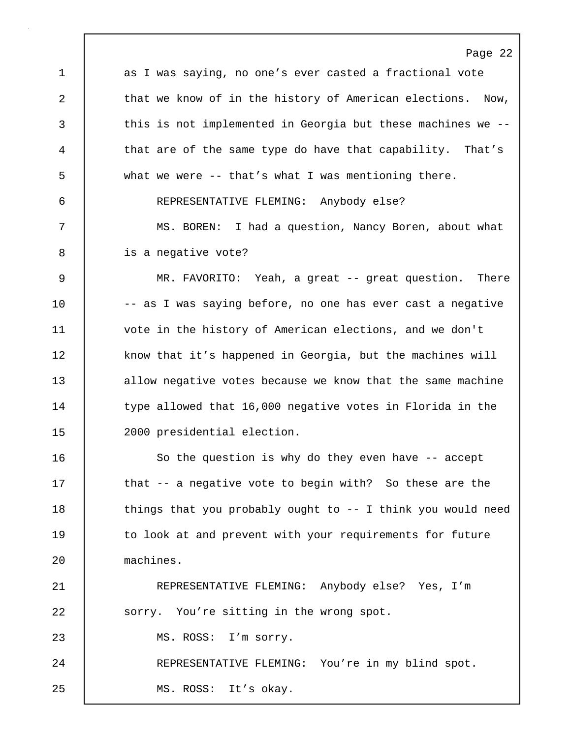as I was saying, no one’s ever casted a fractional vote that we know of in the history of American elections. Now, this is not implemented in Georgia but these machines we -- that are of the same type do have that capability. That’s what we were -- that’s what I was mentioning there.

REPRESENTATIVE FLEMING: Anybody else?

MS. BOREN: I had a question, Nancy Boren, about what is a negative vote?

MR. FAVORITO: Yeah, a great -- great question. There -- as I was saying before, no one has ever cast a negative vote in the history of American elections, and we don't know that it’s happened in Georgia, but the machines will allow negative votes because we know that the same machine type allowed that 16,000 negative votes in Florida in the 2000 presidential election.

So the question is why do they even have -- accept that -- a negative vote to begin with? So these are the things that you probably ought to -- I think you would need to look at and prevent with your requirements for future machines.

REPRESENTATIVE FLEMING: Anybody else? Yes, I’m sorry. You’re sitting in the wrong spot.

MS. ROSS: I’m sorry.

REPRESENTATIVE FLEMING: You’re in my blind spot.

MS. ROSS: It’s okay.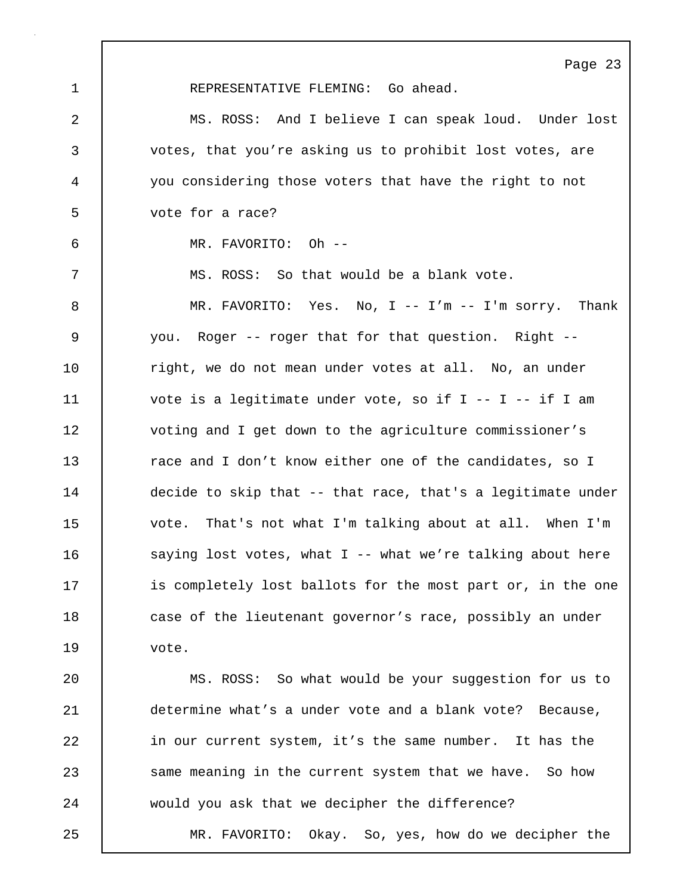REPRESENTATIVE FLEMING: Go ahead.

MS. ROSS: And I believe I can speak loud. Under lost votes, that you're asking us to prohibit lost votes, are you considering those voters that have the right to not vote for a race?

MR. FAVORITO: Oh --

MS. ROSS: So that would be a blank vote.

MR. FAVORITO: Yes. No, I -- I'm -- I'm sorry. Thank you. Roger -- roger that for that question. Right -- right, we do not mean under votes at all. No, an under vote is a legitimate under vote, so if I -- I -- if I am voting and I get down to the agriculture commissioner's race and I don't know either one of the candidates, so I decide to skip that -- that race, that's a legitimate under vote. That's not what I'm talking about at all. When I'm saying lost votes, what I -- what we're talking about here is completely lost ballots for the most part or, in the one case of the lieutenant governor's race, possibly an under vote.

MS. ROSS: So what would be your suggestion for us to determine what's a under vote and a blank vote? Because, in our current system, it's the same number. It has the same meaning in the current system that we have. So how would you ask that we decipher the difference?

MR. FAVORITO: Okay. So, yes, how do we decipher the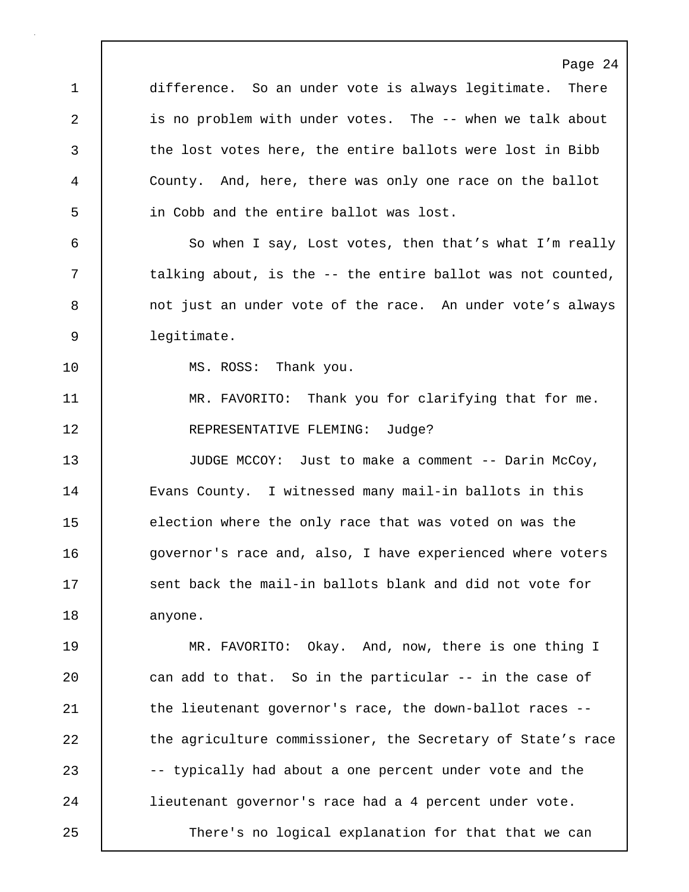difference. So an under vote is always legitimate. There is no problem with under votes. The -- when we talk about the lost votes here, the entire ballots were lost in Bibb County. And, here, there was only one race on the ballot in Cobb and the entire ballot was lost.

So when I say, Lost votes, then that's what I'm really talking about, is the -- the entire ballot was not counted, not just an under vote of the race. An under vote's always legitimate.

MS. ROSS: Thank you.

MR. FAVORITO: Thank you for clarifying that for me.

REPRESENTATIVE FLEMING: Judge?

JUDGE MCCOY: Just to make a comment -- Darin McCoy, Evans County. I witnessed many mail-in ballots in this election where the only race that was voted on was the governor's race and, also, I have experienced where voters sent back the mail-in ballots blank and did not vote for anyone.

MR. FAVORITO: Okay. And, now, there is one thing I can add to that. So in the particular -- in the case of the lieutenant governor's race, the down-ballot races -- the agriculture commissioner, the Secretary of State's race -- typically had about a one percent under vote and the lieutenant governor's race had a 4 percent under vote.

There's no logical explanation for that that we can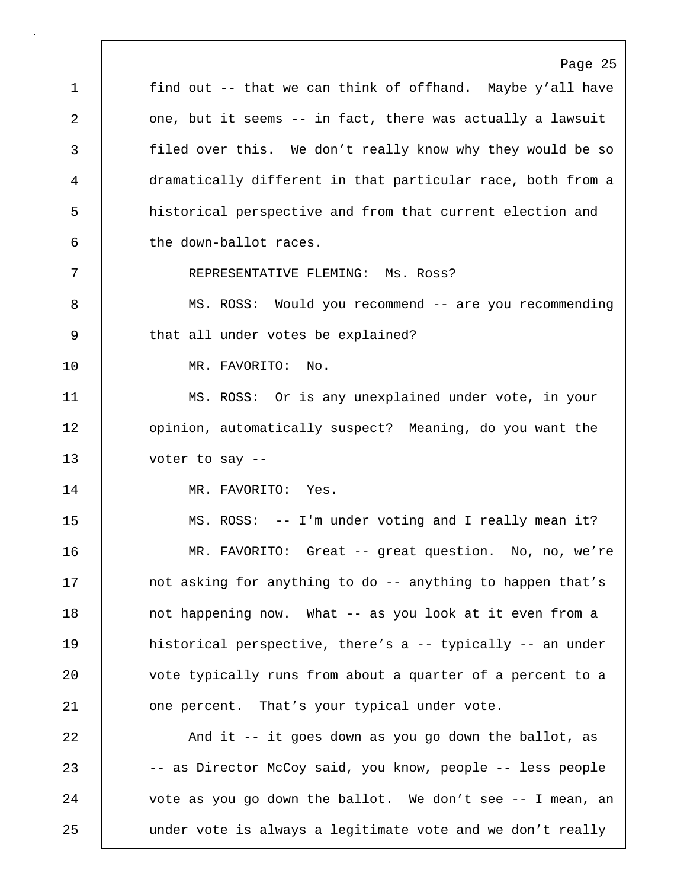find out -- that we can think of offhand. Maybe y'all have one, but it seems -- in fact, there was actually a lawsuit filed over this. We don't really know why they would be so dramatically different in that particular race, both from a historical perspective and from that current election and the down-ballot races.

REPRESENTATIVE FLEMING: Ms. Ross?

MS. ROSS: Would you recommend -- are you recommending that all under votes be explained?

MR. FAVORITO: No.

MS. ROSS: Or is any unexplained under vote, in your opinion, automatically suspect? Meaning, do you want the voter to say --

MR. FAVORITO: Yes.

MS. ROSS: -- I'm under voting and I really mean it?

MR. FAVORITO: Great -- great question. No, no, we're not asking for anything to do -- anything to happen that's not happening now. What -- as you look at it even from a historical perspective, there's a -- typically -- an under vote typically runs from about a quarter of a percent to a one percent. That's your typical under vote.

And it -- it goes down as you go down the ballot, as -- as Director McCoy said, you know, people -- less people vote as you go down the ballot. We don't see -- I mean, an under vote is always a legitimate vote and we don't really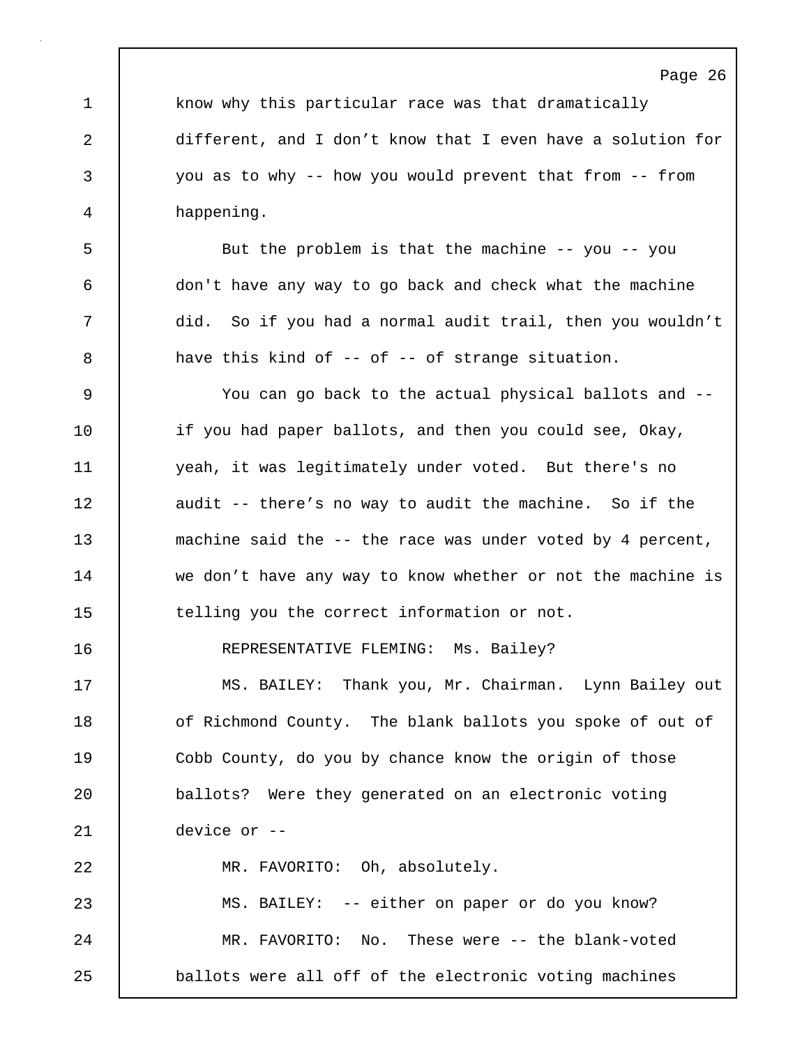know why this particular race was that dramatically different, and I don't know that I even have a solution for you as to why -- how you would prevent that from -- from happening.

But the problem is that the machine -- you -- you don't have any way to go back and check what the machine did. So if you had a normal audit trail, then you wouldn't have this kind of -- of -- of strange situation.

You can go back to the actual physical ballots and -- if you had paper ballots, and then you could see, Okay, yeah, it was legitimately under voted. But there's no audit -- there's no way to audit the machine. So if the machine said the -- the race was under voted by 4 percent, we don't have any way to know whether or not the machine is telling you the correct information or not.

REPRESENTATIVE FLEMING: Ms. Bailey?

MS. BAILEY: Thank you, Mr. Chairman. Lynn Bailey out of Richmond County. The blank ballots you spoke of out of Cobb County, do you by chance know the origin of those ballots? Were they generated on an electronic voting device or --

MR. FAVORITO: Oh, absolutely.

MS. BAILEY: -- either on paper or do you know?

MR. FAVORITO: No. These were -- the blank-voted ballots were all off of the electronic voting machines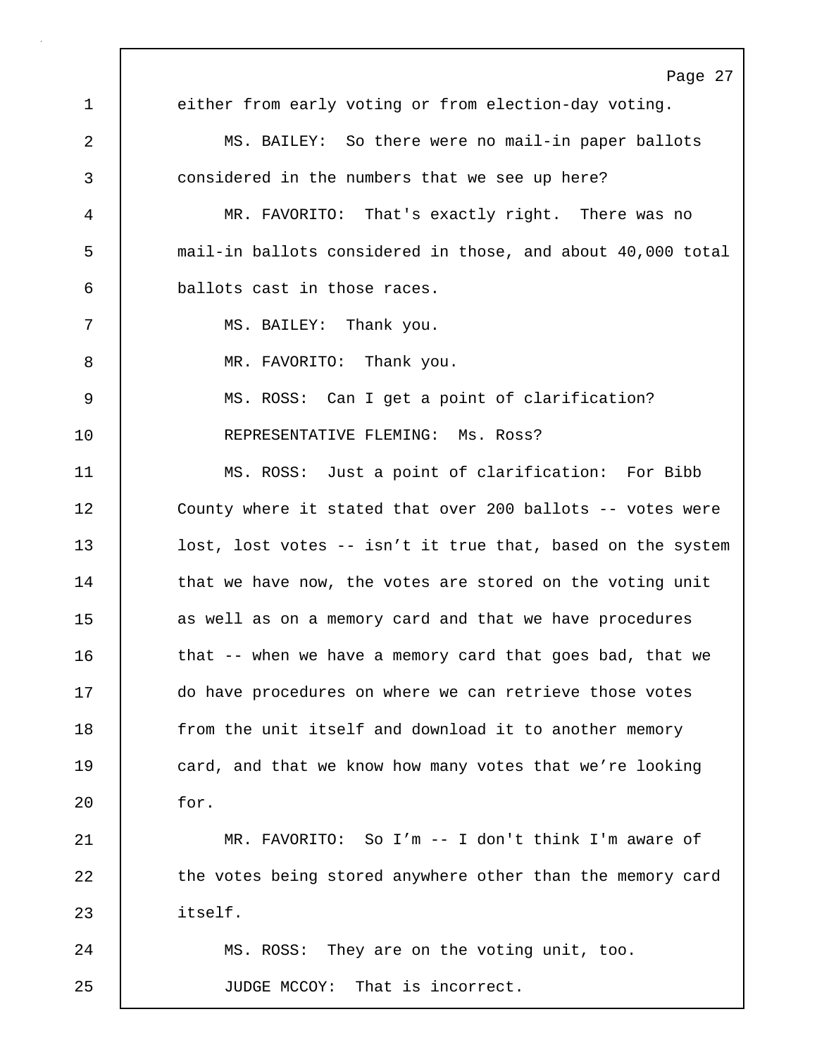either from early voting or from election-day voting.

MS. BAILEY: So there were no mail-in paper ballots considered in the numbers that we see up here?

MR. FAVORITO: That's exactly right. There was no mail-in ballots considered in those, and about 40,000 total ballots cast in those races.

MS. BAILEY: Thank you.

MR. FAVORITO: Thank you.

MS. ROSS: Can I get a point of clarification?

REPRESENTATIVE FLEMING: Ms. Ross?

MS. ROSS: Just a point of clarification: For Bibb County where it stated that over 200 ballots -- votes were lost, lost votes -- isn’t it true that, based on the system that we have now, the votes are stored on the voting unit as well as on a memory card and that we have procedures that -- when we have a memory card that goes bad, that we do have procedures on where we can retrieve those votes from the unit itself and download it to another memory card, and that we know how many votes that we’re looking for.

MR. FAVORITO: So I’m -- I don't think I'm aware of the votes being stored anywhere other than the memory card itself.

MS. ROSS: They are on the voting unit, too.

JUDGE MCCOY: That is incorrect.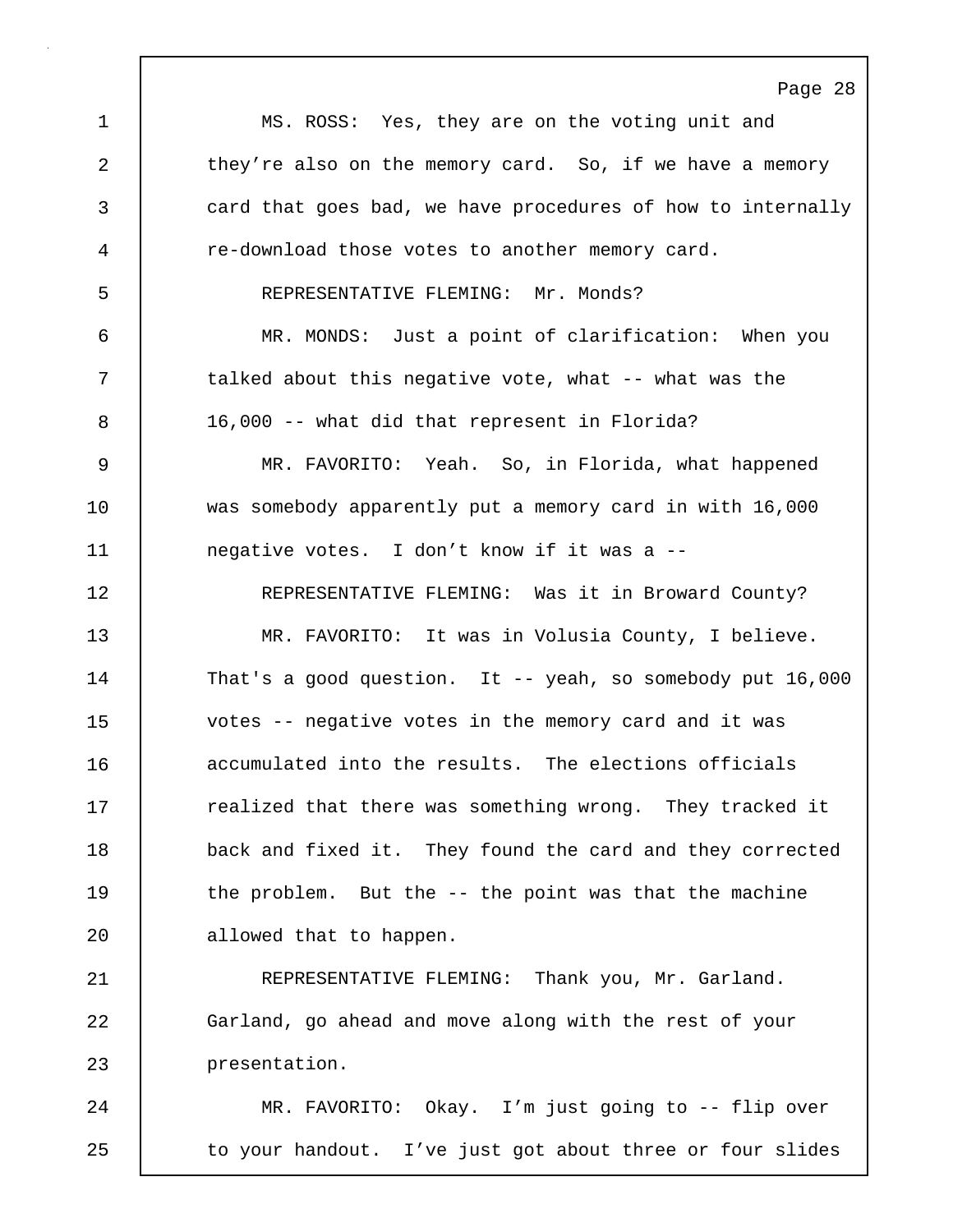MS. ROSS: Yes, they are on the voting unit and they're also on the memory card. So, if we have a memory card that goes bad, we have procedures of how to internally re-download those votes to another memory card.

REPRESENTATIVE FLEMING: Mr. Monds?

MR. MONDS: Just a point of clarification: When you talked about this negative vote, what -- what was the 16,000 -- what did that represent in Florida?

MR. FAVORITO: Yeah. So, in Florida, what happened was somebody apparently put a memory card in with 16,000 negative votes. I don't know if it was a --

REPRESENTATIVE FLEMING: Was it in Broward County?

MR. FAVORITO: It was in Volusia County, I believe. That's a good question. It -- yeah, so somebody put 16,000 votes -- negative votes in the memory card and it was accumulated into the results. The elections officials realized that there was something wrong. They tracked it back and fixed it. They found the card and they corrected the problem. But the -- the point was that the machine allowed that to happen.

REPRESENTATIVE FLEMING: Thank you, Mr. Garland. Garland, go ahead and move along with the rest of your presentation.

MR. FAVORITO: Okay. I'm just going to -- flip over to your handout. I've just got about three or four slides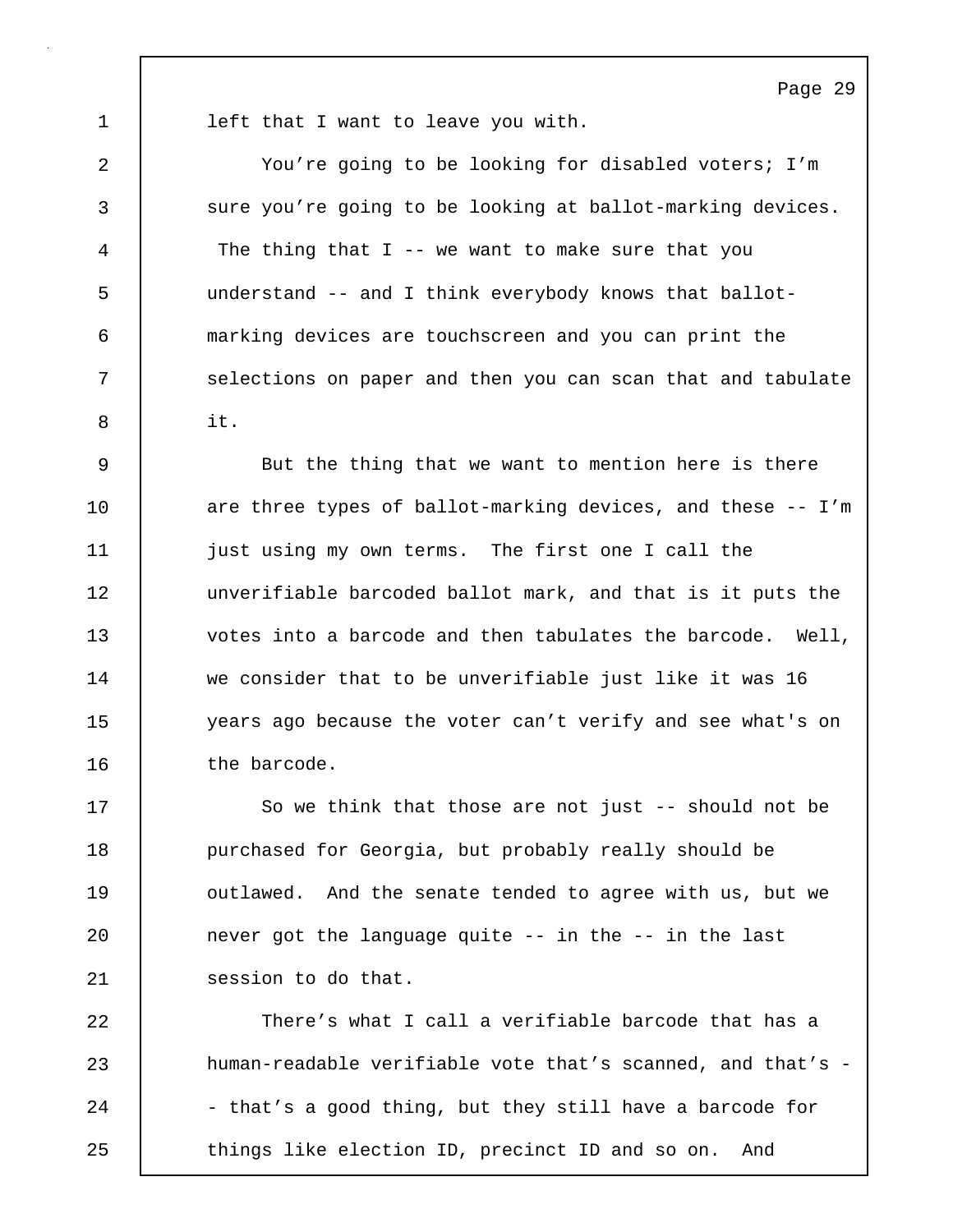left that I want to leave you with.

You're going to be looking for disabled voters; I'm sure you're going to be looking at ballot-marking devices. The thing that I -- we want to make sure that you understand -- and I think everybody knows that ballot-marking devices are touchscreen and you can print the selections on paper and then you can scan that and tabulate it.

But the thing that we want to mention here is there are three types of ballot-marking devices, and these -- I'm just using my own terms. The first one I call the unverifiable barcoded ballot mark, and that is it puts the votes into a barcode and then tabulates the barcode. Well, we consider that to be unverifiable just like it was 16 years ago because the voter can't verify and see what's on the barcode.

So we think that those are not just -- should not be purchased for Georgia, but probably really should be outlawed. And the senate tended to agree with us, but we never got the language quite -- in the -- in the last session to do that.

There's what I call a verifiable barcode that has a human-readable verifiable vote that's scanned, and that's -- that's a good thing, but they still have a barcode for things like election ID, precinct ID and so on. And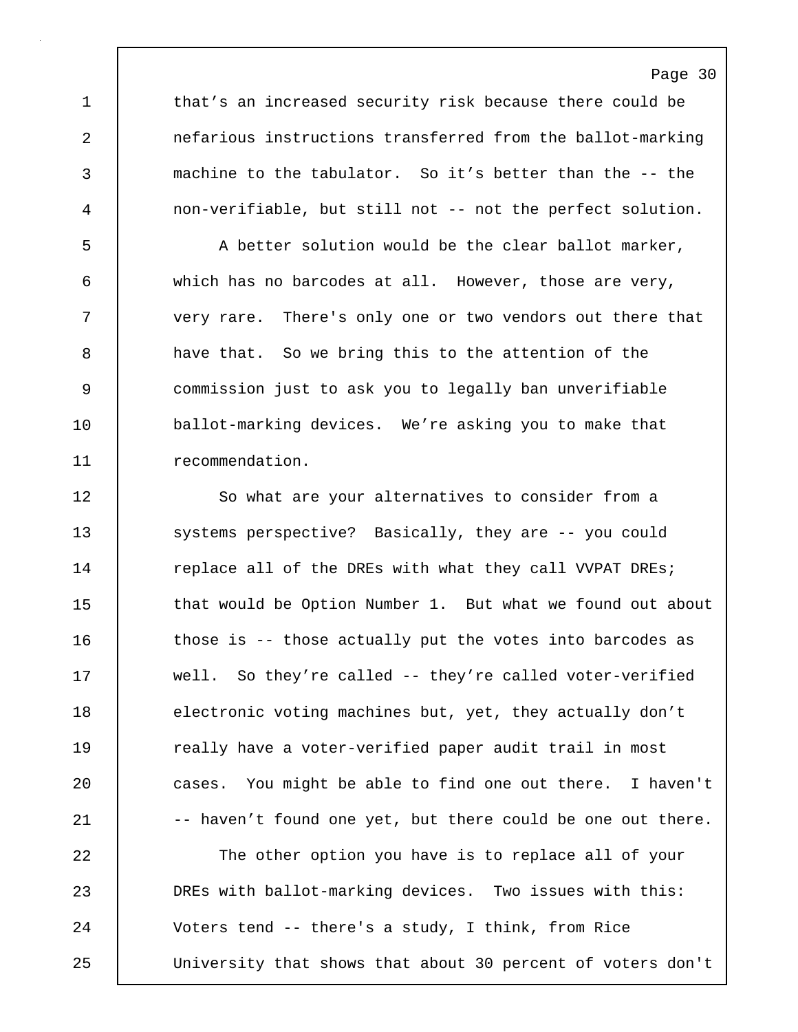that’s an increased security risk because there could be nefarious instructions transferred from the ballot-marking machine to the tabulator. So it’s better than the -- the non-verifiable, but still not -- not the perfect solution.

A better solution would be the clear ballot marker, which has no barcodes at all. However, those are very, very rare. There's only one or two vendors out there that have that. So we bring this to the attention of the commission just to ask you to legally ban unverifiable ballot-marking devices. We’re asking you to make that recommendation.

So what are your alternatives to consider from a systems perspective? Basically, they are -- you could replace all of the DREs with what they call VVPAT DREs; that would be Option Number 1. But what we found out about those is -- those actually put the votes into barcodes as well. So they’re called -- they’re called voter-verified electronic voting machines but, yet, they actually don’t really have a voter-verified paper audit trail in most cases. You might be able to find one out there. I haven't -- haven’t found one yet, but there could be one out there.

The other option you have is to replace all of your DREs with ballot-marking devices. Two issues with this: Voters tend -- there's a study, I think, from Rice University that shows that about 30 percent of voters don't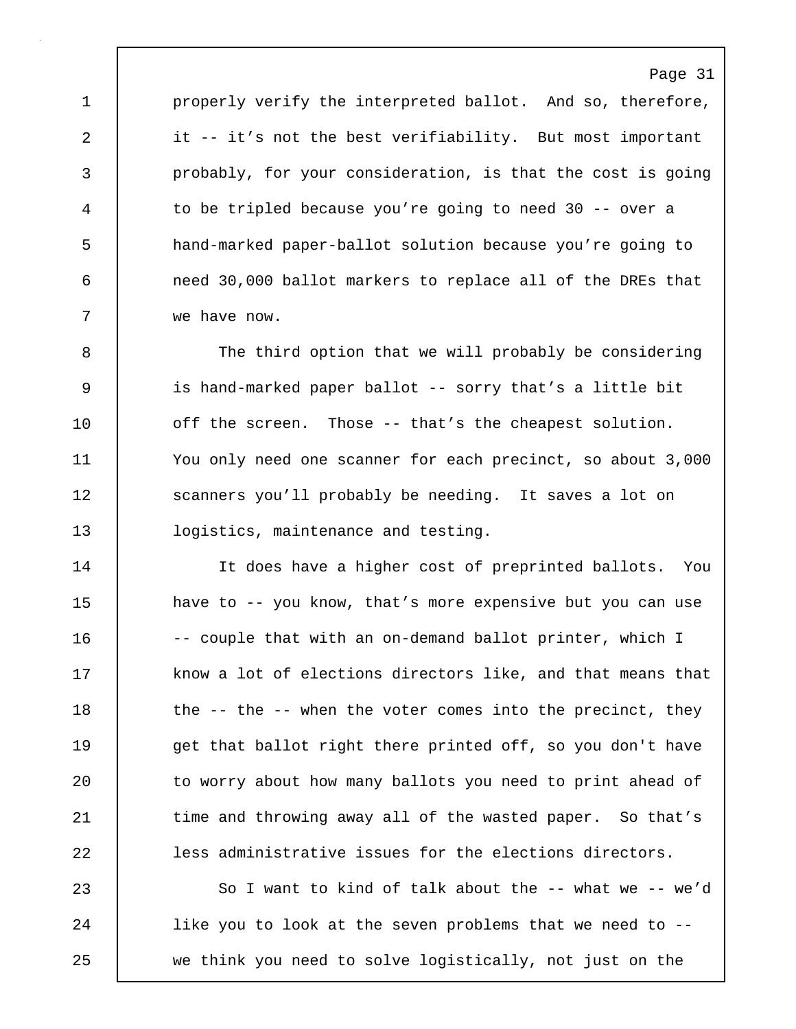properly verify the interpreted ballot. And so, therefore, it -- it's not the best verifiability. But most important probably, for your consideration, is that the cost is going to be tripled because you're going to need 30 -- over a hand-marked paper-ballot solution because you're going to need 30,000 ballot markers to replace all of the DREs that we have now.

The third option that we will probably be considering is hand-marked paper ballot -- sorry that's a little bit off the screen. Those -- that's the cheapest solution. You only need one scanner for each precinct, so about 3,000 scanners you'll probably be needing. It saves a lot on logistics, maintenance and testing.

It does have a higher cost of preprinted ballots. You have to -- you know, that's more expensive but you can use -- couple that with an on-demand ballot printer, which I know a lot of elections directors like, and that means that the -- the -- when the voter comes into the precinct, they get that ballot right there printed off, so you don't have to worry about how many ballots you need to print ahead of time and throwing away all of the wasted paper. So that's less administrative issues for the elections directors.

So I want to kind of talk about the -- what we -- we'd like you to look at the seven problems that we need to -- we think you need to solve logistically, not just on the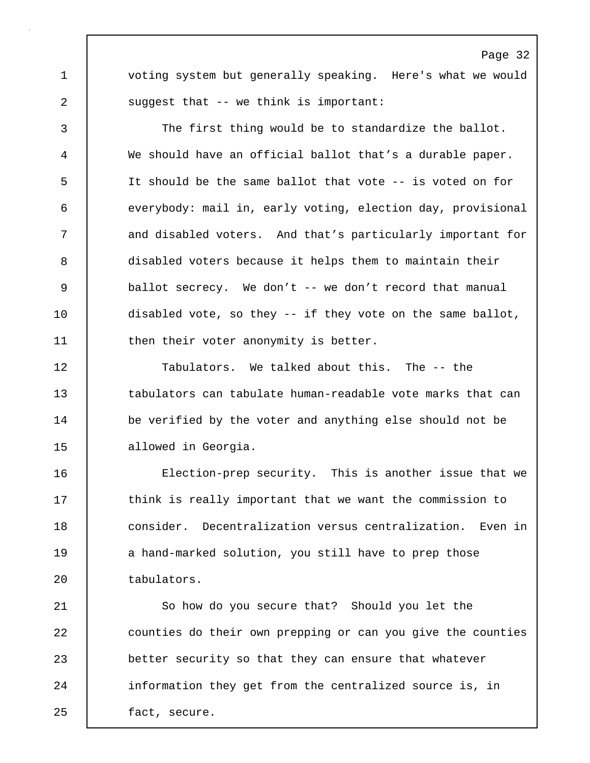voting system but generally speaking. Here's what we would suggest that -- we think is important:

The first thing would be to standardize the ballot. We should have an official ballot that’s a durable paper. It should be the same ballot that vote -- is voted on for everybody: mail in, early voting, election day, provisional and disabled voters. And that’s particularly important for disabled voters because it helps them to maintain their ballot secrecy. We don’t -- we don’t record that manual disabled vote, so they -- if they vote on the same ballot, then their voter anonymity is better.

Tabulators. We talked about this. The -- the tabulators can tabulate human-readable vote marks that can be verified by the voter and anything else should not be allowed in Georgia.

Election-prep security. This is another issue that we think is really important that we want the commission to consider. Decentralization versus centralization. Even in a hand-marked solution, you still have to prep those tabulators.

So how do you secure that? Should you let the counties do their own prepping or can you give the counties better security so that they can ensure that whatever information they get from the centralized source is, in fact, secure.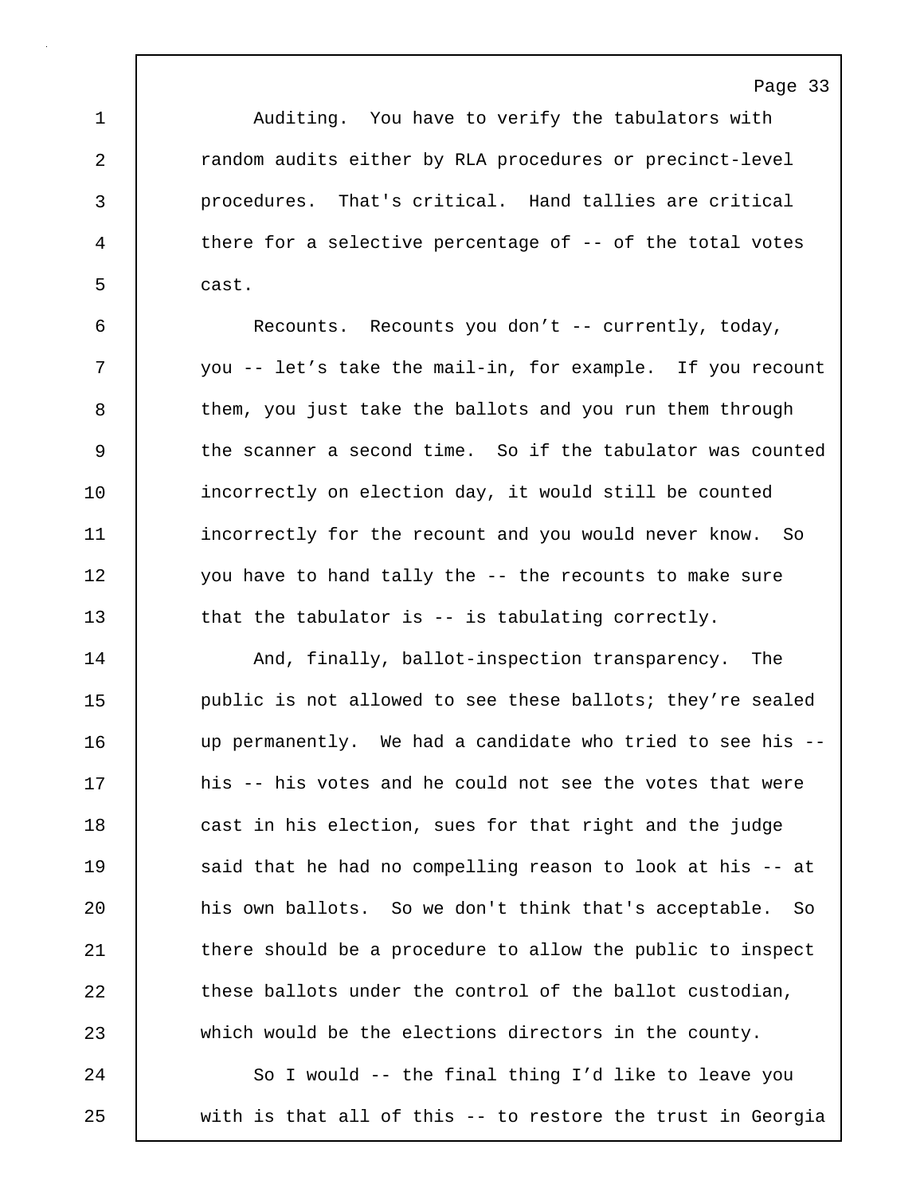Auditing. You have to verify the tabulators with random audits either by RLA procedures or precinct-level procedures. That's critical. Hand tallies are critical there for a selective percentage of -- of the total votes cast.

Recounts. Recounts you don’t -- currently, today, you -- let’s take the mail-in, for example. If you recount them, you just take the ballots and you run them through the scanner a second time. So if the tabulator was counted incorrectly on election day, it would still be counted incorrectly for the recount and you would never know. So you have to hand tally the -- the recounts to make sure that the tabulator is -- is tabulating correctly.

And, finally, ballot-inspection transparency. The public is not allowed to see these ballots; they’re sealed up permanently. We had a candidate who tried to see his -- his -- his votes and he could not see the votes that were cast in his election, sues for that right and the judge said that he had no compelling reason to look at his -- at his own ballots. So we don't think that's acceptable. So there should be a procedure to allow the public to inspect these ballots under the control of the ballot custodian, which would be the elections directors in the county.

So I would -- the final thing I’d like to leave you with is that all of this -- to restore the trust in Georgia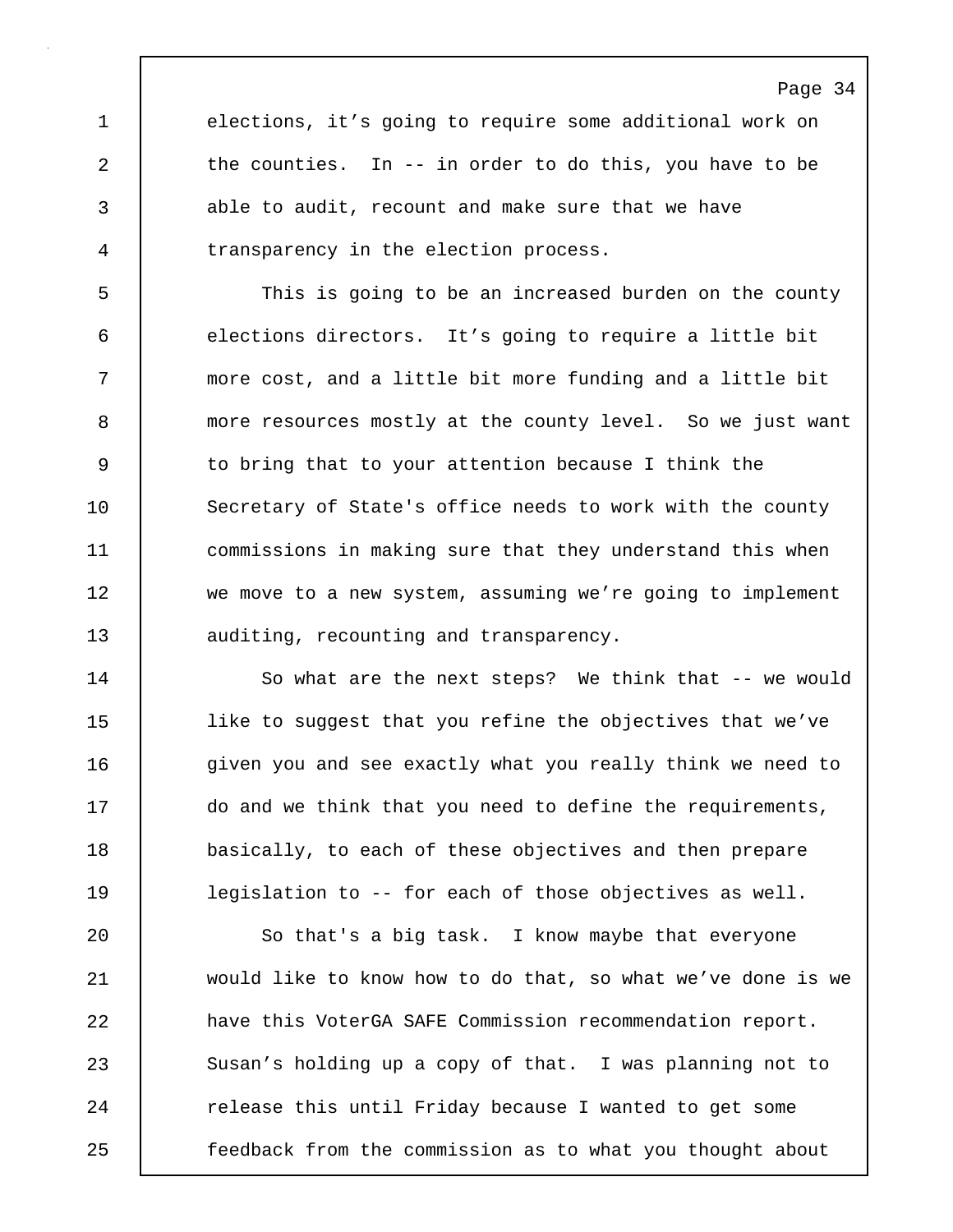elections, it’s going to require some additional work on the counties. In -- in order to do this, you have to be able to audit, recount and make sure that we have transparency in the election process.

This is going to be an increased burden on the county elections directors. It’s going to require a little bit more cost, and a little bit more funding and a little bit more resources mostly at the county level. So we just want to bring that to your attention because I think the Secretary of State's office needs to work with the county commissions in making sure that they understand this when we move to a new system, assuming we’re going to implement auditing, recounting and transparency.

So what are the next steps? We think that -- we would like to suggest that you refine the objectives that we’ve given you and see exactly what you really think we need to do and we think that you need to define the requirements, basically, to each of these objectives and then prepare legislation to -- for each of those objectives as well.

So that's a big task. I know maybe that everyone would like to know how to do that, so what we’ve done is we have this VoterGA SAFE Commission recommendation report. Susan’s holding up a copy of that. I was planning not to release this until Friday because I wanted to get some feedback from the commission as to what you thought about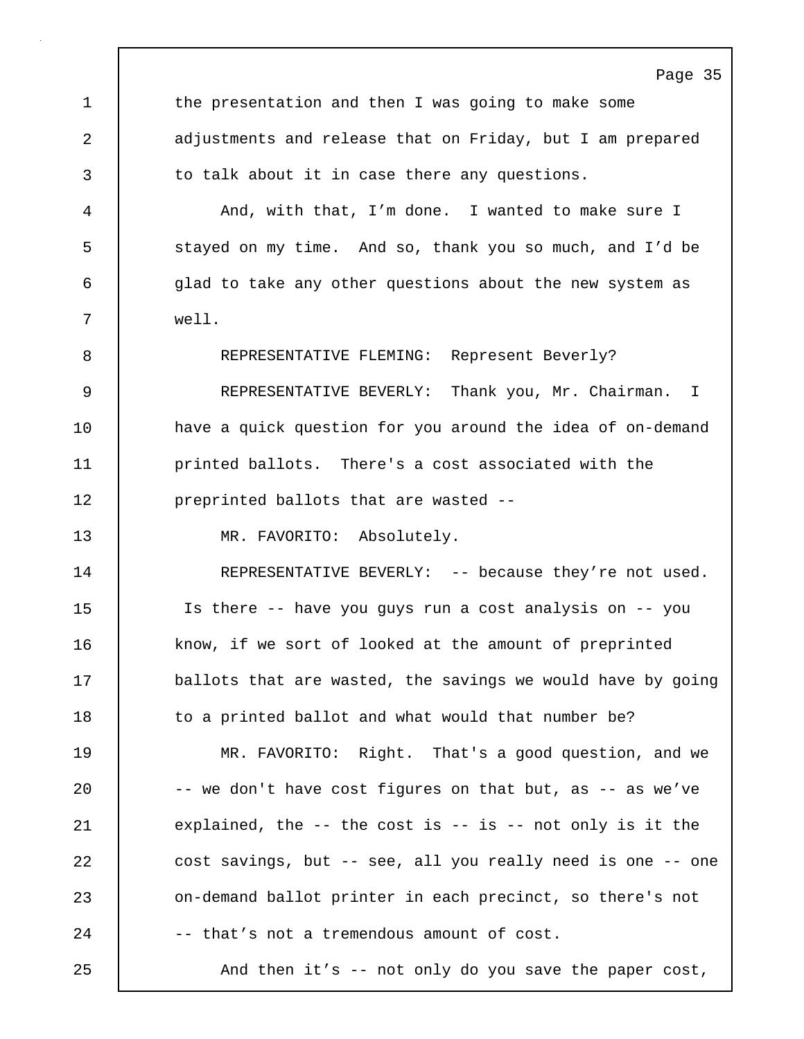the presentation and then I was going to make some adjustments and release that on Friday, but I am prepared to talk about it in case there any questions.

And, with that, I’m done. I wanted to make sure I stayed on my time. And so, thank you so much, and I’d be glad to take any other questions about the new system as well.

REPRESENTATIVE FLEMING: Represent Beverly?

REPRESENTATIVE BEVERLY: Thank you, Mr. Chairman. I have a quick question for you around the idea of on-demand printed ballots. There's a cost associated with the preprinted ballots that are wasted --

MR. FAVORITO: Absolutely.

REPRESENTATIVE BEVERLY: -- because they’re not used. Is there -- have you guys run a cost analysis on -- you know, if we sort of looked at the amount of preprinted ballots that are wasted, the savings we would have by going to a printed ballot and what would that number be?

MR. FAVORITO: Right. That's a good question, and we -- we don't have cost figures on that but, as -- as we’ve explained, the -- the cost is -- is -- not only is it the cost savings, but -- see, all you really need is one -- one on-demand ballot printer in each precinct, so there's not -- that’s not a tremendous amount of cost.

And then it’s -- not only do you save the paper cost,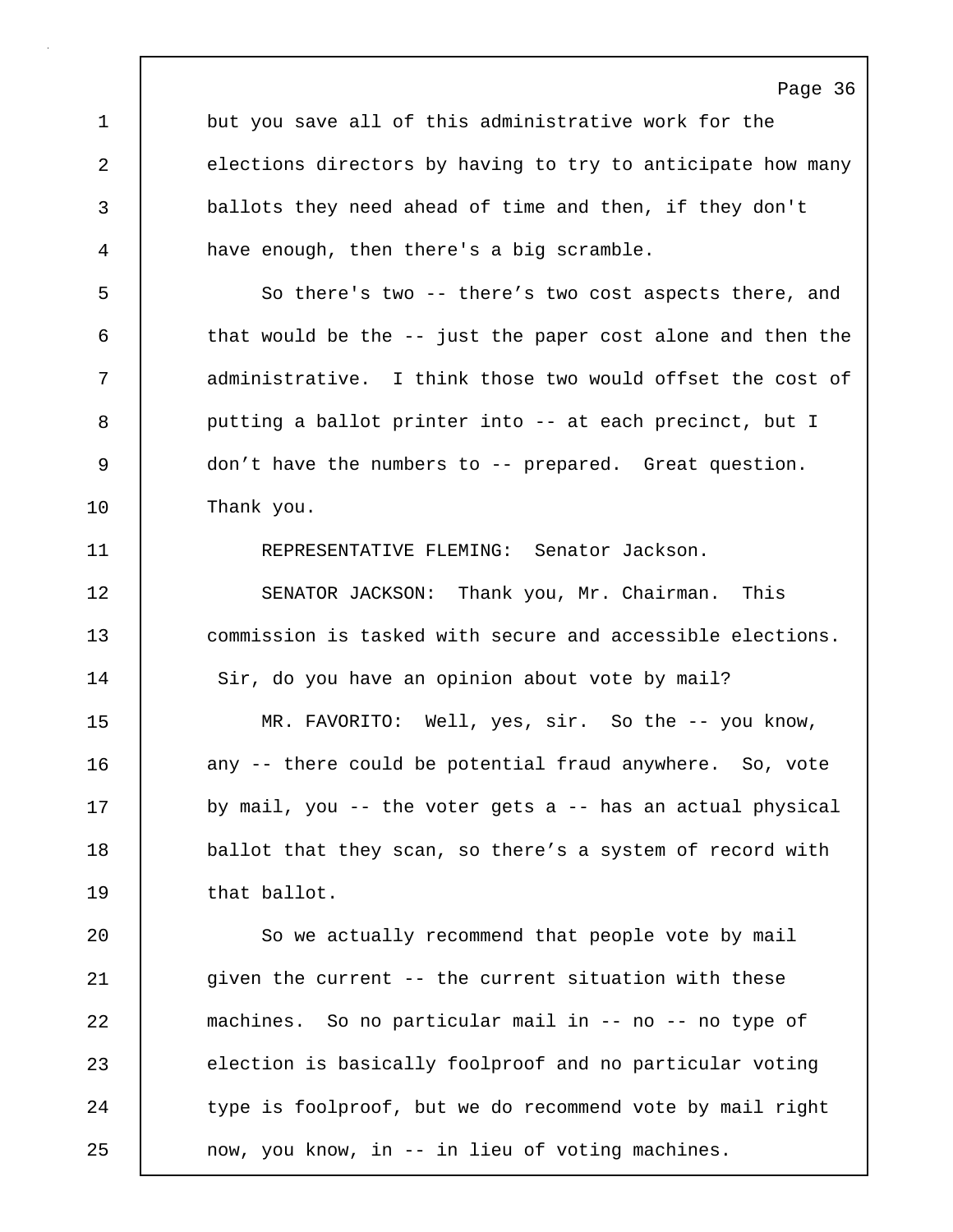but you save all of this administrative work for the elections directors by having to try to anticipate how many ballots they need ahead of time and then, if they don't have enough, then there's a big scramble.

So there's two -- there’s two cost aspects there, and that would be the -- just the paper cost alone and then the administrative. I think those two would offset the cost of putting a ballot printer into -- at each precinct, but I don’t have the numbers to -- prepared. Great question. Thank you.

REPRESENTATIVE FLEMING: Senator Jackson.

SENATOR JACKSON: Thank you, Mr. Chairman. This commission is tasked with secure and accessible elections. Sir, do you have an opinion about vote by mail?

MR. FAVORITO: Well, yes, sir. So the -- you know, any -- there could be potential fraud anywhere. So, vote by mail, you -- the voter gets a -- has an actual physical ballot that they scan, so there’s a system of record with that ballot.

So we actually recommend that people vote by mail given the current -- the current situation with these machines. So no particular mail in -- no -- no type of election is basically foolproof and no particular voting type is foolproof, but we do recommend vote by mail right now, you know, in -- in lieu of voting machines.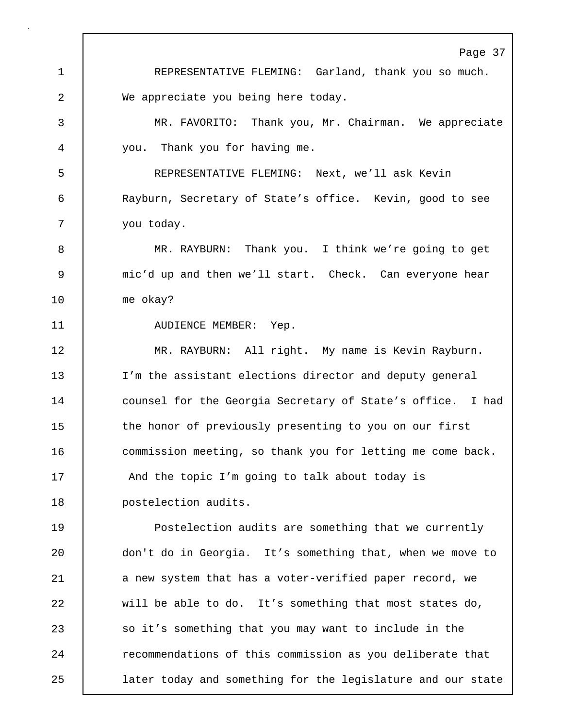REPRESENTATIVE FLEMING: Garland, thank you so much. We appreciate you being here today.

MR. FAVORITO: Thank you, Mr. Chairman. We appreciate you. Thank you for having me.

REPRESENTATIVE FLEMING: Next, we'll ask Kevin Rayburn, Secretary of State's office. Kevin, good to see you today.

MR. RAYBURN: Thank you. I think we're going to get mic'd up and then we'll start. Check. Can everyone hear me okay?

AUDIENCE MEMBER: Yep.

MR. RAYBURN: All right. My name is Kevin Rayburn. I'm the assistant elections director and deputy general counsel for the Georgia Secretary of State's office. I had the honor of previously presenting to you on our first commission meeting, so thank you for letting me come back. And the topic I'm going to talk about today is postelection audits.

Postelection audits are something that we currently don't do in Georgia. It's something that, when we move to a new system that has a voter-verified paper record, we will be able to do. It's something that most states do, so it's something that you may want to include in the recommendations of this commission as you deliberate that later today and something for the legislature and our state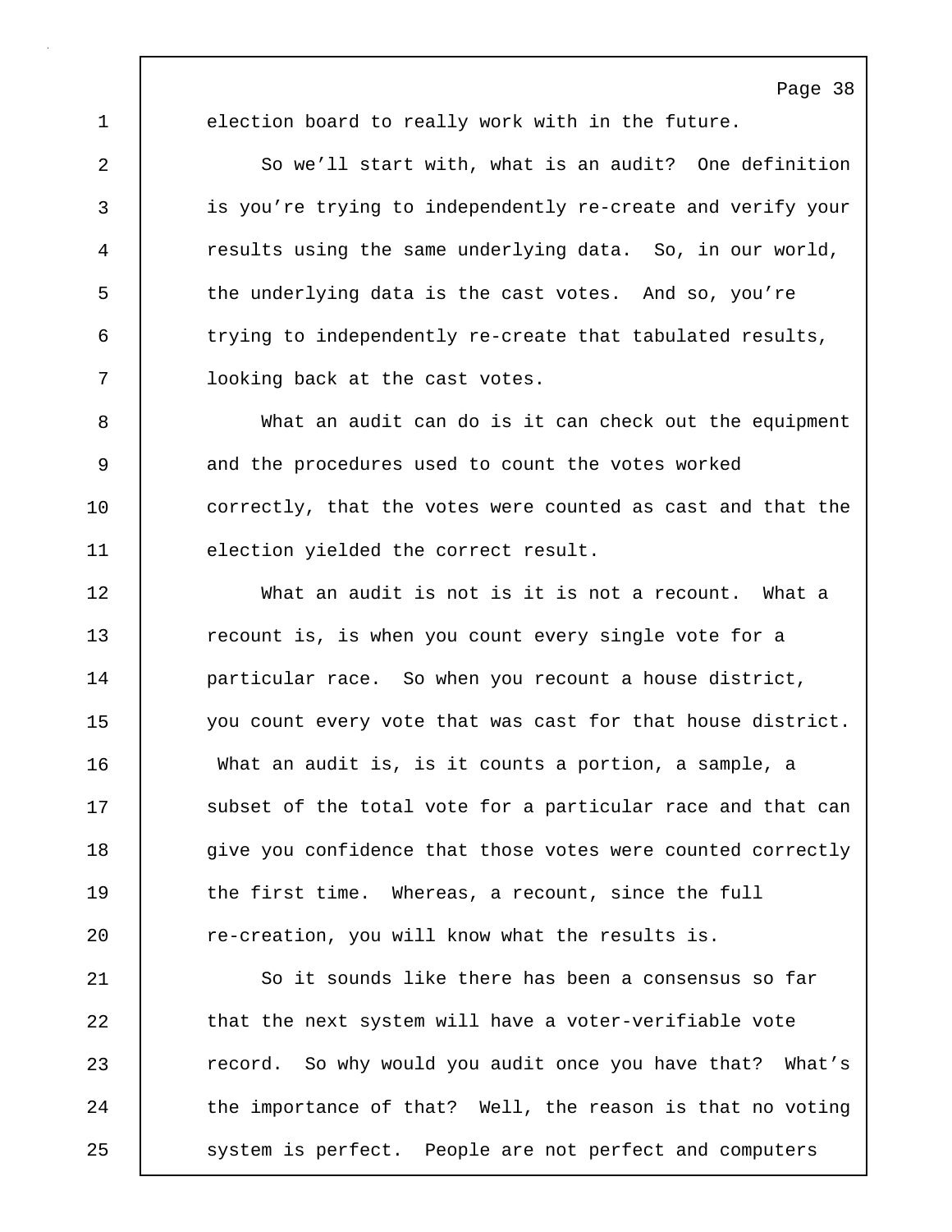election board to really work with in the future.

So we'll start with, what is an audit? One definition is you're trying to independently re-create and verify your results using the same underlying data. So, in our world, the underlying data is the cast votes. And so, you're trying to independently re-create that tabulated results, looking back at the cast votes.

What an audit can do is it can check out the equipment and the procedures used to count the votes worked correctly, that the votes were counted as cast and that the election yielded the correct result.

What an audit is not is it is not a recount. What a recount is, is when you count every single vote for a particular race. So when you recount a house district, you count every vote that was cast for that house district. What an audit is, is it counts a portion, a sample, a subset of the total vote for a particular race and that can give you confidence that those votes were counted correctly the first time. Whereas, a recount, since the full re-creation, you will know what the results is.

So it sounds like there has been a consensus so far that the next system will have a voter-verifiable vote record. So why would you audit once you have that? What's the importance of that? Well, the reason is that no voting system is perfect. People are not perfect and computers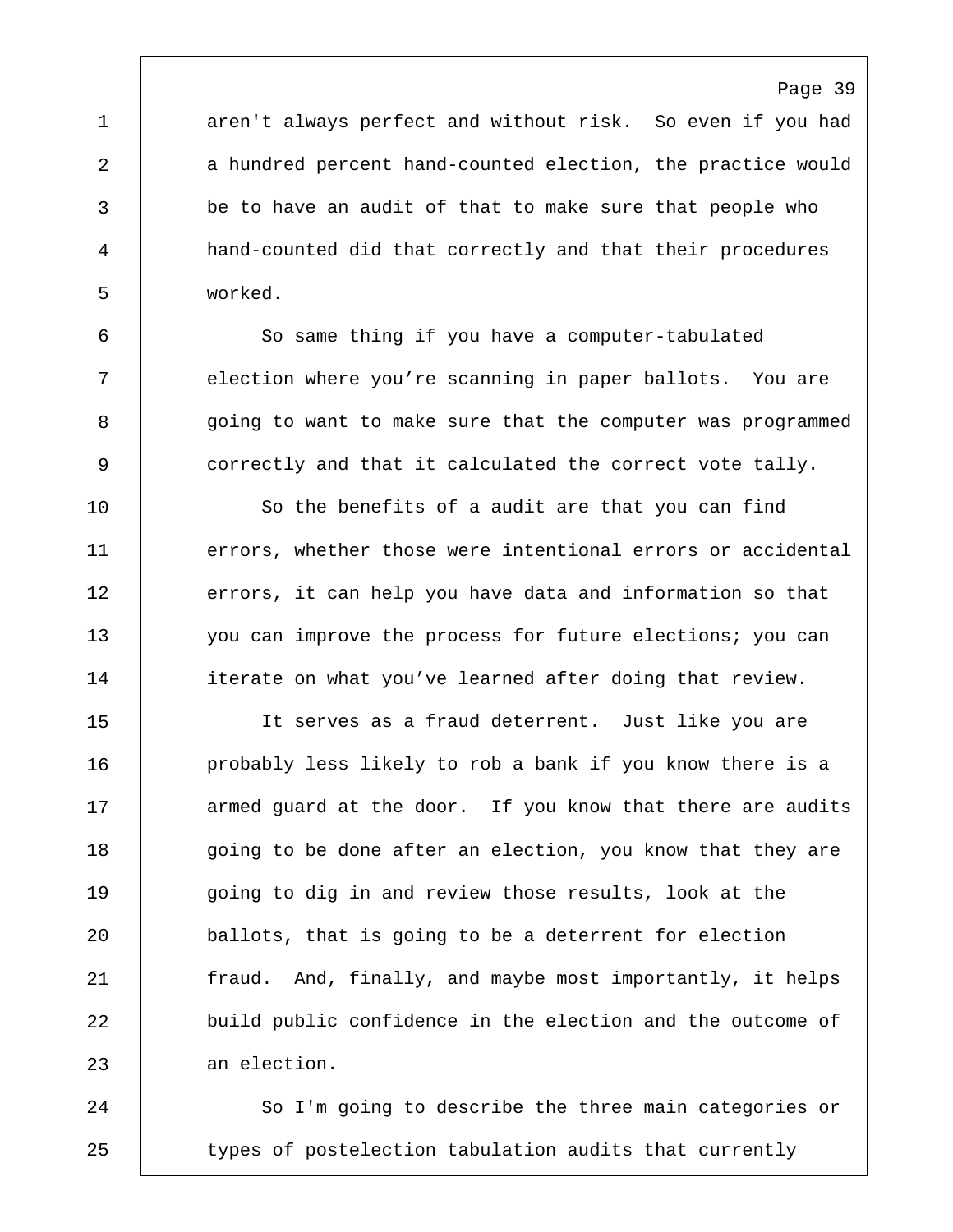aren't always perfect and without risk. So even if you had a hundred percent hand-counted election, the practice would be to have an audit of that to make sure that people who hand-counted did that correctly and that their procedures worked.

So same thing if you have a computer-tabulated election where you’re scanning in paper ballots. You are going to want to make sure that the computer was programmed correctly and that it calculated the correct vote tally.

So the benefits of a audit are that you can find errors, whether those were intentional errors or accidental errors, it can help you have data and information so that you can improve the process for future elections; you can iterate on what you’ve learned after doing that review.

It serves as a fraud deterrent. Just like you are probably less likely to rob a bank if you know there is a armed guard at the door. If you know that there are audits going to be done after an election, you know that they are going to dig in and review those results, look at the ballots, that is going to be a deterrent for election fraud. And, finally, and maybe most importantly, it helps build public confidence in the election and the outcome of an election.

So I'm going to describe the three main categories or types of postelection tabulation audits that currently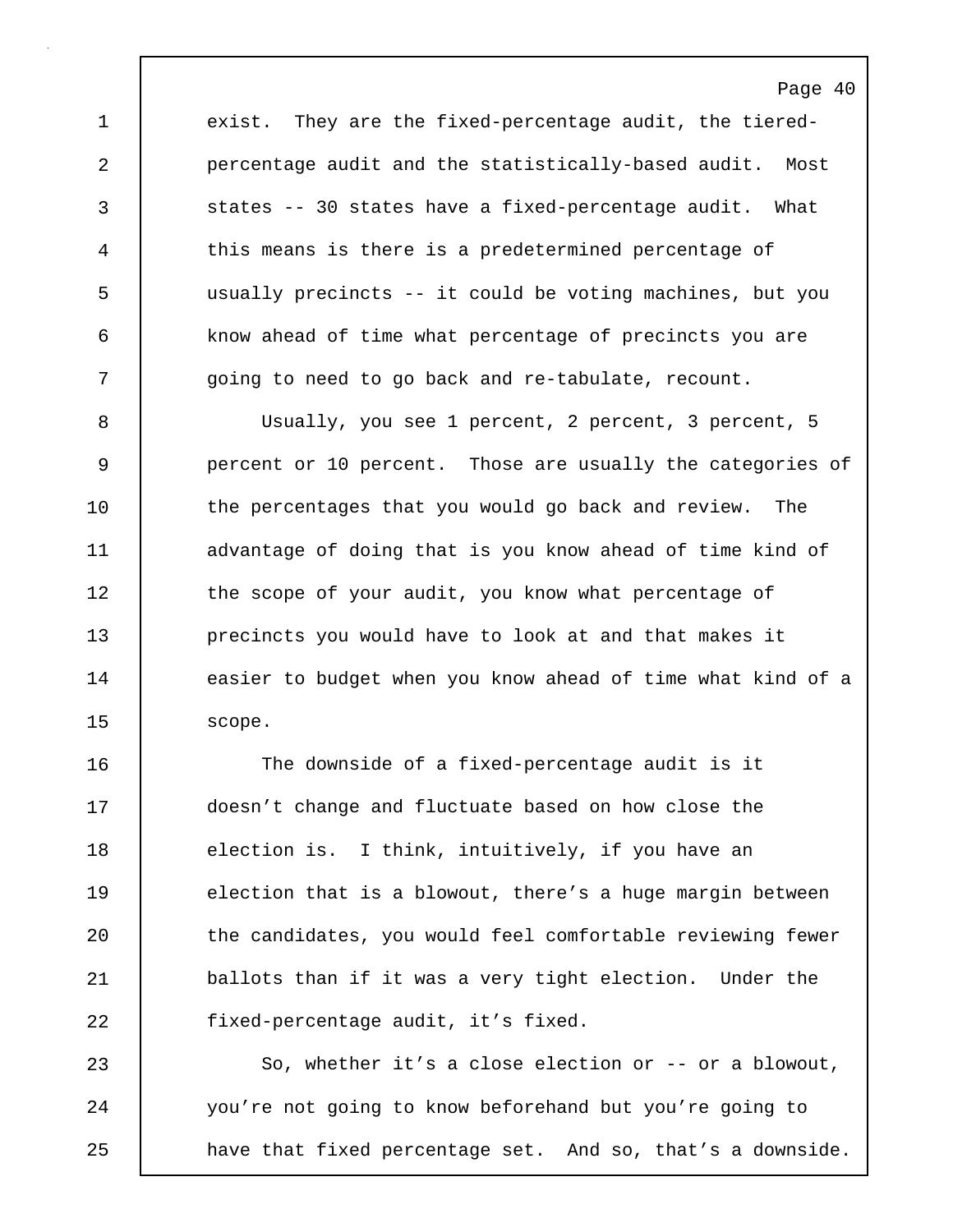exist. They are the fixed-percentage audit, the tiered-percentage audit and the statistically-based audit. Most states -- 30 states have a fixed-percentage audit. What this means is there is a predetermined percentage of usually precincts -- it could be voting machines, but you know ahead of time what percentage of precincts you are going to need to go back and re-tabulate, recount.

Usually, you see 1 percent, 2 percent, 3 percent, 5 percent or 10 percent. Those are usually the categories of the percentages that you would go back and review. The advantage of doing that is you know ahead of time kind of the scope of your audit, you know what percentage of precincts you would have to look at and that makes it easier to budget when you know ahead of time what kind of a scope.

The downside of a fixed-percentage audit is it doesn’t change and fluctuate based on how close the election is. I think, intuitively, if you have an election that is a blowout, there’s a huge margin between the candidates, you would feel comfortable reviewing fewer ballots than if it was a very tight election. Under the fixed-percentage audit, it’s fixed.

So, whether it’s a close election or -- or a blowout, you’re not going to know beforehand but you’re going to have that fixed percentage set. And so, that’s a downside.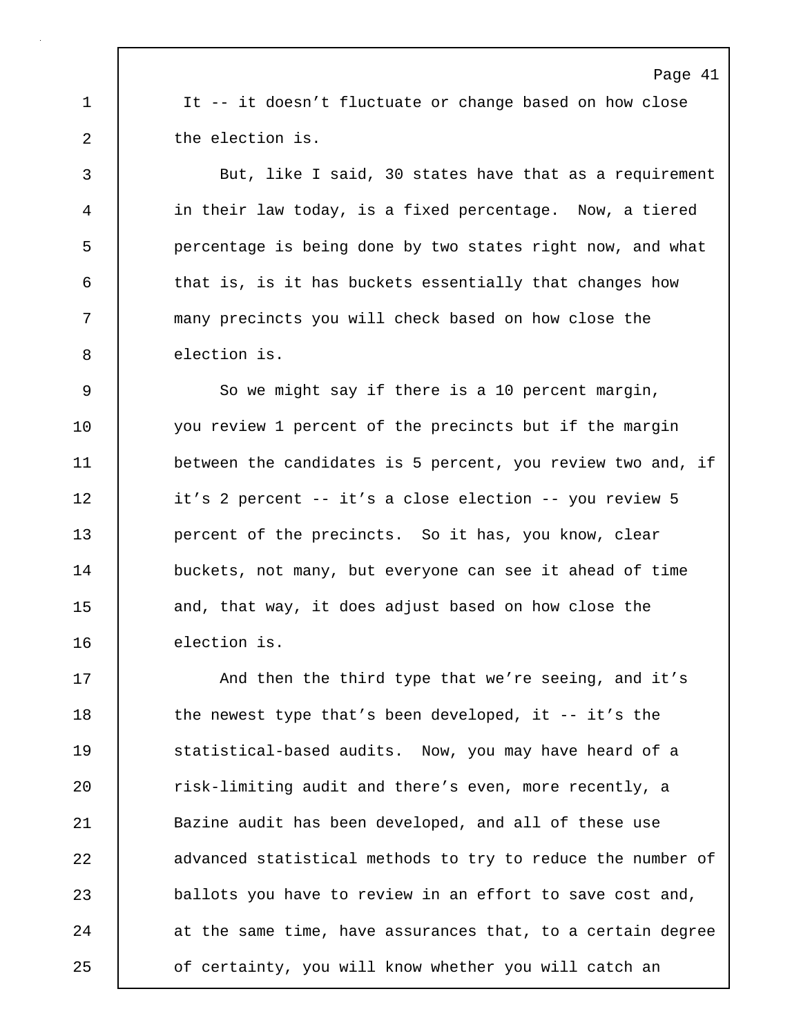It -- it doesn’t fluctuate or change based on how close the election is.

But, like I said, 30 states have that as a requirement in their law today, is a fixed percentage. Now, a tiered percentage is being done by two states right now, and what that is, is it has buckets essentially that changes how many precincts you will check based on how close the election is.

So we might say if there is a 10 percent margin, you review 1 percent of the precincts but if the margin between the candidates is 5 percent, you review two and, if it’s 2 percent -- it’s a close election -- you review 5 percent of the precincts. So it has, you know, clear buckets, not many, but everyone can see it ahead of time and, that way, it does adjust based on how close the election is.

And then the third type that we’re seeing, and it’s the newest type that’s been developed, it -- it’s the statistical-based audits. Now, you may have heard of a risk-limiting audit and there’s even, more recently, a Bazine audit has been developed, and all of these use advanced statistical methods to try to reduce the number of ballots you have to review in an effort to save cost and, at the same time, have assurances that, to a certain degree of certainty, you will know whether you will catch an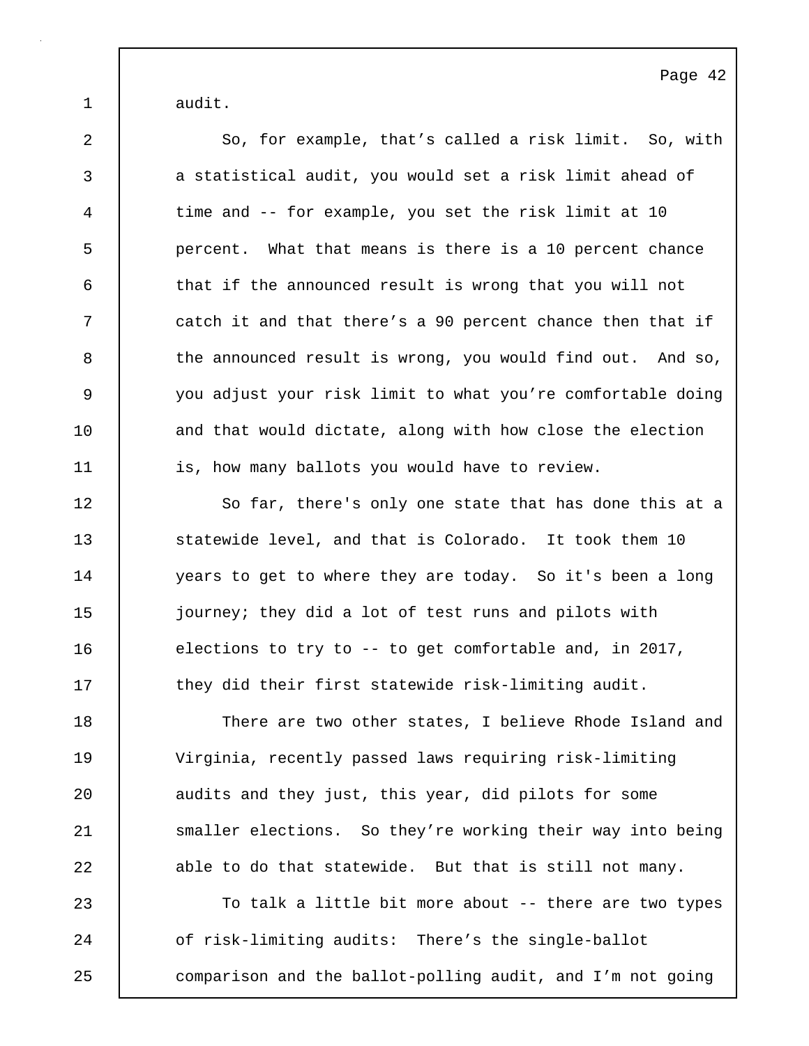audit.

So, for example, that's called a risk limit. So, with a statistical audit, you would set a risk limit ahead of time and -- for example, you set the risk limit at 10 percent. What that means is there is a 10 percent chance that if the announced result is wrong that you will not catch it and that there's a 90 percent chance then that if the announced result is wrong, you would find out. And so, you adjust your risk limit to what you're comfortable doing and that would dictate, along with how close the election is, how many ballots you would have to review.

So far, there's only one state that has done this at a statewide level, and that is Colorado. It took them 10 years to get to where they are today. So it's been a long journey; they did a lot of test runs and pilots with elections to try to -- to get comfortable and, in 2017, they did their first statewide risk-limiting audit.

There are two other states, I believe Rhode Island and Virginia, recently passed laws requiring risk-limiting audits and they just, this year, did pilots for some smaller elections. So they're working their way into being able to do that statewide. But that is still not many.

To talk a little bit more about -- there are two types of risk-limiting audits: There's the single-ballot comparison and the ballot-polling audit, and I'm not going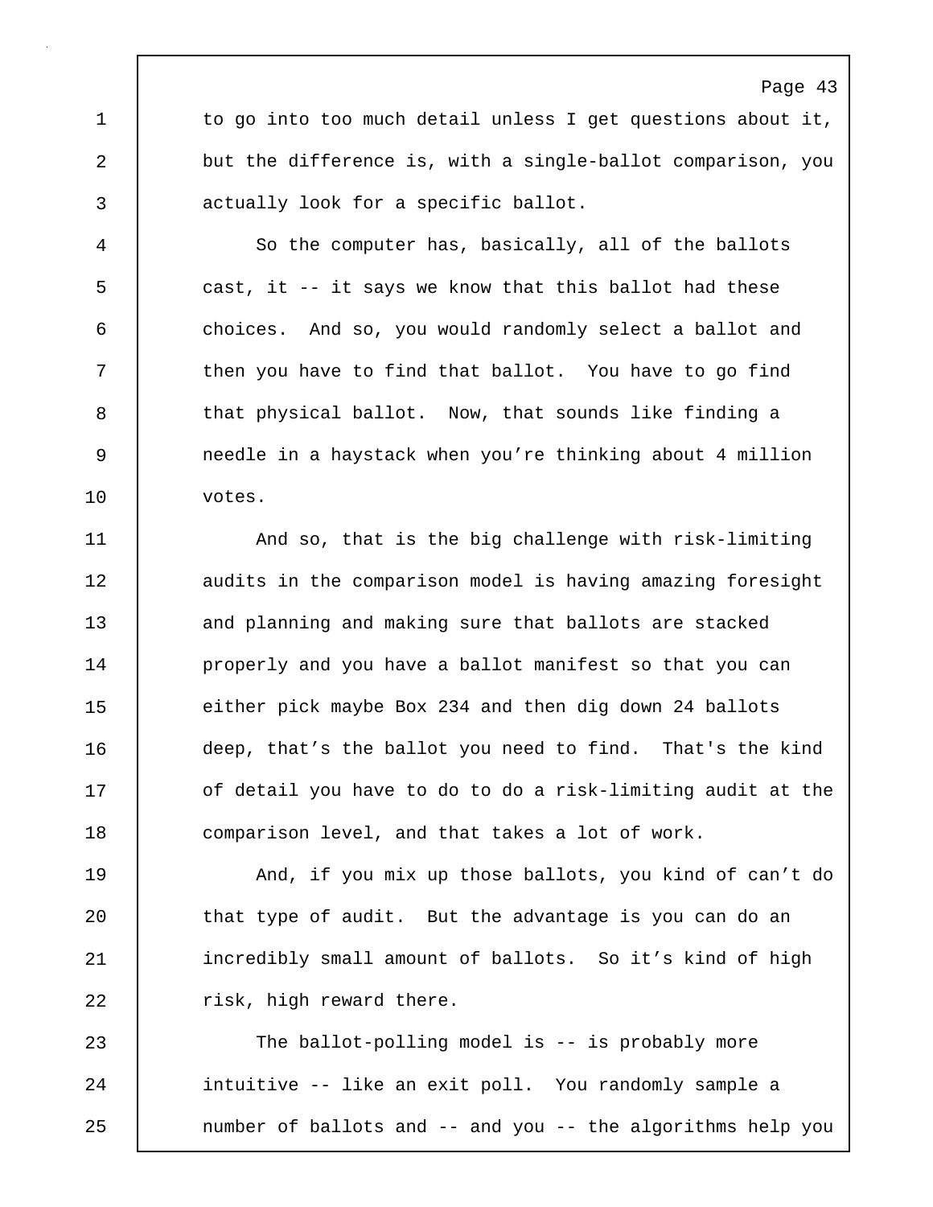to go into too much detail unless I get questions about it, but the difference is, with a single-ballot comparison, you actually look for a specific ballot.

So the computer has, basically, all of the ballots cast, it -- it says we know that this ballot had these choices. And so, you would randomly select a ballot and then you have to find that ballot. You have to go find that physical ballot. Now, that sounds like finding a needle in a haystack when you're thinking about 4 million votes.

And so, that is the big challenge with risk-limiting audits in the comparison model is having amazing foresight and planning and making sure that ballots are stacked properly and you have a ballot manifest so that you can either pick maybe Box 234 and then dig down 24 ballots deep, that's the ballot you need to find. That's the kind of detail you have to do to do a risk-limiting audit at the comparison level, and that takes a lot of work.

And, if you mix up those ballots, you kind of can't do that type of audit. But the advantage is you can do an incredibly small amount of ballots. So it's kind of high risk, high reward there.

The ballot-polling model is -- is probably more intuitive -- like an exit poll. You randomly sample a number of ballots and -- and you -- the algorithms help you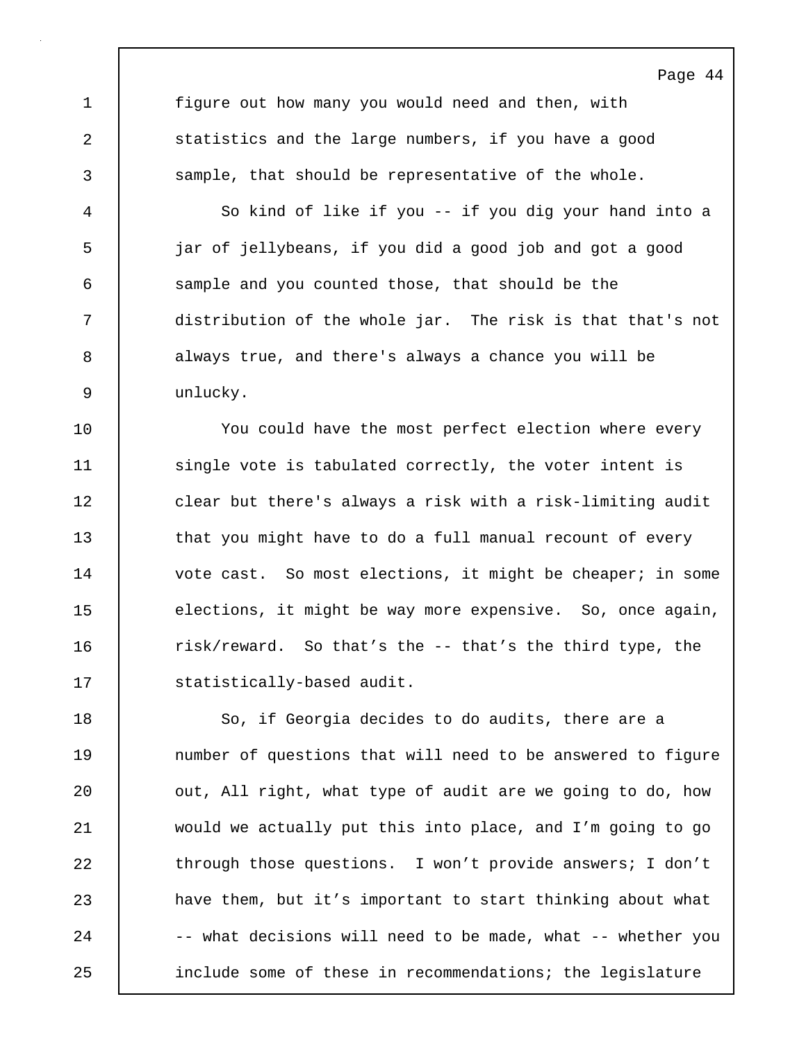figure out how many you would need and then, with statistics and the large numbers, if you have a good sample, that should be representative of the whole.

So kind of like if you -- if you dig your hand into a jar of jellybeans, if you did a good job and got a good sample and you counted those, that should be the distribution of the whole jar. The risk is that that's not always true, and there's always a chance you will be unlucky.

You could have the most perfect election where every single vote is tabulated correctly, the voter intent is clear but there's always a risk with a risk-limiting audit that you might have to do a full manual recount of every vote cast. So most elections, it might be cheaper; in some elections, it might be way more expensive. So, once again, risk/reward. So that's the -- that's the third type, the statistically-based audit.

So, if Georgia decides to do audits, there are a number of questions that will need to be answered to figure out, All right, what type of audit are we going to do, how would we actually put this into place, and I'm going to go through those questions. I won't provide answers; I don't have them, but it's important to start thinking about what -- what decisions will need to be made, what -- whether you include some of these in recommendations; the legislature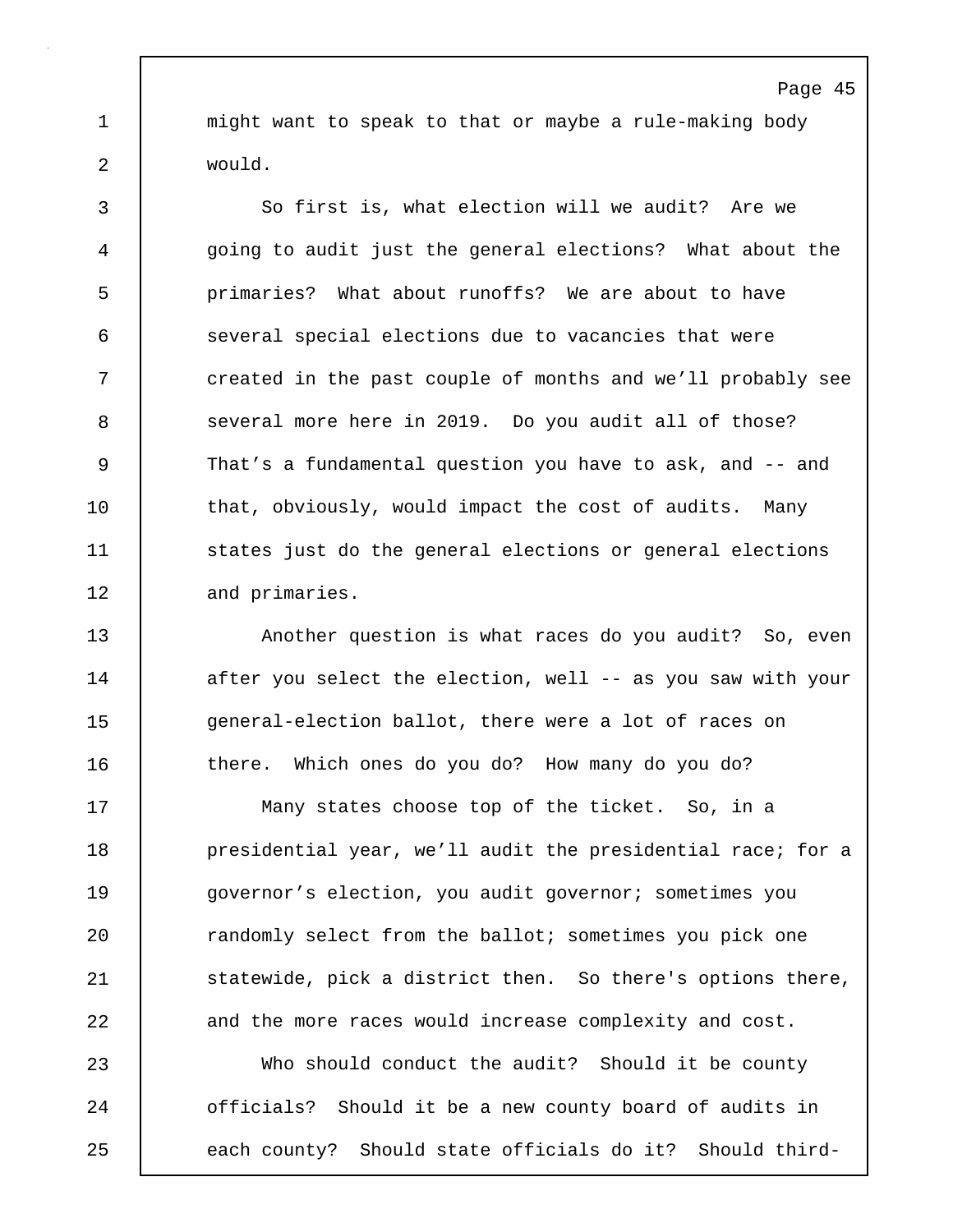might want to speak to that or maybe a rule-making body would.

So first is, what election will we audit? Are we going to audit just the general elections? What about the primaries? What about runoffs? We are about to have several special elections due to vacancies that were created in the past couple of months and we'll probably see several more here in 2019. Do you audit all of those? That's a fundamental question you have to ask, and -- and that, obviously, would impact the cost of audits. Many states just do the general elections or general elections and primaries.

Another question is what races do you audit? So, even after you select the election, well -- as you saw with your general-election ballot, there were a lot of races on there. Which ones do you do? How many do you do?

Many states choose top of the ticket. So, in a presidential year, we'll audit the presidential race; for a governor's election, you audit governor; sometimes you randomly select from the ballot; sometimes you pick one statewide, pick a district then. So there's options there, and the more races would increase complexity and cost.

Who should conduct the audit? Should it be county officials? Should it be a new county board of audits in each county? Should state officials do it? Should third-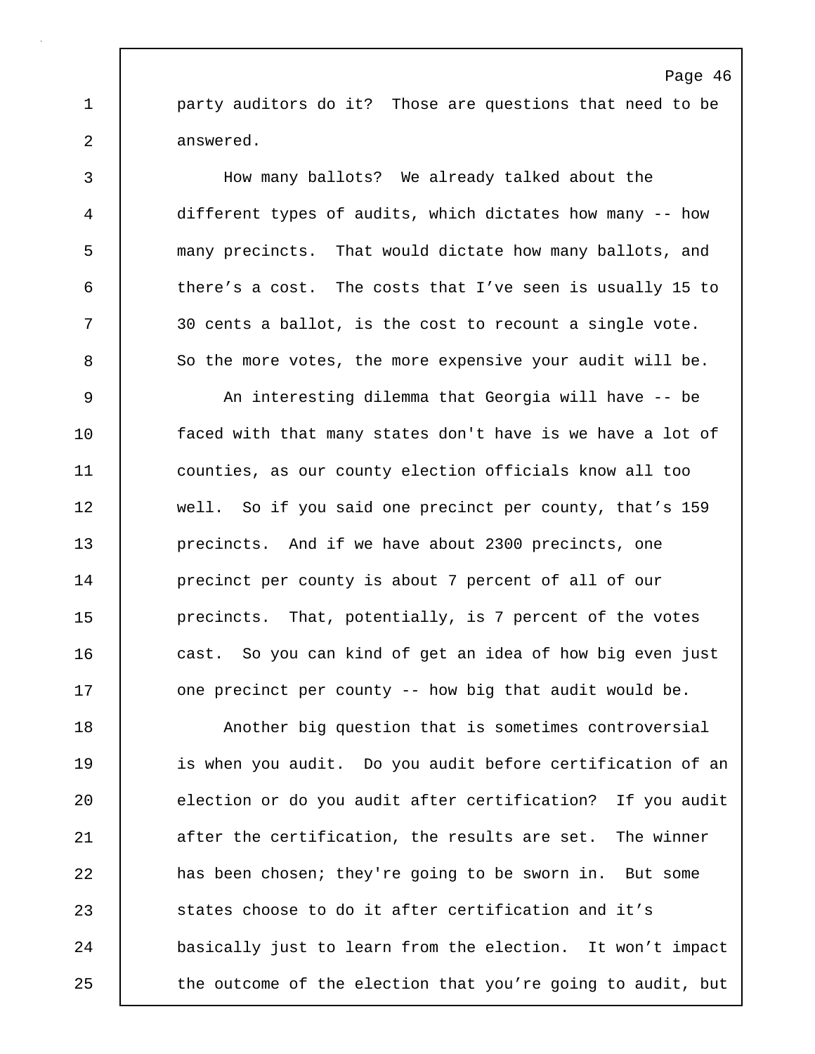party auditors do it? Those are questions that need to be answered.

How many ballots? We already talked about the different types of audits, which dictates how many -- how many precincts. That would dictate how many ballots, and there's a cost. The costs that I've seen is usually 15 to 30 cents a ballot, is the cost to recount a single vote. So the more votes, the more expensive your audit will be.

An interesting dilemma that Georgia will have -- be faced with that many states don't have is we have a lot of counties, as our county election officials know all too well. So if you said one precinct per county, that's 159 precincts. And if we have about 2300 precincts, one precinct per county is about 7 percent of all of our precincts. That, potentially, is 7 percent of the votes cast. So you can kind of get an idea of how big even just one precinct per county -- how big that audit would be.

Another big question that is sometimes controversial is when you audit. Do you audit before certification of an election or do you audit after certification? If you audit after the certification, the results are set. The winner has been chosen; they're going to be sworn in. But some states choose to do it after certification and it's basically just to learn from the election. It won't impact the outcome of the election that you're going to audit, but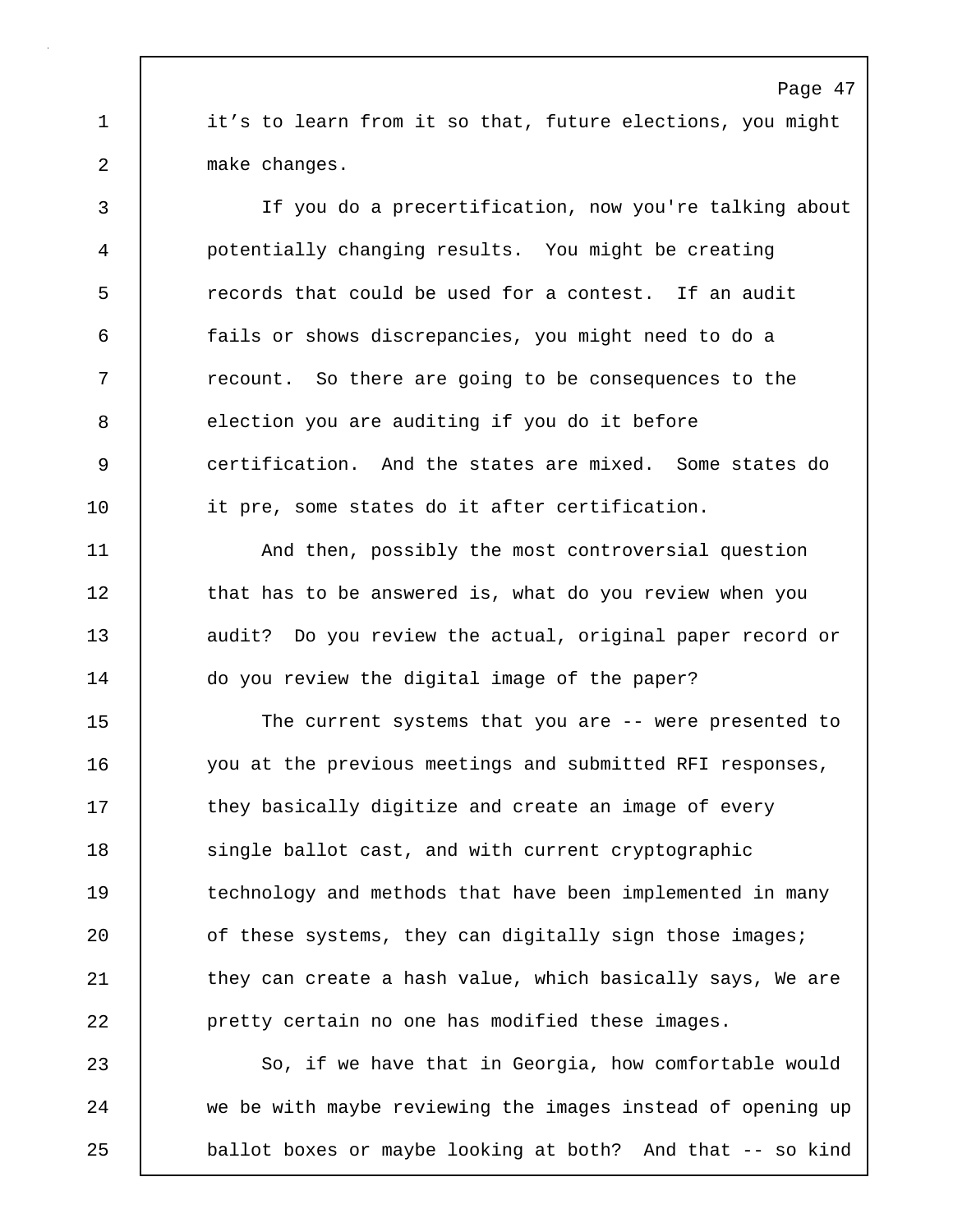it’s to learn from it so that, future elections, you might make changes.

If you do a precertification, now you're talking about potentially changing results. You might be creating records that could be used for a contest. If an audit fails or shows discrepancies, you might need to do a recount. So there are going to be consequences to the election you are auditing if you do it before certification. And the states are mixed. Some states do it pre, some states do it after certification.

And then, possibly the most controversial question that has to be answered is, what do you review when you audit? Do you review the actual, original paper record or do you review the digital image of the paper?

The current systems that you are -- were presented to you at the previous meetings and submitted RFI responses, they basically digitize and create an image of every single ballot cast, and with current cryptographic technology and methods that have been implemented in many of these systems, they can digitally sign those images; they can create a hash value, which basically says, We are pretty certain no one has modified these images.

So, if we have that in Georgia, how comfortable would we be with maybe reviewing the images instead of opening up ballot boxes or maybe looking at both? And that -- so kind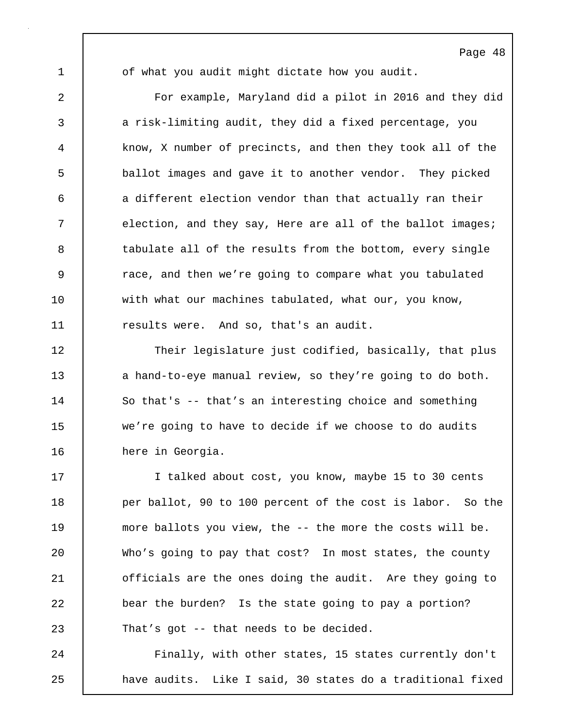of what you audit might dictate how you audit.

For example, Maryland did a pilot in 2016 and they did a risk-limiting audit, they did a fixed percentage, you know, X number of precincts, and then they took all of the ballot images and gave it to another vendor. They picked a different election vendor than that actually ran their election, and they say, Here are all of the ballot images; tabulate all of the results from the bottom, every single race, and then we’re going to compare what you tabulated with what our machines tabulated, what our, you know, results were. And so, that's an audit.

Their legislature just codified, basically, that plus a hand-to-eye manual review, so they’re going to do both. So that's -- that’s an interesting choice and something we’re going to have to decide if we choose to do audits here in Georgia.

I talked about cost, you know, maybe 15 to 30 cents per ballot, 90 to 100 percent of the cost is labor. So the more ballots you view, the -- the more the costs will be. Who’s going to pay that cost? In most states, the county officials are the ones doing the audit. Are they going to bear the burden? Is the state going to pay a portion? That’s got -- that needs to be decided.

Finally, with other states, 15 states currently don't have audits. Like I said, 30 states do a traditional fixed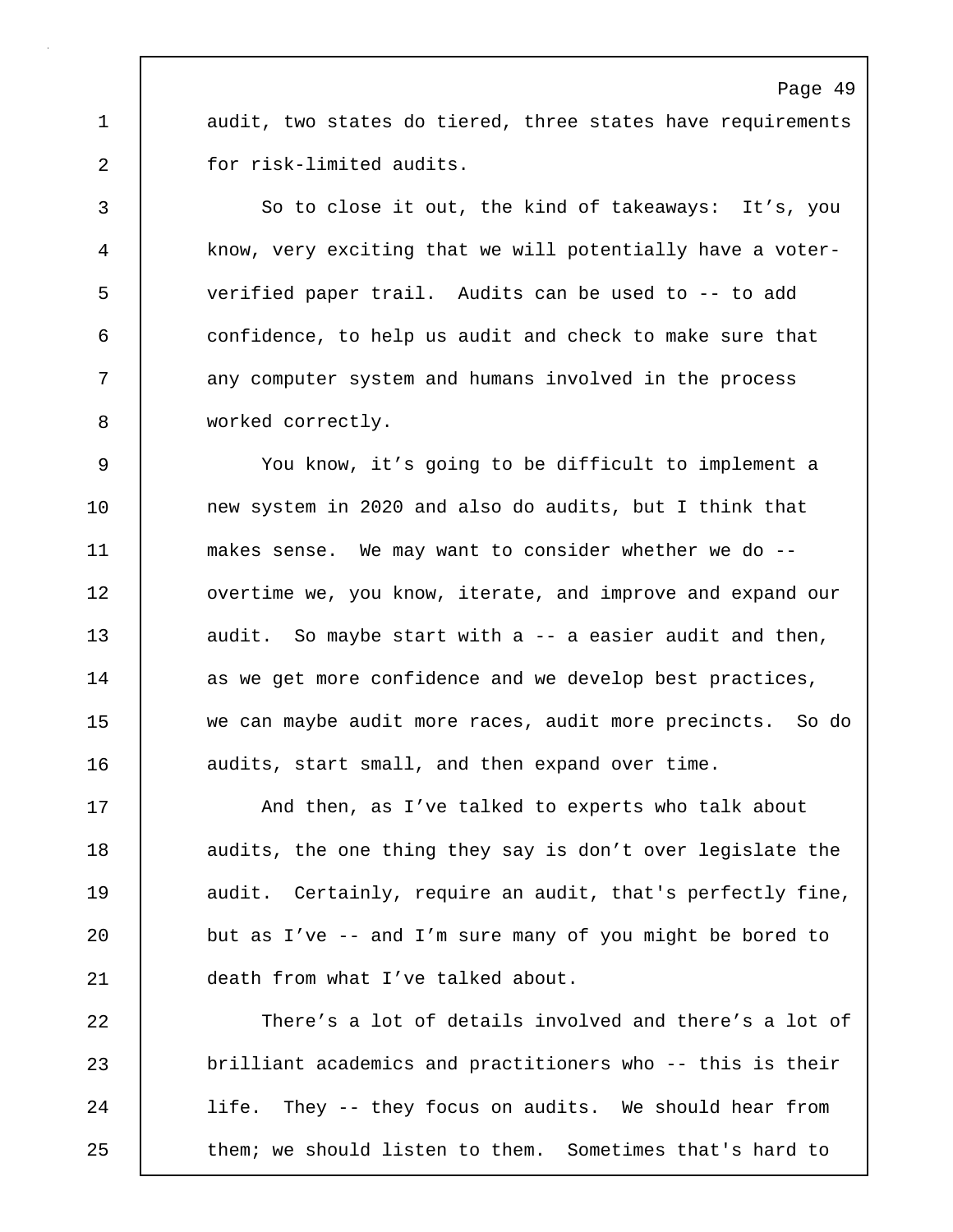audit, two states do tiered, three states have requirements for risk-limited audits.

So to close it out, the kind of takeaways: It's, you know, very exciting that we will potentially have a voter-verified paper trail. Audits can be used to -- to add confidence, to help us audit and check to make sure that any computer system and humans involved in the process worked correctly.

You know, it's going to be difficult to implement a new system in 2020 and also do audits, but I think that makes sense. We may want to consider whether we do -- overtime we, you know, iterate, and improve and expand our audit. So maybe start with a -- a easier audit and then, as we get more confidence and we develop best practices, we can maybe audit more races, audit more precincts. So do audits, start small, and then expand over time.

And then, as I've talked to experts who talk about audits, the one thing they say is don't over legislate the audit. Certainly, require an audit, that's perfectly fine, but as I've -- and I'm sure many of you might be bored to death from what I've talked about.

There's a lot of details involved and there's a lot of brilliant academics and practitioners who -- this is their life. They -- they focus on audits. We should hear from them; we should listen to them. Sometimes that's hard to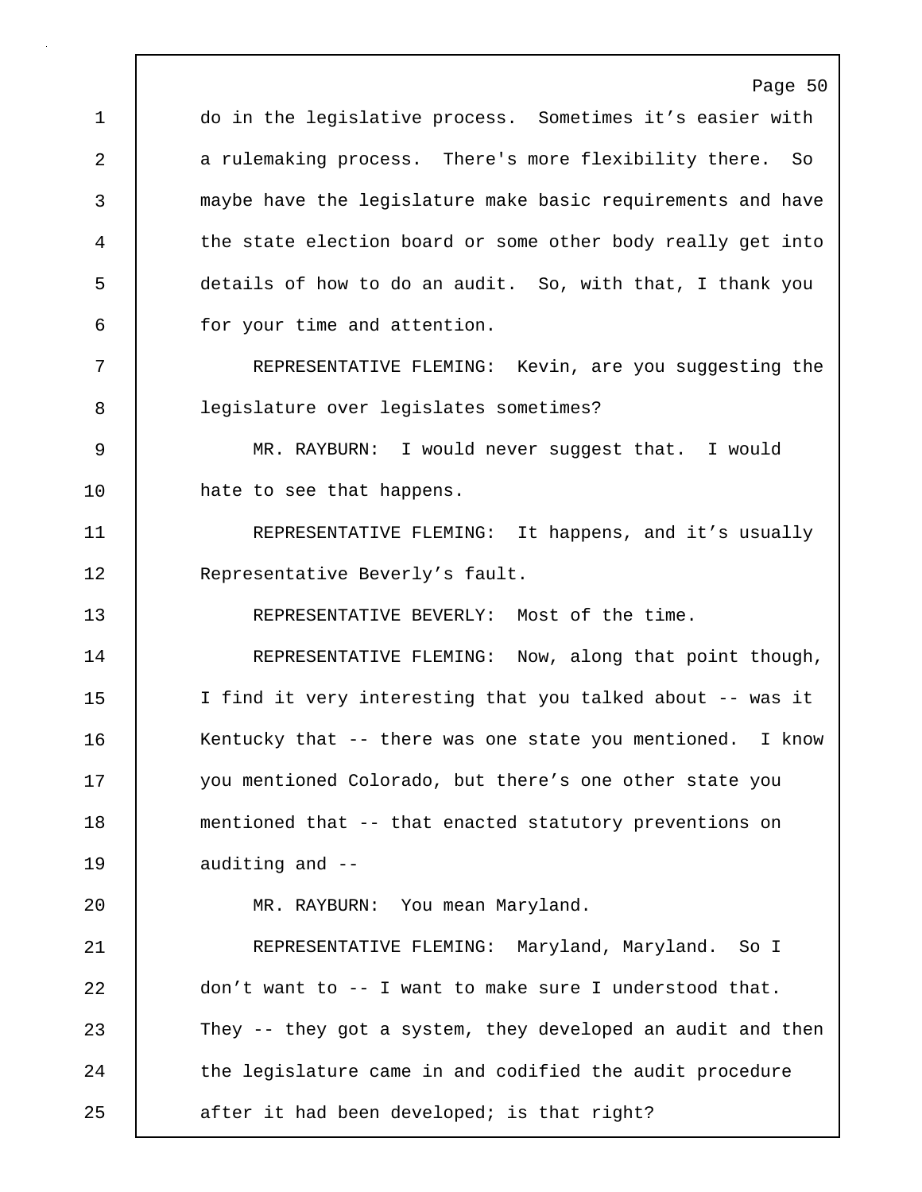do in the legislative process. Sometimes it's easier with a rulemaking process. There's more flexibility there. So maybe have the legislature make basic requirements and have the state election board or some other body really get into details of how to do an audit. So, with that, I thank you for your time and attention.

REPRESENTATIVE FLEMING: Kevin, are you suggesting the legislature over legislates sometimes?

MR. RAYBURN: I would never suggest that. I would hate to see that happens.

REPRESENTATIVE FLEMING: It happens, and it's usually Representative Beverly's fault.

REPRESENTATIVE BEVERLY: Most of the time.

REPRESENTATIVE FLEMING: Now, along that point though, I find it very interesting that you talked about -- was it Kentucky that -- there was one state you mentioned. I know you mentioned Colorado, but there's one other state you mentioned that -- that enacted statutory preventions on auditing and --

MR. RAYBURN: You mean Maryland.

REPRESENTATIVE FLEMING: Maryland, Maryland. So I don't want to -- I want to make sure I understood that. They -- they got a system, they developed an audit and then the legislature came in and codified the audit procedure after it had been developed; is that right?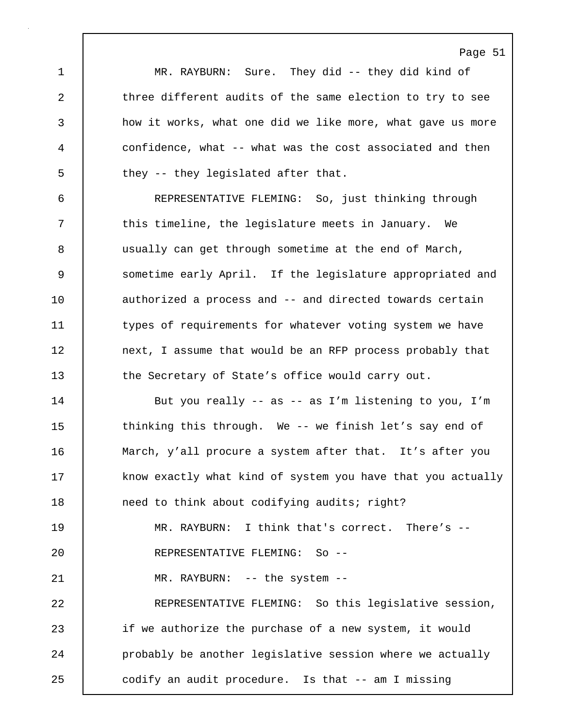MR. RAYBURN: Sure. They did -- they did kind of three different audits of the same election to try to see how it works, what one did we like more, what gave us more confidence, what -- what was the cost associated and then they -- they legislated after that.

REPRESENTATIVE FLEMING: So, just thinking through this timeline, the legislature meets in January. We usually can get through sometime at the end of March, sometime early April. If the legislature appropriated and authorized a process and -- and directed towards certain types of requirements for whatever voting system we have next, I assume that would be an RFP process probably that the Secretary of State's office would carry out.

But you really -- as -- as I'm listening to you, I'm thinking this through. We -- we finish let's say end of March, y'all procure a system after that. It's after you know exactly what kind of system you have that you actually need to think about codifying audits; right?

MR. RAYBURN: I think that's correct. There's --

REPRESENTATIVE FLEMING: So --

MR. RAYBURN: -- the system --

REPRESENTATIVE FLEMING: So this legislative session, if we authorize the purchase of a new system, it would probably be another legislative session where we actually codify an audit procedure. Is that -- am I missing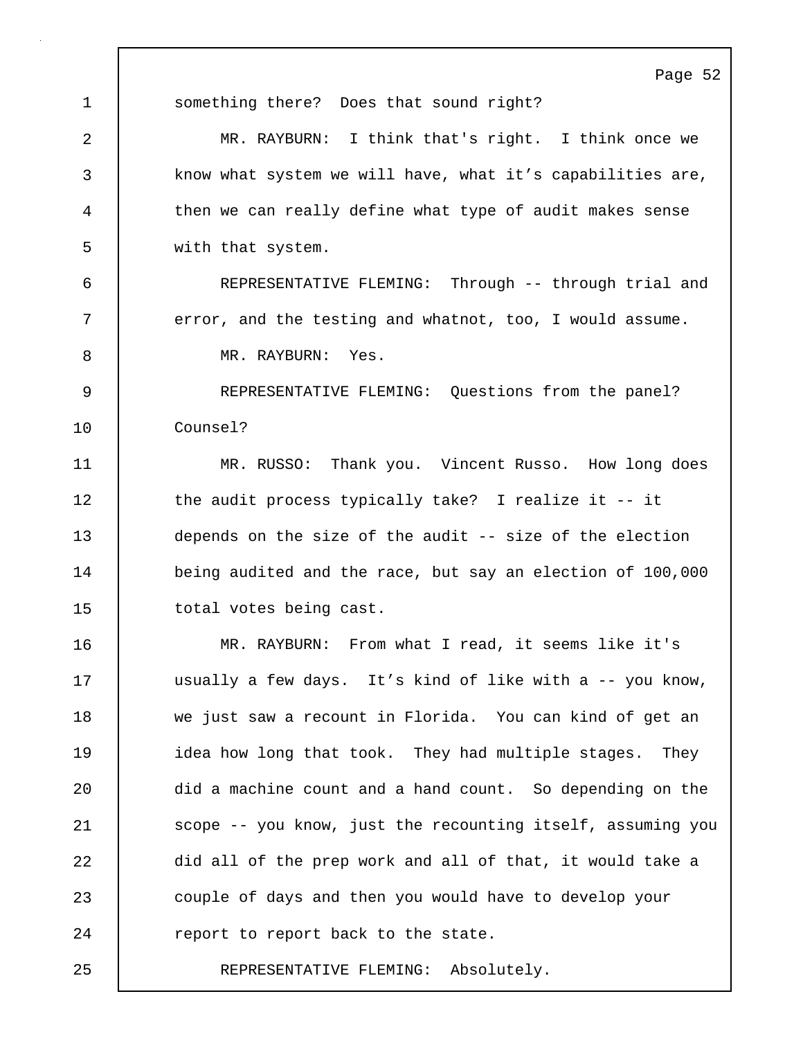something there? Does that sound right?

MR. RAYBURN: I think that's right. I think once we know what system we will have, what it’s capabilities are, then we can really define what type of audit makes sense with that system.

REPRESENTATIVE FLEMING: Through -- through trial and error, and the testing and whatnot, too, I would assume.

MR. RAYBURN: Yes.

REPRESENTATIVE FLEMING: Questions from the panel? Counsel?

MR. RUSSO: Thank you. Vincent Russo. How long does the audit process typically take? I realize it -- it depends on the size of the audit -- size of the election being audited and the race, but say an election of 100,000 total votes being cast.

MR. RAYBURN: From what I read, it seems like it's usually a few days. It’s kind of like with a -- you know, we just saw a recount in Florida. You can kind of get an idea how long that took. They had multiple stages. They did a machine count and a hand count. So depending on the scope -- you know, just the recounting itself, assuming you did all of the prep work and all of that, it would take a couple of days and then you would have to develop your report to report back to the state.

REPRESENTATIVE FLEMING: Absolutely.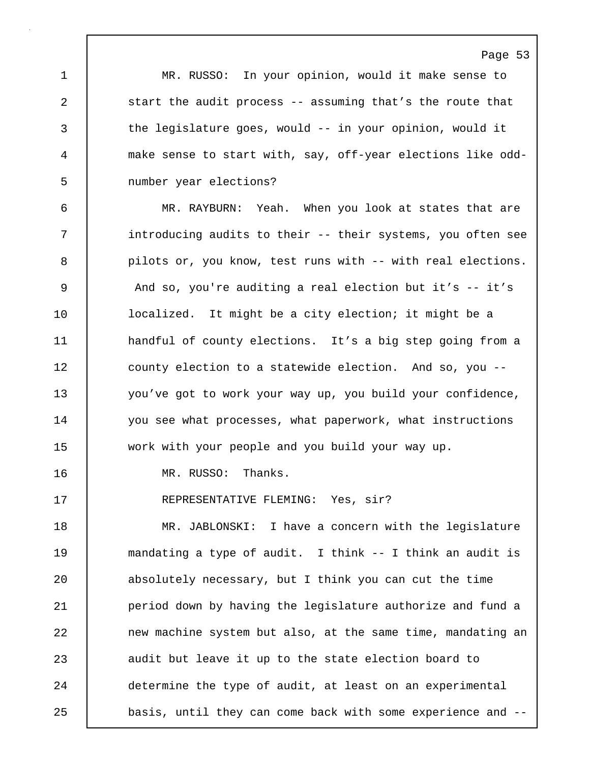MR. RUSSO: In your opinion, would it make sense to start the audit process -- assuming that's the route that the legislature goes, would -- in your opinion, would it make sense to start with, say, off-year elections like odd-number year elections?

MR. RAYBURN: Yeah. When you look at states that are introducing audits to their -- their systems, you often see pilots or, you know, test runs with -- with real elections. And so, you're auditing a real election but it's -- it's localized. It might be a city election; it might be a handful of county elections. It's a big step going from a county election to a statewide election. And so, you -- you've got to work your way up, you build your confidence, you see what processes, what paperwork, what instructions work with your people and you build your way up.

MR. RUSSO: Thanks.

REPRESENTATIVE FLEMING: Yes, sir?

MR. JABLONSKI: I have a concern with the legislature mandating a type of audit. I think -- I think an audit is absolutely necessary, but I think you can cut the time period down by having the legislature authorize and fund a new machine system but also, at the same time, mandating an audit but leave it up to the state election board to determine the type of audit, at least on an experimental basis, until they can come back with some experience and --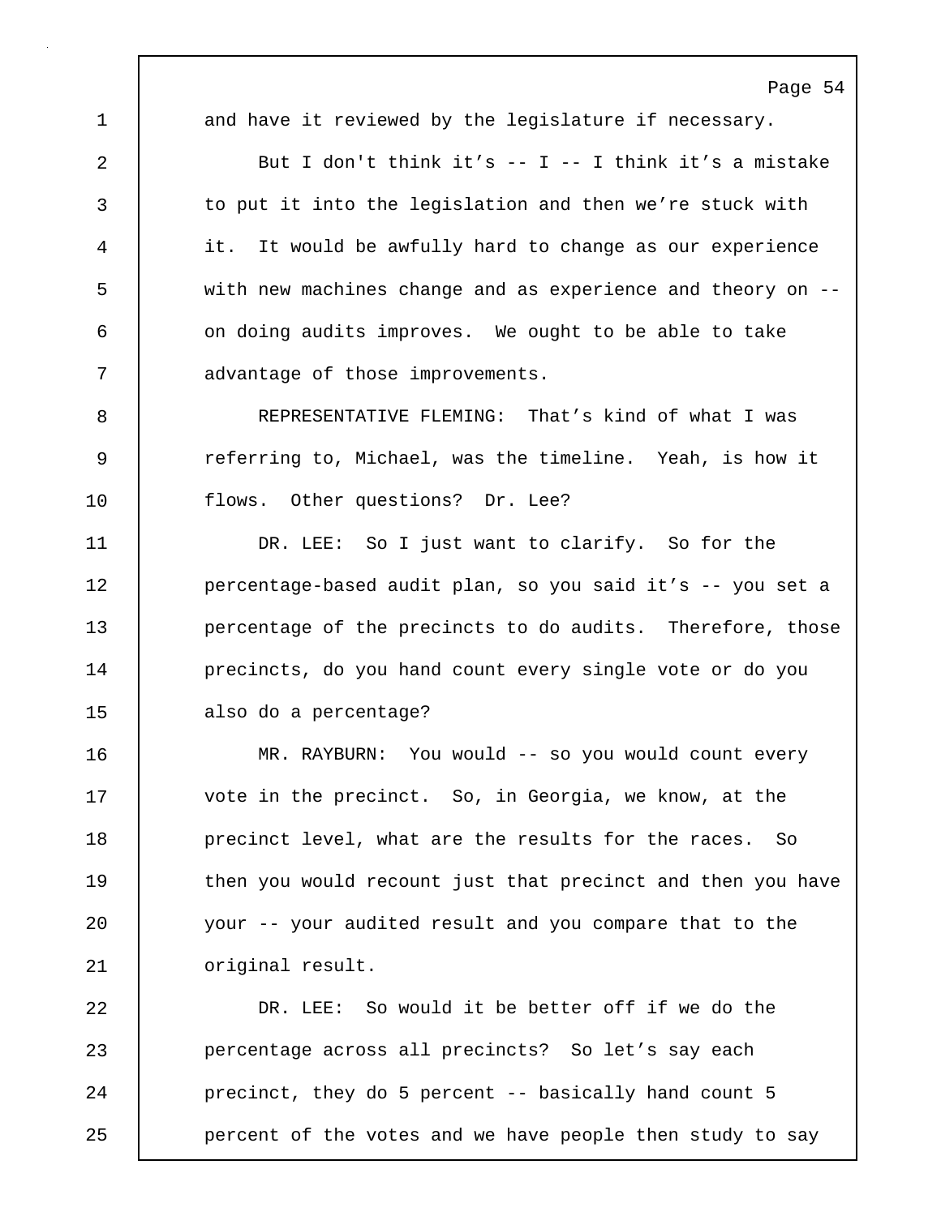and have it reviewed by the legislature if necessary.

But I don't think it’s -- I -- I think it’s a mistake to put it into the legislation and then we’re stuck with it. It would be awfully hard to change as our experience with new machines change and as experience and theory on -- on doing audits improves. We ought to be able to take advantage of those improvements.

REPRESENTATIVE FLEMING: That’s kind of what I was referring to, Michael, was the timeline. Yeah, is how it flows. Other questions? Dr. Lee?

DR. LEE: So I just want to clarify. So for the percentage-based audit plan, so you said it’s -- you set a percentage of the precincts to do audits. Therefore, those precincts, do you hand count every single vote or do you also do a percentage?

MR. RAYBURN: You would -- so you would count every vote in the precinct. So, in Georgia, we know, at the precinct level, what are the results for the races. So then you would recount just that precinct and then you have your -- your audited result and you compare that to the original result.

DR. LEE: So would it be better off if we do the percentage across all precincts? So let’s say each precinct, they do 5 percent -- basically hand count 5 percent of the votes and we have people then study to say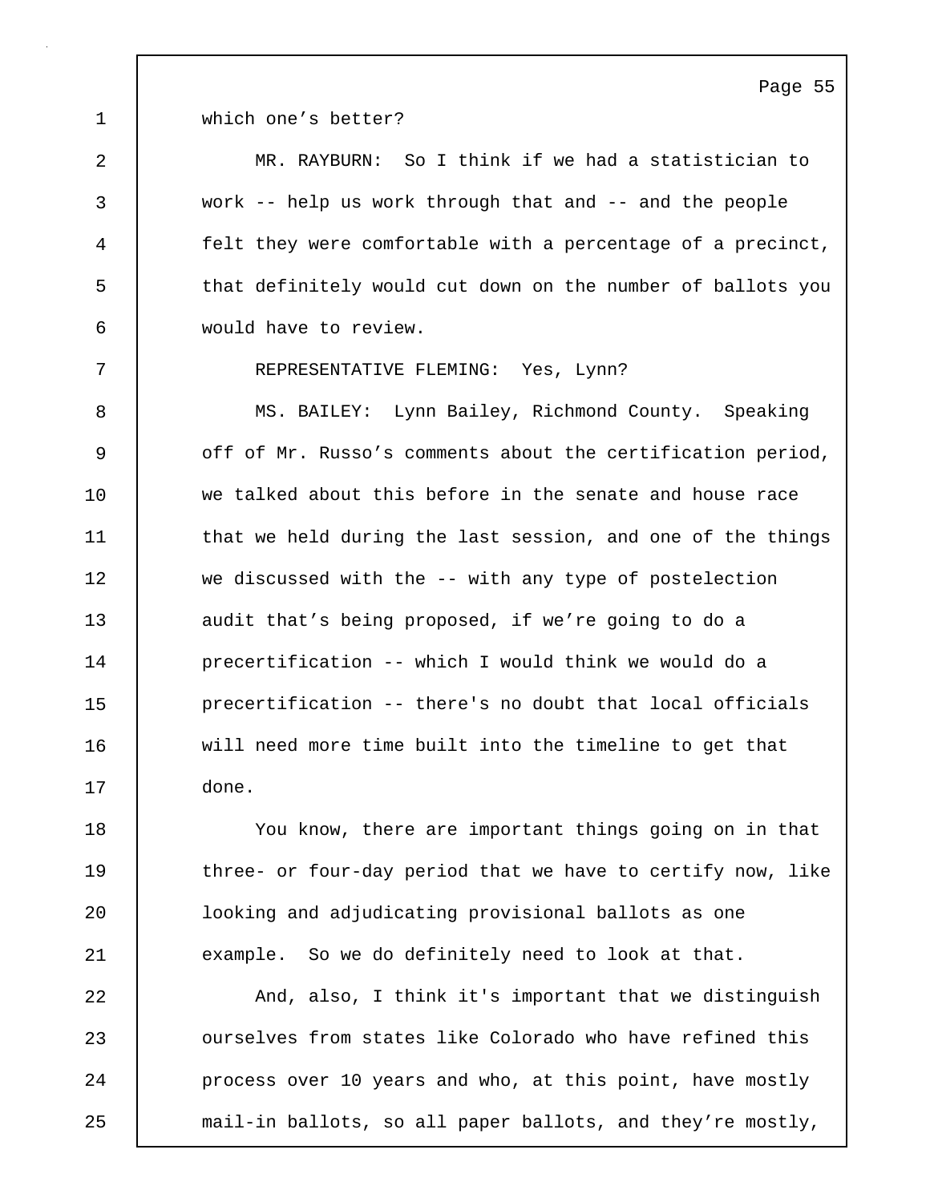which one's better?

MR. RAYBURN: So I think if we had a statistician to work -- help us work through that and -- and the people felt they were comfortable with a percentage of a precinct, that definitely would cut down on the number of ballots you would have to review.

REPRESENTATIVE FLEMING: Yes, Lynn?

MS. BAILEY: Lynn Bailey, Richmond County. Speaking off of Mr. Russo's comments about the certification period, we talked about this before in the senate and house race that we held during the last session, and one of the things we discussed with the -- with any type of postelection audit that's being proposed, if we're going to do a precertification -- which I would think we would do a precertification -- there's no doubt that local officials will need more time built into the timeline to get that done.

You know, there are important things going on in that three- or four-day period that we have to certify now, like looking and adjudicating provisional ballots as one example. So we do definitely need to look at that.

And, also, I think it's important that we distinguish ourselves from states like Colorado who have refined this process over 10 years and who, at this point, have mostly mail-in ballots, so all paper ballots, and they're mostly,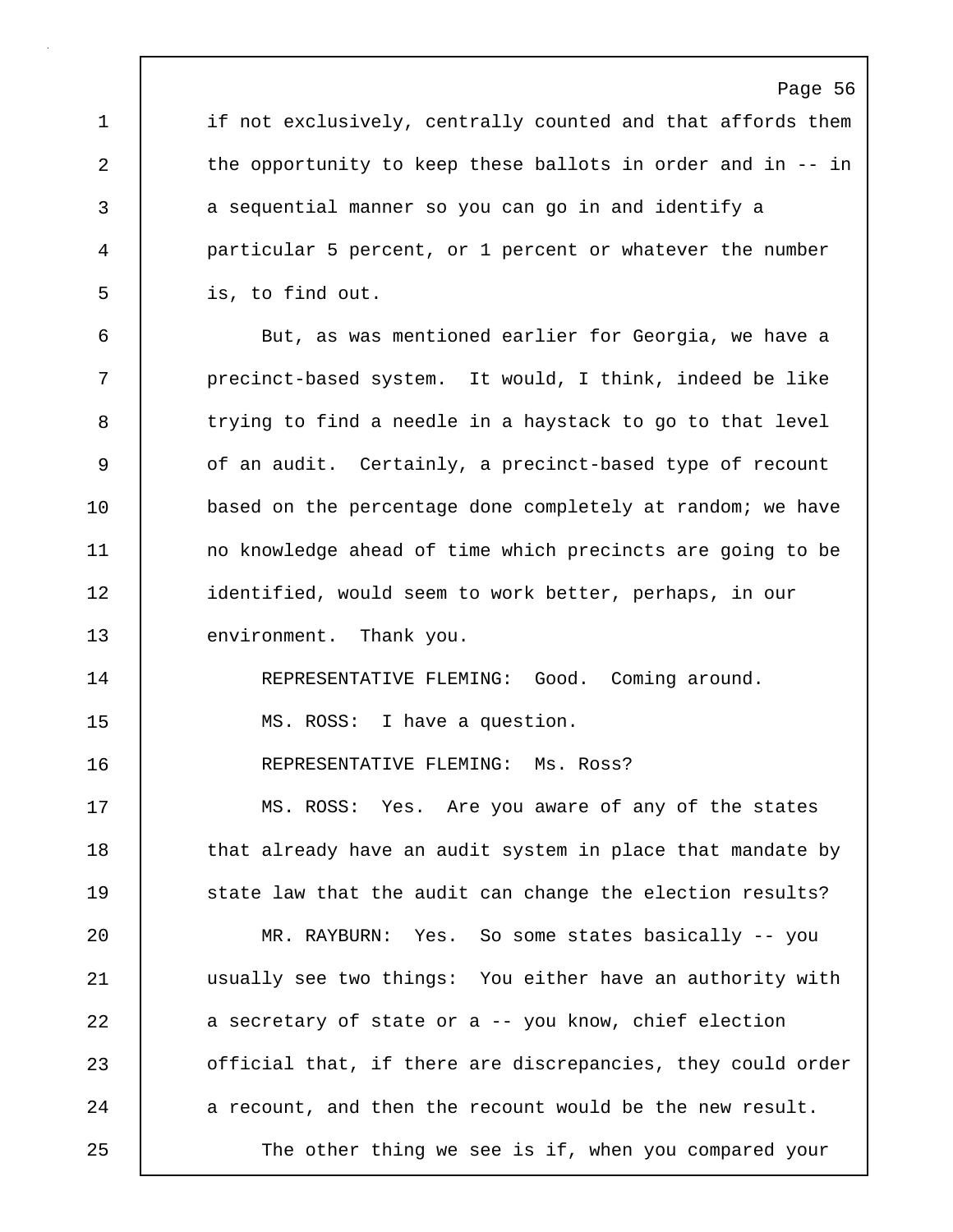if not exclusively, centrally counted and that affords them the opportunity to keep these ballots in order and in -- in a sequential manner so you can go in and identify a particular 5 percent, or 1 percent or whatever the number is, to find out.

But, as was mentioned earlier for Georgia, we have a precinct-based system. It would, I think, indeed be like trying to find a needle in a haystack to go to that level of an audit. Certainly, a precinct-based type of recount based on the percentage done completely at random; we have no knowledge ahead of time which precincts are going to be identified, would seem to work better, perhaps, in our environment. Thank you.

REPRESENTATIVE FLEMING: Good. Coming around.

MS. ROSS: I have a question.

REPRESENTATIVE FLEMING: Ms. Ross?

MS. ROSS: Yes. Are you aware of any of the states that already have an audit system in place that mandate by state law that the audit can change the election results?

MR. RAYBURN: Yes. So some states basically -- you usually see two things: You either have an authority with a secretary of state or a -- you know, chief election official that, if there are discrepancies, they could order a recount, and then the recount would be the new result.

The other thing we see is if, when you compared your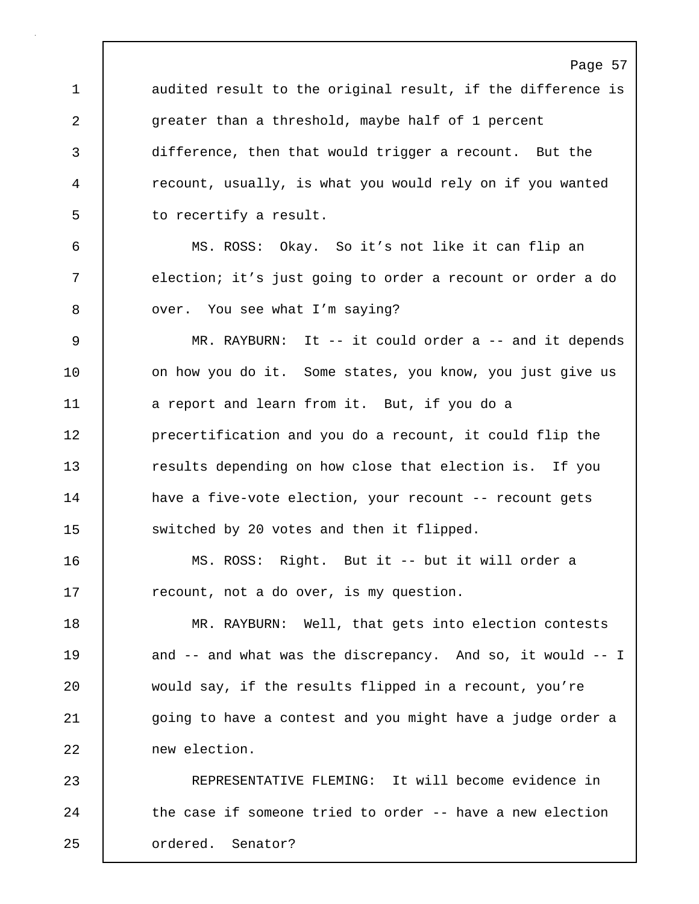audited result to the original result, if the difference is greater than a threshold, maybe half of 1 percent difference, then that would trigger a recount. But the recount, usually, is what you would rely on if you wanted to recertify a result.

MS. ROSS: Okay. So it’s not like it can flip an election; it’s just going to order a recount or order a do over. You see what I’m saying?

MR. RAYBURN: It -- it could order a -- and it depends on how you do it. Some states, you know, you just give us a report and learn from it. But, if you do a precertification and you do a recount, it could flip the results depending on how close that election is. If you have a five-vote election, your recount -- recount gets switched by 20 votes and then it flipped.

MS. ROSS: Right. But it -- but it will order a recount, not a do over, is my question.

MR. RAYBURN: Well, that gets into election contests and -- and what was the discrepancy. And so, it would -- I would say, if the results flipped in a recount, you’re going to have a contest and you might have a judge order a new election.

REPRESENTATIVE FLEMING: It will become evidence in the case if someone tried to order -- have a new election ordered. Senator?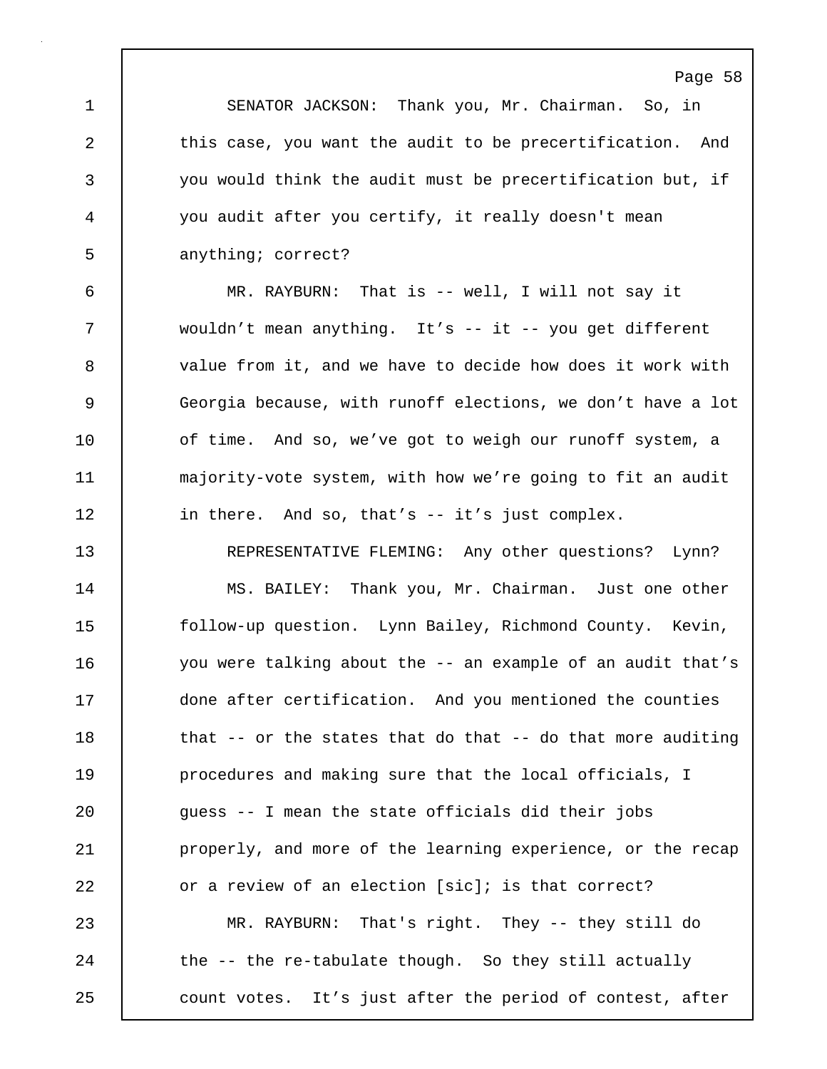SENATOR JACKSON: Thank you, Mr. Chairman. So, in this case, you want the audit to be precertification. And you would think the audit must be precertification but, if you audit after you certify, it really doesn't mean anything; correct?

MR. RAYBURN: That is -- well, I will not say it wouldn’t mean anything. It’s -- it -- you get different value from it, and we have to decide how does it work with Georgia because, with runoff elections, we don’t have a lot of time. And so, we’ve got to weigh our runoff system, a majority-vote system, with how we’re going to fit an audit in there. And so, that’s -- it’s just complex.

REPRESENTATIVE FLEMING: Any other questions? Lynn?

MS. BAILEY: Thank you, Mr. Chairman. Just one other follow-up question. Lynn Bailey, Richmond County. Kevin, you were talking about the -- an example of an audit that’s done after certification. And you mentioned the counties that -- or the states that do that -- do that more auditing procedures and making sure that the local officials, I guess -- I mean the state officials did their jobs properly, and more of the learning experience, or the recap or a review of an election [sic]; is that correct?

MR. RAYBURN: That's right. They -- they still do the -- the re-tabulate though. So they still actually count votes. It’s just after the period of contest, after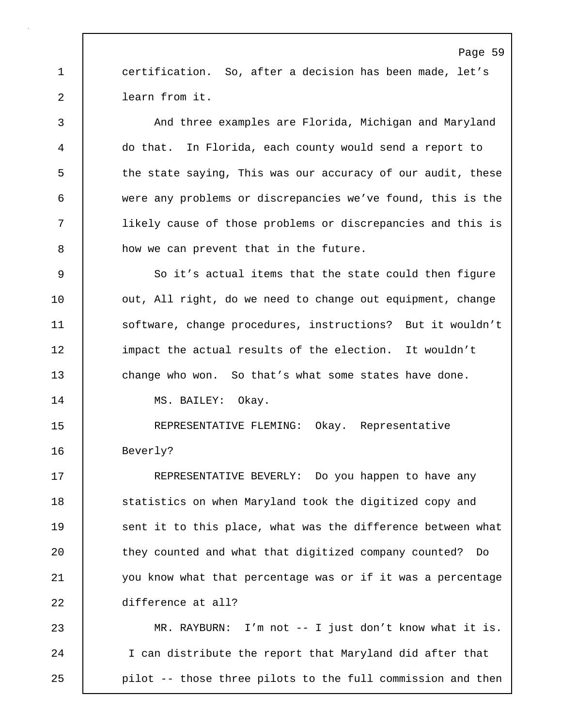certification. So, after a decision has been made, let's learn from it.

And three examples are Florida, Michigan and Maryland do that. In Florida, each county would send a report to the state saying, This was our accuracy of our audit, these were any problems or discrepancies we've found, this is the likely cause of those problems or discrepancies and this is how we can prevent that in the future.

So it's actual items that the state could then figure out, All right, do we need to change out equipment, change software, change procedures, instructions? But it wouldn't impact the actual results of the election. It wouldn't change who won. So that's what some states have done.

MS. BAILEY: Okay.

REPRESENTATIVE FLEMING: Okay. Representative Beverly?

REPRESENTATIVE BEVERLY: Do you happen to have any statistics on when Maryland took the digitized copy and sent it to this place, what was the difference between what they counted and what that digitized company counted? Do you know what that percentage was or if it was a percentage difference at all?

MR. RAYBURN: I'm not -- I just don't know what it is. I can distribute the report that Maryland did after that pilot -- those three pilots to the full commission and then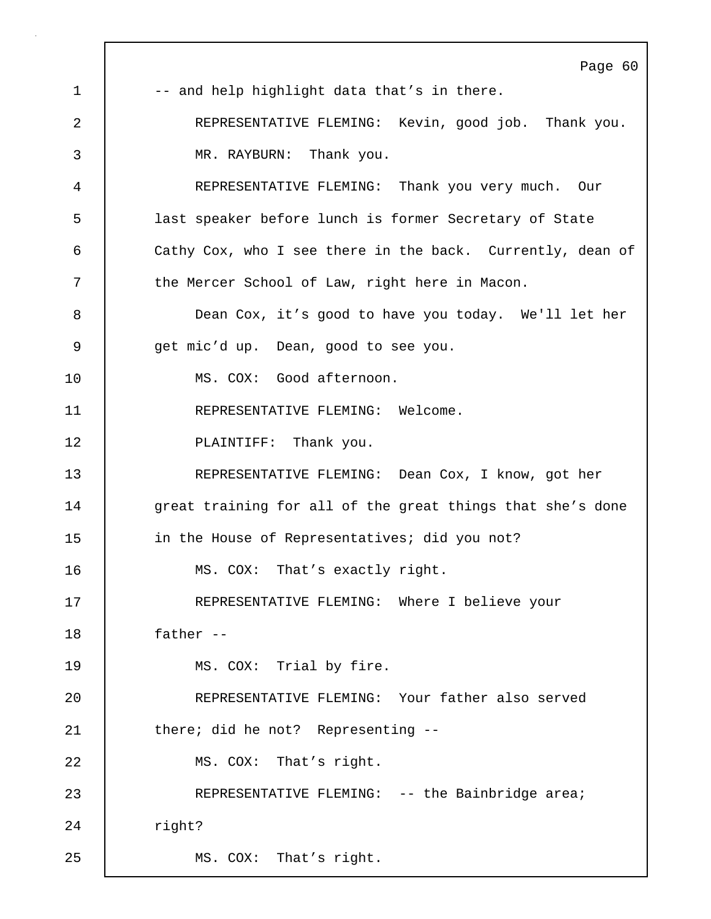1 -- and help highlight data that's in there.

2 REPRESENTATIVE FLEMING: Kevin, good job. Thank you.

3 MR. RAYBURN: Thank you.

4 REPRESENTATIVE FLEMING: Thank you very much. Our
5 last speaker before lunch is former Secretary of State
6 Cathy Cox, who I see there in the back. Currently, dean of
7 the Mercer School of Law, right here in Macon.

8 Dean Cox, it's good to have you today. We'll let her
9 get mic'd up. Dean, good to see you.

10 MS. COX: Good afternoon.

11 REPRESENTATIVE FLEMING: Welcome.

12 PLAINTIFF: Thank you.

13 REPRESENTATIVE FLEMING: Dean Cox, I know, got her
14 great training for all of the great things that she's done
15 in the House of Representatives; did you not?

16 MS. COX: That's exactly right.

17 REPRESENTATIVE FLEMING: Where I believe your
18 father --

19 MS. COX: Trial by fire.

20 REPRESENTATIVE FLEMING: Your father also served
21 there; did he not? Representing --

22 MS. COX: That's right.

23 REPRESENTATIVE FLEMING: -- the Bainbridge area;
24 right?

25 MS. COX: That's right.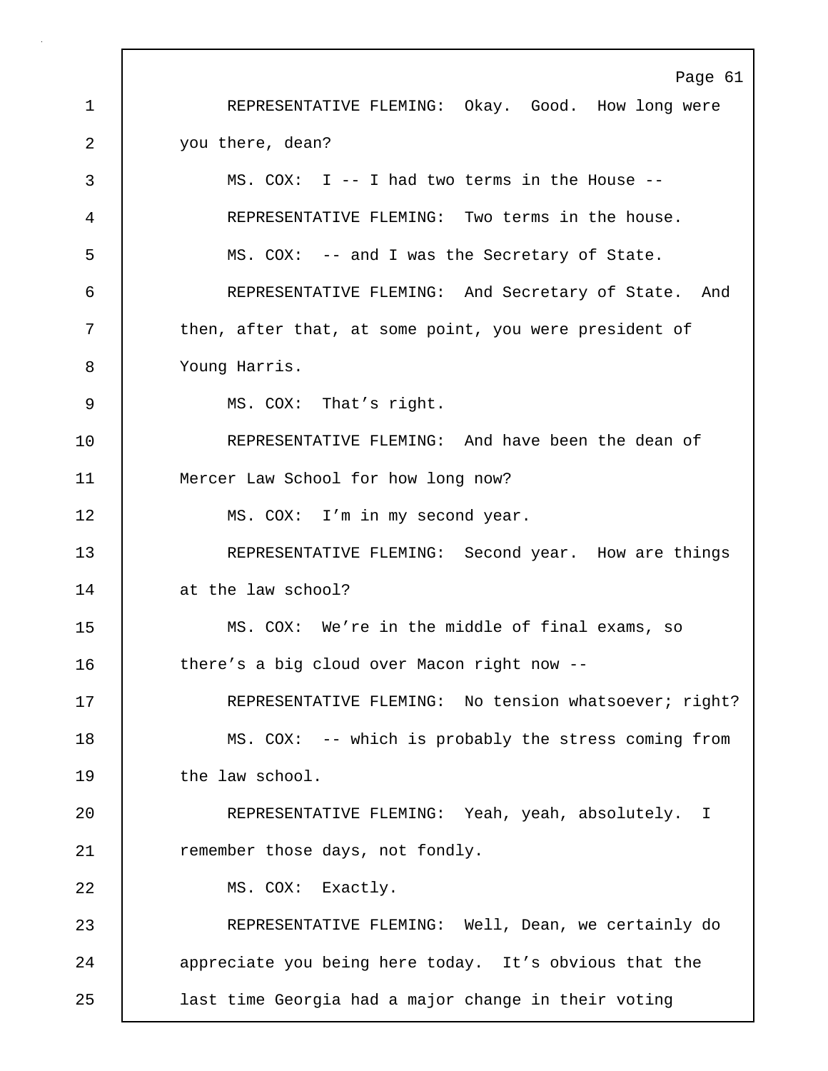REPRESENTATIVE FLEMING: Okay. Good. How long were you there, dean?

MS. COX: I -- I had two terms in the House --

REPRESENTATIVE FLEMING: Two terms in the house.

MS. COX: -- and I was the Secretary of State.

REPRESENTATIVE FLEMING: And Secretary of State. And then, after that, at some point, you were president of Young Harris.

MS. COX: That's right.

REPRESENTATIVE FLEMING: And have been the dean of Mercer Law School for how long now?

MS. COX: I'm in my second year.

REPRESENTATIVE FLEMING: Second year. How are things at the law school?

MS. COX: We're in the middle of final exams, so there's a big cloud over Macon right now --

REPRESENTATIVE FLEMING: No tension whatsoever; right?

MS. COX: -- which is probably the stress coming from the law school.

REPRESENTATIVE FLEMING: Yeah, yeah, absolutely. I remember those days, not fondly.

MS. COX: Exactly.

REPRESENTATIVE FLEMING: Well, Dean, we certainly do appreciate you being here today. It's obvious that the last time Georgia had a major change in their voting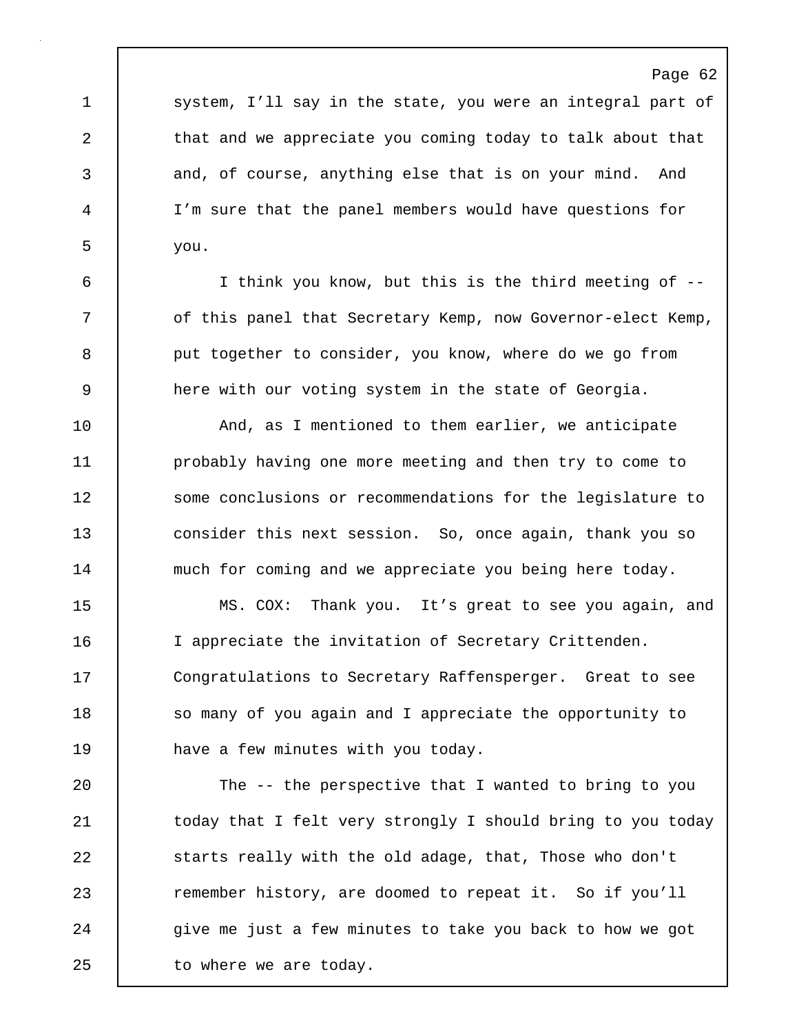system, I'll say in the state, you were an integral part of that and we appreciate you coming today to talk about that and, of course, anything else that is on your mind. And I'm sure that the panel members would have questions for you.

I think you know, but this is the third meeting of -- of this panel that Secretary Kemp, now Governor-elect Kemp, put together to consider, you know, where do we go from here with our voting system in the state of Georgia.

And, as I mentioned to them earlier, we anticipate probably having one more meeting and then try to come to some conclusions or recommendations for the legislature to consider this next session. So, once again, thank you so much for coming and we appreciate you being here today.

MS. COX: Thank you. It's great to see you again, and I appreciate the invitation of Secretary Crittenden. Congratulations to Secretary Raffensperger. Great to see so many of you again and I appreciate the opportunity to have a few minutes with you today.

The -- the perspective that I wanted to bring to you today that I felt very strongly I should bring to you today starts really with the old adage, that, Those who don't remember history, are doomed to repeat it. So if you'll give me just a few minutes to take you back to how we got to where we are today.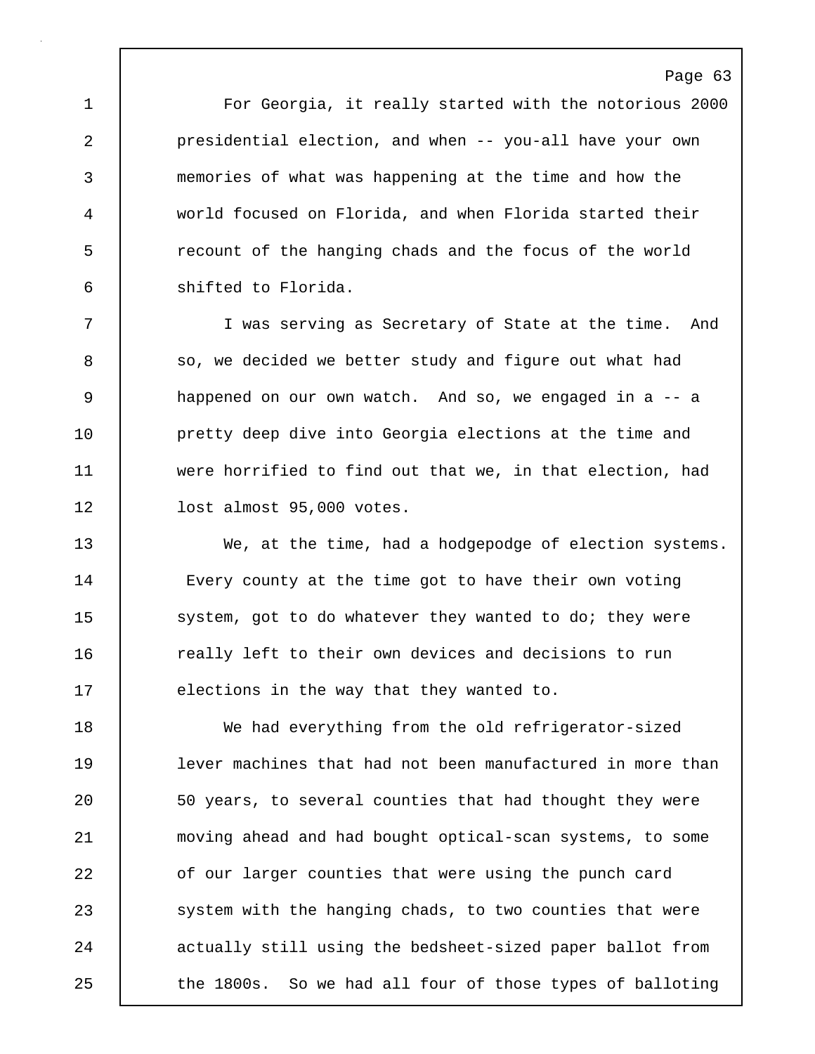For Georgia, it really started with the notorious 2000 presidential election, and when -- you-all have your own memories of what was happening at the time and how the world focused on Florida, and when Florida started their recount of the hanging chads and the focus of the world shifted to Florida.

I was serving as Secretary of State at the time. And so, we decided we better study and figure out what had happened on our own watch. And so, we engaged in a -- a pretty deep dive into Georgia elections at the time and were horrified to find out that we, in that election, had lost almost 95,000 votes.

We, at the time, had a hodgepodge of election systems. Every county at the time got to have their own voting system, got to do whatever they wanted to do; they were really left to their own devices and decisions to run elections in the way that they wanted to.

We had everything from the old refrigerator-sized lever machines that had not been manufactured in more than 50 years, to several counties that had thought they were moving ahead and had bought optical-scan systems, to some of our larger counties that were using the punch card system with the hanging chads, to two counties that were actually still using the bedsheet-sized paper ballot from the 1800s. So we had all four of those types of balloting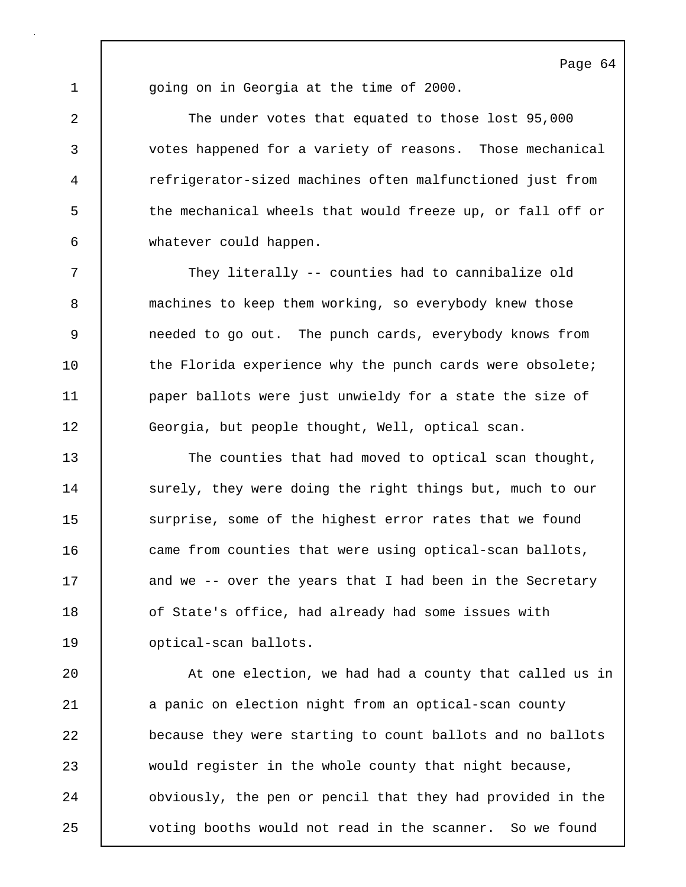going on in Georgia at the time of 2000.

The under votes that equated to those lost 95,000 votes happened for a variety of reasons. Those mechanical refrigerator-sized machines often malfunctioned just from the mechanical wheels that would freeze up, or fall off or whatever could happen.

They literally -- counties had to cannibalize old machines to keep them working, so everybody knew those needed to go out. The punch cards, everybody knows from the Florida experience why the punch cards were obsolete; paper ballots were just unwieldy for a state the size of Georgia, but people thought, Well, optical scan.

The counties that had moved to optical scan thought, surely, they were doing the right things but, much to our surprise, some of the highest error rates that we found came from counties that were using optical-scan ballots, and we -- over the years that I had been in the Secretary of State's office, had already had some issues with optical-scan ballots.

At one election, we had had a county that called us in a panic on election night from an optical-scan county because they were starting to count ballots and no ballots would register in the whole county that night because, obviously, the pen or pencil that they had provided in the voting booths would not read in the scanner. So we found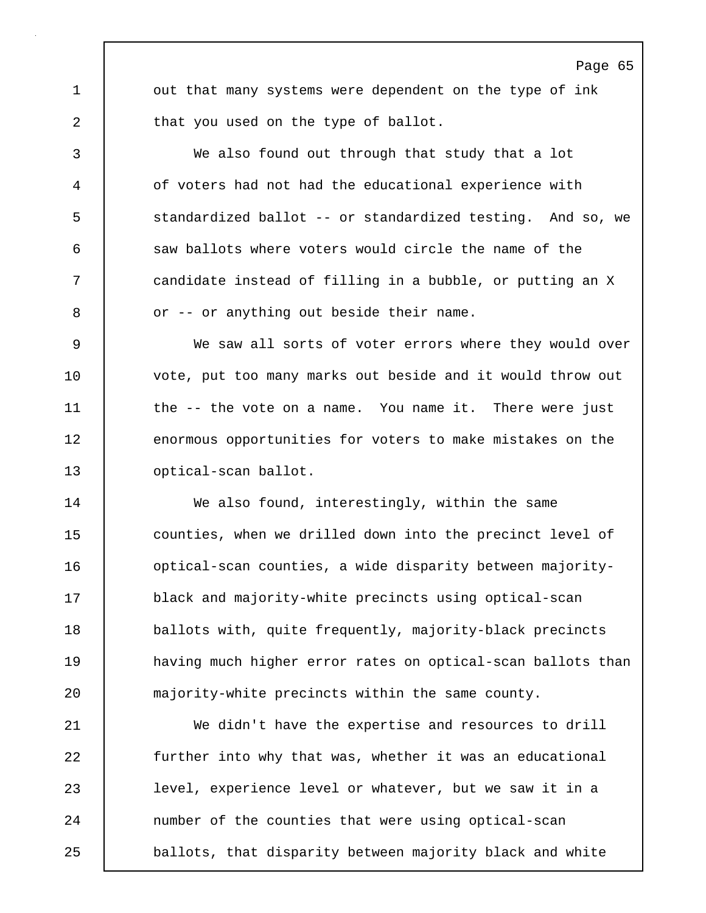out that many systems were dependent on the type of ink that you used on the type of ballot.

We also found out through that study that a lot of voters had not had the educational experience with standardized ballot -- or standardized testing. And so, we saw ballots where voters would circle the name of the candidate instead of filling in a bubble, or putting an X or -- or anything out beside their name.

We saw all sorts of voter errors where they would over vote, put too many marks out beside and it would throw out the -- the vote on a name. You name it. There were just enormous opportunities for voters to make mistakes on the optical-scan ballot.

We also found, interestingly, within the same counties, when we drilled down into the precinct level of optical-scan counties, a wide disparity between majority-black and majority-white precincts using optical-scan ballots with, quite frequently, majority-black precincts having much higher error rates on optical-scan ballots than majority-white precincts within the same county.

We didn't have the expertise and resources to drill further into why that was, whether it was an educational level, experience level or whatever, but we saw it in a number of the counties that were using optical-scan ballots, that disparity between majority black and white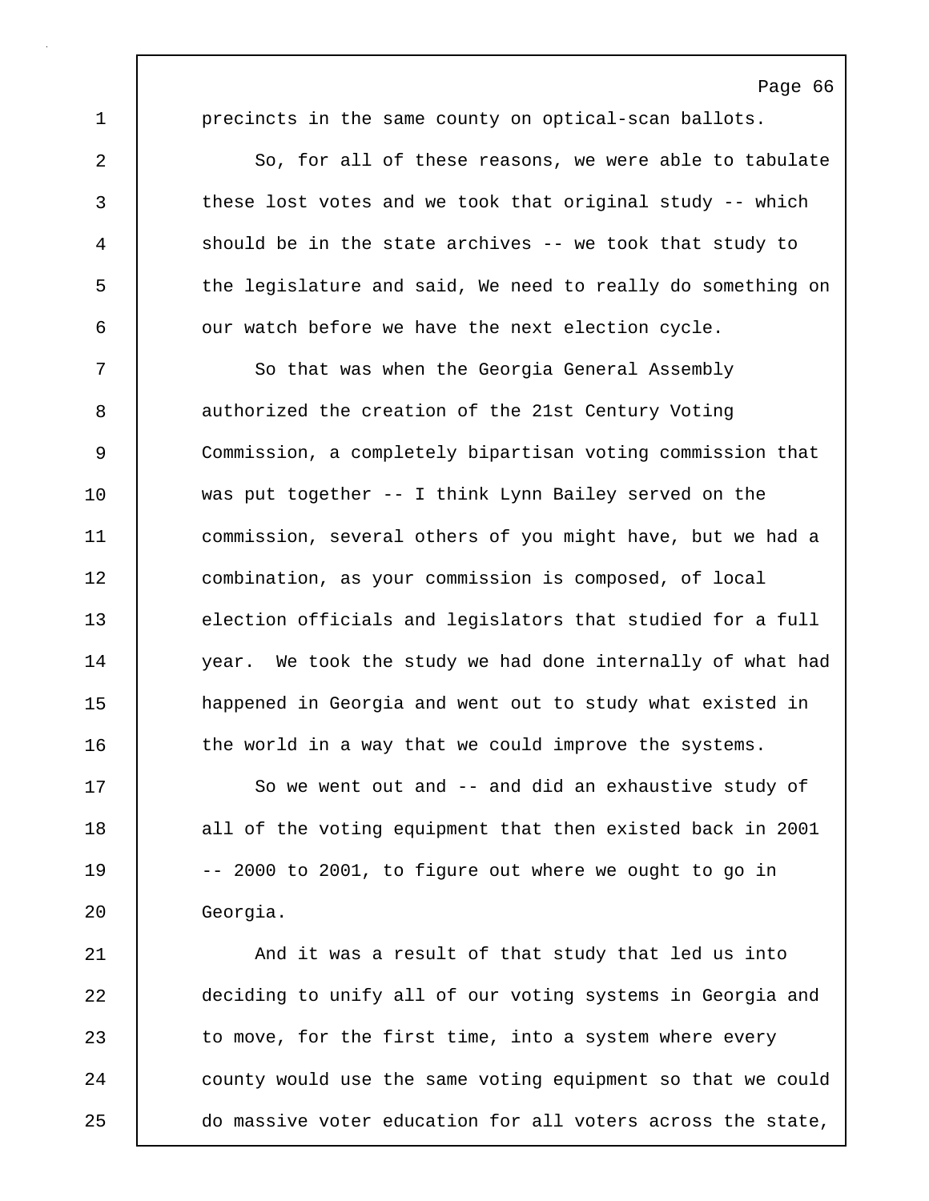precincts in the same county on optical-scan ballots.

So, for all of these reasons, we were able to tabulate these lost votes and we took that original study -- which should be in the state archives -- we took that study to the legislature and said, We need to really do something on our watch before we have the next election cycle.

So that was when the Georgia General Assembly authorized the creation of the 21st Century Voting Commission, a completely bipartisan voting commission that was put together -- I think Lynn Bailey served on the commission, several others of you might have, but we had a combination, as your commission is composed, of local election officials and legislators that studied for a full year. We took the study we had done internally of what had happened in Georgia and went out to study what existed in the world in a way that we could improve the systems.

So we went out and -- and did an exhaustive study of all of the voting equipment that then existed back in 2001 -- 2000 to 2001, to figure out where we ought to go in Georgia.

And it was a result of that study that led us into deciding to unify all of our voting systems in Georgia and to move, for the first time, into a system where every county would use the same voting equipment so that we could do massive voter education for all voters across the state,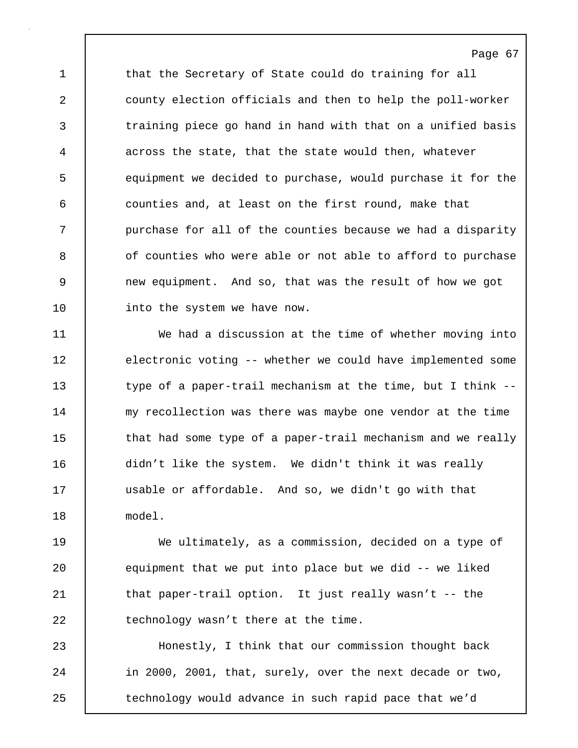that the Secretary of State could do training for all county election officials and then to help the poll-worker training piece go hand in hand with that on a unified basis across the state, that the state would then, whatever equipment we decided to purchase, would purchase it for the counties and, at least on the first round, make that purchase for all of the counties because we had a disparity of counties who were able or not able to afford to purchase new equipment.  And so, that was the result of how we got into the system we have now.

We had a discussion at the time of whether moving into electronic voting -- whether we could have implemented some type of a paper-trail mechanism at the time, but I think -- my recollection was there was maybe one vendor at the time that had some type of a paper-trail mechanism and we really didn’t like the system.  We didn't think it was really usable or affordable.  And so, we didn't go with that model.

We ultimately, as a commission, decided on a type of equipment that we put into place but we did -- we liked that paper-trail option.  It just really wasn’t -- the technology wasn’t there at the time.

Honestly, I think that our commission thought back in 2000, 2001, that, surely, over the next decade or two, technology would advance in such rapid pace that we’d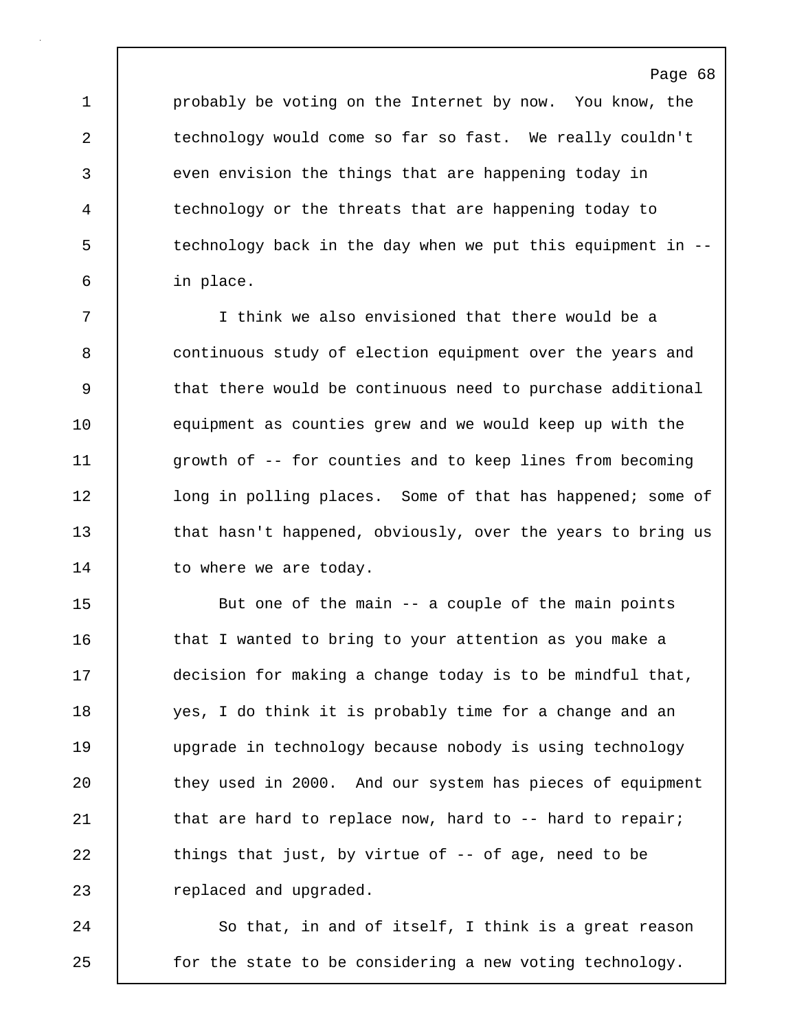probably be voting on the Internet by now. You know, the technology would come so far so fast. We really couldn't even envision the things that are happening today in technology or the threats that are happening today to technology back in the day when we put this equipment in -- in place.

I think we also envisioned that there would be a continuous study of election equipment over the years and that there would be continuous need to purchase additional equipment as counties grew and we would keep up with the growth of -- for counties and to keep lines from becoming long in polling places. Some of that has happened; some of that hasn't happened, obviously, over the years to bring us to where we are today.

But one of the main -- a couple of the main points that I wanted to bring to your attention as you make a decision for making a change today is to be mindful that, yes, I do think it is probably time for a change and an upgrade in technology because nobody is using technology they used in 2000. And our system has pieces of equipment that are hard to replace now, hard to -- hard to repair; things that just, by virtue of -- of age, need to be replaced and upgraded.

So that, in and of itself, I think is a great reason for the state to be considering a new voting technology.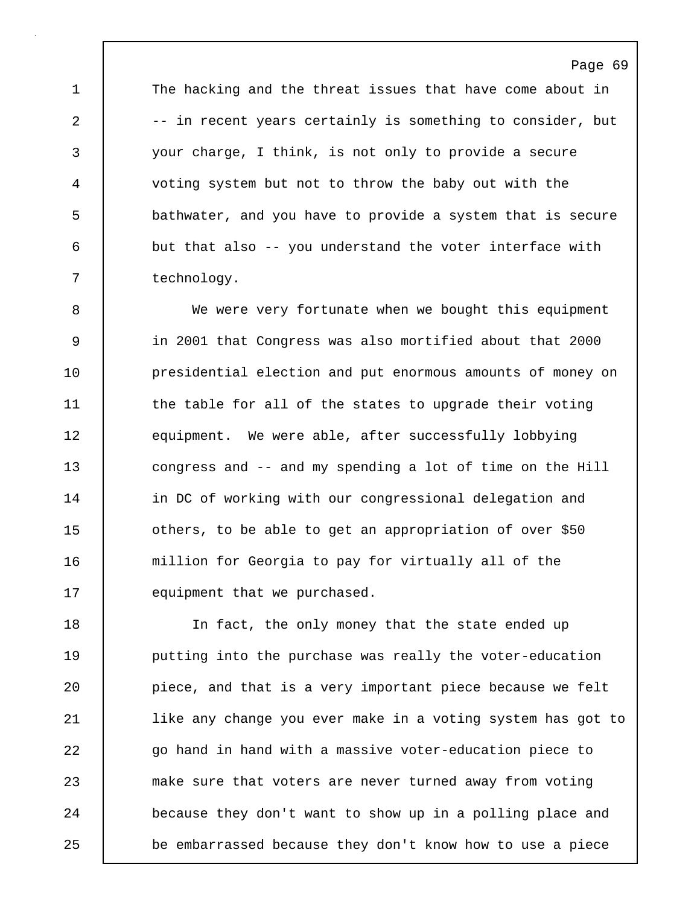The hacking and the threat issues that have come about in -- in recent years certainly is something to consider, but your charge, I think, is not only to provide a secure voting system but not to throw the baby out with the bathwater, and you have to provide a system that is secure but that also -- you understand the voter interface with technology.

We were very fortunate when we bought this equipment in 2001 that Congress was also mortified about that 2000 presidential election and put enormous amounts of money on the table for all of the states to upgrade their voting equipment. We were able, after successfully lobbying congress and -- and my spending a lot of time on the Hill in DC of working with our congressional delegation and others, to be able to get an appropriation of over $50 million for Georgia to pay for virtually all of the equipment that we purchased.

In fact, the only money that the state ended up putting into the purchase was really the voter-education piece, and that is a very important piece because we felt like any change you ever make in a voting system has got to go hand in hand with a massive voter-education piece to make sure that voters are never turned away from voting because they don't want to show up in a polling place and be embarrassed because they don't know how to use a piece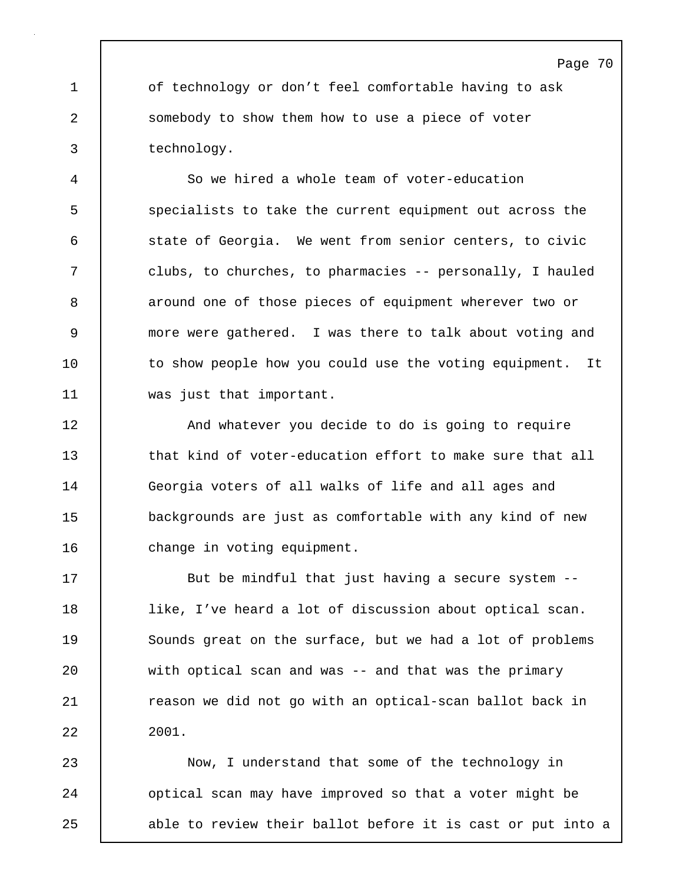of technology or don’t feel comfortable having to ask somebody to show them how to use a piece of voter technology.

So we hired a whole team of voter-education specialists to take the current equipment out across the state of Georgia. We went from senior centers, to civic clubs, to churches, to pharmacies -- personally, I hauled around one of those pieces of equipment wherever two or more were gathered. I was there to talk about voting and to show people how you could use the voting equipment. It was just that important.

And whatever you decide to do is going to require that kind of voter-education effort to make sure that all Georgia voters of all walks of life and all ages and backgrounds are just as comfortable with any kind of new change in voting equipment.

But be mindful that just having a secure system -- like, I’ve heard a lot of discussion about optical scan. Sounds great on the surface, but we had a lot of problems with optical scan and was -- and that was the primary reason we did not go with an optical-scan ballot back in 2001.

Now, I understand that some of the technology in optical scan may have improved so that a voter might be able to review their ballot before it is cast or put into a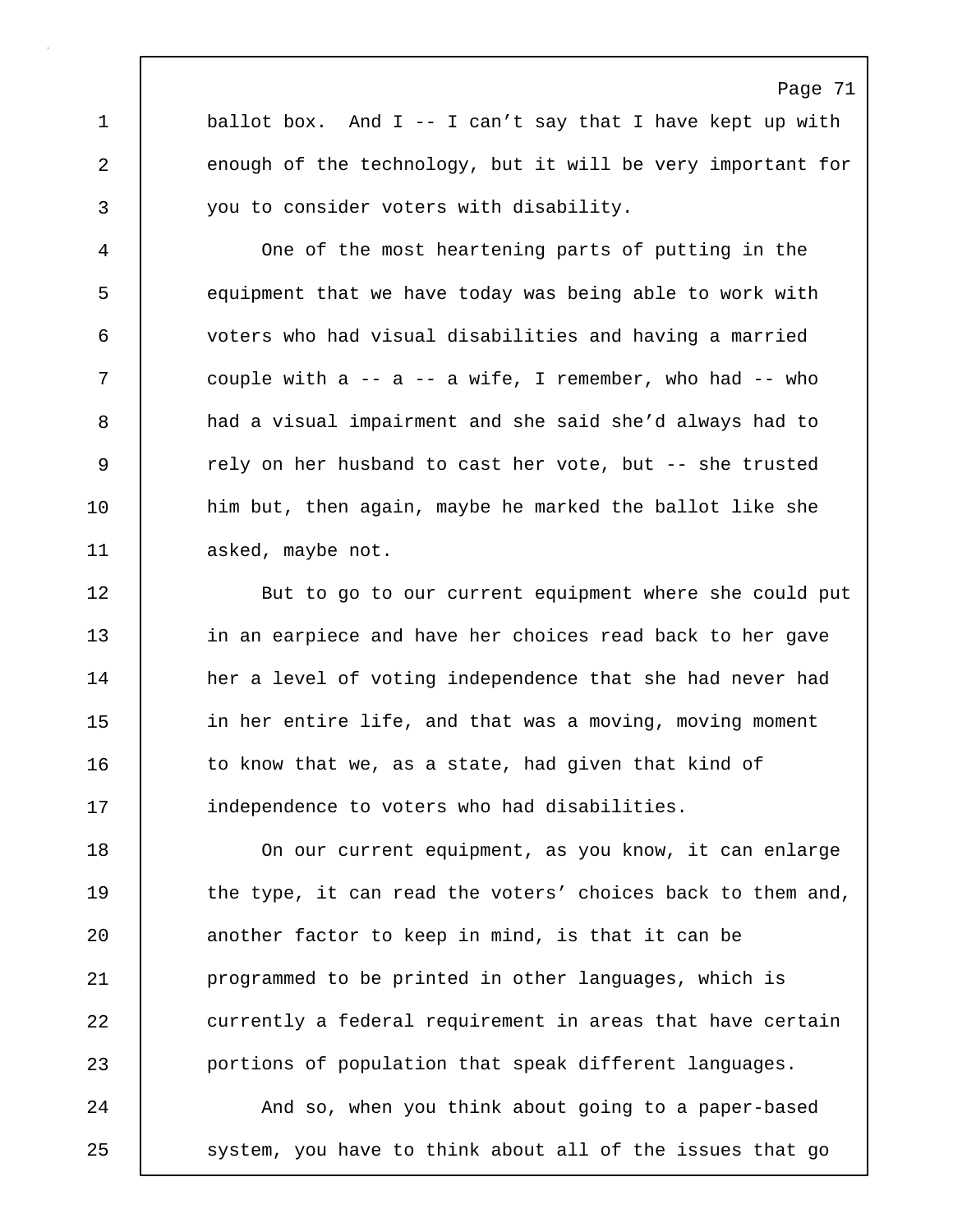ballot box. And I -- I can't say that I have kept up with enough of the technology, but it will be very important for you to consider voters with disability.

One of the most heartening parts of putting in the equipment that we have today was being able to work with voters who had visual disabilities and having a married couple with a -- a -- a wife, I remember, who had -- who had a visual impairment and she said she'd always had to rely on her husband to cast her vote, but -- she trusted him but, then again, maybe he marked the ballot like she asked, maybe not.

But to go to our current equipment where she could put in an earpiece and have her choices read back to her gave her a level of voting independence that she had never had in her entire life, and that was a moving, moving moment to know that we, as a state, had given that kind of independence to voters who had disabilities.

On our current equipment, as you know, it can enlarge the type, it can read the voters' choices back to them and, another factor to keep in mind, is that it can be programmed to be printed in other languages, which is currently a federal requirement in areas that have certain portions of population that speak different languages.

And so, when you think about going to a paper-based system, you have to think about all of the issues that go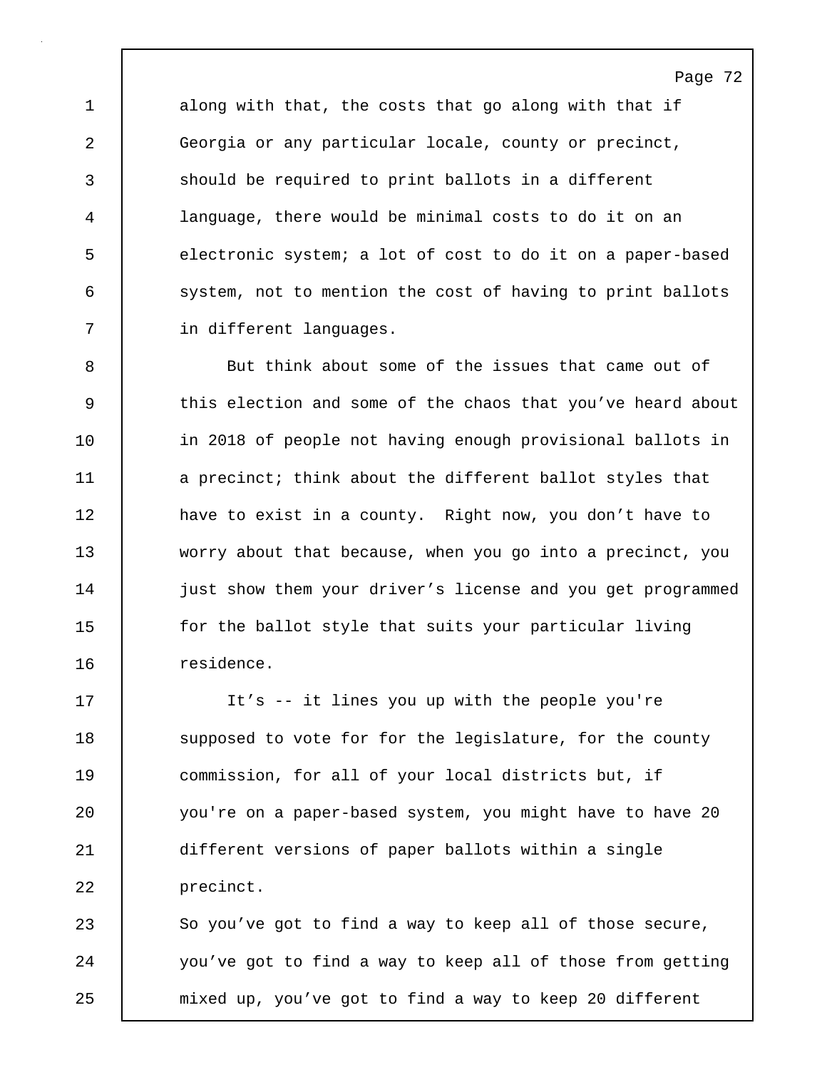along with that, the costs that go along with that if Georgia or any particular locale, county or precinct, should be required to print ballots in a different language, there would be minimal costs to do it on an electronic system; a lot of cost to do it on a paper-based system, not to mention the cost of having to print ballots in different languages.

But think about some of the issues that came out of this election and some of the chaos that you’ve heard about in 2018 of people not having enough provisional ballots in a precinct; think about the different ballot styles that have to exist in a county. Right now, you don’t have to worry about that because, when you go into a precinct, you just show them your driver’s license and you get programmed for the ballot style that suits your particular living residence.

It’s -- it lines you up with the people you're supposed to vote for for the legislature, for the county commission, for all of your local districts but, if you're on a paper-based system, you might have to have 20 different versions of paper ballots within a single precinct.

So you’ve got to find a way to keep all of those secure, you’ve got to find a way to keep all of those from getting mixed up, you’ve got to find a way to keep 20 different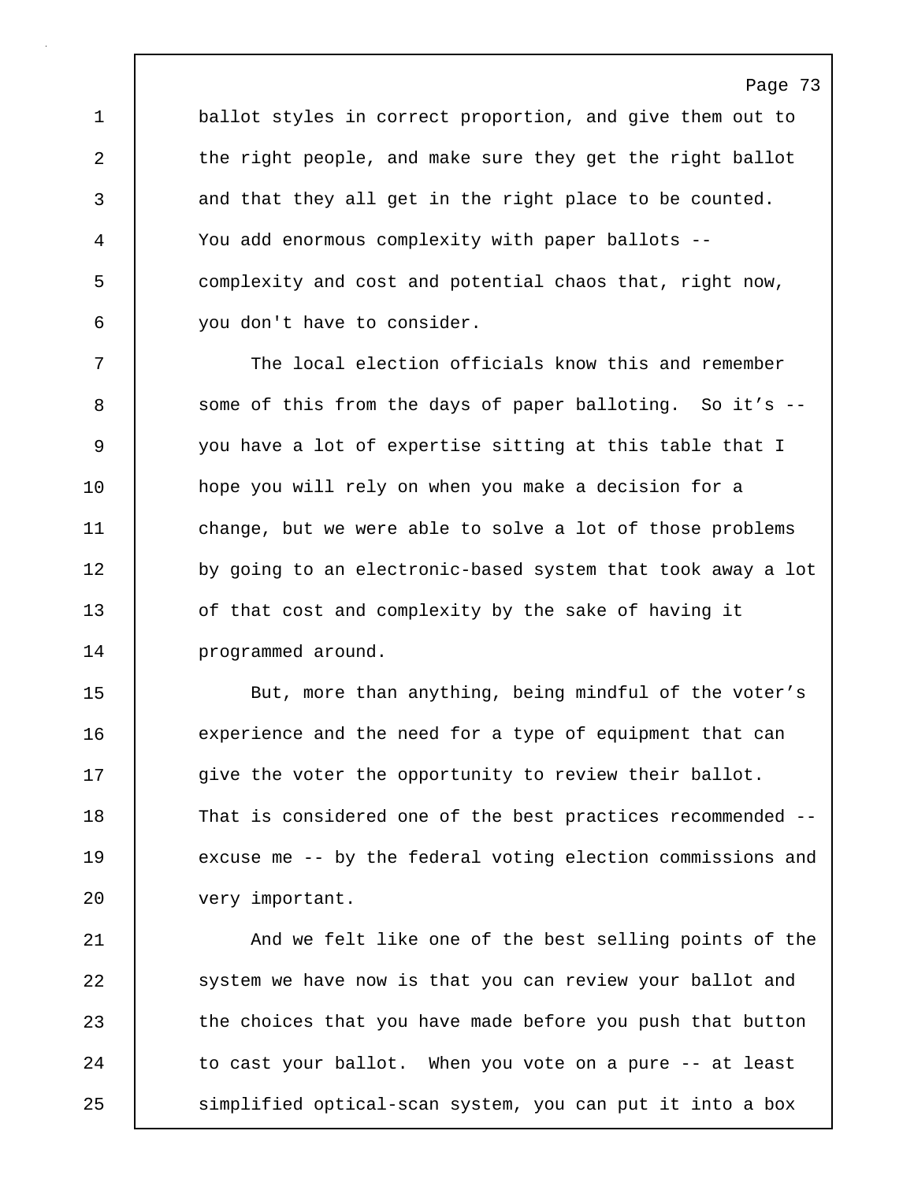ballot styles in correct proportion, and give them out to the right people, and make sure they get the right ballot and that they all get in the right place to be counted. You add enormous complexity with paper ballots -- complexity and cost and potential chaos that, right now, you don't have to consider.

The local election officials know this and remember some of this from the days of paper balloting. So it’s -- you have a lot of expertise sitting at this table that I hope you will rely on when you make a decision for a change, but we were able to solve a lot of those problems by going to an electronic-based system that took away a lot of that cost and complexity by the sake of having it programmed around.

But, more than anything, being mindful of the voter’s experience and the need for a type of equipment that can give the voter the opportunity to review their ballot. That is considered one of the best practices recommended -- excuse me -- by the federal voting election commissions and very important.

And we felt like one of the best selling points of the system we have now is that you can review your ballot and the choices that you have made before you push that button to cast your ballot. When you vote on a pure -- at least simplified optical-scan system, you can put it into a box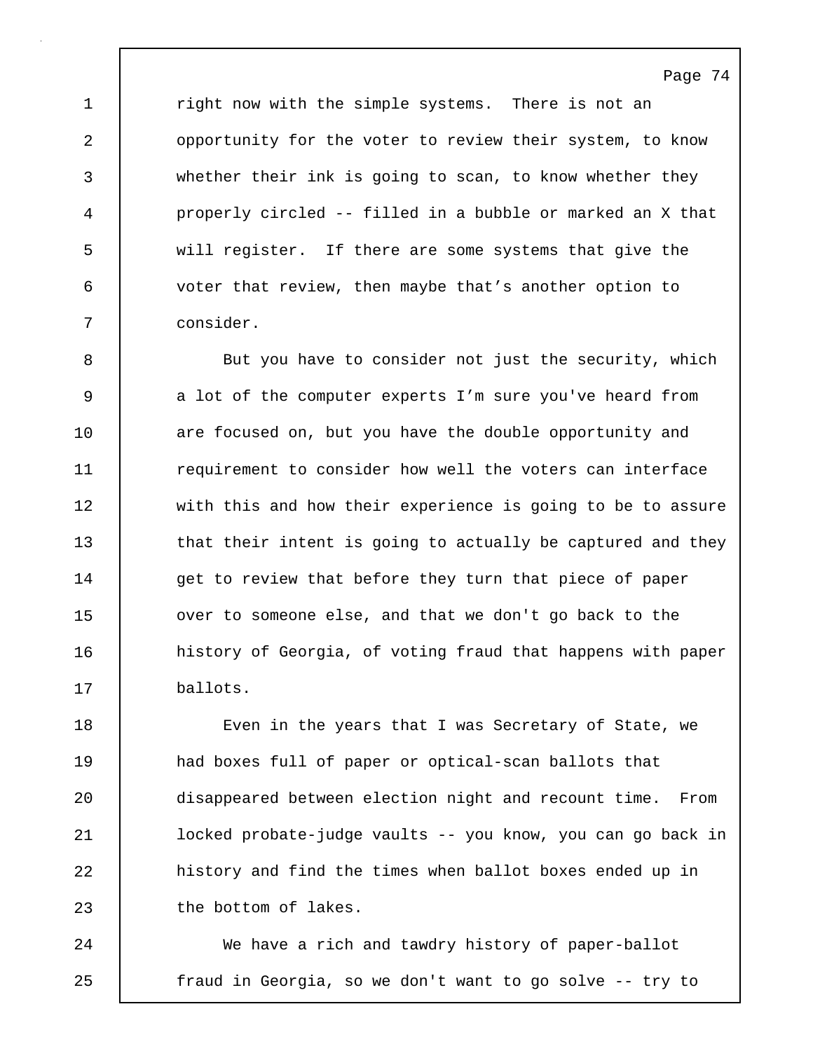right now with the simple systems. There is not an opportunity for the voter to review their system, to know whether their ink is going to scan, to know whether they properly circled -- filled in a bubble or marked an X that will register. If there are some systems that give the voter that review, then maybe that's another option to consider.

But you have to consider not just the security, which a lot of the computer experts I'm sure you've heard from are focused on, but you have the double opportunity and requirement to consider how well the voters can interface with this and how their experience is going to be to assure that their intent is going to actually be captured and they get to review that before they turn that piece of paper over to someone else, and that we don't go back to the history of Georgia, of voting fraud that happens with paper ballots.

Even in the years that I was Secretary of State, we had boxes full of paper or optical-scan ballots that disappeared between election night and recount time. From locked probate-judge vaults -- you know, you can go back in history and find the times when ballot boxes ended up in the bottom of lakes.

We have a rich and tawdry history of paper-ballot fraud in Georgia, so we don't want to go solve -- try to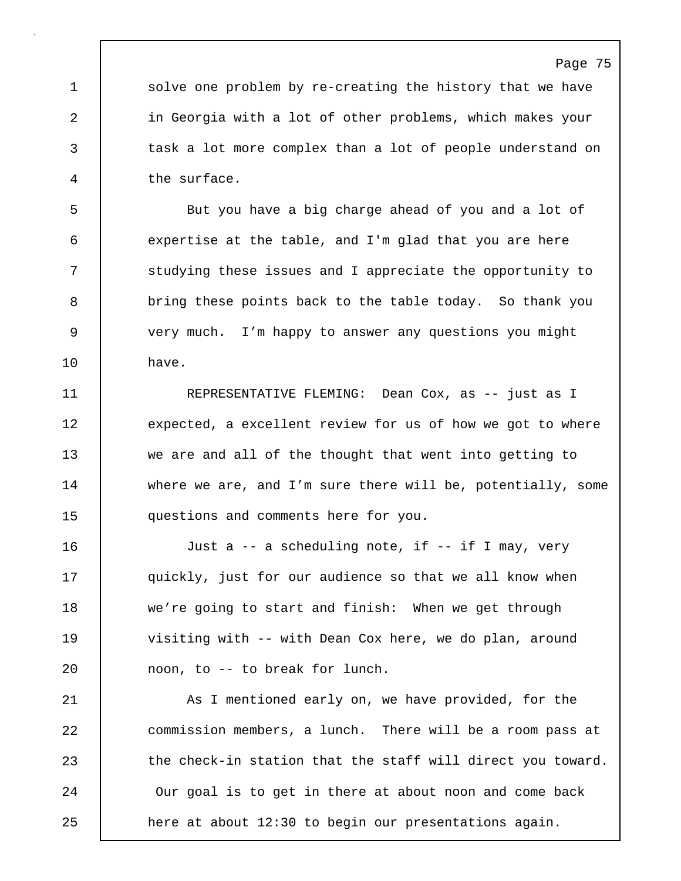solve one problem by re-creating the history that we have in Georgia with a lot of other problems, which makes your task a lot more complex than a lot of people understand on the surface.

But you have a big charge ahead of you and a lot of expertise at the table, and I'm glad that you are here studying these issues and I appreciate the opportunity to bring these points back to the table today. So thank you very much. I’m happy to answer any questions you might have.

REPRESENTATIVE FLEMING: Dean Cox, as -- just as I expected, a excellent review for us of how we got to where we are and all of the thought that went into getting to where we are, and I’m sure there will be, potentially, some questions and comments here for you.

Just a -- a scheduling note, if -- if I may, very quickly, just for our audience so that we all know when we’re going to start and finish: When we get through visiting with -- with Dean Cox here, we do plan, around noon, to -- to break for lunch.

As I mentioned early on, we have provided, for the commission members, a lunch. There will be a room pass at the check-in station that the staff will direct you toward. Our goal is to get in there at about noon and come back here at about 12:30 to begin our presentations again.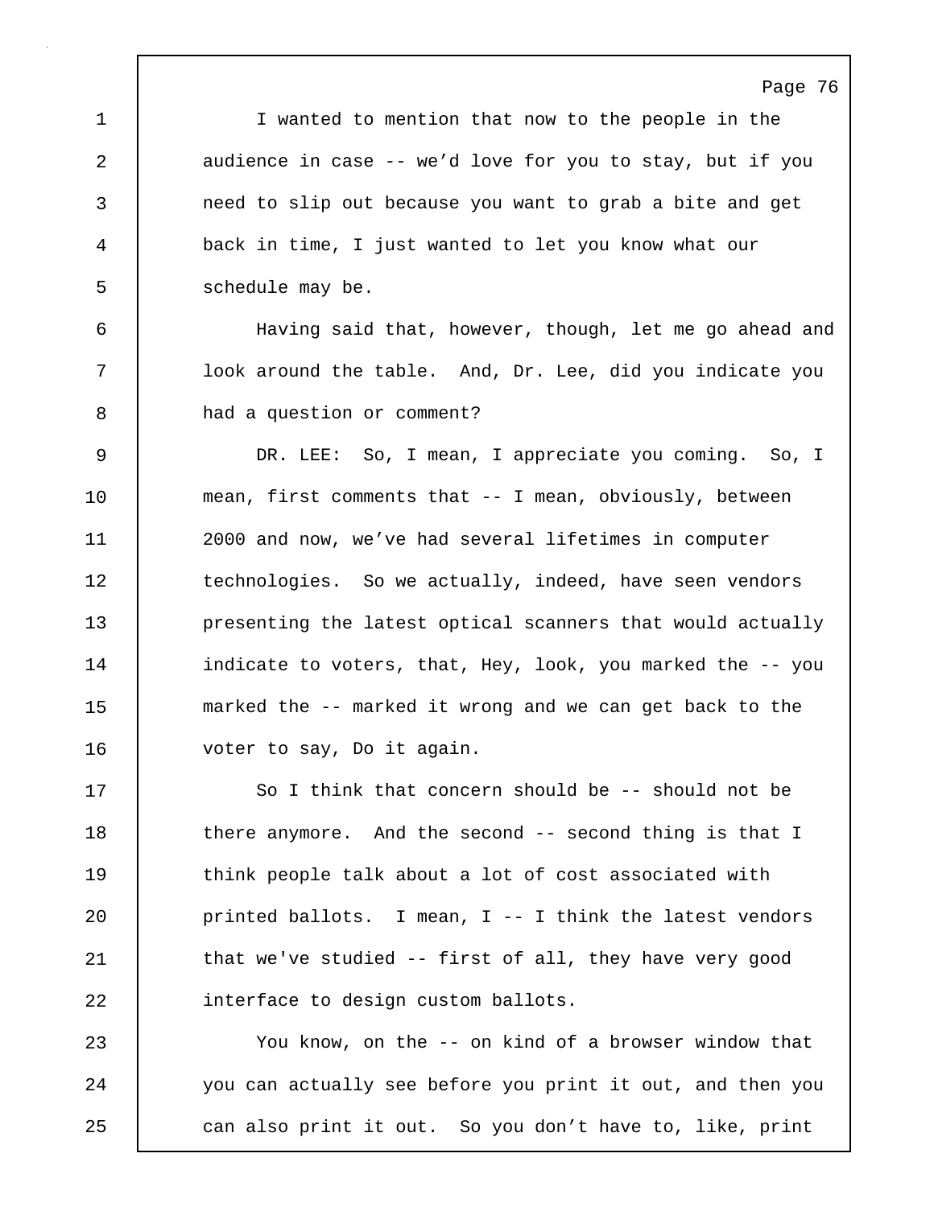I wanted to mention that now to the people in the audience in case -- we'd love for you to stay, but if you need to slip out because you want to grab a bite and get back in time, I just wanted to let you know what our schedule may be.

Having said that, however, though, let me go ahead and look around the table. And, Dr. Lee, did you indicate you had a question or comment?

DR. LEE: So, I mean, I appreciate you coming. So, I mean, first comments that -- I mean, obviously, between 2000 and now, we've had several lifetimes in computer technologies. So we actually, indeed, have seen vendors presenting the latest optical scanners that would actually indicate to voters, that, Hey, look, you marked the -- you marked the -- marked it wrong and we can get back to the voter to say, Do it again.

So I think that concern should be -- should not be there anymore. And the second -- second thing is that I think people talk about a lot of cost associated with printed ballots. I mean, I -- I think the latest vendors that we've studied -- first of all, they have very good interface to design custom ballots.

You know, on the -- on kind of a browser window that you can actually see before you print it out, and then you can also print it out. So you don't have to, like, print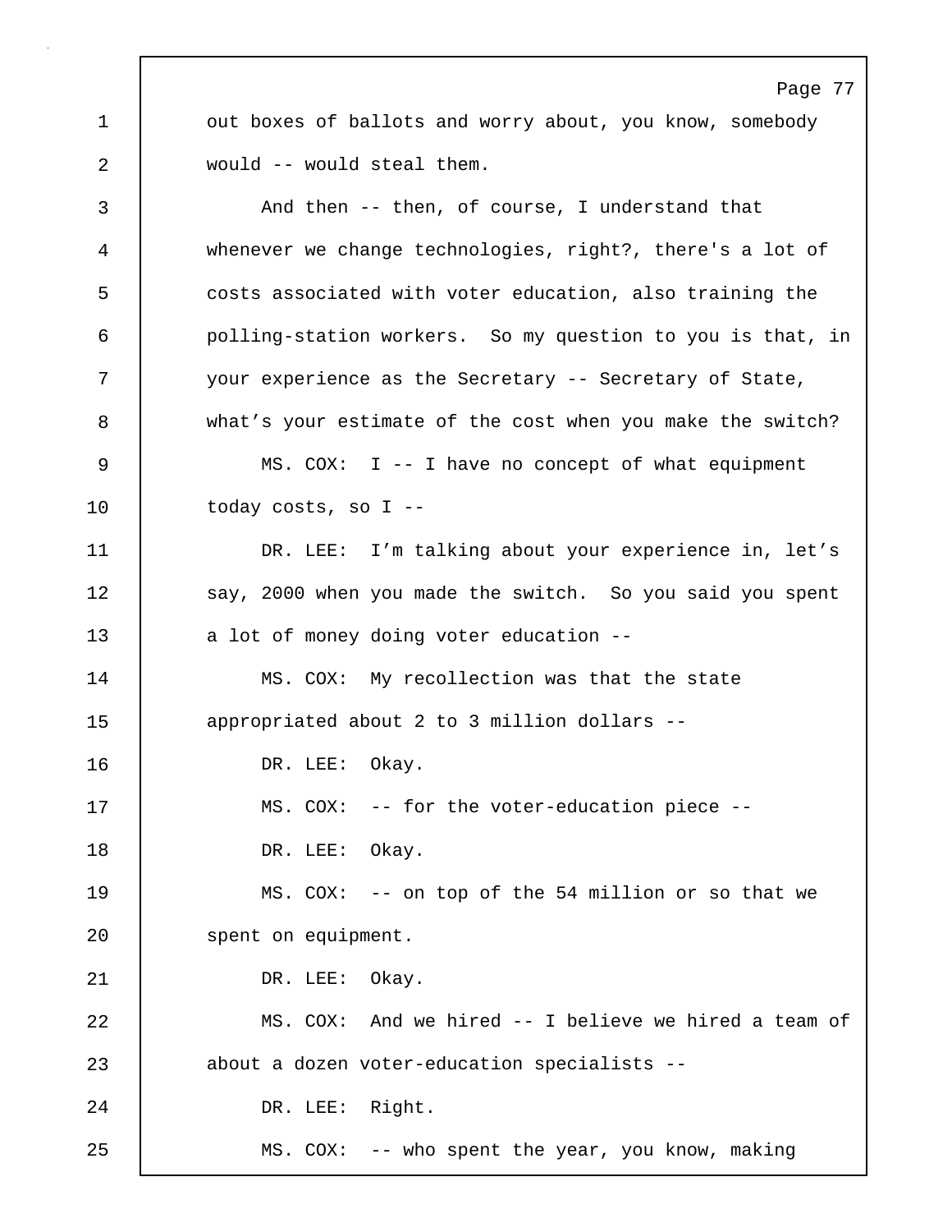out boxes of ballots and worry about, you know, somebody would -- would steal them.

And then -- then, of course, I understand that whenever we change technologies, right?, there's a lot of costs associated with voter education, also training the polling-station workers. So my question to you is that, in your experience as the Secretary -- Secretary of State, what's your estimate of the cost when you make the switch?

MS. COX: I -- I have no concept of what equipment today costs, so I --

DR. LEE: I'm talking about your experience in, let's say, 2000 when you made the switch. So you said you spent a lot of money doing voter education --

MS. COX: My recollection was that the state appropriated about 2 to 3 million dollars --

DR. LEE: Okay.

MS. COX: -- for the voter-education piece --

DR. LEE: Okay.

MS. COX: -- on top of the 54 million or so that we spent on equipment.

DR. LEE: Okay.

MS. COX: And we hired -- I believe we hired a team of about a dozen voter-education specialists --

DR. LEE: Right.

MS. COX: -- who spent the year, you know, making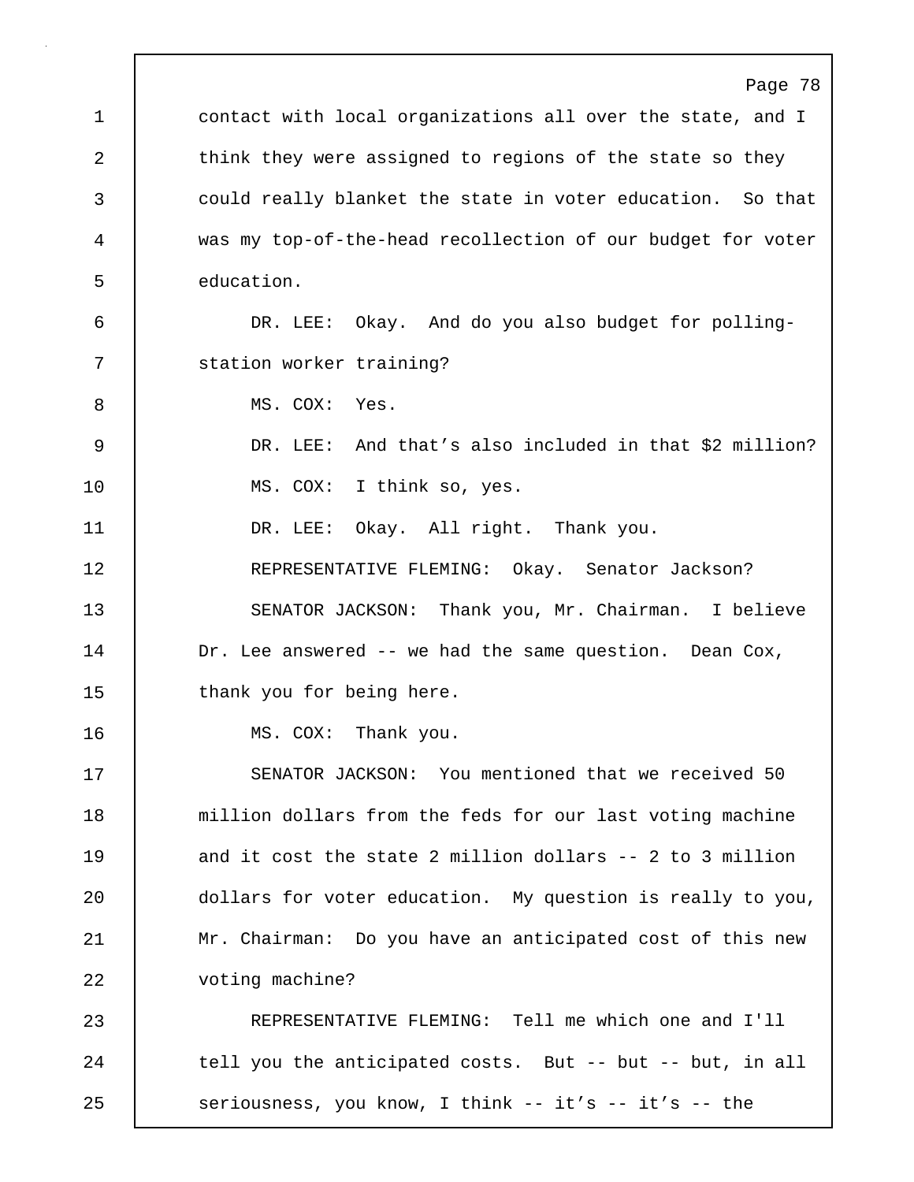contact with local organizations all over the state, and I think they were assigned to regions of the state so they could really blanket the state in voter education. So that was my top-of-the-head recollection of our budget for voter education.

DR. LEE: Okay. And do you also budget for polling-station worker training?

MS. COX: Yes.

DR. LEE: And that's also included in that $2 million?

MS. COX: I think so, yes.

DR. LEE: Okay. All right. Thank you.

REPRESENTATIVE FLEMING: Okay. Senator Jackson?

SENATOR JACKSON: Thank you, Mr. Chairman. I believe Dr. Lee answered -- we had the same question. Dean Cox, thank you for being here.

MS. COX: Thank you.

SENATOR JACKSON: You mentioned that we received 50 million dollars from the feds for our last voting machine and it cost the state 2 million dollars -- 2 to 3 million dollars for voter education. My question is really to you, Mr. Chairman: Do you have an anticipated cost of this new voting machine?

REPRESENTATIVE FLEMING: Tell me which one and I'll tell you the anticipated costs. But -- but -- but, in all seriousness, you know, I think -- it's -- it's -- the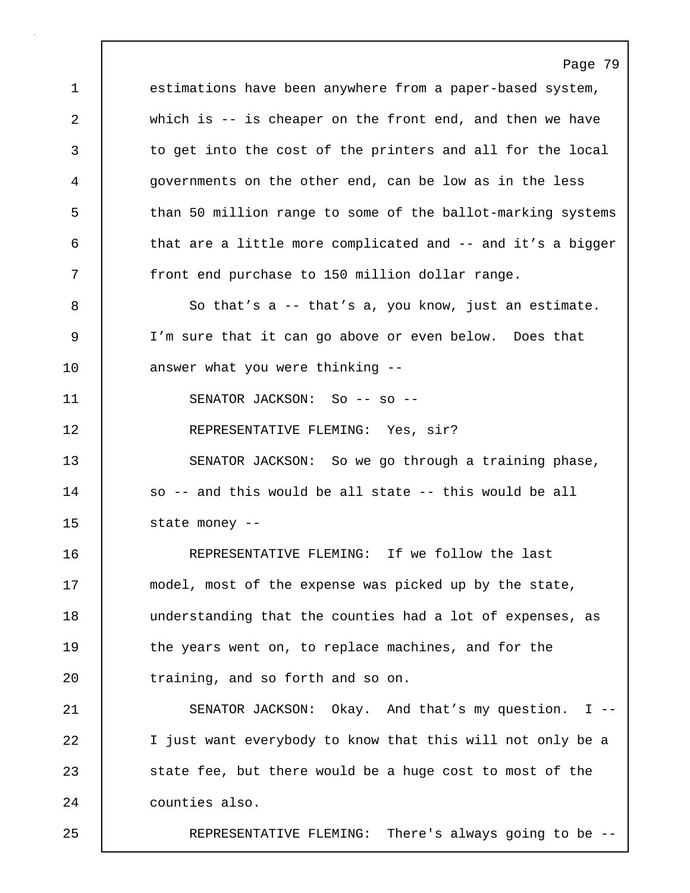estimations have been anywhere from a paper-based system, which is -- is cheaper on the front end, and then we have to get into the cost of the printers and all for the local governments on the other end, can be low as in the less than 50 million range to some of the ballot-marking systems that are a little more complicated and -- and it’s a bigger front end purchase to 150 million dollar range.

So that’s a -- that’s a, you know, just an estimate. I’m sure that it can go above or even below. Does that answer what you were thinking --

SENATOR JACKSON: So -- so --

REPRESENTATIVE FLEMING: Yes, sir?

SENATOR JACKSON: So we go through a training phase, so -- and this would be all state -- this would be all state money --

REPRESENTATIVE FLEMING: If we follow the last model, most of the expense was picked up by the state, understanding that the counties had a lot of expenses, as the years went on, to replace machines, and for the training, and so forth and so on.

SENATOR JACKSON: Okay. And that’s my question. I -- I just want everybody to know that this will not only be a state fee, but there would be a huge cost to most of the counties also.

REPRESENTATIVE FLEMING: There's always going to be --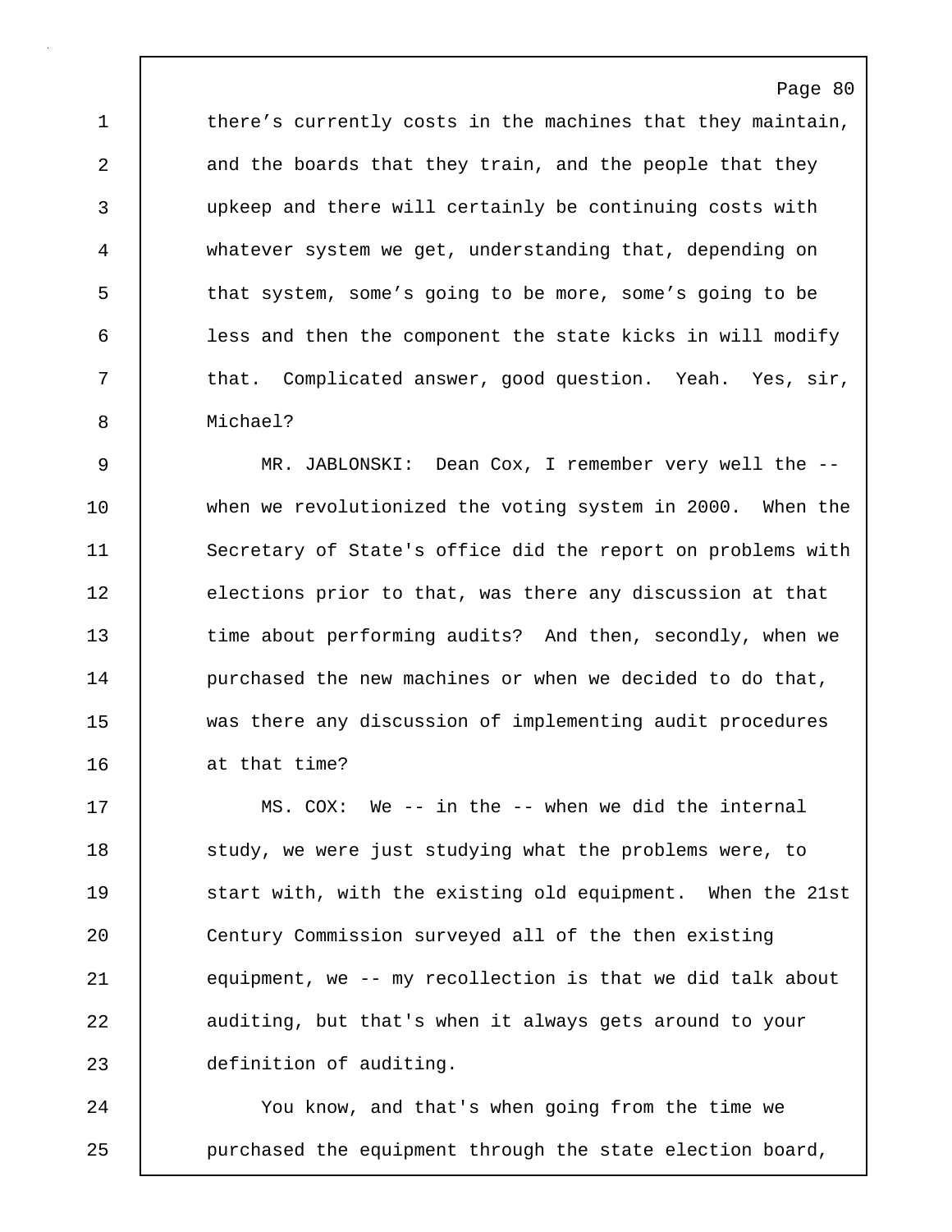there's currently costs in the machines that they maintain, and the boards that they train, and the people that they upkeep and there will certainly be continuing costs with whatever system we get, understanding that, depending on that system, some's going to be more, some's going to be less and then the component the state kicks in will modify that. Complicated answer, good question. Yeah. Yes, sir, Michael?

MR. JABLONSKI: Dean Cox, I remember very well the -- when we revolutionized the voting system in 2000. When the Secretary of State's office did the report on problems with elections prior to that, was there any discussion at that time about performing audits? And then, secondly, when we purchased the new machines or when we decided to do that, was there any discussion of implementing audit procedures at that time?

MS. COX: We -- in the -- when we did the internal study, we were just studying what the problems were, to start with, with the existing old equipment. When the 21st Century Commission surveyed all of the then existing equipment, we -- my recollection is that we did talk about auditing, but that's when it always gets around to your definition of auditing.

You know, and that's when going from the time we purchased the equipment through the state election board,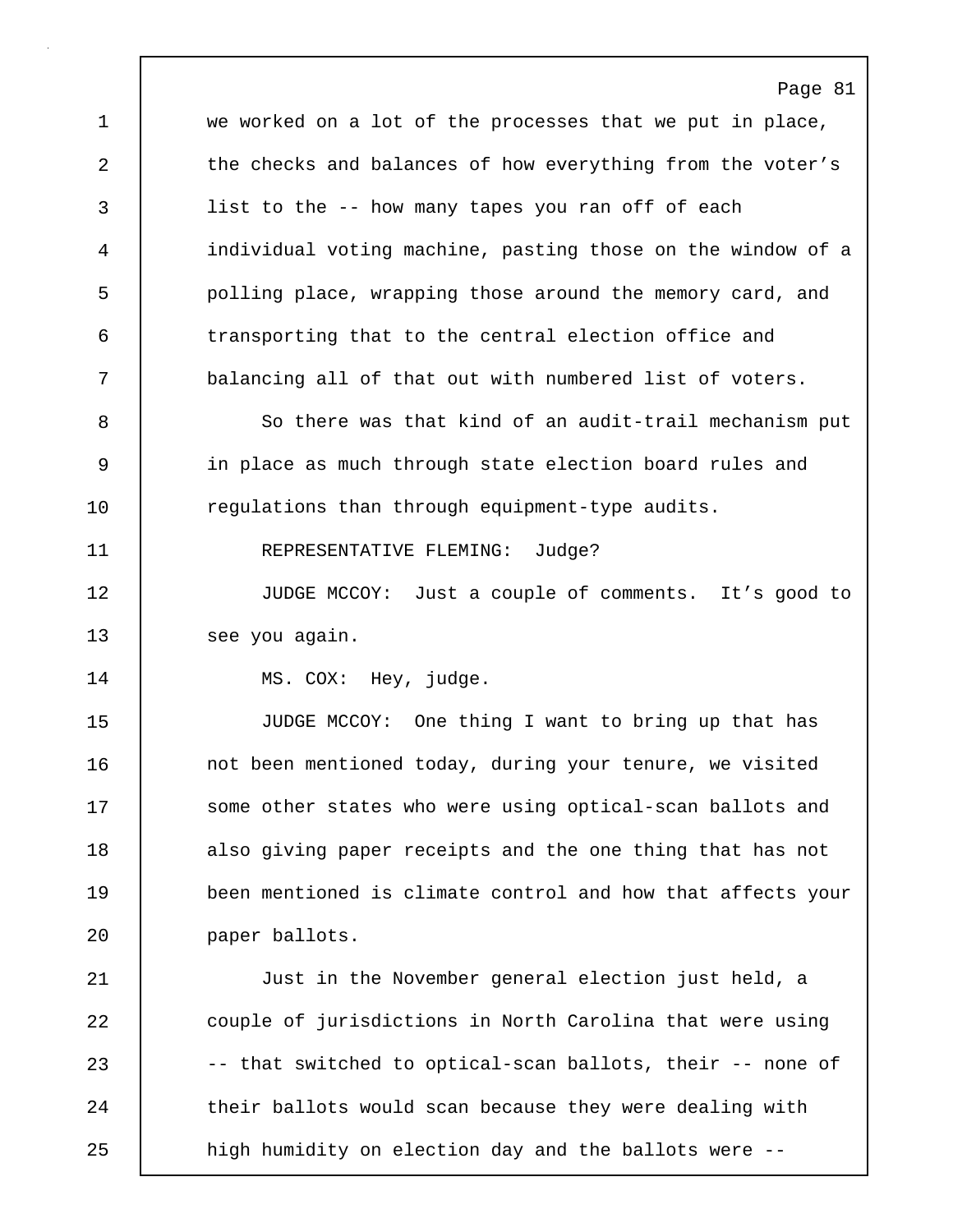we worked on a lot of the processes that we put in place, the checks and balances of how everything from the voter's list to the -- how many tapes you ran off of each individual voting machine, pasting those on the window of a polling place, wrapping those around the memory card, and transporting that to the central election office and balancing all of that out with numbered list of voters.

So there was that kind of an audit-trail mechanism put in place as much through state election board rules and regulations than through equipment-type audits.

REPRESENTATIVE FLEMING: Judge?

JUDGE MCCOY: Just a couple of comments. It's good to see you again.

MS. COX: Hey, judge.

JUDGE MCCOY: One thing I want to bring up that has not been mentioned today, during your tenure, we visited some other states who were using optical-scan ballots and also giving paper receipts and the one thing that has not been mentioned is climate control and how that affects your paper ballots.

Just in the November general election just held, a couple of jurisdictions in North Carolina that were using -- that switched to optical-scan ballots, their -- none of their ballots would scan because they were dealing with high humidity on election day and the ballots were --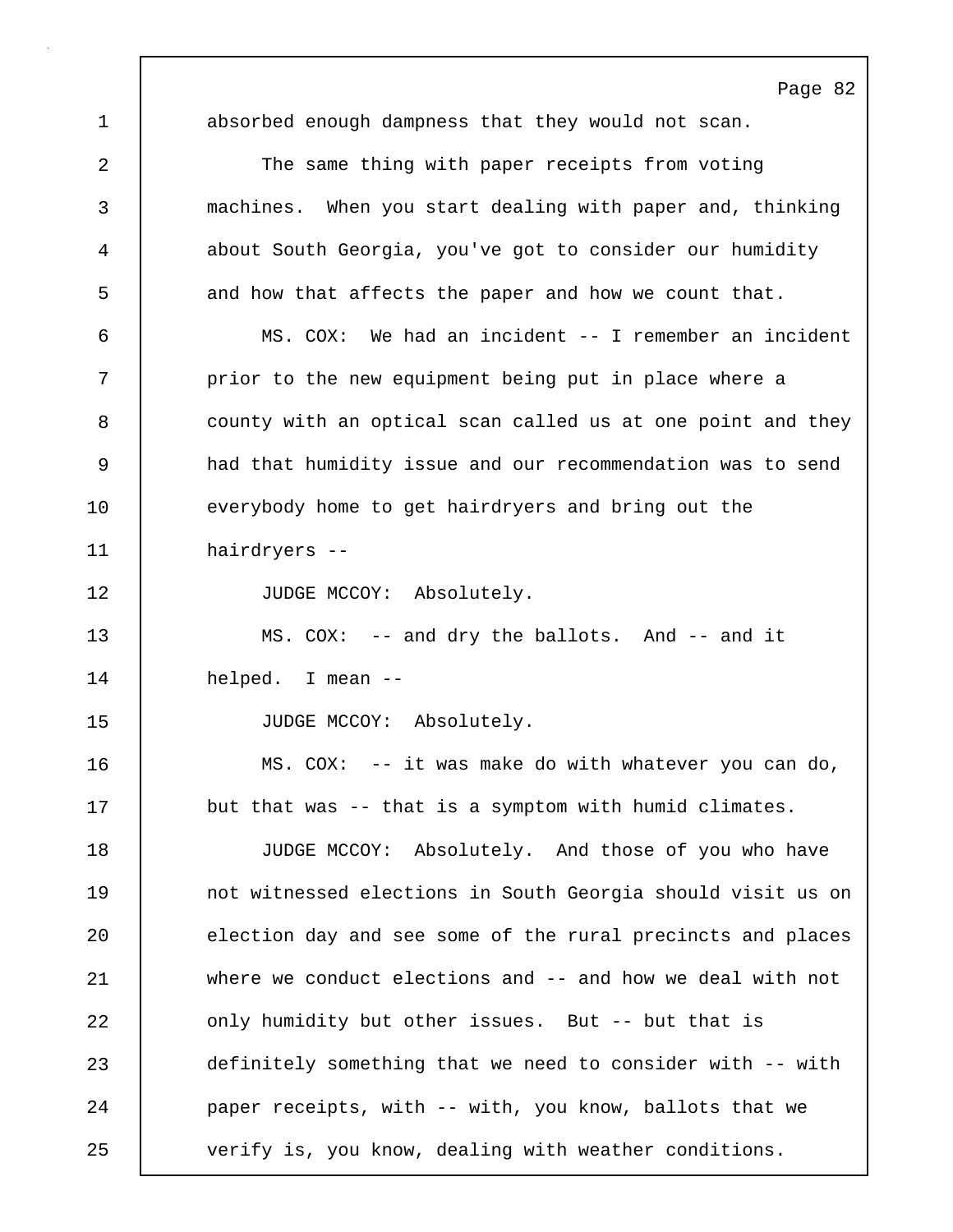absorbed enough dampness that they would not scan.

The same thing with paper receipts from voting machines. When you start dealing with paper and, thinking about South Georgia, you've got to consider our humidity and how that affects the paper and how we count that.

MS. COX: We had an incident -- I remember an incident prior to the new equipment being put in place where a county with an optical scan called us at one point and they had that humidity issue and our recommendation was to send everybody home to get hairdryers and bring out the hairdryers --

JUDGE MCCOY: Absolutely.

MS. COX: -- and dry the ballots. And -- and it helped. I mean --

JUDGE MCCOY: Absolutely.

MS. COX: -- it was make do with whatever you can do, but that was -- that is a symptom with humid climates.

JUDGE MCCOY: Absolutely. And those of you who have not witnessed elections in South Georgia should visit us on election day and see some of the rural precincts and places where we conduct elections and -- and how we deal with not only humidity but other issues. But -- but that is definitely something that we need to consider with -- with paper receipts, with -- with, you know, ballots that we verify is, you know, dealing with weather conditions.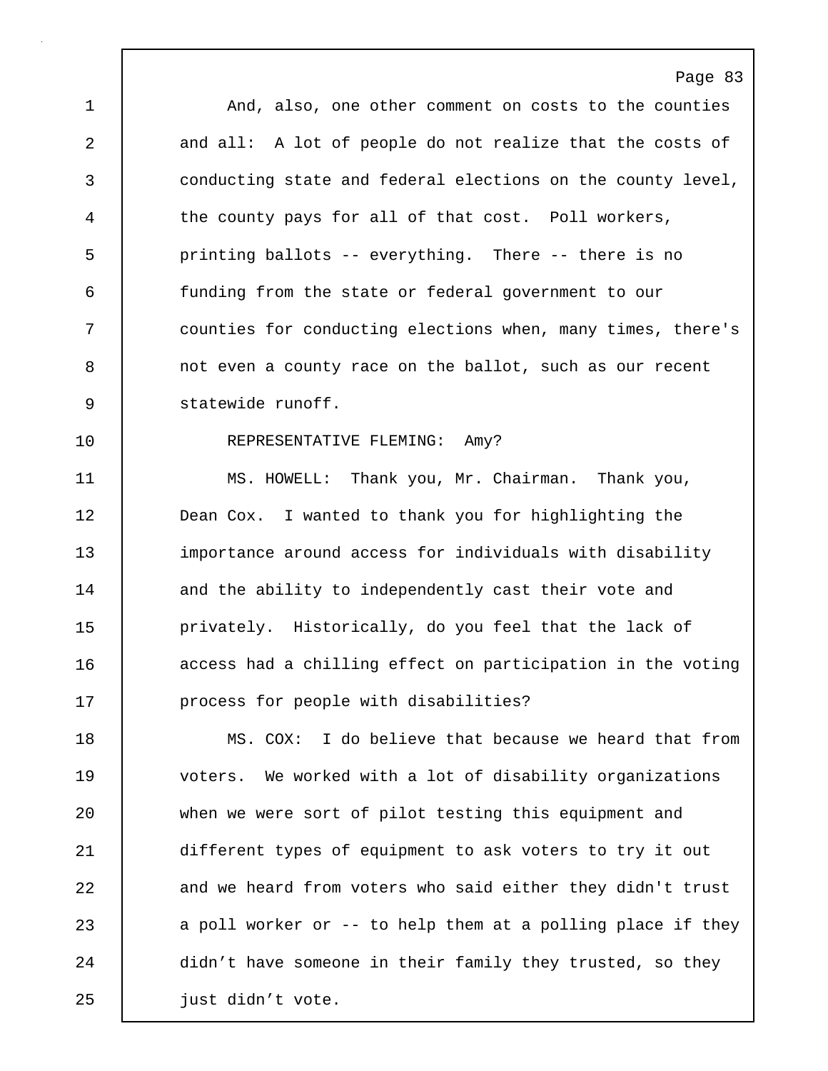And, also, one other comment on costs to the counties and all: A lot of people do not realize that the costs of conducting state and federal elections on the county level, the county pays for all of that cost. Poll workers, printing ballots -- everything. There -- there is no funding from the state or federal government to our counties for conducting elections when, many times, there's not even a county race on the ballot, such as our recent statewide runoff.

REPRESENTATIVE FLEMING: Amy?

MS. HOWELL: Thank you, Mr. Chairman. Thank you, Dean Cox. I wanted to thank you for highlighting the importance around access for individuals with disability and the ability to independently cast their vote and privately. Historically, do you feel that the lack of access had a chilling effect on participation in the voting process for people with disabilities?

MS. COX: I do believe that because we heard that from voters. We worked with a lot of disability organizations when we were sort of pilot testing this equipment and different types of equipment to ask voters to try it out and we heard from voters who said either they didn't trust a poll worker or -- to help them at a polling place if they didn’t have someone in their family they trusted, so they just didn’t vote.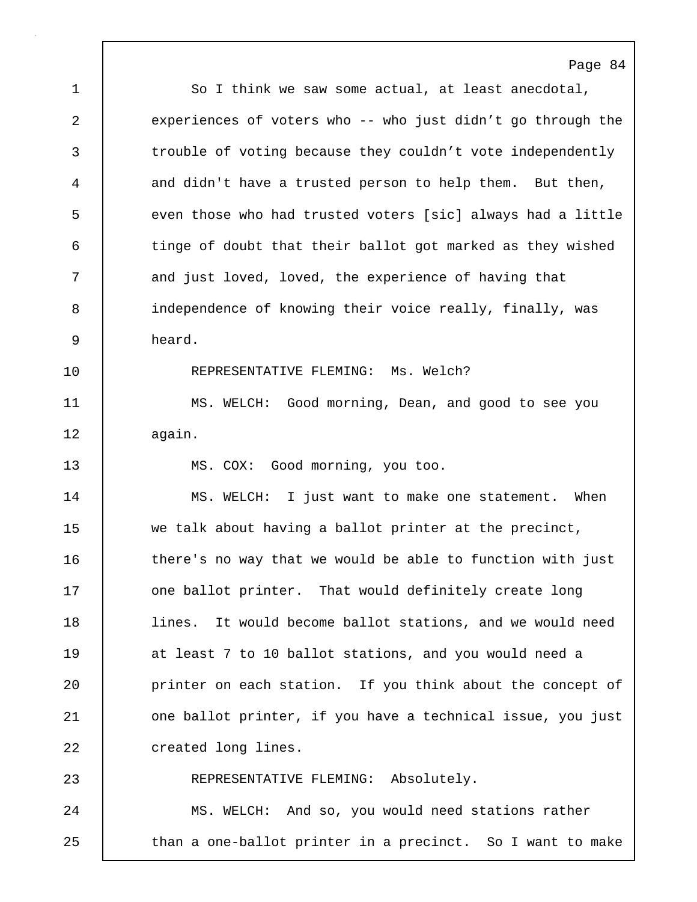So I think we saw some actual, at least anecdotal, experiences of voters who -- who just didn't go through the trouble of voting because they couldn't vote independently and didn't have a trusted person to help them. But then, even those who had trusted voters [sic] always had a little tinge of doubt that their ballot got marked as they wished and just loved, loved, the experience of having that independence of knowing their voice really, finally, was heard.

REPRESENTATIVE FLEMING: Ms. Welch?

MS. WELCH: Good morning, Dean, and good to see you again.

MS. COX: Good morning, you too.

MS. WELCH: I just want to make one statement. When we talk about having a ballot printer at the precinct, there's no way that we would be able to function with just one ballot printer. That would definitely create long lines. It would become ballot stations, and we would need at least 7 to 10 ballot stations, and you would need a printer on each station. If you think about the concept of one ballot printer, if you have a technical issue, you just created long lines.

REPRESENTATIVE FLEMING: Absolutely.

MS. WELCH: And so, you would need stations rather than a one-ballot printer in a precinct. So I want to make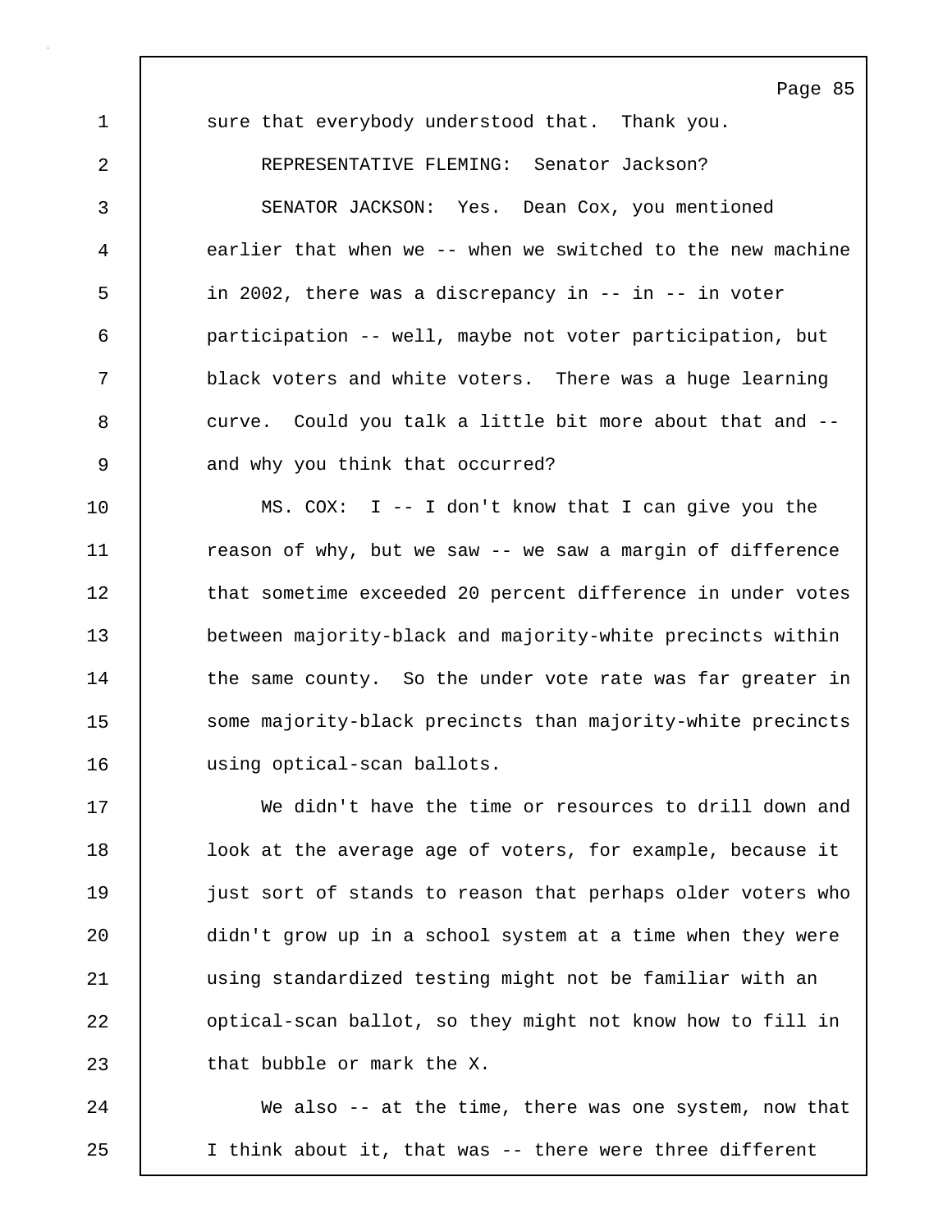sure that everybody understood that. Thank you.

REPRESENTATIVE FLEMING: Senator Jackson?

SENATOR JACKSON: Yes. Dean Cox, you mentioned earlier that when we -- when we switched to the new machine in 2002, there was a discrepancy in -- in -- in voter participation -- well, maybe not voter participation, but black voters and white voters. There was a huge learning curve. Could you talk a little bit more about that and -- and why you think that occurred?

MS. COX: I -- I don't know that I can give you the reason of why, but we saw -- we saw a margin of difference that sometime exceeded 20 percent difference in under votes between majority-black and majority-white precincts within the same county. So the under vote rate was far greater in some majority-black precincts than majority-white precincts using optical-scan ballots.

We didn't have the time or resources to drill down and look at the average age of voters, for example, because it just sort of stands to reason that perhaps older voters who didn't grow up in a school system at a time when they were using standardized testing might not be familiar with an optical-scan ballot, so they might not know how to fill in that bubble or mark the X.

We also -- at the time, there was one system, now that I think about it, that was -- there were three different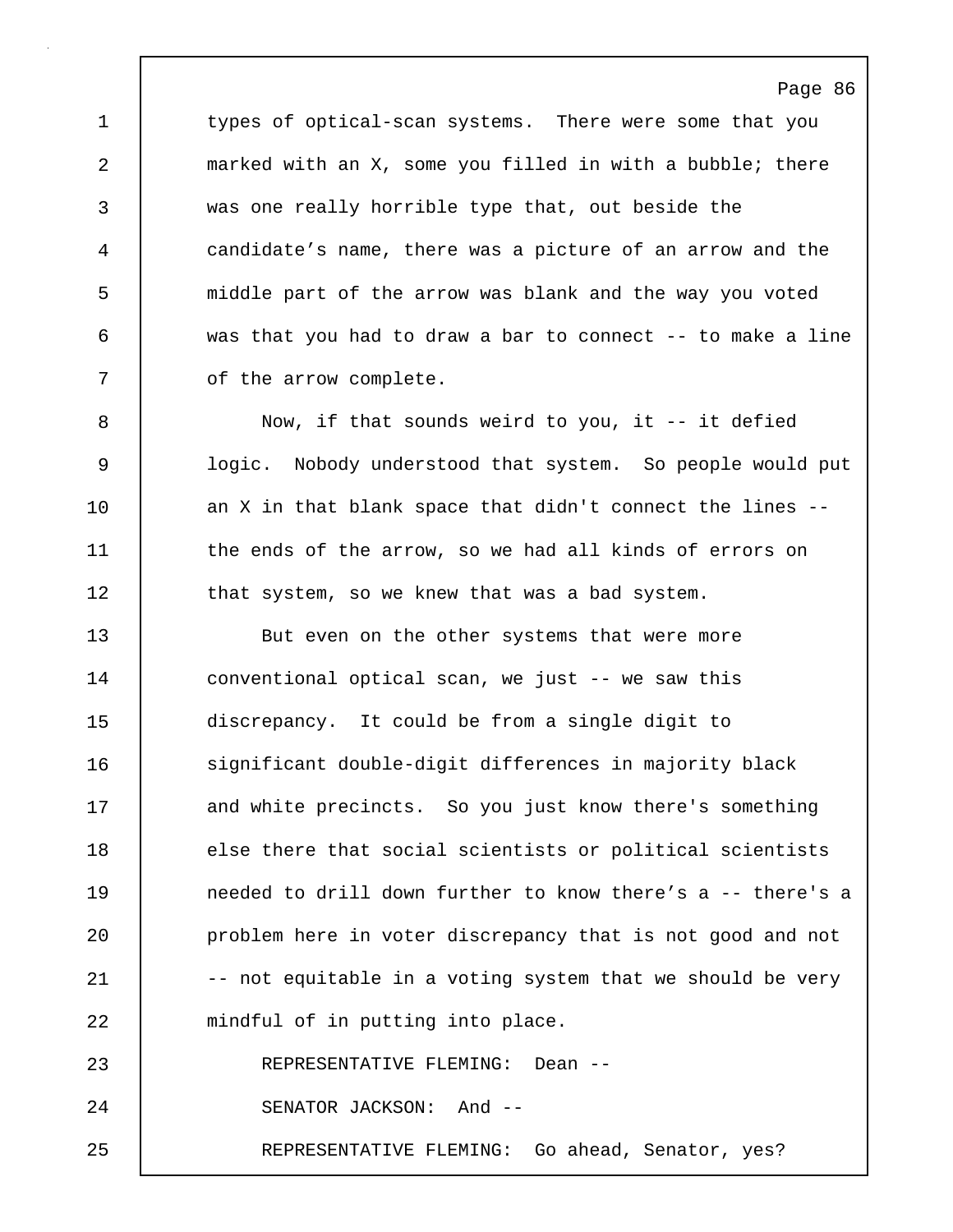types of optical-scan systems. There were some that you marked with an X, some you filled in with a bubble; there was one really horrible type that, out beside the candidate’s name, there was a picture of an arrow and the middle part of the arrow was blank and the way you voted was that you had to draw a bar to connect -- to make a line of the arrow complete.

Now, if that sounds weird to you, it -- it defied logic. Nobody understood that system. So people would put an X in that blank space that didn't connect the lines -- the ends of the arrow, so we had all kinds of errors on that system, so we knew that was a bad system.

But even on the other systems that were more conventional optical scan, we just -- we saw this discrepancy. It could be from a single digit to significant double-digit differences in majority black and white precincts. So you just know there's something else there that social scientists or political scientists needed to drill down further to know there’s a -- there's a problem here in voter discrepancy that is not good and not -- not equitable in a voting system that we should be very mindful of in putting into place.

REPRESENTATIVE FLEMING: Dean --

SENATOR JACKSON: And --

REPRESENTATIVE FLEMING: Go ahead, Senator, yes?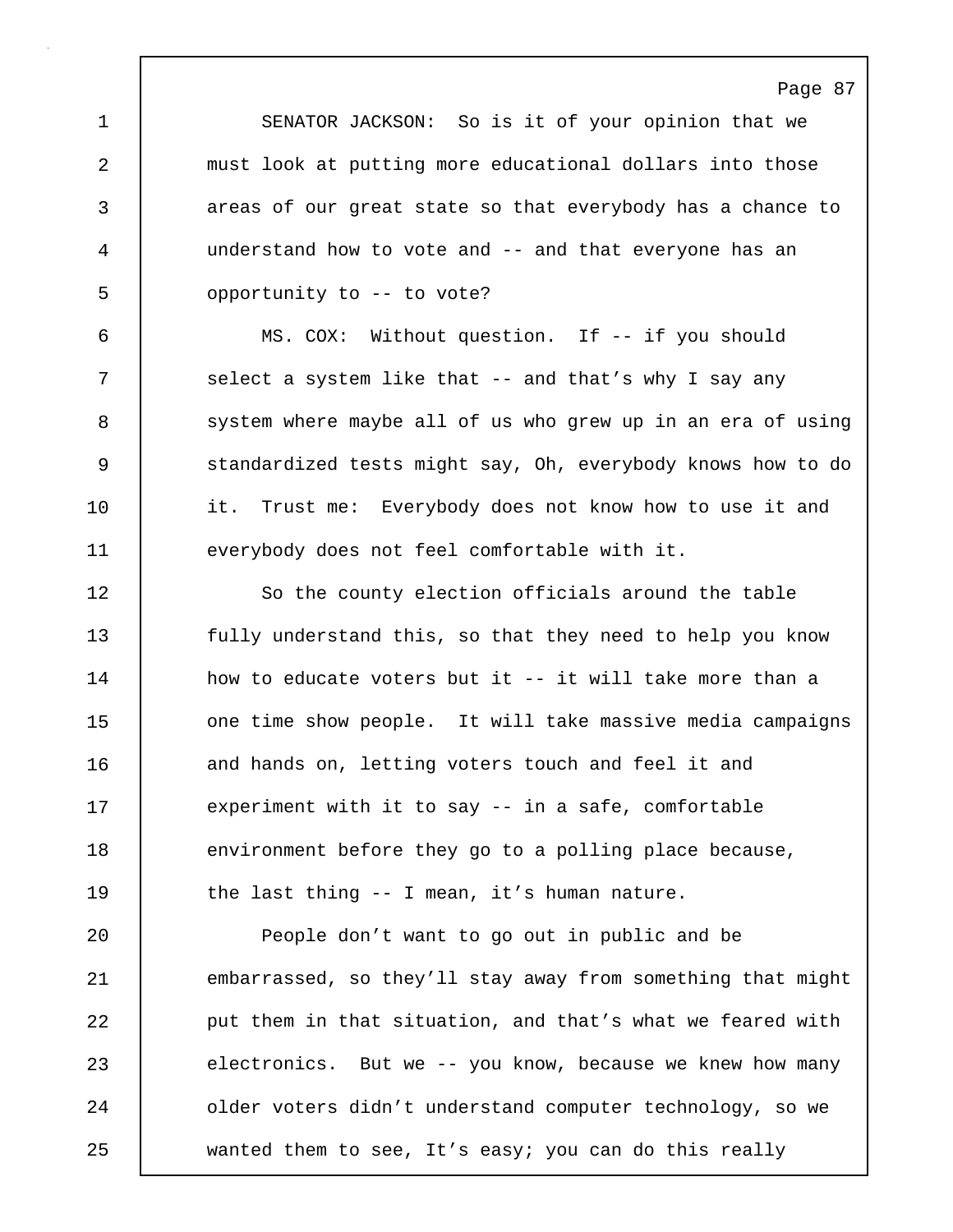SENATOR JACKSON: So is it of your opinion that we must look at putting more educational dollars into those areas of our great state so that everybody has a chance to understand how to vote and -- and that everyone has an opportunity to -- to vote?

MS. COX: Without question. If -- if you should select a system like that -- and that's why I say any system where maybe all of us who grew up in an era of using standardized tests might say, Oh, everybody knows how to do it. Trust me: Everybody does not know how to use it and everybody does not feel comfortable with it.

So the county election officials around the table fully understand this, so that they need to help you know how to educate voters but it -- it will take more than a one time show people. It will take massive media campaigns and hands on, letting voters touch and feel it and experiment with it to say -- in a safe, comfortable environment before they go to a polling place because, the last thing -- I mean, it's human nature.

People don't want to go out in public and be embarrassed, so they'll stay away from something that might put them in that situation, and that's what we feared with electronics. But we -- you know, because we knew how many older voters didn't understand computer technology, so we wanted them to see, It's easy; you can do this really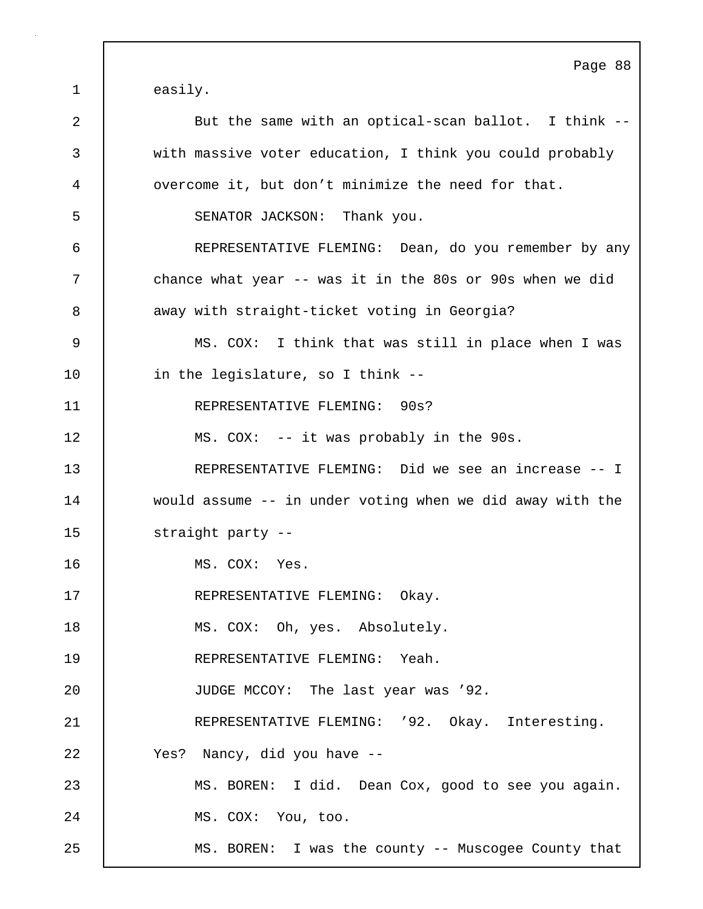easily.

But the same with an optical-scan ballot. I think -- with massive voter education, I think you could probably overcome it, but don't minimize the need for that.

SENATOR JACKSON: Thank you.

REPRESENTATIVE FLEMING: Dean, do you remember by any chance what year -- was it in the 80s or 90s when we did away with straight-ticket voting in Georgia?

MS. COX: I think that was still in place when I was in the legislature, so I think --

REPRESENTATIVE FLEMING: 90s?

MS. COX: -- it was probably in the 90s.

REPRESENTATIVE FLEMING: Did we see an increase -- I would assume -- in under voting when we did away with the straight party --

MS. COX: Yes.

REPRESENTATIVE FLEMING: Okay.

MS. COX: Oh, yes. Absolutely.

REPRESENTATIVE FLEMING: Yeah.

JUDGE MCCOY: The last year was '92.

REPRESENTATIVE FLEMING: '92. Okay. Interesting. Yes? Nancy, did you have --

MS. BOREN: I did. Dean Cox, good to see you again.

MS. COX: You, too.

MS. BOREN: I was the county -- Muscogee County that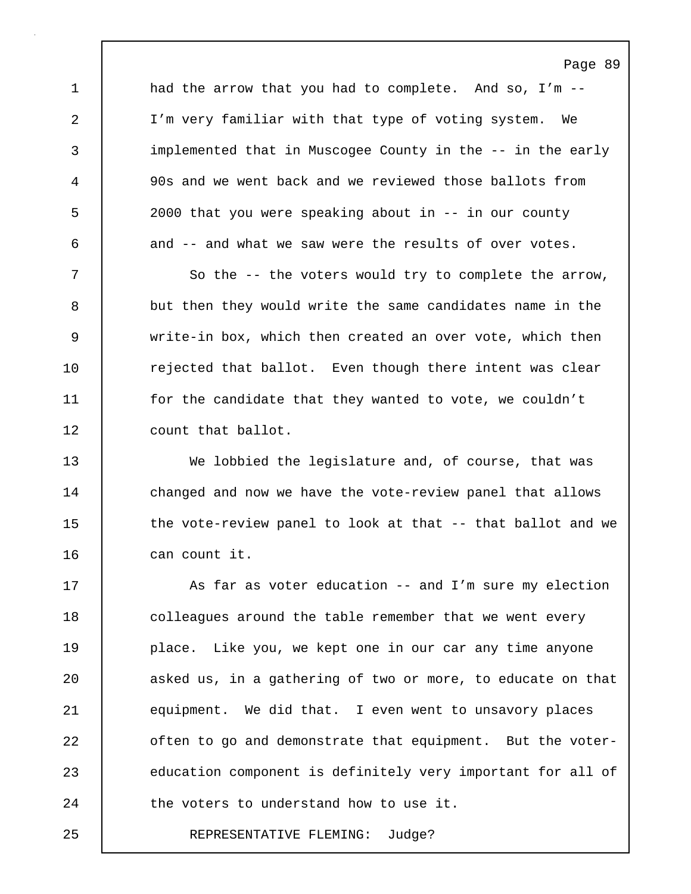had the arrow that you had to complete. And so, I'm -- I'm very familiar with that type of voting system. We implemented that in Muscogee County in the -- in the early 90s and we went back and we reviewed those ballots from 2000 that you were speaking about in -- in our county and -- and what we saw were the results of over votes.

So the -- the voters would try to complete the arrow, but then they would write the same candidates name in the write-in box, which then created an over vote, which then rejected that ballot. Even though there intent was clear for the candidate that they wanted to vote, we couldn't count that ballot.

We lobbied the legislature and, of course, that was changed and now we have the vote-review panel that allows the vote-review panel to look at that -- that ballot and we can count it.

As far as voter education -- and I'm sure my election colleagues around the table remember that we went every place. Like you, we kept one in our car any time anyone asked us, in a gathering of two or more, to educate on that equipment. We did that. I even went to unsavory places often to go and demonstrate that equipment. But the voter-education component is definitely very important for all of the voters to understand how to use it.

REPRESENTATIVE FLEMING: Judge?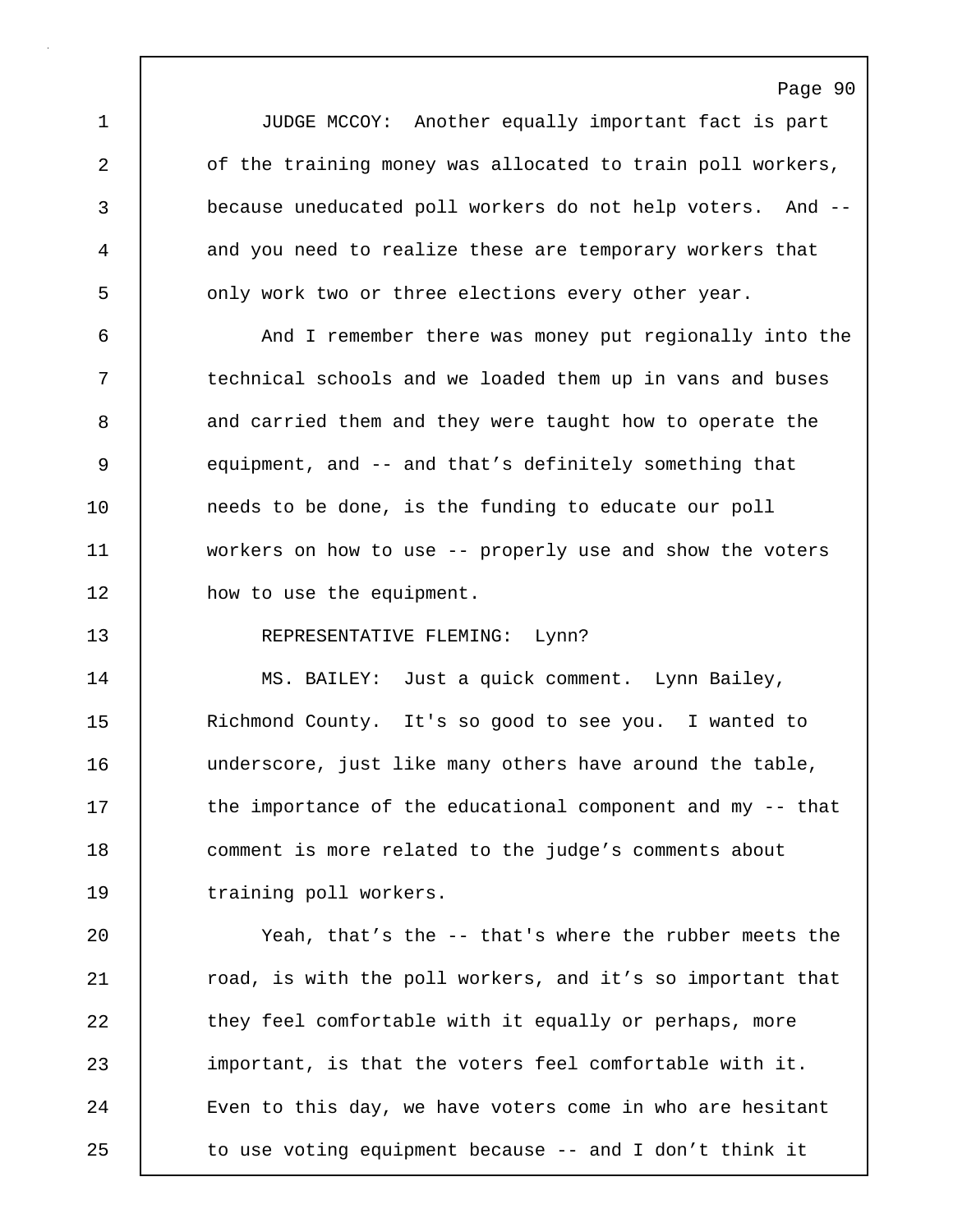JUDGE MCCOY: Another equally important fact is part of the training money was allocated to train poll workers, because uneducated poll workers do not help voters. And -- and you need to realize these are temporary workers that only work two or three elections every other year.

And I remember there was money put regionally into the technical schools and we loaded them up in vans and buses and carried them and they were taught how to operate the equipment, and -- and that's definitely something that needs to be done, is the funding to educate our poll workers on how to use -- properly use and show the voters how to use the equipment.

REPRESENTATIVE FLEMING: Lynn?

MS. BAILEY: Just a quick comment. Lynn Bailey, Richmond County. It's so good to see you. I wanted to underscore, just like many others have around the table, the importance of the educational component and my -- that comment is more related to the judge's comments about training poll workers.

Yeah, that's the -- that's where the rubber meets the road, is with the poll workers, and it's so important that they feel comfortable with it equally or perhaps, more important, is that the voters feel comfortable with it. Even to this day, we have voters come in who are hesitant to use voting equipment because -- and I don't think it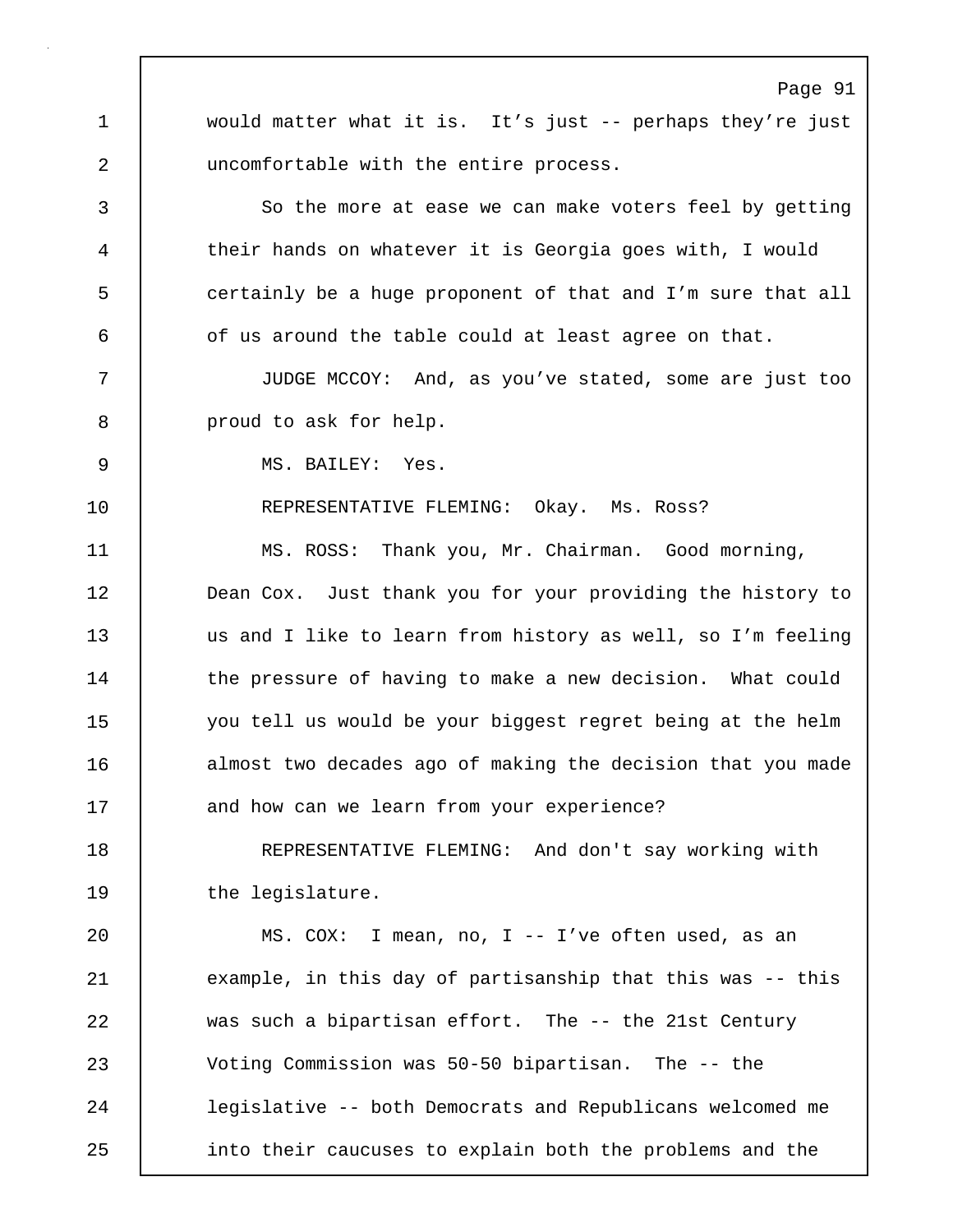would matter what it is. It's just -- perhaps they're just uncomfortable with the entire process.

So the more at ease we can make voters feel by getting their hands on whatever it is Georgia goes with, I would certainly be a huge proponent of that and I'm sure that all of us around the table could at least agree on that.

JUDGE MCCOY: And, as you've stated, some are just too proud to ask for help.

MS. BAILEY: Yes.

REPRESENTATIVE FLEMING: Okay. Ms. Ross?

MS. ROSS: Thank you, Mr. Chairman. Good morning, Dean Cox. Just thank you for your providing the history to us and I like to learn from history as well, so I'm feeling the pressure of having to make a new decision. What could you tell us would be your biggest regret being at the helm almost two decades ago of making the decision that you made and how can we learn from your experience?

REPRESENTATIVE FLEMING: And don't say working with the legislature.

MS. COX: I mean, no, I -- I've often used, as an example, in this day of partisanship that this was -- this was such a bipartisan effort. The -- the 21st Century Voting Commission was 50-50 bipartisan. The -- the legislative -- both Democrats and Republicans welcomed me into their caucuses to explain both the problems and the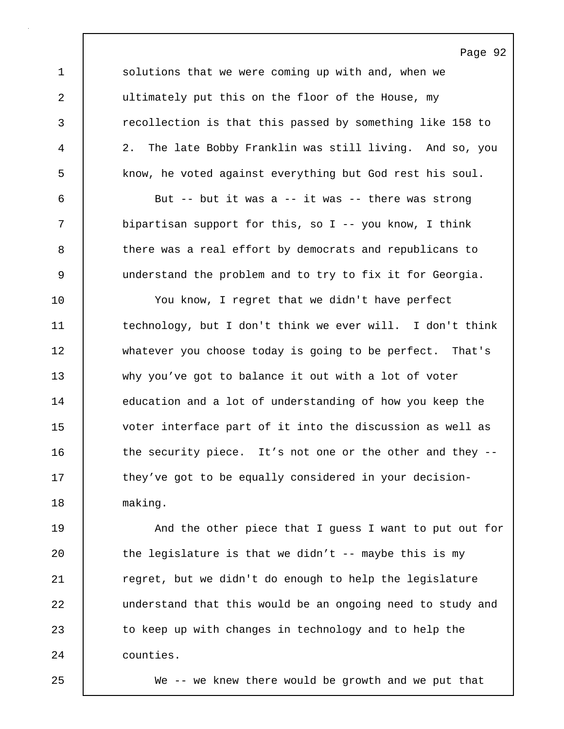solutions that we were coming up with and, when we ultimately put this on the floor of the House, my recollection is that this passed by something like 158 to 2. The late Bobby Franklin was still living. And so, you know, he voted against everything but God rest his soul.

But -- but it was a -- it was -- there was strong bipartisan support for this, so I -- you know, I think there was a real effort by democrats and republicans to understand the problem and to try to fix it for Georgia.

You know, I regret that we didn't have perfect technology, but I don't think we ever will. I don't think whatever you choose today is going to be perfect. That's why you’ve got to balance it out with a lot of voter education and a lot of understanding of how you keep the voter interface part of it into the discussion as well as the security piece. It’s not one or the other and they -- they’ve got to be equally considered in your decision-making.

And the other piece that I guess I want to put out for the legislature is that we didn’t -- maybe this is my regret, but we didn't do enough to help the legislature understand that this would be an ongoing need to study and to keep up with changes in technology and to help the counties.

We -- we knew there would be growth and we put that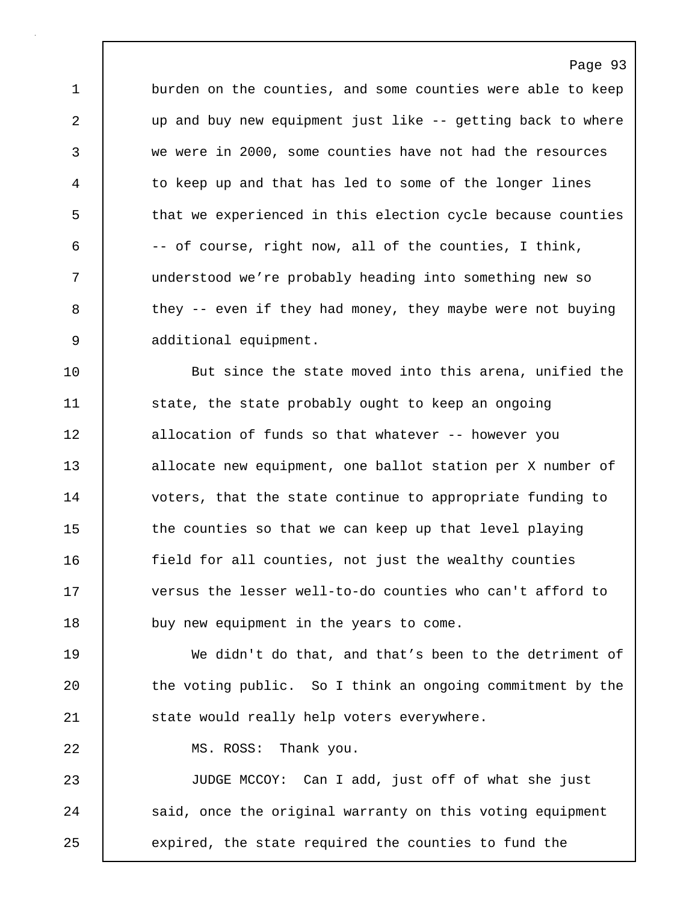burden on the counties, and some counties were able to keep up and buy new equipment just like -- getting back to where we were in 2000, some counties have not had the resources to keep up and that has led to some of the longer lines that we experienced in this election cycle because counties -- of course, right now, all of the counties, I think, understood we’re probably heading into something new so they -- even if they had money, they maybe were not buying additional equipment.

But since the state moved into this arena, unified the state, the state probably ought to keep an ongoing allocation of funds so that whatever -- however you allocate new equipment, one ballot station per X number of voters, that the state continue to appropriate funding to the counties so that we can keep up that level playing field for all counties, not just the wealthy counties versus the lesser well-to-do counties who can't afford to buy new equipment in the years to come.

We didn't do that, and that’s been to the detriment of the voting public. So I think an ongoing commitment by the state would really help voters everywhere.

MS. ROSS: Thank you.

JUDGE MCCOY: Can I add, just off of what she just said, once the original warranty on this voting equipment expired, the state required the counties to fund the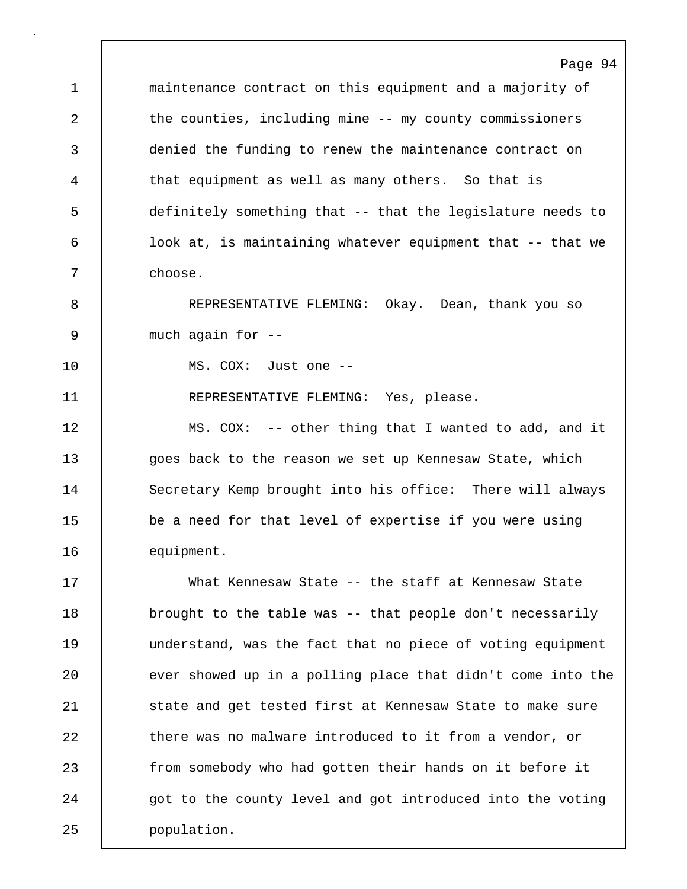maintenance contract on this equipment and a majority of the counties, including mine -- my county commissioners denied the funding to renew the maintenance contract on that equipment as well as many others. So that is definitely something that -- that the legislature needs to look at, is maintaining whatever equipment that -- that we choose.

REPRESENTATIVE FLEMING: Okay. Dean, thank you so much again for --

MS. COX: Just one --

REPRESENTATIVE FLEMING: Yes, please.

MS. COX: -- other thing that I wanted to add, and it goes back to the reason we set up Kennesaw State, which Secretary Kemp brought into his office: There will always be a need for that level of expertise if you were using equipment.

What Kennesaw State -- the staff at Kennesaw State brought to the table was -- that people don't necessarily understand, was the fact that no piece of voting equipment ever showed up in a polling place that didn't come into the state and get tested first at Kennesaw State to make sure there was no malware introduced to it from a vendor, or from somebody who had gotten their hands on it before it got to the county level and got introduced into the voting population.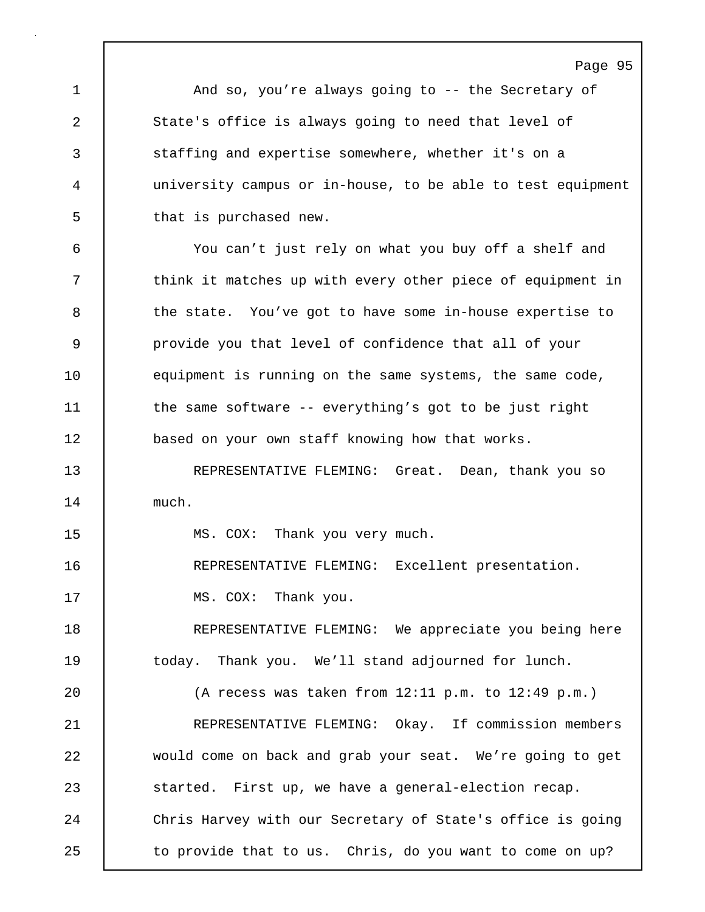And so, you’re always going to -- the Secretary of State's office is always going to need that level of staffing and expertise somewhere, whether it's on a university campus or in-house, to be able to test equipment that is purchased new.

You can’t just rely on what you buy off a shelf and think it matches up with every other piece of equipment in the state. You’ve got to have some in-house expertise to provide you that level of confidence that all of your equipment is running on the same systems, the same code, the same software -- everything’s got to be just right based on your own staff knowing how that works.

REPRESENTATIVE FLEMING: Great. Dean, thank you so much.

MS. COX: Thank you very much.

REPRESENTATIVE FLEMING: Excellent presentation.

MS. COX: Thank you.

REPRESENTATIVE FLEMING: We appreciate you being here today. Thank you. We’ll stand adjourned for lunch.

(A recess was taken from 12:11 p.m. to 12:49 p.m.)

REPRESENTATIVE FLEMING: Okay. If commission members would come on back and grab your seat. We’re going to get started. First up, we have a general-election recap. Chris Harvey with our Secretary of State's office is going to provide that to us. Chris, do you want to come on up?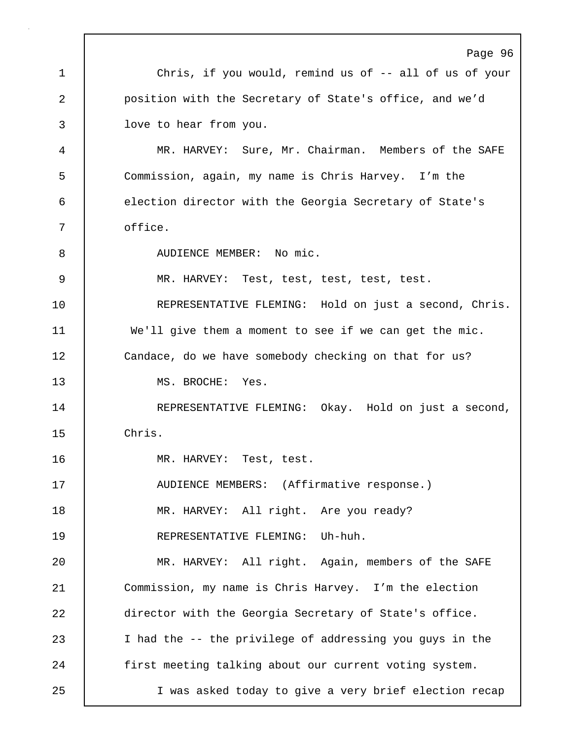Chris, if you would, remind us of -- all of us of your position with the Secretary of State's office, and we'd love to hear from you.

MR. HARVEY: Sure, Mr. Chairman. Members of the SAFE Commission, again, my name is Chris Harvey. I'm the election director with the Georgia Secretary of State's office.

AUDIENCE MEMBER: No mic.

MR. HARVEY: Test, test, test, test, test.

REPRESENTATIVE FLEMING: Hold on just a second, Chris. We'll give them a moment to see if we can get the mic. Candace, do we have somebody checking on that for us?

MS. BROCHE: Yes.

REPRESENTATIVE FLEMING: Okay. Hold on just a second, Chris.

MR. HARVEY: Test, test.

AUDIENCE MEMBERS: (Affirmative response.)

MR. HARVEY: All right. Are you ready?

REPRESENTATIVE FLEMING: Uh-huh.

MR. HARVEY: All right. Again, members of the SAFE Commission, my name is Chris Harvey. I'm the election director with the Georgia Secretary of State's office. I had the -- the privilege of addressing you guys in the first meeting talking about our current voting system.

I was asked today to give a very brief election recap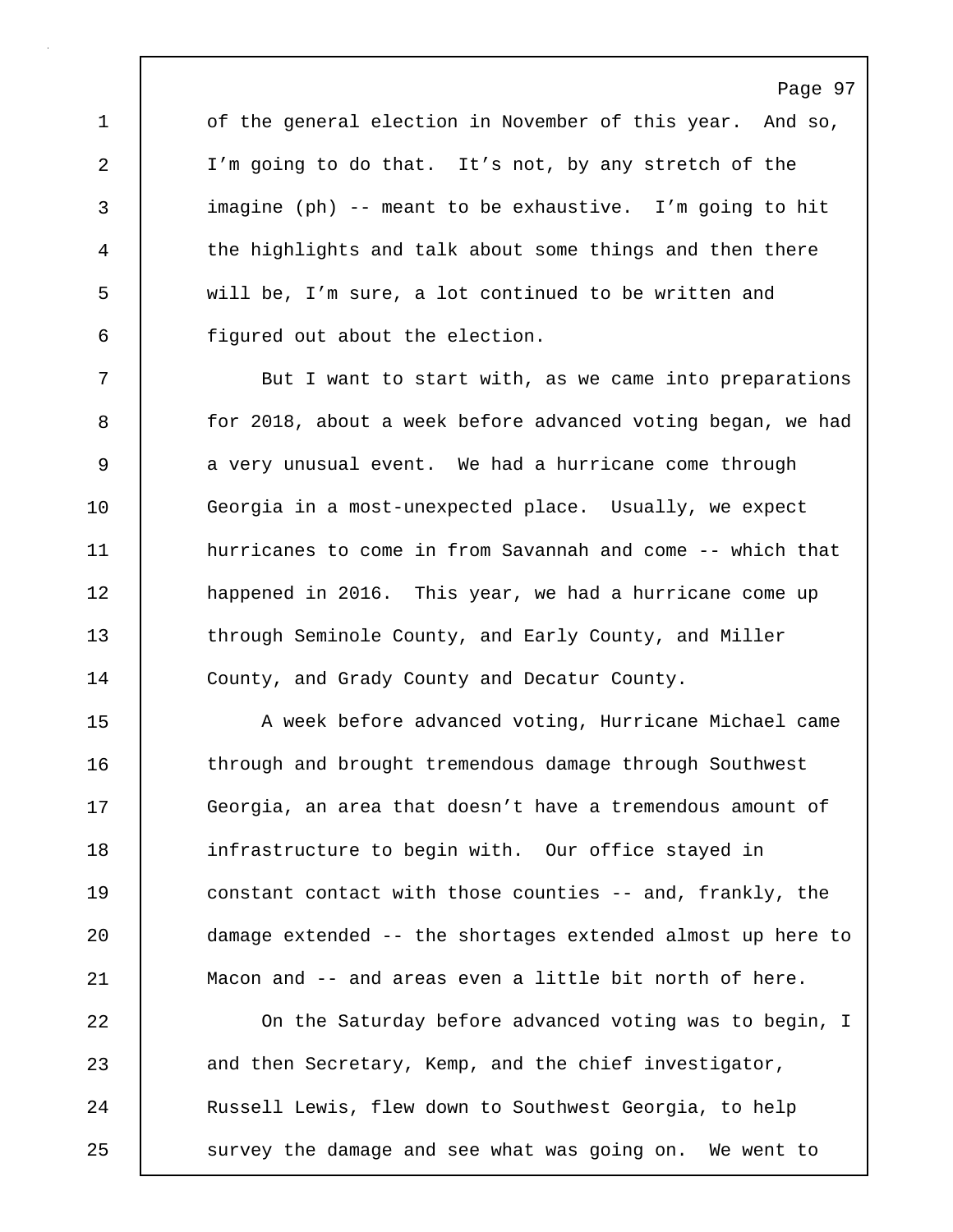of the general election in November of this year. And so, I'm going to do that. It's not, by any stretch of the imagine (ph) -- meant to be exhaustive. I'm going to hit the highlights and talk about some things and then there will be, I'm sure, a lot continued to be written and figured out about the election.

But I want to start with, as we came into preparations for 2018, about a week before advanced voting began, we had a very unusual event. We had a hurricane come through Georgia in a most-unexpected place. Usually, we expect hurricanes to come in from Savannah and come -- which that happened in 2016. This year, we had a hurricane come up through Seminole County, and Early County, and Miller County, and Grady County and Decatur County.

A week before advanced voting, Hurricane Michael came through and brought tremendous damage through Southwest Georgia, an area that doesn't have a tremendous amount of infrastructure to begin with. Our office stayed in constant contact with those counties -- and, frankly, the damage extended -- the shortages extended almost up here to Macon and -- and areas even a little bit north of here.

On the Saturday before advanced voting was to begin, I and then Secretary, Kemp, and the chief investigator, Russell Lewis, flew down to Southwest Georgia, to help survey the damage and see what was going on. We went to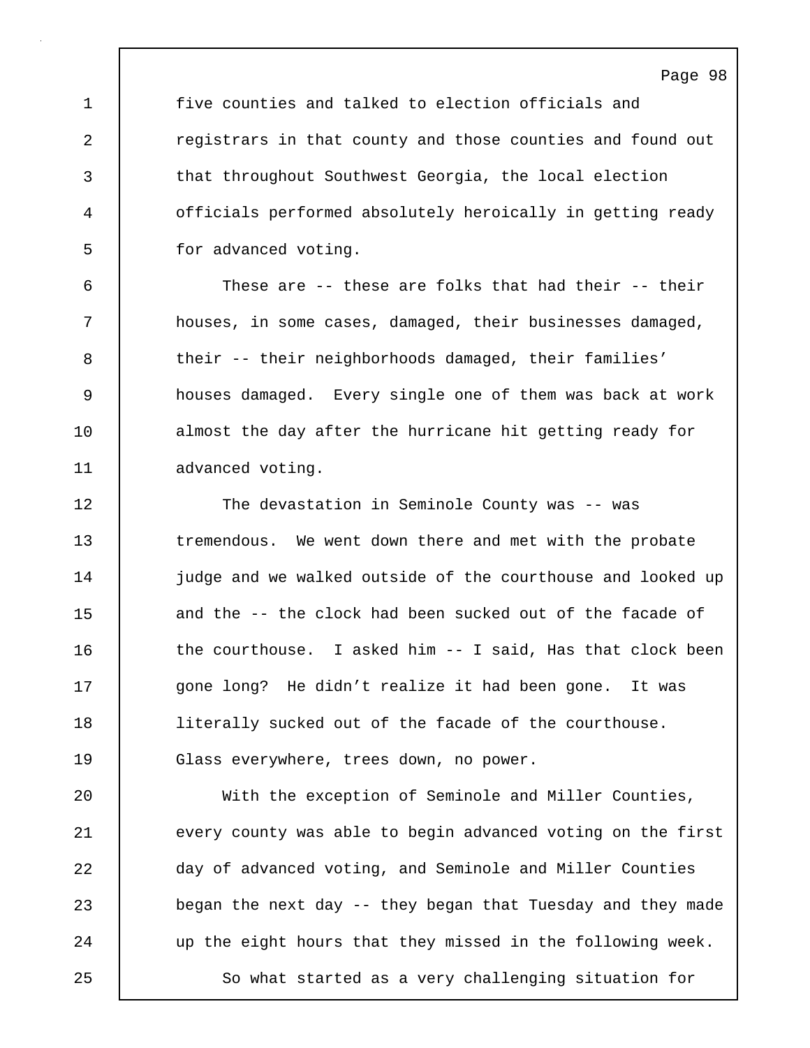five counties and talked to election officials and registrars in that county and those counties and found out that throughout Southwest Georgia, the local election officials performed absolutely heroically in getting ready for advanced voting.

These are -- these are folks that had their -- their houses, in some cases, damaged, their businesses damaged, their -- their neighborhoods damaged, their families' houses damaged. Every single one of them was back at work almost the day after the hurricane hit getting ready for advanced voting.

The devastation in Seminole County was -- was tremendous. We went down there and met with the probate judge and we walked outside of the courthouse and looked up and the -- the clock had been sucked out of the facade of the courthouse. I asked him -- I said, Has that clock been gone long? He didn't realize it had been gone. It was literally sucked out of the facade of the courthouse. Glass everywhere, trees down, no power.

With the exception of Seminole and Miller Counties, every county was able to begin advanced voting on the first day of advanced voting, and Seminole and Miller Counties began the next day -- they began that Tuesday and they made up the eight hours that they missed in the following week.

So what started as a very challenging situation for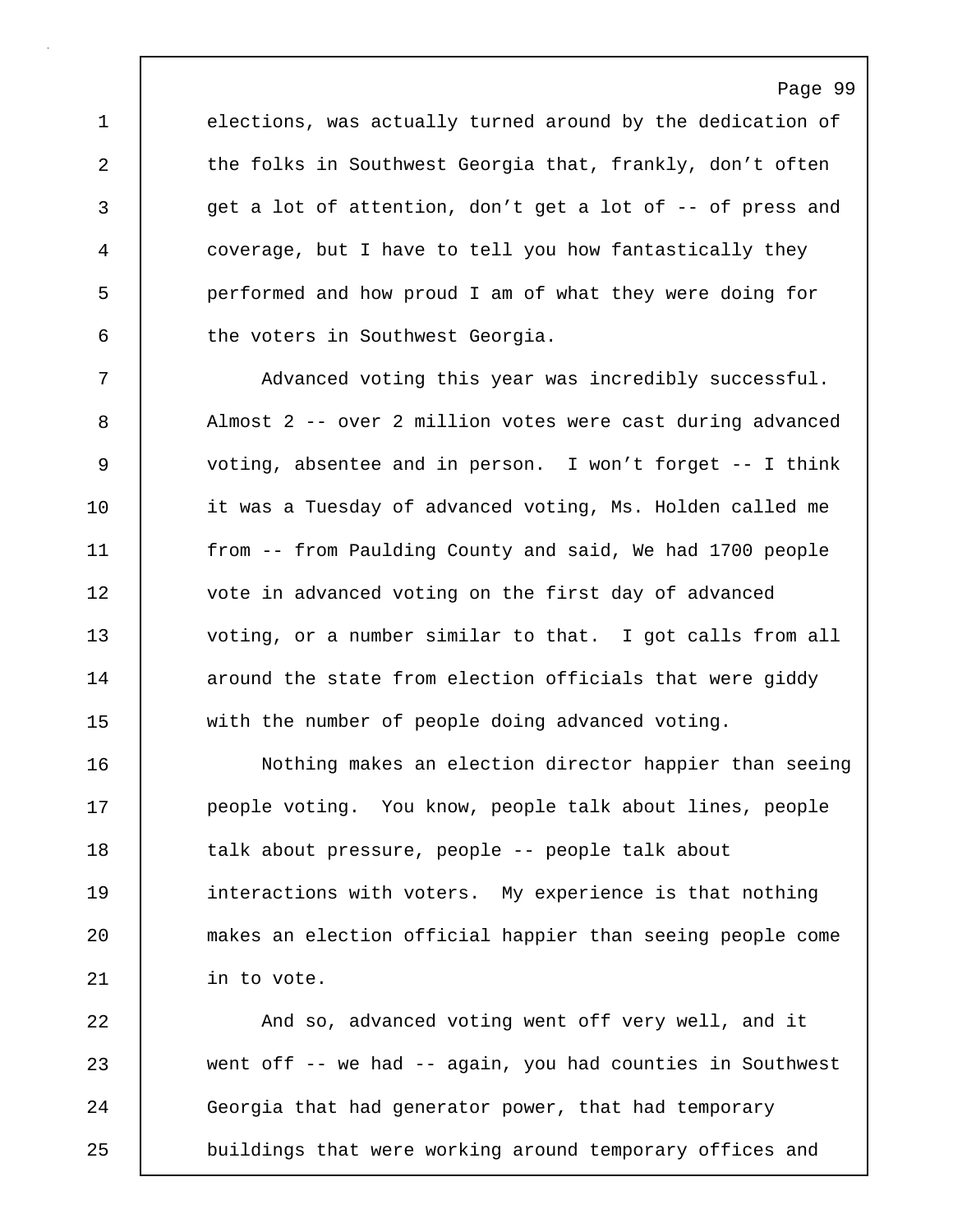elections, was actually turned around by the dedication of the folks in Southwest Georgia that, frankly, don't often get a lot of attention, don't get a lot of -- of press and coverage, but I have to tell you how fantastically they performed and how proud I am of what they were doing for the voters in Southwest Georgia.

Advanced voting this year was incredibly successful. Almost 2 -- over 2 million votes were cast during advanced voting, absentee and in person. I won't forget -- I think it was a Tuesday of advanced voting, Ms. Holden called me from -- from Paulding County and said, We had 1700 people vote in advanced voting on the first day of advanced voting, or a number similar to that. I got calls from all around the state from election officials that were giddy with the number of people doing advanced voting.

Nothing makes an election director happier than seeing people voting. You know, people talk about lines, people talk about pressure, people -- people talk about interactions with voters. My experience is that nothing makes an election official happier than seeing people come in to vote.

And so, advanced voting went off very well, and it went off -- we had -- again, you had counties in Southwest Georgia that had generator power, that had temporary buildings that were working around temporary offices and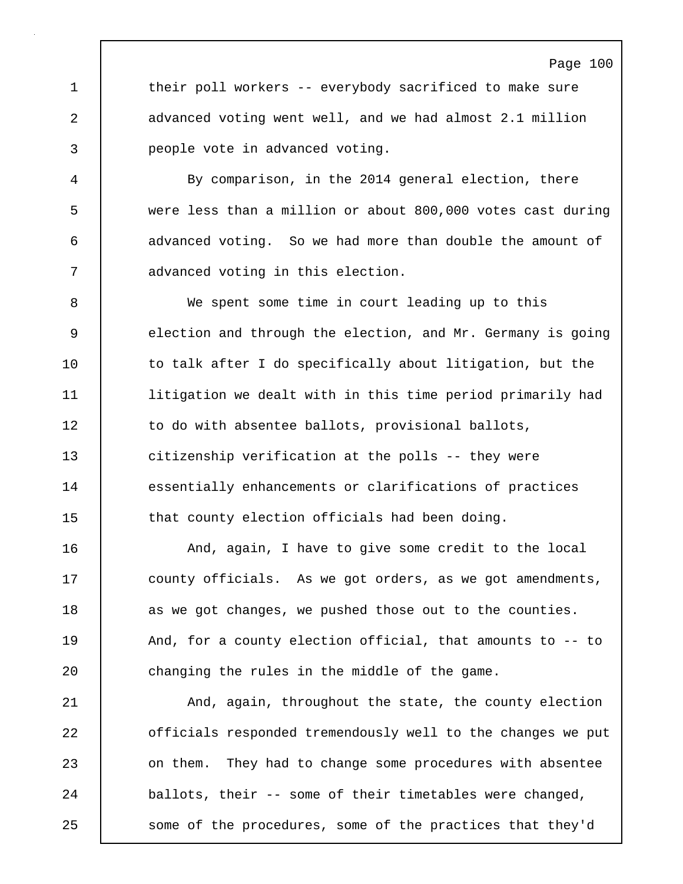their poll workers -- everybody sacrificed to make sure advanced voting went well, and we had almost 2.1 million people vote in advanced voting.

By comparison, in the 2014 general election, there were less than a million or about 800,000 votes cast during advanced voting. So we had more than double the amount of advanced voting in this election.

We spent some time in court leading up to this election and through the election, and Mr. Germany is going to talk after I do specifically about litigation, but the litigation we dealt with in this time period primarily had to do with absentee ballots, provisional ballots, citizenship verification at the polls -- they were essentially enhancements or clarifications of practices that county election officials had been doing.

And, again, I have to give some credit to the local county officials. As we got orders, as we got amendments, as we got changes, we pushed those out to the counties. And, for a county election official, that amounts to -- to changing the rules in the middle of the game.

And, again, throughout the state, the county election officials responded tremendously well to the changes we put on them. They had to change some procedures with absentee ballots, their -- some of their timetables were changed, some of the procedures, some of the practices that they'd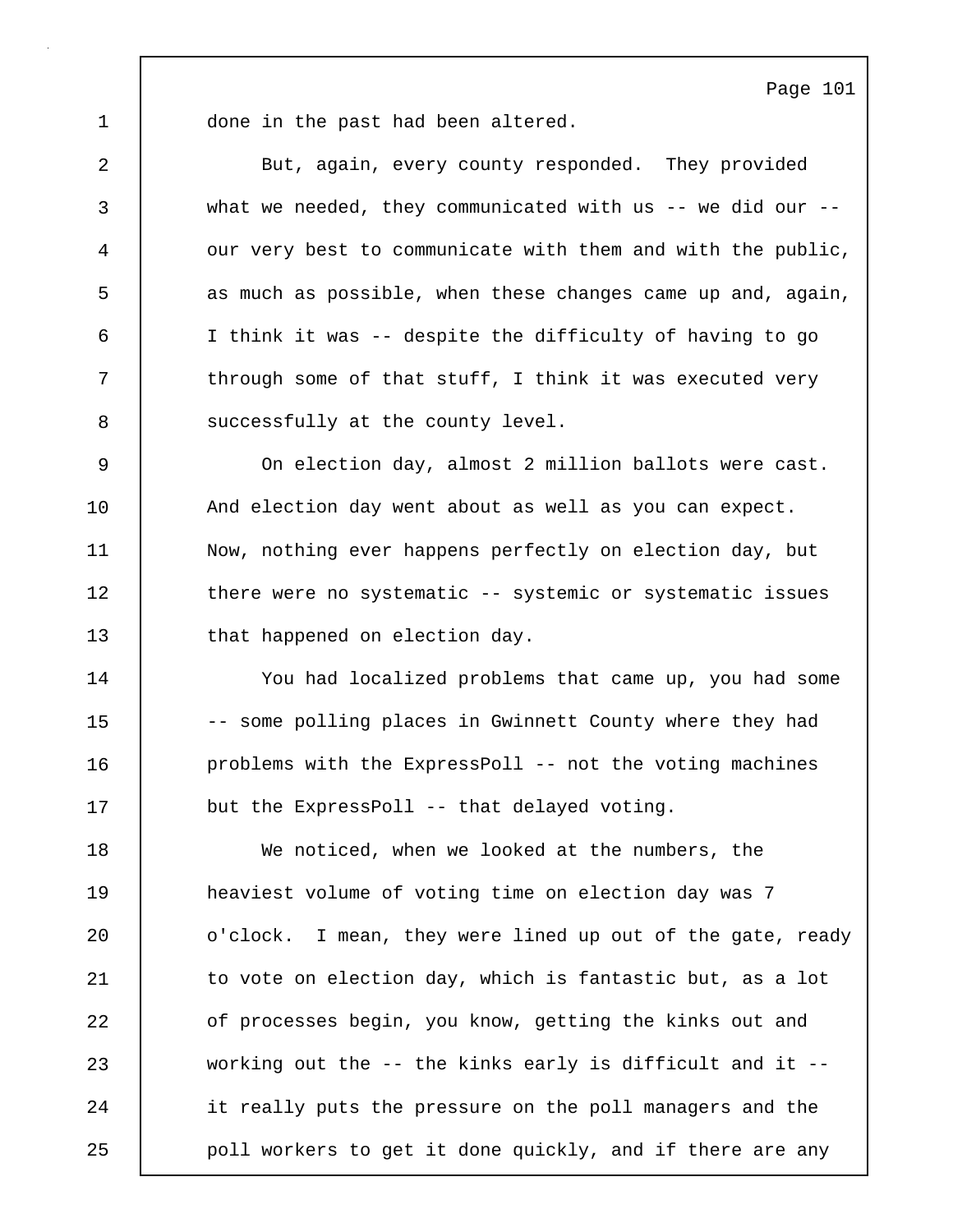done in the past had been altered.

But, again, every county responded. They provided what we needed, they communicated with us -- we did our -- our very best to communicate with them and with the public, as much as possible, when these changes came up and, again, I think it was -- despite the difficulty of having to go through some of that stuff, I think it was executed very successfully at the county level.

On election day, almost 2 million ballots were cast. And election day went about as well as you can expect. Now, nothing ever happens perfectly on election day, but there were no systematic -- systemic or systematic issues that happened on election day.

You had localized problems that came up, you had some -- some polling places in Gwinnett County where they had problems with the ExpressPoll -- not the voting machines but the ExpressPoll -- that delayed voting.

We noticed, when we looked at the numbers, the heaviest volume of voting time on election day was 7 o'clock. I mean, they were lined up out of the gate, ready to vote on election day, which is fantastic but, as a lot of processes begin, you know, getting the kinks out and working out the -- the kinks early is difficult and it -- it really puts the pressure on the poll managers and the poll workers to get it done quickly, and if there are any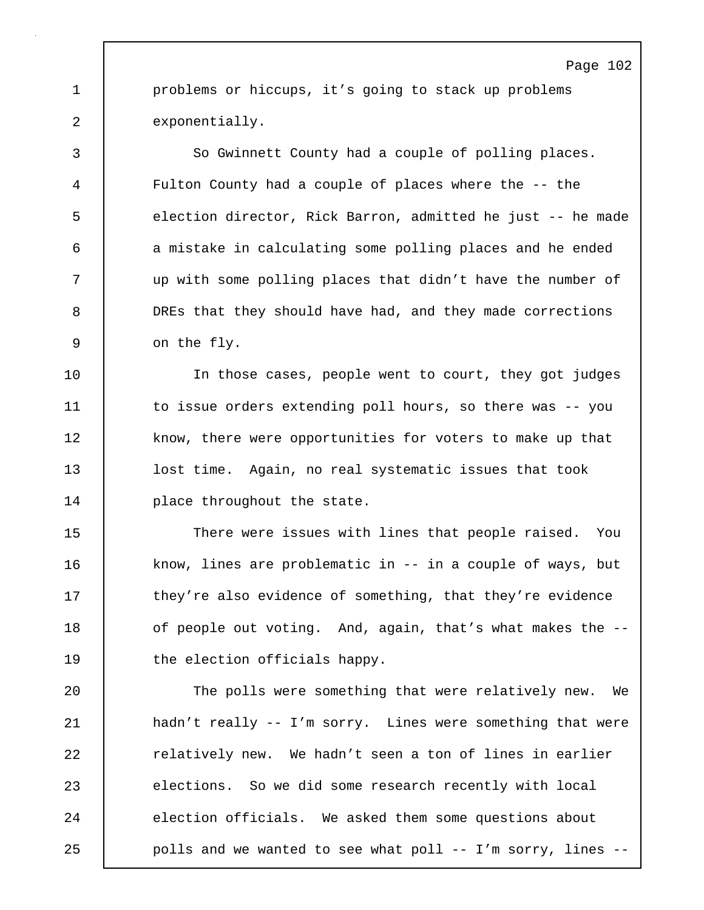problems or hiccups, it's going to stack up problems exponentially.

So Gwinnett County had a couple of polling places. Fulton County had a couple of places where the -- the election director, Rick Barron, admitted he just -- he made a mistake in calculating some polling places and he ended up with some polling places that didn't have the number of DREs that they should have had, and they made corrections on the fly.

In those cases, people went to court, they got judges to issue orders extending poll hours, so there was -- you know, there were opportunities for voters to make up that lost time. Again, no real systematic issues that took place throughout the state.

There were issues with lines that people raised. You know, lines are problematic in -- in a couple of ways, but they're also evidence of something, that they're evidence of people out voting. And, again, that's what makes the -- the election officials happy.

The polls were something that were relatively new. We hadn't really -- I'm sorry. Lines were something that were relatively new. We hadn't seen a ton of lines in earlier elections. So we did some research recently with local election officials. We asked them some questions about polls and we wanted to see what poll -- I'm sorry, lines --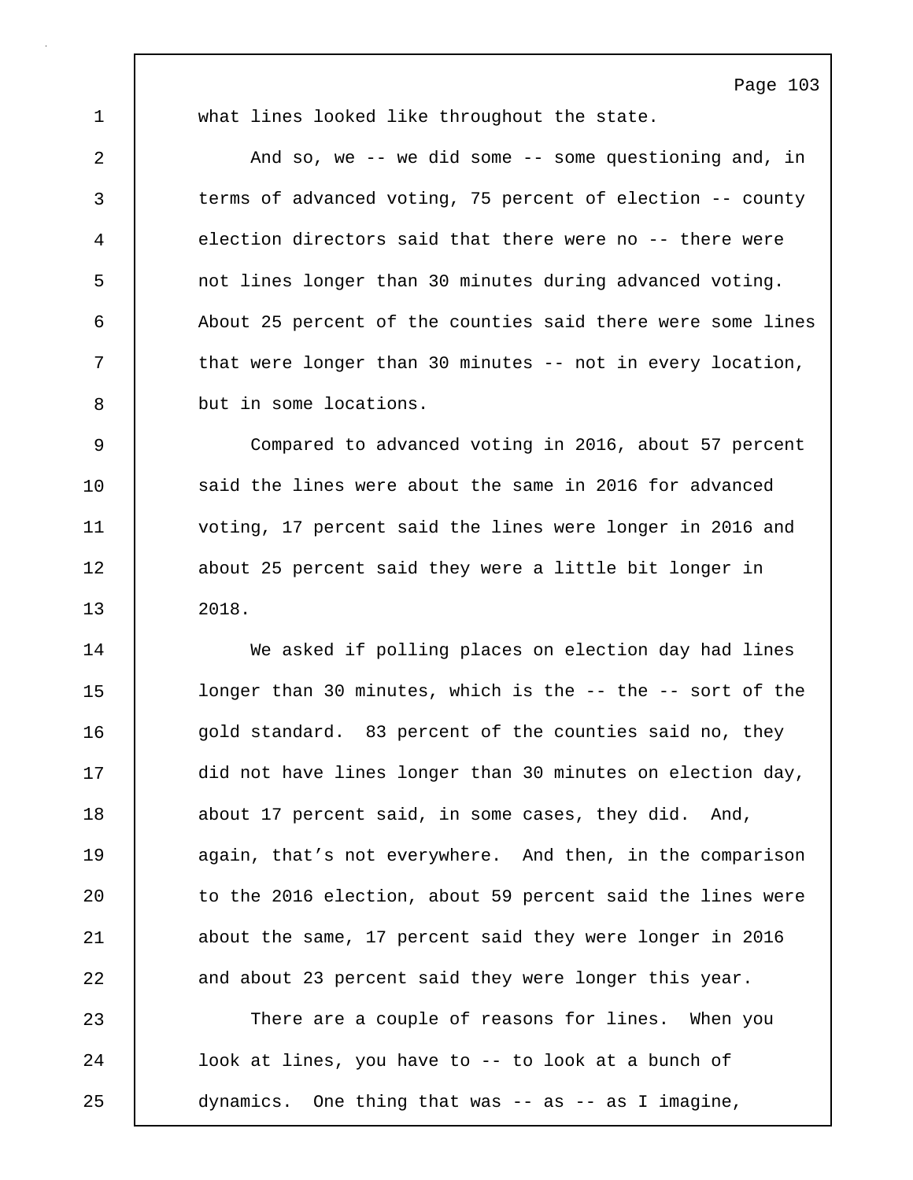what lines looked like throughout the state.

And so, we -- we did some -- some questioning and, in terms of advanced voting, 75 percent of election -- county election directors said that there were no -- there were not lines longer than 30 minutes during advanced voting. About 25 percent of the counties said there were some lines that were longer than 30 minutes -- not in every location, but in some locations.

Compared to advanced voting in 2016, about 57 percent said the lines were about the same in 2016 for advanced voting, 17 percent said the lines were longer in 2016 and about 25 percent said they were a little bit longer in 2018.

We asked if polling places on election day had lines longer than 30 minutes, which is the -- the -- sort of the gold standard. 83 percent of the counties said no, they did not have lines longer than 30 minutes on election day, about 17 percent said, in some cases, they did. And, again, that's not everywhere. And then, in the comparison to the 2016 election, about 59 percent said the lines were about the same, 17 percent said they were longer in 2016 and about 23 percent said they were longer this year.

There are a couple of reasons for lines. When you look at lines, you have to -- to look at a bunch of dynamics. One thing that was -- as -- as I imagine,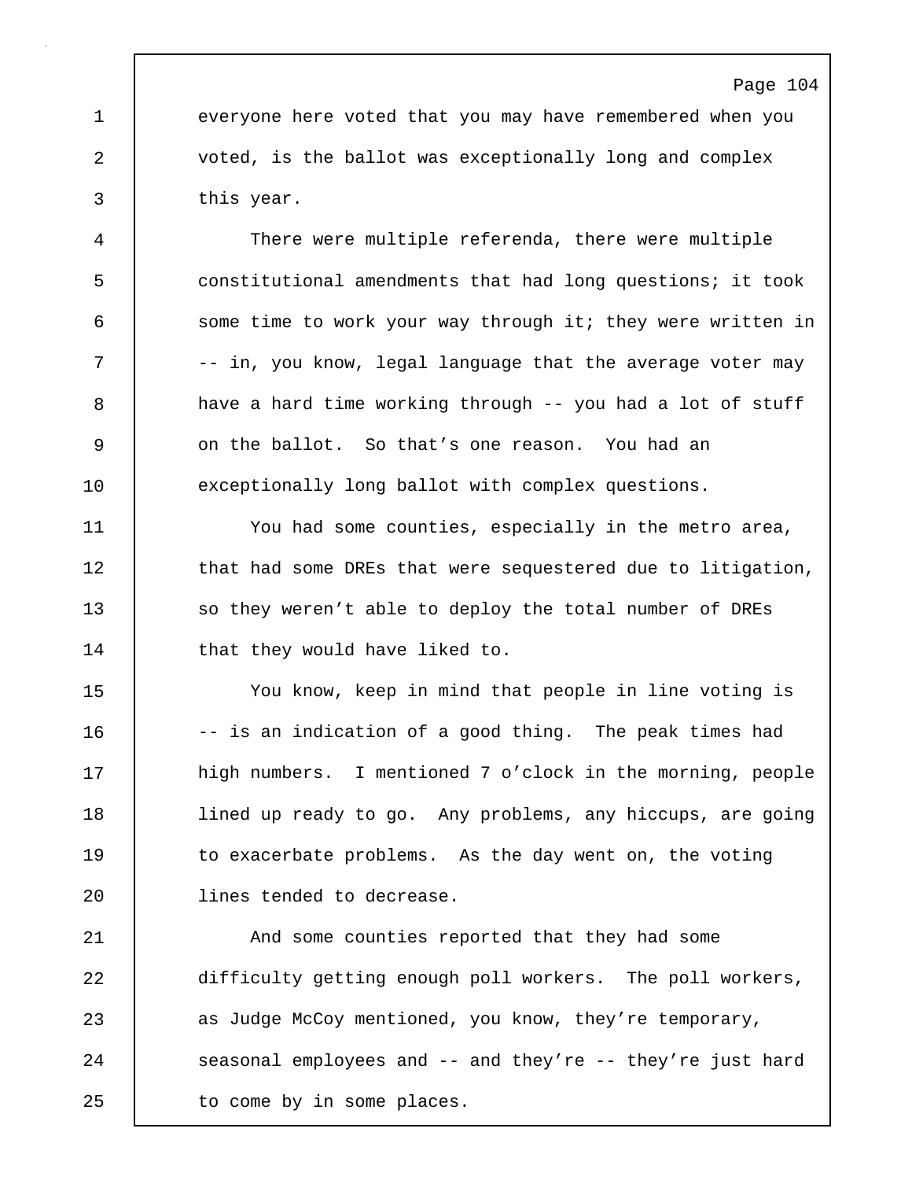everyone here voted that you may have remembered when you voted, is the ballot was exceptionally long and complex this year.

There were multiple referenda, there were multiple constitutional amendments that had long questions; it took some time to work your way through it; they were written in -- in, you know, legal language that the average voter may have a hard time working through -- you had a lot of stuff on the ballot. So that's one reason. You had an exceptionally long ballot with complex questions.

You had some counties, especially in the metro area, that had some DREs that were sequestered due to litigation, so they weren't able to deploy the total number of DREs that they would have liked to.

You know, keep in mind that people in line voting is -- is an indication of a good thing. The peak times had high numbers. I mentioned 7 o'clock in the morning, people lined up ready to go. Any problems, any hiccups, are going to exacerbate problems. As the day went on, the voting lines tended to decrease.

And some counties reported that they had some difficulty getting enough poll workers. The poll workers, as Judge McCoy mentioned, you know, they're temporary, seasonal employees and -- and they're -- they're just hard to come by in some places.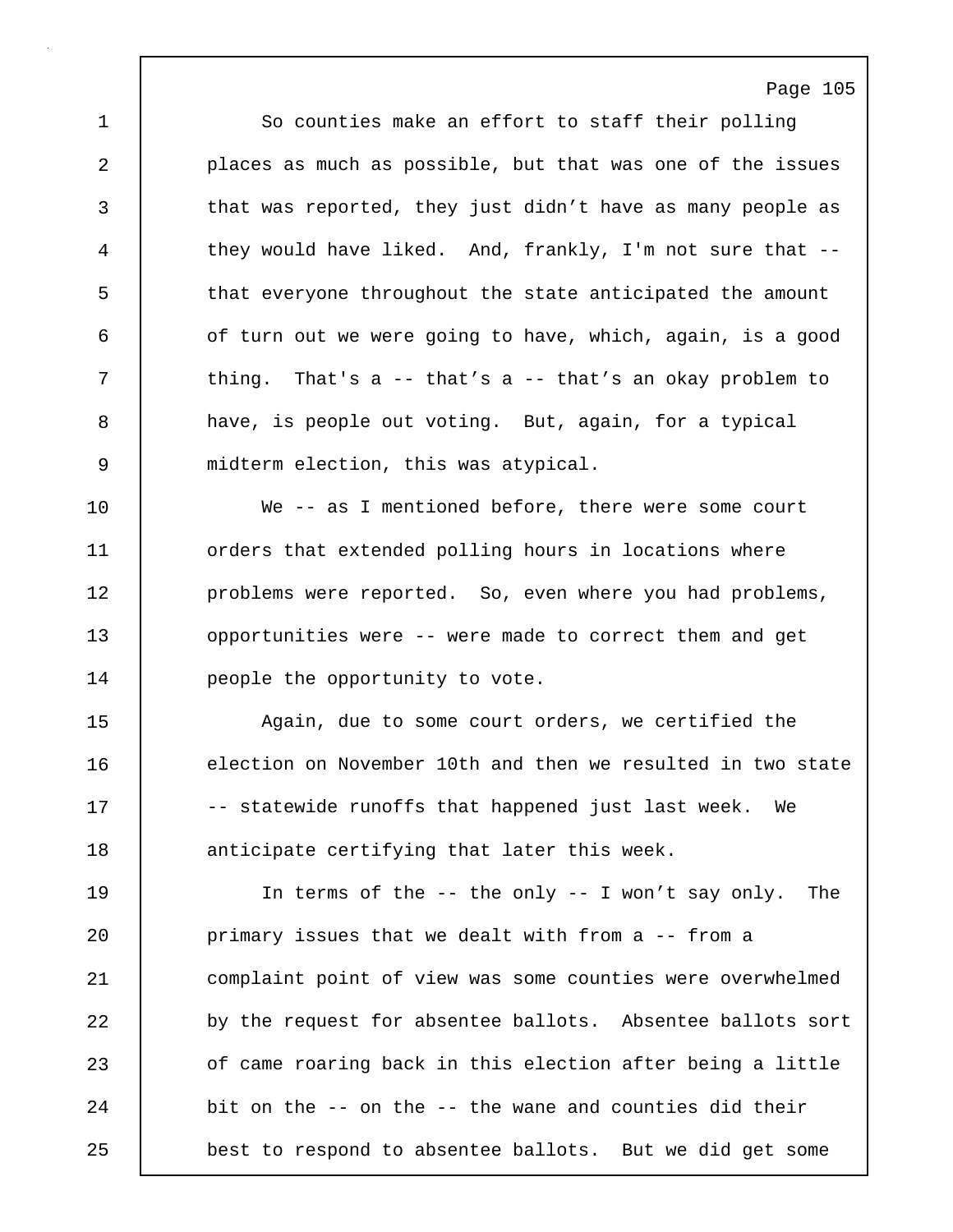So counties make an effort to staff their polling places as much as possible, but that was one of the issues that was reported, they just didn't have as many people as they would have liked. And, frankly, I'm not sure that -- that everyone throughout the state anticipated the amount of turn out we were going to have, which, again, is a good thing. That's a -- that's a -- that's an okay problem to have, is people out voting. But, again, for a typical midterm election, this was atypical.

We -- as I mentioned before, there were some court orders that extended polling hours in locations where problems were reported. So, even where you had problems, opportunities were -- were made to correct them and get people the opportunity to vote.

Again, due to some court orders, we certified the election on November 10th and then we resulted in two state -- statewide runoffs that happened just last week. We anticipate certifying that later this week.

In terms of the -- the only -- I won't say only. The primary issues that we dealt with from a -- from a complaint point of view was some counties were overwhelmed by the request for absentee ballots. Absentee ballots sort of came roaring back in this election after being a little bit on the -- on the -- the wane and counties did their best to respond to absentee ballots. But we did get some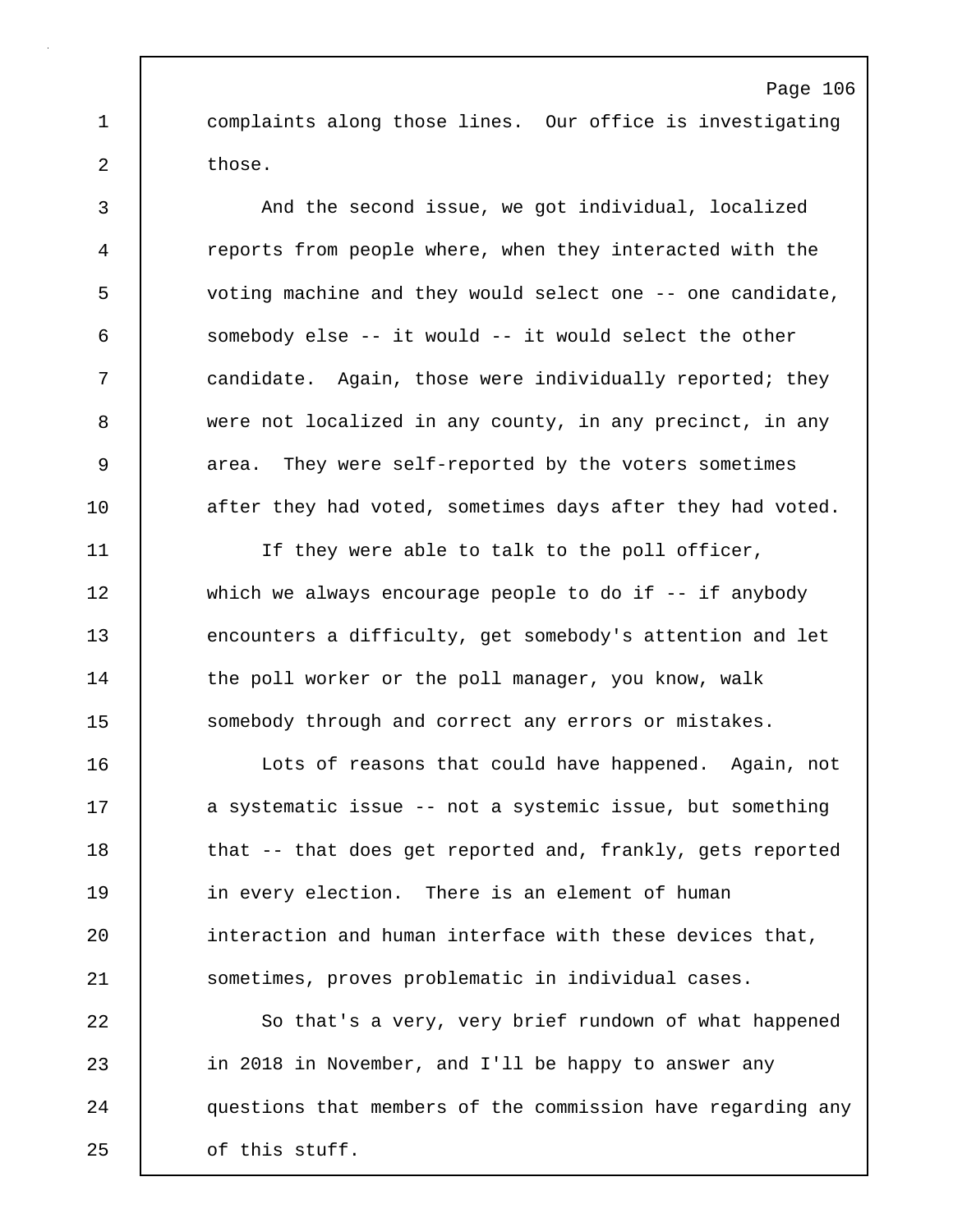complaints along those lines. Our office is investigating those.

And the second issue, we got individual, localized reports from people where, when they interacted with the voting machine and they would select one -- one candidate, somebody else -- it would -- it would select the other candidate. Again, those were individually reported; they were not localized in any county, in any precinct, in any area. They were self-reported by the voters sometimes after they had voted, sometimes days after they had voted.

If they were able to talk to the poll officer, which we always encourage people to do if -- if anybody encounters a difficulty, get somebody's attention and let the poll worker or the poll manager, you know, walk somebody through and correct any errors or mistakes.

Lots of reasons that could have happened. Again, not a systematic issue -- not a systemic issue, but something that -- that does get reported and, frankly, gets reported in every election. There is an element of human interaction and human interface with these devices that, sometimes, proves problematic in individual cases.

So that's a very, very brief rundown of what happened in 2018 in November, and I'll be happy to answer any questions that members of the commission have regarding any of this stuff.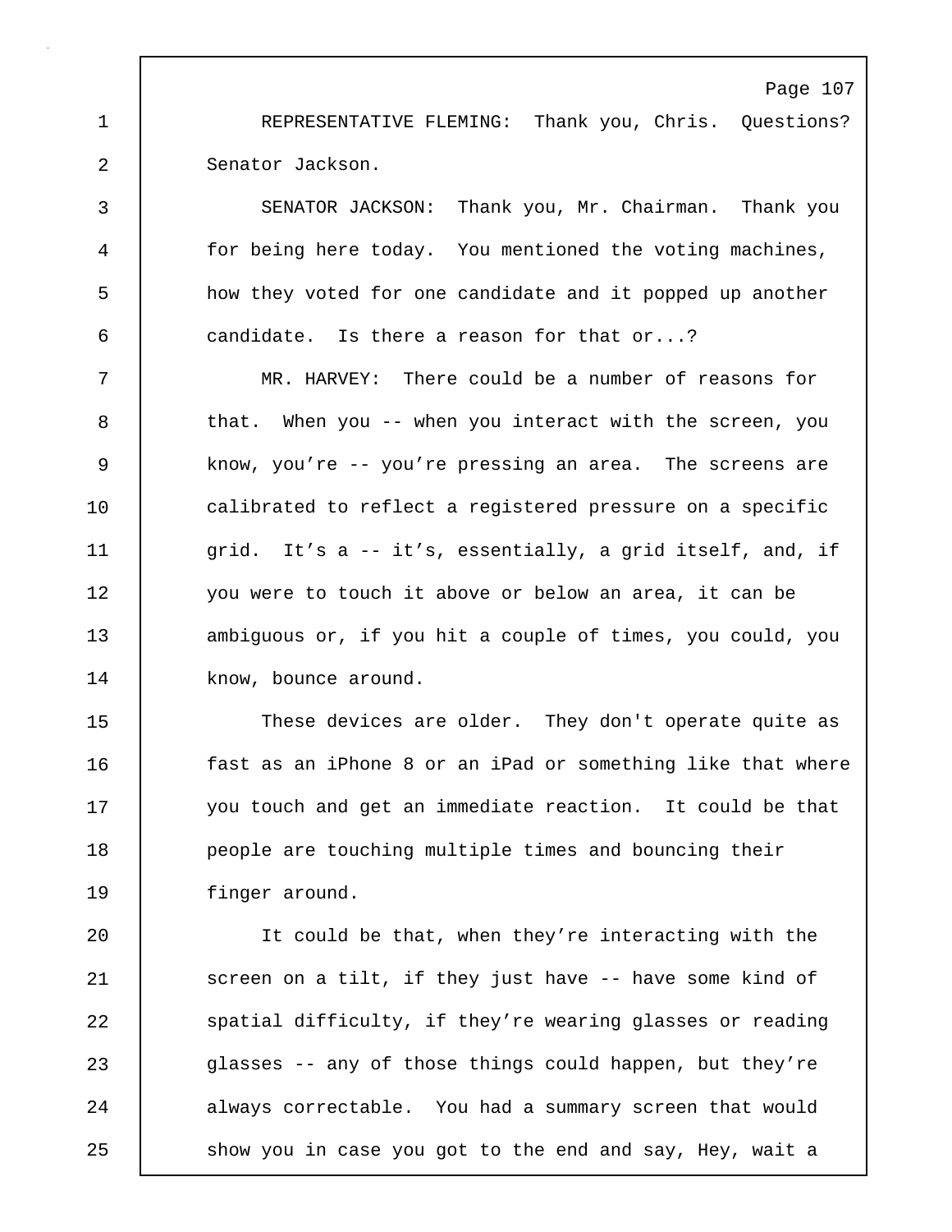REPRESENTATIVE FLEMING: Thank you, Chris. Questions? Senator Jackson.

SENATOR JACKSON: Thank you, Mr. Chairman. Thank you for being here today. You mentioned the voting machines, how they voted for one candidate and it popped up another candidate. Is there a reason for that or...?

MR. HARVEY: There could be a number of reasons for that. When you -- when you interact with the screen, you know, you're -- you're pressing an area. The screens are calibrated to reflect a registered pressure on a specific grid. It's a -- it's, essentially, a grid itself, and, if you were to touch it above or below an area, it can be ambiguous or, if you hit a couple of times, you could, you know, bounce around.

These devices are older. They don't operate quite as fast as an iPhone 8 or an iPad or something like that where you touch and get an immediate reaction. It could be that people are touching multiple times and bouncing their finger around.

It could be that, when they're interacting with the screen on a tilt, if they just have -- have some kind of spatial difficulty, if they're wearing glasses or reading glasses -- any of those things could happen, but they're always correctable. You had a summary screen that would show you in case you got to the end and say, Hey, wait a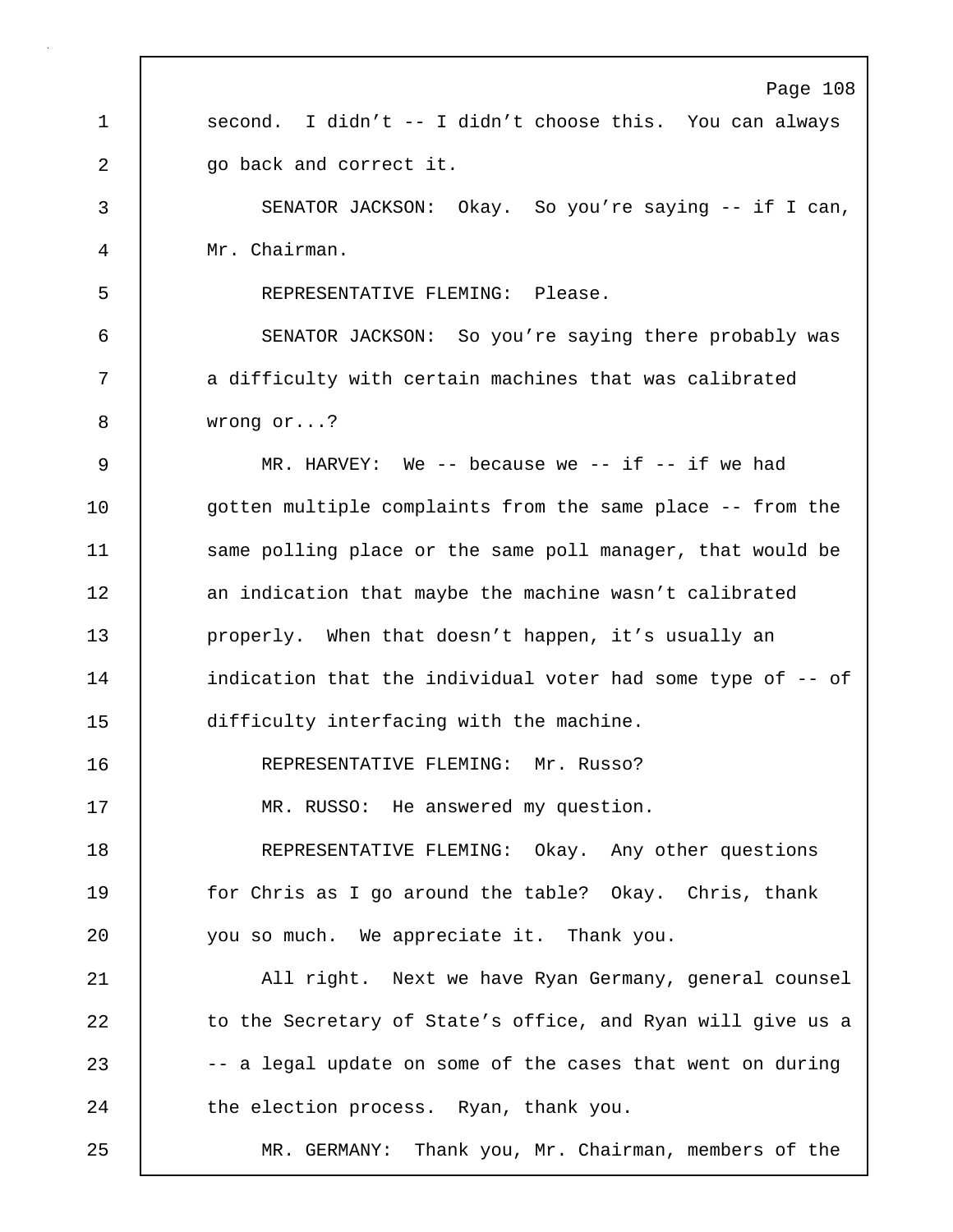second. I didn't -- I didn't choose this. You can always go back and correct it.

SENATOR JACKSON: Okay. So you're saying -- if I can, Mr. Chairman.

REPRESENTATIVE FLEMING: Please.

SENATOR JACKSON: So you're saying there probably was a difficulty with certain machines that was calibrated wrong or...?

MR. HARVEY: We -- because we -- if -- if we had gotten multiple complaints from the same place -- from the same polling place or the same poll manager, that would be an indication that maybe the machine wasn't calibrated properly. When that doesn't happen, it's usually an indication that the individual voter had some type of -- of difficulty interfacing with the machine.

REPRESENTATIVE FLEMING: Mr. Russo?

MR. RUSSO: He answered my question.

REPRESENTATIVE FLEMING: Okay. Any other questions for Chris as I go around the table? Okay. Chris, thank you so much. We appreciate it. Thank you.

All right. Next we have Ryan Germany, general counsel to the Secretary of State's office, and Ryan will give us a -- a legal update on some of the cases that went on during the election process. Ryan, thank you.

MR. GERMANY: Thank you, Mr. Chairman, members of the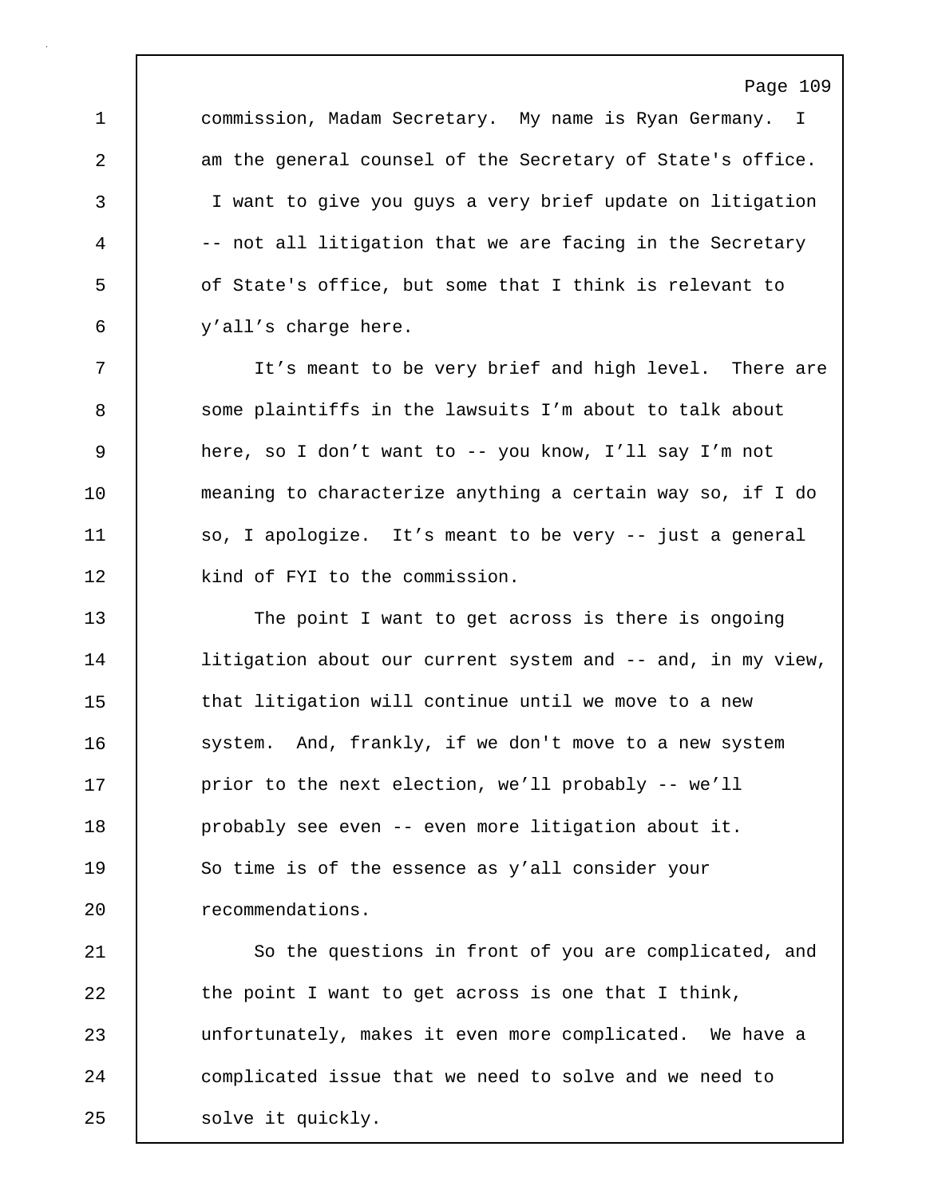commission, Madam Secretary. My name is Ryan Germany. I am the general counsel of the Secretary of State's office. I want to give you guys a very brief update on litigation -- not all litigation that we are facing in the Secretary of State's office, but some that I think is relevant to y'all's charge here.

It's meant to be very brief and high level. There are some plaintiffs in the lawsuits I'm about to talk about here, so I don't want to -- you know, I'll say I'm not meaning to characterize anything a certain way so, if I do so, I apologize. It's meant to be very -- just a general kind of FYI to the commission.

The point I want to get across is there is ongoing litigation about our current system and -- and, in my view, that litigation will continue until we move to a new system. And, frankly, if we don't move to a new system prior to the next election, we'll probably -- we'll probably see even -- even more litigation about it. So time is of the essence as y'all consider your recommendations.

So the questions in front of you are complicated, and the point I want to get across is one that I think, unfortunately, makes it even more complicated. We have a complicated issue that we need to solve and we need to solve it quickly.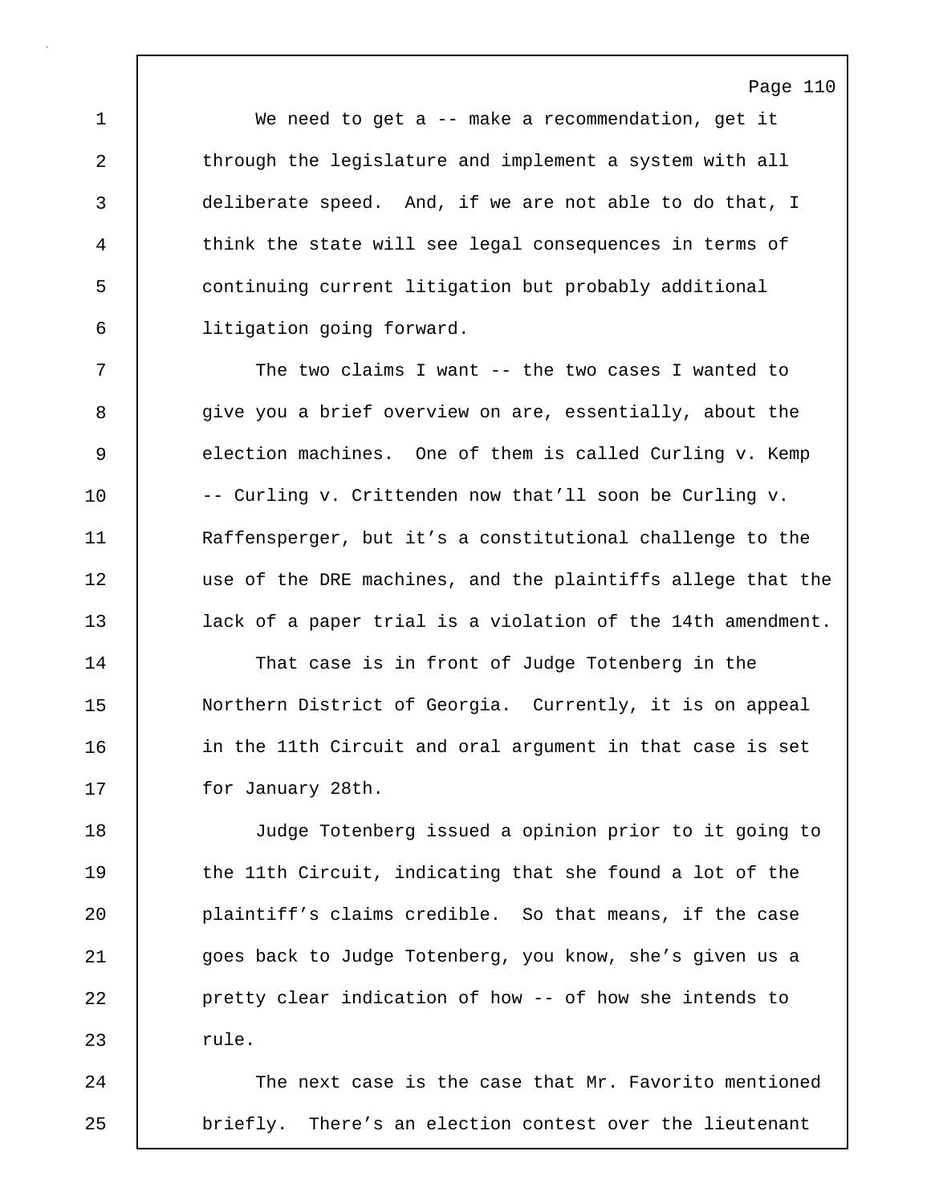We need to get a -- make a recommendation, get it through the legislature and implement a system with all deliberate speed. And, if we are not able to do that, I think the state will see legal consequences in terms of continuing current litigation but probably additional litigation going forward.

The two claims I want -- the two cases I wanted to give you a brief overview on are, essentially, about the election machines. One of them is called Curling v. Kemp -- Curling v. Crittenden now that'll soon be Curling v. Raffensperger, but it's a constitutional challenge to the use of the DRE machines, and the plaintiffs allege that the lack of a paper trial is a violation of the 14th amendment.

That case is in front of Judge Totenberg in the Northern District of Georgia. Currently, it is on appeal in the 11th Circuit and oral argument in that case is set for January 28th.

Judge Totenberg issued a opinion prior to it going to the 11th Circuit, indicating that she found a lot of the plaintiff's claims credible. So that means, if the case goes back to Judge Totenberg, you know, she's given us a pretty clear indication of how -- of how she intends to rule.

The next case is the case that Mr. Favorito mentioned briefly. There's an election contest over the lieutenant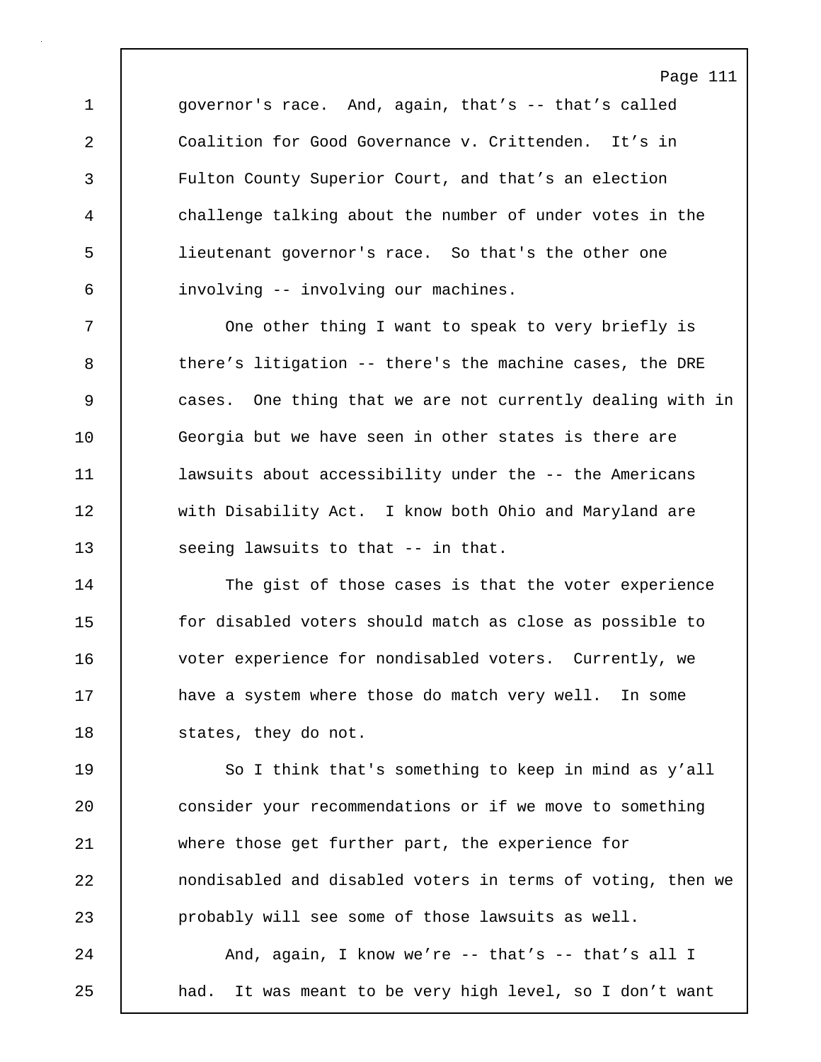governor's race. And, again, that's -- that's called Coalition for Good Governance v. Crittenden. It's in Fulton County Superior Court, and that's an election challenge talking about the number of under votes in the lieutenant governor's race. So that's the other one involving -- involving our machines.

One other thing I want to speak to very briefly is there's litigation -- there's the machine cases, the DRE cases. One thing that we are not currently dealing with in Georgia but we have seen in other states is there are lawsuits about accessibility under the -- the Americans with Disability Act. I know both Ohio and Maryland are seeing lawsuits to that -- in that.

The gist of those cases is that the voter experience for disabled voters should match as close as possible to voter experience for nondisabled voters. Currently, we have a system where those do match very well. In some states, they do not.

So I think that's something to keep in mind as y'all consider your recommendations or if we move to something where those get further part, the experience for nondisabled and disabled voters in terms of voting, then we probably will see some of those lawsuits as well.

And, again, I know we're -- that's -- that's all I had. It was meant to be very high level, so I don't want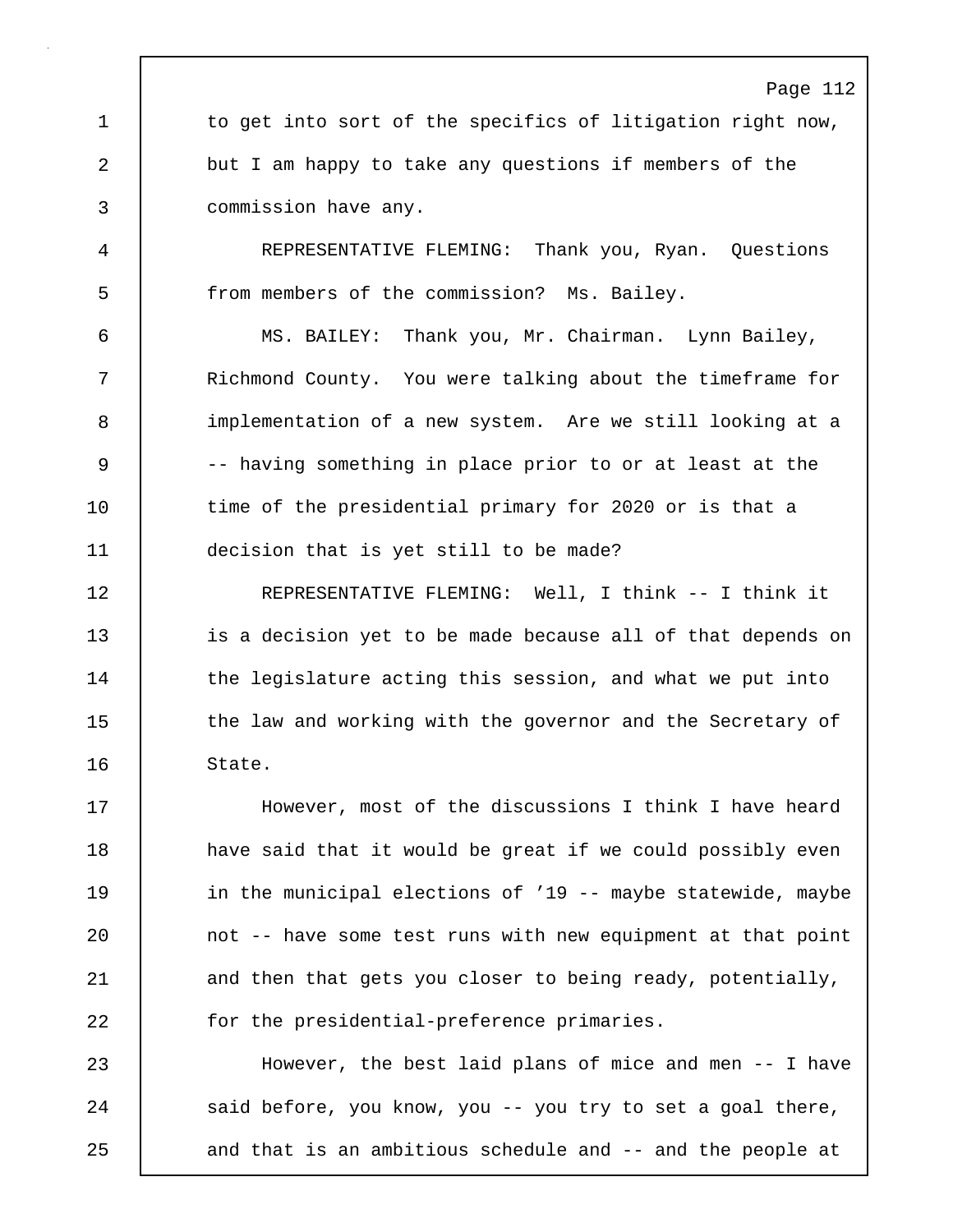to get into sort of the specifics of litigation right now, but I am happy to take any questions if members of the commission have any.

REPRESENTATIVE FLEMING: Thank you, Ryan. Questions from members of the commission? Ms. Bailey.

MS. BAILEY: Thank you, Mr. Chairman. Lynn Bailey, Richmond County. You were talking about the timeframe for implementation of a new system. Are we still looking at a -- having something in place prior to or at least at the time of the presidential primary for 2020 or is that a decision that is yet still to be made?

REPRESENTATIVE FLEMING: Well, I think -- I think it is a decision yet to be made because all of that depends on the legislature acting this session, and what we put into the law and working with the governor and the Secretary of State.

However, most of the discussions I think I have heard have said that it would be great if we could possibly even in the municipal elections of ’19 -- maybe statewide, maybe not -- have some test runs with new equipment at that point and then that gets you closer to being ready, potentially, for the presidential-preference primaries.

However, the best laid plans of mice and men -- I have said before, you know, you -- you try to set a goal there, and that is an ambitious schedule and -- and the people at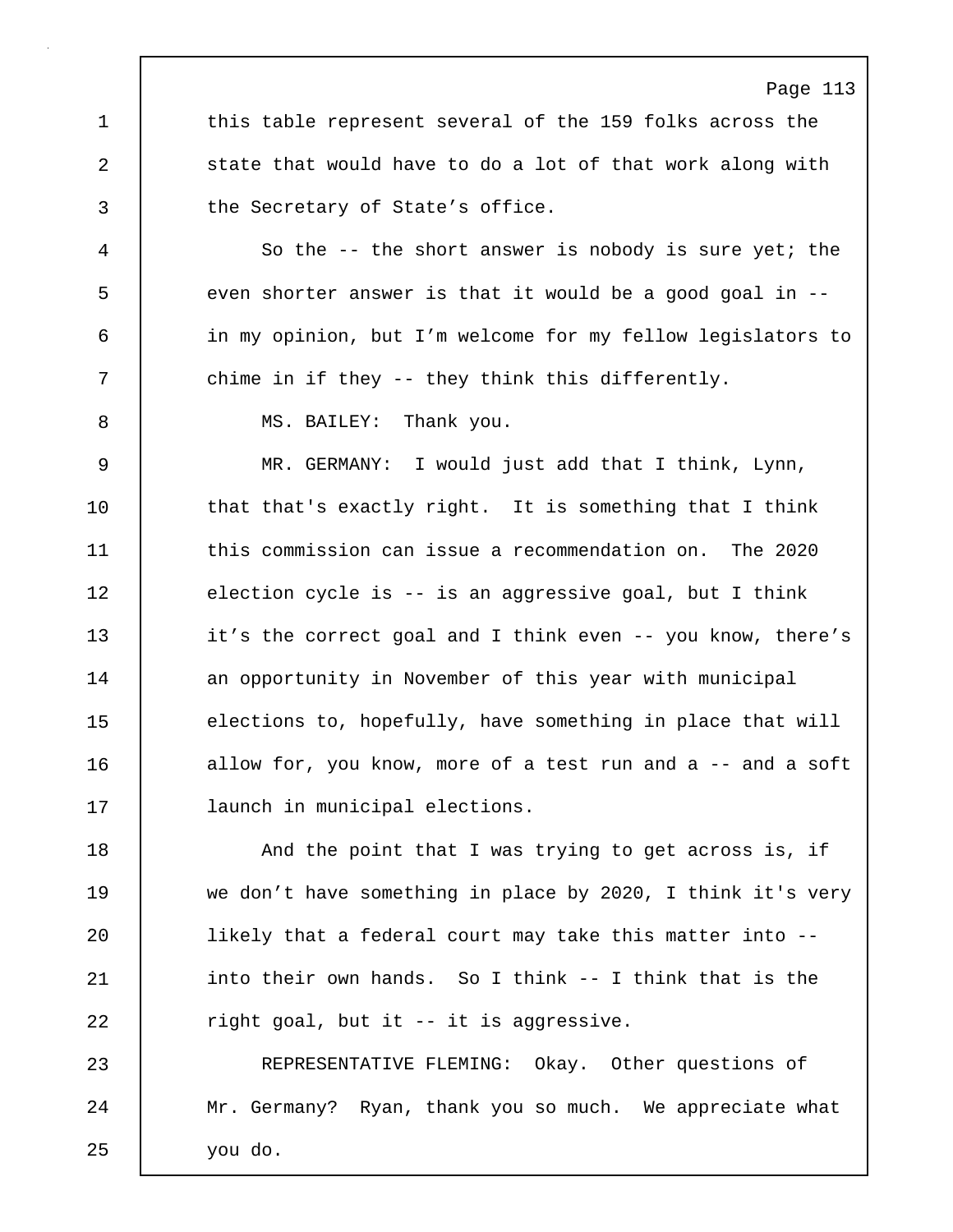this table represent several of the 159 folks across the state that would have to do a lot of that work along with the Secretary of State’s office.

So the -- the short answer is nobody is sure yet; the even shorter answer is that it would be a good goal in -- in my opinion, but I’m welcome for my fellow legislators to chime in if they -- they think this differently.

MS. BAILEY: Thank you.

MR. GERMANY: I would just add that I think, Lynn, that that's exactly right. It is something that I think this commission can issue a recommendation on. The 2020 election cycle is -- is an aggressive goal, but I think it’s the correct goal and I think even -- you know, there’s an opportunity in November of this year with municipal elections to, hopefully, have something in place that will allow for, you know, more of a test run and a -- and a soft launch in municipal elections.

And the point that I was trying to get across is, if we don’t have something in place by 2020, I think it's very likely that a federal court may take this matter into -- into their own hands. So I think -- I think that is the right goal, but it -- it is aggressive.

REPRESENTATIVE FLEMING: Okay. Other questions of Mr. Germany? Ryan, thank you so much. We appreciate what you do.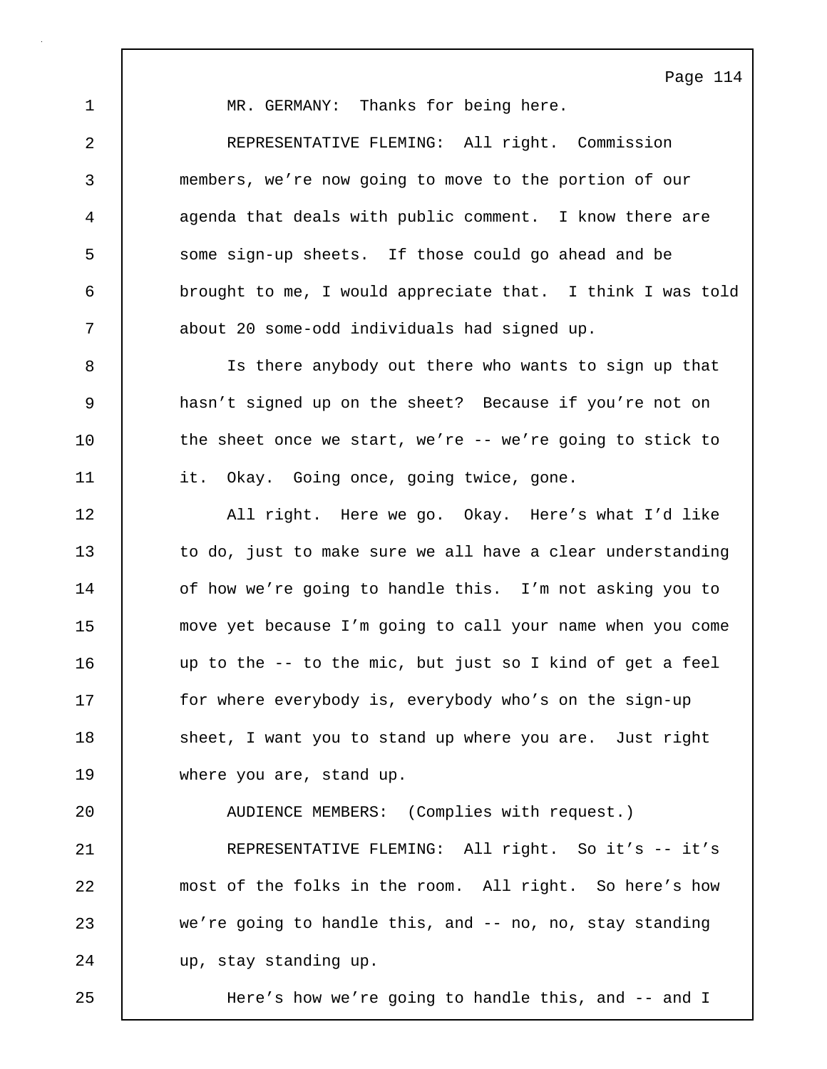MR. GERMANY: Thanks for being here.

REPRESENTATIVE FLEMING: All right. Commission members, we're now going to move to the portion of our agenda that deals with public comment. I know there are some sign-up sheets. If those could go ahead and be brought to me, I would appreciate that. I think I was told about 20 some-odd individuals had signed up.

Is there anybody out there who wants to sign up that hasn't signed up on the sheet? Because if you're not on the sheet once we start, we're -- we're going to stick to it. Okay. Going once, going twice, gone.

All right. Here we go. Okay. Here's what I'd like to do, just to make sure we all have a clear understanding of how we're going to handle this. I'm not asking you to move yet because I'm going to call your name when you come up to the -- to the mic, but just so I kind of get a feel for where everybody is, everybody who's on the sign-up sheet, I want you to stand up where you are. Just right where you are, stand up.

AUDIENCE MEMBERS: (Complies with request.)

REPRESENTATIVE FLEMING: All right. So it's -- it's most of the folks in the room. All right. So here's how we're going to handle this, and -- no, no, stay standing up, stay standing up.

Here's how we're going to handle this, and -- and I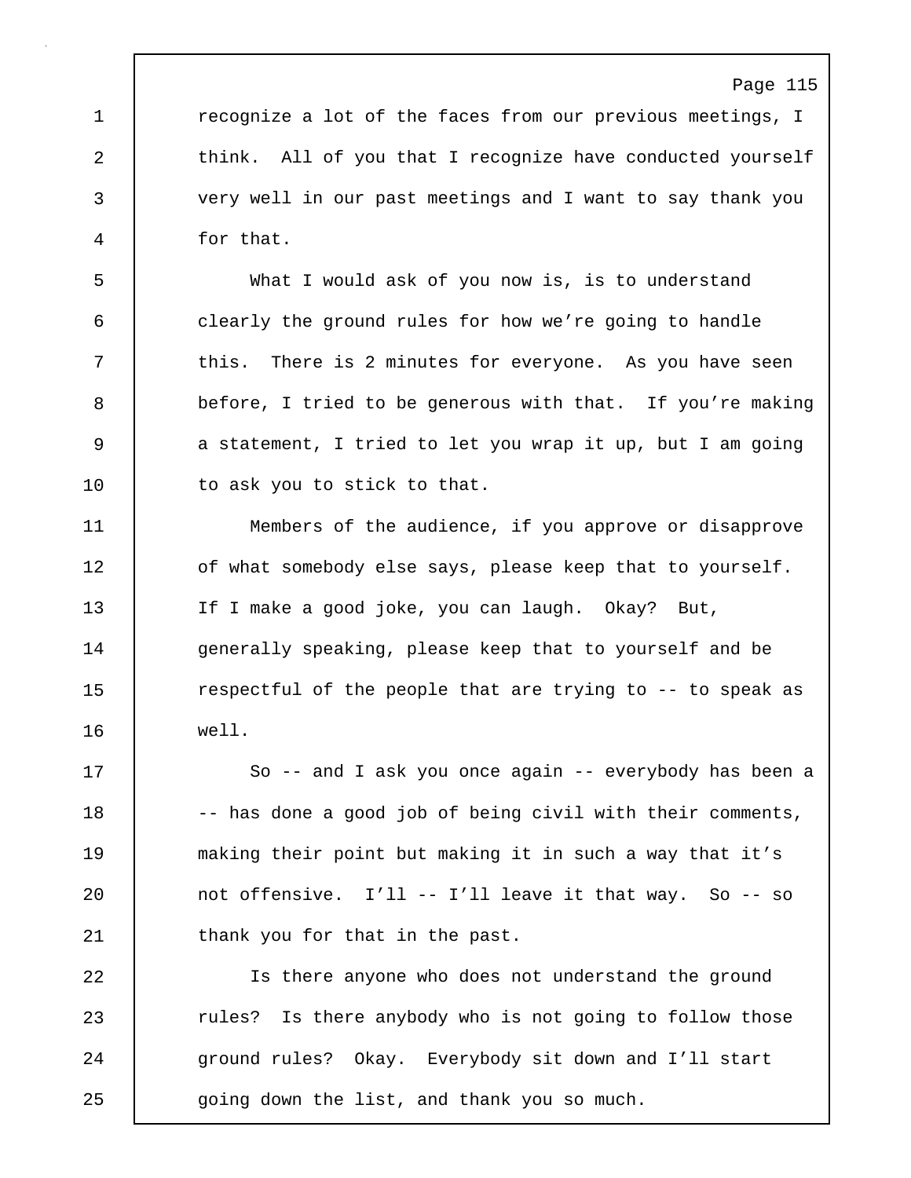recognize a lot of the faces from our previous meetings, I think. All of you that I recognize have conducted yourself very well in our past meetings and I want to say thank you for that.

What I would ask of you now is, is to understand clearly the ground rules for how we're going to handle this. There is 2 minutes for everyone. As you have seen before, I tried to be generous with that. If you're making a statement, I tried to let you wrap it up, but I am going to ask you to stick to that.

Members of the audience, if you approve or disapprove of what somebody else says, please keep that to yourself. If I make a good joke, you can laugh. Okay? But, generally speaking, please keep that to yourself and be respectful of the people that are trying to -- to speak as well.

So -- and I ask you once again -- everybody has been a -- has done a good job of being civil with their comments, making their point but making it in such a way that it's not offensive. I'll -- I'll leave it that way. So -- so thank you for that in the past.

Is there anyone who does not understand the ground rules? Is there anybody who is not going to follow those ground rules? Okay. Everybody sit down and I'll start going down the list, and thank you so much.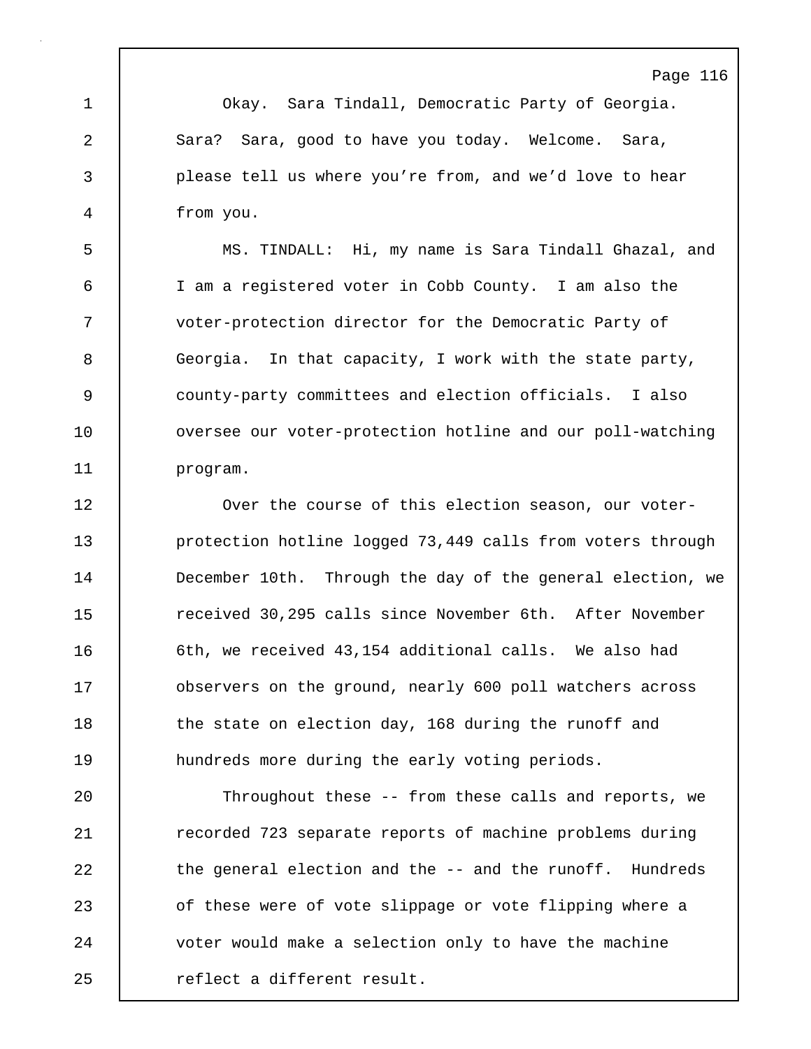Okay. Sara Tindall, Democratic Party of Georgia. Sara? Sara, good to have you today. Welcome. Sara, please tell us where you're from, and we'd love to hear from you.

MS. TINDALL: Hi, my name is Sara Tindall Ghazal, and I am a registered voter in Cobb County. I am also the voter-protection director for the Democratic Party of Georgia. In that capacity, I work with the state party, county-party committees and election officials. I also oversee our voter-protection hotline and our poll-watching program.

Over the course of this election season, our voter-protection hotline logged 73,449 calls from voters through December 10th. Through the day of the general election, we received 30,295 calls since November 6th. After November 6th, we received 43,154 additional calls. We also had observers on the ground, nearly 600 poll watchers across the state on election day, 168 during the runoff and hundreds more during the early voting periods.

Throughout these -- from these calls and reports, we recorded 723 separate reports of machine problems during the general election and the -- and the runoff. Hundreds of these were of vote slippage or vote flipping where a voter would make a selection only to have the machine reflect a different result.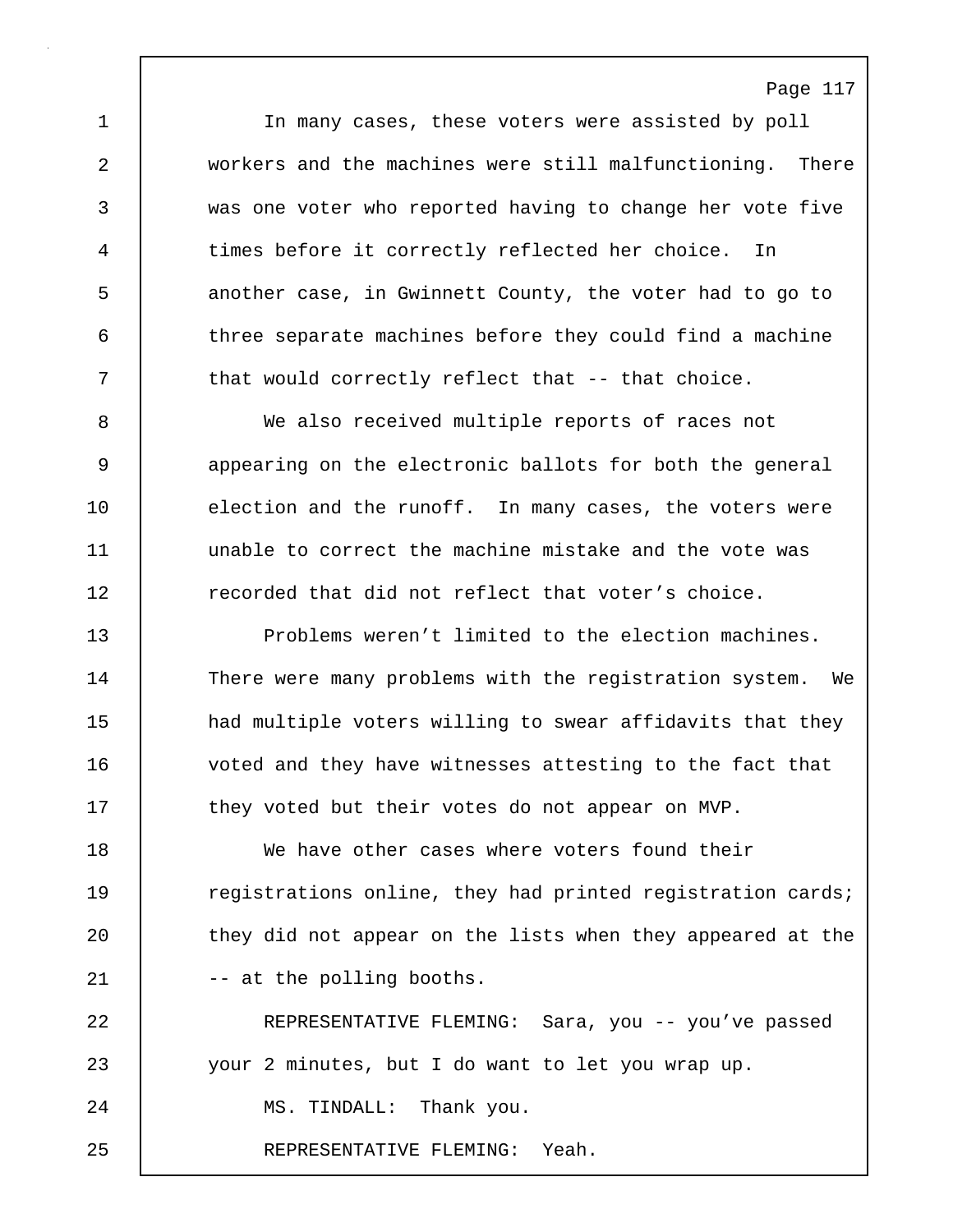In many cases, these voters were assisted by poll workers and the machines were still malfunctioning. There was one voter who reported having to change her vote five times before it correctly reflected her choice. In another case, in Gwinnett County, the voter had to go to three separate machines before they could find a machine that would correctly reflect that -- that choice.

We also received multiple reports of races not appearing on the electronic ballots for both the general election and the runoff. In many cases, the voters were unable to correct the machine mistake and the vote was recorded that did not reflect that voter's choice.

Problems weren't limited to the election machines. There were many problems with the registration system. We had multiple voters willing to swear affidavits that they voted and they have witnesses attesting to the fact that they voted but their votes do not appear on MVP.

We have other cases where voters found their registrations online, they had printed registration cards; they did not appear on the lists when they appeared at the -- at the polling booths.

REPRESENTATIVE FLEMING: Sara, you -- you've passed your 2 minutes, but I do want to let you wrap up.

MS. TINDALL: Thank you.

REPRESENTATIVE FLEMING: Yeah.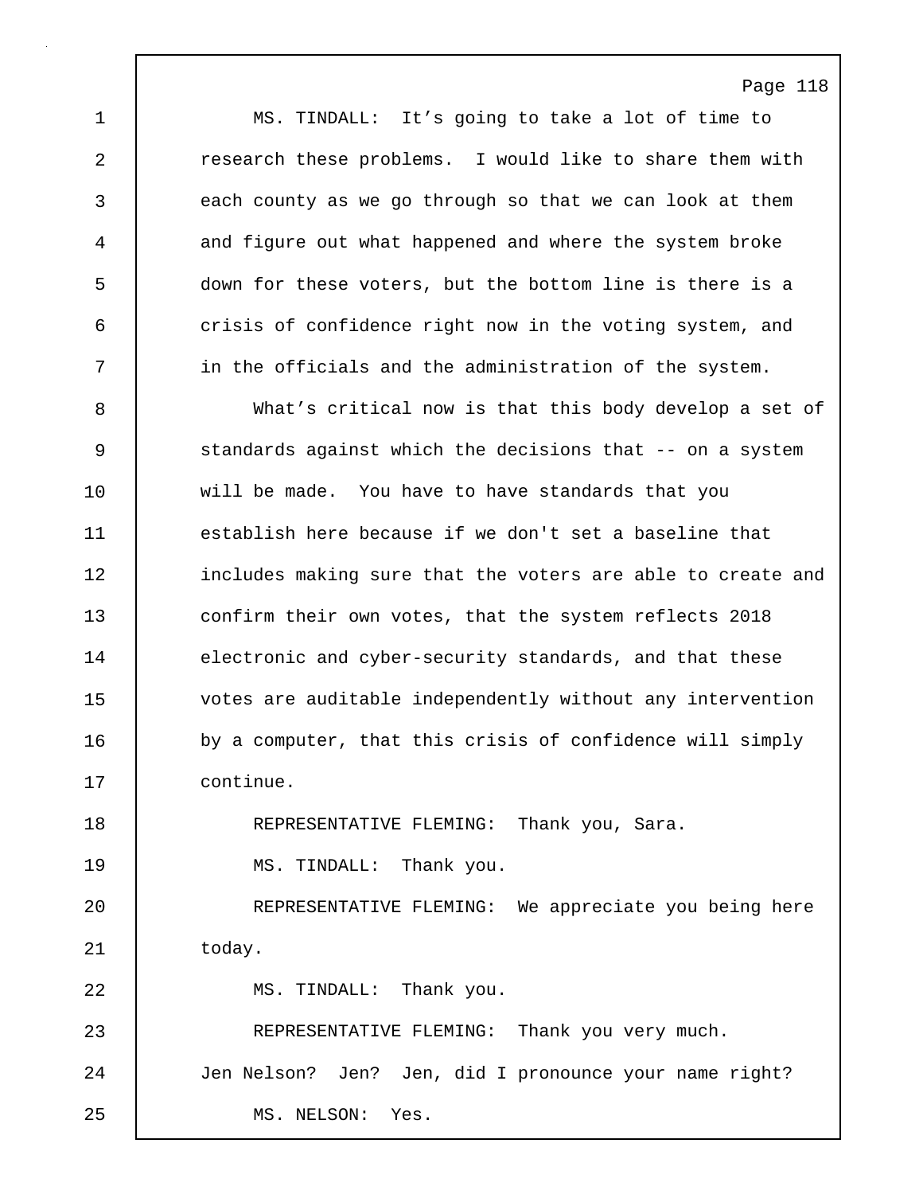MS. TINDALL: It's going to take a lot of time to research these problems. I would like to share them with each county as we go through so that we can look at them and figure out what happened and where the system broke down for these voters, but the bottom line is there is a crisis of confidence right now in the voting system, and in the officials and the administration of the system.

What's critical now is that this body develop a set of standards against which the decisions that -- on a system will be made. You have to have standards that you establish here because if we don't set a baseline that includes making sure that the voters are able to create and confirm their own votes, that the system reflects 2018 electronic and cyber-security standards, and that these votes are auditable independently without any intervention by a computer, that this crisis of confidence will simply continue.

REPRESENTATIVE FLEMING: Thank you, Sara.

MS. TINDALL: Thank you.

REPRESENTATIVE FLEMING: We appreciate you being here today.

MS. TINDALL: Thank you.

REPRESENTATIVE FLEMING: Thank you very much. Jen Nelson? Jen? Jen, did I pronounce your name right?

MS. NELSON: Yes.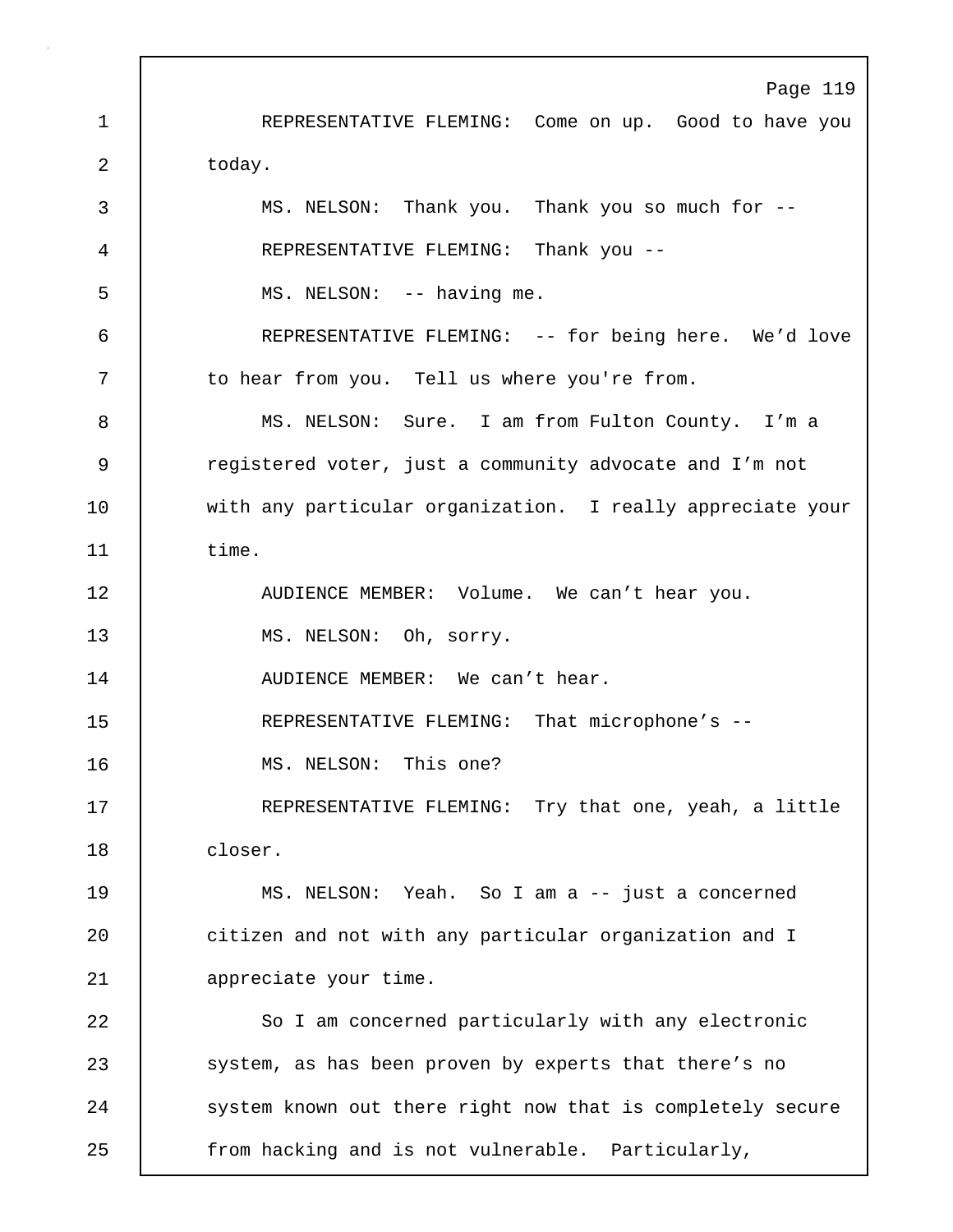REPRESENTATIVE FLEMING: Come on up. Good to have you today.

MS. NELSON: Thank you. Thank you so much for --

REPRESENTATIVE FLEMING: Thank you --

MS. NELSON: -- having me.

REPRESENTATIVE FLEMING: -- for being here. We'd love to hear from you. Tell us where you're from.

MS. NELSON: Sure. I am from Fulton County. I'm a registered voter, just a community advocate and I'm not with any particular organization. I really appreciate your time.

AUDIENCE MEMBER: Volume. We can't hear you.

MS. NELSON: Oh, sorry.

AUDIENCE MEMBER: We can't hear.

REPRESENTATIVE FLEMING: That microphone's --

MS. NELSON: This one?

REPRESENTATIVE FLEMING: Try that one, yeah, a little closer.

MS. NELSON: Yeah. So I am a -- just a concerned citizen and not with any particular organization and I appreciate your time.

So I am concerned particularly with any electronic system, as has been proven by experts that there's no system known out there right now that is completely secure from hacking and is not vulnerable. Particularly,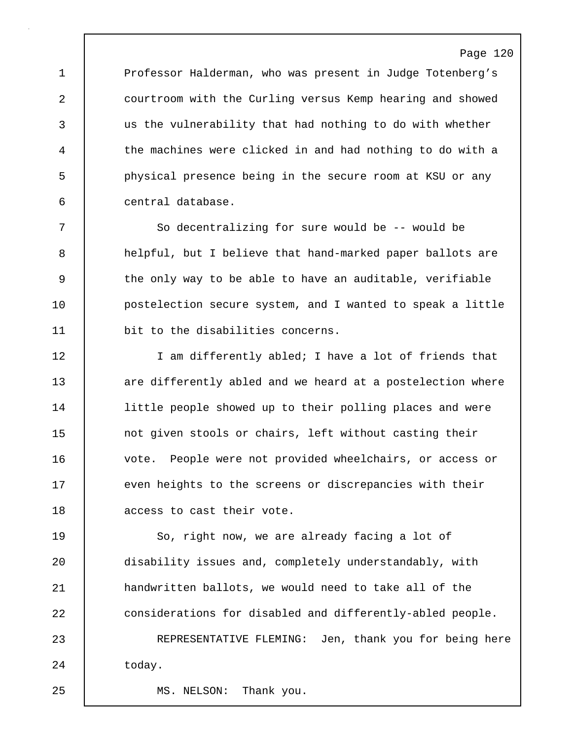Professor Halderman, who was present in Judge Totenberg's courtroom with the Curling versus Kemp hearing and showed us the vulnerability that had nothing to do with whether the machines were clicked in and had nothing to do with a physical presence being in the secure room at KSU or any central database.

So decentralizing for sure would be -- would be helpful, but I believe that hand-marked paper ballots are the only way to be able to have an auditable, verifiable postelection secure system, and I wanted to speak a little bit to the disabilities concerns.

I am differently abled; I have a lot of friends that are differently abled and we heard at a postelection where little people showed up to their polling places and were not given stools or chairs, left without casting their vote. People were not provided wheelchairs, or access or even heights to the screens or discrepancies with their access to cast their vote.

So, right now, we are already facing a lot of disability issues and, completely understandably, with handwritten ballots, we would need to take all of the considerations for disabled and differently-abled people.

REPRESENTATIVE FLEMING: Jen, thank you for being here today.

MS. NELSON: Thank you.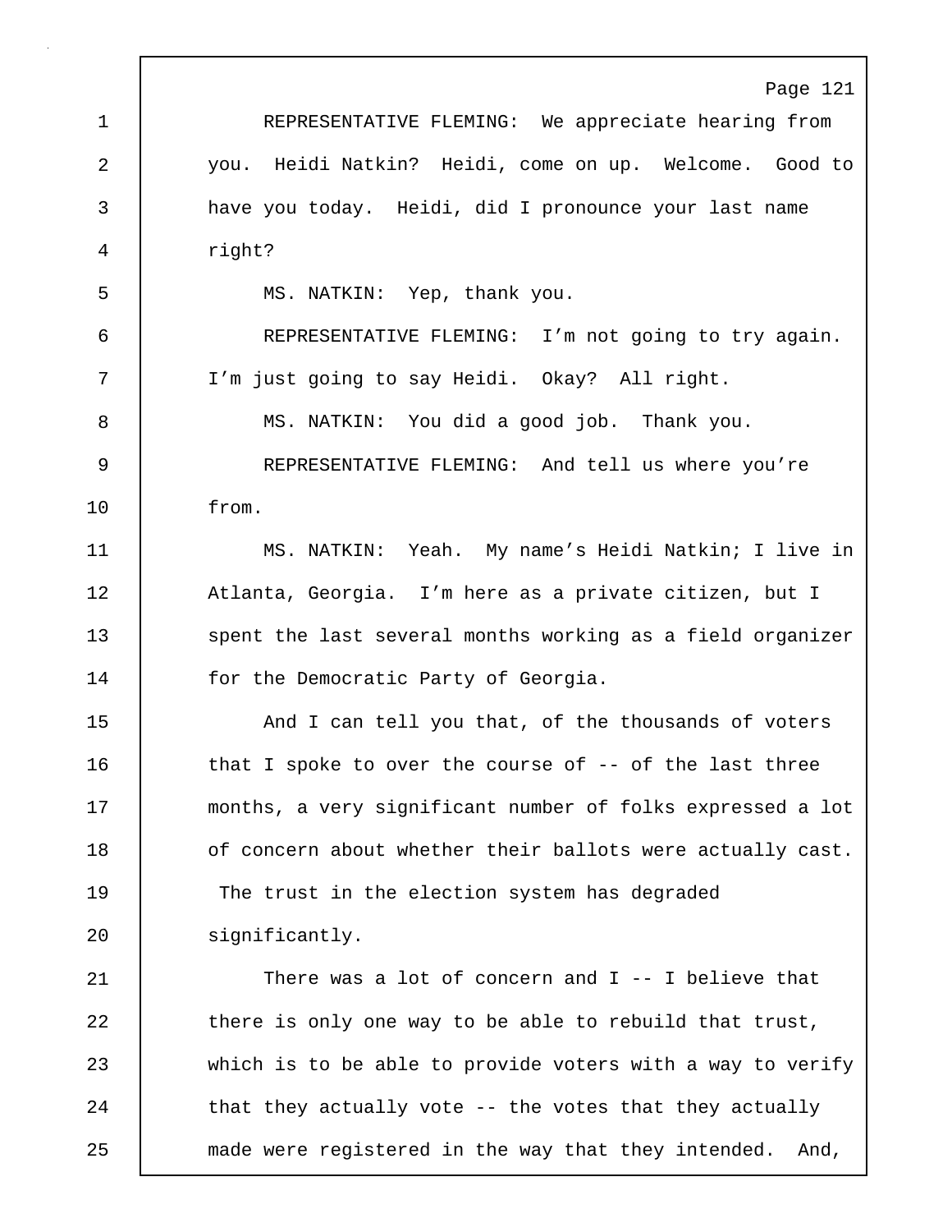REPRESENTATIVE FLEMING: We appreciate hearing from you. Heidi Natkin? Heidi, come on up. Welcome. Good to have you today. Heidi, did I pronounce your last name right?

MS. NATKIN: Yep, thank you.

REPRESENTATIVE FLEMING: I'm not going to try again. I'm just going to say Heidi. Okay? All right.

MS. NATKIN: You did a good job. Thank you.

REPRESENTATIVE FLEMING: And tell us where you're from.

MS. NATKIN: Yeah. My name's Heidi Natkin; I live in Atlanta, Georgia. I'm here as a private citizen, but I spent the last several months working as a field organizer for the Democratic Party of Georgia.

And I can tell you that, of the thousands of voters that I spoke to over the course of -- of the last three months, a very significant number of folks expressed a lot of concern about whether their ballots were actually cast. The trust in the election system has degraded significantly.

There was a lot of concern and I -- I believe that there is only one way to be able to rebuild that trust, which is to be able to provide voters with a way to verify that they actually vote -- the votes that they actually made were registered in the way that they intended. And,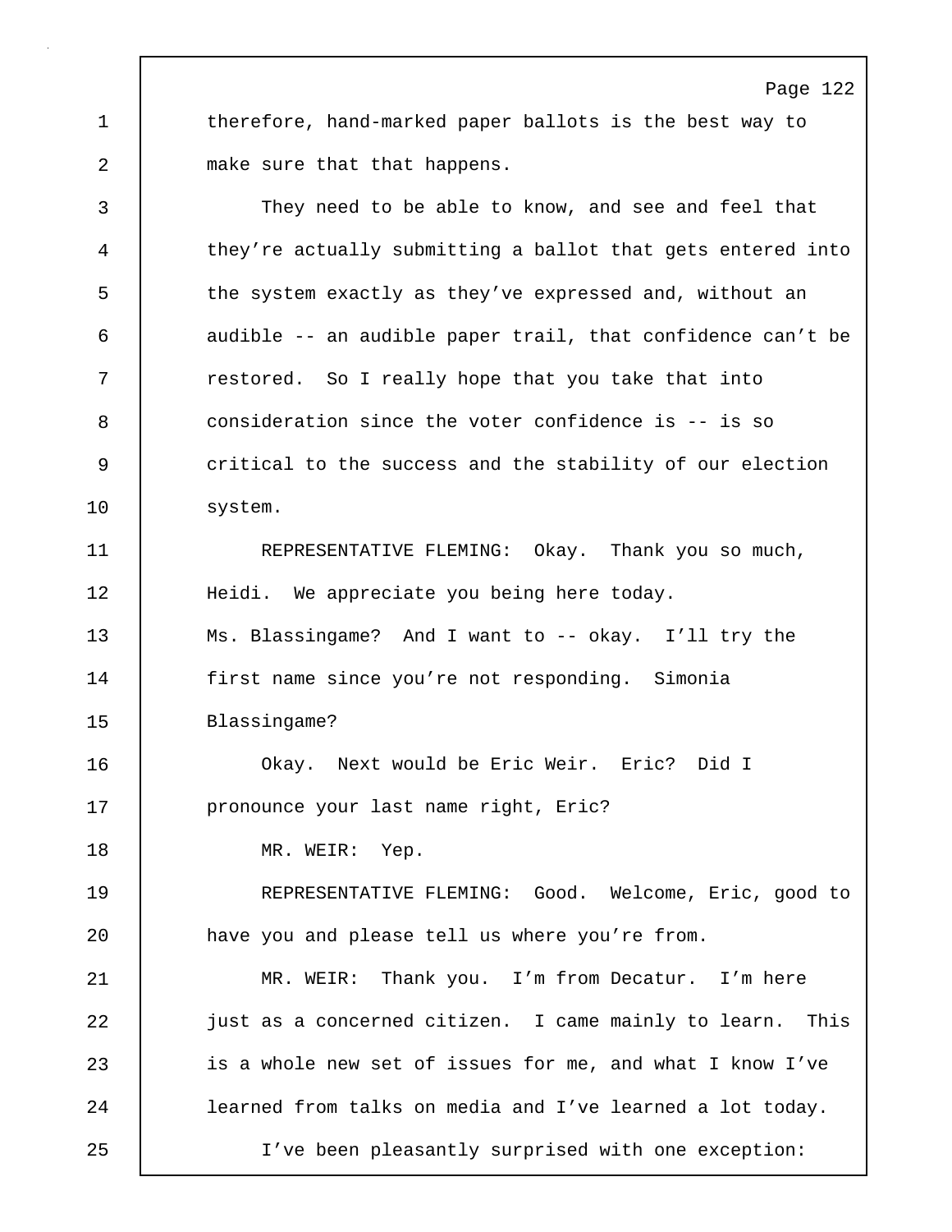therefore, hand-marked paper ballots is the best way to make sure that that happens.

They need to be able to know, and see and feel that they're actually submitting a ballot that gets entered into the system exactly as they've expressed and, without an audible -- an audible paper trail, that confidence can't be restored. So I really hope that you take that into consideration since the voter confidence is -- is so critical to the success and the stability of our election system.

REPRESENTATIVE FLEMING: Okay. Thank you so much, Heidi. We appreciate you being here today.

Ms. Blassingame? And I want to -- okay. I'll try the first name since you're not responding. Simonia Blassingame?

Okay. Next would be Eric Weir. Eric? Did I pronounce your last name right, Eric?

MR. WEIR: Yep.

REPRESENTATIVE FLEMING: Good. Welcome, Eric, good to have you and please tell us where you're from.

MR. WEIR: Thank you. I'm from Decatur. I'm here just as a concerned citizen. I came mainly to learn. This is a whole new set of issues for me, and what I know I've learned from talks on media and I've learned a lot today.

I've been pleasantly surprised with one exception: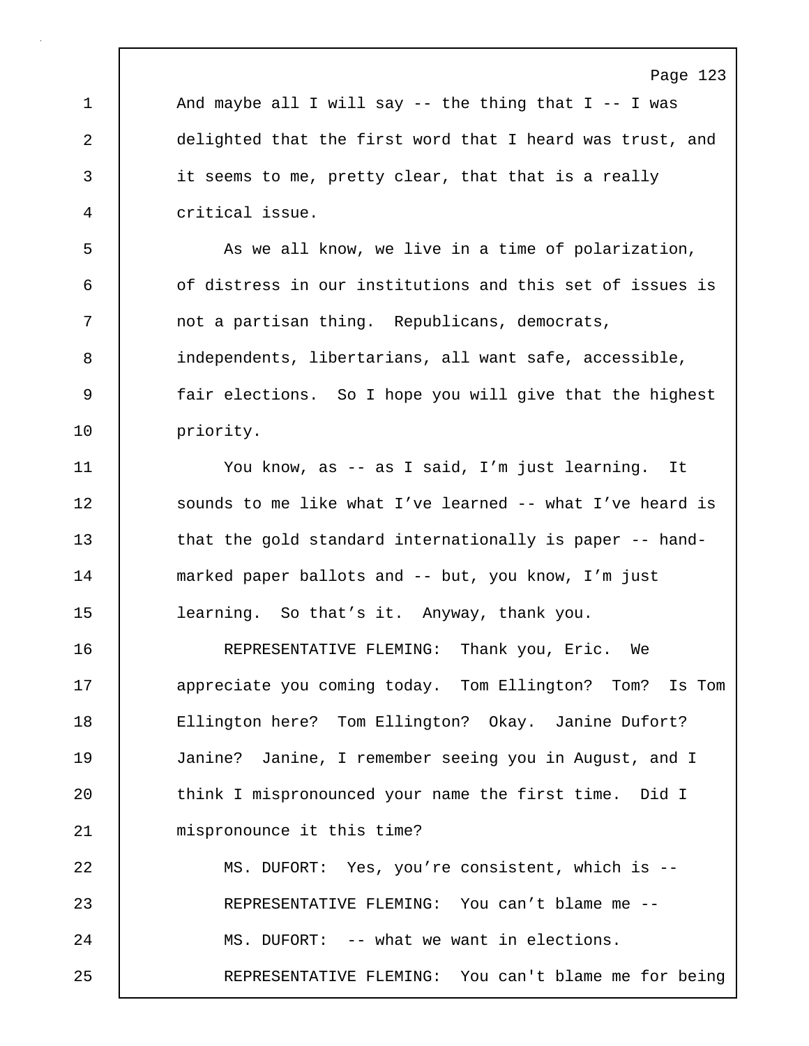And maybe all I will say -- the thing that I -- I was delighted that the first word that I heard was trust, and it seems to me, pretty clear, that that is a really critical issue.

As we all know, we live in a time of polarization, of distress in our institutions and this set of issues is not a partisan thing. Republicans, democrats, independents, libertarians, all want safe, accessible, fair elections. So I hope you will give that the highest priority.

You know, as -- as I said, I'm just learning. It sounds to me like what I've learned -- what I've heard is that the gold standard internationally is paper -- hand-marked paper ballots and -- but, you know, I'm just learning. So that's it. Anyway, thank you.

REPRESENTATIVE FLEMING: Thank you, Eric. We appreciate you coming today. Tom Ellington? Tom? Is Tom Ellington here? Tom Ellington? Okay. Janine Dufort? Janine? Janine, I remember seeing you in August, and I think I mispronounced your name the first time. Did I mispronounce it this time?

MS. DUFORT: Yes, you're consistent, which is --

REPRESENTATIVE FLEMING: You can't blame me --

MS. DUFORT: -- what we want in elections.

REPRESENTATIVE FLEMING: You can't blame me for being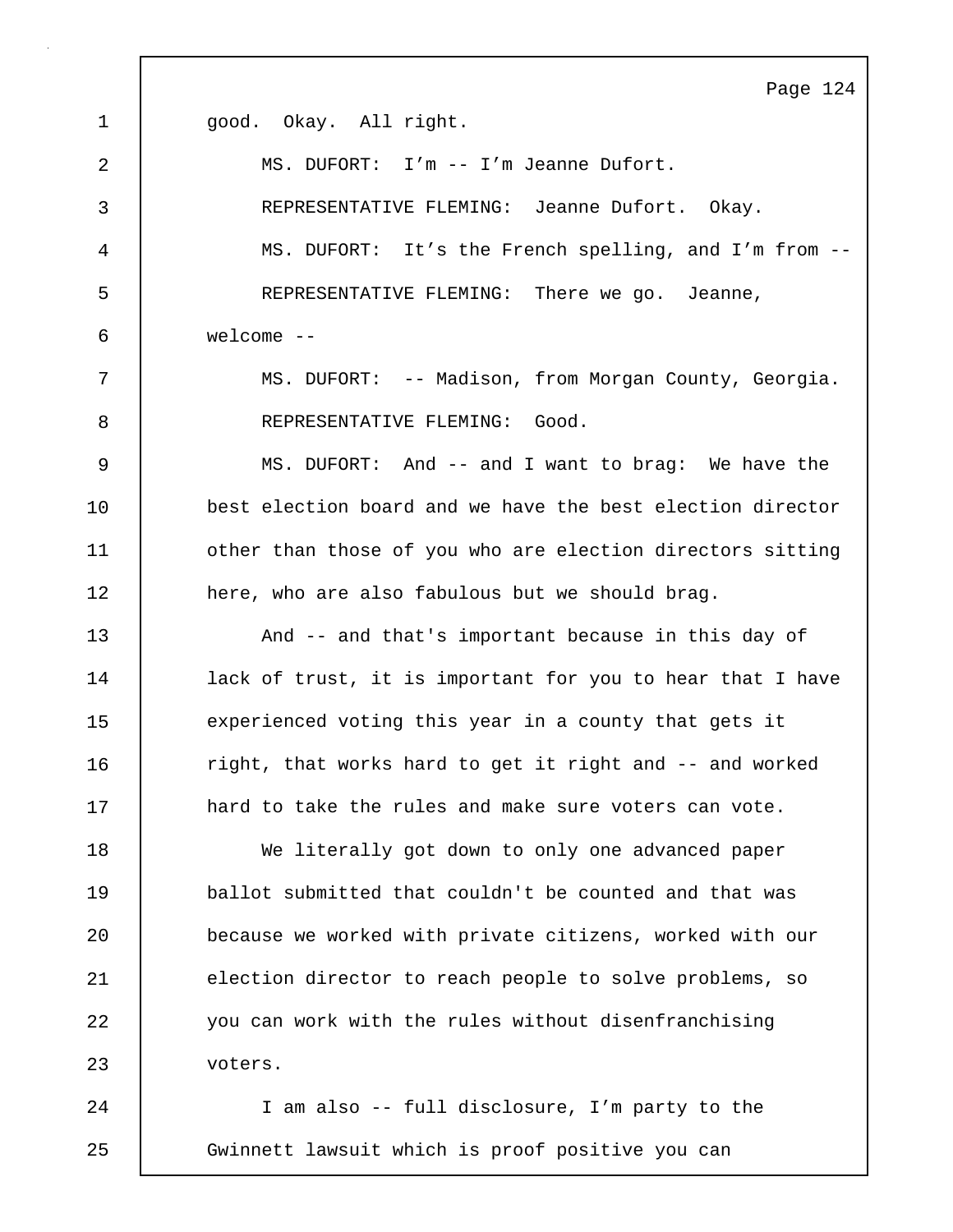good. Okay. All right.

MS. DUFORT: I'm -- I'm Jeanne Dufort.

REPRESENTATIVE FLEMING: Jeanne Dufort. Okay.

MS. DUFORT: It's the French spelling, and I'm from --

REPRESENTATIVE FLEMING: There we go. Jeanne, welcome --

MS. DUFORT: -- Madison, from Morgan County, Georgia.

REPRESENTATIVE FLEMING: Good.

MS. DUFORT: And -- and I want to brag: We have the best election board and we have the best election director other than those of you who are election directors sitting here, who are also fabulous but we should brag.

And -- and that's important because in this day of lack of trust, it is important for you to hear that I have experienced voting this year in a county that gets it right, that works hard to get it right and -- and worked hard to take the rules and make sure voters can vote.

We literally got down to only one advanced paper ballot submitted that couldn't be counted and that was because we worked with private citizens, worked with our election director to reach people to solve problems, so you can work with the rules without disenfranchising voters.

I am also -- full disclosure, I'm party to the Gwinnett lawsuit which is proof positive you can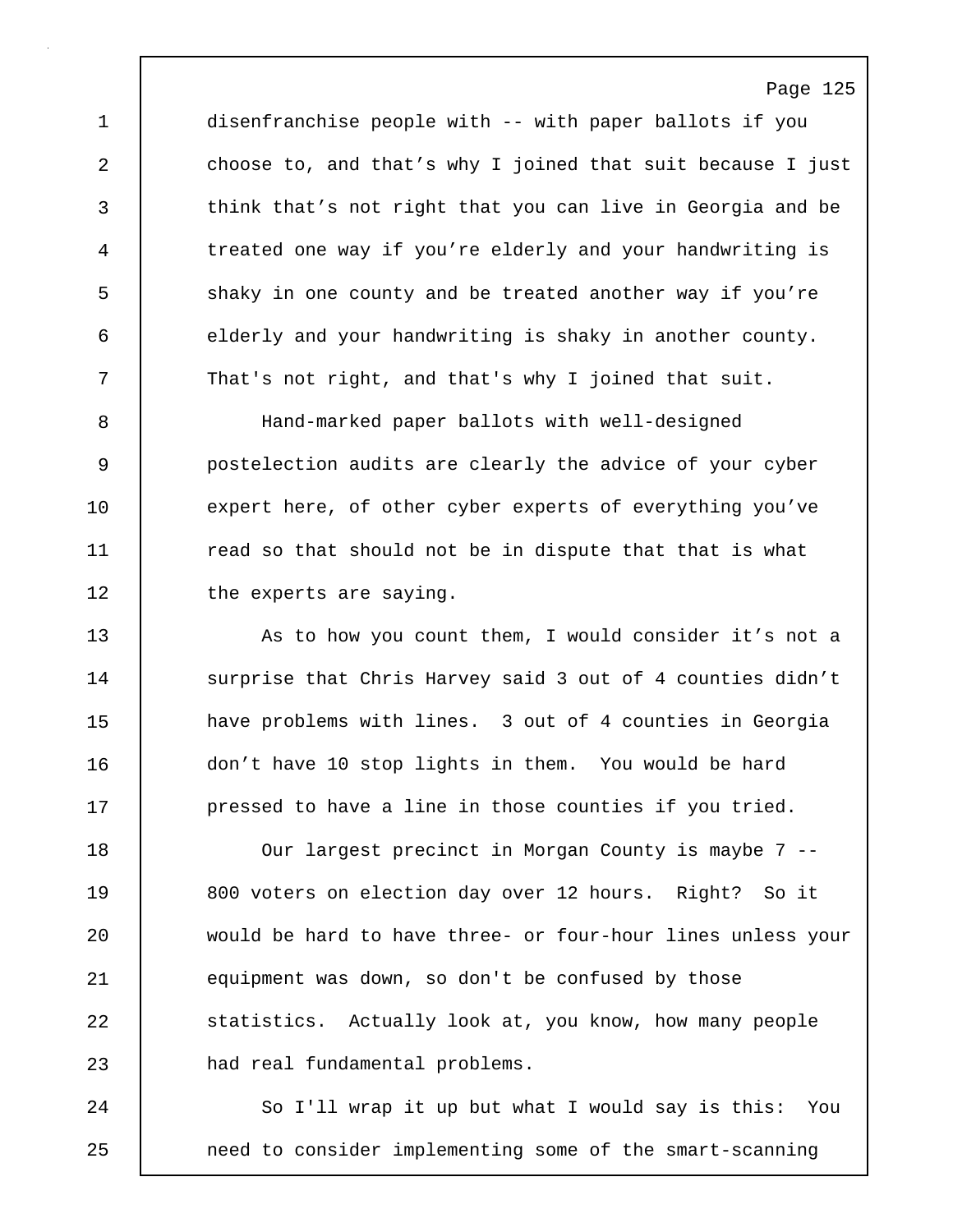disenfranchise people with -- with paper ballots if you choose to, and that's why I joined that suit because I just think that's not right that you can live in Georgia and be treated one way if you're elderly and your handwriting is shaky in one county and be treated another way if you're elderly and your handwriting is shaky in another county. That's not right, and that's why I joined that suit.

Hand-marked paper ballots with well-designed postelection audits are clearly the advice of your cyber expert here, of other cyber experts of everything you've read so that should not be in dispute that that is what the experts are saying.

As to how you count them, I would consider it's not a surprise that Chris Harvey said 3 out of 4 counties didn't have problems with lines. 3 out of 4 counties in Georgia don't have 10 stop lights in them. You would be hard pressed to have a line in those counties if you tried.

Our largest precinct in Morgan County is maybe 7 -- 800 voters on election day over 12 hours. Right? So it would be hard to have three- or four-hour lines unless your equipment was down, so don't be confused by those statistics. Actually look at, you know, how many people had real fundamental problems.

So I'll wrap it up but what I would say is this: You need to consider implementing some of the smart-scanning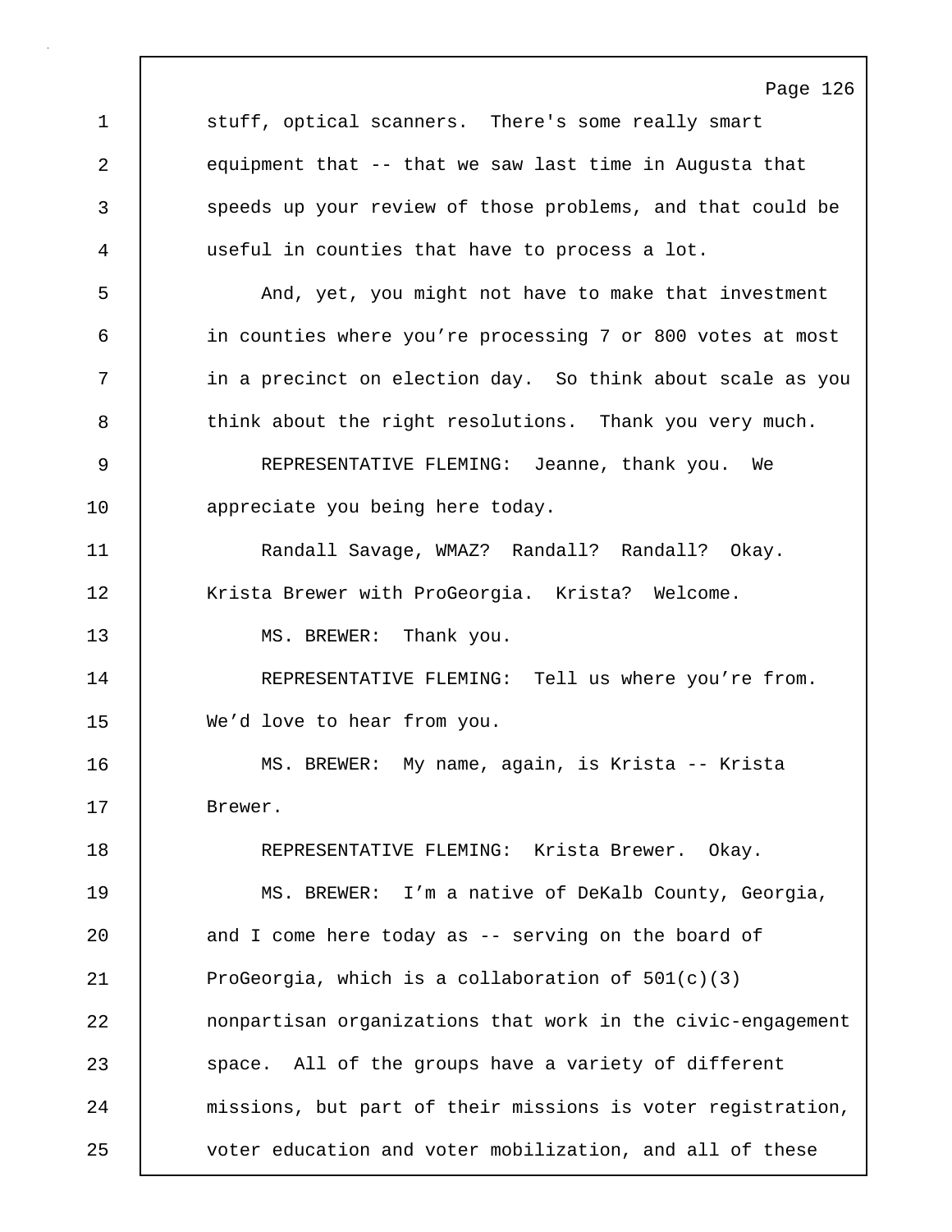stuff, optical scanners. There's some really smart equipment that -- that we saw last time in Augusta that speeds up your review of those problems, and that could be useful in counties that have to process a lot.

And, yet, you might not have to make that investment in counties where you're processing 7 or 800 votes at most in a precinct on election day. So think about scale as you think about the right resolutions. Thank you very much.

REPRESENTATIVE FLEMING: Jeanne, thank you. We appreciate you being here today.

Randall Savage, WMAZ? Randall? Randall? Okay. Krista Brewer with ProGeorgia. Krista? Welcome.

MS. BREWER: Thank you.

REPRESENTATIVE FLEMING: Tell us where you're from. We'd love to hear from you.

MS. BREWER: My name, again, is Krista -- Krista Brewer.

REPRESENTATIVE FLEMING: Krista Brewer. Okay.

MS. BREWER: I'm a native of DeKalb County, Georgia, and I come here today as -- serving on the board of ProGeorgia, which is a collaboration of 501(c)(3) nonpartisan organizations that work in the civic-engagement space. All of the groups have a variety of different missions, but part of their missions is voter registration, voter education and voter mobilization, and all of these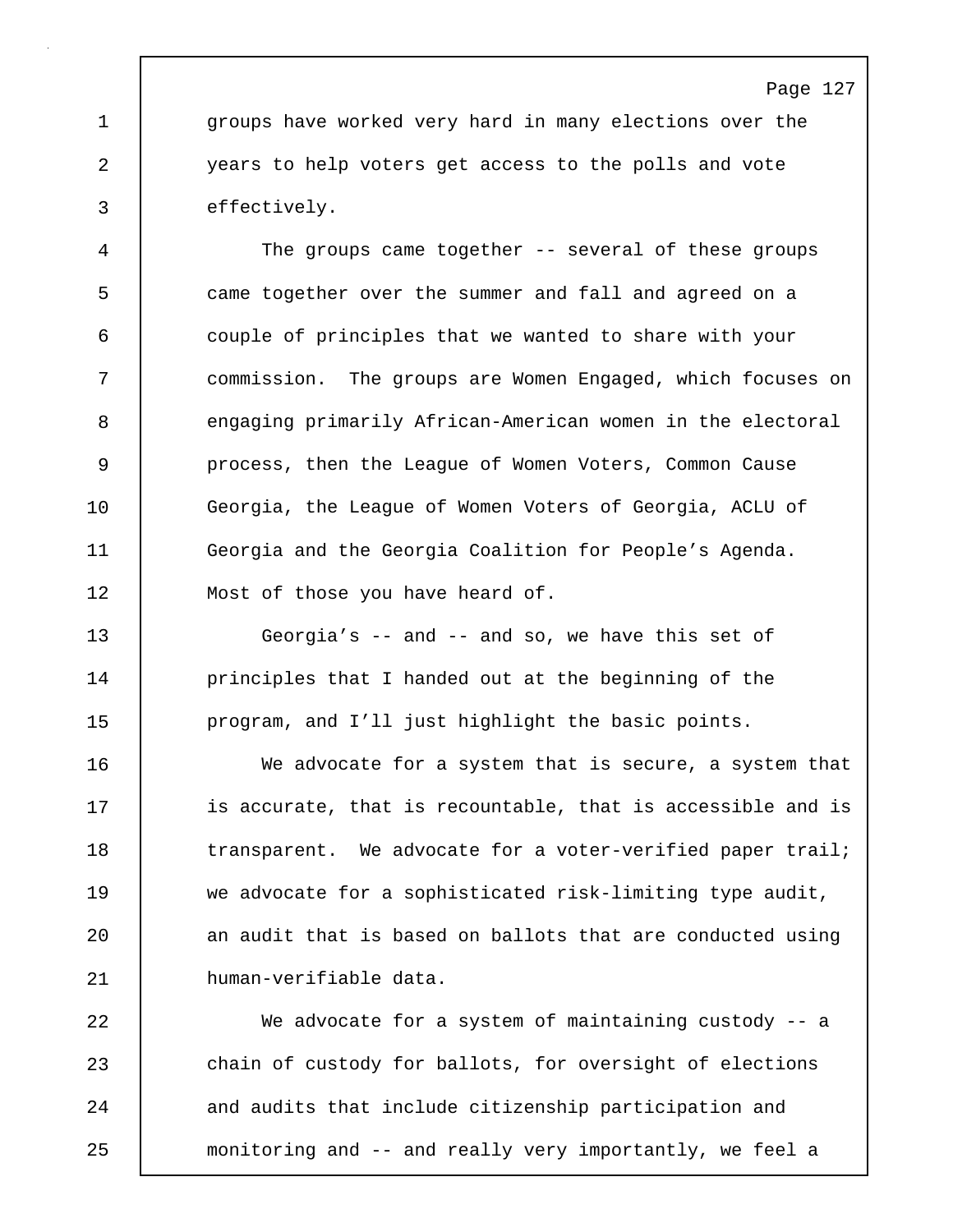groups have worked very hard in many elections over the years to help voters get access to the polls and vote effectively.

The groups came together -- several of these groups came together over the summer and fall and agreed on a couple of principles that we wanted to share with your commission. The groups are Women Engaged, which focuses on engaging primarily African-American women in the electoral process, then the League of Women Voters, Common Cause Georgia, the League of Women Voters of Georgia, ACLU of Georgia and the Georgia Coalition for People's Agenda. Most of those you have heard of.

Georgia's -- and -- and so, we have this set of principles that I handed out at the beginning of the program, and I'll just highlight the basic points.

We advocate for a system that is secure, a system that is accurate, that is recountable, that is accessible and is transparent. We advocate for a voter-verified paper trail; we advocate for a sophisticated risk-limiting type audit, an audit that is based on ballots that are conducted using human-verifiable data.

We advocate for a system of maintaining custody -- a chain of custody for ballots, for oversight of elections and audits that include citizenship participation and monitoring and -- and really very importantly, we feel a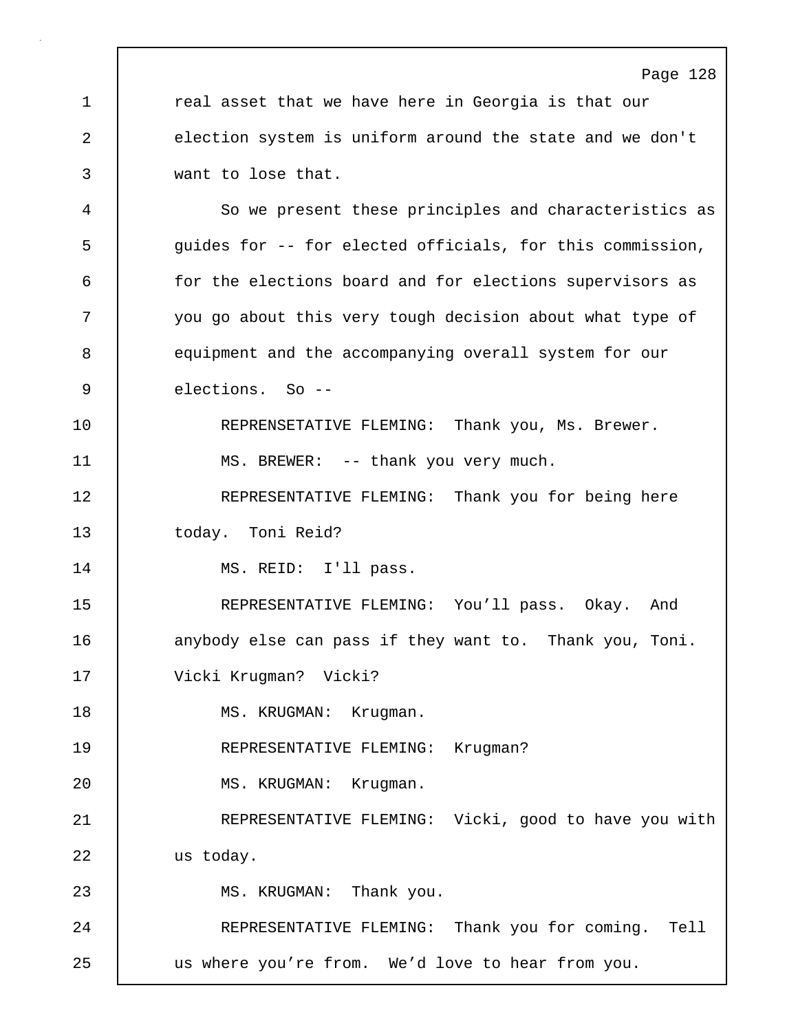real asset that we have here in Georgia is that our election system is uniform around the state and we don't want to lose that.

So we present these principles and characteristics as guides for -- for elected officials, for this commission, for the elections board and for elections supervisors as you go about this very tough decision about what type of equipment and the accompanying overall system for our elections. So --

REPRENSETATIVE FLEMING: Thank you, Ms. Brewer.

MS. BREWER: -- thank you very much.

REPRESENTATIVE FLEMING: Thank you for being here today. Toni Reid?

MS. REID: I'll pass.

REPRESENTATIVE FLEMING: You'll pass. Okay. And anybody else can pass if they want to. Thank you, Toni. Vicki Krugman? Vicki?

MS. KRUGMAN: Krugman.

REPRESENTATIVE FLEMING: Krugman?

MS. KRUGMAN: Krugman.

REPRESENTATIVE FLEMING: Vicki, good to have you with us today.

MS. KRUGMAN: Thank you.

REPRESENTATIVE FLEMING: Thank you for coming. Tell us where you're from. We'd love to hear from you.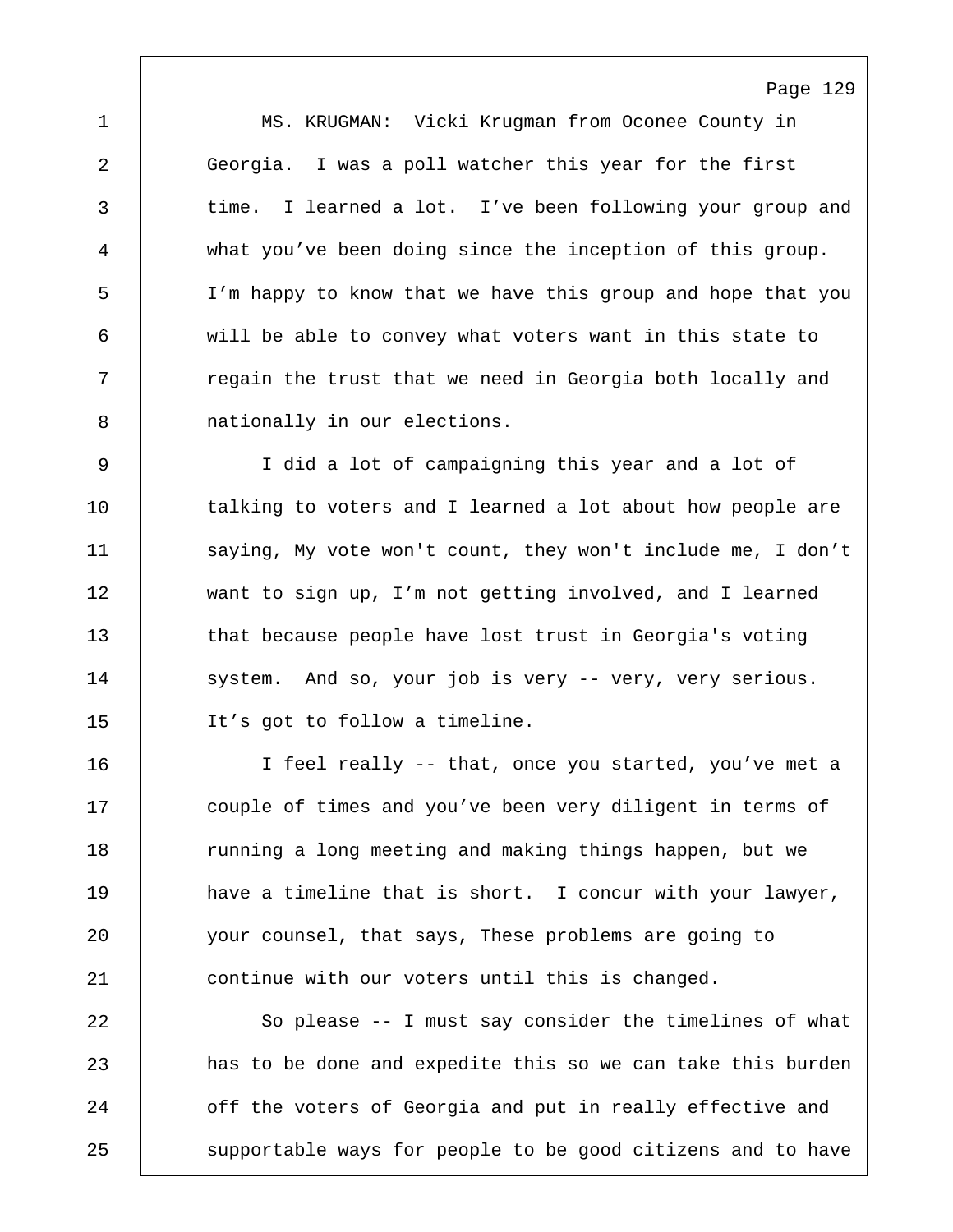MS. KRUGMAN: Vicki Krugman from Oconee County in Georgia. I was a poll watcher this year for the first time. I learned a lot. I've been following your group and what you've been doing since the inception of this group. I'm happy to know that we have this group and hope that you will be able to convey what voters want in this state to regain the trust that we need in Georgia both locally and nationally in our elections.

I did a lot of campaigning this year and a lot of talking to voters and I learned a lot about how people are saying, My vote won't count, they won't include me, I don't want to sign up, I'm not getting involved, and I learned that because people have lost trust in Georgia's voting system. And so, your job is very -- very, very serious. It's got to follow a timeline.

I feel really -- that, once you started, you've met a couple of times and you've been very diligent in terms of running a long meeting and making things happen, but we have a timeline that is short. I concur with your lawyer, your counsel, that says, These problems are going to continue with our voters until this is changed.

So please -- I must say consider the timelines of what has to be done and expedite this so we can take this burden off the voters of Georgia and put in really effective and supportable ways for people to be good citizens and to have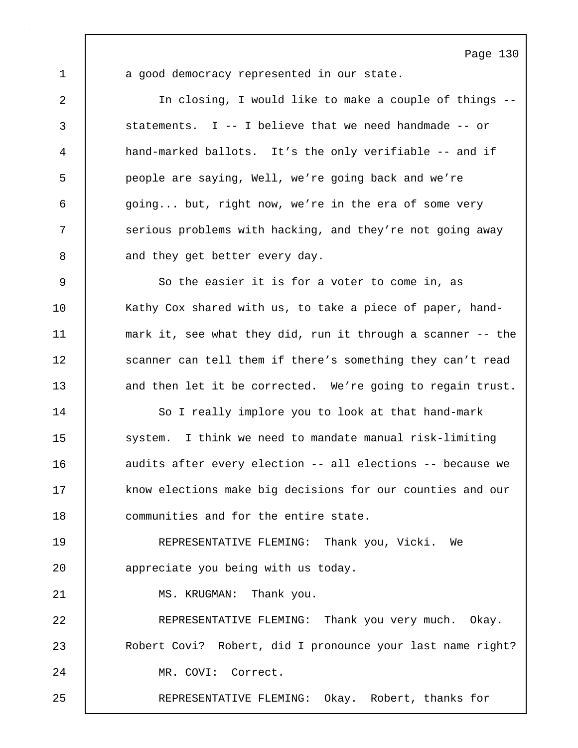a good democracy represented in our state.

In closing, I would like to make a couple of things -- statements. I -- I believe that we need handmade -- or hand-marked ballots. It's the only verifiable -- and if people are saying, Well, we're going back and we're going... but, right now, we're in the era of some very serious problems with hacking, and they're not going away and they get better every day.

So the easier it is for a voter to come in, as Kathy Cox shared with us, to take a piece of paper, hand-mark it, see what they did, run it through a scanner -- the scanner can tell them if there's something they can't read and then let it be corrected. We're going to regain trust.

So I really implore you to look at that hand-mark system. I think we need to mandate manual risk-limiting audits after every election -- all elections -- because we know elections make big decisions for our counties and our communities and for the entire state.

REPRESENTATIVE FLEMING: Thank you, Vicki. We appreciate you being with us today.

MS. KRUGMAN: Thank you.

REPRESENTATIVE FLEMING: Thank you very much. Okay. Robert Covi? Robert, did I pronounce your last name right?

MR. COVI: Correct.

REPRESENTATIVE FLEMING: Okay. Robert, thanks for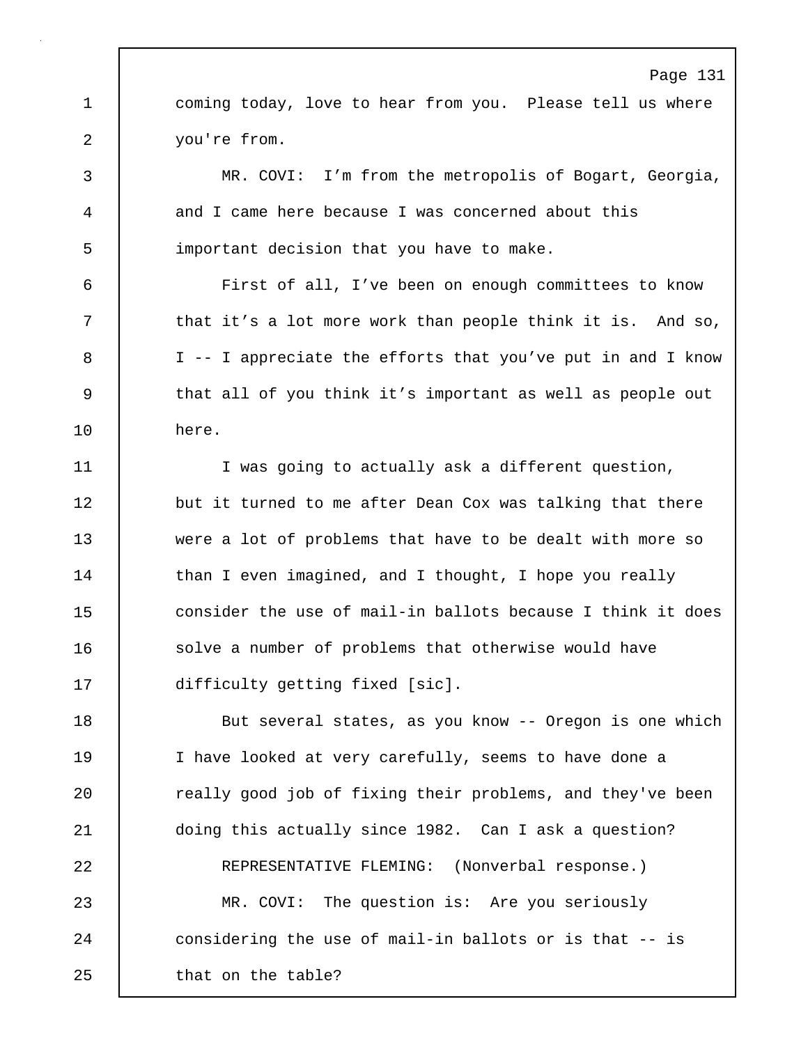coming today, love to hear from you. Please tell us where you're from.

MR. COVI: I'm from the metropolis of Bogart, Georgia, and I came here because I was concerned about this important decision that you have to make.

First of all, I've been on enough committees to know that it's a lot more work than people think it is. And so, I -- I appreciate the efforts that you've put in and I know that all of you think it's important as well as people out here.

I was going to actually ask a different question, but it turned to me after Dean Cox was talking that there were a lot of problems that have to be dealt with more so than I even imagined, and I thought, I hope you really consider the use of mail-in ballots because I think it does solve a number of problems that otherwise would have difficulty getting fixed [sic].

But several states, as you know -- Oregon is one which I have looked at very carefully, seems to have done a really good job of fixing their problems, and they've been doing this actually since 1982. Can I ask a question?

REPRESENTATIVE FLEMING: (Nonverbal response.)

MR. COVI: The question is: Are you seriously considering the use of mail-in ballots or is that -- is that on the table?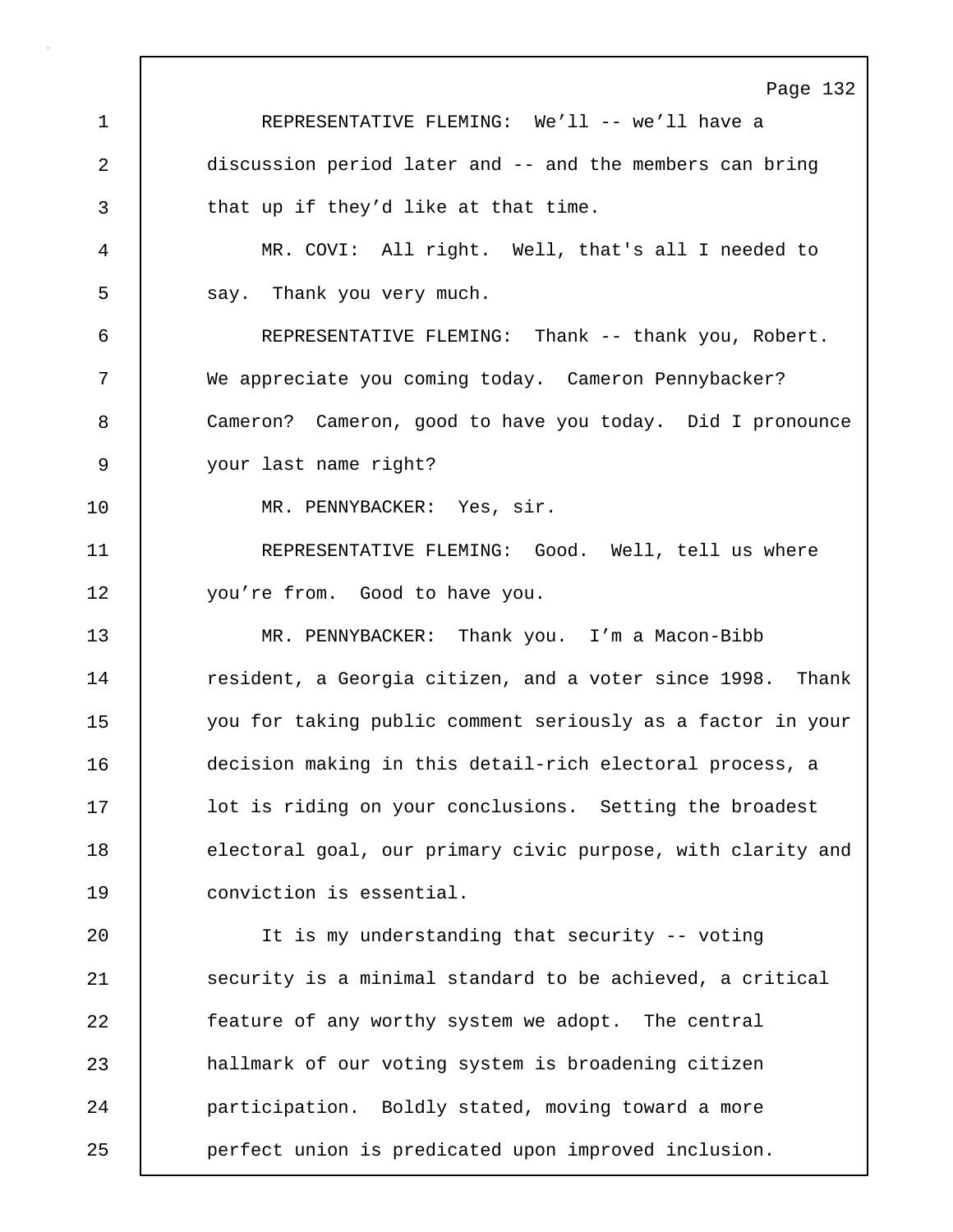REPRESENTATIVE FLEMING: We'll -- we'll have a discussion period later and -- and the members can bring that up if they'd like at that time.

MR. COVI: All right. Well, that's all I needed to say. Thank you very much.

REPRESENTATIVE FLEMING: Thank -- thank you, Robert. We appreciate you coming today. Cameron Pennybacker? Cameron? Cameron, good to have you today. Did I pronounce your last name right?

MR. PENNYBACKER: Yes, sir.

REPRESENTATIVE FLEMING: Good. Well, tell us where you're from. Good to have you.

MR. PENNYBACKER: Thank you. I'm a Macon-Bibb resident, a Georgia citizen, and a voter since 1998. Thank you for taking public comment seriously as a factor in your decision making in this detail-rich electoral process, a lot is riding on your conclusions. Setting the broadest electoral goal, our primary civic purpose, with clarity and conviction is essential.

It is my understanding that security -- voting security is a minimal standard to be achieved, a critical feature of any worthy system we adopt. The central hallmark of our voting system is broadening citizen participation. Boldly stated, moving toward a more perfect union is predicated upon improved inclusion.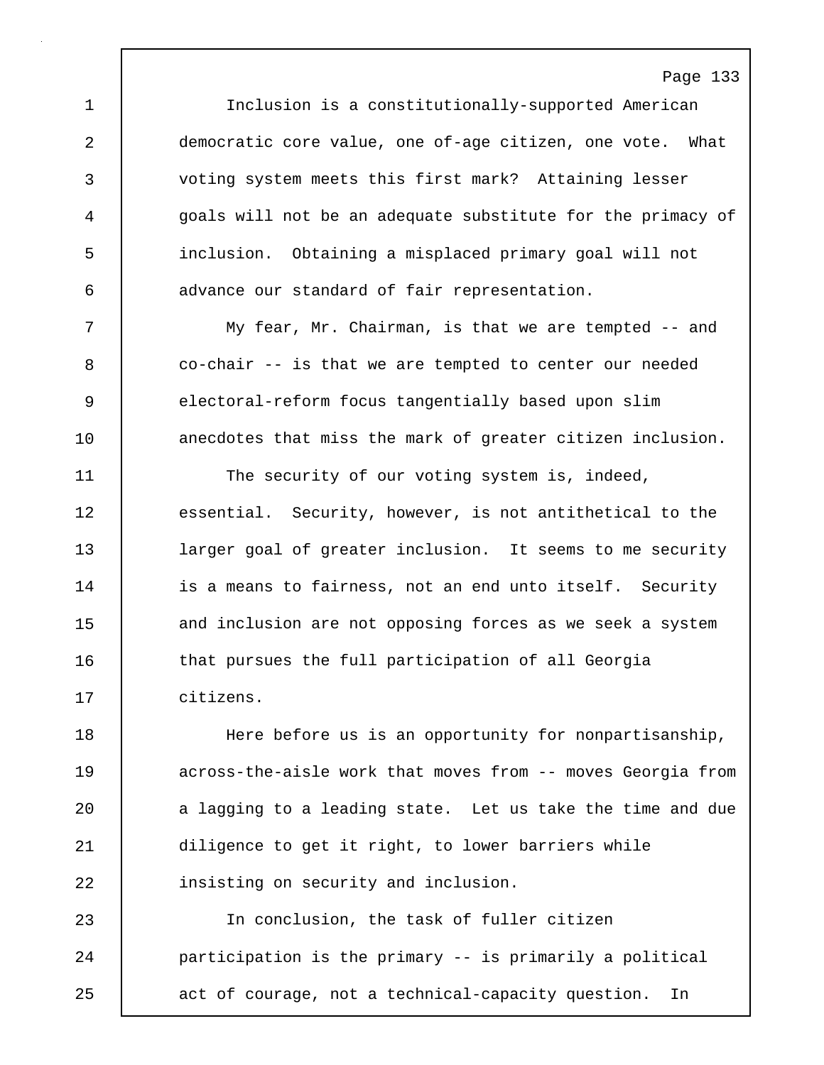Inclusion is a constitutionally-supported American democratic core value, one of-age citizen, one vote. What voting system meets this first mark? Attaining lesser goals will not be an adequate substitute for the primacy of inclusion. Obtaining a misplaced primary goal will not advance our standard of fair representation.

My fear, Mr. Chairman, is that we are tempted -- and co-chair -- is that we are tempted to center our needed electoral-reform focus tangentially based upon slim anecdotes that miss the mark of greater citizen inclusion.

The security of our voting system is, indeed, essential. Security, however, is not antithetical to the larger goal of greater inclusion. It seems to me security is a means to fairness, not an end unto itself. Security and inclusion are not opposing forces as we seek a system that pursues the full participation of all Georgia citizens.

Here before us is an opportunity for nonpartisanship, across-the-aisle work that moves from -- moves Georgia from a lagging to a leading state. Let us take the time and due diligence to get it right, to lower barriers while insisting on security and inclusion.

In conclusion, the task of fuller citizen participation is the primary -- is primarily a political act of courage, not a technical-capacity question. In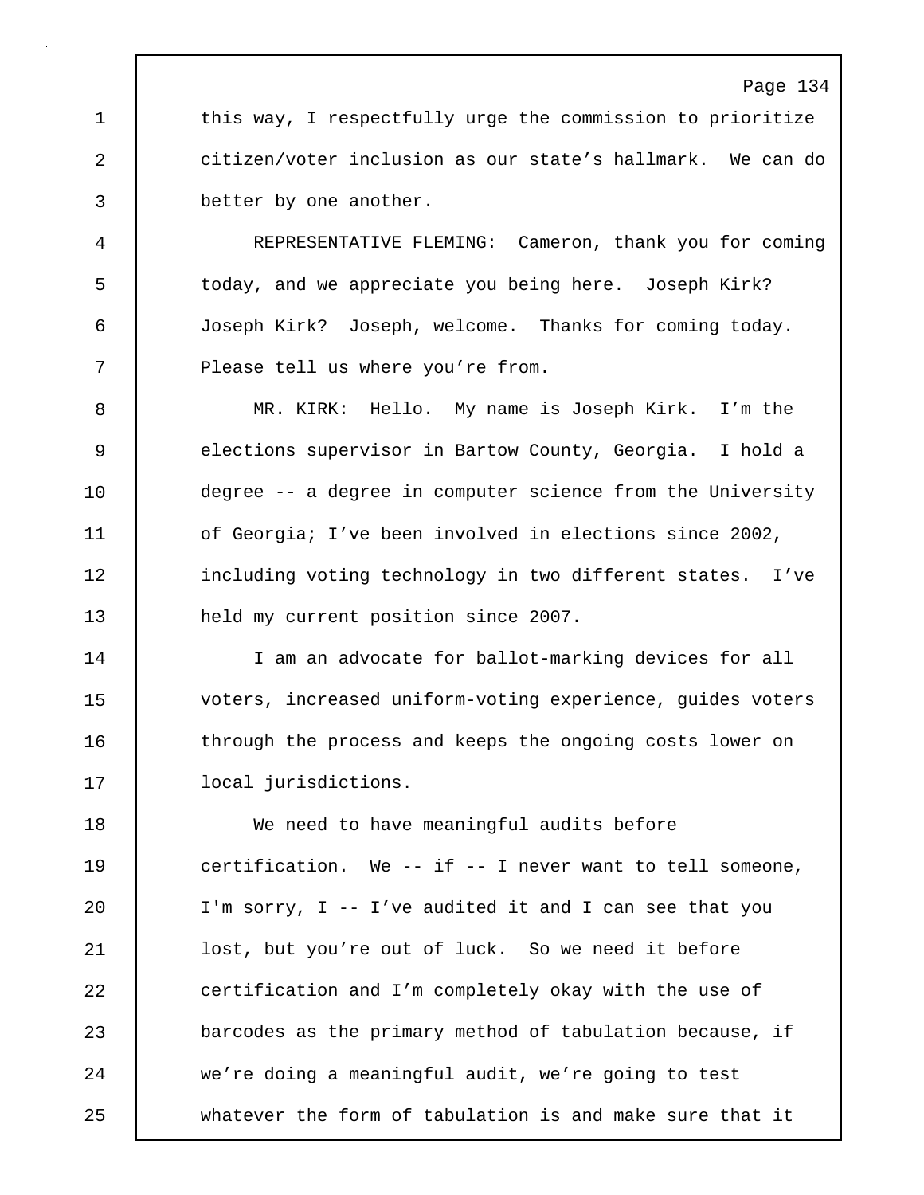this way, I respectfully urge the commission to prioritize citizen/voter inclusion as our state's hallmark. We can do better by one another.

REPRESENTATIVE FLEMING: Cameron, thank you for coming today, and we appreciate you being here. Joseph Kirk? Joseph Kirk? Joseph, welcome. Thanks for coming today. Please tell us where you're from.

MR. KIRK: Hello. My name is Joseph Kirk. I'm the elections supervisor in Bartow County, Georgia. I hold a degree -- a degree in computer science from the University of Georgia; I've been involved in elections since 2002, including voting technology in two different states. I've held my current position since 2007.

I am an advocate for ballot-marking devices for all voters, increased uniform-voting experience, guides voters through the process and keeps the ongoing costs lower on local jurisdictions.

We need to have meaningful audits before certification. We -- if -- I never want to tell someone, I'm sorry, I -- I've audited it and I can see that you lost, but you're out of luck. So we need it before certification and I'm completely okay with the use of barcodes as the primary method of tabulation because, if we're doing a meaningful audit, we're going to test whatever the form of tabulation is and make sure that it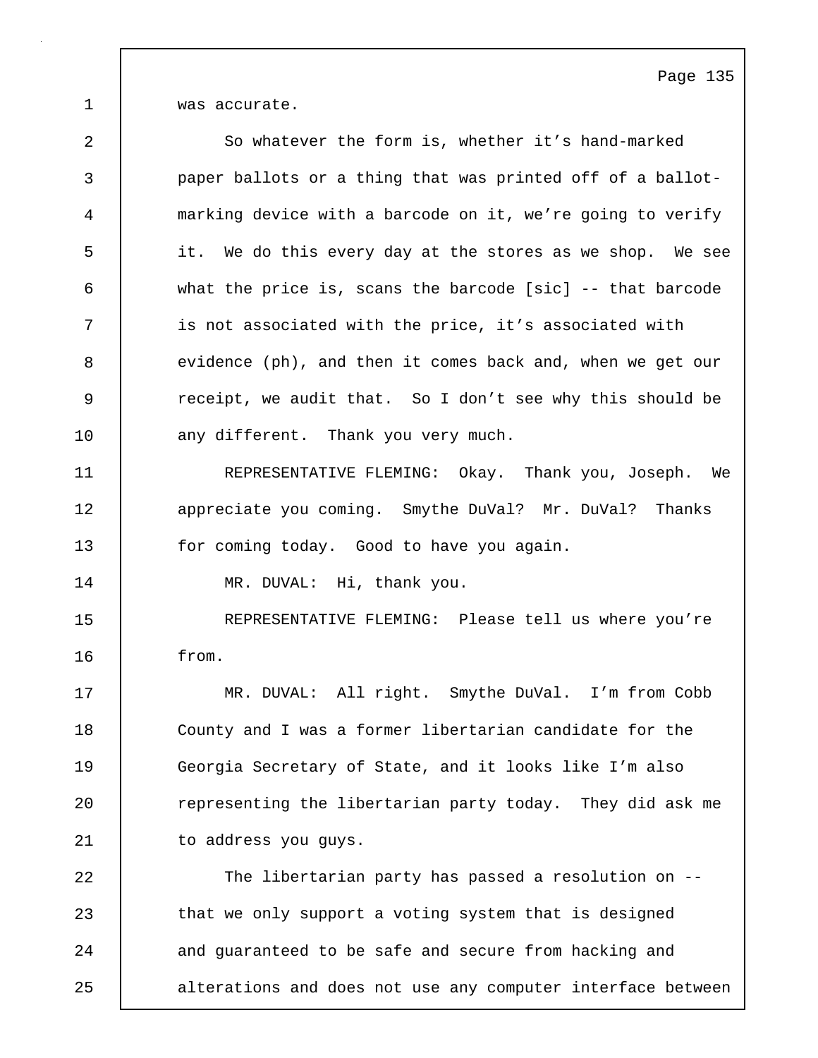was accurate.

So whatever the form is, whether it's hand-marked paper ballots or a thing that was printed off of a ballot-marking device with a barcode on it, we're going to verify it. We do this every day at the stores as we shop. We see what the price is, scans the barcode [sic] -- that barcode is not associated with the price, it's associated with evidence (ph), and then it comes back and, when we get our receipt, we audit that. So I don't see why this should be any different. Thank you very much.

REPRESENTATIVE FLEMING: Okay. Thank you, Joseph. We appreciate you coming. Smythe DuVal? Mr. DuVal? Thanks for coming today. Good to have you again.

MR. DUVAL: Hi, thank you.

REPRESENTATIVE FLEMING: Please tell us where you're from.

MR. DUVAL: All right. Smythe DuVal. I'm from Cobb County and I was a former libertarian candidate for the Georgia Secretary of State, and it looks like I'm also representing the libertarian party today. They did ask me to address you guys.

The libertarian party has passed a resolution on -- that we only support a voting system that is designed and guaranteed to be safe and secure from hacking and alterations and does not use any computer interface between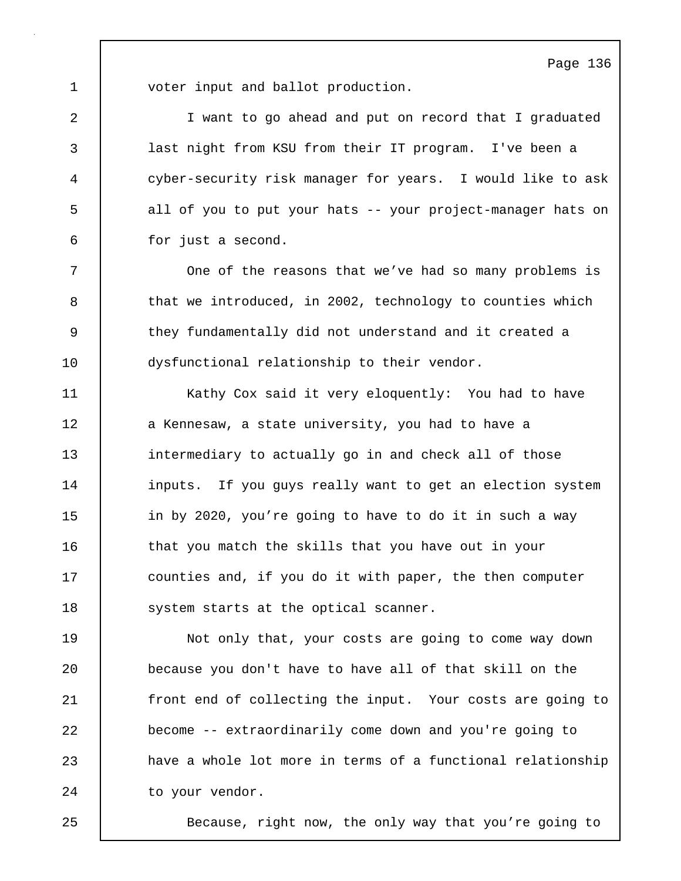voter input and ballot production.

I want to go ahead and put on record that I graduated last night from KSU from their IT program. I've been a cyber-security risk manager for years. I would like to ask all of you to put your hats -- your project-manager hats on for just a second.

One of the reasons that we've had so many problems is that we introduced, in 2002, technology to counties which they fundamentally did not understand and it created a dysfunctional relationship to their vendor.

Kathy Cox said it very eloquently: You had to have a Kennesaw, a state university, you had to have a intermediary to actually go in and check all of those inputs. If you guys really want to get an election system in by 2020, you're going to have to do it in such a way that you match the skills that you have out in your counties and, if you do it with paper, the then computer system starts at the optical scanner.

Not only that, your costs are going to come way down because you don't have to have all of that skill on the front end of collecting the input. Your costs are going to become -- extraordinarily come down and you're going to have a whole lot more in terms of a functional relationship to your vendor.

Because, right now, the only way that you're going to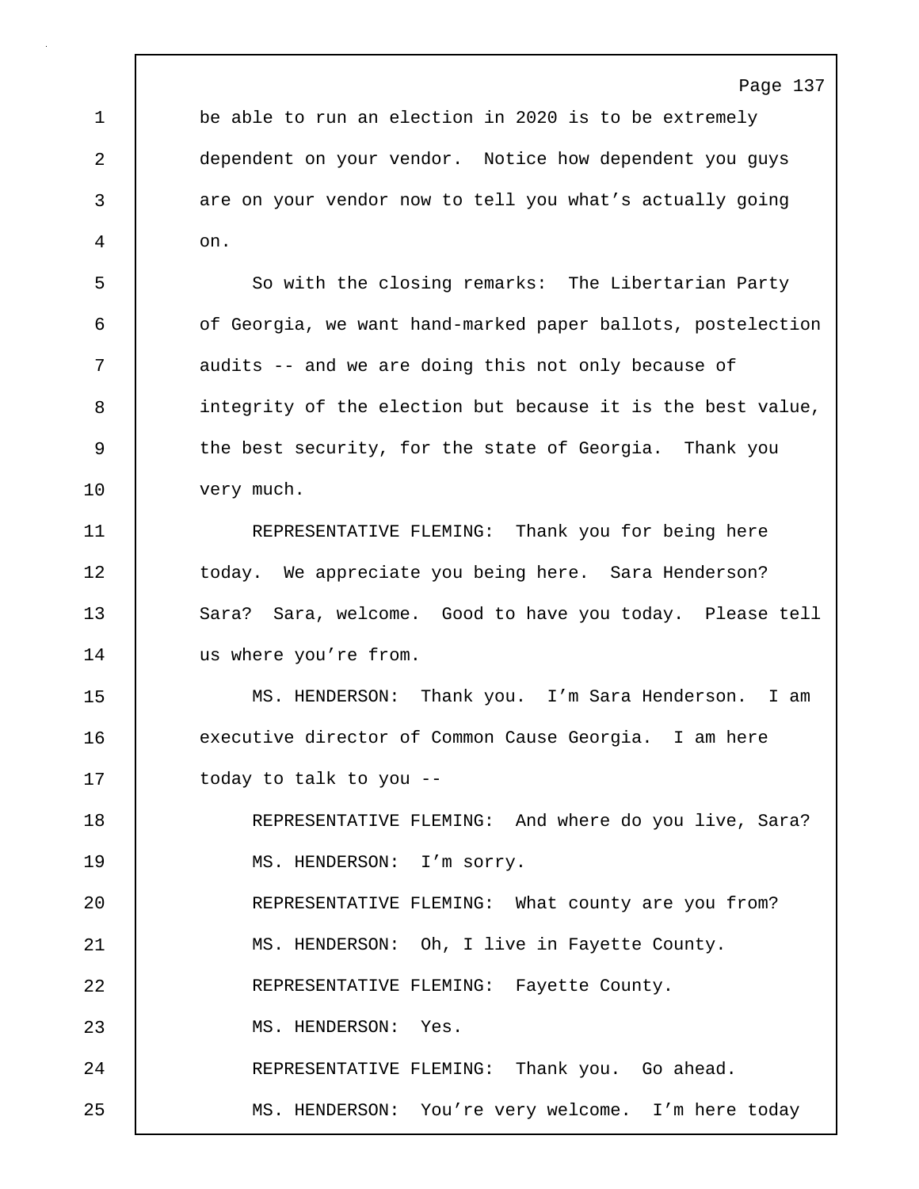be able to run an election in 2020 is to be extremely dependent on your vendor. Notice how dependent you guys are on your vendor now to tell you what's actually going on.

So with the closing remarks: The Libertarian Party of Georgia, we want hand-marked paper ballots, postelection audits -- and we are doing this not only because of integrity of the election but because it is the best value, the best security, for the state of Georgia. Thank you very much.

REPRESENTATIVE FLEMING: Thank you for being here today. We appreciate you being here. Sara Henderson? Sara? Sara, welcome. Good to have you today. Please tell us where you're from.

MS. HENDERSON: Thank you. I'm Sara Henderson. I am executive director of Common Cause Georgia. I am here today to talk to you --

REPRESENTATIVE FLEMING: And where do you live, Sara?

MS. HENDERSON: I'm sorry.

REPRESENTATIVE FLEMING: What county are you from?

MS. HENDERSON: Oh, I live in Fayette County.

REPRESENTATIVE FLEMING: Fayette County.

MS. HENDERSON: Yes.

REPRESENTATIVE FLEMING: Thank you. Go ahead.

MS. HENDERSON: You're very welcome. I'm here today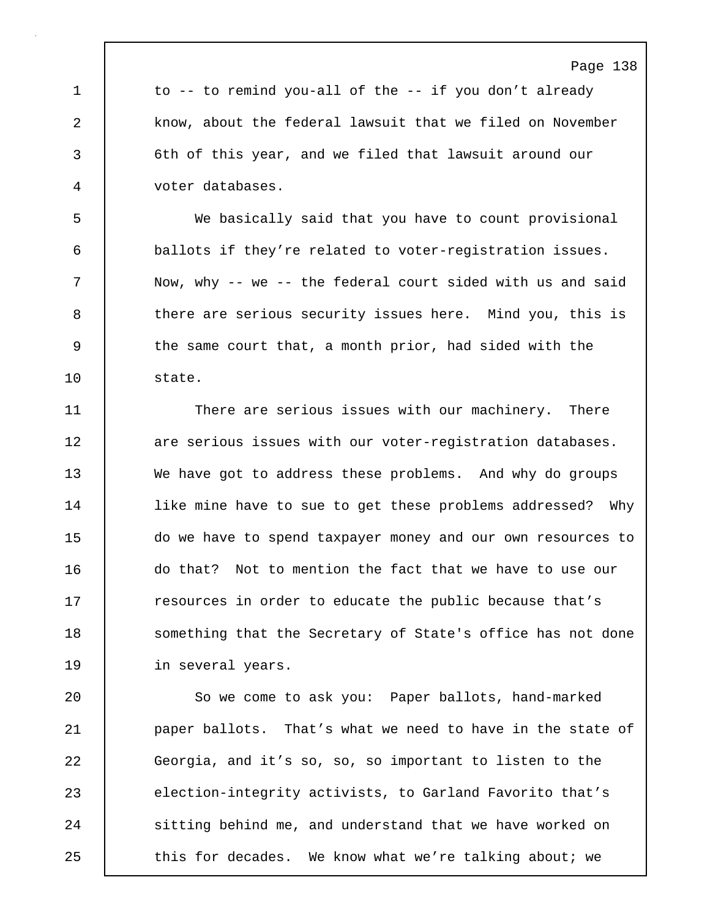to -- to remind you-all of the -- if you don't already know, about the federal lawsuit that we filed on November 6th of this year, and we filed that lawsuit around our voter databases.

We basically said that you have to count provisional ballots if they're related to voter-registration issues. Now, why -- we -- the federal court sided with us and said there are serious security issues here. Mind you, this is the same court that, a month prior, had sided with the state.

There are serious issues with our machinery. There are serious issues with our voter-registration databases. We have got to address these problems. And why do groups like mine have to sue to get these problems addressed? Why do we have to spend taxpayer money and our own resources to do that? Not to mention the fact that we have to use our resources in order to educate the public because that's something that the Secretary of State's office has not done in several years.

So we come to ask you: Paper ballots, hand-marked paper ballots. That's what we need to have in the state of Georgia, and it's so, so, so important to listen to the election-integrity activists, to Garland Favorito that's sitting behind me, and understand that we have worked on this for decades. We know what we're talking about; we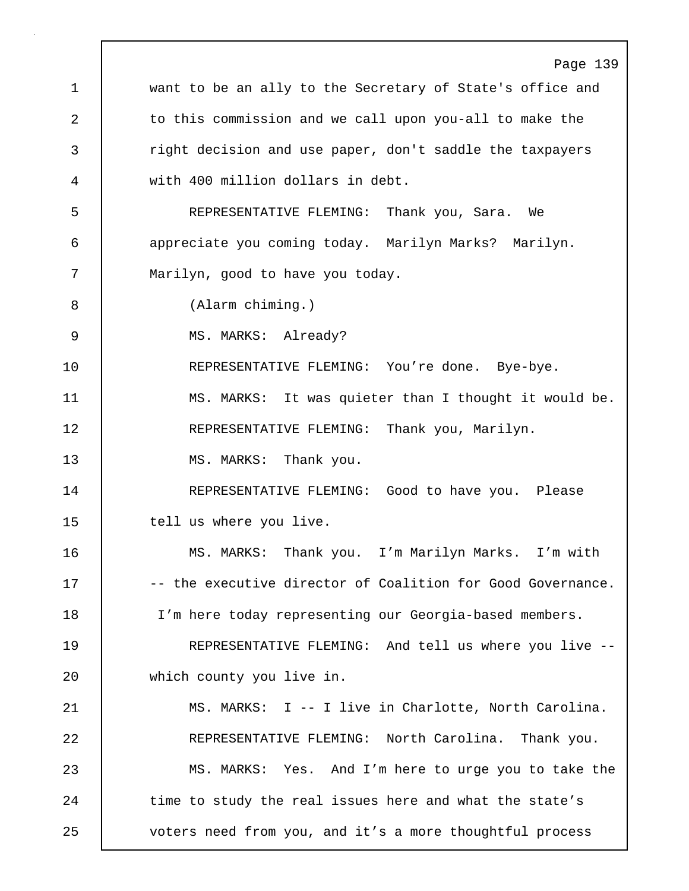want to be an ally to the Secretary of State's office and to this commission and we call upon you-all to make the right decision and use paper, don't saddle the taxpayers with 400 million dollars in debt.

REPRESENTATIVE FLEMING: Thank you, Sara. We appreciate you coming today. Marilyn Marks? Marilyn. Marilyn, good to have you today.

(Alarm chiming.)

MS. MARKS: Already?

REPRESENTATIVE FLEMING: You’re done. Bye-bye.

MS. MARKS: It was quieter than I thought it would be.

REPRESENTATIVE FLEMING: Thank you, Marilyn.

MS. MARKS: Thank you.

REPRESENTATIVE FLEMING: Good to have you. Please tell us where you live.

MS. MARKS: Thank you. I’m Marilyn Marks. I’m with -- the executive director of Coalition for Good Governance. I’m here today representing our Georgia-based members.

REPRESENTATIVE FLEMING: And tell us where you live -- which county you live in.

MS. MARKS: I -- I live in Charlotte, North Carolina.

REPRESENTATIVE FLEMING: North Carolina. Thank you.

MS. MARKS: Yes. And I’m here to urge you to take the time to study the real issues here and what the state’s voters need from you, and it’s a more thoughtful process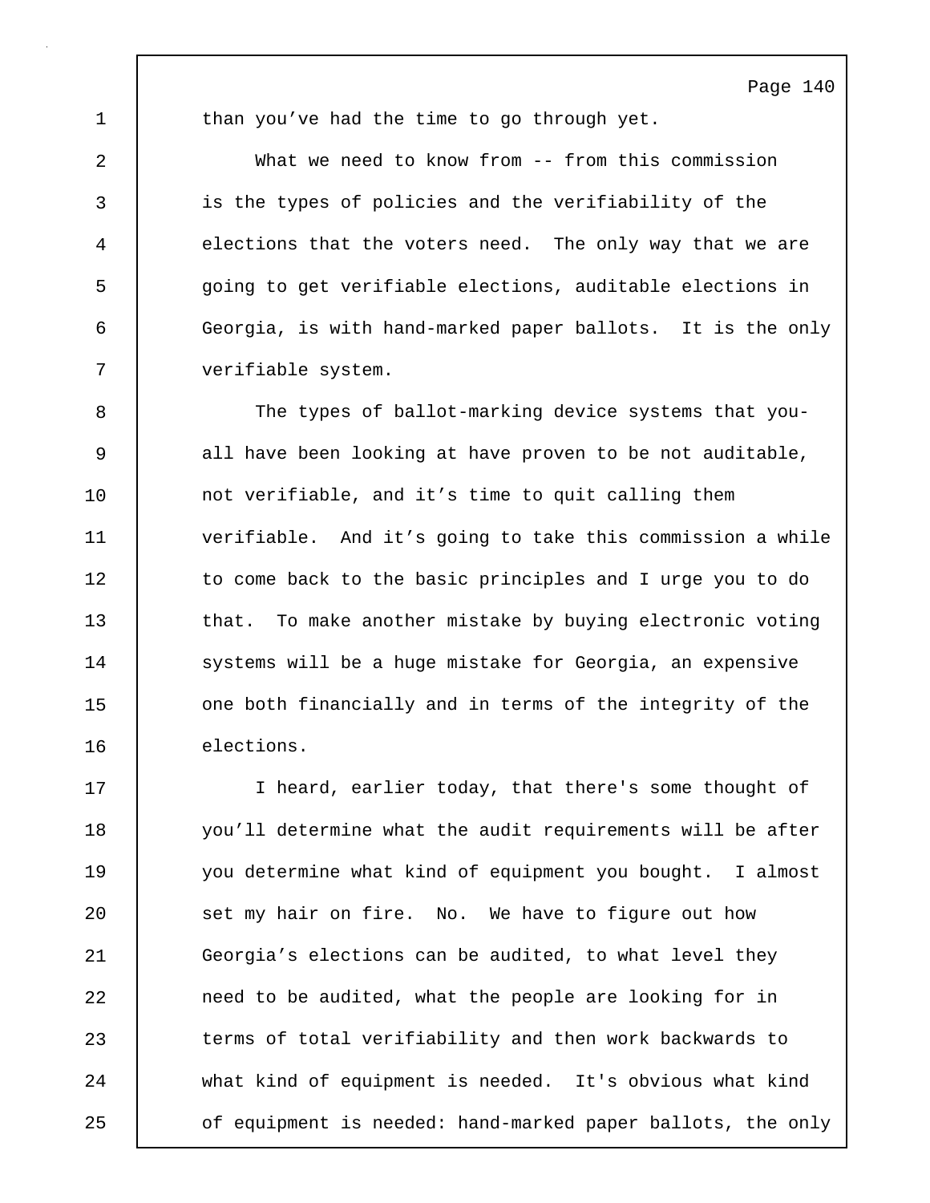than you’ve had the time to go through yet.

What we need to know from -- from this commission is the types of policies and the verifiability of the elections that the voters need. The only way that we are going to get verifiable elections, auditable elections in Georgia, is with hand-marked paper ballots. It is the only verifiable system.

The types of ballot-marking device systems that you-all have been looking at have proven to be not auditable, not verifiable, and it’s time to quit calling them verifiable. And it’s going to take this commission a while to come back to the basic principles and I urge you to do that. To make another mistake by buying electronic voting systems will be a huge mistake for Georgia, an expensive one both financially and in terms of the integrity of the elections.

I heard, earlier today, that there's some thought of you’ll determine what the audit requirements will be after you determine what kind of equipment you bought. I almost set my hair on fire. No. We have to figure out how Georgia’s elections can be audited, to what level they need to be audited, what the people are looking for in terms of total verifiability and then work backwards to what kind of equipment is needed. It's obvious what kind of equipment is needed: hand-marked paper ballots, the only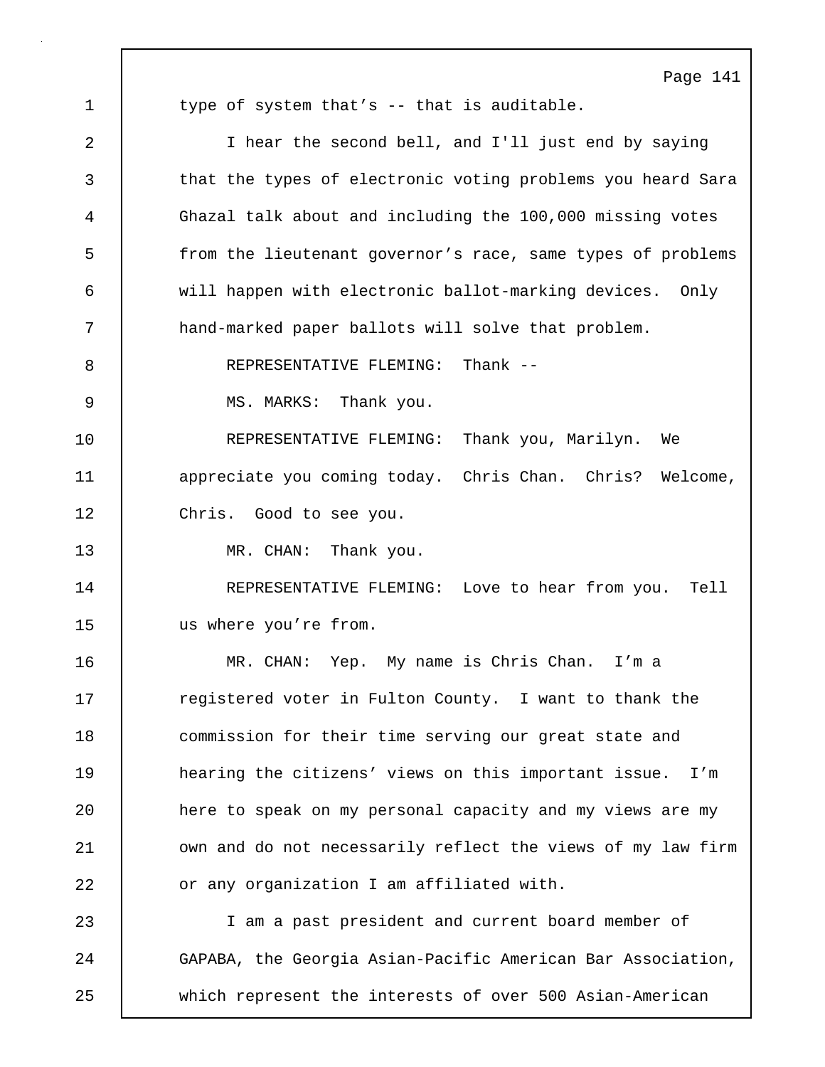type of system that’s -- that is auditable.

I hear the second bell, and I'll just end by saying that the types of electronic voting problems you heard Sara Ghazal talk about and including the 100,000 missing votes from the lieutenant governor’s race, same types of problems will happen with electronic ballot-marking devices. Only hand-marked paper ballots will solve that problem.

REPRESENTATIVE FLEMING: Thank --

MS. MARKS: Thank you.

REPRESENTATIVE FLEMING: Thank you, Marilyn. We appreciate you coming today. Chris Chan. Chris? Welcome, Chris. Good to see you.

MR. CHAN: Thank you.

REPRESENTATIVE FLEMING: Love to hear from you. Tell us where you’re from.

MR. CHAN: Yep. My name is Chris Chan. I’m a registered voter in Fulton County. I want to thank the commission for their time serving our great state and hearing the citizens’ views on this important issue. I’m here to speak on my personal capacity and my views are my own and do not necessarily reflect the views of my law firm or any organization I am affiliated with.

I am a past president and current board member of GAPABA, the Georgia Asian-Pacific American Bar Association, which represent the interests of over 500 Asian-American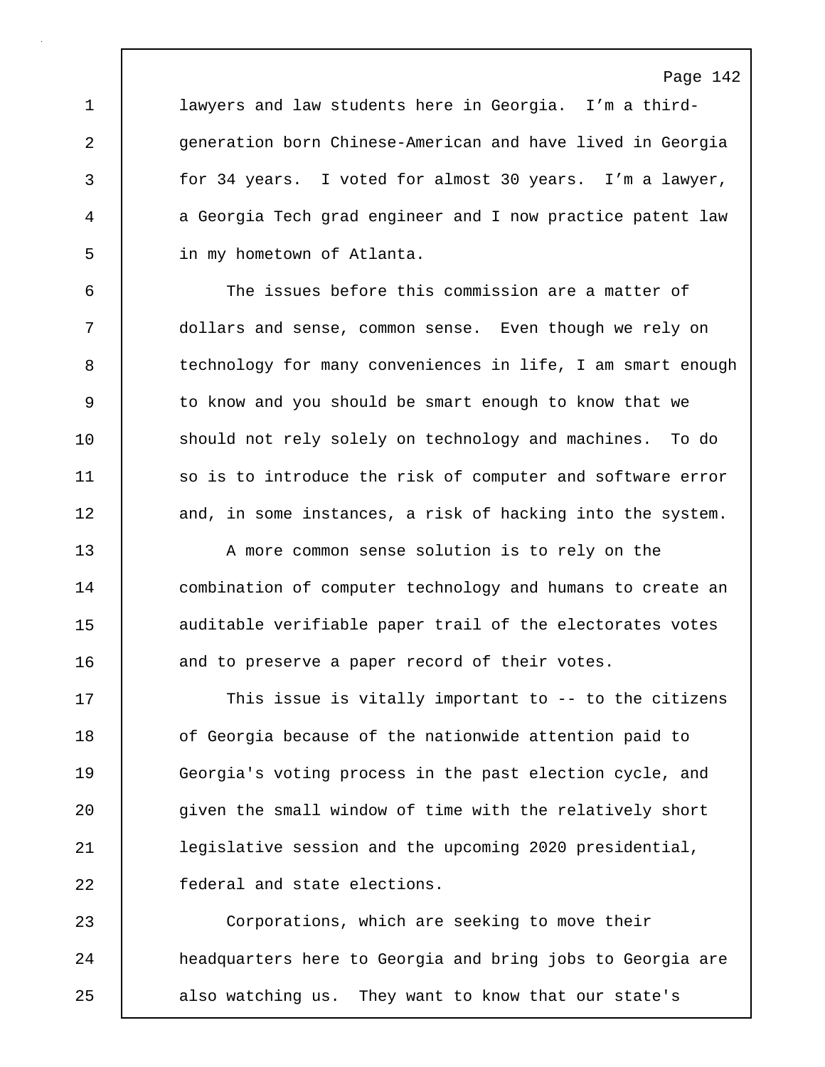lawyers and law students here in Georgia. I'm a third-generation born Chinese-American and have lived in Georgia for 34 years. I voted for almost 30 years. I'm a lawyer, a Georgia Tech grad engineer and I now practice patent law in my hometown of Atlanta.

The issues before this commission are a matter of dollars and sense, common sense. Even though we rely on technology for many conveniences in life, I am smart enough to know and you should be smart enough to know that we should not rely solely on technology and machines. To do so is to introduce the risk of computer and software error and, in some instances, a risk of hacking into the system.

A more common sense solution is to rely on the combination of computer technology and humans to create an auditable verifiable paper trail of the electorates votes and to preserve a paper record of their votes.

This issue is vitally important to -- to the citizens of Georgia because of the nationwide attention paid to Georgia's voting process in the past election cycle, and given the small window of time with the relatively short legislative session and the upcoming 2020 presidential, federal and state elections.

Corporations, which are seeking to move their headquarters here to Georgia and bring jobs to Georgia are also watching us. They want to know that our state's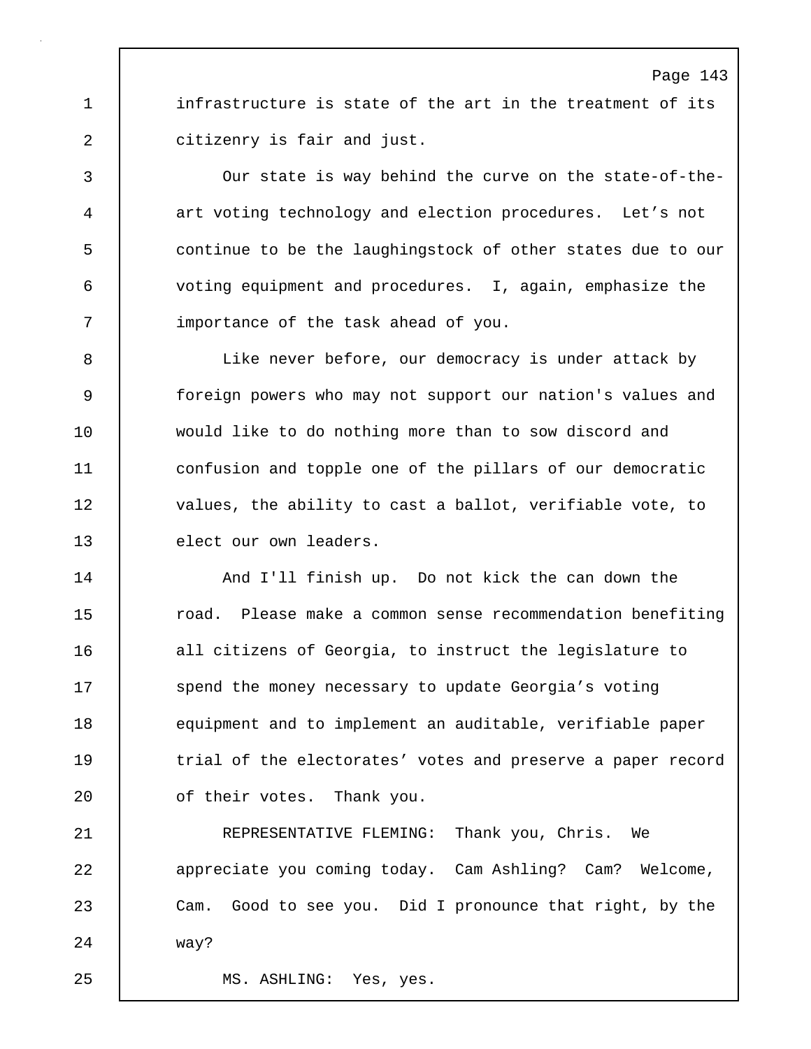infrastructure is state of the art in the treatment of its citizenry is fair and just.

Our state is way behind the curve on the state-of-the-art voting technology and election procedures. Let’s not continue to be the laughingstock of other states due to our voting equipment and procedures. I, again, emphasize the importance of the task ahead of you.

Like never before, our democracy is under attack by foreign powers who may not support our nation's values and would like to do nothing more than to sow discord and confusion and topple one of the pillars of our democratic values, the ability to cast a ballot, verifiable vote, to elect our own leaders.

And I'll finish up. Do not kick the can down the road. Please make a common sense recommendation benefiting all citizens of Georgia, to instruct the legislature to spend the money necessary to update Georgia’s voting equipment and to implement an auditable, verifiable paper trial of the electorates’ votes and preserve a paper record of their votes. Thank you.

REPRESENTATIVE FLEMING: Thank you, Chris. We appreciate you coming today. Cam Ashling? Cam? Welcome, Cam. Good to see you. Did I pronounce that right, by the way?

MS. ASHLING: Yes, yes.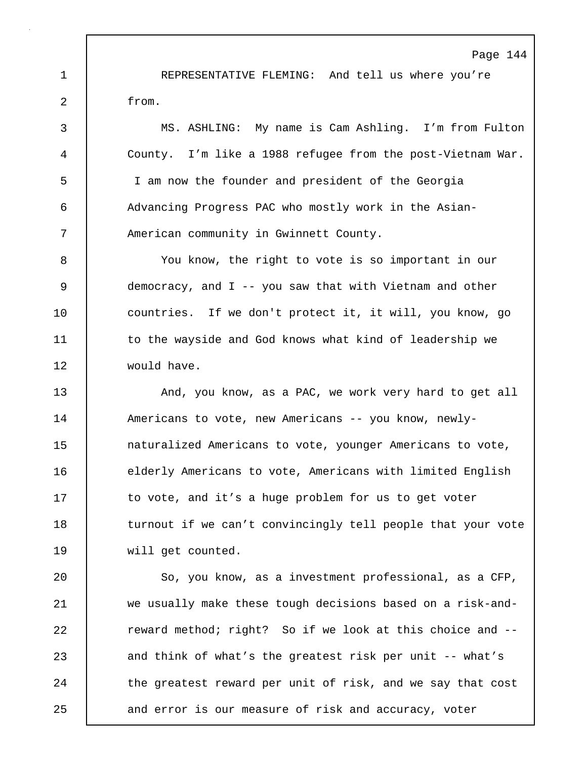REPRESENTATIVE FLEMING: And tell us where you're from.

MS. ASHLING: My name is Cam Ashling. I'm from Fulton County. I'm like a 1988 refugee from the post-Vietnam War. I am now the founder and president of the Georgia Advancing Progress PAC who mostly work in the Asian-American community in Gwinnett County.

You know, the right to vote is so important in our democracy, and I -- you saw that with Vietnam and other countries. If we don't protect it, it will, you know, go to the wayside and God knows what kind of leadership we would have.

And, you know, as a PAC, we work very hard to get all Americans to vote, new Americans -- you know, newly-naturalized Americans to vote, younger Americans to vote, elderly Americans to vote, Americans with limited English to vote, and it's a huge problem for us to get voter turnout if we can't convincingly tell people that your vote will get counted.

So, you know, as a investment professional, as a CFP, we usually make these tough decisions based on a risk-and-reward method; right? So if we look at this choice and -- and think of what's the greatest risk per unit -- what's the greatest reward per unit of risk, and we say that cost and error is our measure of risk and accuracy, voter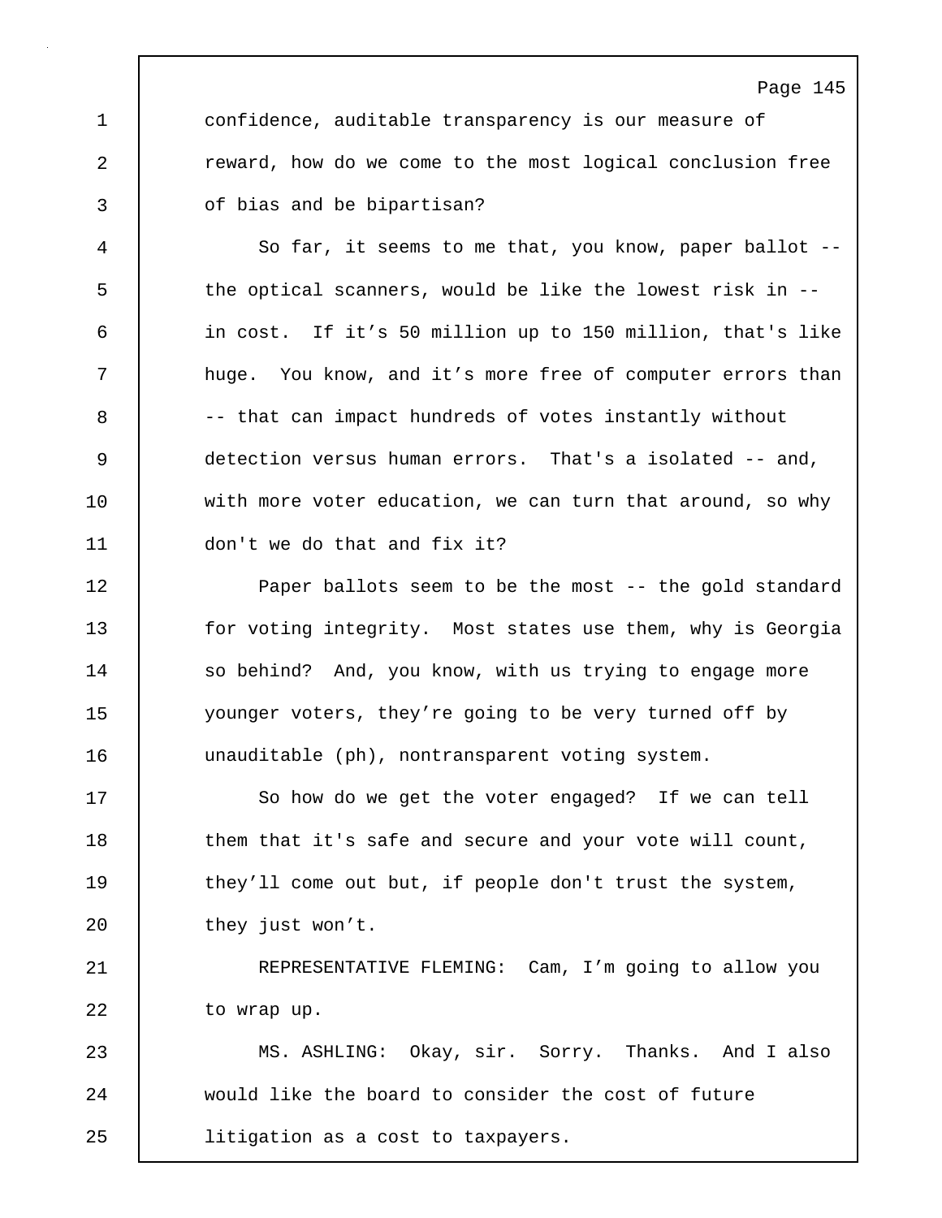confidence, auditable transparency is our measure of reward, how do we come to the most logical conclusion free of bias and be bipartisan?

So far, it seems to me that, you know, paper ballot -- the optical scanners, would be like the lowest risk in -- in cost. If it’s 50 million up to 150 million, that's like huge. You know, and it’s more free of computer errors than -- that can impact hundreds of votes instantly without detection versus human errors. That's a isolated -- and, with more voter education, we can turn that around, so why don't we do that and fix it?

Paper ballots seem to be the most -- the gold standard for voting integrity. Most states use them, why is Georgia so behind? And, you know, with us trying to engage more younger voters, they’re going to be very turned off by unauditable (ph), nontransparent voting system.

So how do we get the voter engaged? If we can tell them that it's safe and secure and your vote will count, they’ll come out but, if people don't trust the system, they just won’t.

REPRESENTATIVE FLEMING: Cam, I’m going to allow you to wrap up.

MS. ASHLING: Okay, sir. Sorry. Thanks. And I also would like the board to consider the cost of future litigation as a cost to taxpayers.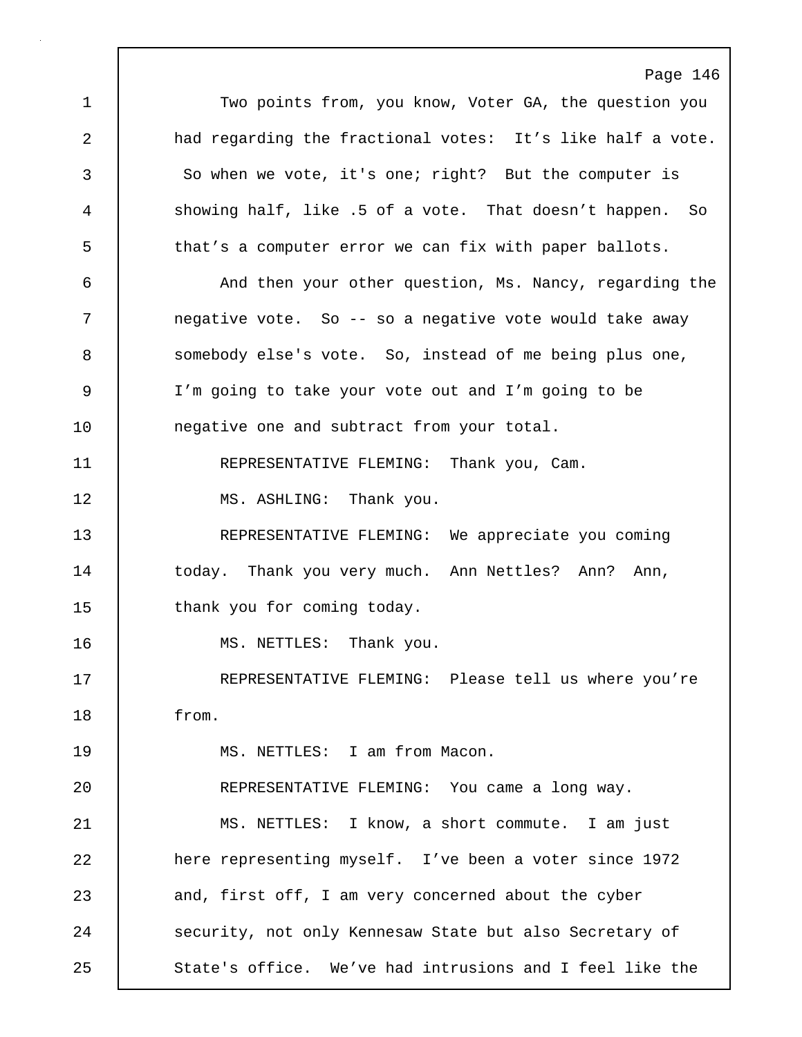Two points from, you know, Voter GA, the question you had regarding the fractional votes: It's like half a vote. So when we vote, it's one; right? But the computer is showing half, like .5 of a vote. That doesn't happen. So that's a computer error we can fix with paper ballots.

And then your other question, Ms. Nancy, regarding the negative vote. So -- so a negative vote would take away somebody else's vote. So, instead of me being plus one, I'm going to take your vote out and I'm going to be negative one and subtract from your total.

REPRESENTATIVE FLEMING: Thank you, Cam.

MS. ASHLING: Thank you.

REPRESENTATIVE FLEMING: We appreciate you coming today. Thank you very much. Ann Nettles? Ann? Ann, thank you for coming today.

MS. NETTLES: Thank you.

REPRESENTATIVE FLEMING: Please tell us where you're from.

MS. NETTLES: I am from Macon.

REPRESENTATIVE FLEMING: You came a long way.

MS. NETTLES: I know, a short commute. I am just here representing myself. I've been a voter since 1972 and, first off, I am very concerned about the cyber security, not only Kennesaw State but also Secretary of State's office. We've had intrusions and I feel like the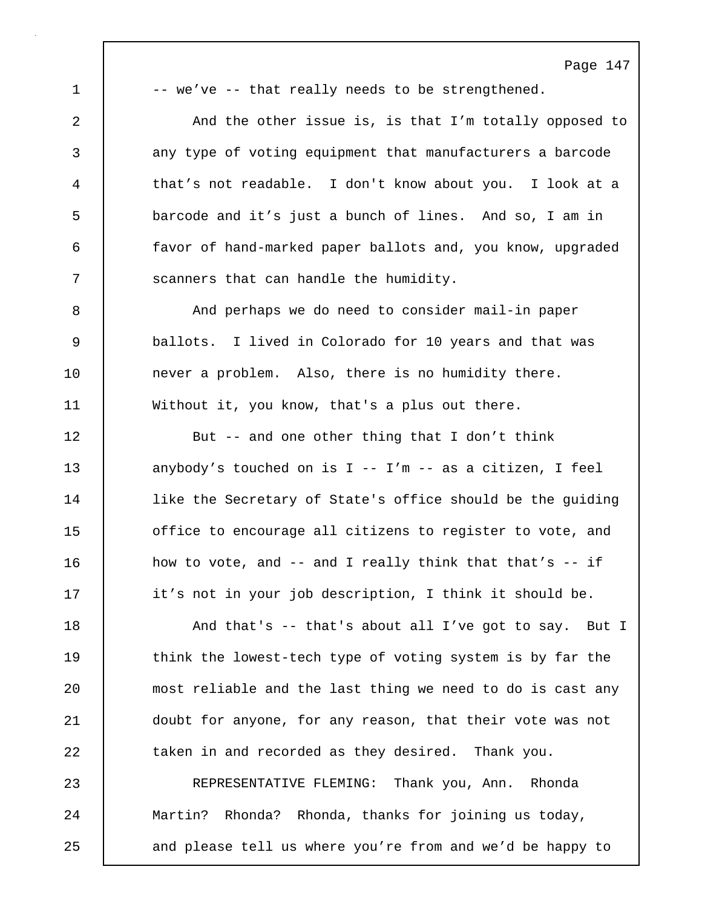-- we've -- that really needs to be strengthened.

And the other issue is, is that I'm totally opposed to any type of voting equipment that manufacturers a barcode that's not readable. I don't know about you. I look at a barcode and it's just a bunch of lines. And so, I am in favor of hand-marked paper ballots and, you know, upgraded scanners that can handle the humidity.

And perhaps we do need to consider mail-in paper ballots. I lived in Colorado for 10 years and that was never a problem. Also, there is no humidity there. Without it, you know, that's a plus out there.

But -- and one other thing that I don't think anybody's touched on is I -- I'm -- as a citizen, I feel like the Secretary of State's office should be the guiding office to encourage all citizens to register to vote, and how to vote, and -- and I really think that that's -- if it's not in your job description, I think it should be.

And that's -- that's about all I've got to say. But I think the lowest-tech type of voting system is by far the most reliable and the last thing we need to do is cast any doubt for anyone, for any reason, that their vote was not taken in and recorded as they desired. Thank you.

REPRESENTATIVE FLEMING: Thank you, Ann. Rhonda Martin? Rhonda? Rhonda, thanks for joining us today, and please tell us where you're from and we'd be happy to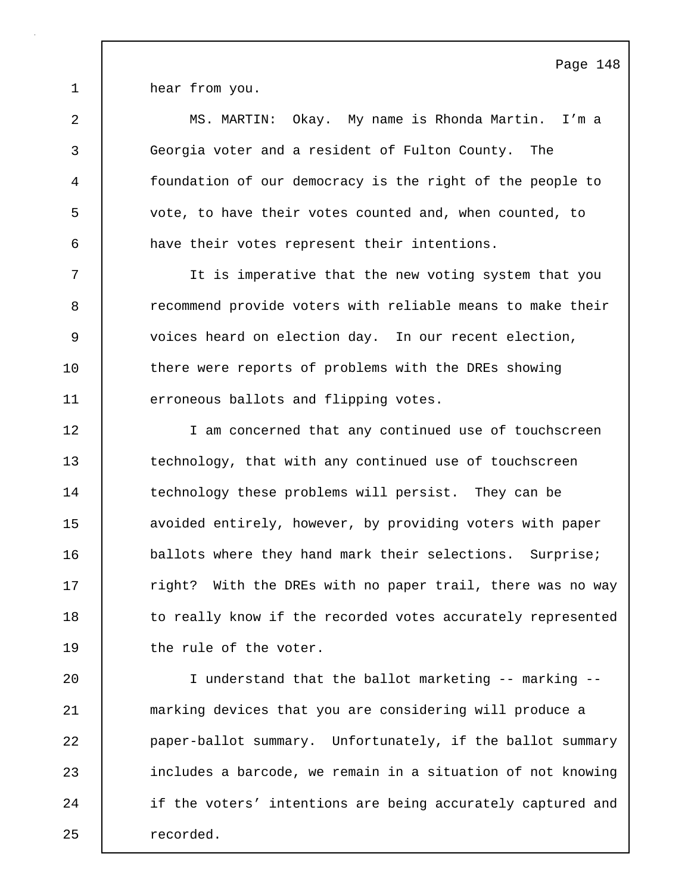hear from you.

MS. MARTIN: Okay. My name is Rhonda Martin. I'm a Georgia voter and a resident of Fulton County. The foundation of our democracy is the right of the people to vote, to have their votes counted and, when counted, to have their votes represent their intentions.

It is imperative that the new voting system that you recommend provide voters with reliable means to make their voices heard on election day. In our recent election, there were reports of problems with the DREs showing erroneous ballots and flipping votes.

I am concerned that any continued use of touchscreen technology, that with any continued use of touchscreen technology these problems will persist. They can be avoided entirely, however, by providing voters with paper ballots where they hand mark their selections. Surprise; right? With the DREs with no paper trail, there was no way to really know if the recorded votes accurately represented the rule of the voter.

I understand that the ballot marketing -- marking -- marking devices that you are considering will produce a paper-ballot summary. Unfortunately, if the ballot summary includes a barcode, we remain in a situation of not knowing if the voters' intentions are being accurately captured and recorded.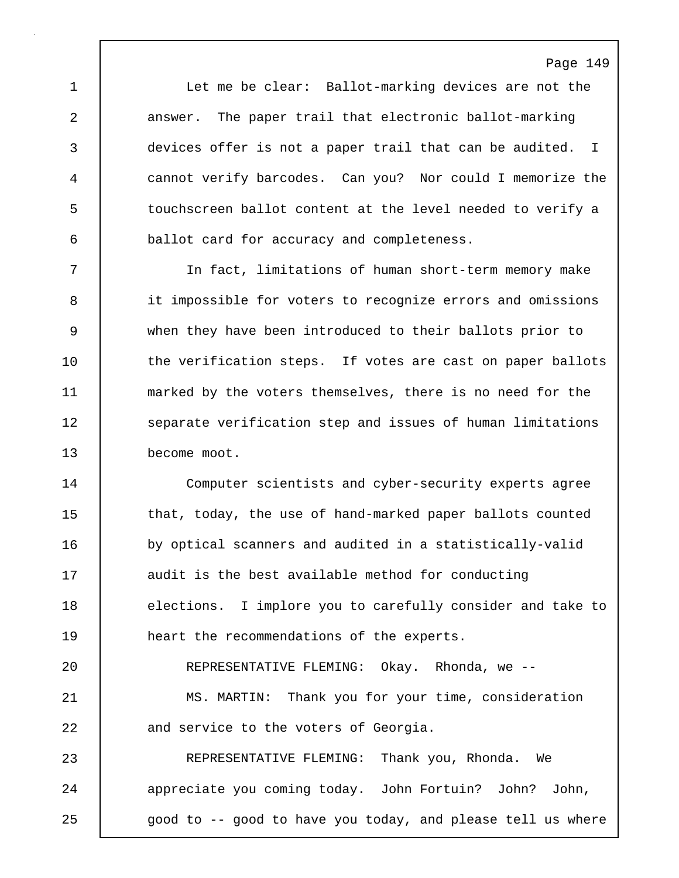Let me be clear: Ballot-marking devices are not the answer. The paper trail that electronic ballot-marking devices offer is not a paper trail that can be audited. I cannot verify barcodes. Can you? Nor could I memorize the touchscreen ballot content at the level needed to verify a ballot card for accuracy and completeness.

In fact, limitations of human short-term memory make it impossible for voters to recognize errors and omissions when they have been introduced to their ballots prior to the verification steps. If votes are cast on paper ballots marked by the voters themselves, there is no need for the separate verification step and issues of human limitations become moot.

Computer scientists and cyber-security experts agree that, today, the use of hand-marked paper ballots counted by optical scanners and audited in a statistically-valid audit is the best available method for conducting elections. I implore you to carefully consider and take to heart the recommendations of the experts.

REPRESENTATIVE FLEMING: Okay. Rhonda, we --

MS. MARTIN: Thank you for your time, consideration and service to the voters of Georgia.

REPRESENTATIVE FLEMING: Thank you, Rhonda. We appreciate you coming today. John Fortuin? John? John, good to -- good to have you today, and please tell us where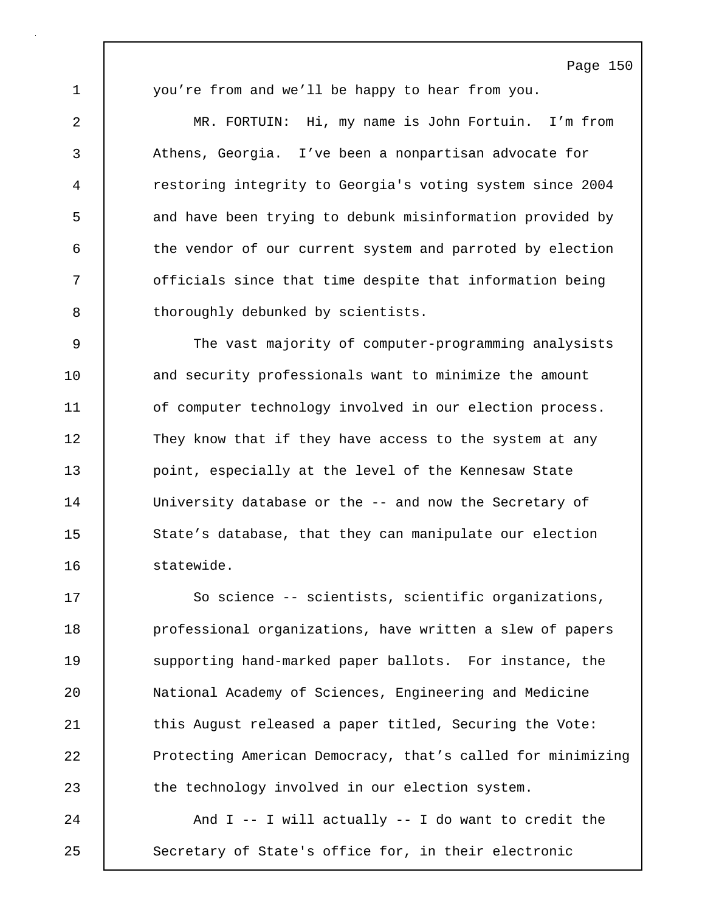you're from and we'll be happy to hear from you.

MR. FORTUIN: Hi, my name is John Fortuin. I'm from Athens, Georgia. I've been a nonpartisan advocate for restoring integrity to Georgia's voting system since 2004 and have been trying to debunk misinformation provided by the vendor of our current system and parroted by election officials since that time despite that information being thoroughly debunked by scientists.

The vast majority of computer-programming analysists and security professionals want to minimize the amount of computer technology involved in our election process. They know that if they have access to the system at any point, especially at the level of the Kennesaw State University database or the -- and now the Secretary of State's database, that they can manipulate our election statewide.

So science -- scientists, scientific organizations, professional organizations, have written a slew of papers supporting hand-marked paper ballots. For instance, the National Academy of Sciences, Engineering and Medicine this August released a paper titled, Securing the Vote: Protecting American Democracy, that's called for minimizing the technology involved in our election system.

And I -- I will actually -- I do want to credit the Secretary of State's office for, in their electronic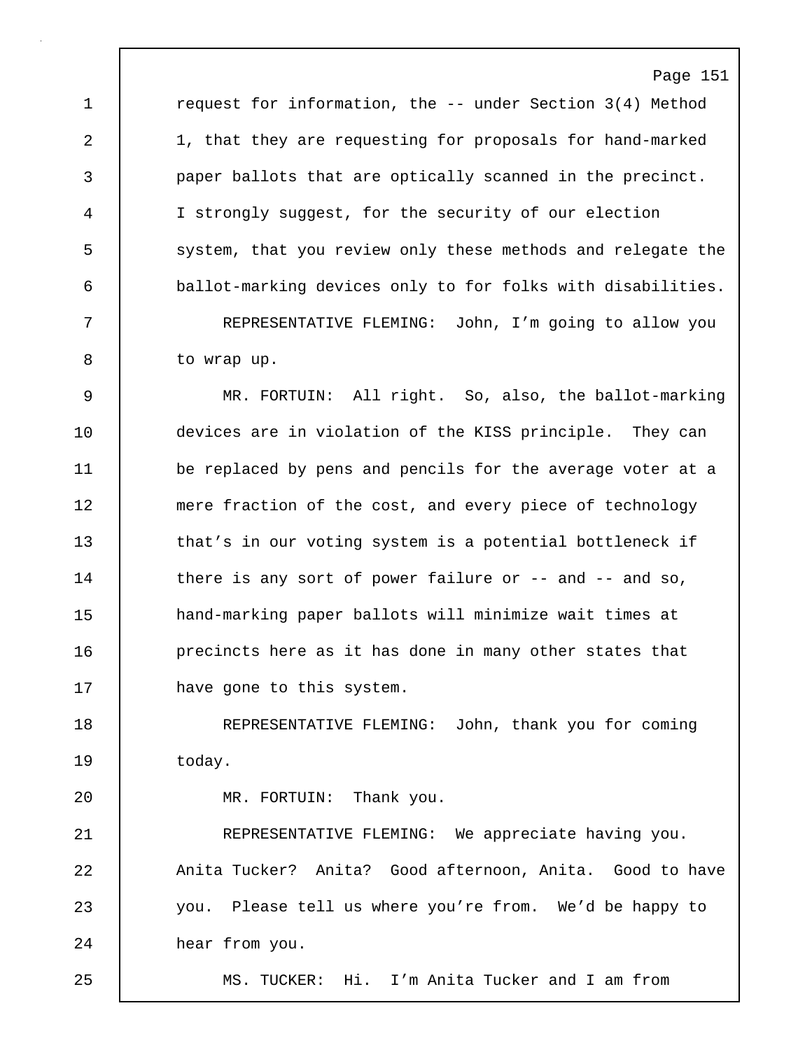request for information, the -- under Section 3(4) Method 1, that they are requesting for proposals for hand-marked paper ballots that are optically scanned in the precinct. I strongly suggest, for the security of our election system, that you review only these methods and relegate the ballot-marking devices only to for folks with disabilities.

REPRESENTATIVE FLEMING: John, I'm going to allow you to wrap up.

MR. FORTUIN: All right. So, also, the ballot-marking devices are in violation of the KISS principle. They can be replaced by pens and pencils for the average voter at a mere fraction of the cost, and every piece of technology that's in our voting system is a potential bottleneck if there is any sort of power failure or -- and -- and so, hand-marking paper ballots will minimize wait times at precincts here as it has done in many other states that have gone to this system.

REPRESENTATIVE FLEMING: John, thank you for coming today.

MR. FORTUIN: Thank you.

REPRESENTATIVE FLEMING: We appreciate having you. Anita Tucker? Anita? Good afternoon, Anita. Good to have you. Please tell us where you're from. We'd be happy to hear from you.

MS. TUCKER: Hi. I'm Anita Tucker and I am from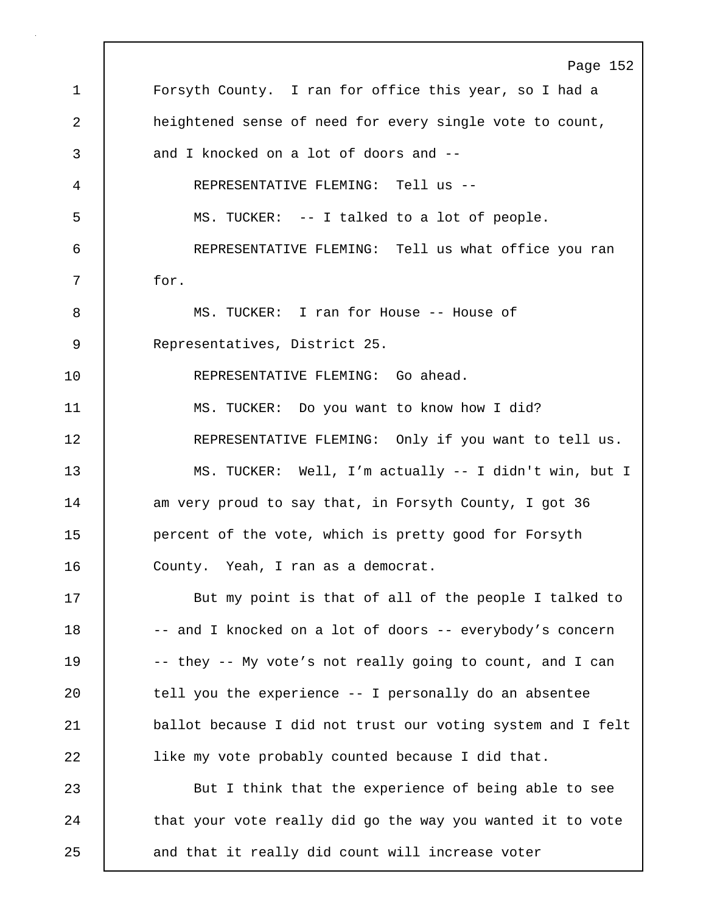Forsyth County. I ran for office this year, so I had a heightened sense of need for every single vote to count, and I knocked on a lot of doors and --

REPRESENTATIVE FLEMING: Tell us --

MS. TUCKER: -- I talked to a lot of people.

REPRESENTATIVE FLEMING: Tell us what office you ran for.

MS. TUCKER: I ran for House -- House of Representatives, District 25.

REPRESENTATIVE FLEMING: Go ahead.

MS. TUCKER: Do you want to know how I did?

REPRESENTATIVE FLEMING: Only if you want to tell us.

MS. TUCKER: Well, I'm actually -- I didn't win, but I am very proud to say that, in Forsyth County, I got 36 percent of the vote, which is pretty good for Forsyth County. Yeah, I ran as a democrat.

But my point is that of all of the people I talked to -- and I knocked on a lot of doors -- everybody's concern -- they -- My vote's not really going to count, and I can tell you the experience -- I personally do an absentee ballot because I did not trust our voting system and I felt like my vote probably counted because I did that.

But I think that the experience of being able to see that your vote really did go the way you wanted it to vote and that it really did count will increase voter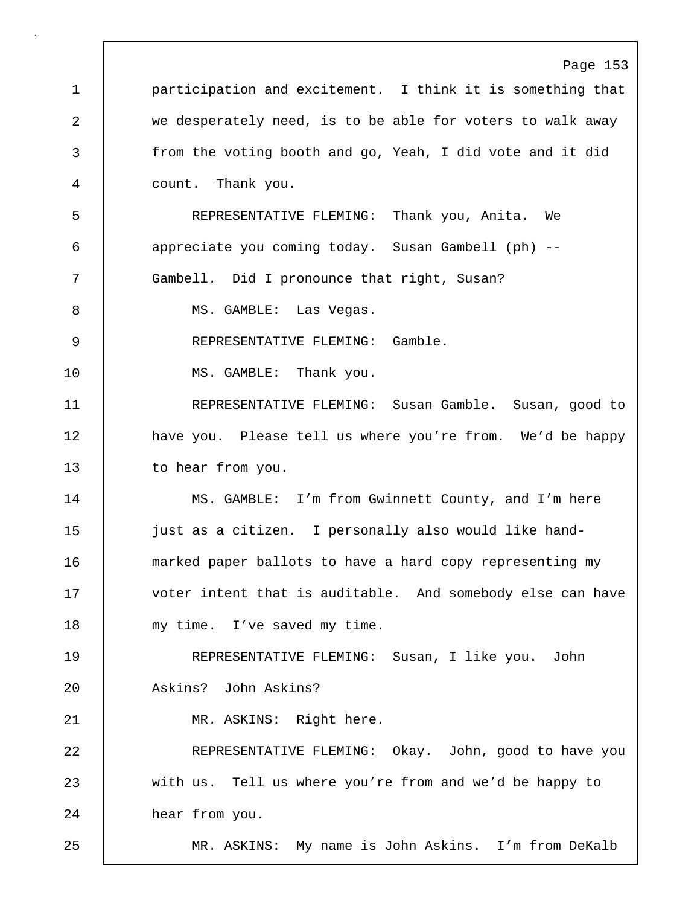participation and excitement. I think it is something that we desperately need, is to be able for voters to walk away from the voting booth and go, Yeah, I did vote and it did count. Thank you.

REPRESENTATIVE FLEMING: Thank you, Anita. We appreciate you coming today. Susan Gambell (ph) -- Gambell. Did I pronounce that right, Susan?

MS. GAMBLE: Las Vegas.

REPRESENTATIVE FLEMING: Gamble.

MS. GAMBLE: Thank you.

REPRESENTATIVE FLEMING: Susan Gamble. Susan, good to have you. Please tell us where you're from. We'd be happy to hear from you.

MS. GAMBLE: I'm from Gwinnett County, and I'm here just as a citizen. I personally also would like hand-marked paper ballots to have a hard copy representing my voter intent that is auditable. And somebody else can have my time. I've saved my time.

REPRESENTATIVE FLEMING: Susan, I like you. John Askins? John Askins?

MR. ASKINS: Right here.

REPRESENTATIVE FLEMING: Okay. John, good to have you with us. Tell us where you're from and we'd be happy to hear from you.

MR. ASKINS: My name is John Askins. I'm from DeKalb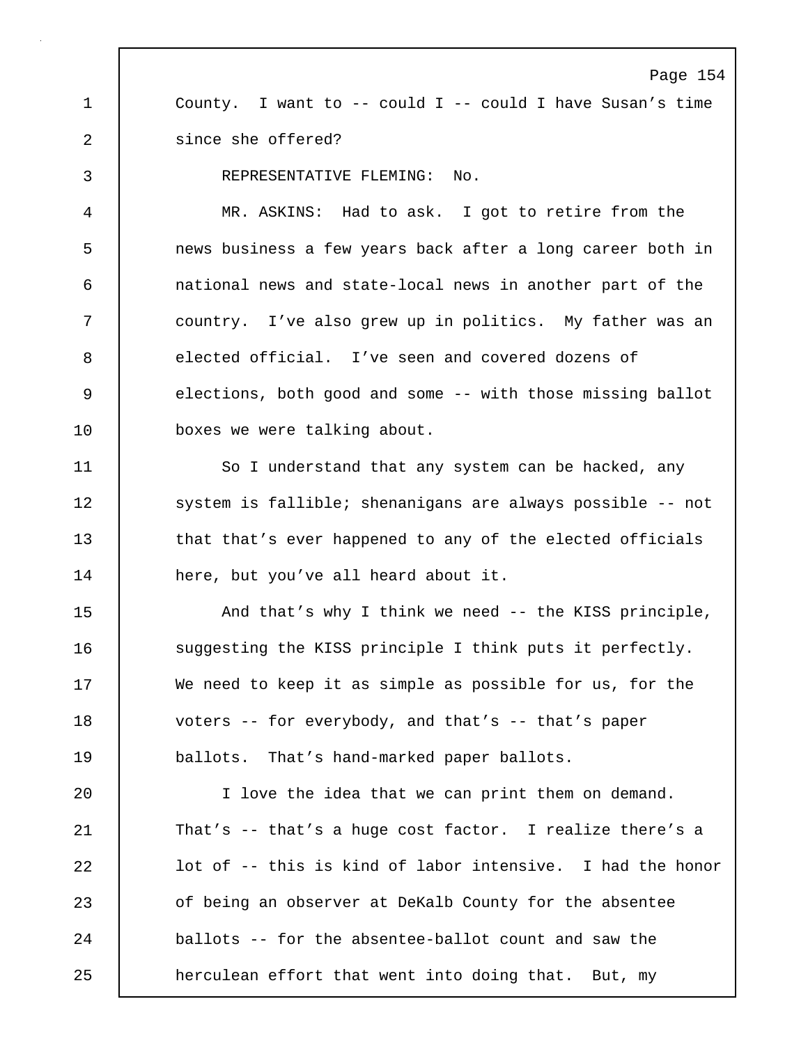County. I want to -- could I -- could I have Susan's time since she offered?

REPRESENTATIVE FLEMING: No.

MR. ASKINS: Had to ask. I got to retire from the news business a few years back after a long career both in national news and state-local news in another part of the country. I've also grew up in politics. My father was an elected official. I've seen and covered dozens of elections, both good and some -- with those missing ballot boxes we were talking about.

So I understand that any system can be hacked, any system is fallible; shenanigans are always possible -- not that that's ever happened to any of the elected officials here, but you've all heard about it.

And that's why I think we need -- the KISS principle, suggesting the KISS principle I think puts it perfectly. We need to keep it as simple as possible for us, for the voters -- for everybody, and that's -- that's paper ballots. That's hand-marked paper ballots.

I love the idea that we can print them on demand. That's -- that's a huge cost factor. I realize there's a lot of -- this is kind of labor intensive. I had the honor of being an observer at DeKalb County for the absentee ballots -- for the absentee-ballot count and saw the herculean effort that went into doing that. But, my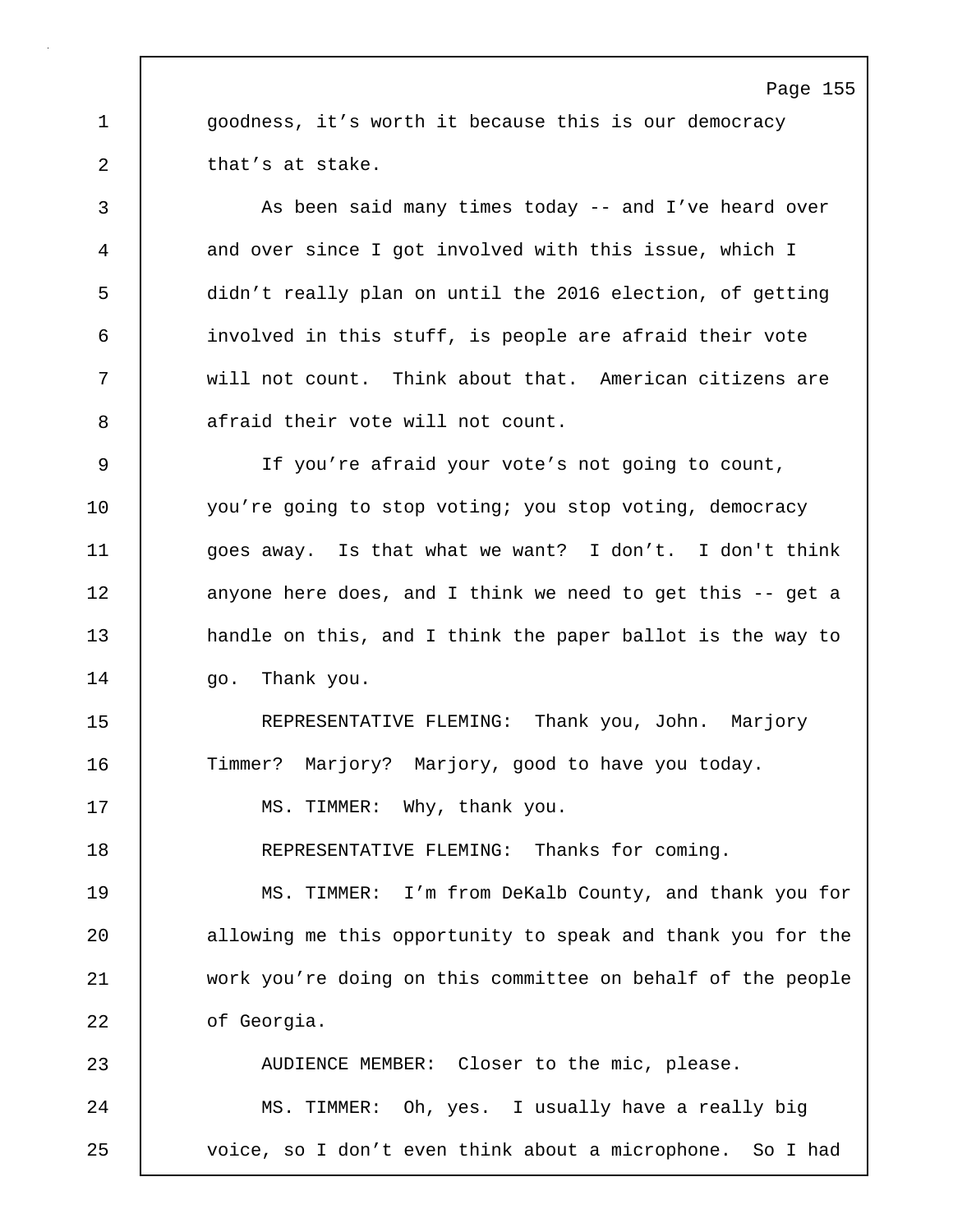goodness, it's worth it because this is our democracy that's at stake.

As been said many times today -- and I've heard over and over since I got involved with this issue, which I didn't really plan on until the 2016 election, of getting involved in this stuff, is people are afraid their vote will not count. Think about that. American citizens are afraid their vote will not count.

If you're afraid your vote's not going to count, you're going to stop voting; you stop voting, democracy goes away. Is that what we want? I don't. I don't think anyone here does, and I think we need to get this -- get a handle on this, and I think the paper ballot is the way to go. Thank you.

REPRESENTATIVE FLEMING: Thank you, John. Marjory Timmer? Marjory? Marjory, good to have you today.

MS. TIMMER: Why, thank you.

REPRESENTATIVE FLEMING: Thanks for coming.

MS. TIMMER: I'm from DeKalb County, and thank you for allowing me this opportunity to speak and thank you for the work you're doing on this committee on behalf of the people of Georgia.

AUDIENCE MEMBER: Closer to the mic, please.

MS. TIMMER: Oh, yes. I usually have a really big voice, so I don't even think about a microphone. So I had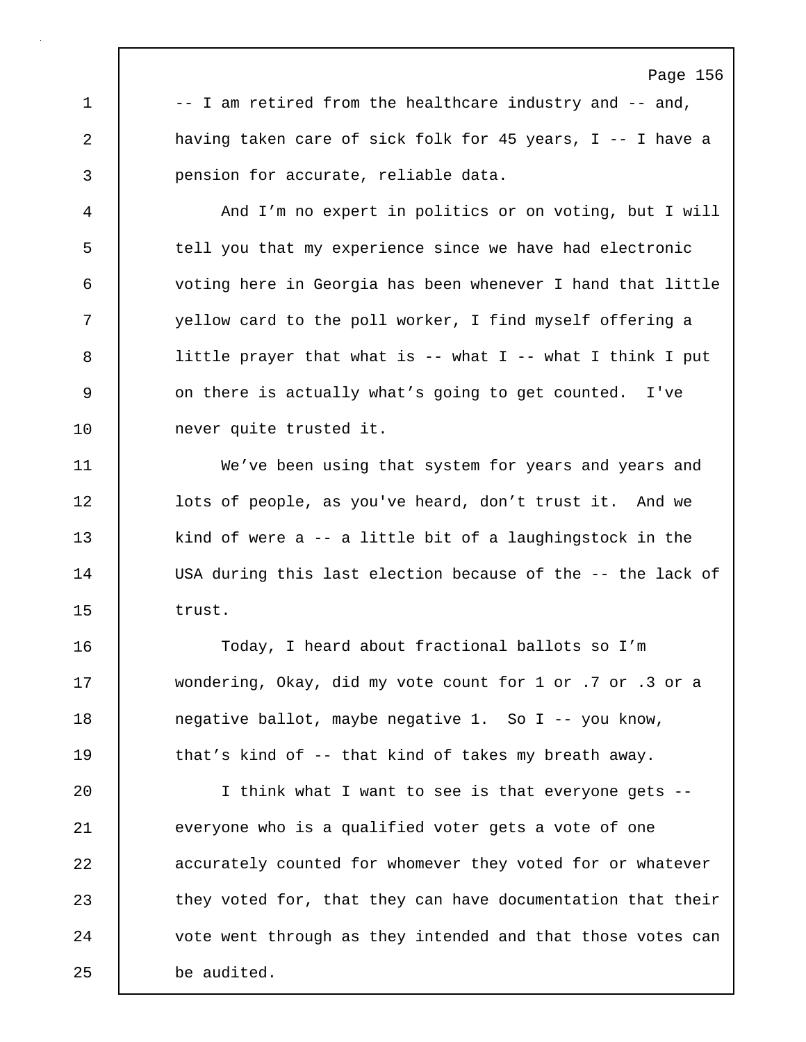-- I am retired from the healthcare industry and -- and, having taken care of sick folk for 45 years, I -- I have a pension for accurate, reliable data.

And I'm no expert in politics or on voting, but I will tell you that my experience since we have had electronic voting here in Georgia has been whenever I hand that little yellow card to the poll worker, I find myself offering a little prayer that what is -- what I -- what I think I put on there is actually what's going to get counted. I've never quite trusted it.

We've been using that system for years and years and lots of people, as you've heard, don't trust it. And we kind of were a -- a little bit of a laughingstock in the USA during this last election because of the -- the lack of trust.

Today, I heard about fractional ballots so I'm wondering, Okay, did my vote count for 1 or .7 or .3 or a negative ballot, maybe negative 1. So I -- you know, that's kind of -- that kind of takes my breath away.

I think what I want to see is that everyone gets -- everyone who is a qualified voter gets a vote of one accurately counted for whomever they voted for or whatever they voted for, that they can have documentation that their vote went through as they intended and that those votes can be audited.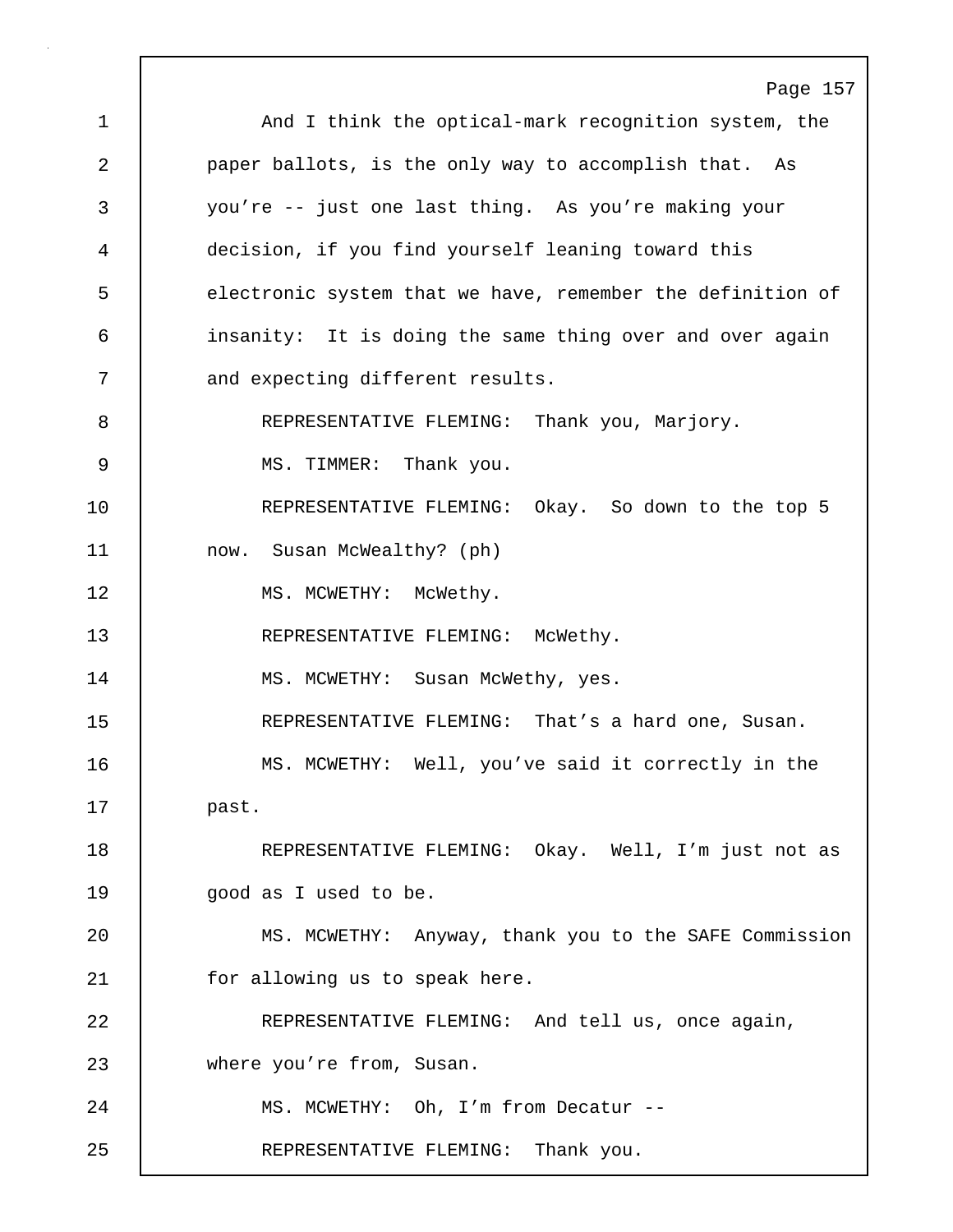And I think the optical-mark recognition system, the paper ballots, is the only way to accomplish that. As you're -- just one last thing. As you're making your decision, if you find yourself leaning toward this electronic system that we have, remember the definition of insanity: It is doing the same thing over and over again and expecting different results.

REPRESENTATIVE FLEMING: Thank you, Marjory.

MS. TIMMER: Thank you.

REPRESENTATIVE FLEMING: Okay. So down to the top 5 now. Susan McWealthy? (ph)

MS. MCWETHY: McWethy.

REPRESENTATIVE FLEMING: McWethy.

MS. MCWETHY: Susan McWethy, yes.

REPRESENTATIVE FLEMING: That's a hard one, Susan.

MS. MCWETHY: Well, you've said it correctly in the past.

REPRESENTATIVE FLEMING: Okay. Well, I'm just not as good as I used to be.

MS. MCWETHY: Anyway, thank you to the SAFE Commission for allowing us to speak here.

REPRESENTATIVE FLEMING: And tell us, once again, where you're from, Susan.

MS. MCWETHY: Oh, I'm from Decatur --

REPRESENTATIVE FLEMING: Thank you.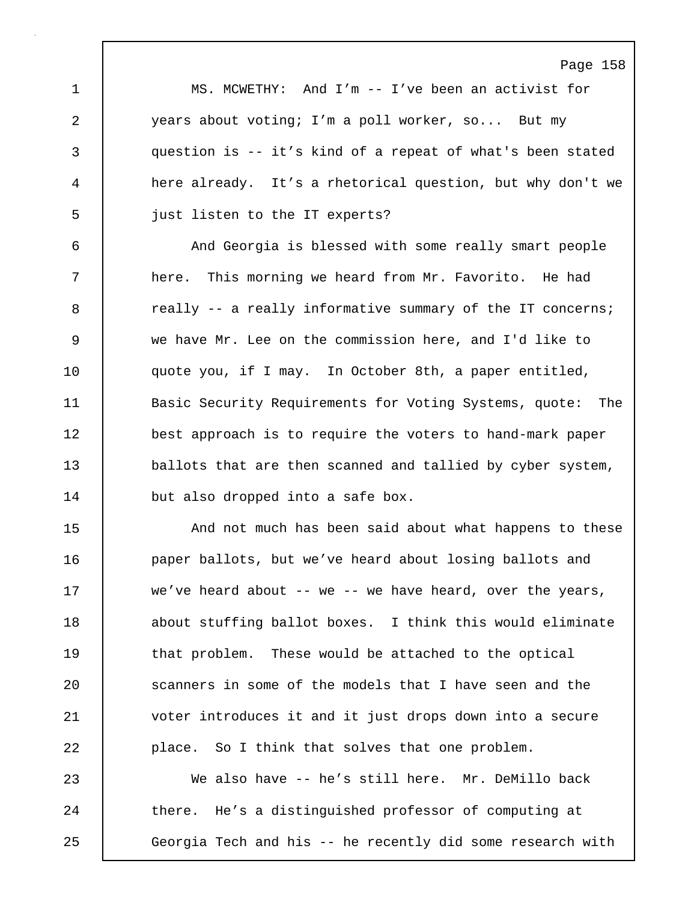MS. MCWETHY: And I'm -- I've been an activist for years about voting; I'm a poll worker, so... But my question is -- it's kind of a repeat of what's been stated here already. It's a rhetorical question, but why don't we just listen to the IT experts?

And Georgia is blessed with some really smart people here. This morning we heard from Mr. Favorito. He had really -- a really informative summary of the IT concerns; we have Mr. Lee on the commission here, and I'd like to quote you, if I may. In October 8th, a paper entitled, Basic Security Requirements for Voting Systems, quote: The best approach is to require the voters to hand-mark paper ballots that are then scanned and tallied by cyber system, but also dropped into a safe box.

And not much has been said about what happens to these paper ballots, but we've heard about losing ballots and we've heard about -- we -- we have heard, over the years, about stuffing ballot boxes. I think this would eliminate that problem. These would be attached to the optical scanners in some of the models that I have seen and the voter introduces it and it just drops down into a secure place. So I think that solves that one problem.

We also have -- he's still here. Mr. DeMillo back there. He's a distinguished professor of computing at Georgia Tech and his -- he recently did some research with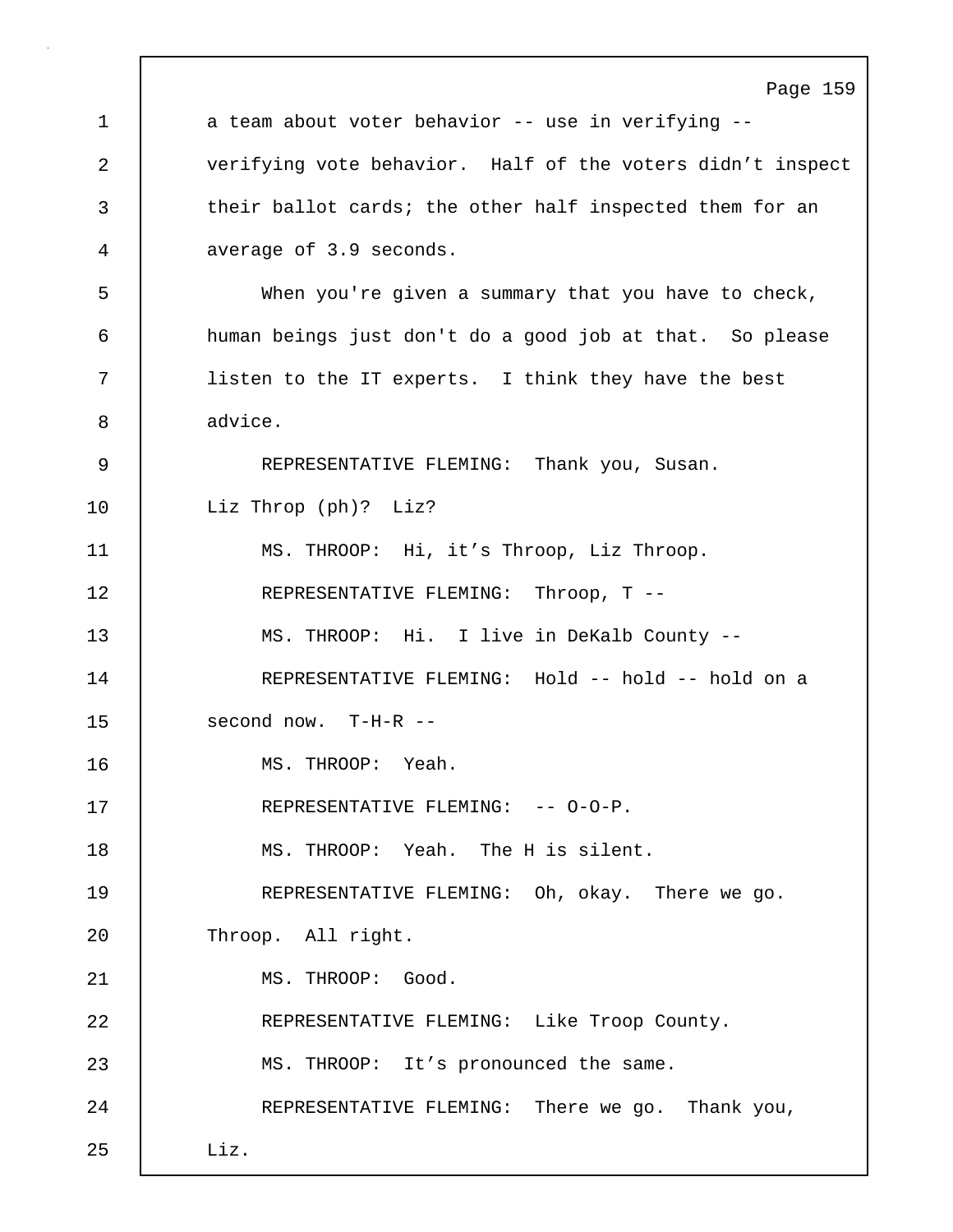a team about voter behavior -- use in verifying -- verifying vote behavior. Half of the voters didn't inspect their ballot cards; the other half inspected them for an average of 3.9 seconds.

When you're given a summary that you have to check, human beings just don't do a good job at that. So please listen to the IT experts. I think they have the best advice.

REPRESENTATIVE FLEMING: Thank you, Susan. Liz Throp (ph)? Liz?

MS. THROOP: Hi, it's Throop, Liz Throop.

REPRESENTATIVE FLEMING: Throop, T --

MS. THROOP: Hi. I live in DeKalb County --

REPRESENTATIVE FLEMING: Hold -- hold -- hold on a second now. T-H-R --

MS. THROOP: Yeah.

REPRESENTATIVE FLEMING: -- O-O-P.

MS. THROOP: Yeah. The H is silent.

REPRESENTATIVE FLEMING: Oh, okay. There we go. Throop. All right.

MS. THROOP: Good.

REPRESENTATIVE FLEMING: Like Troop County.

MS. THROOP: It's pronounced the same.

REPRESENTATIVE FLEMING: There we go. Thank you, Liz.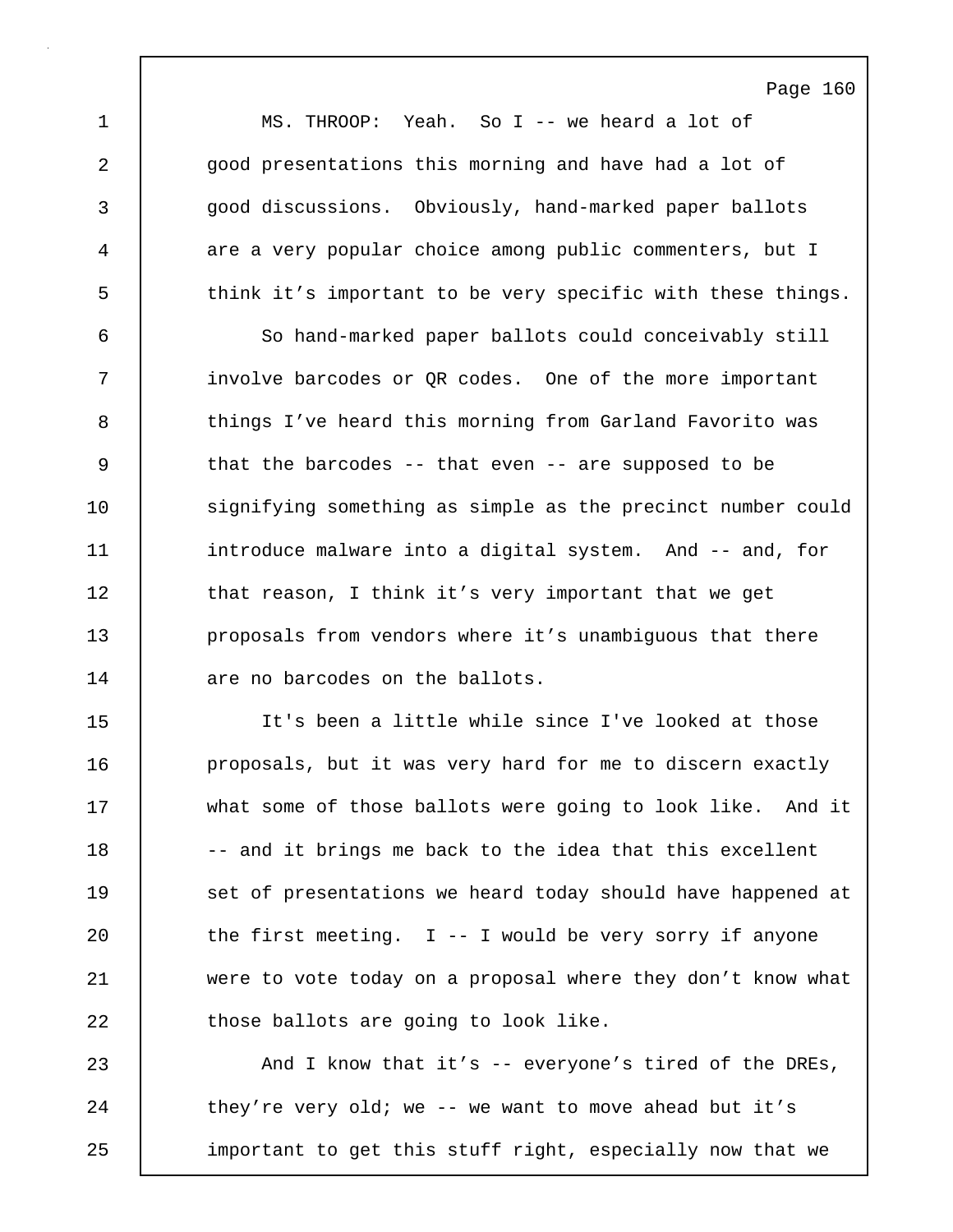MS. THROOP: Yeah. So I -- we heard a lot of good presentations this morning and have had a lot of good discussions. Obviously, hand-marked paper ballots are a very popular choice among public commenters, but I think it's important to be very specific with these things.

So hand-marked paper ballots could conceivably still involve barcodes or QR codes. One of the more important things I've heard this morning from Garland Favorito was that the barcodes -- that even -- are supposed to be signifying something as simple as the precinct number could introduce malware into a digital system. And -- and, for that reason, I think it's very important that we get proposals from vendors where it's unambiguous that there are no barcodes on the ballots.

It's been a little while since I've looked at those proposals, but it was very hard for me to discern exactly what some of those ballots were going to look like. And it -- and it brings me back to the idea that this excellent set of presentations we heard today should have happened at the first meeting. I -- I would be very sorry if anyone were to vote today on a proposal where they don't know what those ballots are going to look like.

And I know that it's -- everyone's tired of the DREs, they're very old; we -- we want to move ahead but it's important to get this stuff right, especially now that we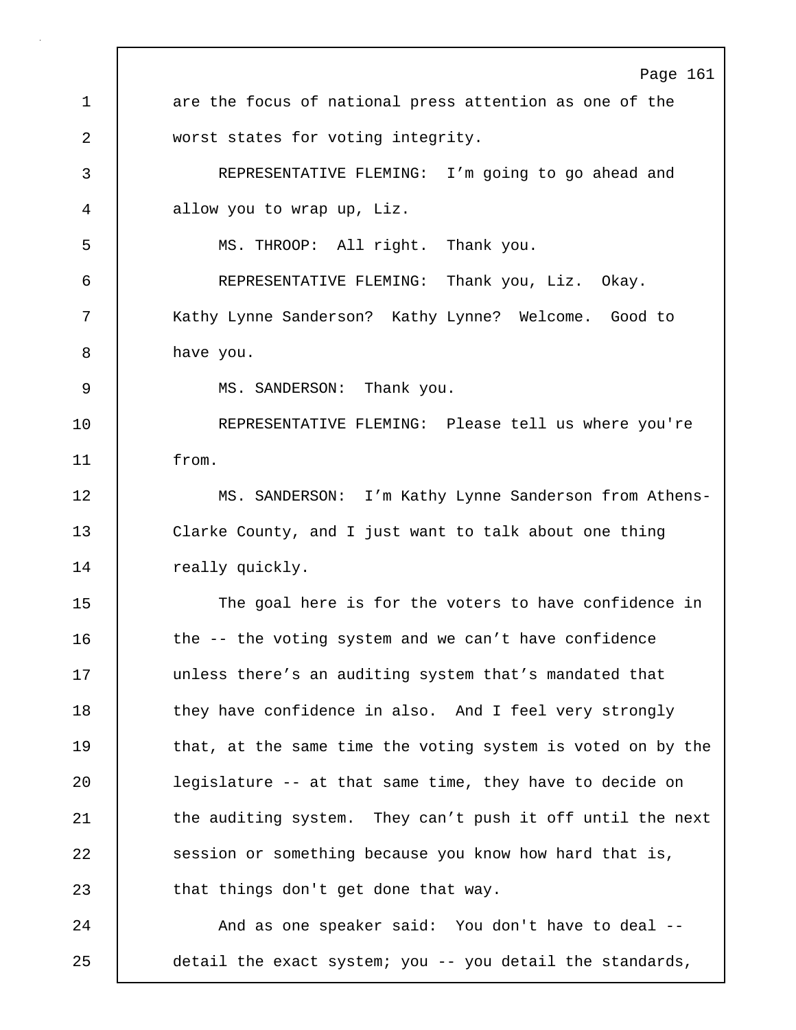are the focus of national press attention as one of the worst states for voting integrity.

REPRESENTATIVE FLEMING: I’m going to go ahead and allow you to wrap up, Liz.

MS. THROOP: All right. Thank you.

REPRESENTATIVE FLEMING: Thank you, Liz. Okay. Kathy Lynne Sanderson? Kathy Lynne? Welcome. Good to have you.

MS. SANDERSON: Thank you.

REPRESENTATIVE FLEMING: Please tell us where you're from.

MS. SANDERSON: I’m Kathy Lynne Sanderson from Athens-Clarke County, and I just want to talk about one thing really quickly.

The goal here is for the voters to have confidence in the -- the voting system and we can’t have confidence unless there’s an auditing system that’s mandated that they have confidence in also. And I feel very strongly that, at the same time the voting system is voted on by the legislature -- at that same time, they have to decide on the auditing system. They can’t push it off until the next session or something because you know how hard that is, that things don't get done that way.

And as one speaker said: You don't have to deal -- detail the exact system; you -- you detail the standards,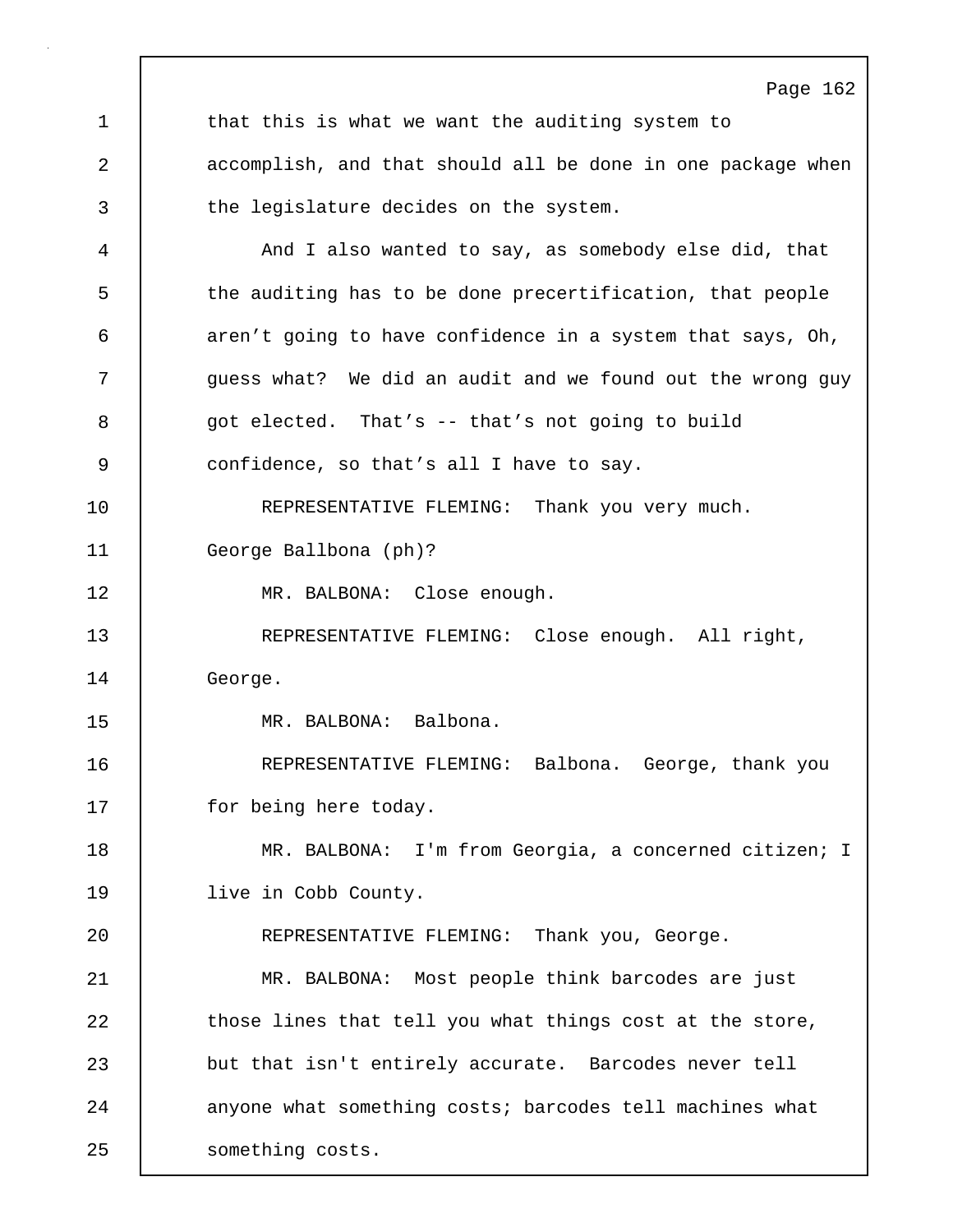that this is what we want the auditing system to accomplish, and that should all be done in one package when the legislature decides on the system.

And I also wanted to say, as somebody else did, that the auditing has to be done precertification, that people aren’t going to have confidence in a system that says, Oh, guess what? We did an audit and we found out the wrong guy got elected. That’s -- that’s not going to build confidence, so that’s all I have to say.

REPRESENTATIVE FLEMING: Thank you very much. George Ballbona (ph)?

MR. BALBONA: Close enough.

REPRESENTATIVE FLEMING: Close enough. All right, George.

MR. BALBONA: Balbona.

REPRESENTATIVE FLEMING: Balbona. George, thank you for being here today.

MR. BALBONA: I'm from Georgia, a concerned citizen; I live in Cobb County.

REPRESENTATIVE FLEMING: Thank you, George.

MR. BALBONA: Most people think barcodes are just those lines that tell you what things cost at the store, but that isn't entirely accurate. Barcodes never tell anyone what something costs; barcodes tell machines what something costs.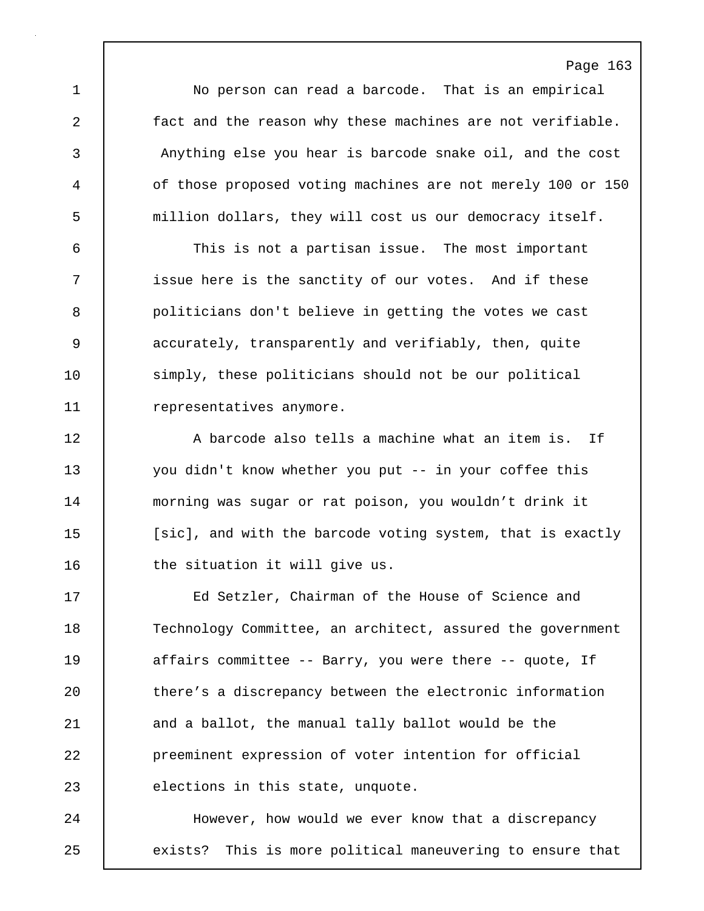No person can read a barcode. That is an empirical fact and the reason why these machines are not verifiable. Anything else you hear is barcode snake oil, and the cost of those proposed voting machines are not merely 100 or 150 million dollars, they will cost us our democracy itself.

This is not a partisan issue. The most important issue here is the sanctity of our votes. And if these politicians don't believe in getting the votes we cast accurately, transparently and verifiably, then, quite simply, these politicians should not be our political representatives anymore.

A barcode also tells a machine what an item is. If you didn't know whether you put -- in your coffee this morning was sugar or rat poison, you wouldn't drink it [sic], and with the barcode voting system, that is exactly the situation it will give us.

Ed Setzler, Chairman of the House of Science and Technology Committee, an architect, assured the government affairs committee -- Barry, you were there -- quote, If there's a discrepancy between the electronic information and a ballot, the manual tally ballot would be the preeminent expression of voter intention for official elections in this state, unquote.

However, how would we ever know that a discrepancy exists? This is more political maneuvering to ensure that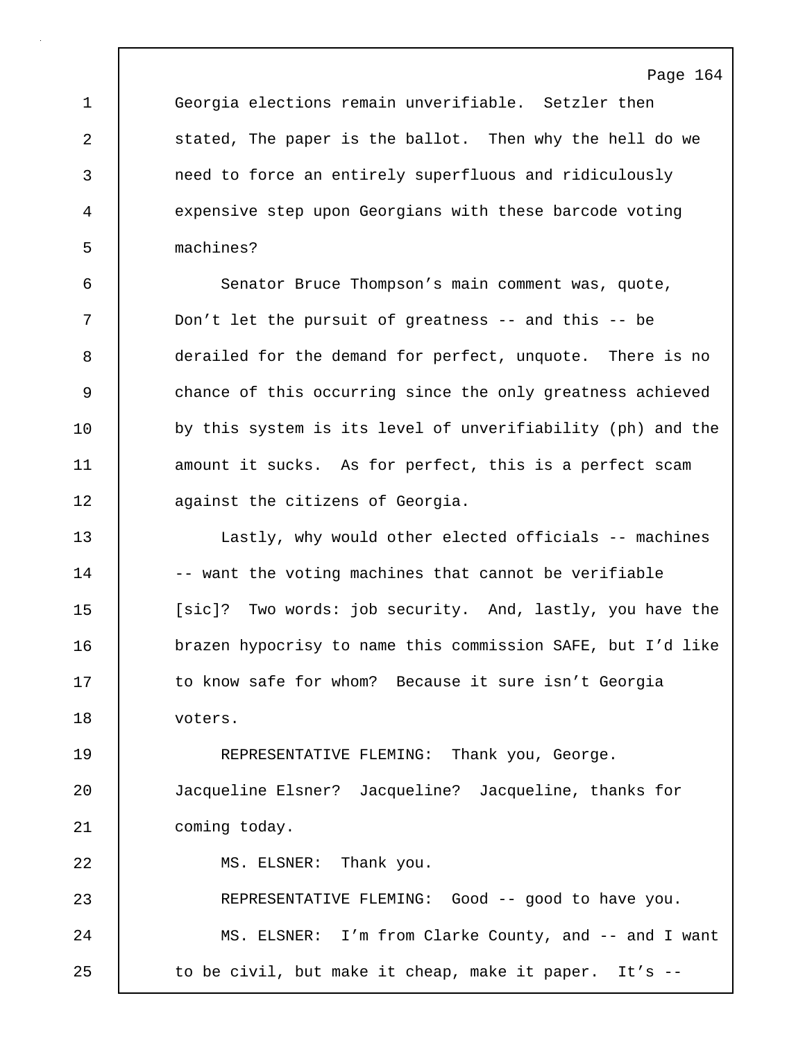Georgia elections remain unverifiable. Setzler then stated, The paper is the ballot. Then why the hell do we need to force an entirely superfluous and ridiculously expensive step upon Georgians with these barcode voting machines?

Senator Bruce Thompson's main comment was, quote, Don't let the pursuit of greatness -- and this -- be derailed for the demand for perfect, unquote. There is no chance of this occurring since the only greatness achieved by this system is its level of unverifiability (ph) and the amount it sucks. As for perfect, this is a perfect scam against the citizens of Georgia.

Lastly, why would other elected officials -- machines -- want the voting machines that cannot be verifiable [sic]? Two words: job security. And, lastly, you have the brazen hypocrisy to name this commission SAFE, but I'd like to know safe for whom? Because it sure isn't Georgia voters.

REPRESENTATIVE FLEMING: Thank you, George. Jacqueline Elsner? Jacqueline? Jacqueline, thanks for coming today.

MS. ELSNER: Thank you.

REPRESENTATIVE FLEMING: Good -- good to have you.

MS. ELSNER: I'm from Clarke County, and -- and I want to be civil, but make it cheap, make it paper. It's --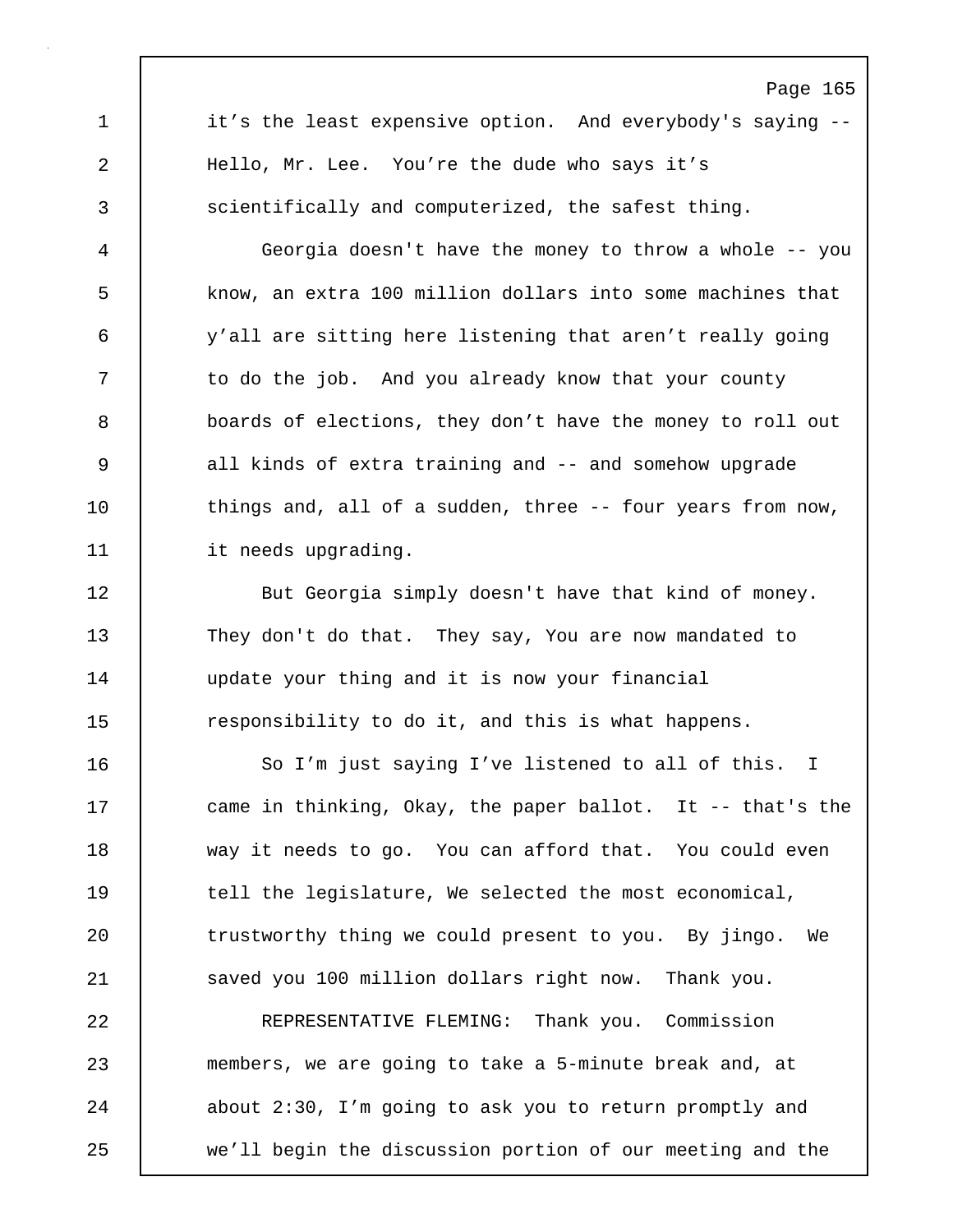it’s the least expensive option. And everybody's saying -- Hello, Mr. Lee. You’re the dude who says it’s scientifically and computerized, the safest thing.

Georgia doesn't have the money to throw a whole -- you know, an extra 100 million dollars into some machines that y’all are sitting here listening that aren’t really going to do the job. And you already know that your county boards of elections, they don’t have the money to roll out all kinds of extra training and -- and somehow upgrade things and, all of a sudden, three -- four years from now, it needs upgrading.

But Georgia simply doesn't have that kind of money. They don't do that. They say, You are now mandated to update your thing and it is now your financial responsibility to do it, and this is what happens.

So I’m just saying I’ve listened to all of this. I came in thinking, Okay, the paper ballot. It -- that's the way it needs to go. You can afford that. You could even tell the legislature, We selected the most economical, trustworthy thing we could present to you. By jingo. We saved you 100 million dollars right now. Thank you.

REPRESENTATIVE FLEMING: Thank you. Commission members, we are going to take a 5-minute break and, at about 2:30, I’m going to ask you to return promptly and we’ll begin the discussion portion of our meeting and the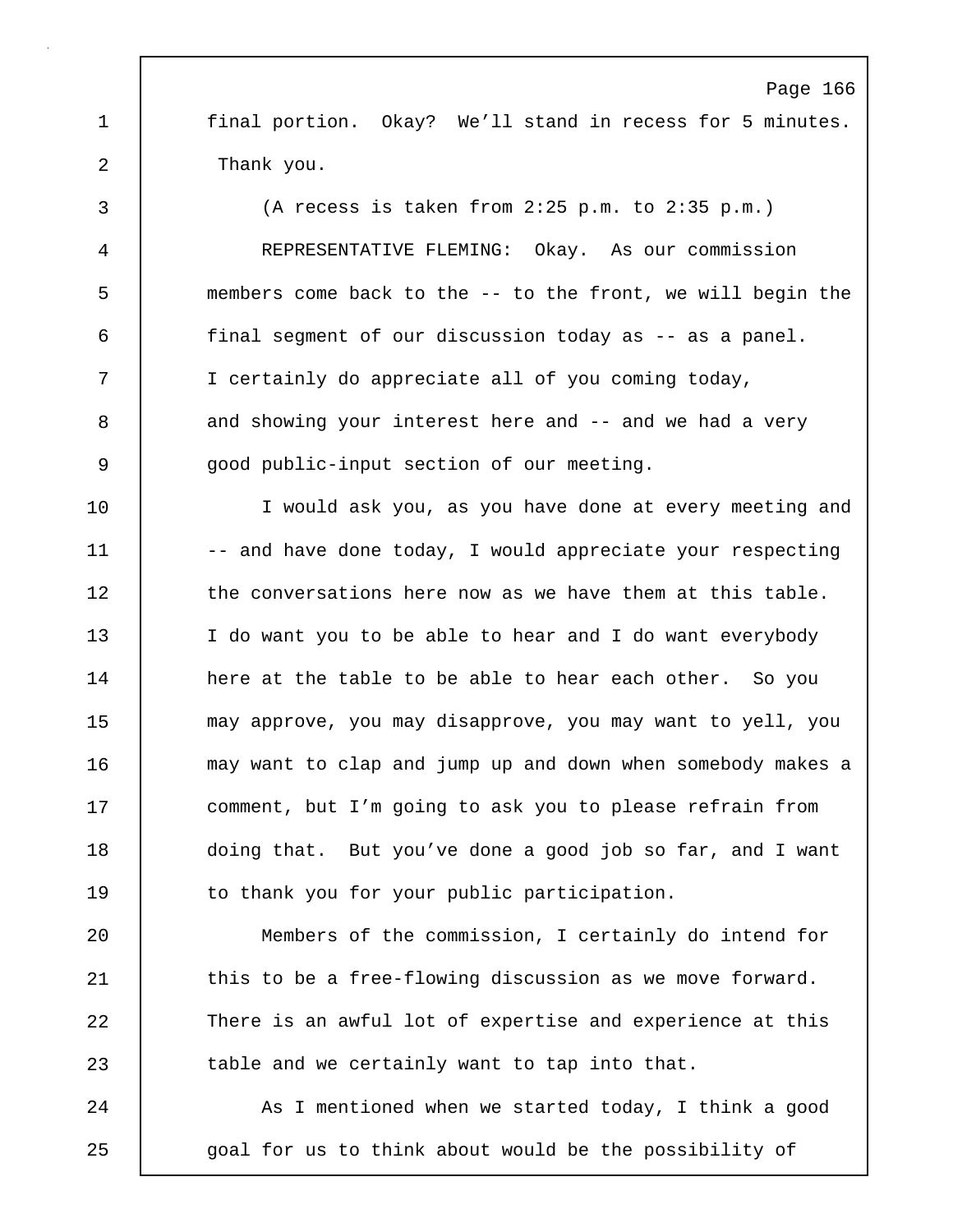final portion. Okay? We'll stand in recess for 5 minutes. Thank you.

(A recess is taken from 2:25 p.m. to 2:35 p.m.)

REPRESENTATIVE FLEMING: Okay. As our commission members come back to the -- to the front, we will begin the final segment of our discussion today as -- as a panel. I certainly do appreciate all of you coming today, and showing your interest here and -- and we had a very good public-input section of our meeting.

I would ask you, as you have done at every meeting and -- and have done today, I would appreciate your respecting the conversations here now as we have them at this table. I do want you to be able to hear and I do want everybody here at the table to be able to hear each other. So you may approve, you may disapprove, you may want to yell, you may want to clap and jump up and down when somebody makes a comment, but I'm going to ask you to please refrain from doing that. But you've done a good job so far, and I want to thank you for your public participation.

Members of the commission, I certainly do intend for this to be a free-flowing discussion as we move forward. There is an awful lot of expertise and experience at this table and we certainly want to tap into that.

As I mentioned when we started today, I think a good goal for us to think about would be the possibility of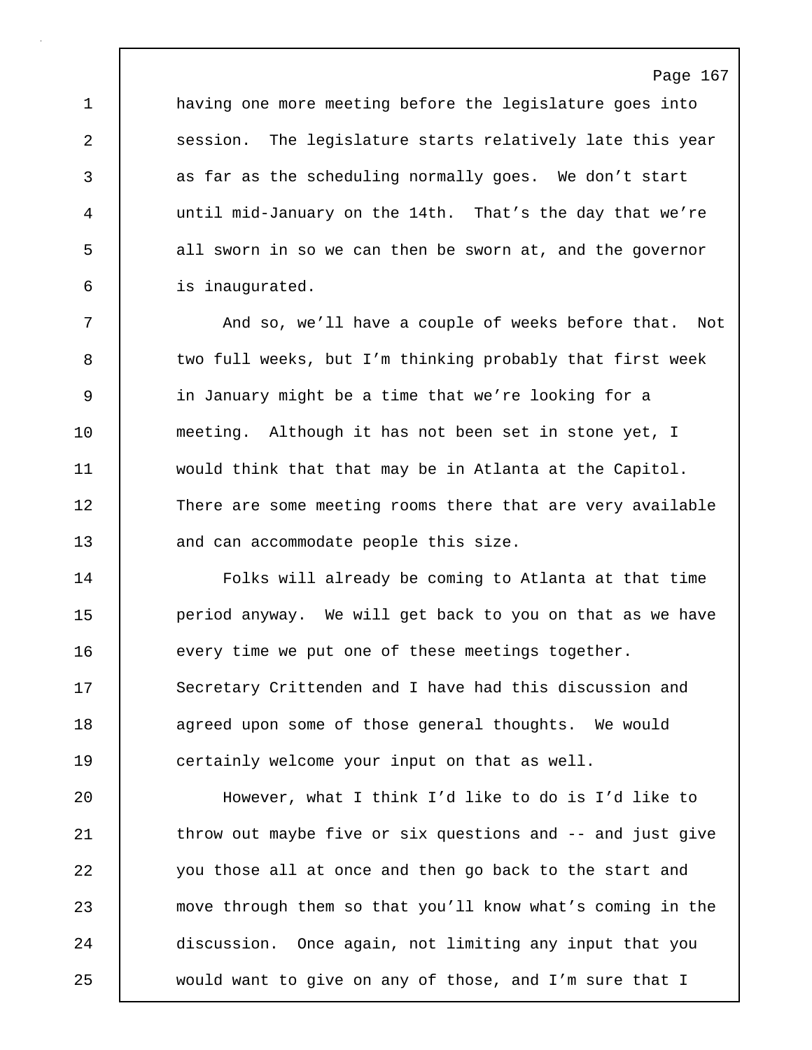having one more meeting before the legislature goes into session. The legislature starts relatively late this year as far as the scheduling normally goes. We don't start until mid-January on the 14th. That's the day that we're all sworn in so we can then be sworn at, and the governor is inaugurated.

And so, we'll have a couple of weeks before that. Not two full weeks, but I'm thinking probably that first week in January might be a time that we're looking for a meeting. Although it has not been set in stone yet, I would think that that may be in Atlanta at the Capitol. There are some meeting rooms there that are very available and can accommodate people this size.

Folks will already be coming to Atlanta at that time period anyway. We will get back to you on that as we have every time we put one of these meetings together. Secretary Crittenden and I have had this discussion and agreed upon some of those general thoughts. We would certainly welcome your input on that as well.

However, what I think I'd like to do is I'd like to throw out maybe five or six questions and -- and just give you those all at once and then go back to the start and move through them so that you'll know what's coming in the discussion. Once again, not limiting any input that you would want to give on any of those, and I'm sure that I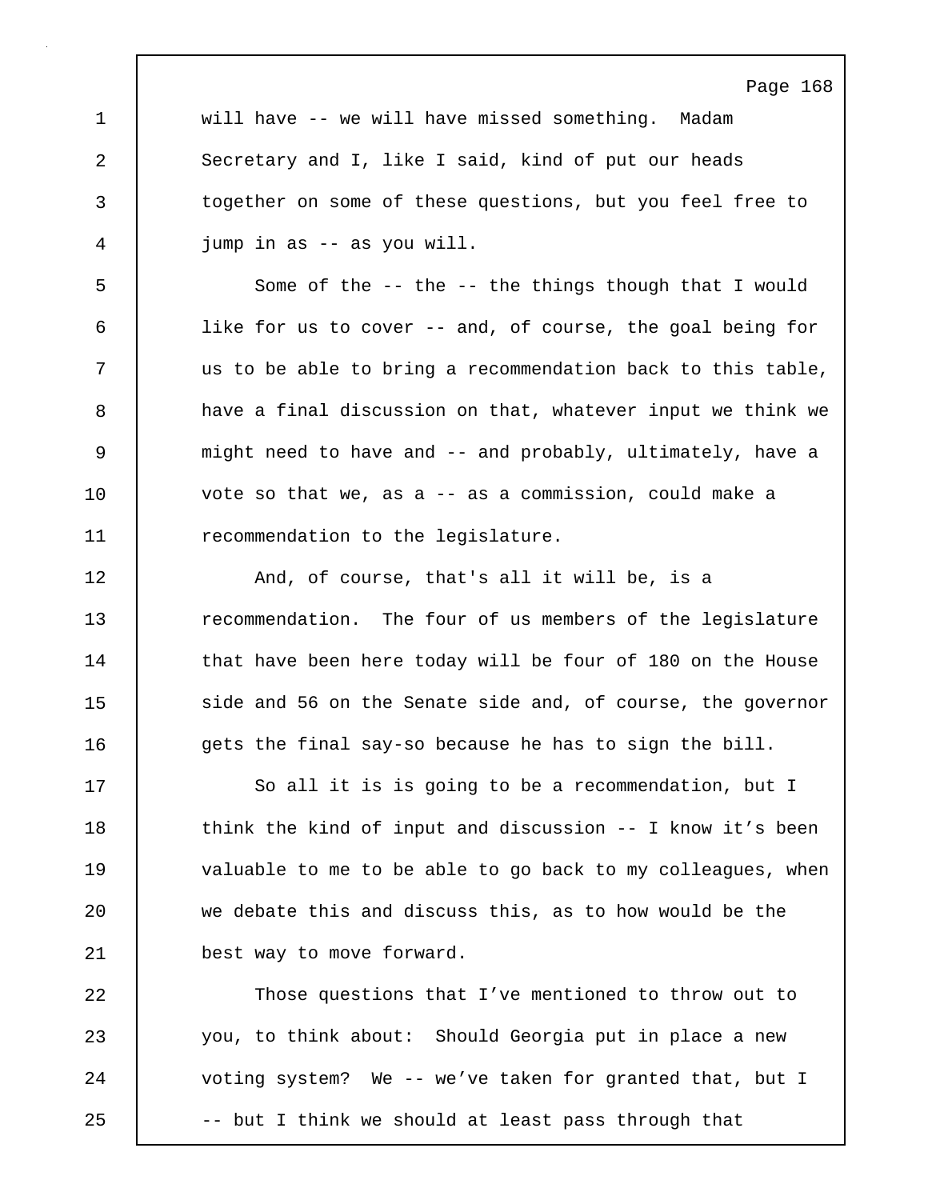will have -- we will have missed something. Madam Secretary and I, like I said, kind of put our heads together on some of these questions, but you feel free to jump in as -- as you will.

Some of the -- the -- the things though that I would like for us to cover -- and, of course, the goal being for us to be able to bring a recommendation back to this table, have a final discussion on that, whatever input we think we might need to have and -- and probably, ultimately, have a vote so that we, as a -- as a commission, could make a recommendation to the legislature.

And, of course, that's all it will be, is a recommendation. The four of us members of the legislature that have been here today will be four of 180 on the House side and 56 on the Senate side and, of course, the governor gets the final say-so because he has to sign the bill.

So all it is is going to be a recommendation, but I think the kind of input and discussion -- I know it's been valuable to me to be able to go back to my colleagues, when we debate this and discuss this, as to how would be the best way to move forward.

Those questions that I've mentioned to throw out to you, to think about: Should Georgia put in place a new voting system? We -- we've taken for granted that, but I -- but I think we should at least pass through that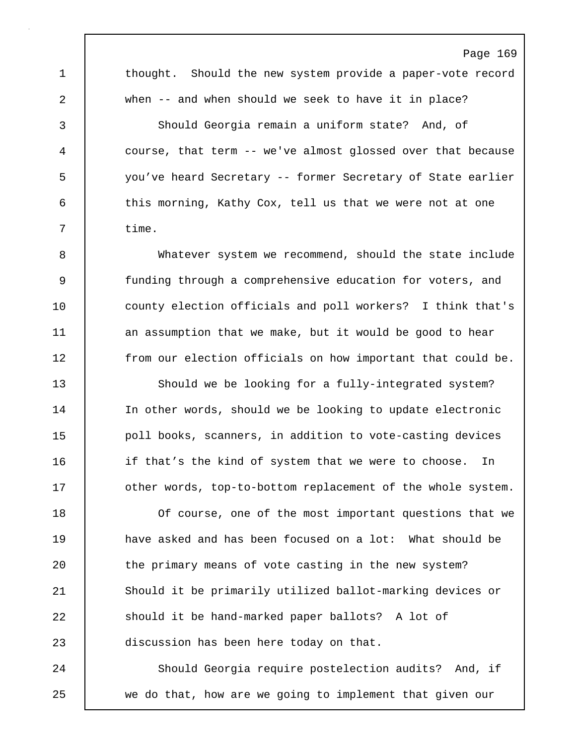thought. Should the new system provide a paper-vote record when -- and when should we seek to have it in place?

Should Georgia remain a uniform state? And, of course, that term -- we've almost glossed over that because you've heard Secretary -- former Secretary of State earlier this morning, Kathy Cox, tell us that we were not at one time.

Whatever system we recommend, should the state include funding through a comprehensive education for voters, and county election officials and poll workers? I think that's an assumption that we make, but it would be good to hear from our election officials on how important that could be.

Should we be looking for a fully-integrated system? In other words, should we be looking to update electronic poll books, scanners, in addition to vote-casting devices if that's the kind of system that we were to choose. In other words, top-to-bottom replacement of the whole system.

Of course, one of the most important questions that we have asked and has been focused on a lot: What should be the primary means of vote casting in the new system? Should it be primarily utilized ballot-marking devices or should it be hand-marked paper ballots? A lot of discussion has been here today on that.

Should Georgia require postelection audits? And, if we do that, how are we going to implement that given our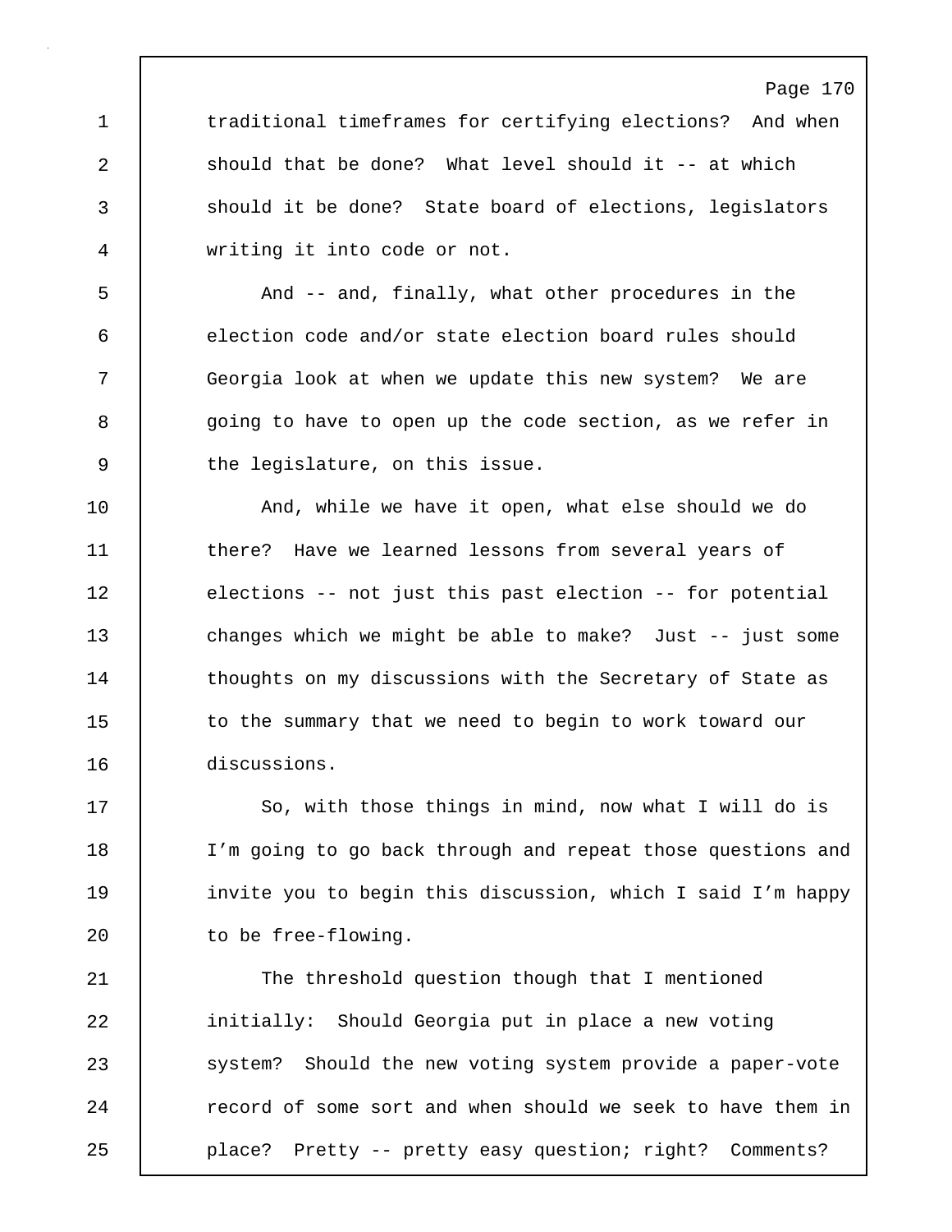traditional timeframes for certifying elections? And when should that be done? What level should it -- at which should it be done? State board of elections, legislators writing it into code or not.

And -- and, finally, what other procedures in the election code and/or state election board rules should Georgia look at when we update this new system? We are going to have to open up the code section, as we refer in the legislature, on this issue.

And, while we have it open, what else should we do there? Have we learned lessons from several years of elections -- not just this past election -- for potential changes which we might be able to make? Just -- just some thoughts on my discussions with the Secretary of State as to the summary that we need to begin to work toward our discussions.

So, with those things in mind, now what I will do is I'm going to go back through and repeat those questions and invite you to begin this discussion, which I said I'm happy to be free-flowing.

The threshold question though that I mentioned initially: Should Georgia put in place a new voting system? Should the new voting system provide a paper-vote record of some sort and when should we seek to have them in place? Pretty -- pretty easy question; right? Comments?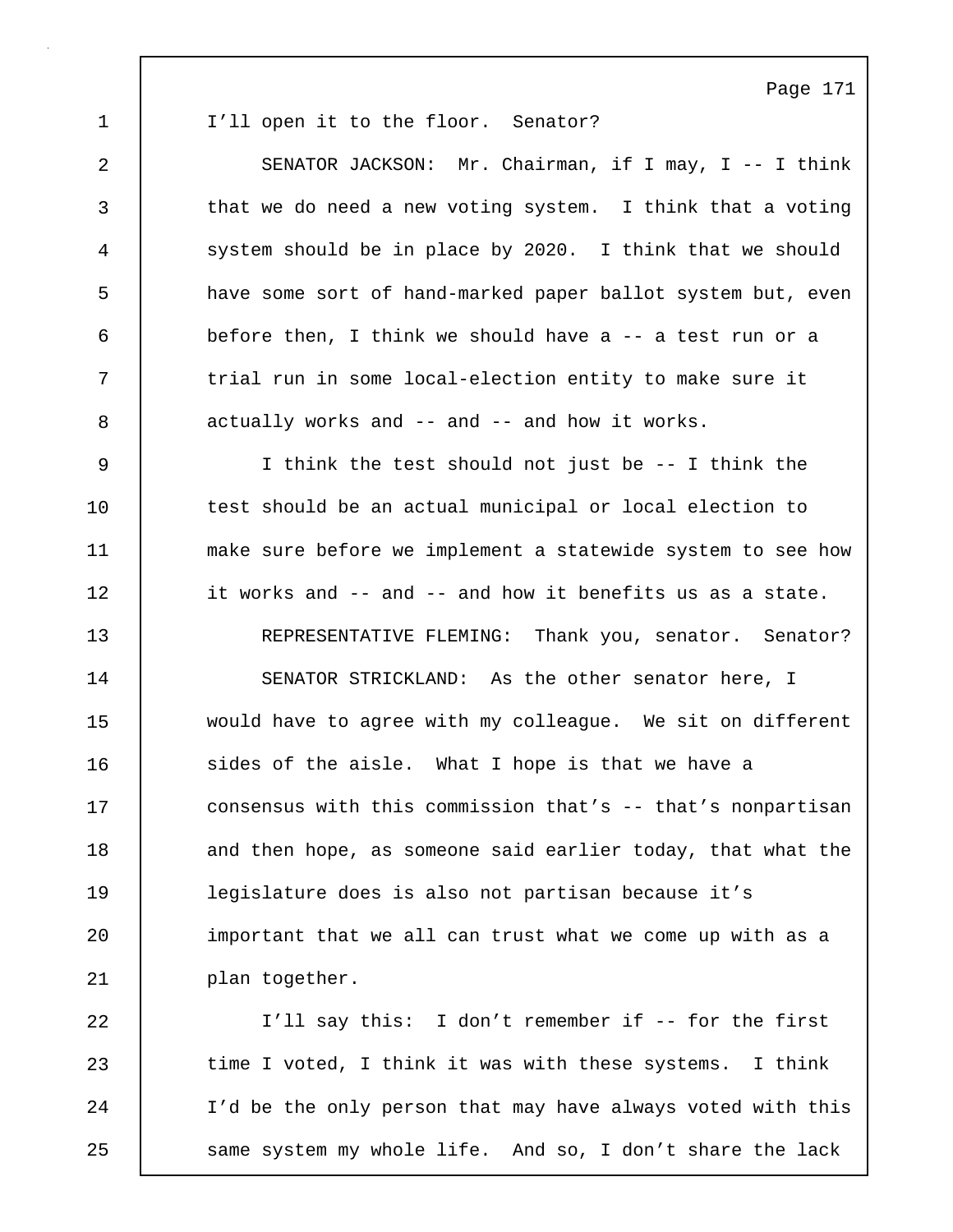I'll open it to the floor. Senator?

SENATOR JACKSON: Mr. Chairman, if I may, I -- I think that we do need a new voting system. I think that a voting system should be in place by 2020. I think that we should have some sort of hand-marked paper ballot system but, even before then, I think we should have a -- a test run or a trial run in some local-election entity to make sure it actually works and -- and -- and how it works.

I think the test should not just be -- I think the test should be an actual municipal or local election to make sure before we implement a statewide system to see how it works and -- and -- and how it benefits us as a state.

REPRESENTATIVE FLEMING: Thank you, senator. Senator?

SENATOR STRICKLAND: As the other senator here, I would have to agree with my colleague. We sit on different sides of the aisle. What I hope is that we have a consensus with this commission that's -- that's nonpartisan and then hope, as someone said earlier today, that what the legislature does is also not partisan because it's important that we all can trust what we come up with as a plan together.

I'll say this: I don't remember if -- for the first time I voted, I think it was with these systems. I think I'd be the only person that may have always voted with this same system my whole life. And so, I don't share the lack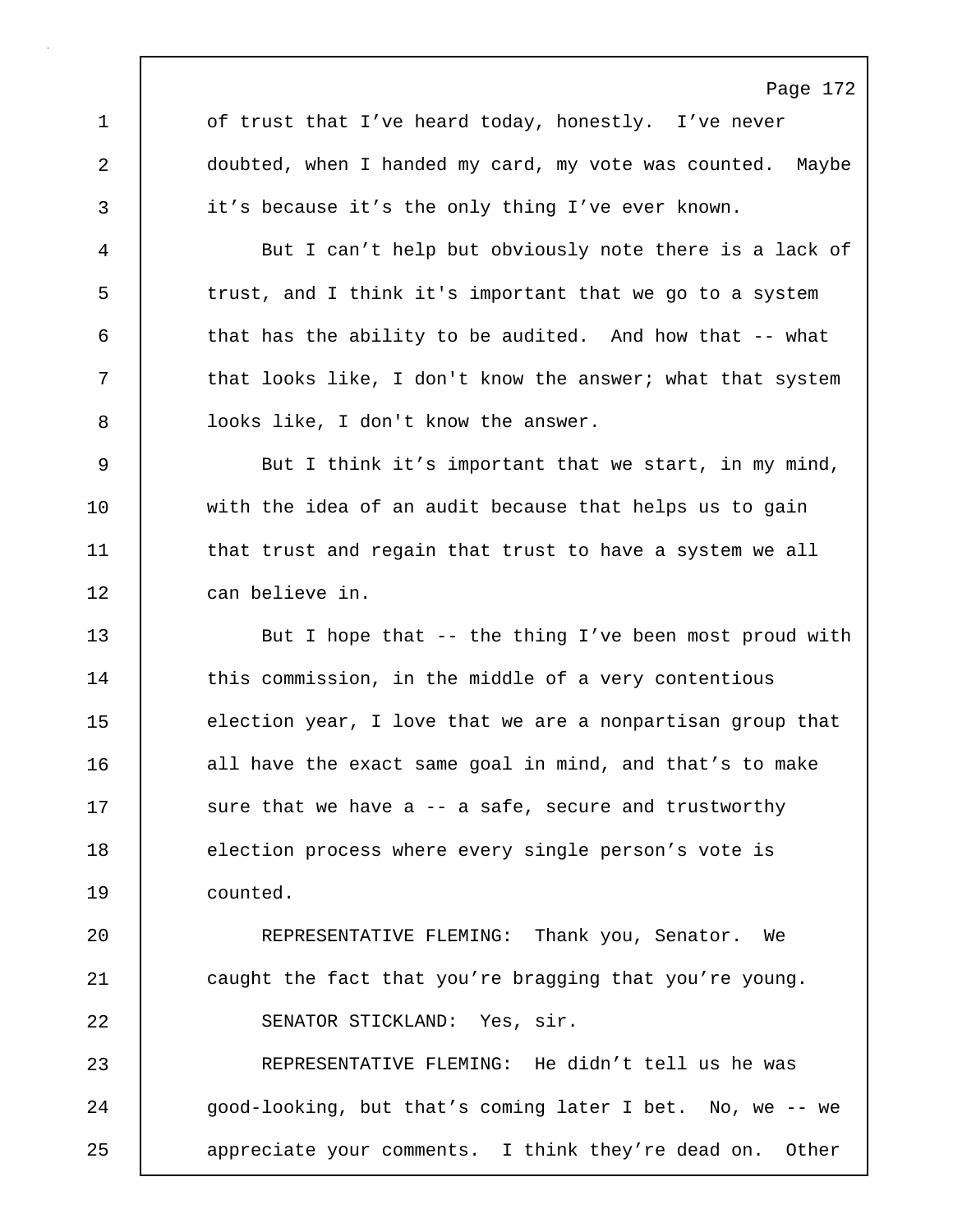of trust that I've heard today, honestly. I've never doubted, when I handed my card, my vote was counted. Maybe it's because it's the only thing I've ever known.

But I can't help but obviously note there is a lack of trust, and I think it's important that we go to a system that has the ability to be audited. And how that -- what that looks like, I don't know the answer; what that system looks like, I don't know the answer.

But I think it's important that we start, in my mind, with the idea of an audit because that helps us to gain that trust and regain that trust to have a system we all can believe in.

But I hope that -- the thing I've been most proud with this commission, in the middle of a very contentious election year, I love that we are a nonpartisan group that all have the exact same goal in mind, and that's to make sure that we have a -- a safe, secure and trustworthy election process where every single person's vote is counted.

REPRESENTATIVE FLEMING: Thank you, Senator. We caught the fact that you're bragging that you're young.

SENATOR STICKLAND: Yes, sir.

REPRESENTATIVE FLEMING: He didn't tell us he was good-looking, but that's coming later I bet. No, we -- we appreciate your comments. I think they're dead on. Other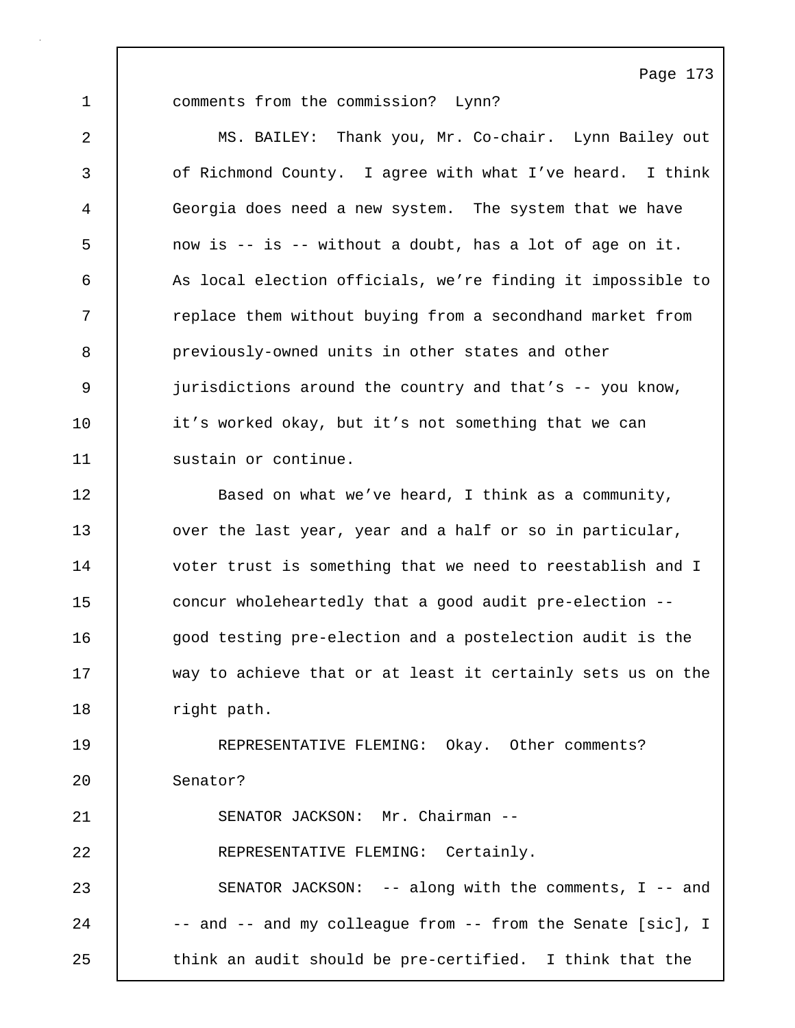comments from the commission? Lynn?

MS. BAILEY: Thank you, Mr. Co-chair. Lynn Bailey out of Richmond County. I agree with what I've heard. I think Georgia does need a new system. The system that we have now is -- is -- without a doubt, has a lot of age on it. As local election officials, we're finding it impossible to replace them without buying from a secondhand market from previously-owned units in other states and other jurisdictions around the country and that's -- you know, it's worked okay, but it's not something that we can sustain or continue.

Based on what we've heard, I think as a community, over the last year, year and a half or so in particular, voter trust is something that we need to reestablish and I concur wholeheartedly that a good audit pre-election -- good testing pre-election and a postelection audit is the way to achieve that or at least it certainly sets us on the right path.

REPRESENTATIVE FLEMING: Okay. Other comments? Senator?

SENATOR JACKSON: Mr. Chairman --

REPRESENTATIVE FLEMING: Certainly.

SENATOR JACKSON: -- along with the comments, I -- and -- and -- and my colleague from -- from the Senate [sic], I think an audit should be pre-certified. I think that the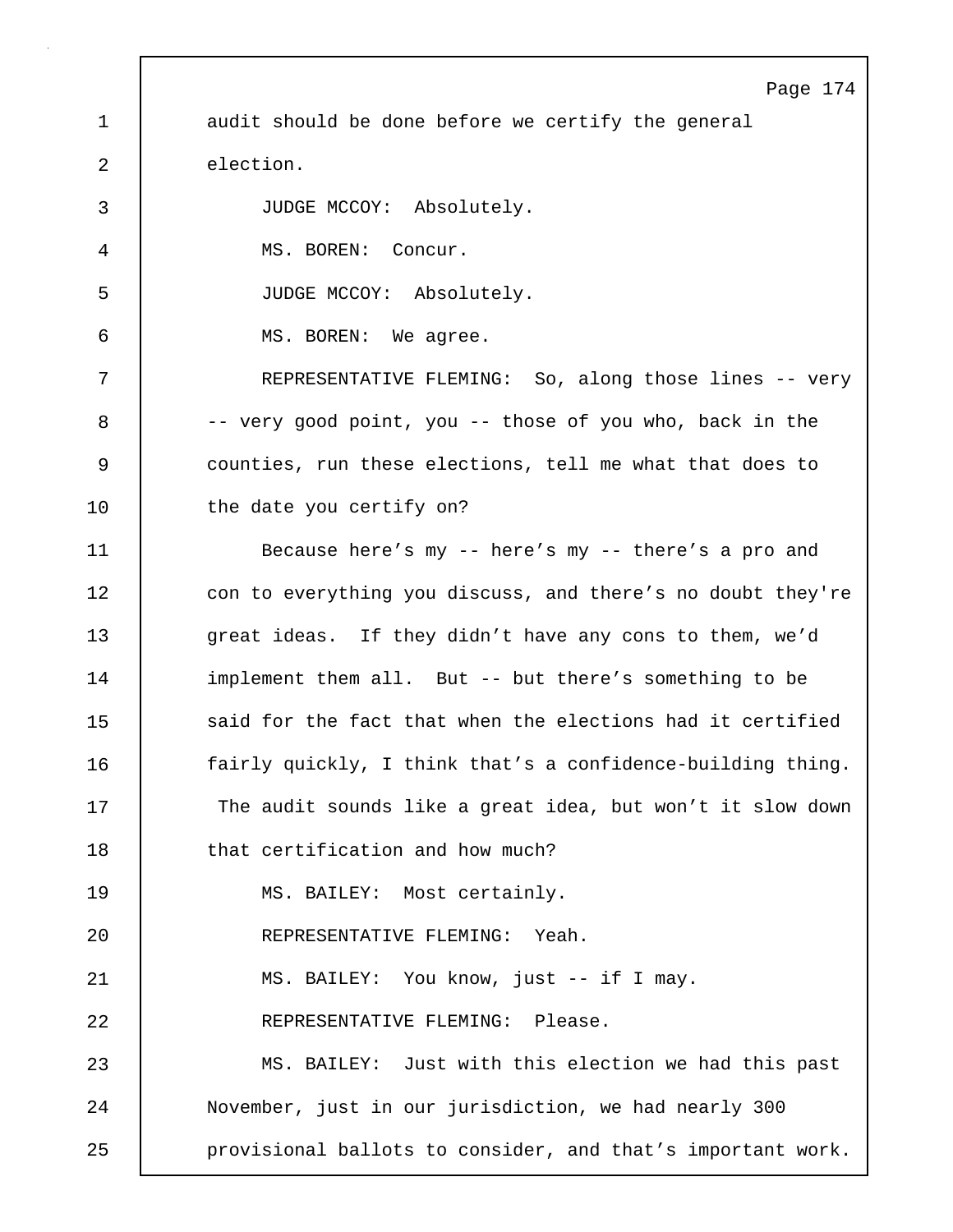audit should be done before we certify the general election.

JUDGE MCCOY: Absolutely.

MS. BOREN: Concur.

JUDGE MCCOY: Absolutely.

MS. BOREN: We agree.

REPRESENTATIVE FLEMING: So, along those lines -- very -- very good point, you -- those of you who, back in the counties, run these elections, tell me what that does to the date you certify on?

Because here's my -- here's my -- there's a pro and con to everything you discuss, and there's no doubt they're great ideas. If they didn't have any cons to them, we'd implement them all. But -- but there's something to be said for the fact that when the elections had it certified fairly quickly, I think that's a confidence-building thing. The audit sounds like a great idea, but won't it slow down that certification and how much?

MS. BAILEY: Most certainly.

REPRESENTATIVE FLEMING: Yeah.

MS. BAILEY: You know, just -- if I may.

REPRESENTATIVE FLEMING: Please.

MS. BAILEY: Just with this election we had this past November, just in our jurisdiction, we had nearly 300 provisional ballots to consider, and that's important work.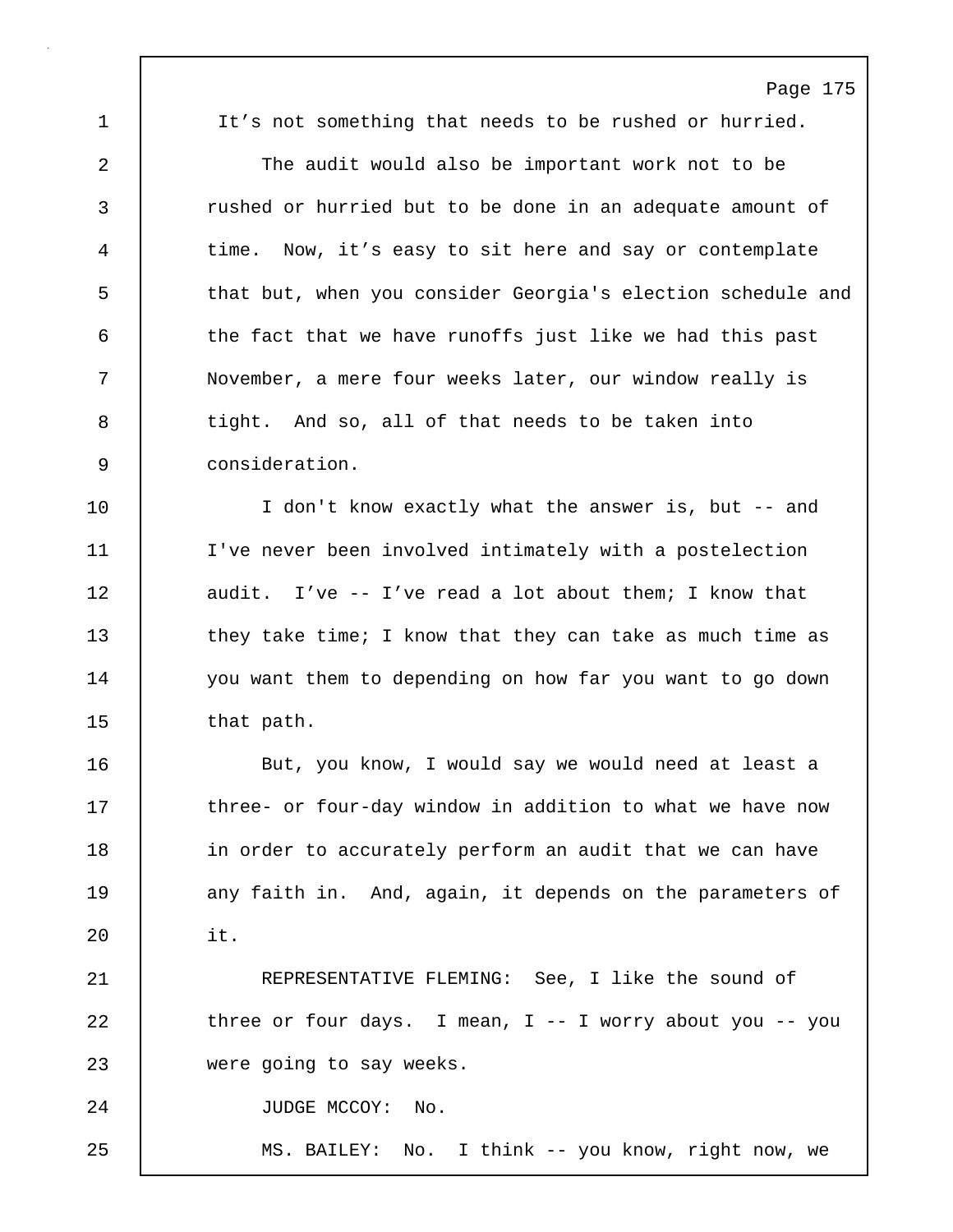It’s not something that needs to be rushed or hurried.

The audit would also be important work not to be rushed or hurried but to be done in an adequate amount of time. Now, it’s easy to sit here and say or contemplate that but, when you consider Georgia's election schedule and the fact that we have runoffs just like we had this past November, a mere four weeks later, our window really is tight. And so, all of that needs to be taken into consideration.

I don't know exactly what the answer is, but -- and I've never been involved intimately with a postelection audit. I’ve -- I’ve read a lot about them; I know that they take time; I know that they can take as much time as you want them to depending on how far you want to go down that path.

But, you know, I would say we would need at least a three- or four-day window in addition to what we have now in order to accurately perform an audit that we can have any faith in. And, again, it depends on the parameters of it.

REPRESENTATIVE FLEMING: See, I like the sound of three or four days. I mean, I -- I worry about you -- you were going to say weeks.

JUDGE MCCOY: No.

MS. BAILEY: No. I think -- you know, right now, we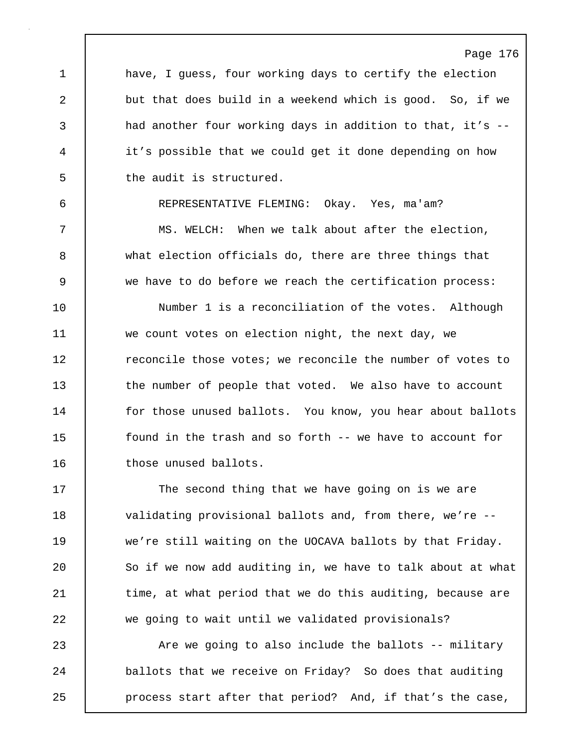have, I guess, four working days to certify the election but that does build in a weekend which is good. So, if we had another four working days in addition to that, it’s -- it’s possible that we could get it done depending on how the audit is structured.

REPRESENTATIVE FLEMING: Okay. Yes, ma'am?

MS. WELCH: When we talk about after the election, what election officials do, there are three things that we have to do before we reach the certification process:

Number 1 is a reconciliation of the votes. Although we count votes on election night, the next day, we reconcile those votes; we reconcile the number of votes to the number of people that voted. We also have to account for those unused ballots. You know, you hear about ballots found in the trash and so forth -- we have to account for those unused ballots.

The second thing that we have going on is we are validating provisional ballots and, from there, we’re -- we’re still waiting on the UOCAVA ballots by that Friday. So if we now add auditing in, we have to talk about at what time, at what period that we do this auditing, because are we going to wait until we validated provisionals?

Are we going to also include the ballots -- military ballots that we receive on Friday? So does that auditing process start after that period? And, if that’s the case,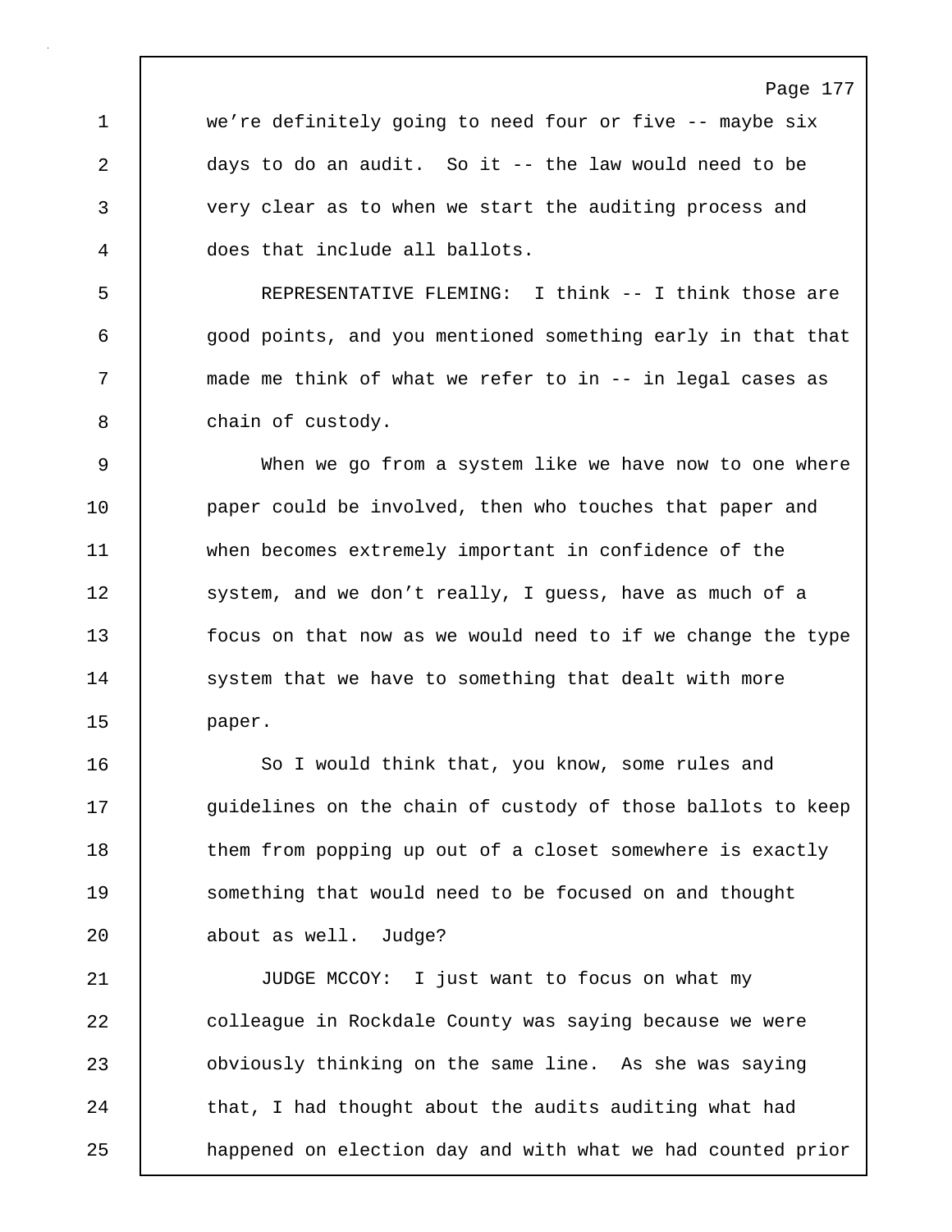we're definitely going to need four or five -- maybe six days to do an audit. So it -- the law would need to be very clear as to when we start the auditing process and does that include all ballots.

REPRESENTATIVE FLEMING: I think -- I think those are good points, and you mentioned something early in that that made me think of what we refer to in -- in legal cases as chain of custody.

When we go from a system like we have now to one where paper could be involved, then who touches that paper and when becomes extremely important in confidence of the system, and we don't really, I guess, have as much of a focus on that now as we would need to if we change the type system that we have to something that dealt with more paper.

So I would think that, you know, some rules and guidelines on the chain of custody of those ballots to keep them from popping up out of a closet somewhere is exactly something that would need to be focused on and thought about as well. Judge?

JUDGE MCCOY: I just want to focus on what my colleague in Rockdale County was saying because we were obviously thinking on the same line. As she was saying that, I had thought about the audits auditing what had happened on election day and with what we had counted prior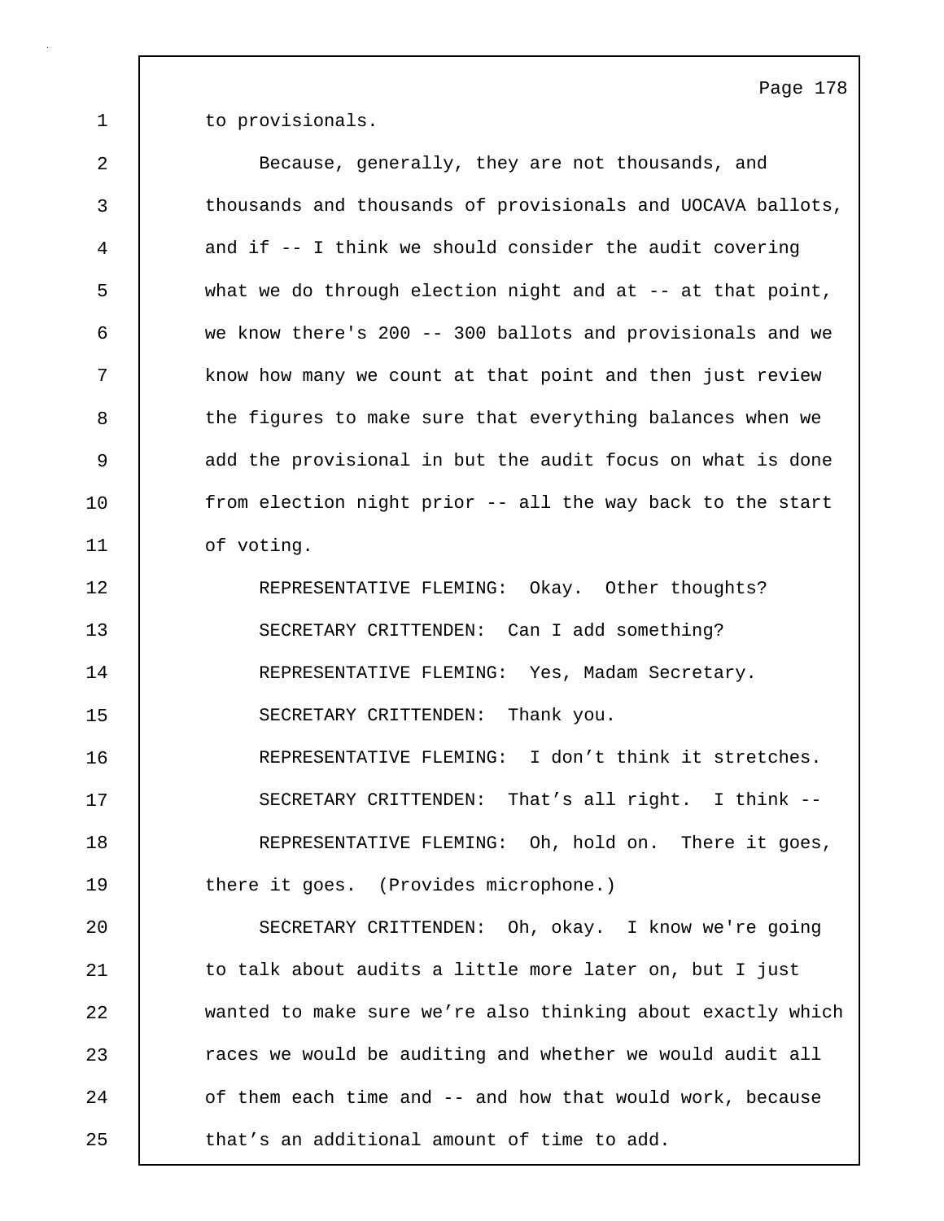to provisionals.

Because, generally, they are not thousands, and thousands and thousands of provisionals and UOCAVA ballots, and if -- I think we should consider the audit covering what we do through election night and at -- at that point, we know there's 200 -- 300 ballots and provisionals and we know how many we count at that point and then just review the figures to make sure that everything balances when we add the provisional in but the audit focus on what is done from election night prior -- all the way back to the start of voting.

REPRESENTATIVE FLEMING: Okay. Other thoughts?

SECRETARY CRITTENDEN: Can I add something?

REPRESENTATIVE FLEMING: Yes, Madam Secretary.

SECRETARY CRITTENDEN: Thank you.

REPRESENTATIVE FLEMING: I don’t think it stretches.

SECRETARY CRITTENDEN: That’s all right. I think --

REPRESENTATIVE FLEMING: Oh, hold on. There it goes, there it goes. (Provides microphone.)

SECRETARY CRITTENDEN: Oh, okay. I know we're going to talk about audits a little more later on, but I just wanted to make sure we’re also thinking about exactly which races we would be auditing and whether we would audit all of them each time and -- and how that would work, because that’s an additional amount of time to add.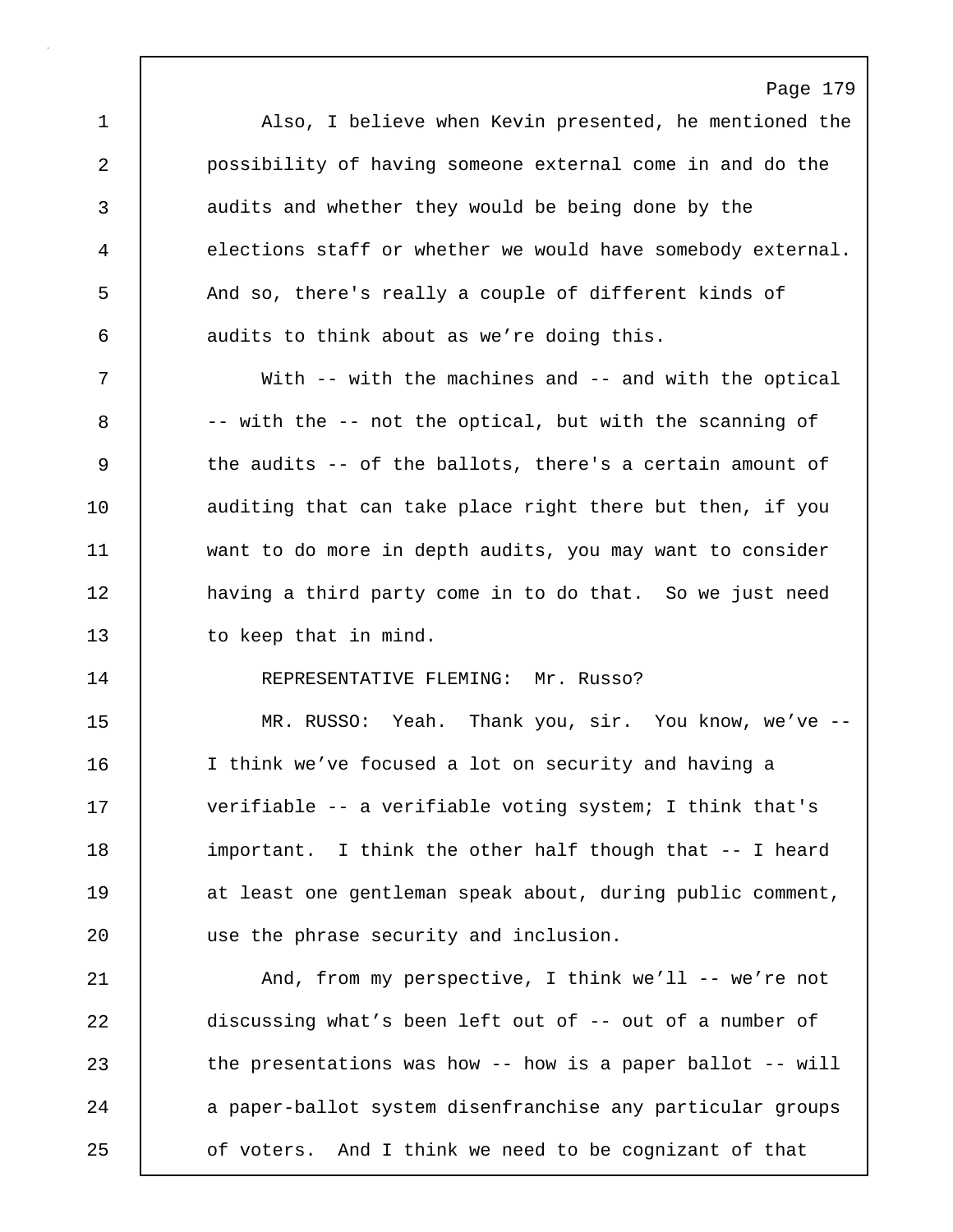Also, I believe when Kevin presented, he mentioned the possibility of having someone external come in and do the audits and whether they would be being done by the elections staff or whether we would have somebody external. And so, there's really a couple of different kinds of audits to think about as we're doing this.

With -- with the machines and -- and with the optical -- with the -- not the optical, but with the scanning of the audits -- of the ballots, there's a certain amount of auditing that can take place right there but then, if you want to do more in depth audits, you may want to consider having a third party come in to do that. So we just need to keep that in mind.

REPRESENTATIVE FLEMING: Mr. Russo?

MR. RUSSO: Yeah. Thank you, sir. You know, we've -- I think we've focused a lot on security and having a verifiable -- a verifiable voting system; I think that's important. I think the other half though that -- I heard at least one gentleman speak about, during public comment, use the phrase security and inclusion.

And, from my perspective, I think we'll -- we're not discussing what's been left out of -- out of a number of the presentations was how -- how is a paper ballot -- will a paper-ballot system disenfranchise any particular groups of voters. And I think we need to be cognizant of that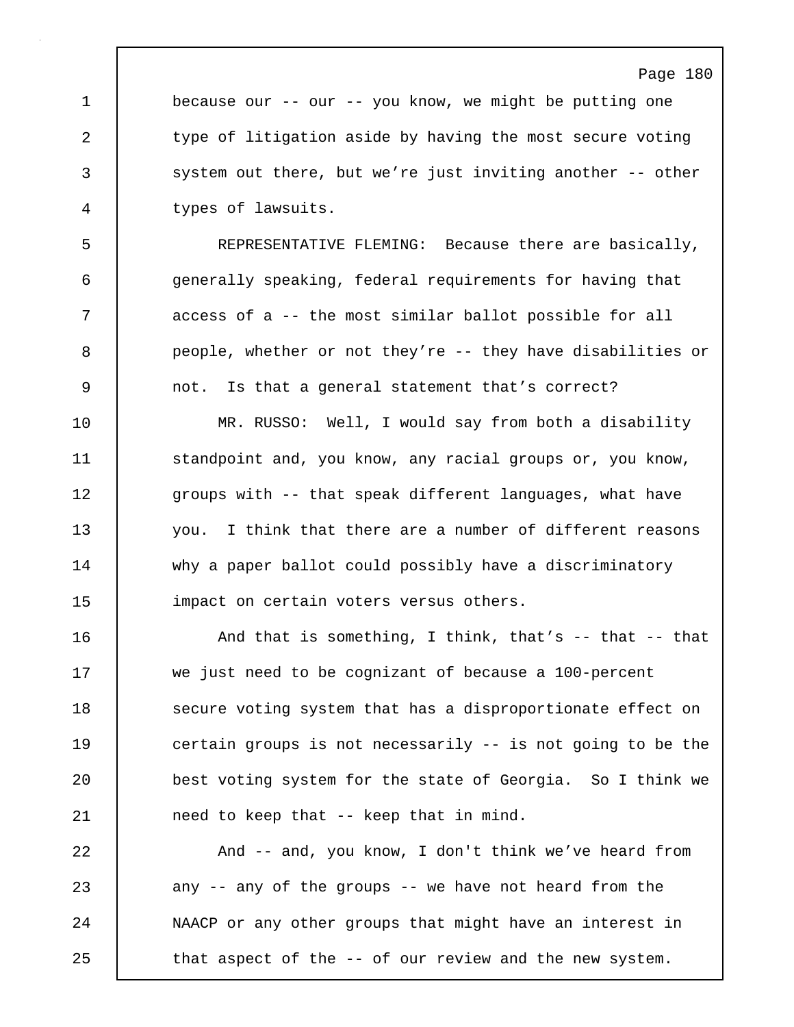because our -- our -- you know, we might be putting one type of litigation aside by having the most secure voting system out there, but we're just inviting another -- other types of lawsuits.

REPRESENTATIVE FLEMING: Because there are basically, generally speaking, federal requirements for having that access of a -- the most similar ballot possible for all people, whether or not they're -- they have disabilities or not. Is that a general statement that's correct?

MR. RUSSO: Well, I would say from both a disability standpoint and, you know, any racial groups or, you know, groups with -- that speak different languages, what have you. I think that there are a number of different reasons why a paper ballot could possibly have a discriminatory impact on certain voters versus others.

And that is something, I think, that's -- that -- that we just need to be cognizant of because a 100-percent secure voting system that has a disproportionate effect on certain groups is not necessarily -- is not going to be the best voting system for the state of Georgia. So I think we need to keep that -- keep that in mind.

And -- and, you know, I don't think we've heard from any -- any of the groups -- we have not heard from the NAACP or any other groups that might have an interest in that aspect of the -- of our review and the new system.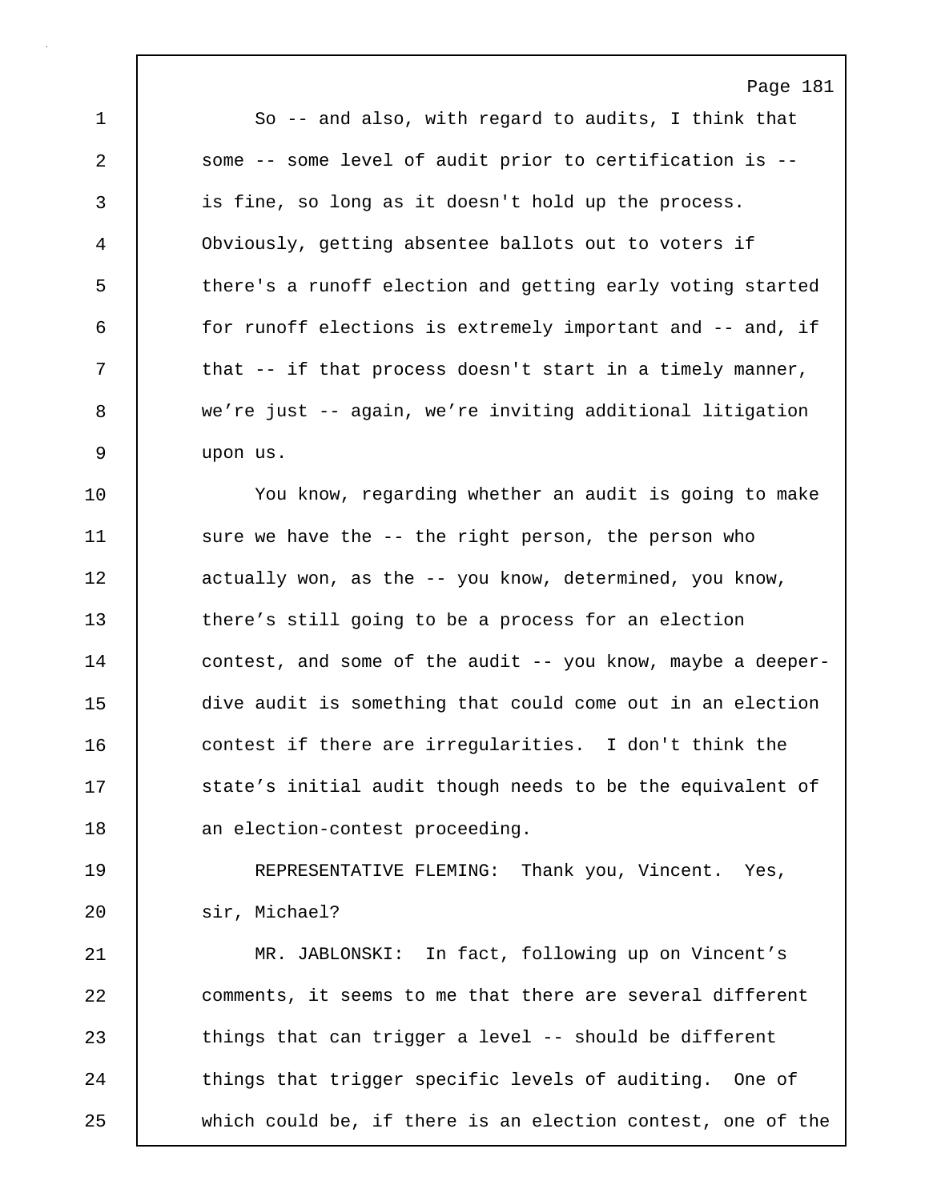So -- and also, with regard to audits, I think that some -- some level of audit prior to certification is -- is fine, so long as it doesn't hold up the process. Obviously, getting absentee ballots out to voters if there's a runoff election and getting early voting started for runoff elections is extremely important and -- and, if that -- if that process doesn't start in a timely manner, we’re just -- again, we’re inviting additional litigation upon us.

You know, regarding whether an audit is going to make sure we have the -- the right person, the person who actually won, as the -- you know, determined, you know, there’s still going to be a process for an election contest, and some of the audit -- you know, maybe a deeper-dive audit is something that could come out in an election contest if there are irregularities. I don't think the state’s initial audit though needs to be the equivalent of an election-contest proceeding.

REPRESENTATIVE FLEMING: Thank you, Vincent. Yes, sir, Michael?

MR. JABLONSKI: In fact, following up on Vincent’s comments, it seems to me that there are several different things that can trigger a level -- should be different things that trigger specific levels of auditing. One of which could be, if there is an election contest, one of the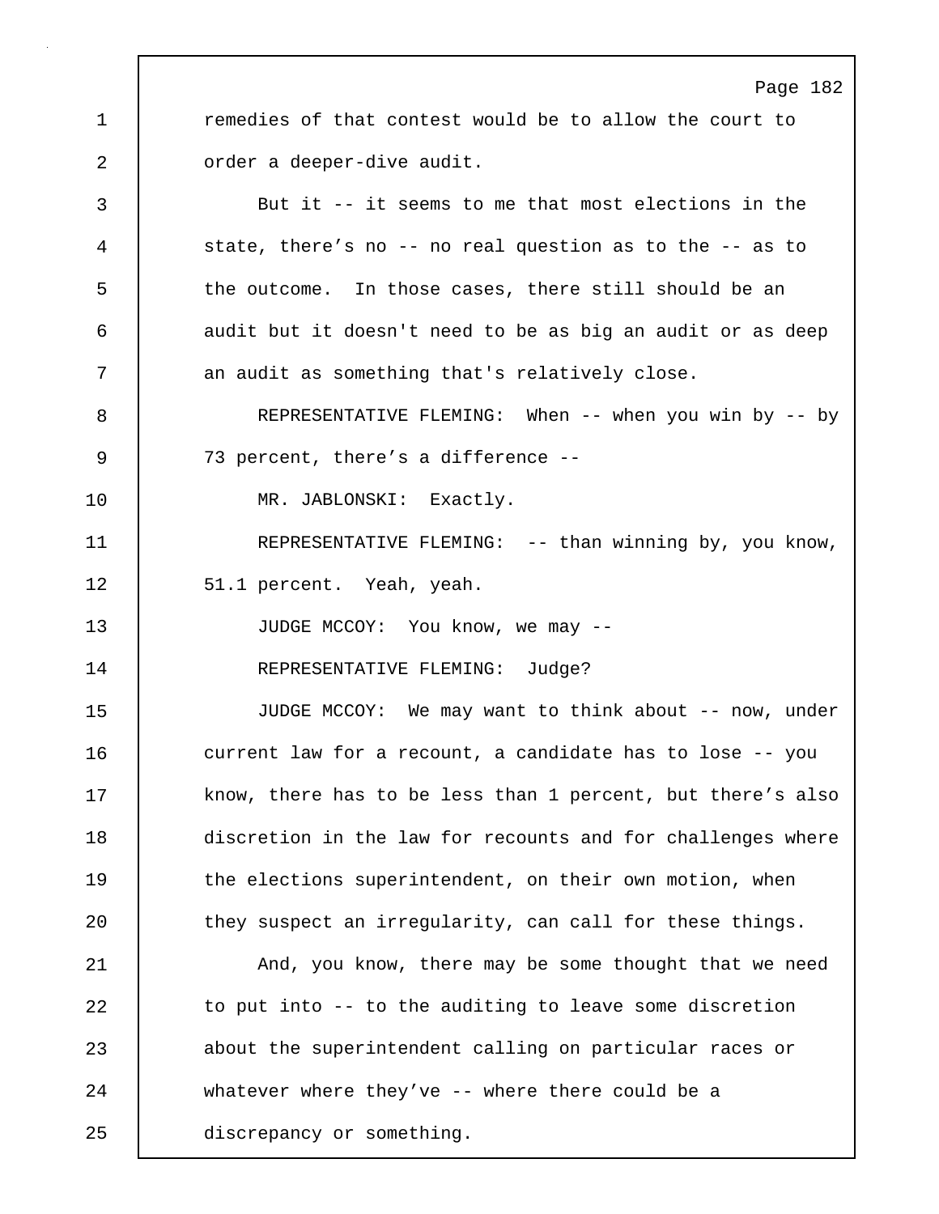remedies of that contest would be to allow the court to order a deeper-dive audit.

But it -- it seems to me that most elections in the state, there's no -- no real question as to the -- as to the outcome. In those cases, there still should be an audit but it doesn't need to be as big an audit or as deep an audit as something that's relatively close.

REPRESENTATIVE FLEMING: When -- when you win by -- by 73 percent, there's a difference --

MR. JABLONSKI: Exactly.

REPRESENTATIVE FLEMING: -- than winning by, you know, 51.1 percent. Yeah, yeah.

JUDGE MCCOY: You know, we may --

REPRESENTATIVE FLEMING: Judge?

JUDGE MCCOY: We may want to think about -- now, under current law for a recount, a candidate has to lose -- you know, there has to be less than 1 percent, but there's also discretion in the law for recounts and for challenges where the elections superintendent, on their own motion, when they suspect an irregularity, can call for these things.

And, you know, there may be some thought that we need to put into -- to the auditing to leave some discretion about the superintendent calling on particular races or whatever where they've -- where there could be a discrepancy or something.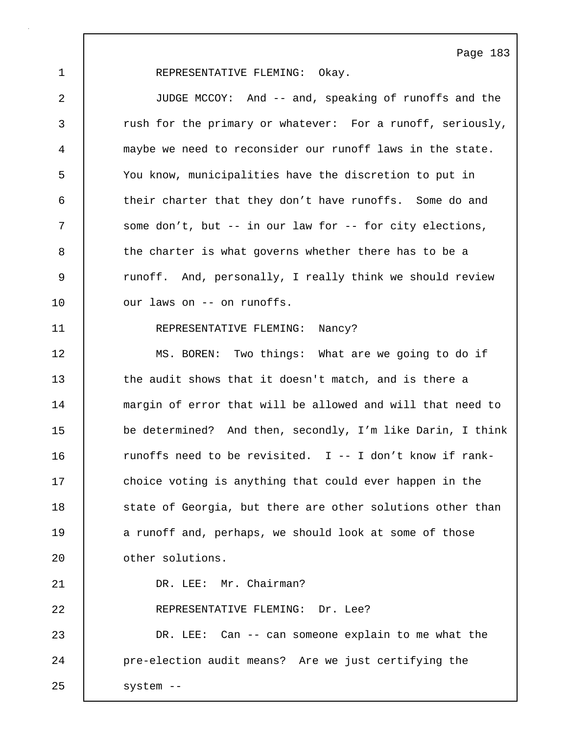REPRESENTATIVE FLEMING: Okay.

JUDGE MCCOY: And -- and, speaking of runoffs and the rush for the primary or whatever: For a runoff, seriously, maybe we need to reconsider our runoff laws in the state. You know, municipalities have the discretion to put in their charter that they don't have runoffs. Some do and some don't, but -- in our law for -- for city elections, the charter is what governs whether there has to be a runoff. And, personally, I really think we should review our laws on -- on runoffs.

REPRESENTATIVE FLEMING: Nancy?

MS. BOREN: Two things: What are we going to do if the audit shows that it doesn't match, and is there a margin of error that will be allowed and will that need to be determined? And then, secondly, I'm like Darin, I think runoffs need to be revisited. I -- I don't know if rank-choice voting is anything that could ever happen in the state of Georgia, but there are other solutions other than a runoff and, perhaps, we should look at some of those other solutions.

DR. LEE: Mr. Chairman?

REPRESENTATIVE FLEMING: Dr. Lee?

DR. LEE: Can -- can someone explain to me what the pre-election audit means? Are we just certifying the system --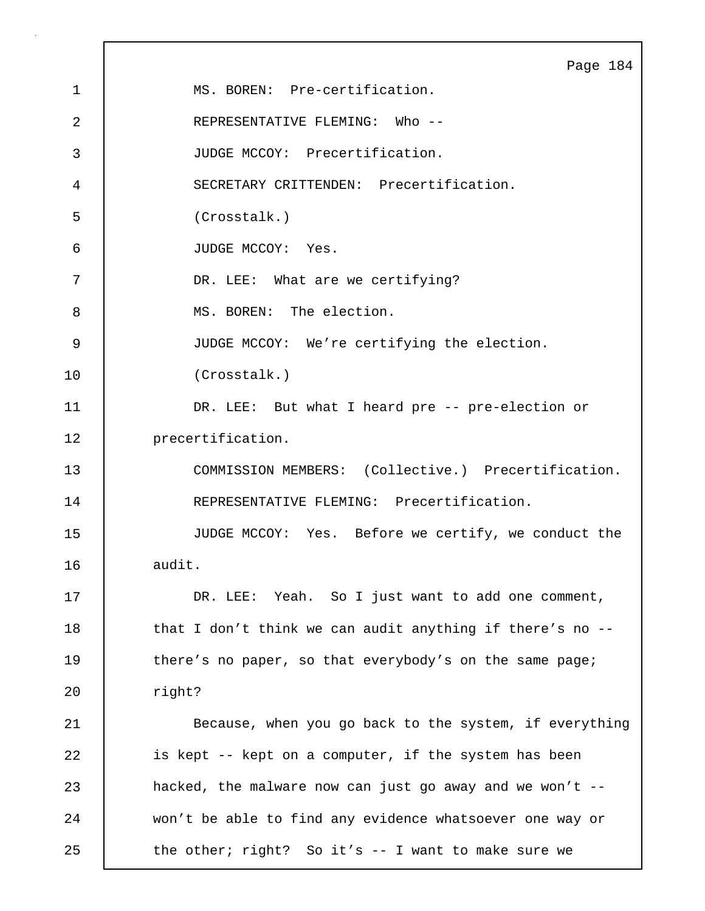MS. BOREN: Pre-certification.

REPRESENTATIVE FLEMING: Who --

JUDGE MCCOY: Precertification.

SECRETARY CRITTENDEN: Precertification.

(Crosstalk.)

JUDGE MCCOY: Yes.

DR. LEE: What are we certifying?

MS. BOREN: The election.

JUDGE MCCOY: We're certifying the election.

(Crosstalk.)

DR. LEE: But what I heard pre -- pre-election or precertification.

COMMISSION MEMBERS: (Collective.) Precertification.

REPRESENTATIVE FLEMING: Precertification.

JUDGE MCCOY: Yes. Before we certify, we conduct the audit.

DR. LEE: Yeah. So I just want to add one comment, that I don't think we can audit anything if there's no -- there's no paper, so that everybody's on the same page; right?

Because, when you go back to the system, if everything is kept -- kept on a computer, if the system has been hacked, the malware now can just go away and we won't -- won't be able to find any evidence whatsoever one way or the other; right? So it's -- I want to make sure we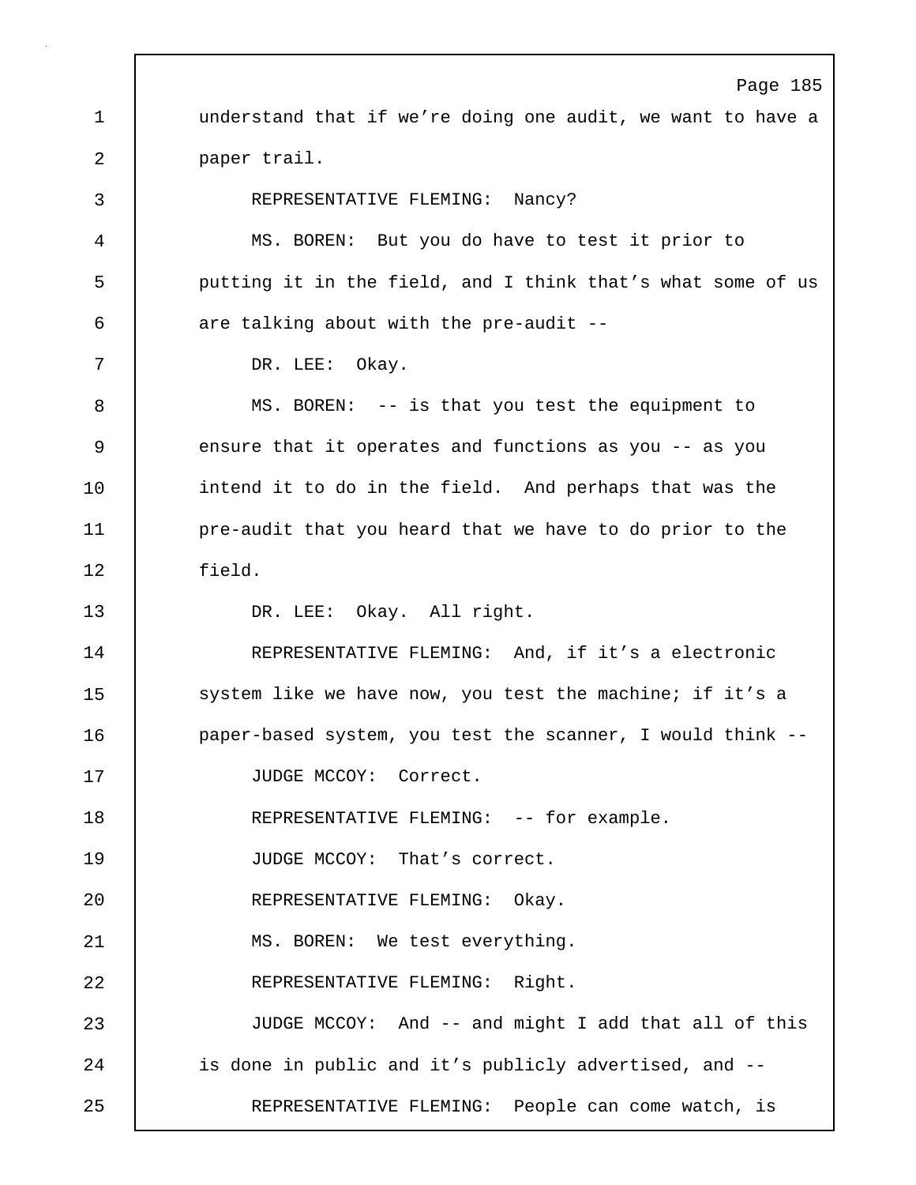understand that if we're doing one audit, we want to have a paper trail.

REPRESENTATIVE FLEMING: Nancy?

MS. BOREN: But you do have to test it prior to putting it in the field, and I think that's what some of us are talking about with the pre-audit --

DR. LEE: Okay.

MS. BOREN: -- is that you test the equipment to ensure that it operates and functions as you -- as you intend it to do in the field. And perhaps that was the pre-audit that you heard that we have to do prior to the field.

DR. LEE: Okay. All right.

REPRESENTATIVE FLEMING: And, if it's a electronic system like we have now, you test the machine; if it's a paper-based system, you test the scanner, I would think --

JUDGE MCCOY: Correct.

REPRESENTATIVE FLEMING: -- for example.

JUDGE MCCOY: That's correct.

REPRESENTATIVE FLEMING: Okay.

MS. BOREN: We test everything.

REPRESENTATIVE FLEMING: Right.

JUDGE MCCOY: And -- and might I add that all of this is done in public and it's publicly advertised, and --

REPRESENTATIVE FLEMING: People can come watch, is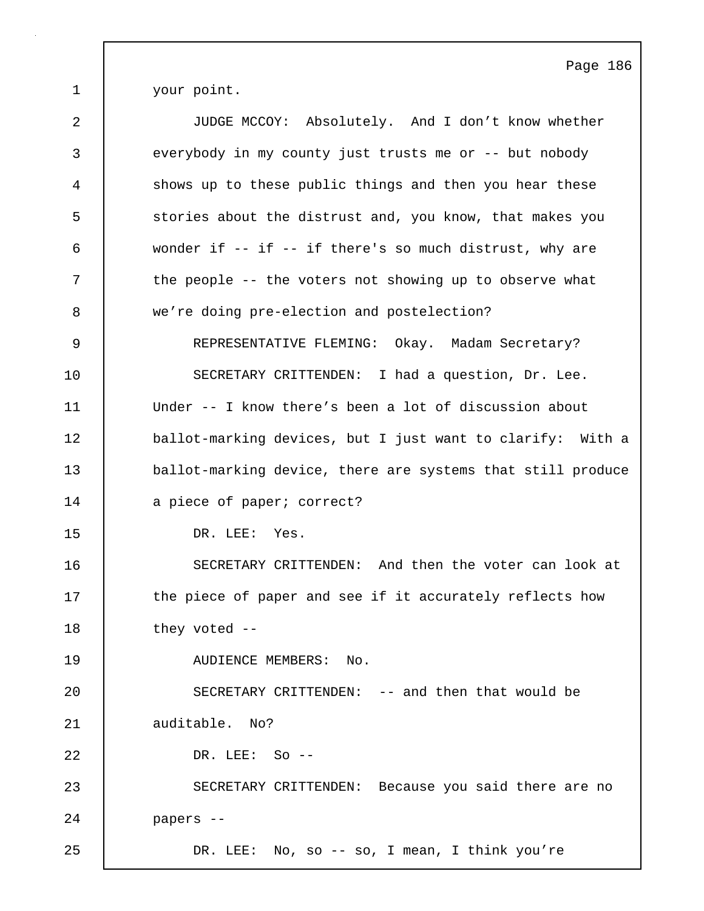your point.

JUDGE MCCOY: Absolutely. And I don't know whether everybody in my county just trusts me or -- but nobody shows up to these public things and then you hear these stories about the distrust and, you know, that makes you wonder if -- if -- if there's so much distrust, why are the people -- the voters not showing up to observe what we're doing pre-election and postelection?

REPRESENTATIVE FLEMING: Okay. Madam Secretary?

SECRETARY CRITTENDEN: I had a question, Dr. Lee. Under -- I know there's been a lot of discussion about ballot-marking devices, but I just want to clarify: With a ballot-marking device, there are systems that still produce a piece of paper; correct?

DR. LEE: Yes.

SECRETARY CRITTENDEN: And then the voter can look at the piece of paper and see if it accurately reflects how they voted --

AUDIENCE MEMBERS: No.

SECRETARY CRITTENDEN: -- and then that would be auditable. No?

DR. LEE: So --

SECRETARY CRITTENDEN: Because you said there are no papers --

DR. LEE: No, so -- so, I mean, I think you're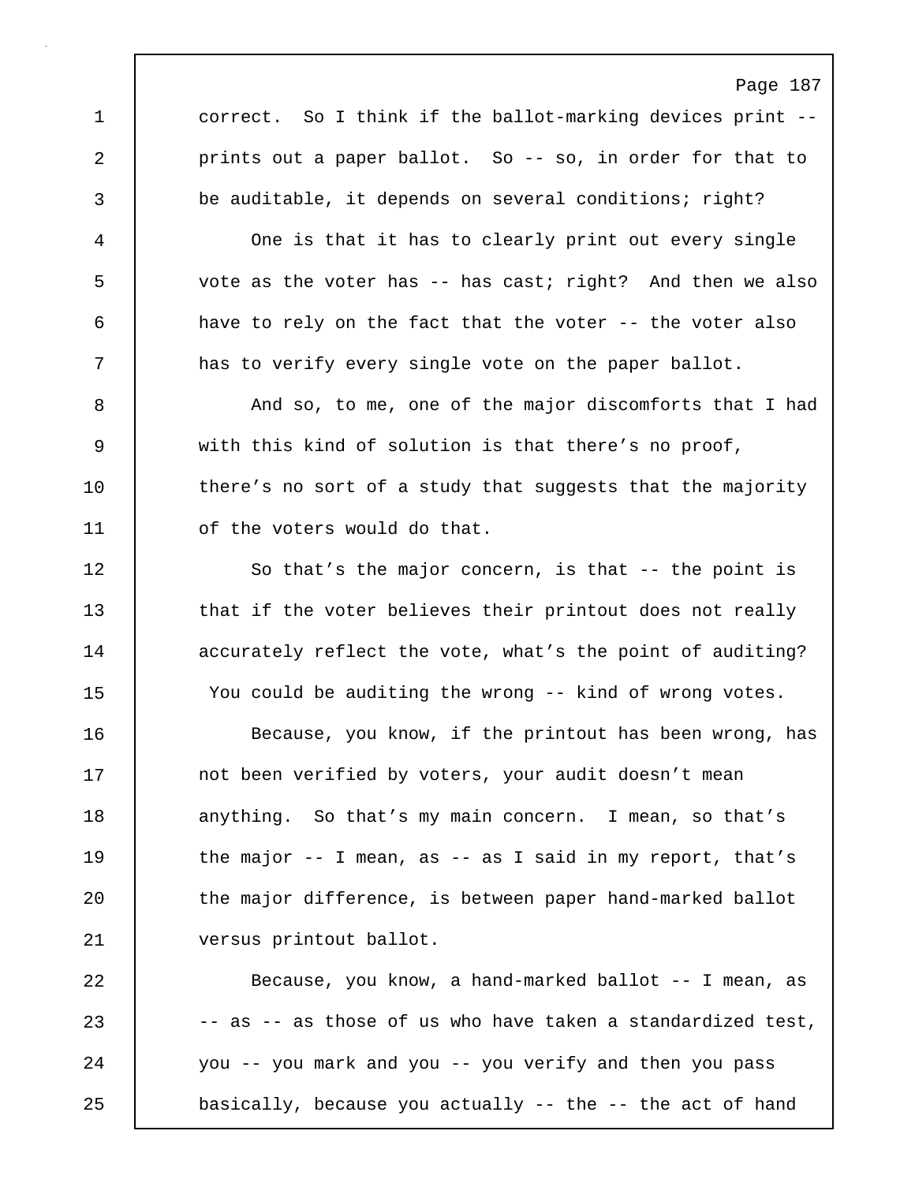correct. So I think if the ballot-marking devices print -- prints out a paper ballot. So -- so, in order for that to be auditable, it depends on several conditions; right?

One is that it has to clearly print out every single vote as the voter has -- has cast; right? And then we also have to rely on the fact that the voter -- the voter also has to verify every single vote on the paper ballot.

And so, to me, one of the major discomforts that I had with this kind of solution is that there's no proof, there's no sort of a study that suggests that the majority of the voters would do that.

So that's the major concern, is that -- the point is that if the voter believes their printout does not really accurately reflect the vote, what's the point of auditing? You could be auditing the wrong -- kind of wrong votes.

Because, you know, if the printout has been wrong, has not been verified by voters, your audit doesn't mean anything. So that's my main concern. I mean, so that's the major -- I mean, as -- as I said in my report, that's the major difference, is between paper hand-marked ballot versus printout ballot.

Because, you know, a hand-marked ballot -- I mean, as -- as -- as those of us who have taken a standardized test, you -- you mark and you -- you verify and then you pass basically, because you actually -- the -- the act of hand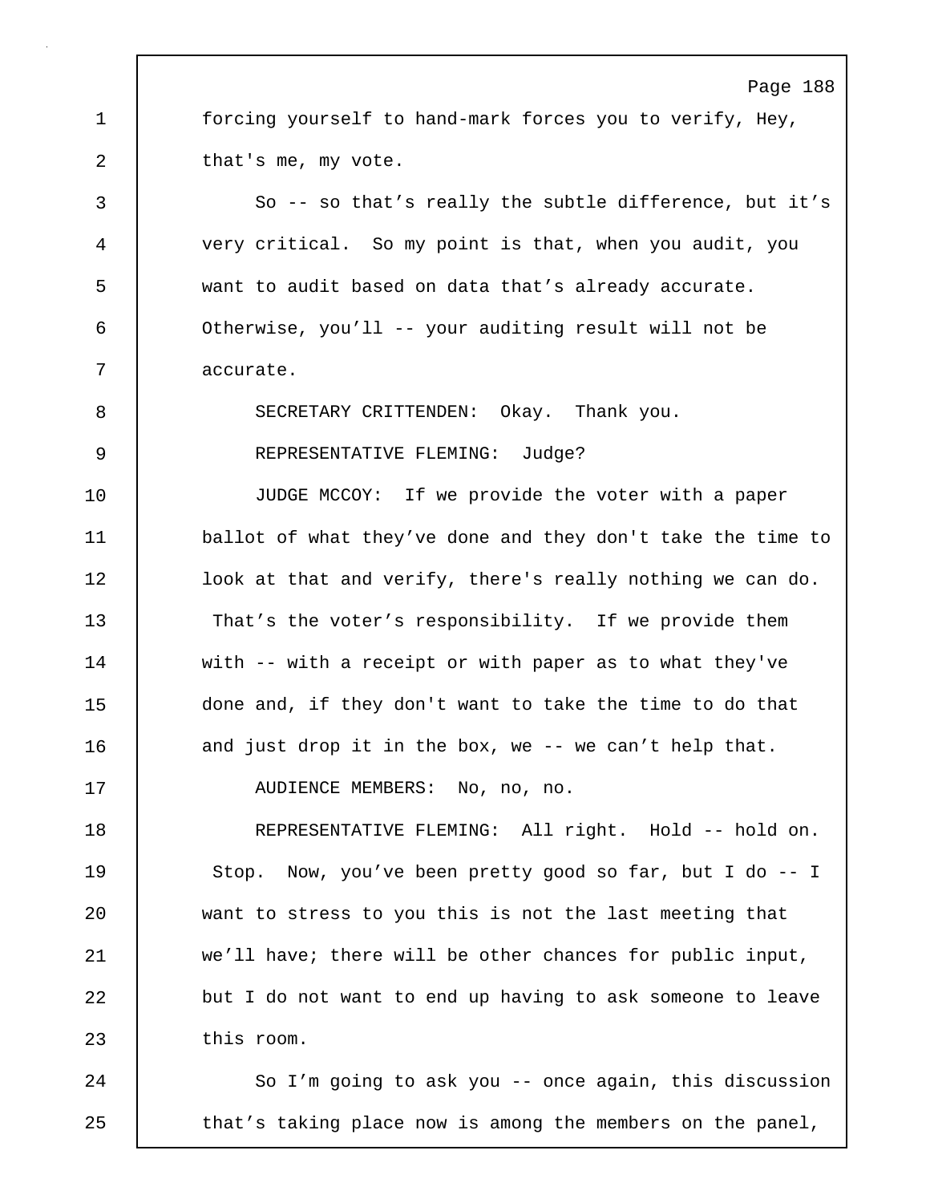forcing yourself to hand-mark forces you to verify, Hey, that's me, my vote.

So -- so that's really the subtle difference, but it's very critical. So my point is that, when you audit, you want to audit based on data that's already accurate. Otherwise, you'll -- your auditing result will not be accurate.

SECRETARY CRITTENDEN: Okay. Thank you.

REPRESENTATIVE FLEMING: Judge?

JUDGE MCCOY: If we provide the voter with a paper ballot of what they've done and they don't take the time to look at that and verify, there's really nothing we can do. That's the voter's responsibility. If we provide them with -- with a receipt or with paper as to what they've done and, if they don't want to take the time to do that and just drop it in the box, we -- we can't help that.

AUDIENCE MEMBERS: No, no, no.

REPRESENTATIVE FLEMING: All right. Hold -- hold on. Stop. Now, you've been pretty good so far, but I do -- I want to stress to you this is not the last meeting that we'll have; there will be other chances for public input, but I do not want to end up having to ask someone to leave this room.

So I'm going to ask you -- once again, this discussion that's taking place now is among the members on the panel,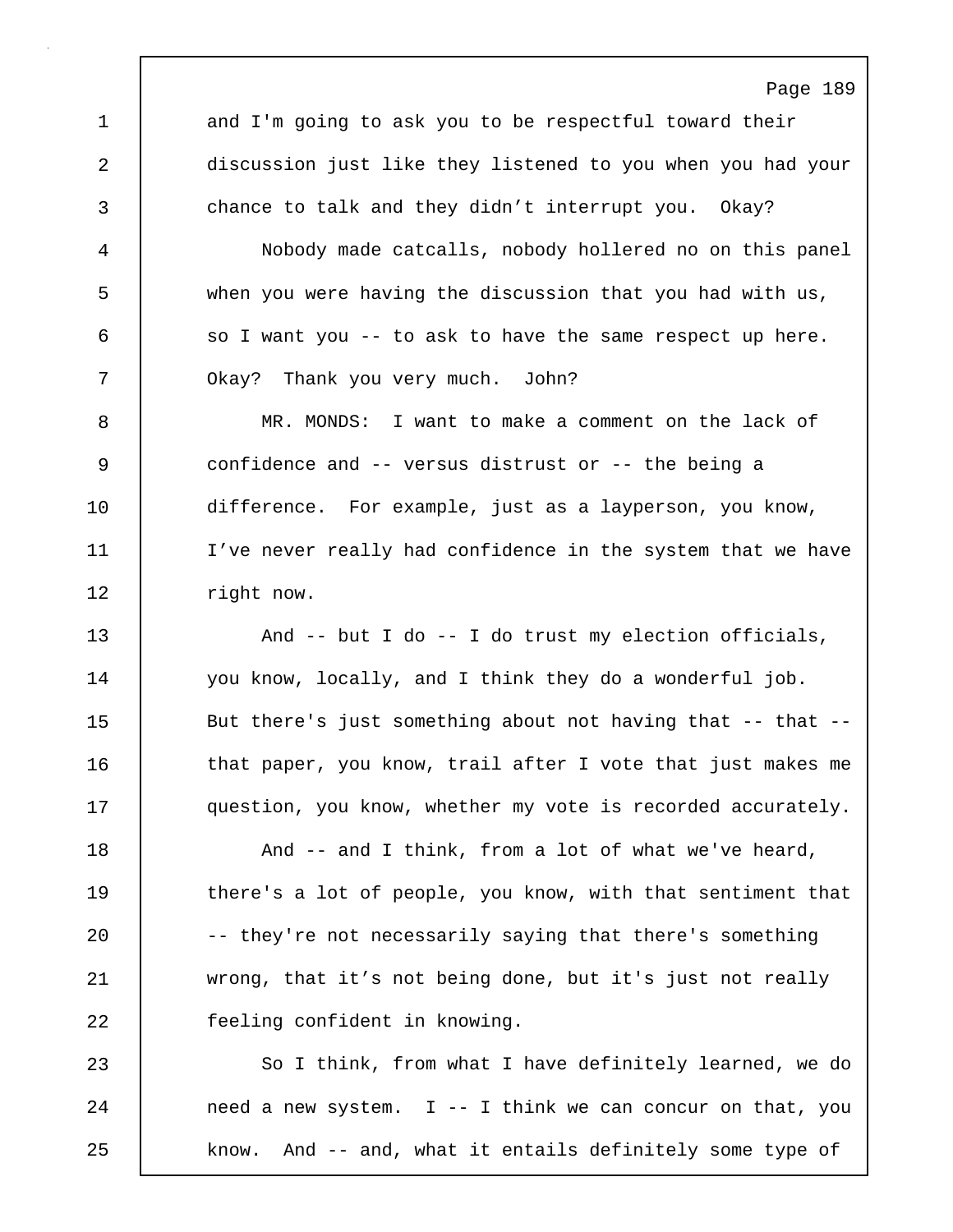and I'm going to ask you to be respectful toward their discussion just like they listened to you when you had your chance to talk and they didn't interrupt you. Okay?

Nobody made catcalls, nobody hollered no on this panel when you were having the discussion that you had with us, so I want you -- to ask to have the same respect up here. Okay? Thank you very much. John?

MR. MONDS: I want to make a comment on the lack of confidence and -- versus distrust or -- the being a difference. For example, just as a layperson, you know, I've never really had confidence in the system that we have right now.

And -- but I do -- I do trust my election officials, you know, locally, and I think they do a wonderful job. But there's just something about not having that -- that -- that paper, you know, trail after I vote that just makes me question, you know, whether my vote is recorded accurately.

And -- and I think, from a lot of what we've heard, there's a lot of people, you know, with that sentiment that -- they're not necessarily saying that there's something wrong, that it's not being done, but it's just not really feeling confident in knowing.

So I think, from what I have definitely learned, we do need a new system. I -- I think we can concur on that, you know. And -- and, what it entails definitely some type of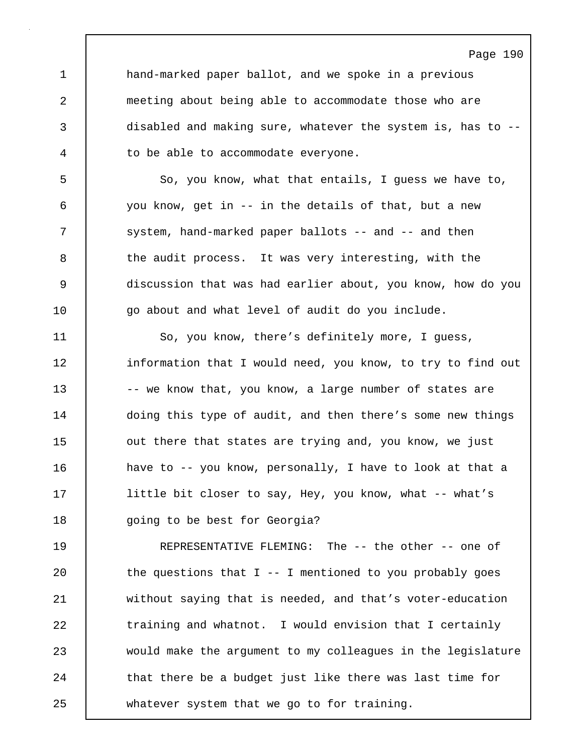hand-marked paper ballot, and we spoke in a previous meeting about being able to accommodate those who are disabled and making sure, whatever the system is, has to -- to be able to accommodate everyone.

So, you know, what that entails, I guess we have to, you know, get in -- in the details of that, but a new system, hand-marked paper ballots -- and -- and then the audit process. It was very interesting, with the discussion that was had earlier about, you know, how do you go about and what level of audit do you include.

So, you know, there's definitely more, I guess, information that I would need, you know, to try to find out -- we know that, you know, a large number of states are doing this type of audit, and then there's some new things out there that states are trying and, you know, we just have to -- you know, personally, I have to look at that a little bit closer to say, Hey, you know, what -- what's going to be best for Georgia?

REPRESENTATIVE FLEMING: The -- the other -- one of the questions that I -- I mentioned to you probably goes without saying that is needed, and that's voter-education training and whatnot. I would envision that I certainly would make the argument to my colleagues in the legislature that there be a budget just like there was last time for whatever system that we go to for training.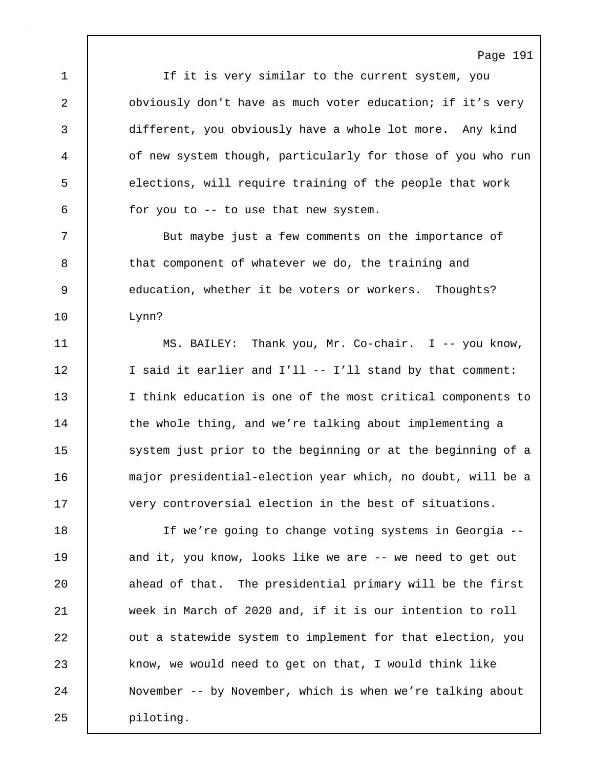If it is very similar to the current system, you obviously don't have as much voter education; if it’s very different, you obviously have a whole lot more. Any kind of new system though, particularly for those of you who run elections, will require training of the people that work for you to -- to use that new system.

But maybe just a few comments on the importance of that component of whatever we do, the training and education, whether it be voters or workers. Thoughts? Lynn?

MS. BAILEY: Thank you, Mr. Co-chair. I -- you know, I said it earlier and I’ll -- I’ll stand by that comment: I think education is one of the most critical components to the whole thing, and we’re talking about implementing a system just prior to the beginning or at the beginning of a major presidential-election year which, no doubt, will be a very controversial election in the best of situations.

If we’re going to change voting systems in Georgia -- and it, you know, looks like we are -- we need to get out ahead of that. The presidential primary will be the first week in March of 2020 and, if it is our intention to roll out a statewide system to implement for that election, you know, we would need to get on that, I would think like November -- by November, which is when we’re talking about piloting.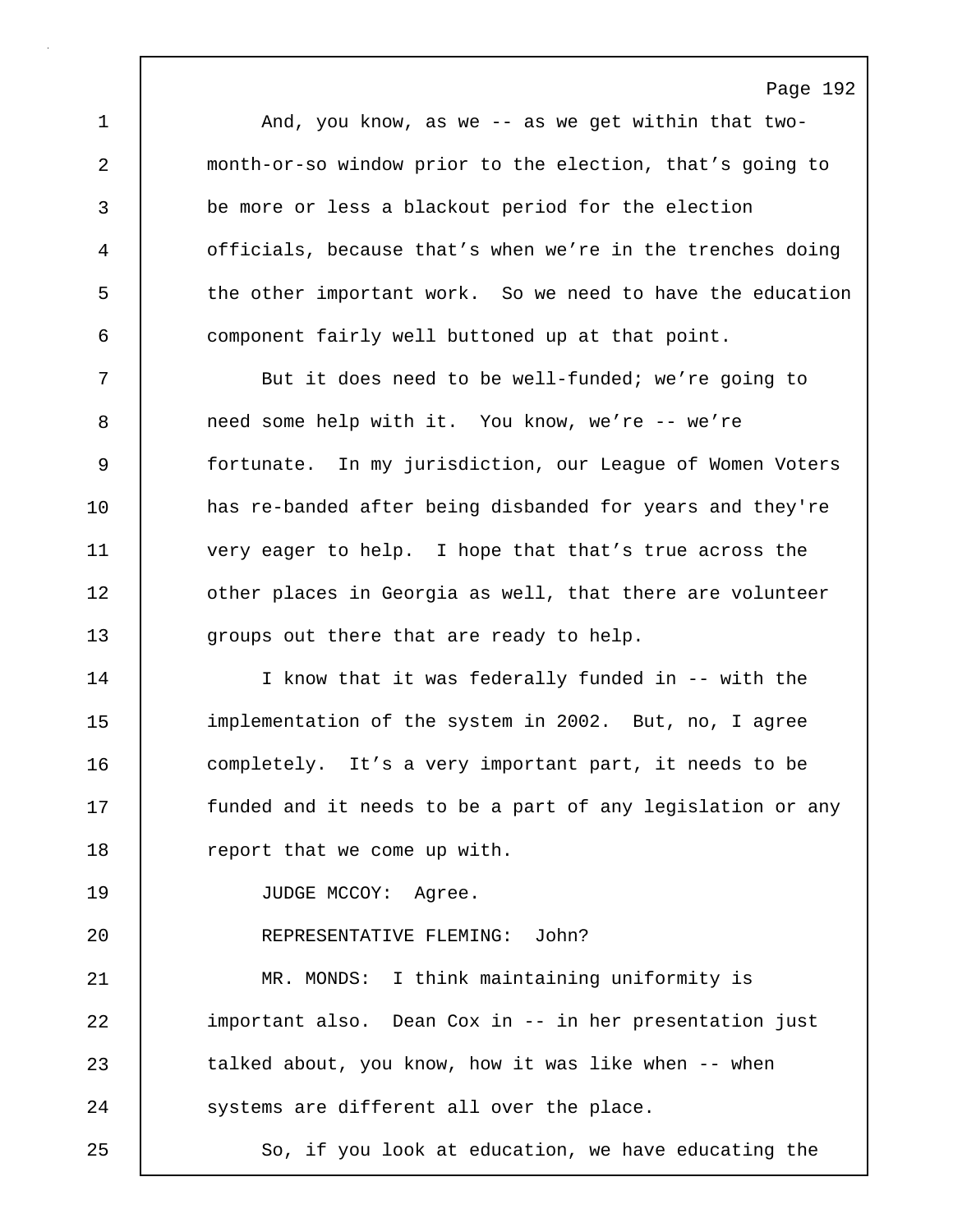And, you know, as we -- as we get within that two-month-or-so window prior to the election, that's going to be more or less a blackout period for the election officials, because that's when we're in the trenches doing the other important work. So we need to have the education component fairly well buttoned up at that point.

But it does need to be well-funded; we're going to need some help with it. You know, we're -- we're fortunate. In my jurisdiction, our League of Women Voters has re-banded after being disbanded for years and they're very eager to help. I hope that that's true across the other places in Georgia as well, that there are volunteer groups out there that are ready to help.

I know that it was federally funded in -- with the implementation of the system in 2002. But, no, I agree completely. It's a very important part, it needs to be funded and it needs to be a part of any legislation or any report that we come up with.

JUDGE MCCOY: Agree.

REPRESENTATIVE FLEMING: John?

MR. MONDS: I think maintaining uniformity is important also. Dean Cox in -- in her presentation just talked about, you know, how it was like when -- when systems are different all over the place.

So, if you look at education, we have educating the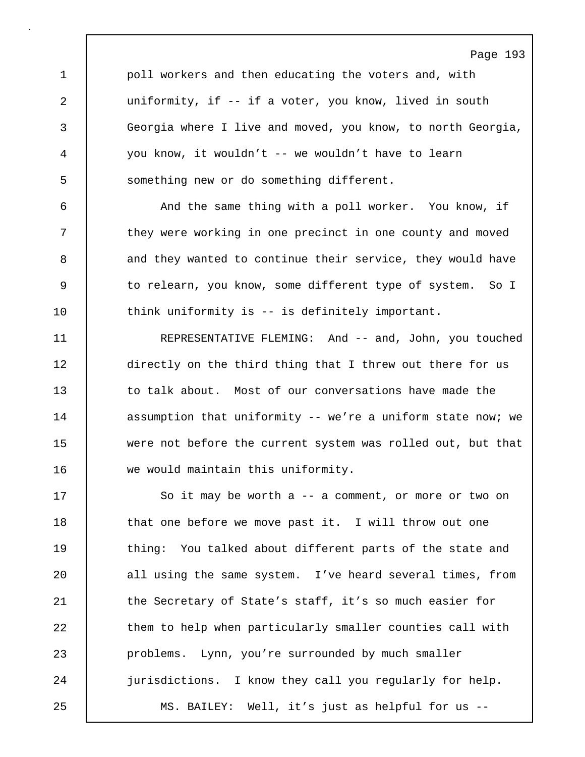poll workers and then educating the voters and, with uniformity, if -- if a voter, you know, lived in south Georgia where I live and moved, you know, to north Georgia, you know, it wouldn't -- we wouldn't have to learn something new or do something different.

And the same thing with a poll worker. You know, if they were working in one precinct in one county and moved and they wanted to continue their service, they would have to relearn, you know, some different type of system. So I think uniformity is -- is definitely important.

REPRESENTATIVE FLEMING: And -- and, John, you touched directly on the third thing that I threw out there for us to talk about. Most of our conversations have made the assumption that uniformity -- we're a uniform state now; we were not before the current system was rolled out, but that we would maintain this uniformity.

So it may be worth a -- a comment, or more or two on that one before we move past it. I will throw out one thing: You talked about different parts of the state and all using the same system. I've heard several times, from the Secretary of State's staff, it's so much easier for them to help when particularly smaller counties call with problems. Lynn, you're surrounded by much smaller jurisdictions. I know they call you regularly for help.

MS. BAILEY: Well, it's just as helpful for us --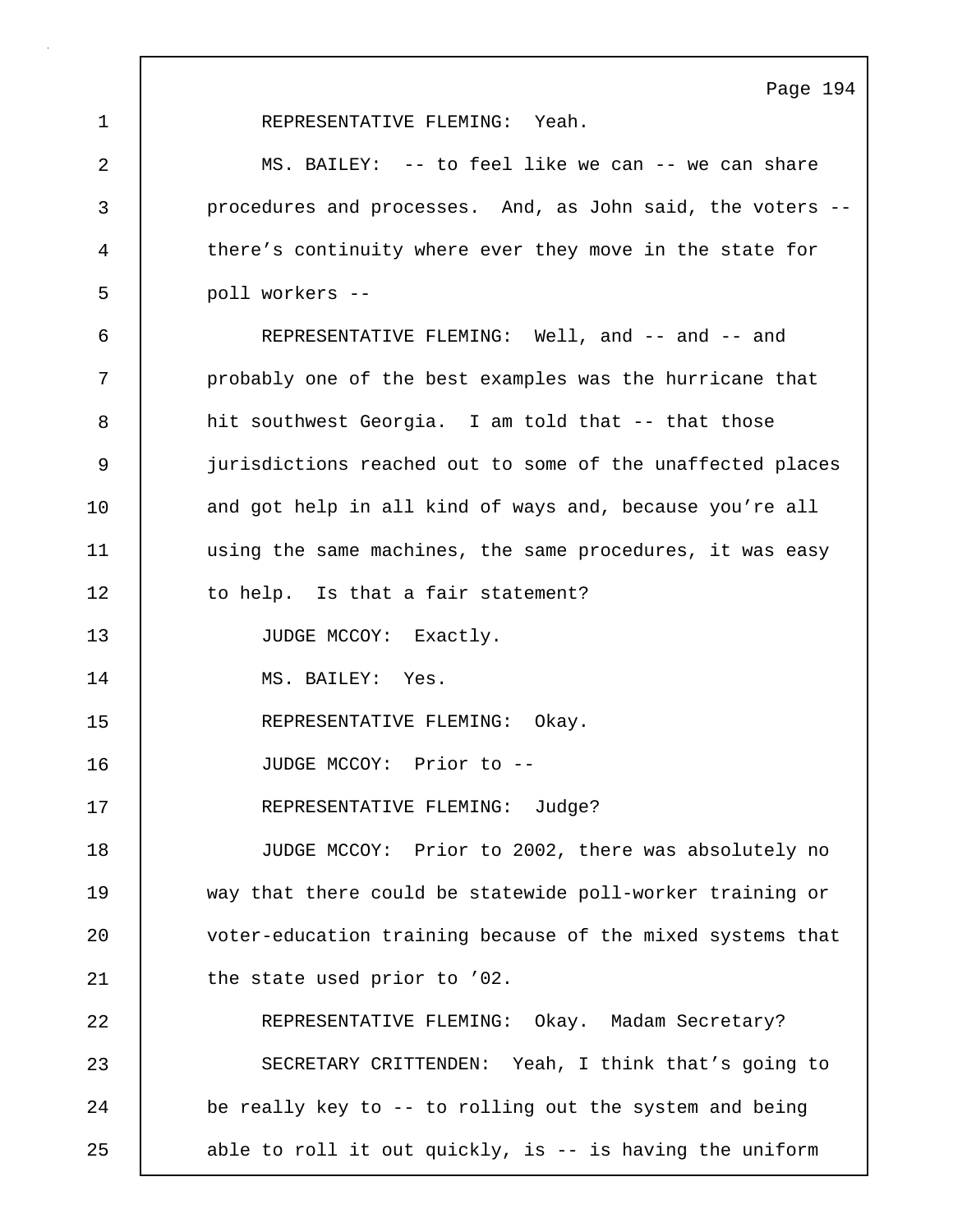REPRESENTATIVE FLEMING: Yeah.

MS. BAILEY: -- to feel like we can -- we can share procedures and processes. And, as John said, the voters -- there's continuity where ever they move in the state for poll workers --

REPRESENTATIVE FLEMING: Well, and -- and -- and probably one of the best examples was the hurricane that hit southwest Georgia. I am told that -- that those jurisdictions reached out to some of the unaffected places and got help in all kind of ways and, because you're all using the same machines, the same procedures, it was easy to help. Is that a fair statement?

JUDGE MCCOY: Exactly.

MS. BAILEY: Yes.

REPRESENTATIVE FLEMING: Okay.

JUDGE MCCOY: Prior to --

REPRESENTATIVE FLEMING: Judge?

JUDGE MCCOY: Prior to 2002, there was absolutely no way that there could be statewide poll-worker training or voter-education training because of the mixed systems that the state used prior to '02.

REPRESENTATIVE FLEMING: Okay. Madam Secretary?

SECRETARY CRITTENDEN: Yeah, I think that's going to be really key to -- to rolling out the system and being able to roll it out quickly, is -- is having the uniform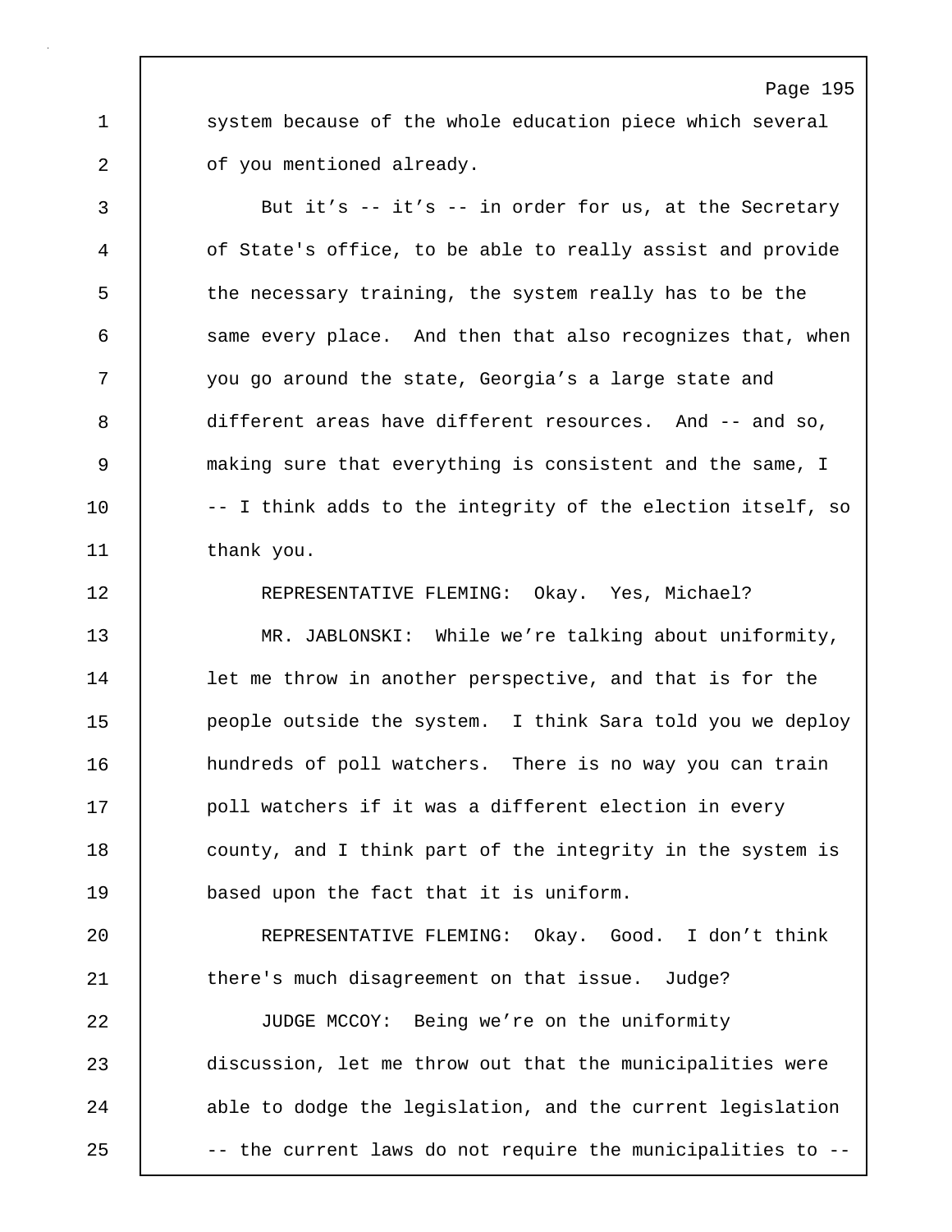system because of the whole education piece which several of you mentioned already.

But it’s -- it’s -- in order for us, at the Secretary of State's office, to be able to really assist and provide the necessary training, the system really has to be the same every place. And then that also recognizes that, when you go around the state, Georgia’s a large state and different areas have different resources. And -- and so, making sure that everything is consistent and the same, I -- I think adds to the integrity of the election itself, so thank you.

REPRESENTATIVE FLEMING: Okay. Yes, Michael?

MR. JABLONSKI: While we’re talking about uniformity, let me throw in another perspective, and that is for the people outside the system. I think Sara told you we deploy hundreds of poll watchers. There is no way you can train poll watchers if it was a different election in every county, and I think part of the integrity in the system is based upon the fact that it is uniform.

REPRESENTATIVE FLEMING: Okay. Good. I don’t think there's much disagreement on that issue. Judge?

JUDGE MCCOY: Being we’re on the uniformity discussion, let me throw out that the municipalities were able to dodge the legislation, and the current legislation -- the current laws do not require the municipalities to --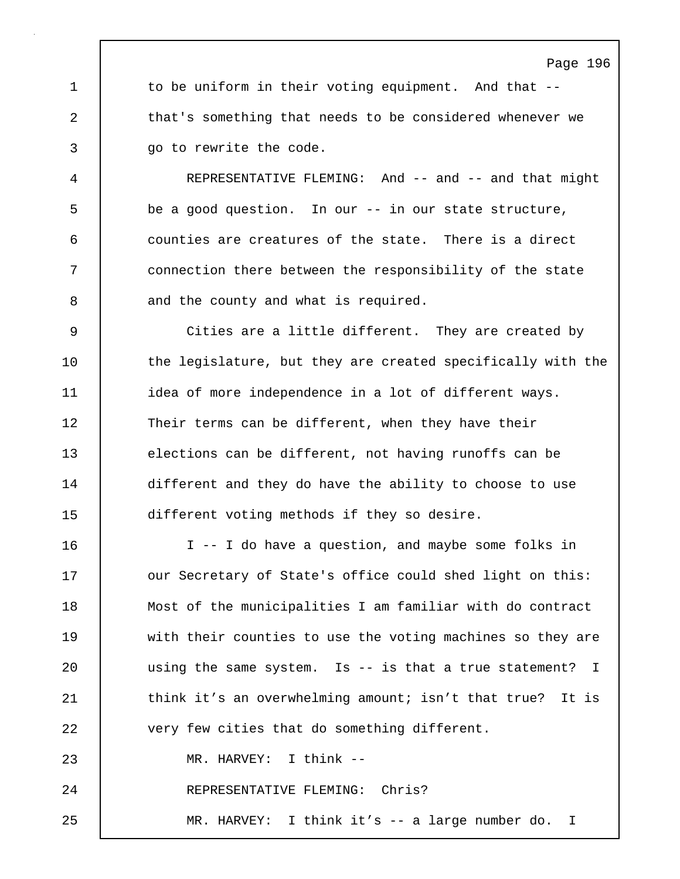to be uniform in their voting equipment. And that -- that's something that needs to be considered whenever we go to rewrite the code.

REPRESENTATIVE FLEMING: And -- and -- and that might be a good question. In our -- in our state structure, counties are creatures of the state. There is a direct connection there between the responsibility of the state and the county and what is required.

Cities are a little different. They are created by the legislature, but they are created specifically with the idea of more independence in a lot of different ways. Their terms can be different, when they have their elections can be different, not having runoffs can be different and they do have the ability to choose to use different voting methods if they so desire.

I -- I do have a question, and maybe some folks in our Secretary of State's office could shed light on this: Most of the municipalities I am familiar with do contract with their counties to use the voting machines so they are using the same system. Is -- is that a true statement? I think it’s an overwhelming amount; isn’t that true? It is very few cities that do something different.

MR. HARVEY: I think --

REPRESENTATIVE FLEMING: Chris?

MR. HARVEY: I think it’s -- a large number do. I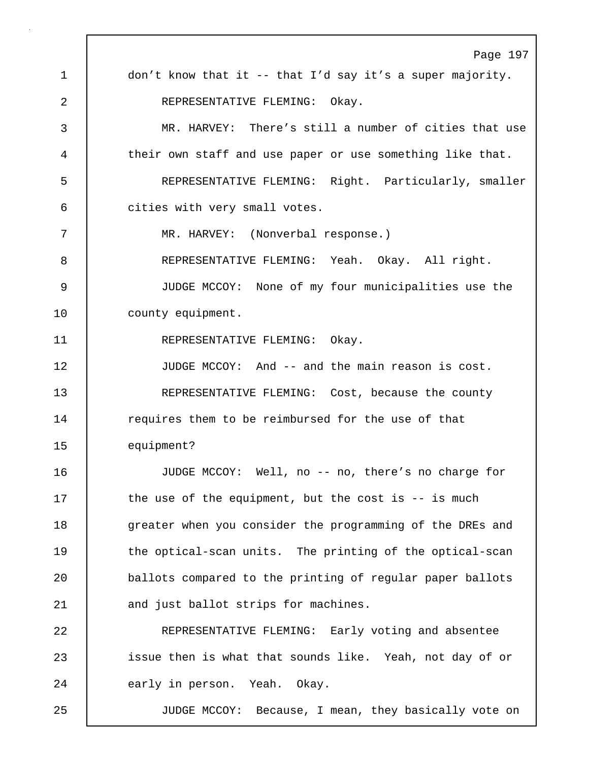don't know that it -- that I'd say it's a super majority.

REPRESENTATIVE FLEMING: Okay.

MR. HARVEY: There's still a number of cities that use their own staff and use paper or use something like that.

REPRESENTATIVE FLEMING: Right. Particularly, smaller cities with very small votes.

MR. HARVEY: (Nonverbal response.)

REPRESENTATIVE FLEMING: Yeah. Okay. All right.

JUDGE MCCOY: None of my four municipalities use the county equipment.

REPRESENTATIVE FLEMING: Okay.

JUDGE MCCOY: And -- and the main reason is cost.

REPRESENTATIVE FLEMING: Cost, because the county requires them to be reimbursed for the use of that equipment?

JUDGE MCCOY: Well, no -- no, there's no charge for the use of the equipment, but the cost is -- is much greater when you consider the programming of the DREs and the optical-scan units. The printing of the optical-scan ballots compared to the printing of regular paper ballots and just ballot strips for machines.

REPRESENTATIVE FLEMING: Early voting and absentee issue then is what that sounds like. Yeah, not day of or early in person. Yeah. Okay.

JUDGE MCCOY: Because, I mean, they basically vote on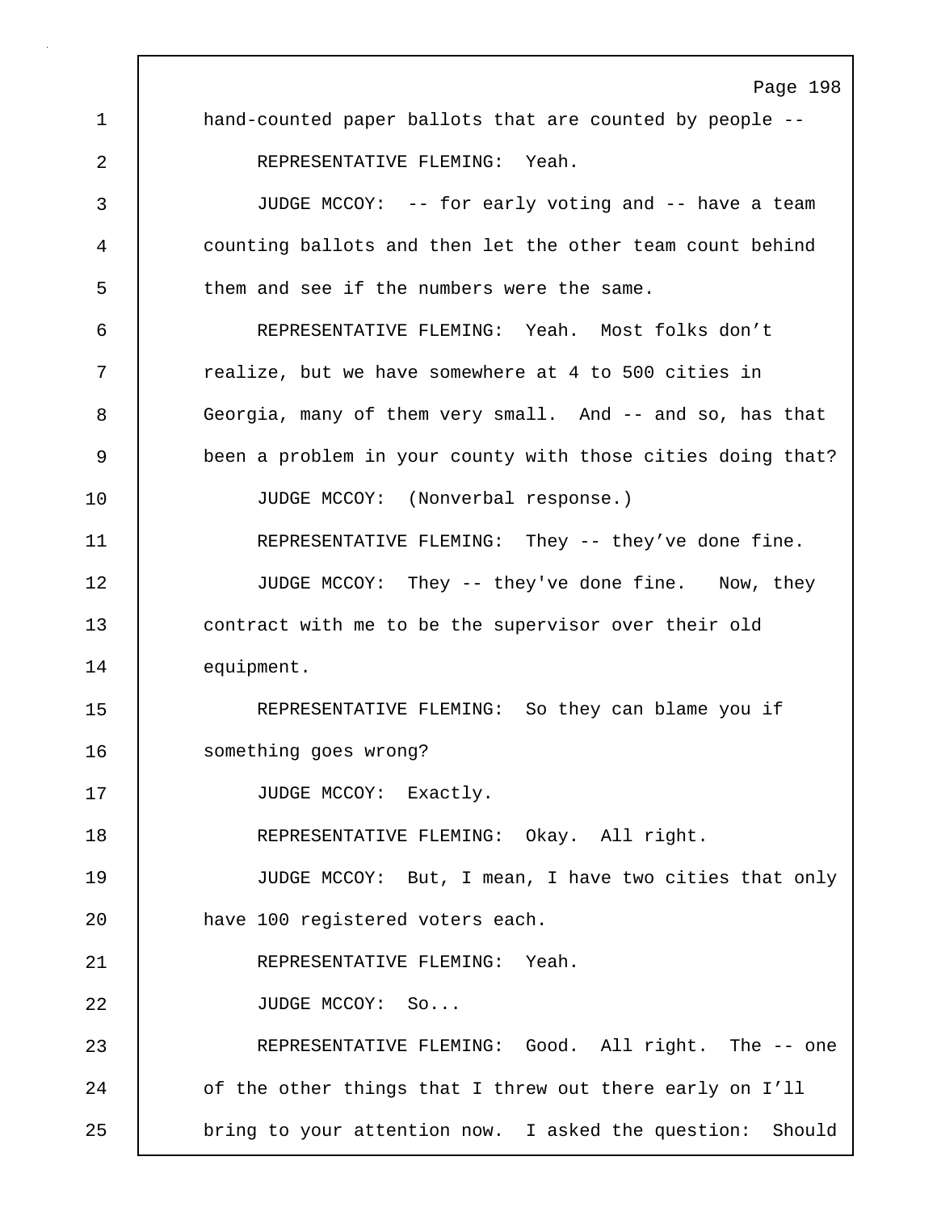hand-counted paper ballots that are counted by people --

REPRESENTATIVE FLEMING: Yeah.

JUDGE MCCOY: -- for early voting and -- have a team counting ballots and then let the other team count behind them and see if the numbers were the same.

REPRESENTATIVE FLEMING: Yeah. Most folks don't realize, but we have somewhere at 4 to 500 cities in Georgia, many of them very small. And -- and so, has that been a problem in your county with those cities doing that?

JUDGE MCCOY: (Nonverbal response.)

REPRESENTATIVE FLEMING: They -- they've done fine.

JUDGE MCCOY: They -- they've done fine. Now, they contract with me to be the supervisor over their old equipment.

REPRESENTATIVE FLEMING: So they can blame you if something goes wrong?

JUDGE MCCOY: Exactly.

REPRESENTATIVE FLEMING: Okay. All right.

JUDGE MCCOY: But, I mean, I have two cities that only have 100 registered voters each.

REPRESENTATIVE FLEMING: Yeah.

JUDGE MCCOY: So...

REPRESENTATIVE FLEMING: Good. All right. The -- one of the other things that I threw out there early on I'll bring to your attention now. I asked the question: Should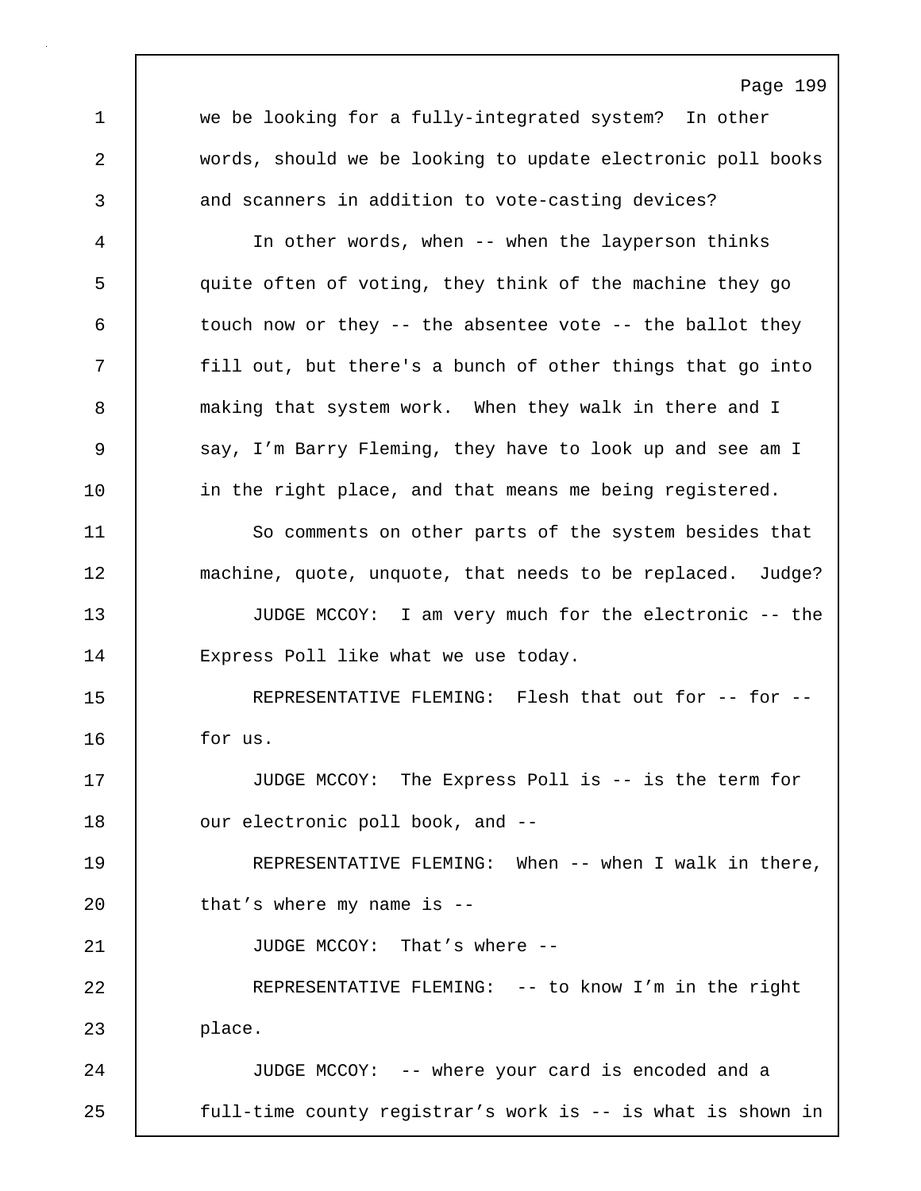we be looking for a fully-integrated system? In other words, should we be looking to update electronic poll books and scanners in addition to vote-casting devices?

In other words, when -- when the layperson thinks quite often of voting, they think of the machine they go touch now or they -- the absentee vote -- the ballot they fill out, but there's a bunch of other things that go into making that system work. When they walk in there and I say, I'm Barry Fleming, they have to look up and see am I in the right place, and that means me being registered.

So comments on other parts of the system besides that machine, quote, unquote, that needs to be replaced. Judge?

JUDGE MCCOY: I am very much for the electronic -- the Express Poll like what we use today.

REPRESENTATIVE FLEMING: Flesh that out for -- for -- for us.

JUDGE MCCOY: The Express Poll is -- is the term for our electronic poll book, and --

REPRESENTATIVE FLEMING: When -- when I walk in there, that's where my name is --

JUDGE MCCOY: That's where --

REPRESENTATIVE FLEMING: -- to know I'm in the right place.

JUDGE MCCOY: -- where your card is encoded and a full-time county registrar's work is -- is what is shown in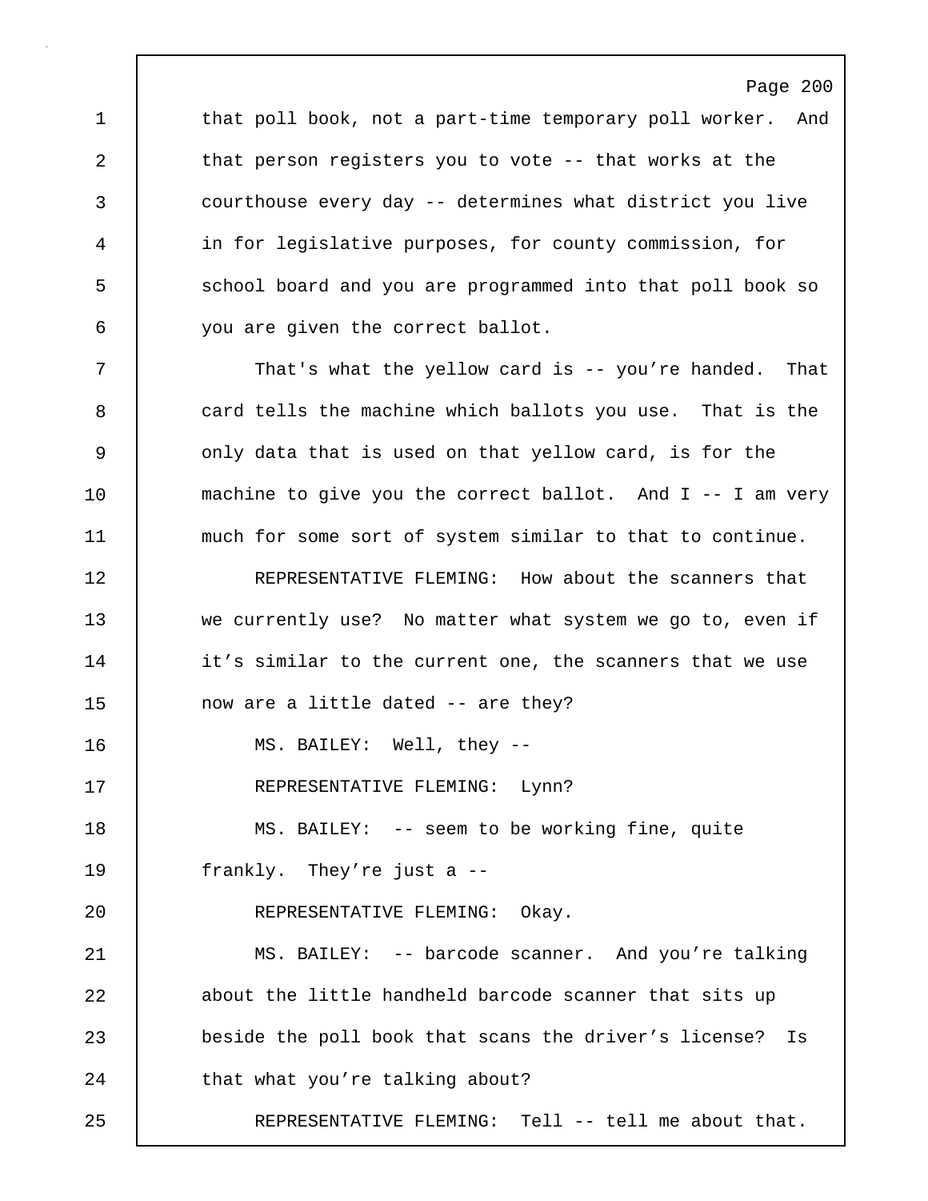that poll book, not a part-time temporary poll worker. And that person registers you to vote -- that works at the courthouse every day -- determines what district you live in for legislative purposes, for county commission, for school board and you are programmed into that poll book so you are given the correct ballot.

That's what the yellow card is -- you're handed. That card tells the machine which ballots you use. That is the only data that is used on that yellow card, is for the machine to give you the correct ballot. And I -- I am very much for some sort of system similar to that to continue.

REPRESENTATIVE FLEMING: How about the scanners that we currently use? No matter what system we go to, even if it's similar to the current one, the scanners that we use now are a little dated -- are they?

MS. BAILEY: Well, they --

REPRESENTATIVE FLEMING: Lynn?

MS. BAILEY: -- seem to be working fine, quite frankly. They're just a --

REPRESENTATIVE FLEMING: Okay.

MS. BAILEY: -- barcode scanner. And you're talking about the little handheld barcode scanner that sits up beside the poll book that scans the driver's license? Is that what you're talking about?

REPRESENTATIVE FLEMING: Tell -- tell me about that.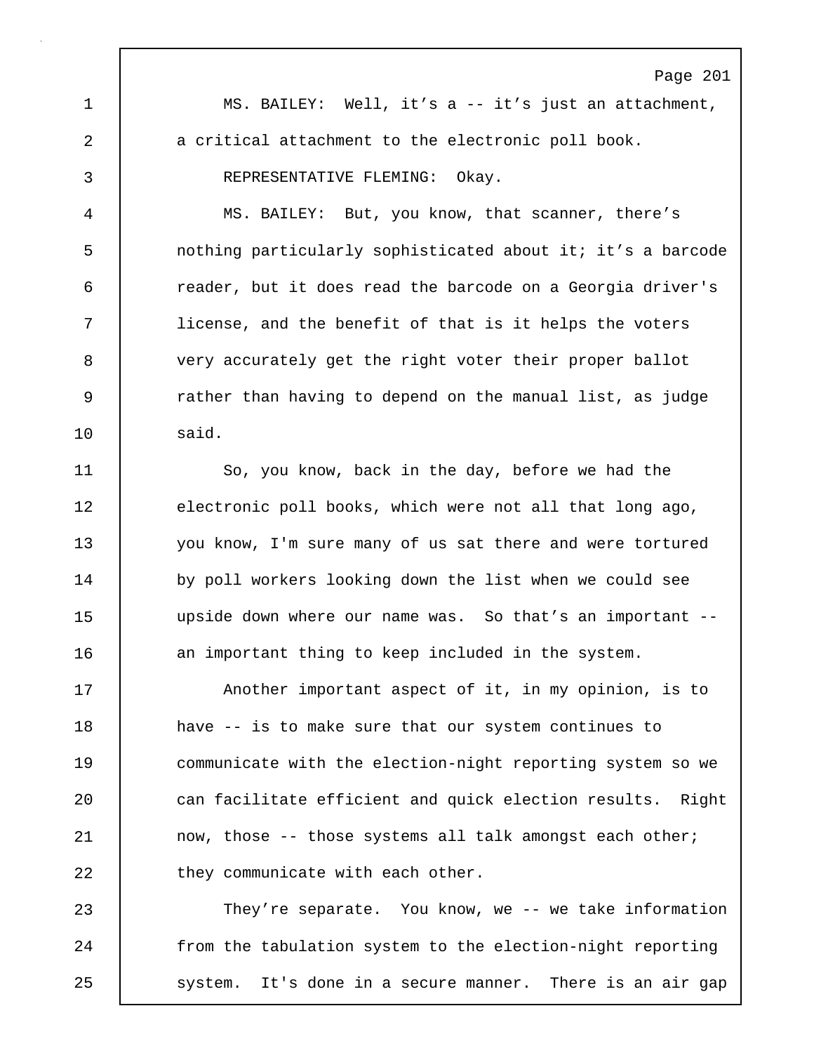MS. BAILEY: Well, it's a -- it's just an attachment, a critical attachment to the electronic poll book.

REPRESENTATIVE FLEMING: Okay.

MS. BAILEY: But, you know, that scanner, there's nothing particularly sophisticated about it; it's a barcode reader, but it does read the barcode on a Georgia driver's license, and the benefit of that is it helps the voters very accurately get the right voter their proper ballot rather than having to depend on the manual list, as judge said.

So, you know, back in the day, before we had the electronic poll books, which were not all that long ago, you know, I'm sure many of us sat there and were tortured by poll workers looking down the list when we could see upside down where our name was. So that's an important -- an important thing to keep included in the system.

Another important aspect of it, in my opinion, is to have -- is to make sure that our system continues to communicate with the election-night reporting system so we can facilitate efficient and quick election results. Right now, those -- those systems all talk amongst each other; they communicate with each other.

They're separate. You know, we -- we take information from the tabulation system to the election-night reporting system. It's done in a secure manner. There is an air gap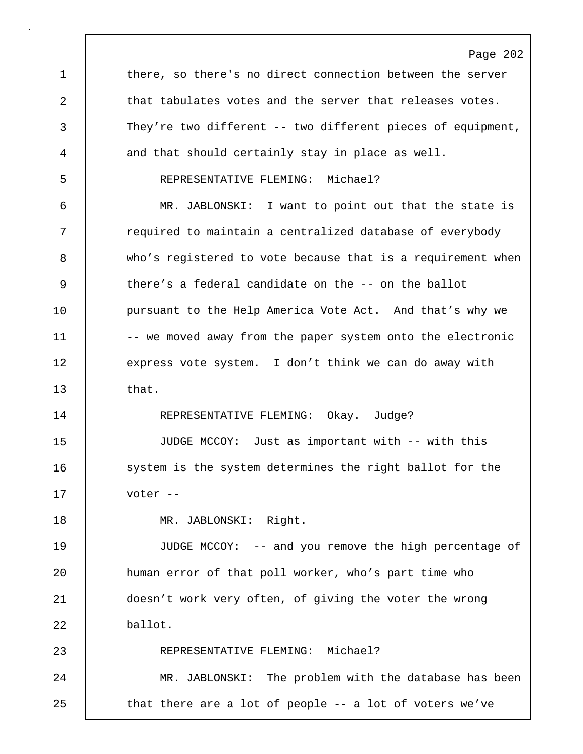there, so there's no direct connection between the server that tabulates votes and the server that releases votes. They’re two different -- two different pieces of equipment, and that should certainly stay in place as well.

REPRESENTATIVE FLEMING: Michael?

MR. JABLONSKI: I want to point out that the state is required to maintain a centralized database of everybody who’s registered to vote because that is a requirement when there’s a federal candidate on the -- on the ballot pursuant to the Help America Vote Act. And that’s why we -- we moved away from the paper system onto the electronic express vote system. I don’t think we can do away with that.

REPRESENTATIVE FLEMING: Okay. Judge?

JUDGE MCCOY: Just as important with -- with this system is the system determines the right ballot for the voter --

MR. JABLONSKI: Right.

JUDGE MCCOY: -- and you remove the high percentage of human error of that poll worker, who’s part time who doesn’t work very often, of giving the voter the wrong ballot.

REPRESENTATIVE FLEMING: Michael?

MR. JABLONSKI: The problem with the database has been that there are a lot of people -- a lot of voters we’ve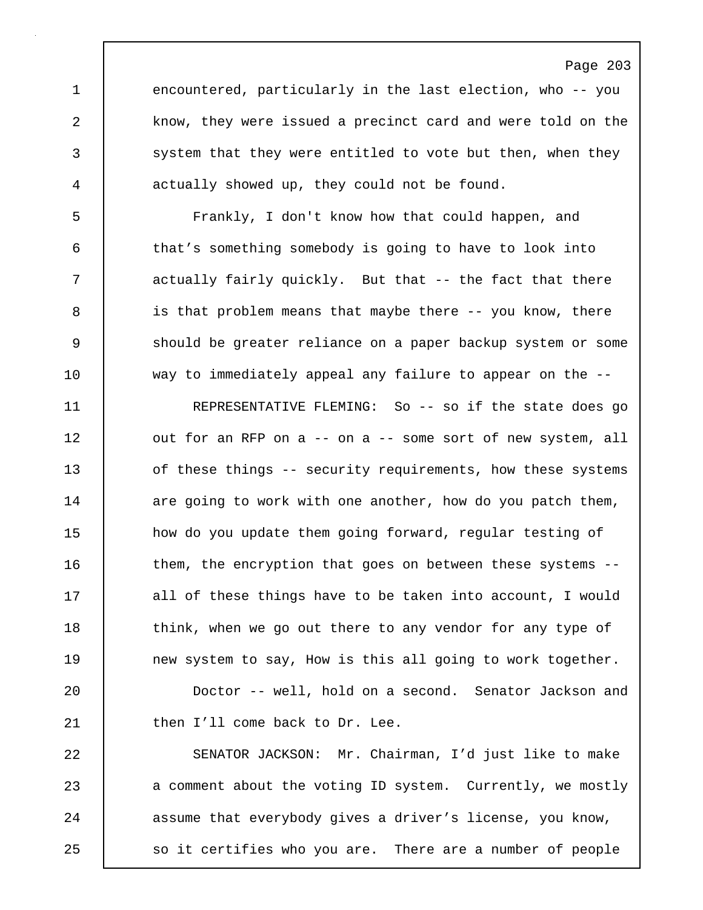encountered, particularly in the last election, who -- you know, they were issued a precinct card and were told on the system that they were entitled to vote but then, when they actually showed up, they could not be found.

Frankly, I don't know how that could happen, and that's something somebody is going to have to look into actually fairly quickly. But that -- the fact that there is that problem means that maybe there -- you know, there should be greater reliance on a paper backup system or some way to immediately appeal any failure to appear on the --

REPRESENTATIVE FLEMING: So -- so if the state does go out for an RFP on a -- on a -- some sort of new system, all of these things -- security requirements, how these systems are going to work with one another, how do you patch them, how do you update them going forward, regular testing of them, the encryption that goes on between these systems -- all of these things have to be taken into account, I would think, when we go out there to any vendor for any type of new system to say, How is this all going to work together.

Doctor -- well, hold on a second. Senator Jackson and then I'll come back to Dr. Lee.

SENATOR JACKSON: Mr. Chairman, I'd just like to make a comment about the voting ID system. Currently, we mostly assume that everybody gives a driver's license, you know, so it certifies who you are. There are a number of people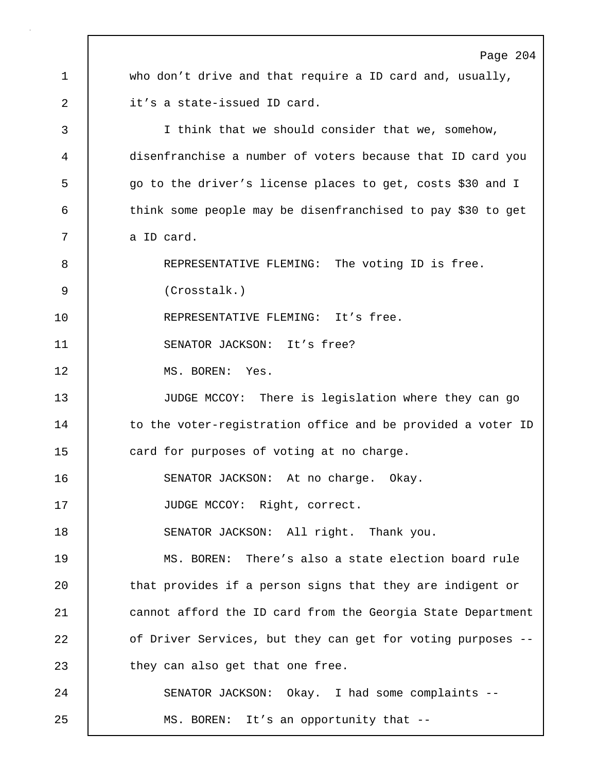who don't drive and that require a ID card and, usually, it's a state-issued ID card.

I think that we should consider that we, somehow, disenfranchise a number of voters because that ID card you go to the driver's license places to get, costs $30 and I think some people may be disenfranchised to pay $30 to get a ID card.

REPRESENTATIVE FLEMING: The voting ID is free.

(Crosstalk.)

REPRESENTATIVE FLEMING: It's free.

SENATOR JACKSON: It's free?

MS. BOREN: Yes.

JUDGE MCCOY: There is legislation where they can go to the voter-registration office and be provided a voter ID card for purposes of voting at no charge.

SENATOR JACKSON: At no charge. Okay.

JUDGE MCCOY: Right, correct.

SENATOR JACKSON: All right. Thank you.

MS. BOREN: There's also a state election board rule that provides if a person signs that they are indigent or cannot afford the ID card from the Georgia State Department of Driver Services, but they can get for voting purposes -- they can also get that one free.

SENATOR JACKSON: Okay. I had some complaints --

MS. BOREN: It's an opportunity that --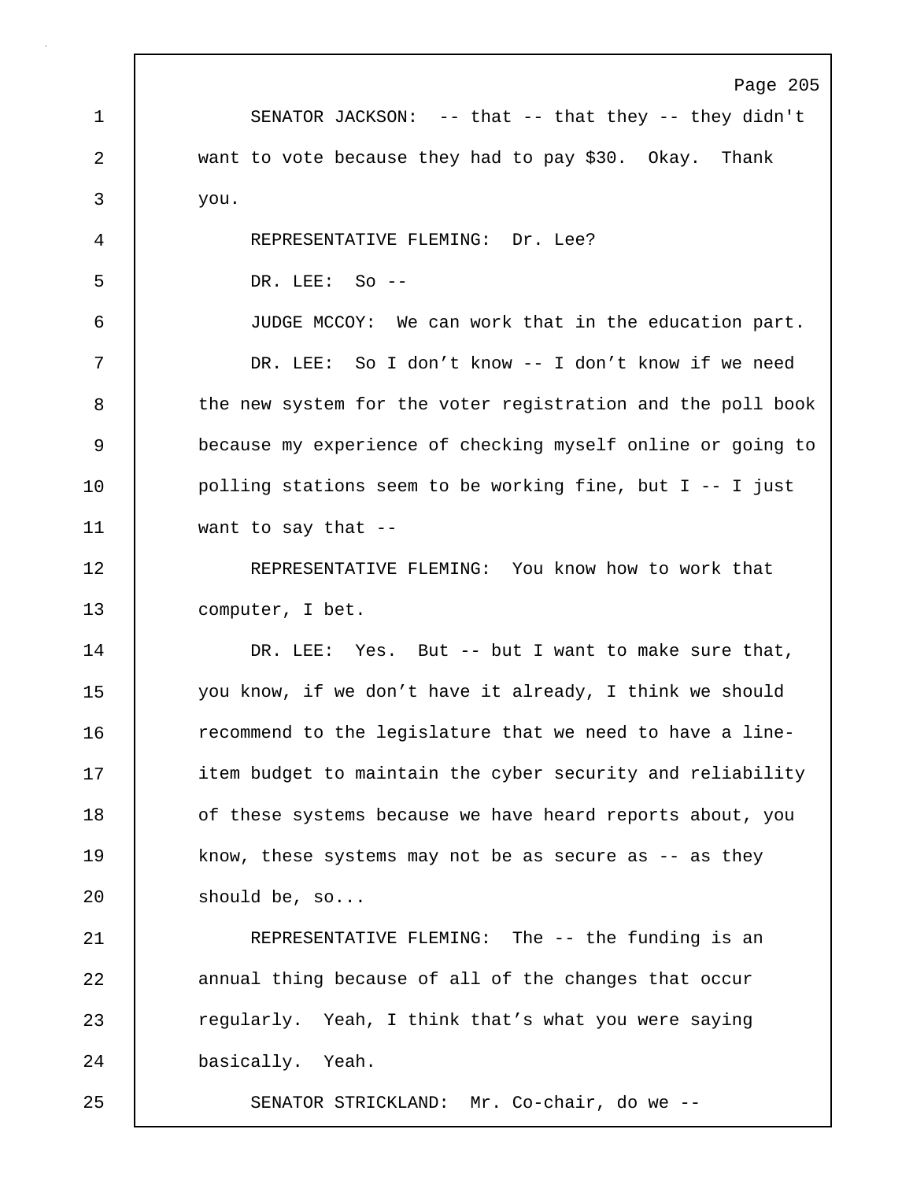SENATOR JACKSON: -- that -- that they -- they didn't want to vote because they had to pay $30. Okay. Thank you.

REPRESENTATIVE FLEMING: Dr. Lee?

DR. LEE: So --

JUDGE MCCOY: We can work that in the education part.

DR. LEE: So I don’t know -- I don’t know if we need the new system for the voter registration and the poll book because my experience of checking myself online or going to polling stations seem to be working fine, but I -- I just want to say that --

REPRESENTATIVE FLEMING: You know how to work that computer, I bet.

DR. LEE: Yes. But -- but I want to make sure that, you know, if we don’t have it already, I think we should recommend to the legislature that we need to have a line-item budget to maintain the cyber security and reliability of these systems because we have heard reports about, you know, these systems may not be as secure as -- as they should be, so...

REPRESENTATIVE FLEMING: The -- the funding is an annual thing because of all of the changes that occur regularly. Yeah, I think that’s what you were saying basically. Yeah.

SENATOR STRICKLAND: Mr. Co-chair, do we --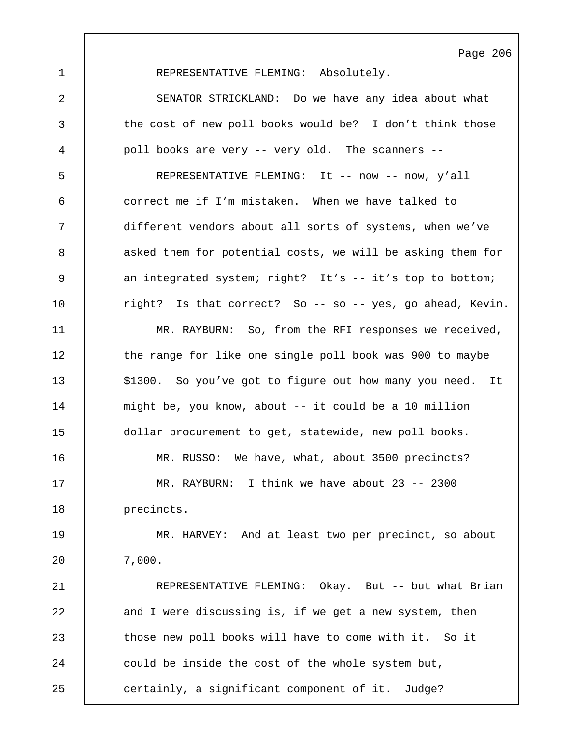REPRESENTATIVE FLEMING: Absolutely.

SENATOR STRICKLAND: Do we have any idea about what the cost of new poll books would be? I don't think those poll books are very -- very old. The scanners --

REPRESENTATIVE FLEMING: It -- now -- now, y'all correct me if I'm mistaken. When we have talked to different vendors about all sorts of systems, when we've asked them for potential costs, we will be asking them for an integrated system; right? It's -- it's top to bottom; right? Is that correct? So -- so -- yes, go ahead, Kevin.

MR. RAYBURN: So, from the RFI responses we received, the range for like one single poll book was 900 to maybe $1300. So you've got to figure out how many you need. It might be, you know, about -- it could be a 10 million dollar procurement to get, statewide, new poll books.

MR. RUSSO: We have, what, about 3500 precincts?

MR. RAYBURN: I think we have about 23 -- 2300 precincts.

MR. HARVEY: And at least two per precinct, so about 7,000.

REPRESENTATIVE FLEMING: Okay. But -- but what Brian and I were discussing is, if we get a new system, then those new poll books will have to come with it. So it could be inside the cost of the whole system but, certainly, a significant component of it. Judge?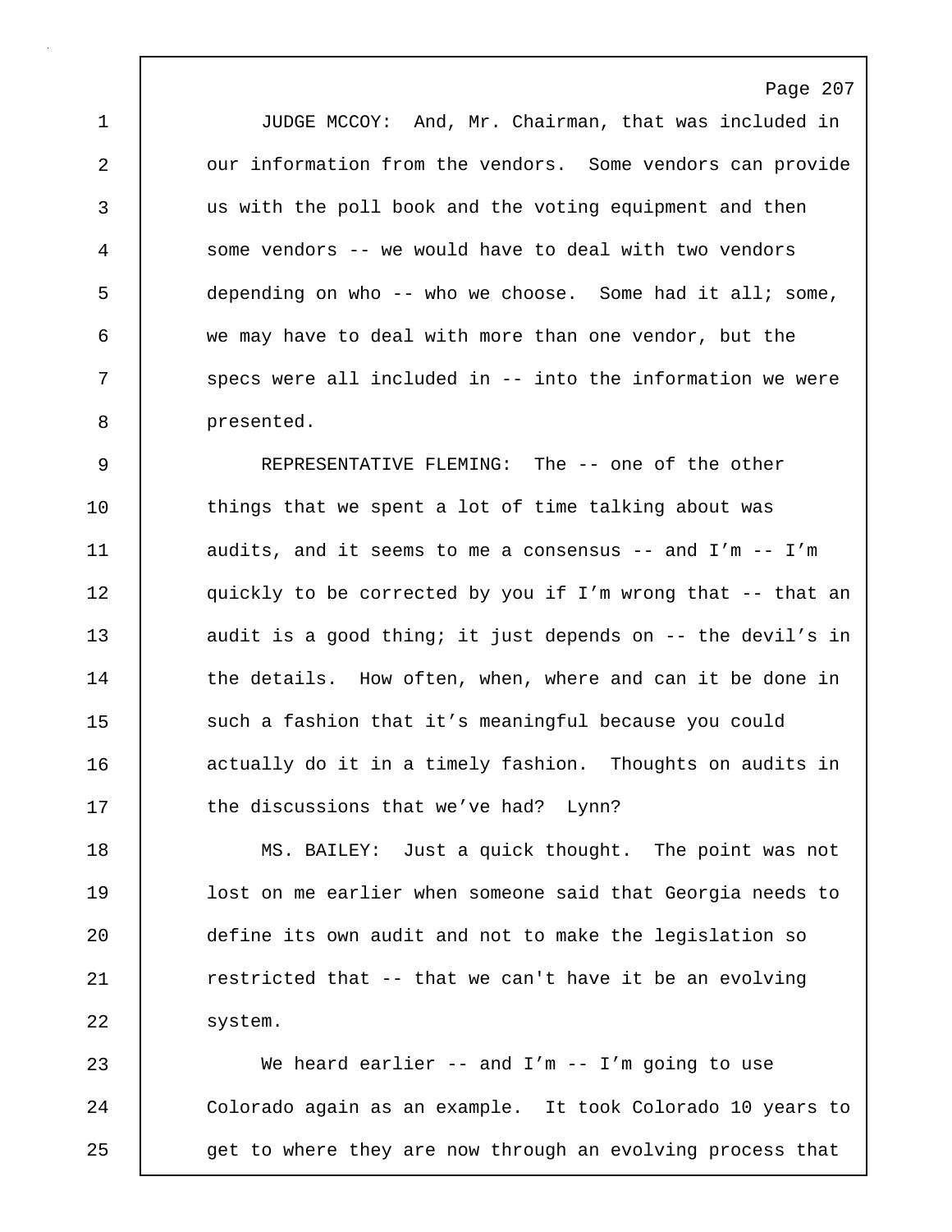JUDGE MCCOY: And, Mr. Chairman, that was included in our information from the vendors. Some vendors can provide us with the poll book and the voting equipment and then some vendors -- we would have to deal with two vendors depending on who -- who we choose. Some had it all; some, we may have to deal with more than one vendor, but the specs were all included in -- into the information we were presented.

REPRESENTATIVE FLEMING: The -- one of the other things that we spent a lot of time talking about was audits, and it seems to me a consensus -- and I'm -- I'm quickly to be corrected by you if I'm wrong that -- that an audit is a good thing; it just depends on -- the devil's in the details. How often, when, where and can it be done in such a fashion that it's meaningful because you could actually do it in a timely fashion. Thoughts on audits in the discussions that we've had? Lynn?

MS. BAILEY: Just a quick thought. The point was not lost on me earlier when someone said that Georgia needs to define its own audit and not to make the legislation so restricted that -- that we can't have it be an evolving system.

We heard earlier -- and I'm -- I'm going to use Colorado again as an example. It took Colorado 10 years to get to where they are now through an evolving process that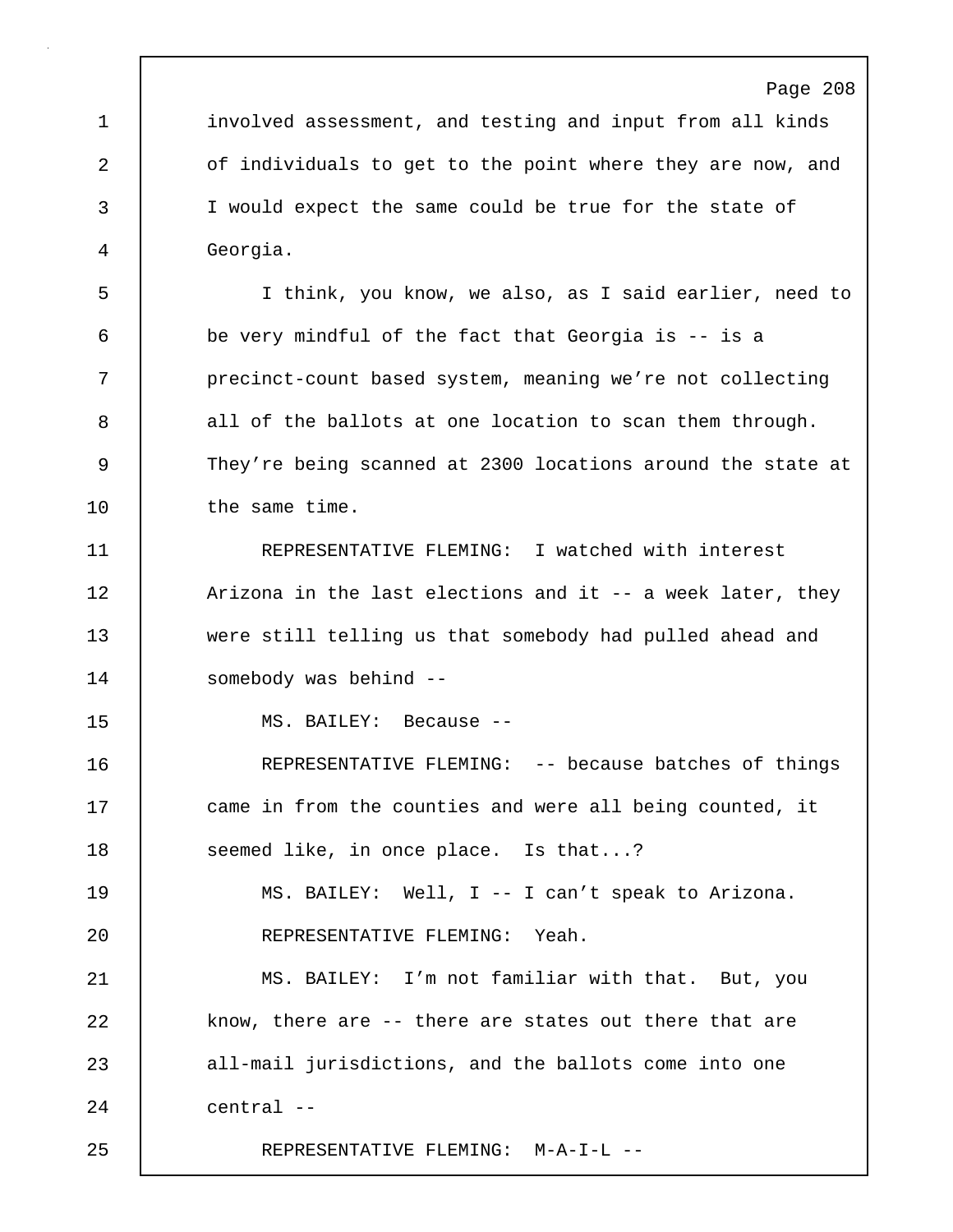involved assessment, and testing and input from all kinds of individuals to get to the point where they are now, and I would expect the same could be true for the state of Georgia.

I think, you know, we also, as I said earlier, need to be very mindful of the fact that Georgia is -- is a precinct-count based system, meaning we're not collecting all of the ballots at one location to scan them through. They're being scanned at 2300 locations around the state at the same time.

REPRESENTATIVE FLEMING: I watched with interest Arizona in the last elections and it -- a week later, they were still telling us that somebody had pulled ahead and somebody was behind --

MS. BAILEY: Because --

REPRESENTATIVE FLEMING: -- because batches of things came in from the counties and were all being counted, it seemed like, in once place. Is that...?

MS. BAILEY: Well, I -- I can't speak to Arizona.

REPRESENTATIVE FLEMING: Yeah.

MS. BAILEY: I'm not familiar with that. But, you know, there are -- there are states out there that are all-mail jurisdictions, and the ballots come into one central --

REPRESENTATIVE FLEMING: M-A-I-L --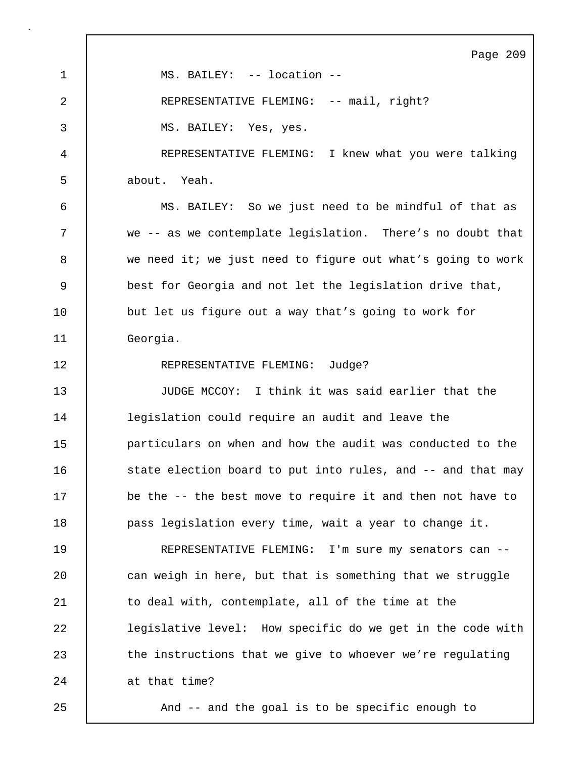MS. BAILEY: -- location --

REPRESENTATIVE FLEMING: -- mail, right?

MS. BAILEY: Yes, yes.

REPRESENTATIVE FLEMING: I knew what you were talking about. Yeah.

MS. BAILEY: So we just need to be mindful of that as we -- as we contemplate legislation. There's no doubt that we need it; we just need to figure out what's going to work best for Georgia and not let the legislation drive that, but let us figure out a way that's going to work for Georgia.

REPRESENTATIVE FLEMING: Judge?

JUDGE MCCOY: I think it was said earlier that the legislation could require an audit and leave the particulars on when and how the audit was conducted to the state election board to put into rules, and -- and that may be the -- the best move to require it and then not have to pass legislation every time, wait a year to change it.

REPRESENTATIVE FLEMING: I'm sure my senators can -- can weigh in here, but that is something that we struggle to deal with, contemplate, all of the time at the legislative level: How specific do we get in the code with the instructions that we give to whoever we're regulating at that time?

And -- and the goal is to be specific enough to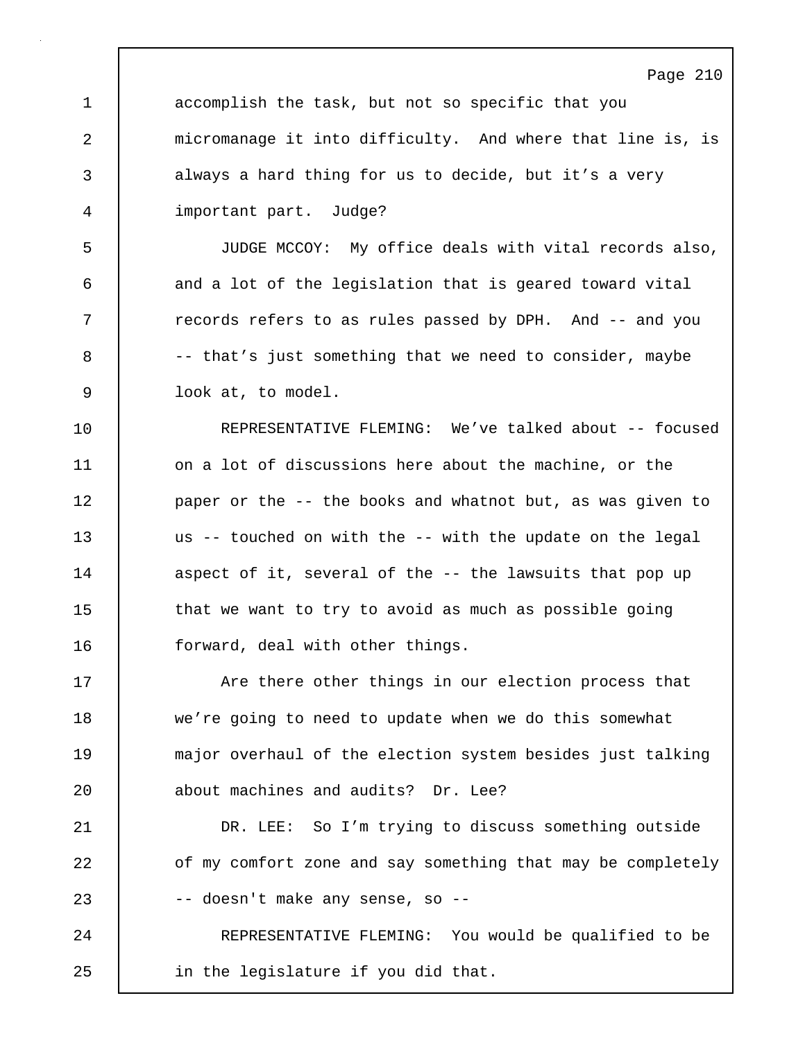accomplish the task, but not so specific that you micromanage it into difficulty. And where that line is, is always a hard thing for us to decide, but it's a very important part. Judge?

JUDGE MCCOY: My office deals with vital records also, and a lot of the legislation that is geared toward vital records refers to as rules passed by DPH. And -- and you -- that's just something that we need to consider, maybe look at, to model.

REPRESENTATIVE FLEMING: We've talked about -- focused on a lot of discussions here about the machine, or the paper or the -- the books and whatnot but, as was given to us -- touched on with the -- with the update on the legal aspect of it, several of the -- the lawsuits that pop up that we want to try to avoid as much as possible going forward, deal with other things.

Are there other things in our election process that we're going to need to update when we do this somewhat major overhaul of the election system besides just talking about machines and audits? Dr. Lee?

DR. LEE: So I'm trying to discuss something outside of my comfort zone and say something that may be completely -- doesn't make any sense, so --

REPRESENTATIVE FLEMING: You would be qualified to be in the legislature if you did that.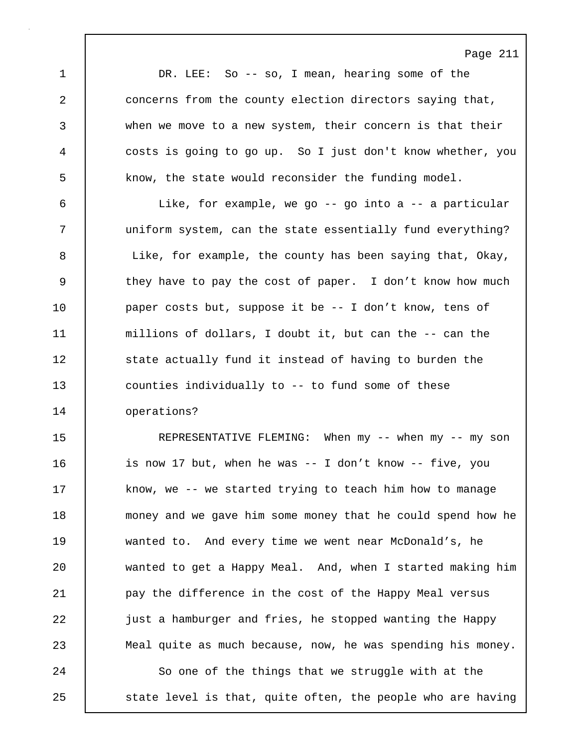DR. LEE: So -- so, I mean, hearing some of the concerns from the county election directors saying that, when we move to a new system, their concern is that their costs is going to go up. So I just don't know whether, you know, the state would reconsider the funding model.

Like, for example, we go -- go into a -- a particular uniform system, can the state essentially fund everything? Like, for example, the county has been saying that, Okay, they have to pay the cost of paper. I don’t know how much paper costs but, suppose it be -- I don’t know, tens of millions of dollars, I doubt it, but can the -- can the state actually fund it instead of having to burden the counties individually to -- to fund some of these operations?

REPRESENTATIVE FLEMING: When my -- when my -- my son is now 17 but, when he was -- I don’t know -- five, you know, we -- we started trying to teach him how to manage money and we gave him some money that he could spend how he wanted to. And every time we went near McDonald’s, he wanted to get a Happy Meal. And, when I started making him pay the difference in the cost of the Happy Meal versus just a hamburger and fries, he stopped wanting the Happy Meal quite as much because, now, he was spending his money.

So one of the things that we struggle with at the state level is that, quite often, the people who are having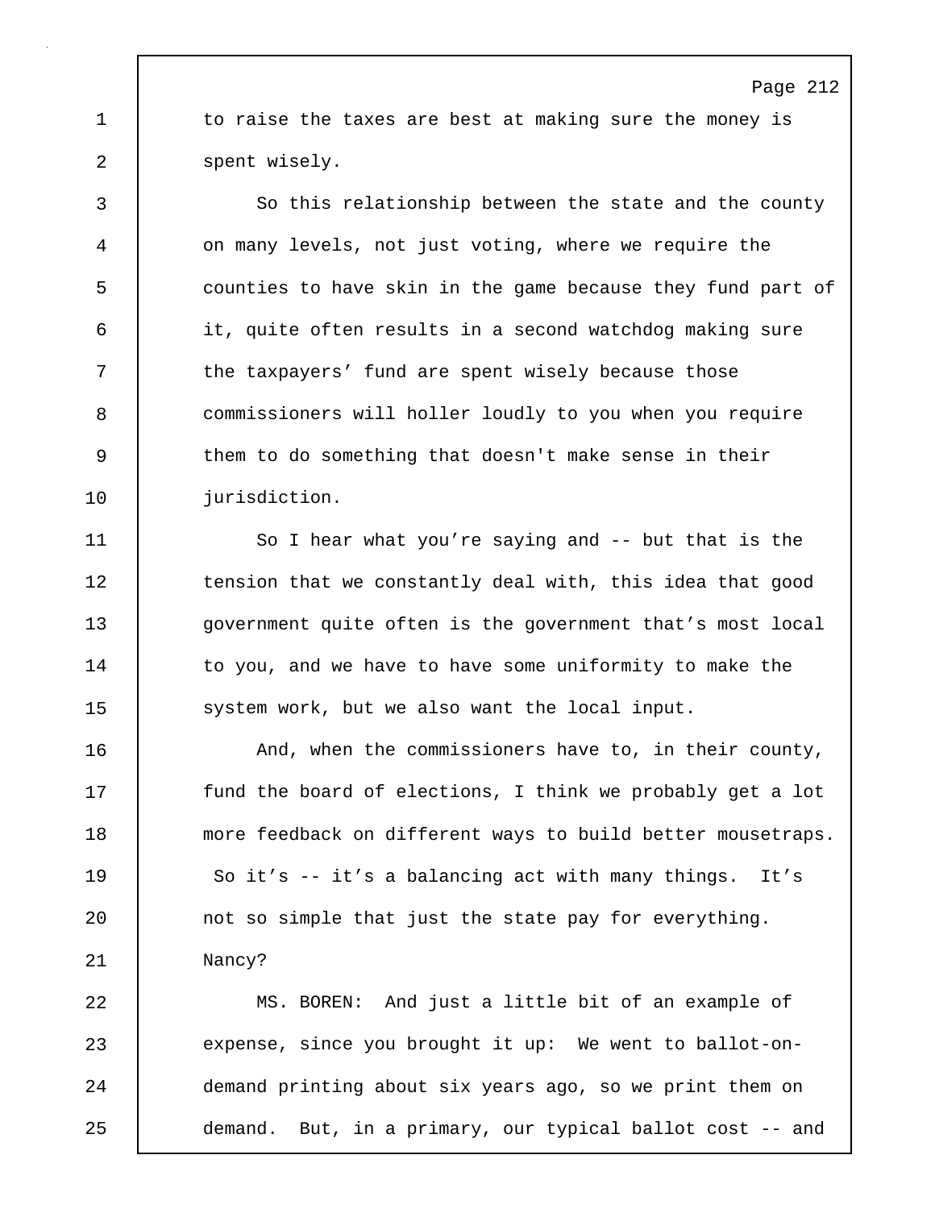to raise the taxes are best at making sure the money is spent wisely.

So this relationship between the state and the county on many levels, not just voting, where we require the counties to have skin in the game because they fund part of it, quite often results in a second watchdog making sure the taxpayers' fund are spent wisely because those commissioners will holler loudly to you when you require them to do something that doesn't make sense in their jurisdiction.

So I hear what you're saying and -- but that is the tension that we constantly deal with, this idea that good government quite often is the government that's most local to you, and we have to have some uniformity to make the system work, but we also want the local input.

And, when the commissioners have to, in their county, fund the board of elections, I think we probably get a lot more feedback on different ways to build better mousetraps. So it's -- it's a balancing act with many things. It's not so simple that just the state pay for everything. Nancy?

MS. BOREN: And just a little bit of an example of expense, since you brought it up: We went to ballot-on-demand printing about six years ago, so we print them on demand. But, in a primary, our typical ballot cost -- and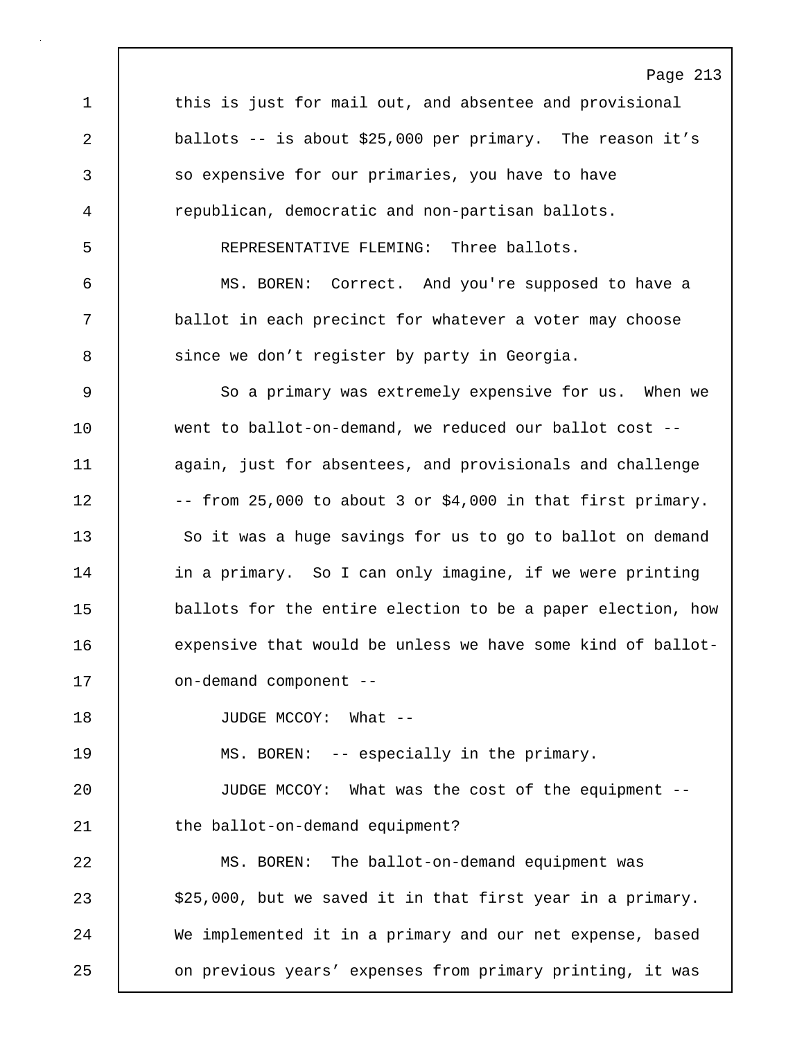this is just for mail out, and absentee and provisional ballots -- is about $25,000 per primary. The reason it’s so expensive for our primaries, you have to have republican, democratic and non-partisan ballots.

REPRESENTATIVE FLEMING: Three ballots.

MS. BOREN: Correct. And you're supposed to have a ballot in each precinct for whatever a voter may choose since we don’t register by party in Georgia.

So a primary was extremely expensive for us. When we went to ballot-on-demand, we reduced our ballot cost -- again, just for absentees, and provisionals and challenge -- from 25,000 to about 3 or $4,000 in that first primary. So it was a huge savings for us to go to ballot on demand in a primary. So I can only imagine, if we were printing ballots for the entire election to be a paper election, how expensive that would be unless we have some kind of ballot-on-demand component --

JUDGE MCCOY: What --

MS. BOREN: -- especially in the primary.

JUDGE MCCOY: What was the cost of the equipment -- the ballot-on-demand equipment?

MS. BOREN: The ballot-on-demand equipment was $25,000, but we saved it in that first year in a primary. We implemented it in a primary and our net expense, based on previous years’ expenses from primary printing, it was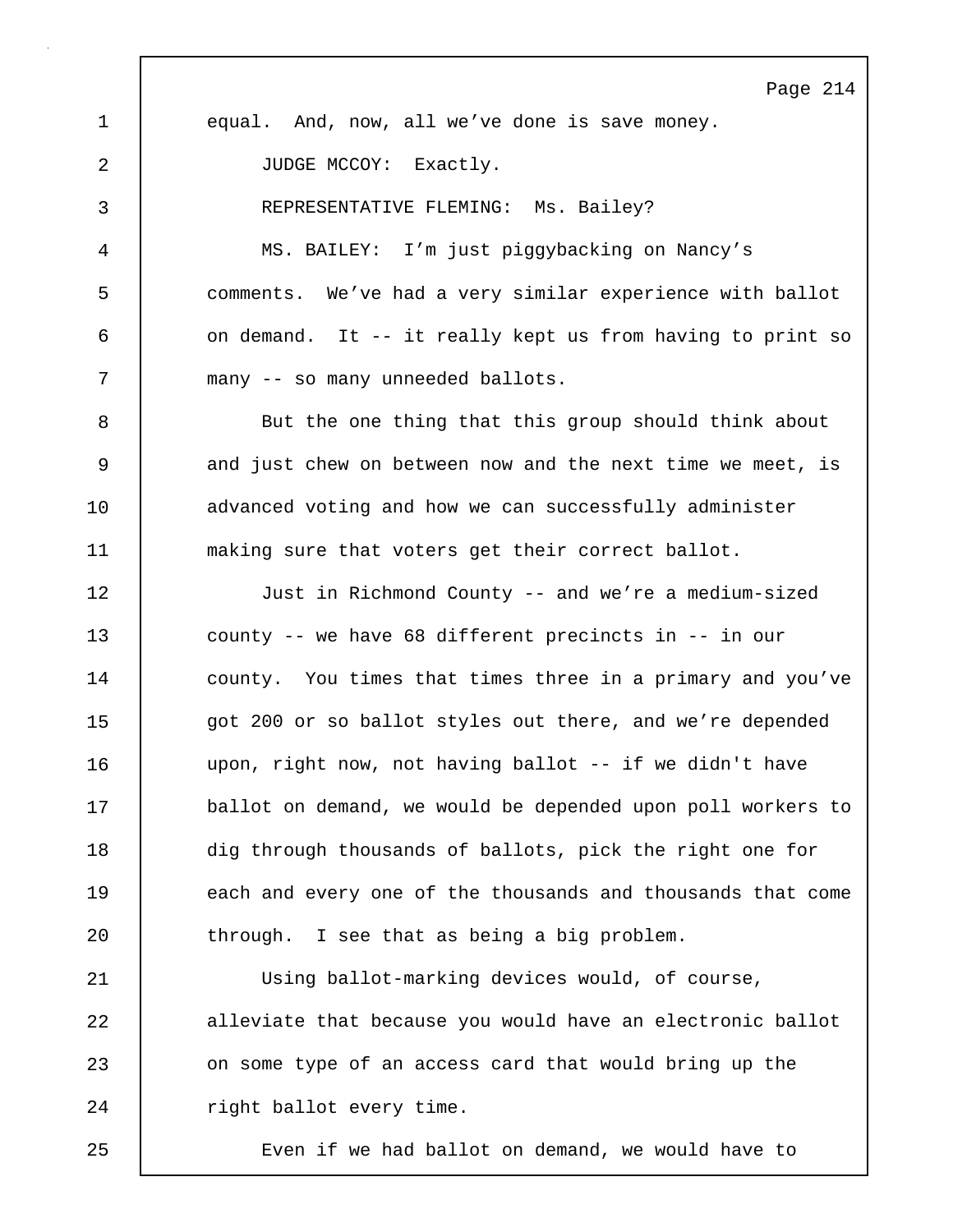equal. And, now, all we've done is save money.

JUDGE MCCOY: Exactly.

REPRESENTATIVE FLEMING: Ms. Bailey?

MS. BAILEY: I'm just piggybacking on Nancy's comments. We've had a very similar experience with ballot on demand. It -- it really kept us from having to print so many -- so many unneeded ballots.

But the one thing that this group should think about and just chew on between now and the next time we meet, is advanced voting and how we can successfully administer making sure that voters get their correct ballot.

Just in Richmond County -- and we're a medium-sized county -- we have 68 different precincts in -- in our county. You times that times three in a primary and you've got 200 or so ballot styles out there, and we're depended upon, right now, not having ballot -- if we didn't have ballot on demand, we would be depended upon poll workers to dig through thousands of ballots, pick the right one for each and every one of the thousands and thousands that come through. I see that as being a big problem.

Using ballot-marking devices would, of course, alleviate that because you would have an electronic ballot on some type of an access card that would bring up the right ballot every time.

Even if we had ballot on demand, we would have to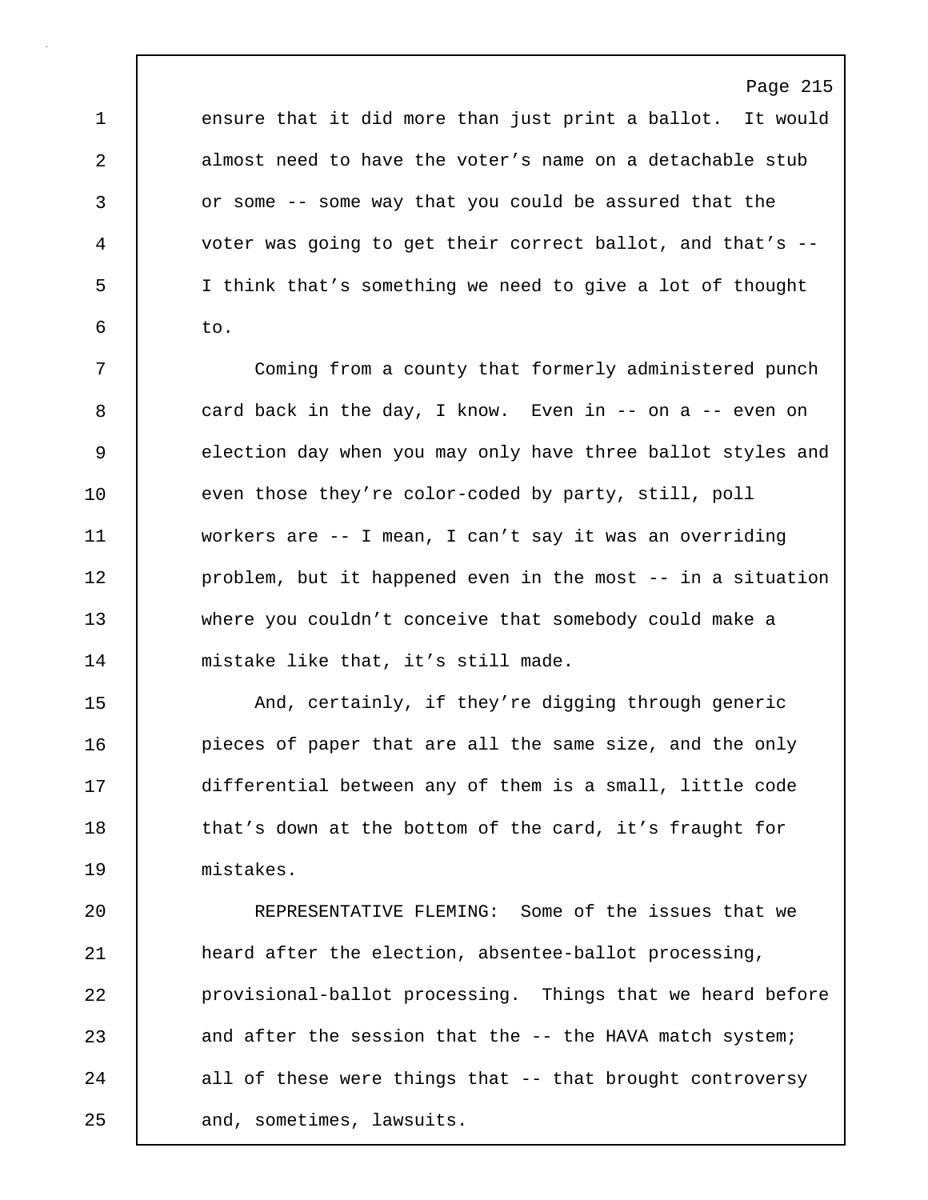ensure that it did more than just print a ballot. It would almost need to have the voter's name on a detachable stub or some -- some way that you could be assured that the voter was going to get their correct ballot, and that's -- I think that's something we need to give a lot of thought to.

Coming from a county that formerly administered punch card back in the day, I know. Even in -- on a -- even on election day when you may only have three ballot styles and even those they're color-coded by party, still, poll workers are -- I mean, I can't say it was an overriding problem, but it happened even in the most -- in a situation where you couldn't conceive that somebody could make a mistake like that, it's still made.

And, certainly, if they're digging through generic pieces of paper that are all the same size, and the only differential between any of them is a small, little code that's down at the bottom of the card, it's fraught for mistakes.

REPRESENTATIVE FLEMING: Some of the issues that we heard after the election, absentee-ballot processing, provisional-ballot processing. Things that we heard before and after the session that the -- the HAVA match system; all of these were things that -- that brought controversy and, sometimes, lawsuits.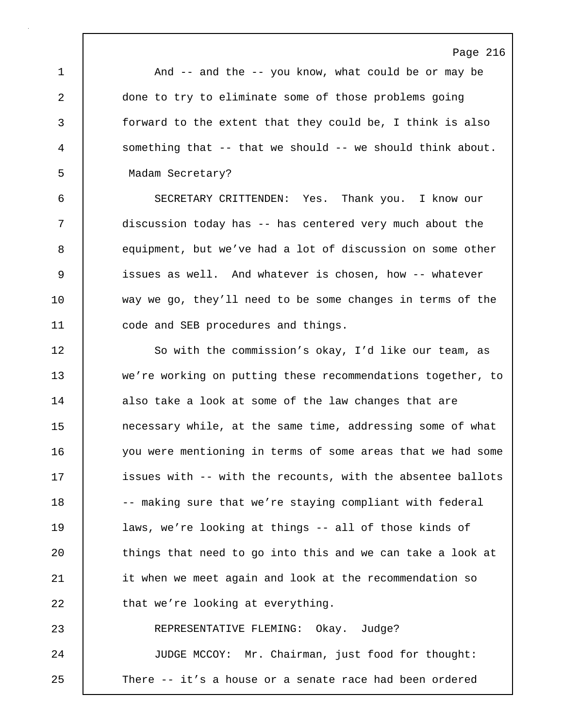And -- and the -- you know, what could be or may be done to try to eliminate some of those problems going forward to the extent that they could be, I think is also something that -- that we should -- we should think about. Madam Secretary?

SECRETARY CRITTENDEN: Yes. Thank you. I know our discussion today has -- has centered very much about the equipment, but we've had a lot of discussion on some other issues as well. And whatever is chosen, how -- whatever way we go, they'll need to be some changes in terms of the code and SEB procedures and things.

So with the commission's okay, I'd like our team, as we're working on putting these recommendations together, to also take a look at some of the law changes that are necessary while, at the same time, addressing some of what you were mentioning in terms of some areas that we had some issues with -- with the recounts, with the absentee ballots -- making sure that we're staying compliant with federal laws, we're looking at things -- all of those kinds of things that need to go into this and we can take a look at it when we meet again and look at the recommendation so that we're looking at everything.

REPRESENTATIVE FLEMING: Okay. Judge?

JUDGE MCCOY: Mr. Chairman, just food for thought: There -- it's a house or a senate race had been ordered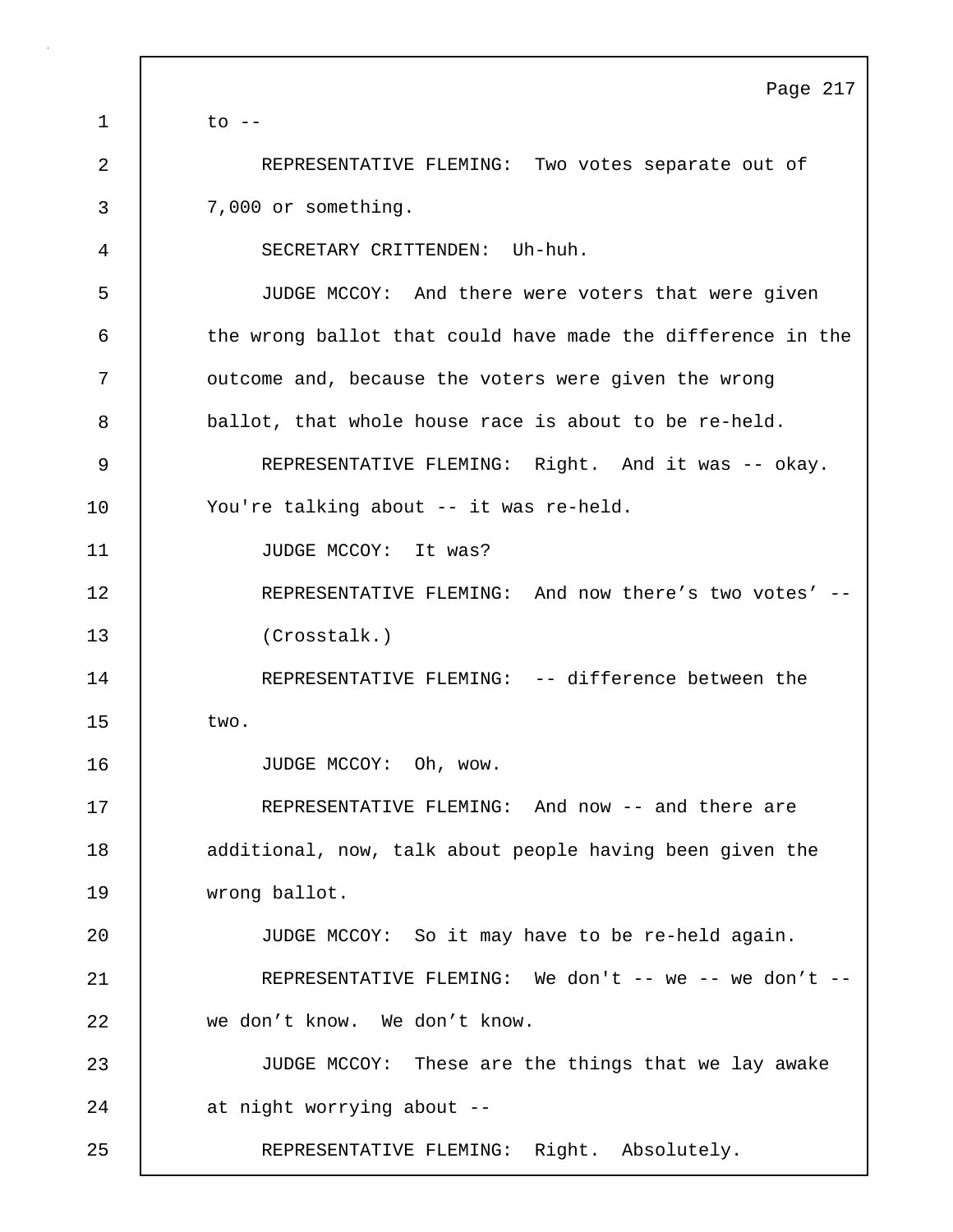to --

REPRESENTATIVE FLEMING: Two votes separate out of 7,000 or something.

SECRETARY CRITTENDEN: Uh-huh.

JUDGE MCCOY: And there were voters that were given the wrong ballot that could have made the difference in the outcome and, because the voters were given the wrong ballot, that whole house race is about to be re-held.

REPRESENTATIVE FLEMING: Right. And it was -- okay. You're talking about -- it was re-held.

JUDGE MCCOY: It was?

REPRESENTATIVE FLEMING: And now there’s two votes’ --

(Crosstalk.)

REPRESENTATIVE FLEMING: -- difference between the two.

JUDGE MCCOY: Oh, wow.

REPRESENTATIVE FLEMING: And now -- and there are additional, now, talk about people having been given the wrong ballot.

JUDGE MCCOY: So it may have to be re-held again.

REPRESENTATIVE FLEMING: We don't -- we -- we don’t -- we don’t know. We don’t know.

JUDGE MCCOY: These are the things that we lay awake at night worrying about --

REPRESENTATIVE FLEMING: Right. Absolutely.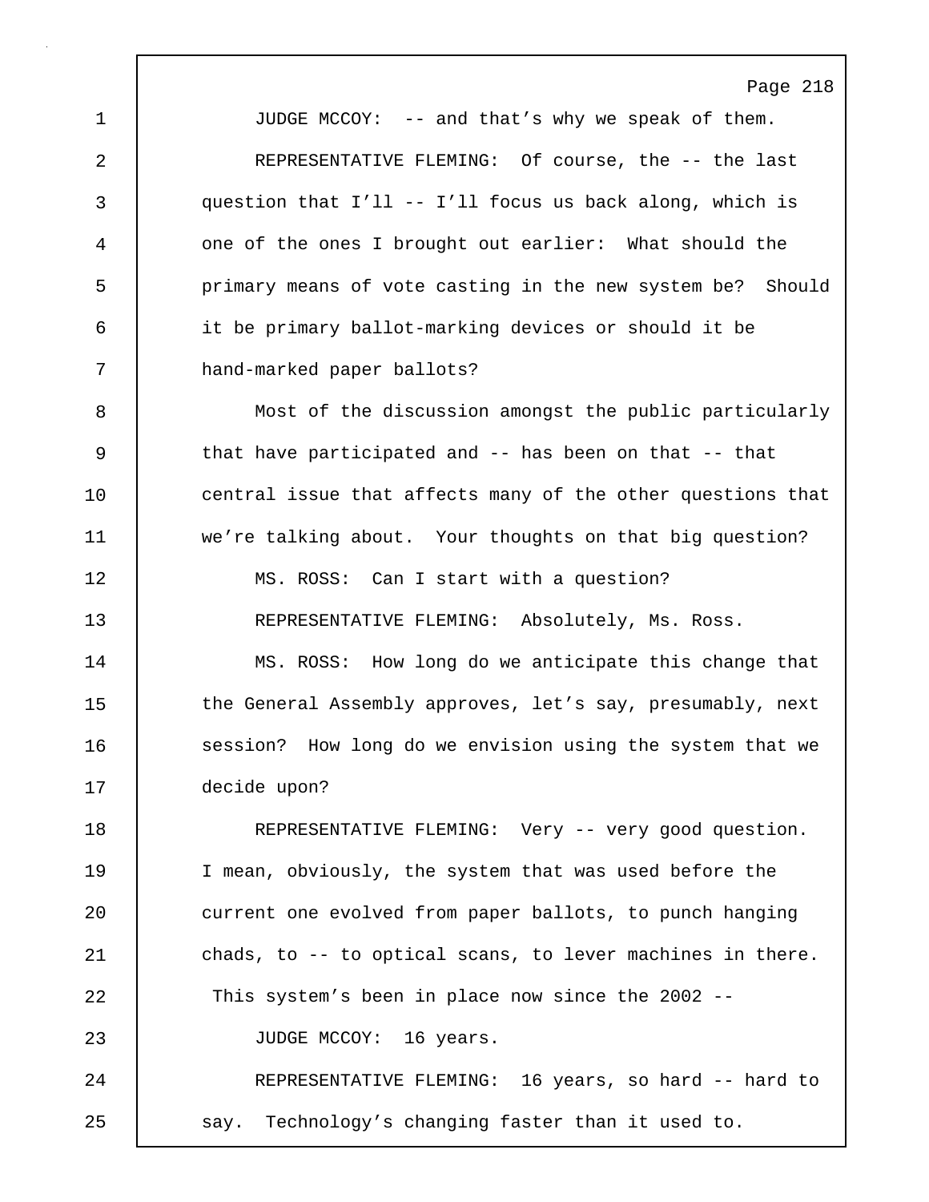JUDGE MCCOY: -- and that's why we speak of them.

REPRESENTATIVE FLEMING: Of course, the -- the last question that I'll -- I'll focus us back along, which is one of the ones I brought out earlier: What should the primary means of vote casting in the new system be? Should it be primary ballot-marking devices or should it be hand-marked paper ballots?

Most of the discussion amongst the public particularly that have participated and -- has been on that -- that central issue that affects many of the other questions that we're talking about. Your thoughts on that big question?

MS. ROSS: Can I start with a question?

REPRESENTATIVE FLEMING: Absolutely, Ms. Ross.

MS. ROSS: How long do we anticipate this change that the General Assembly approves, let's say, presumably, next session? How long do we envision using the system that we decide upon?

REPRESENTATIVE FLEMING: Very -- very good question. I mean, obviously, the system that was used before the current one evolved from paper ballots, to punch hanging chads, to -- to optical scans, to lever machines in there. This system's been in place now since the 2002 --

JUDGE MCCOY: 16 years.

REPRESENTATIVE FLEMING: 16 years, so hard -- hard to say. Technology's changing faster than it used to.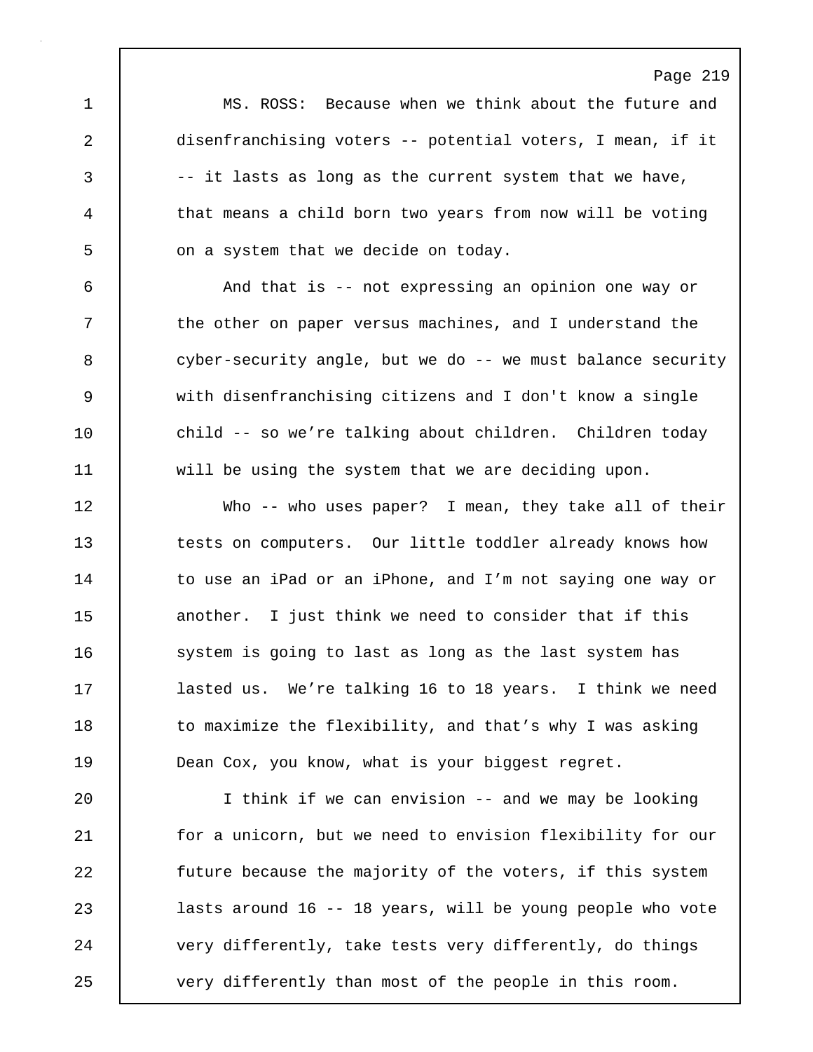MS. ROSS: Because when we think about the future and disenfranchising voters -- potential voters, I mean, if it -- it lasts as long as the current system that we have, that means a child born two years from now will be voting on a system that we decide on today.

And that is -- not expressing an opinion one way or the other on paper versus machines, and I understand the cyber-security angle, but we do -- we must balance security with disenfranchising citizens and I don't know a single child -- so we're talking about children. Children today will be using the system that we are deciding upon.

Who -- who uses paper? I mean, they take all of their tests on computers. Our little toddler already knows how to use an iPad or an iPhone, and I'm not saying one way or another. I just think we need to consider that if this system is going to last as long as the last system has lasted us. We're talking 16 to 18 years. I think we need to maximize the flexibility, and that's why I was asking Dean Cox, you know, what is your biggest regret.

I think if we can envision -- and we may be looking for a unicorn, but we need to envision flexibility for our future because the majority of the voters, if this system lasts around 16 -- 18 years, will be young people who vote very differently, take tests very differently, do things very differently than most of the people in this room.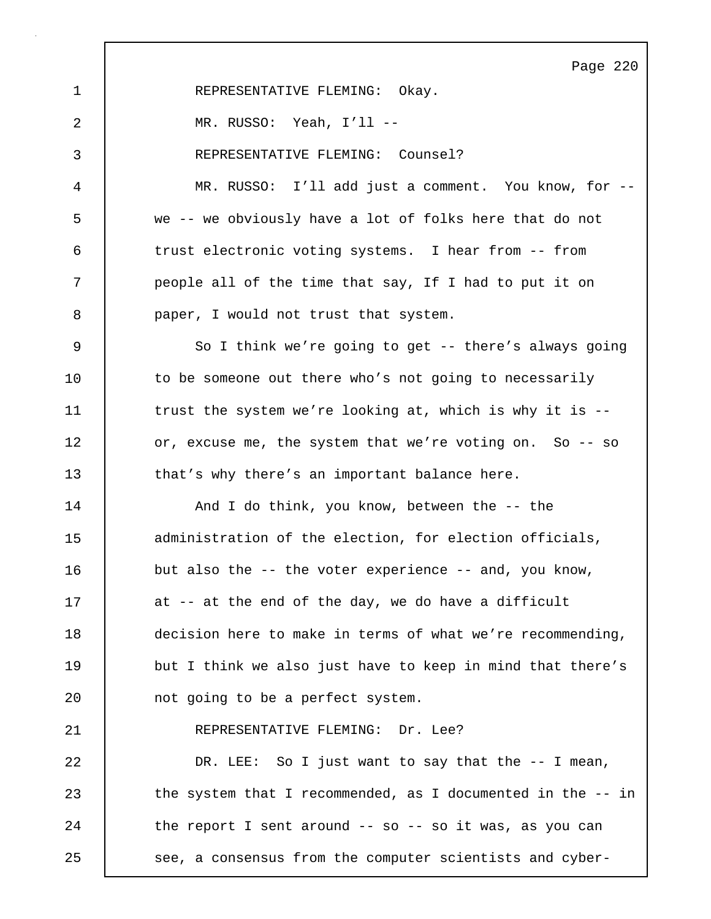REPRESENTATIVE FLEMING: Okay.

MR. RUSSO: Yeah, I'll --

REPRESENTATIVE FLEMING: Counsel?

MR. RUSSO: I'll add just a comment. You know, for -- we -- we obviously have a lot of folks here that do not trust electronic voting systems. I hear from -- from people all of the time that say, If I had to put it on paper, I would not trust that system.

So I think we're going to get -- there's always going to be someone out there who's not going to necessarily trust the system we're looking at, which is why it is -- or, excuse me, the system that we're voting on. So -- so that's why there's an important balance here.

And I do think, you know, between the -- the administration of the election, for election officials, but also the -- the voter experience -- and, you know, at -- at the end of the day, we do have a difficult decision here to make in terms of what we're recommending, but I think we also just have to keep in mind that there's not going to be a perfect system.

REPRESENTATIVE FLEMING: Dr. Lee?

DR. LEE: So I just want to say that the -- I mean, the system that I recommended, as I documented in the -- in the report I sent around -- so -- so it was, as you can see, a consensus from the computer scientists and cyber-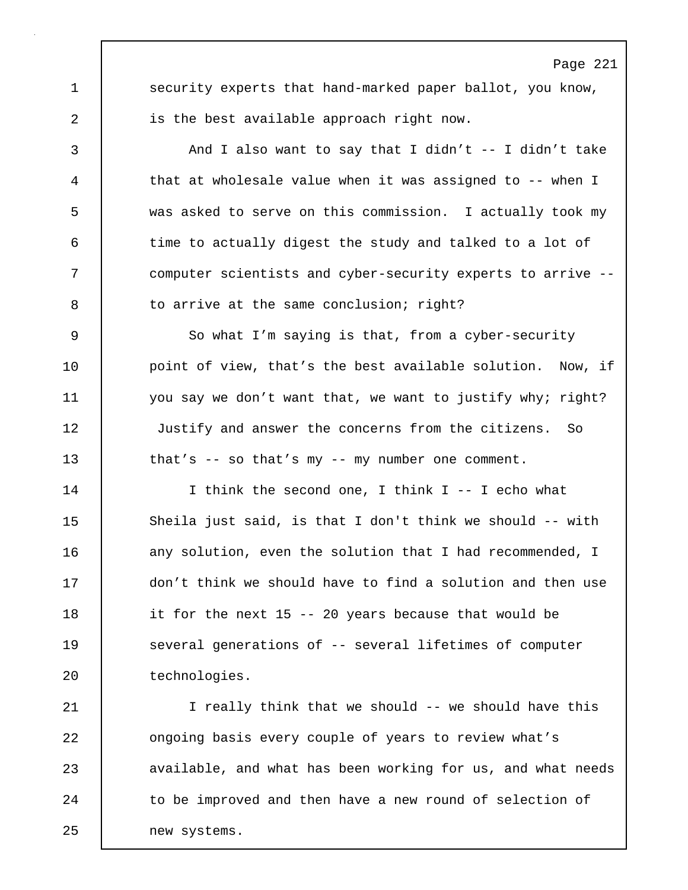security experts that hand-marked paper ballot, you know, is the best available approach right now.

And I also want to say that I didn't -- I didn't take that at wholesale value when it was assigned to -- when I was asked to serve on this commission. I actually took my time to actually digest the study and talked to a lot of computer scientists and cyber-security experts to arrive -- to arrive at the same conclusion; right?

So what I'm saying is that, from a cyber-security point of view, that's the best available solution. Now, if you say we don't want that, we want to justify why; right? Justify and answer the concerns from the citizens. So that's -- so that's my -- my number one comment.

I think the second one, I think I -- I echo what Sheila just said, is that I don't think we should -- with any solution, even the solution that I had recommended, I don't think we should have to find a solution and then use it for the next 15 -- 20 years because that would be several generations of -- several lifetimes of computer technologies.

I really think that we should -- we should have this ongoing basis every couple of years to review what's available, and what has been working for us, and what needs to be improved and then have a new round of selection of new systems.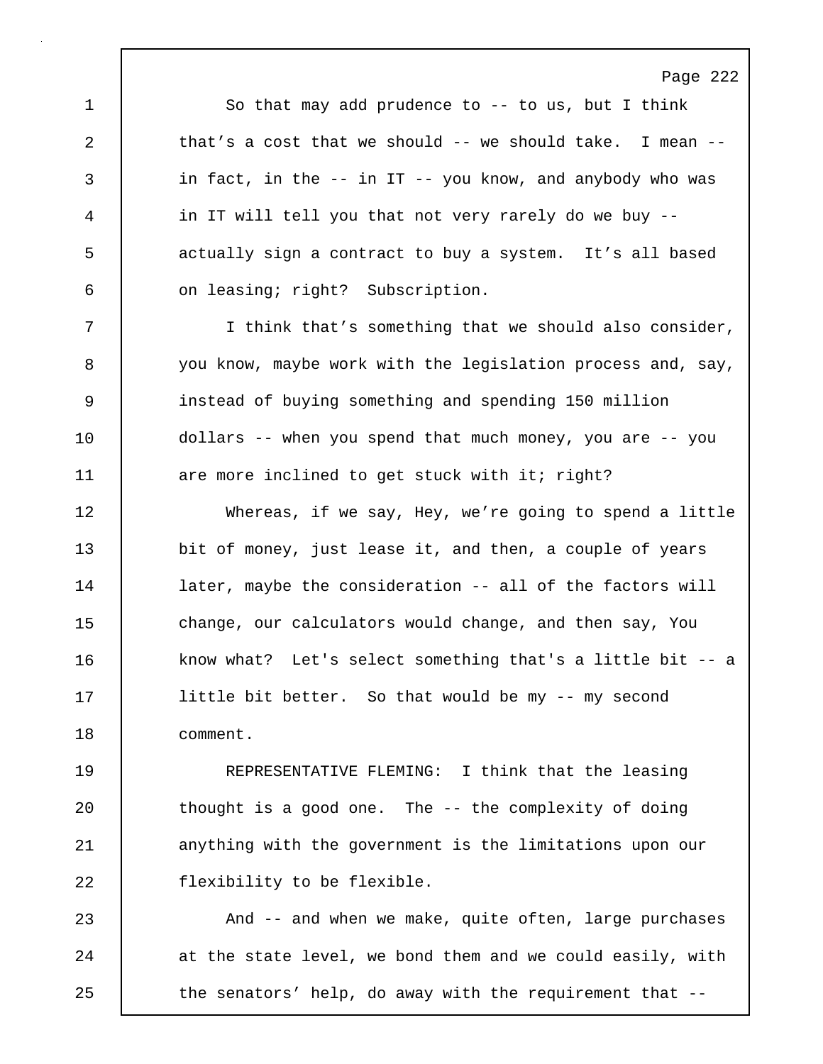So that may add prudence to -- to us, but I think that's a cost that we should -- we should take. I mean -- in fact, in the -- in IT -- you know, and anybody who was in IT will tell you that not very rarely do we buy -- actually sign a contract to buy a system. It's all based on leasing; right? Subscription.

I think that's something that we should also consider, you know, maybe work with the legislation process and, say, instead of buying something and spending 150 million dollars -- when you spend that much money, you are -- you are more inclined to get stuck with it; right?

Whereas, if we say, Hey, we're going to spend a little bit of money, just lease it, and then, a couple of years later, maybe the consideration -- all of the factors will change, our calculators would change, and then say, You know what? Let's select something that's a little bit -- a little bit better. So that would be my -- my second comment.

REPRESENTATIVE FLEMING: I think that the leasing thought is a good one. The -- the complexity of doing anything with the government is the limitations upon our flexibility to be flexible.

And -- and when we make, quite often, large purchases at the state level, we bond them and we could easily, with the senators' help, do away with the requirement that --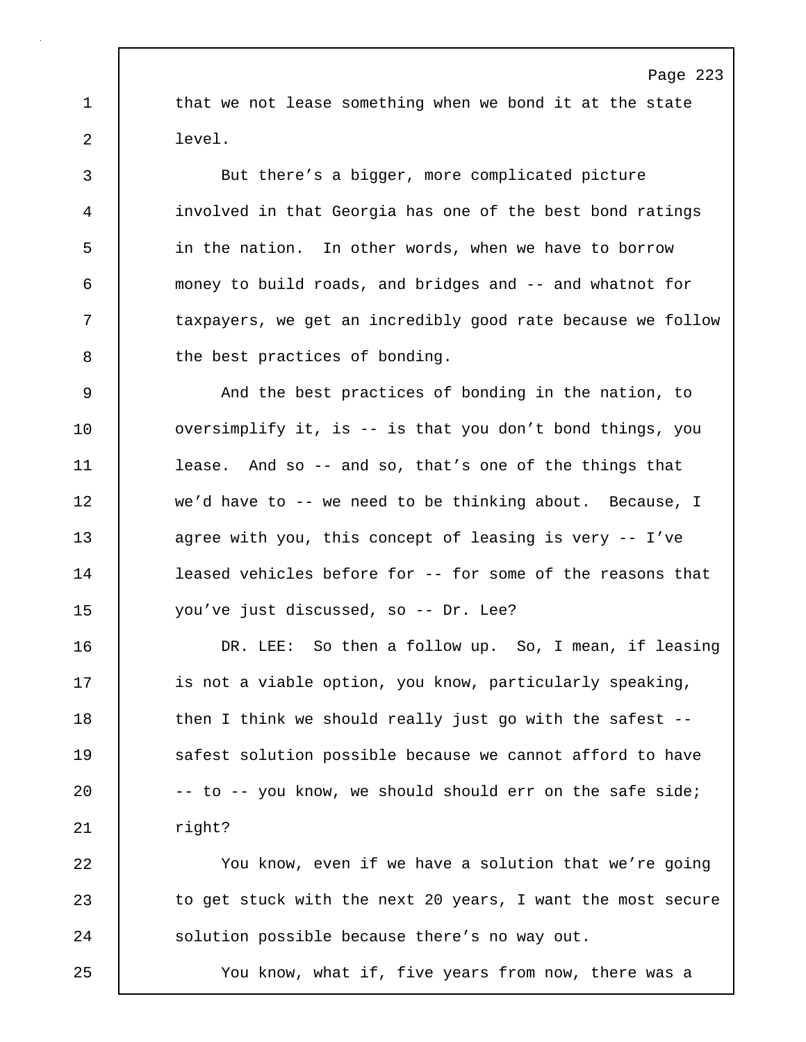that we not lease something when we bond it at the state level.

But there's a bigger, more complicated picture involved in that Georgia has one of the best bond ratings in the nation. In other words, when we have to borrow money to build roads, and bridges and -- and whatnot for taxpayers, we get an incredibly good rate because we follow the best practices of bonding.

And the best practices of bonding in the nation, to oversimplify it, is -- is that you don't bond things, you lease. And so -- and so, that's one of the things that we'd have to -- we need to be thinking about. Because, I agree with you, this concept of leasing is very -- I've leased vehicles before for -- for some of the reasons that you've just discussed, so -- Dr. Lee?

DR. LEE: So then a follow up. So, I mean, if leasing is not a viable option, you know, particularly speaking, then I think we should really just go with the safest -- safest solution possible because we cannot afford to have -- to -- you know, we should should err on the safe side; right?

You know, even if we have a solution that we're going to get stuck with the next 20 years, I want the most secure solution possible because there's no way out.

You know, what if, five years from now, there was a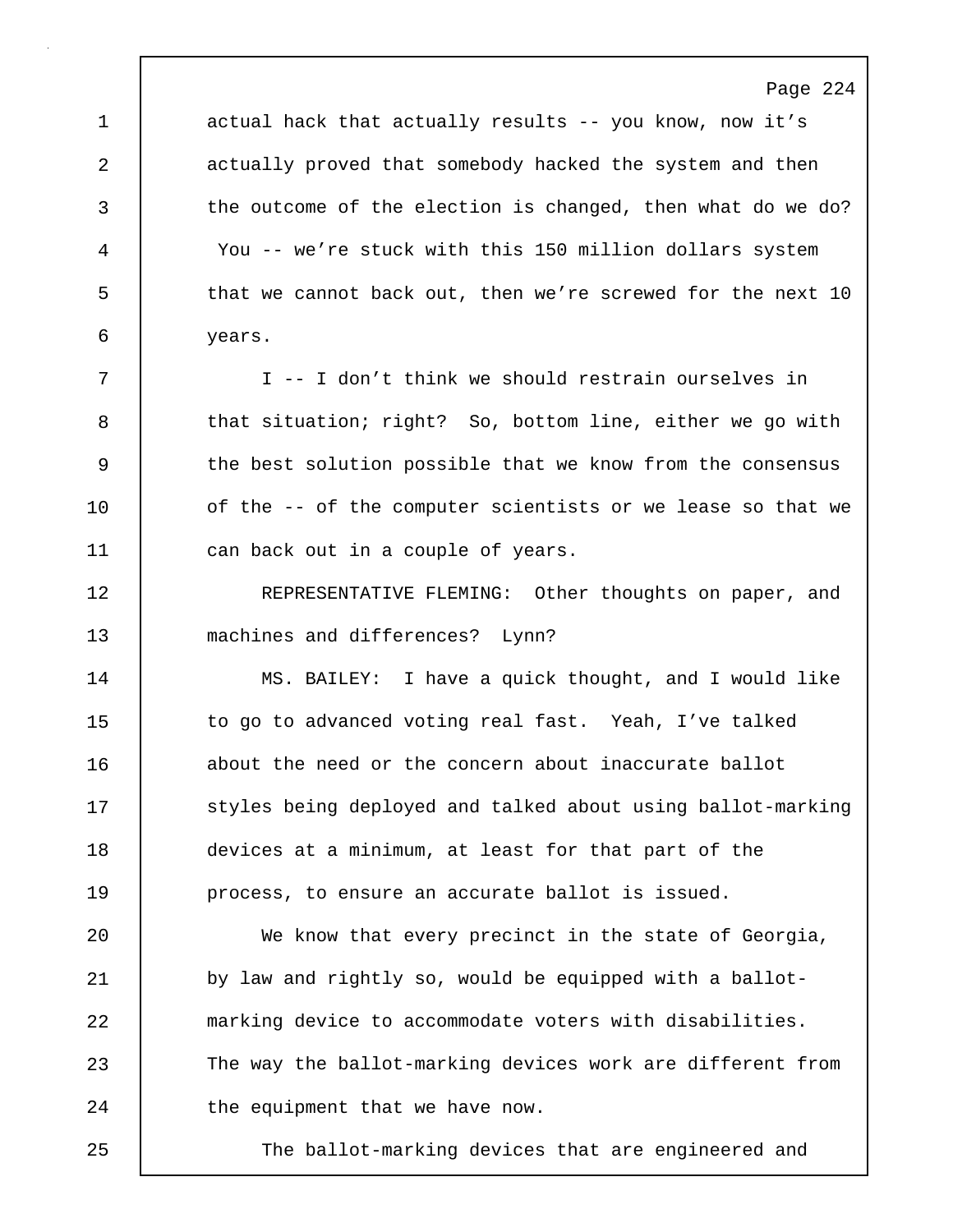actual hack that actually results -- you know, now it's actually proved that somebody hacked the system and then the outcome of the election is changed, then what do we do? You -- we're stuck with this 150 million dollars system that we cannot back out, then we're screwed for the next 10 years.

I -- I don't think we should restrain ourselves in that situation; right? So, bottom line, either we go with the best solution possible that we know from the consensus of the -- of the computer scientists or we lease so that we can back out in a couple of years.

REPRESENTATIVE FLEMING: Other thoughts on paper, and machines and differences? Lynn?

MS. BAILEY: I have a quick thought, and I would like to go to advanced voting real fast. Yeah, I've talked about the need or the concern about inaccurate ballot styles being deployed and talked about using ballot-marking devices at a minimum, at least for that part of the process, to ensure an accurate ballot is issued.

We know that every precinct in the state of Georgia, by law and rightly so, would be equipped with a ballot-marking device to accommodate voters with disabilities. The way the ballot-marking devices work are different from the equipment that we have now.

The ballot-marking devices that are engineered and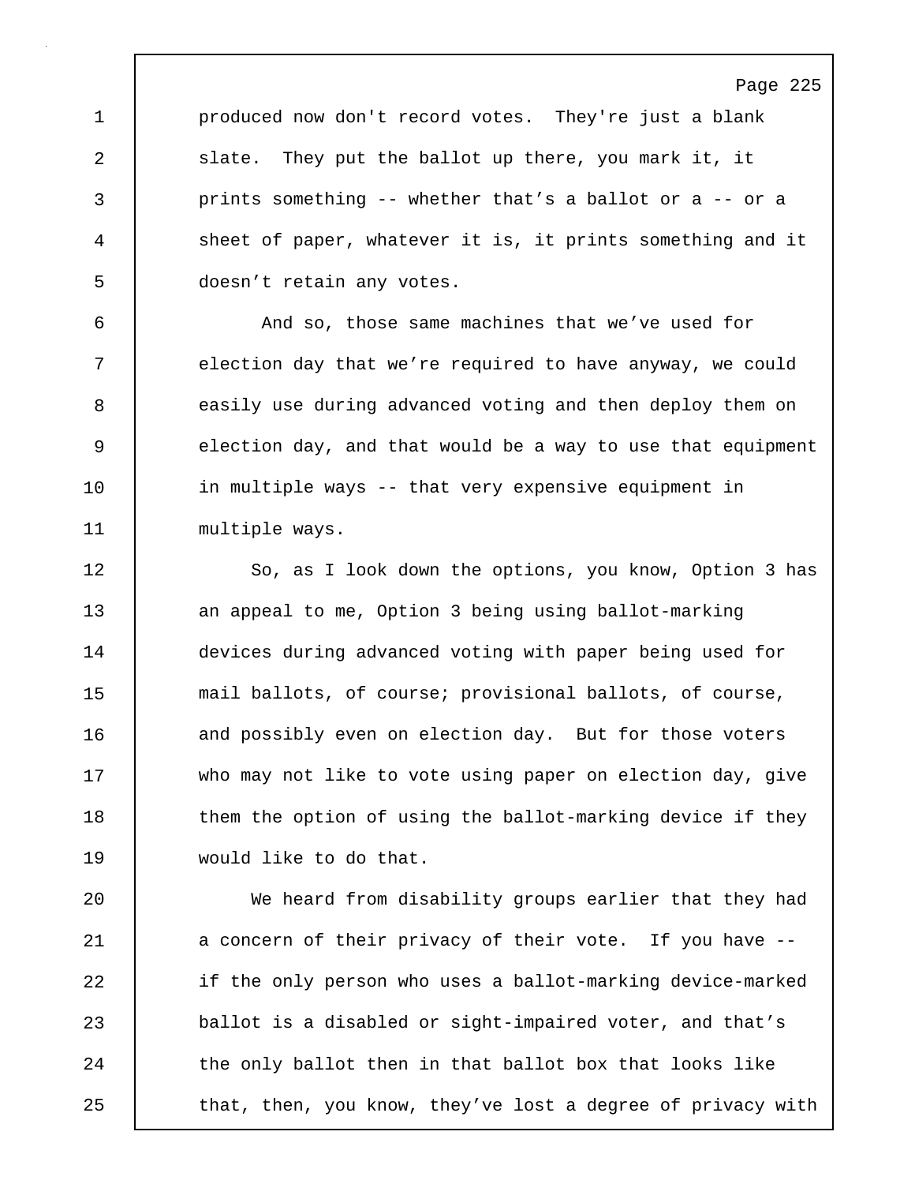produced now don't record votes. They're just a blank slate. They put the ballot up there, you mark it, it prints something -- whether that's a ballot or a -- or a sheet of paper, whatever it is, it prints something and it doesn't retain any votes.

And so, those same machines that we've used for election day that we're required to have anyway, we could easily use during advanced voting and then deploy them on election day, and that would be a way to use that equipment in multiple ways -- that very expensive equipment in multiple ways.

So, as I look down the options, you know, Option 3 has an appeal to me, Option 3 being using ballot-marking devices during advanced voting with paper being used for mail ballots, of course; provisional ballots, of course, and possibly even on election day. But for those voters who may not like to vote using paper on election day, give them the option of using the ballot-marking device if they would like to do that.

We heard from disability groups earlier that they had a concern of their privacy of their vote. If you have -- if the only person who uses a ballot-marking device-marked ballot is a disabled or sight-impaired voter, and that's the only ballot then in that ballot box that looks like that, then, you know, they've lost a degree of privacy with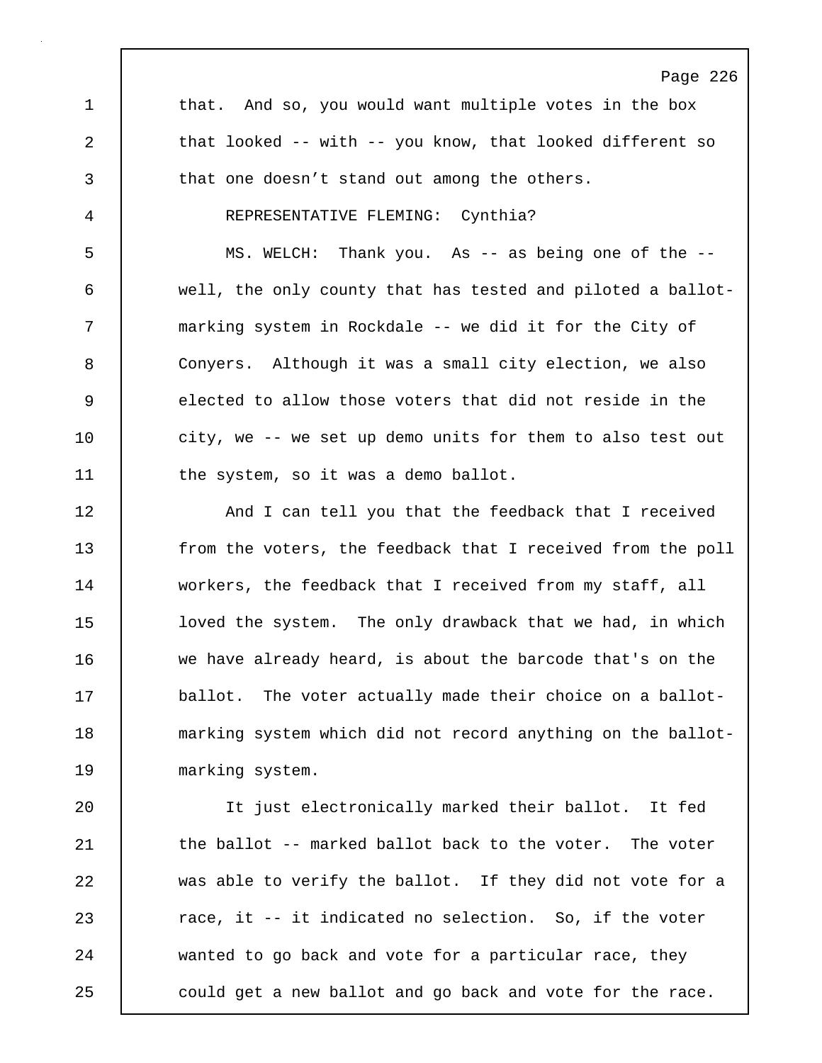that. And so, you would want multiple votes in the box that looked -- with -- you know, that looked different so that one doesn't stand out among the others.

REPRESENTATIVE FLEMING: Cynthia?

MS. WELCH: Thank you. As -- as being one of the -- well, the only county that has tested and piloted a ballot-marking system in Rockdale -- we did it for the City of Conyers. Although it was a small city election, we also elected to allow those voters that did not reside in the city, we -- we set up demo units for them to also test out the system, so it was a demo ballot.

And I can tell you that the feedback that I received from the voters, the feedback that I received from the poll workers, the feedback that I received from my staff, all loved the system. The only drawback that we had, in which we have already heard, is about the barcode that's on the ballot. The voter actually made their choice on a ballot-marking system which did not record anything on the ballot-marking system.

It just electronically marked their ballot. It fed the ballot -- marked ballot back to the voter. The voter was able to verify the ballot. If they did not vote for a race, it -- it indicated no selection. So, if the voter wanted to go back and vote for a particular race, they could get a new ballot and go back and vote for the race.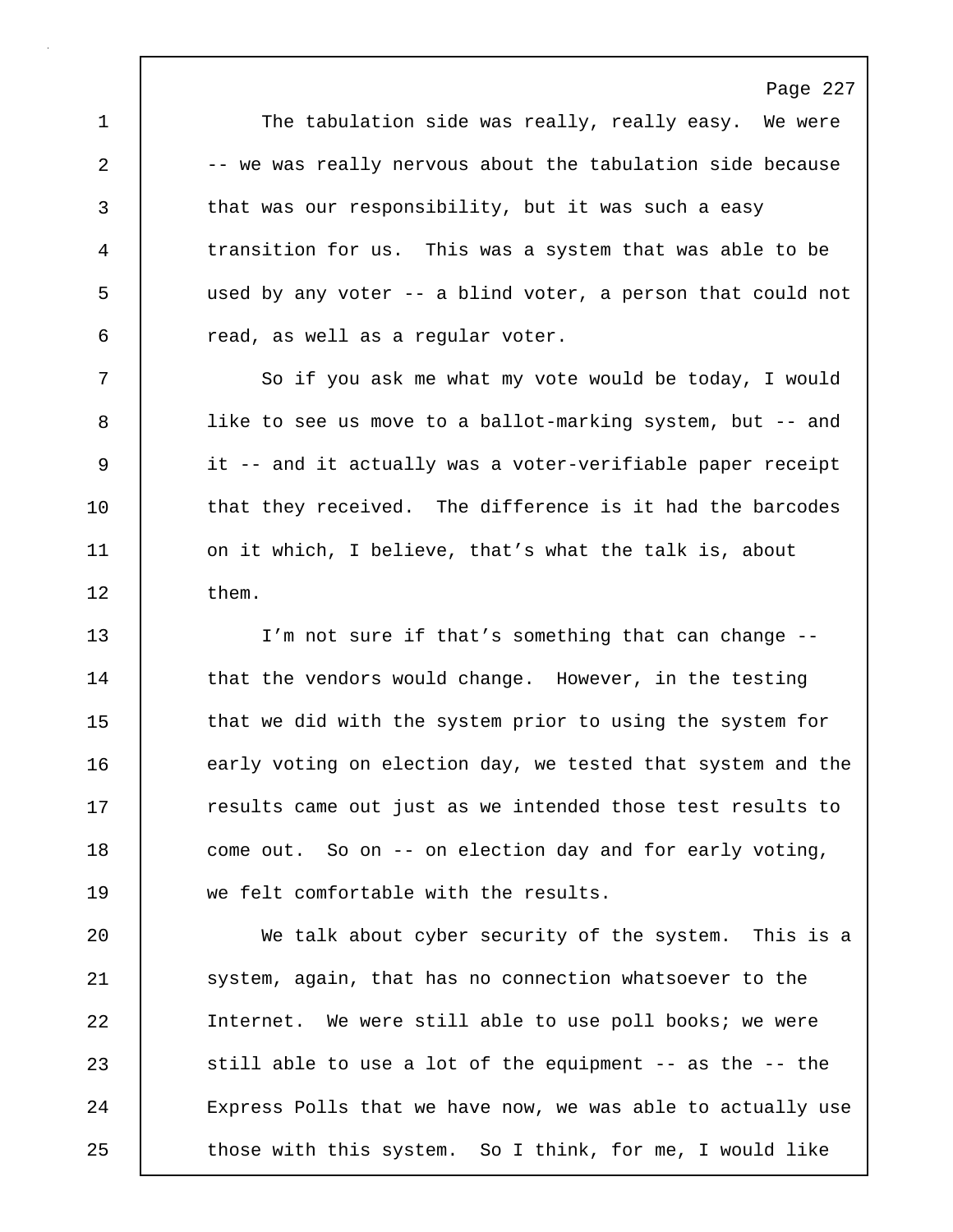The tabulation side was really, really easy. We were -- we was really nervous about the tabulation side because that was our responsibility, but it was such a easy transition for us. This was a system that was able to be used by any voter -- a blind voter, a person that could not read, as well as a regular voter.

So if you ask me what my vote would be today, I would like to see us move to a ballot-marking system, but -- and it -- and it actually was a voter-verifiable paper receipt that they received. The difference is it had the barcodes on it which, I believe, that's what the talk is, about them.

I'm not sure if that's something that can change -- that the vendors would change. However, in the testing that we did with the system prior to using the system for early voting on election day, we tested that system and the results came out just as we intended those test results to come out. So on -- on election day and for early voting, we felt comfortable with the results.

We talk about cyber security of the system. This is a system, again, that has no connection whatsoever to the Internet. We were still able to use poll books; we were still able to use a lot of the equipment -- as the -- the Express Polls that we have now, we was able to actually use those with this system. So I think, for me, I would like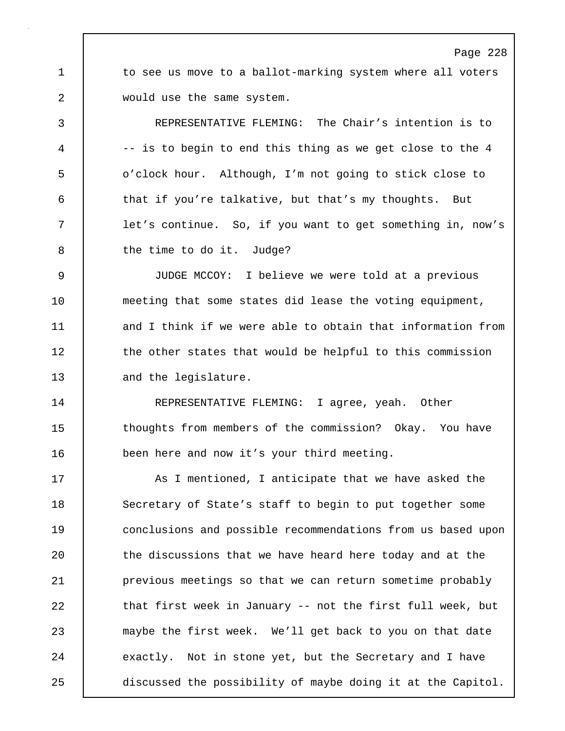to see us move to a ballot-marking system where all voters would use the same system.

REPRESENTATIVE FLEMING: The Chair's intention is to -- is to begin to end this thing as we get close to the 4 o'clock hour. Although, I'm not going to stick close to that if you're talkative, but that's my thoughts. But let's continue. So, if you want to get something in, now's the time to do it. Judge?

JUDGE MCCOY: I believe we were told at a previous meeting that some states did lease the voting equipment, and I think if we were able to obtain that information from the other states that would be helpful to this commission and the legislature.

REPRESENTATIVE FLEMING: I agree, yeah. Other thoughts from members of the commission? Okay. You have been here and now it's your third meeting.

As I mentioned, I anticipate that we have asked the Secretary of State's staff to begin to put together some conclusions and possible recommendations from us based upon the discussions that we have heard here today and at the previous meetings so that we can return sometime probably that first week in January -- not the first full week, but maybe the first week. We'll get back to you on that date exactly. Not in stone yet, but the Secretary and I have discussed the possibility of maybe doing it at the Capitol.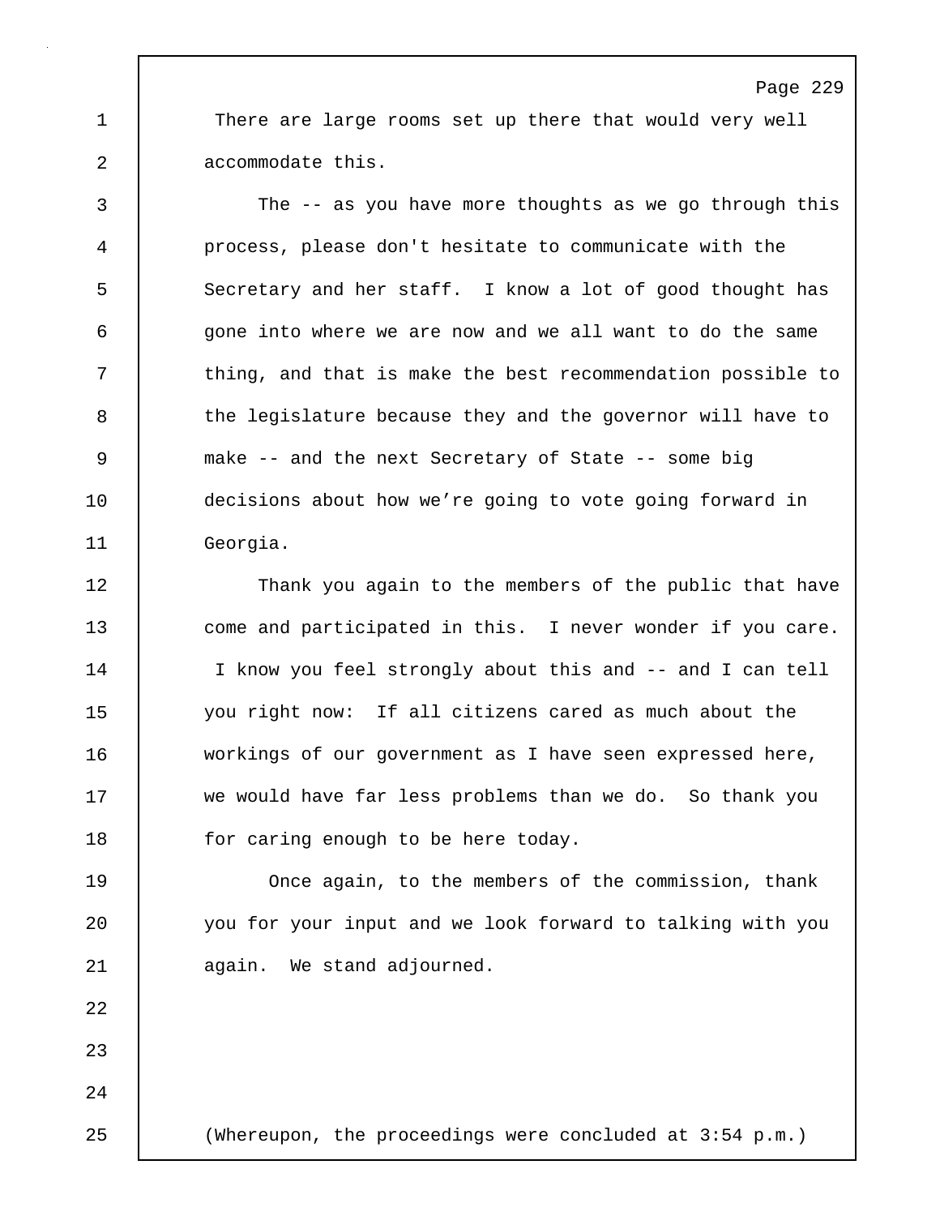There are large rooms set up there that would very well accommodate this.

The -- as you have more thoughts as we go through this process, please don't hesitate to communicate with the Secretary and her staff. I know a lot of good thought has gone into where we are now and we all want to do the same thing, and that is make the best recommendation possible to the legislature because they and the governor will have to make -- and the next Secretary of State -- some big decisions about how we're going to vote going forward in Georgia.

Thank you again to the members of the public that have come and participated in this. I never wonder if you care. I know you feel strongly about this and -- and I can tell you right now: If all citizens cared as much about the workings of our government as I have seen expressed here, we would have far less problems than we do. So thank you for caring enough to be here today.

Once again, to the members of the commission, thank you for your input and we look forward to talking with you again. We stand adjourned.

(Whereupon, the proceedings were concluded at 3:54 p.m.)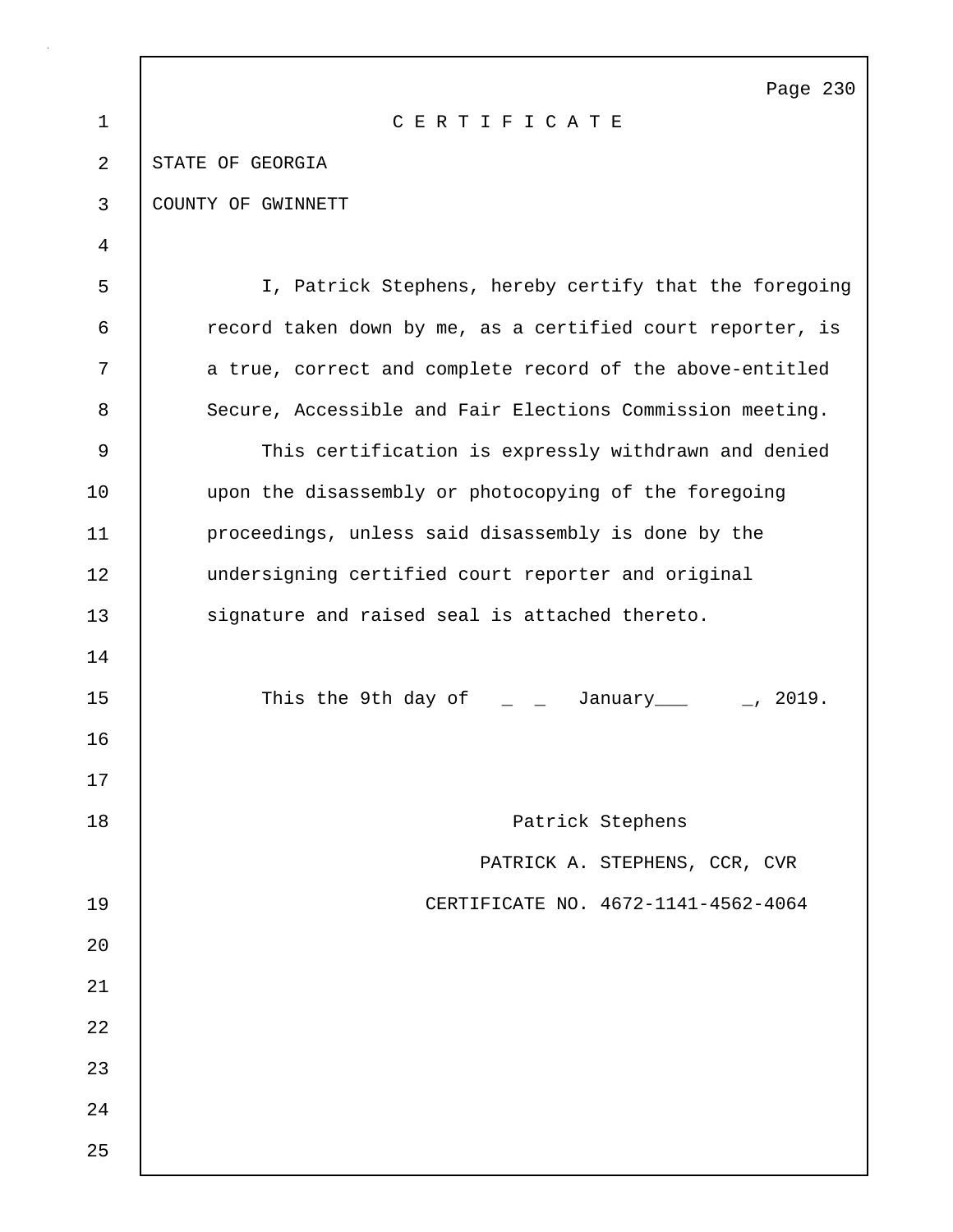# C E R T I F I C A T E

STATE OF GEORGIA

COUNTY OF GWINNETT

I, Patrick Stephens, hereby certify that the foregoing record taken down by me, as a certified court reporter, is a true, correct and complete record of the above-entitled Secure, Accessible and Fair Elections Commission meeting.

This certification is expressly withdrawn and denied upon the disassembly or photocopying of the foregoing proceedings, unless said disassembly is done by the undersigning certified court reporter and original signature and raised seal is attached thereto.

This the 9th day of _ _ January___ _, 2019.

Patrick Stephens

PATRICK A. STEPHENS, CCR, CVR

CERTIFICATE NO. 4672-1141-4562-4064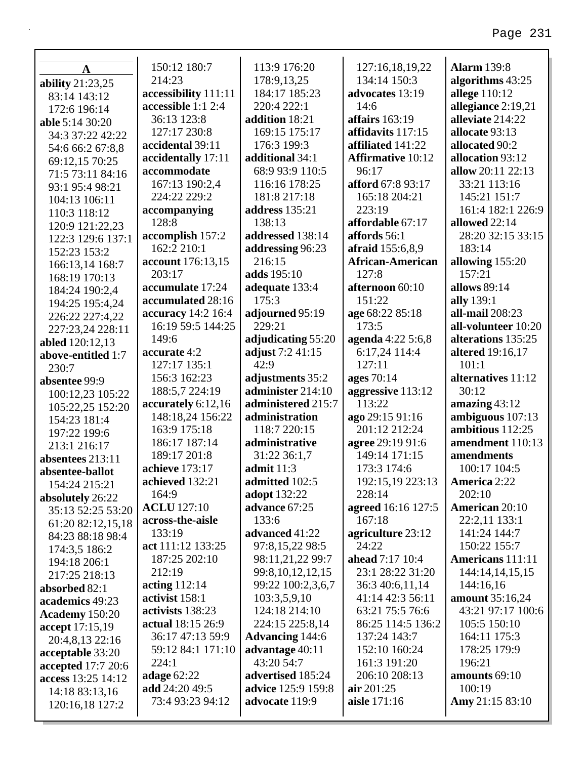## A

**ability** 21:23,25 83:14 143:12 172:6 196:14
**able** 5:14 30:20 34:3 37:22 42:22 54:6 66:2 67:8,8 69:12,15 70:25 71:5 73:11 84:16 93:1 95:4 98:21 104:13 106:11 110:3 118:12 120:9 121:22,23 122:3 129:6 137:1 152:23 153:2 166:13,14 168:7 168:19 170:13 184:24 190:2,4 194:25 195:4,24 226:22 227:4,22 227:23,24 228:11
**abled** 120:12,13
**above-entitled** 1:7 230:7
**absentee** 99:9 100:12,23 105:22 105:22,25 152:20 154:23 181:4 197:22 199:6 213:1 216:17
**absentees** 213:11
**absentee-ballot** 154:24 215:21
**absolutely** 26:22 35:13 52:25 53:20 61:20 82:12,15,18 84:23 88:18 98:4 174:3,5 186:2 194:18 206:1 217:25 218:13
**absorbed** 82:1
**academics** 49:23
**Academy** 150:20
**accept** 17:15,19 20:4,8,13 22:16
**acceptable** 33:20
**accepted** 17:7 20:6
**access** 13:25 14:12 14:18 83:13,16 120:16,18 127:2 150:12 180:7 214:23
**accessibility** 111:11
**accessible** 1:1 2:4 36:13 123:8 127:17 230:8
**accidental** 39:11
**accidentally** 17:11
**accommodate** 167:13 190:2,4 224:22 229:2
**accompanying** 128:8
**accomplish** 157:2 162:2 210:1
**account** 176:13,15 203:17
**accumulate** 17:24
**accumulated** 28:16
**accuracy** 14:2 16:4 16:19 59:5 144:25 149:6
**accurate** 4:2 127:17 135:1 156:3 162:23 188:5,7 224:19
**accurately** 6:12,16 148:18,24 156:22 163:9 175:18 186:17 187:14 189:17 201:8
**achieve** 173:17
**achieved** 132:21 164:9
**ACLU** 127:10
**across-the-aisle** 133:19
**act** 111:12 133:25 187:25 202:10 212:19
**acting** 112:14
**activist** 158:1
**activists** 138:23
**actual** 18:15 26:9 36:17 47:13 59:9 59:12 84:1 171:10 224:1
**adage** 62:22
**add** 24:20 49:5 73:4 93:23 94:12 113:9 176:20 178:9,13,25 184:17 185:23 220:4 222:1
**addition** 18:21 169:15 175:17 176:3 199:3
**additional** 34:1 68:9 93:9 110:5 116:16 178:25 181:8 217:18
**address** 135:21 138:13
**addressed** 138:14
**addressing** 96:23 216:15
**adds** 195:10
**adequate** 133:4 175:3
**adjourned** 95:19 229:21
**adjudicating** 55:20
**adjust** 7:2 41:15 42:9
**adjustments** 35:2
**administer** 214:10
**administered** 215:7
**administration** 118:7 220:15
**administrative** 31:22 36:1,7
**admit** 11:3
**admitted** 102:5
**adopt** 132:22
**advance** 67:25 133:6
**advanced** 41:22 97:8,15,22 98:5 98:11,21,22 99:7 99:8,10,12,12,15 99:22 100:2,3,6,7 103:3,5,9,10 124:18 214:10 224:15 225:8,14
**Advancing** 144:6
**advantage** 40:11 43:20 54:7
**advertised** 185:24
**advice** 125:9 159:8
**advocate** 119:9 127:16,18,19,22 134:14 150:3
**advocates** 13:19 14:6
**affairs** 163:19
**affidavits** 117:15
**affiliated** 141:22
**Affirmative** 10:12 96:17
**afford** 67:8 93:17 165:18 204:21 223:19
**affordable** 67:17
**affords** 56:1
**afraid** 155:6,8,9
**African-American** 127:8
**afternoon** 60:10 151:22
**age** 68:22 85:18 173:5
**agenda** 4:22 5:6,8 6:17,24 114:4 127:11
**ages** 70:14
**aggressive** 113:12 113:22
**ago** 29:15 91:16 201:12 212:24
**agree** 29:19 91:6 149:14 171:15 173:3 174:6 192:15,19 223:13 228:14
**agreed** 16:16 127:5 167:18
**agriculture** 23:12 24:22
**ahead** 7:17 10:4 23:1 28:22 31:20 36:3 40:6,11,14 41:14 42:3 56:11 63:21 75:5 76:6 86:25 114:5 136:2 137:24 143:7 152:10 160:24 161:3 191:20 206:10 208:13
**air** 201:25
**aisle** 171:16
**Alarm** 139:8
**algorithms** 43:25
**allege** 110:12
**allegiance** 2:19,21
**alleviate** 214:22
**allocate** 93:13
**allocated** 90:2
**allocation** 93:12
**allow** 20:11 22:13 33:21 113:16 145:21 151:7 161:4 182:1 226:9
**allowed** 22:14 28:20 32:15 33:15 183:14
**allowing** 155:20 157:21
**allows** 89:14
**ally** 139:1
**all-mail** 208:23
**all-volunteer** 10:20
**alterations** 135:25
**altered** 19:16,17 101:1
**alternatives** 11:12 30:12
**amazing** 43:12
**ambiguous** 107:13
**ambitious** 112:25
**amendment** 110:13
**amendments** 100:17 104:5
**America** 2:22 202:10
**American** 20:10 22:2,11 133:1 141:24 144:7 150:22 155:7
**Americans** 111:11 144:14,14,15,15 144:16,16
**amount** 35:16,24 43:21 97:17 100:6 105:5 150:10 164:11 175:3 178:25 179:9 196:21
**amounts** 69:10 100:19
**Amy** 21:15 83:10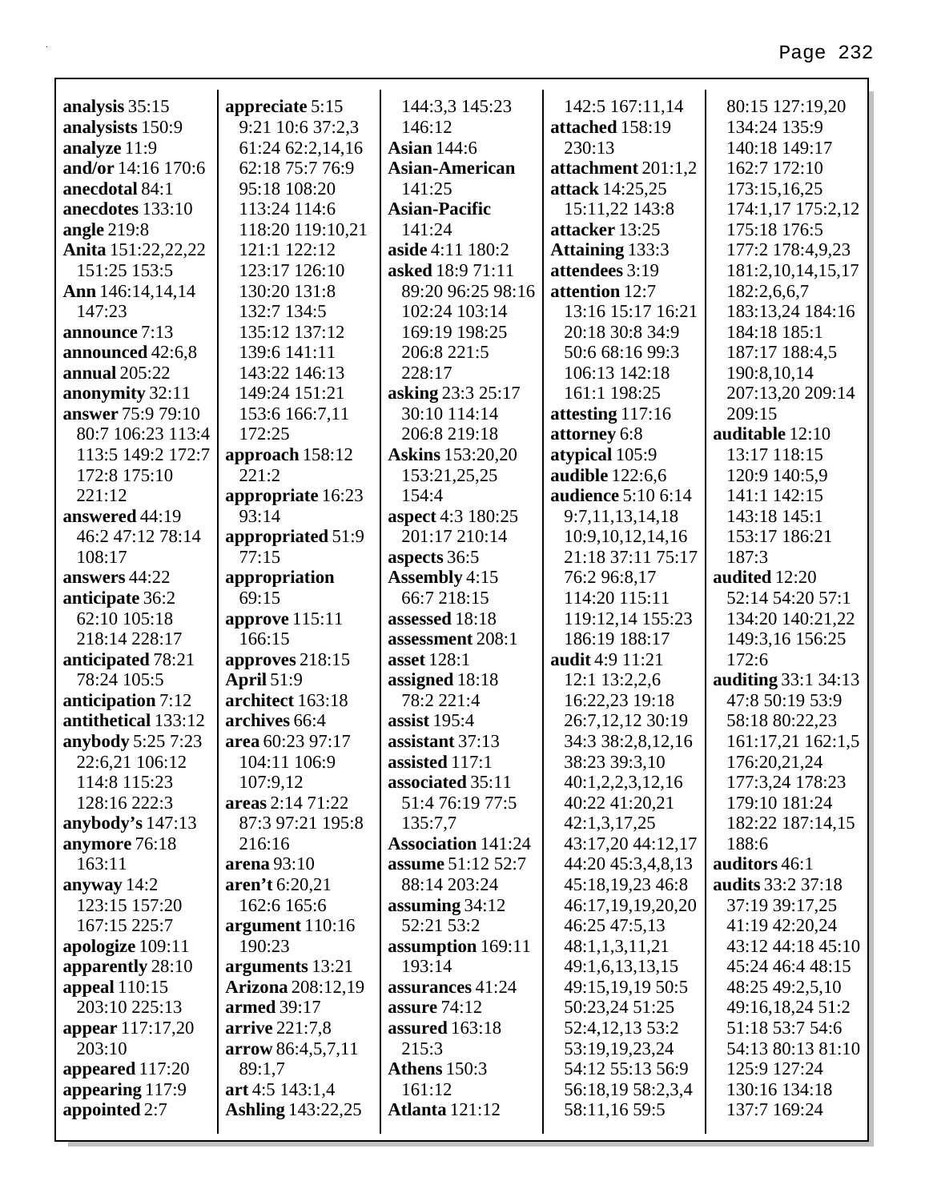**analysis** 35:15
**analysists** 150:9
**analyze** 11:9
**and/or** 14:16 170:6
**anecdotal** 84:1
**anecdotes** 133:10
**angle** 219:8
**Anita** 151:22,22,22 151:25 153:5
**Ann** 146:14,14,14 147:23
**announce** 7:13
**announced** 42:6,8
**annual** 205:22
**anonymity** 32:11
**answer** 75:9 79:10 80:7 106:23 113:4 113:5 149:2 172:7 172:8 175:10 221:12
**answered** 44:19 46:2 47:12 78:14 108:17
**answers** 44:22
**anticipate** 36:2 62:10 105:18 218:14 228:17
**anticipated** 78:21 78:24 105:5
**anticipation** 7:12
**antithetical** 133:12
**anybody** 5:25 7:23 22:6,21 106:12 114:8 115:23 128:16 222:3
**anybody's** 147:13
**anymore** 76:18 163:11
**anyway** 14:2 123:15 157:20 167:15 225:7
**apologize** 109:11
**apparently** 28:10
**appeal** 110:15 203:10 225:13
**appear** 117:17,20 203:10
**appeared** 117:20
**appearing** 117:9
**appointed** 2:7
**appreciate** 5:15 9:21 10:6 37:2,3 61:24 62:2,14,16 62:18 75:7 76:9 95:18 108:20 113:24 114:6 118:20 119:10,21 121:1 122:12 123:17 126:10 130:20 131:8 132:7 134:5 135:12 137:12 139:6 141:11 143:22 146:13 149:24 151:21 153:6 166:7,11 172:25
**approach** 158:12 221:2
**appropriate** 16:23 93:14
**appropriated** 51:9 77:15
**appropriation** 69:15
**approve** 115:11 166:15
**approves** 218:15
**April** 51:9
**architect** 163:18
**archives** 66:4
**area** 60:23 97:17 104:11 106:9 107:9,12
**areas** 2:14 71:22 87:3 97:21 195:8 216:16
**arena** 93:10
**aren't** 6:20,21 162:6 165:6
**argument** 110:16 190:23
**arguments** 13:21
**Arizona** 208:12,19
**armed** 39:17
**arrive** 221:7,8
**arrow** 86:4,5,7,11 89:1,7
**art** 4:5 143:1,4
**Ashling** 143:22,25 144:3,3 145:23 146:12
**Asian** 144:6
**Asian-American** 141:25
**Asian-Pacific** 141:24
**aside** 4:11 180:2
**asked** 18:9 71:11 89:20 96:25 98:16 102:24 103:14 169:19 198:25 206:8 221:5 228:17
**asking** 23:3 25:17 30:10 114:14 206:8 219:18
**Askins** 153:20,20 153:21,25,25 154:4
**aspect** 4:3 180:25 201:17 210:14
**aspects** 36:5
**Assembly** 4:15 66:7 218:15
**assessed** 18:18
**assessment** 208:1
**asset** 128:1
**assigned** 18:18 78:2 221:4
**assist** 195:4
**assistant** 37:13
**assisted** 117:1
**associated** 35:11 51:4 76:19 77:5 135:7,7
**Association** 141:24
**assume** 51:12 52:7 88:14 203:24
**assuming** 34:12 52:21 53:2
**assumption** 169:11 193:14
**assurances** 41:24
**assure** 74:12
**assured** 163:18 215:3
**Athens** 150:3 161:12
**Atlanta** 121:12 142:5 167:11,14
**attached** 158:19 230:13
**attachment** 201:1,2
**attack** 14:25,25 15:11,22 143:8
**attacker** 13:25
**Attaining** 133:3
**attendees** 3:19
**attention** 12:7 13:16 15:17 16:21 20:18 30:8 34:9 50:6 68:16 99:3 106:13 142:18 161:1 198:25
**attesting** 117:16
**attorney** 6:8
**atypical** 105:9
**audible** 122:6,6
**audience** 5:10 6:14 9:7,11,13,14,18 10:9,10,12,14,16 21:18 37:11 75:17 76:2 96:8,17 114:20 115:11 119:12,14 155:23 186:19 188:17
**audit** 4:9 11:21 12:1 13:2,2,6 16:22,23 19:18 26:7,12,12 30:19 34:3 38:2,8,12,16 38:23 39:3,10 40:1,2,2,3,12,16 40:22 41:20,21 42:1,3,17,25 43:17,20 44:12,17 44:20 45:3,4,8,13 45:18,19,23 46:8 46:17,19,19,20,20 46:25 47:5,13 48:1,1,3,11,21 49:1,6,13,13,15 49:15,19,19 50:5 50:23,24 51:25 52:4,12,13 53:2 53:19,19,23,24 54:12 55:13 56:9 56:18,19 58:2,3,4 58:11,16 59:5 80:15 127:19,20 134:24 135:9 140:18 149:17 162:7 172:10 173:15,16,25 174:1,17 175:2,12 175:18 176:5 177:2 178:4,9,23 181:2,10,14,15,17 182:2,6,6,7 183:13,24 184:16 184:18 185:1 187:17 188:4,5 190:8,10,14 207:13,20 209:14 209:15
**auditable** 12:10 13:17 118:15 120:9 140:5,9 141:1 142:15 143:18 145:1 153:17 186:21 187:3
**audited** 12:20 52:14 54:20 57:1 134:20 140:21,22 149:3,16 156:25 172:6
**auditing** 33:1 34:13 47:8 50:19 53:9 58:18 80:22,23 161:17,21 162:1,5 176:20,21,24 177:3,24 178:23 179:10 181:24 182:22 187:14,15 188:6
**auditors** 46:1
**audits** 33:2 37:18 37:19 39:17,25 41:19 42:20,24 43:12 44:18 45:10 45:24 46:4 48:15 48:25 49:2,5,10 49:16,18,24 51:2 51:18 53:7 54:6 54:13 80:13 81:10 125:9 127:24 130:16 134:18 137:7 169:24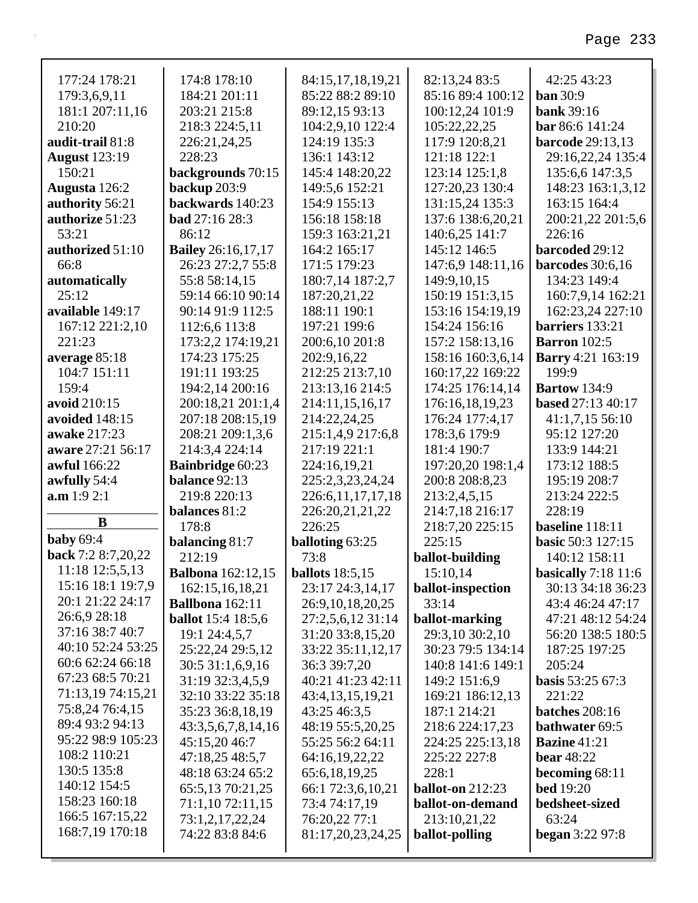177:24 178:21
179:3,6,9,11
181:1 207:11,16
210:20
**audit-trail** 81:8
**August** 123:19
150:21
**Augusta** 126:2
**authority** 56:21
**authorize** 51:23
53:21
**authorized** 51:10
66:8
**automatically**
25:12
**available** 149:17
167:12 221:2,10
221:23
**average** 85:18
104:7 151:11
159:4
**avoid** 210:15
**avoided** 148:15
**awake** 217:23
**aware** 27:21 56:17
**awful** 166:22
**awfully** 54:4
**a.m** 1:9 2:1

## B

**baby** 69:4
**back** 7:2 8:7,20,22
11:18 12:5,5,13
15:16 18:1 19:7,9
20:1 21:22 24:17
26:6,9 28:18
37:16 38:7 40:7
40:10 52:24 53:25
60:6 62:24 66:18
67:23 68:5 70:21
71:13,19 74:15,21
75:8,24 76:4,15
89:4 93:2 94:13
95:22 98:9 105:23
108:2 110:21
130:5 135:8
140:12 154:5
158:23 160:18
166:5 167:15,22
168:7,19 170:18
174:8 178:10
184:21 201:11
203:21 215:8
218:3 224:5,11
226:21,24,25
228:23
**backgrounds** 70:15
**backup** 203:9
**backwards** 140:23
**bad** 27:16 28:3
86:12
**Bailey** 26:16,17,17
26:23 27:2,7 55:8
55:8 58:14,15
59:14 66:10 90:14
90:14 91:9 112:5
112:6,6 113:8
173:2,2 174:19,21
174:23 175:25
191:11 193:25
194:2,14 200:16
200:18,21 201:1,4
207:18 208:15,19
208:21 209:1,3,6
214:3,4 224:14
**Bainbridge** 60:23
**balance** 92:13
219:8 220:13
**balances** 81:2
178:8
**balancing** 81:7
212:19
**Balbona** 162:12,15
162:15,16,18,21
**Ballbona** 162:11
**ballot** 15:4 18:5,6
19:1 24:4,5,7
25:22,24 29:5,12
30:5 31:1,6,9,16
31:19 32:3,4,5,9
32:10 33:22 35:18
35:23 36:8,18,19
43:3,5,6,7,8,14,16
45:15,20 46:7
47:18,25 48:5,7
48:18 63:24 65:2
65:5,13 70:21,25
71:1,10 72:11,15
73:1,2,17,22,24
74:22 83:8 84:6
84:15,17,18,19,21
85:22 88:2 89:10
89:12,15 93:13
104:2,9,10 122:4
124:19 135:3
136:1 143:12
145:4 148:20,22
149:5,6 152:21
154:9 155:13
156:18 158:18
159:3 163:21,21
164:2 165:17
171:5 179:23
180:7,14 187:2,7
187:20,21,22
188:11 190:1
197:21 199:6
200:6,10 201:8
202:9,16,22
212:25 213:7,10
213:13,16 214:5
214:11,15,16,17
214:22,24,25
215:1,4,9 217:6,8
217:19 221:1
224:16,19,21
225:2,3,23,24,24
226:6,11,17,17,18
226:20,21,21,22
226:25
**balloting** 63:25
73:8
**ballots** 18:5,15
23:17 24:3,14,17
26:9,10,18,20,25
27:2,5,6,12 31:14
31:20 33:8,15,20
33:22 35:11,12,17
36:3 39:7,20
40:21 41:23 42:11
43:4,13,15,19,21
43:25 46:3,5
48:19 55:5,20,25
55:25 56:2 64:11
64:16,19,22,22
65:6,18,19,25
66:1 72:3,6,10,21
73:4 74:17,19
76:20,22 77:1
81:17,20,23,24,25
82:13,24 83:5
85:16 89:4 100:12
100:12,24 101:9
105:22,22,25
117:9 120:8,21
121:18 122:1
123:14 125:1,8
127:20,23 130:4
131:15,24 135:3
137:6 138:6,20,21
140:6,25 141:7
145:12 146:5
147:6,9 148:11,16
149:9,10,15
150:19 151:3,15
153:16 154:19,19
154:24 156:16
157:2 158:13,16
158:16 160:3,6,14
160:17,22 169:22
174:25 176:14,14
176:16,18,19,23
176:24 177:4,17
178:3,6 179:9
181:4 190:7
197:20,20 198:1,4
200:8 208:8,23
213:2,4,5,15
214:7,18 216:17
218:7,20 225:15
225:15
**ballot-building**
15:10,14
**ballot-inspection**
33:14
**ballot-marking**
29:3,10 30:2,10
30:23 79:5 134:14
140:8 141:6 149:1
149:2 151:6,9
169:21 186:12,13
187:1 214:21
218:6 224:17,23
224:25 225:13,18
225:22 227:8
228:1
**ballot-on** 212:23
**ballot-on-demand**
213:10,21,22
**ballot-polling**
42:25 43:23
**ban** 30:9
**bank** 39:16
**bar** 86:6 141:24
**barcode** 29:13,13
29:16,22,24 135:4
135:6,6 147:3,5
148:23 163:1,3,12
163:15 164:4
200:21,22 201:5,6
226:16
**barcoded** 29:12
**barcodes** 30:6,16
134:23 149:4
160:7,9,14 162:21
162:23,24 227:10
**barriers** 133:21
**Barron** 102:5
**Barry** 4:21 163:19
199:9
**Bartow** 134:9
**based** 27:13 40:17
41:1,7,15 56:10
95:12 127:20
133:9 144:21
173:12 188:5
195:19 208:7
213:24 222:5
228:19
**baseline** 118:11
**basic** 50:3 127:15
140:12 158:11
**basically** 7:18 11:6
30:13 34:18 36:23
43:4 46:24 47:17
47:21 48:12 54:24
56:20 138:5 180:5
187:25 197:25
205:24
**basis** 53:25 67:3
221:22
**batches** 208:16
**bathwater** 69:5
**Bazine** 41:21
**bear** 48:22
**becoming** 68:11
**bed** 19:20
**bedsheet-sized**
63:24
**began** 3:22 97:8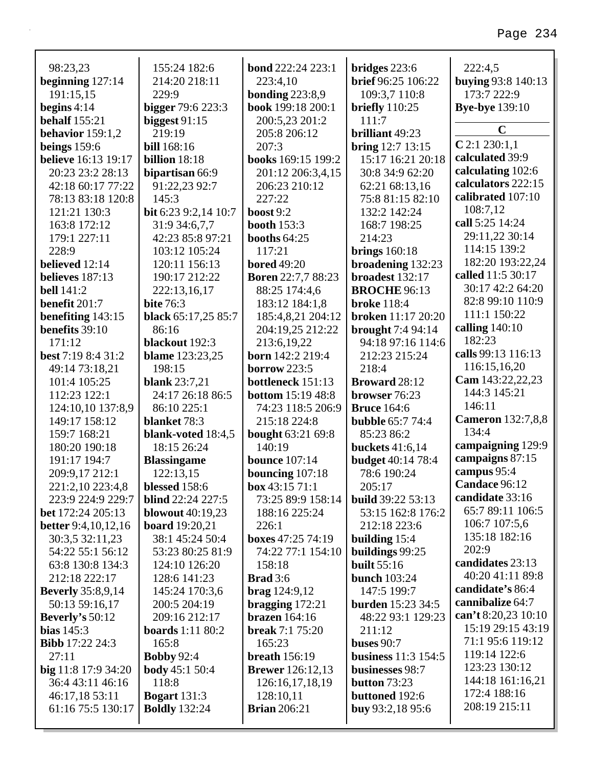98:23,23
**beginning** 127:14 191:15,15
**begins** 4:14
**behalf** 155:21
**behavior** 159:1,2
**beings** 159:6
**believe** 16:13 19:17 20:23 23:2 28:13 42:18 60:17 77:22 78:13 83:18 120:8 121:21 130:3 163:8 172:12 179:1 227:11 228:9
**believed** 12:14
**believes** 187:13
**bell** 141:2
**benefit** 201:7
**benefiting** 143:15
**benefits** 39:10 171:12
**best** 7:19 8:4 31:2 49:14 73:18,21 101:4 105:25 112:23 122:1 124:10,10 137:8,9 149:17 158:12 159:7 168:21 180:20 190:18 191:17 194:7 209:9,17 212:1 221:2,10 223:4,8 223:9 224:9 229:7
**bet** 172:24 205:13
**better** 9:4,10,12,16 30:3,5 32:11,23 54:22 55:1 56:12 63:8 130:8 134:3 212:18 222:17
**Beverly** 35:8,9,14 50:13 59:16,17
**Beverly's** 50:12
**bias** 145:3
**Bibb** 17:22 24:3 27:11
**big** 11:8 17:9 34:20 36:4 43:11 46:16 46:17,18 53:11 61:16 75:5 130:17 155:24 182:6 214:20 218:11 229:9
**bigger** 79:6 223:3
**biggest** 91:15 219:19
**bill** 168:16
**billion** 18:18
**bipartisan** 66:9 91:22,23 92:7 145:3
**bit** 6:23 9:2,14 10:7 31:9 34:6,7,7 42:23 85:8 97:21 103:12 105:24 120:11 156:13 190:17 212:22 222:13,16,17
**bite** 76:3
**black** 65:17,25 85:7 86:16
**blackout** 192:3
**blame** 123:23,25 198:15
**blank** 23:7,21 24:17 26:18 86:5 86:10 225:1
**blanket** 78:3
**blank-voted** 18:4,5 18:15 26:24
**Blassingame** 122:13,15
**blessed** 158:6
**blind** 22:24 227:5
**blowout** 40:19,23
**board** 19:20,21 38:1 45:24 50:4 53:23 80:25 81:9 124:10 126:20 128:6 141:23 145:24 170:3,6 200:5 204:19 209:16 212:17
**boards** 1:11 80:2 165:8
**Bobby** 92:4
**body** 45:1 50:4 118:8
**Bogart** 131:3
**Boldly** 132:24
**bond** 222:24 223:1 223:4,10
**bonding** 223:8,9
**book** 199:18 200:1 200:5,23 201:2 205:8 206:12 207:3
**books** 169:15 199:2 201:12 206:3,4,15 206:23 210:12 227:22
**boost** 9:2
**booth** 153:3
**booths** 64:25 117:21
**bored** 49:20
**Boren** 22:7,7 88:23 88:25 174:4,6 183:12 184:1,8 185:4,8,21 204:12 204:19,25 212:22 213:6,19,22
**born** 142:2 219:4
**borrow** 223:5
**bottleneck** 151:13
**bottom** 15:19 48:8 74:23 118:5 206:9 215:18 224:8
**bought** 63:21 69:8 140:19
**bounce** 107:14
**bouncing** 107:18
**box** 43:15 71:1 73:25 89:9 158:14 188:16 225:24 226:1
**boxes** 47:25 74:19 74:22 77:1 154:10 158:18
**Brad** 3:6
**brag** 124:9,12
**bragging** 172:21
**brazen** 164:16
**break** 7:1 75:20 165:23
**breath** 156:19
**Brewer** 126:12,13 126:16,17,18,19 128:10,11
**Brian** 206:21
**bridges** 223:6
**brief** 96:25 106:22 109:3,7 110:8
**briefly** 110:25 111:7
**brilliant** 49:23
**bring** 12:7 13:15 15:17 16:21 20:18 30:8 34:9 62:20 62:21 68:13,16 75:8 81:15 82:10 132:2 142:24 168:7 198:25 214:23
**brings** 160:18
**broadening** 132:23
**broadest** 132:17
**BROCHE** 96:13
**broke** 118:4
**broken** 11:17 20:20
**brought** 7:4 94:14 94:18 97:16 114:6 212:23 215:24 218:4
**Broward** 28:12
**browser** 76:23
**Bruce** 164:6
**bubble** 65:7 74:4 85:23 86:2
**buckets** 41:6,14
**budget** 40:14 78:4 78:6 190:24 205:17
**build** 39:22 53:13 53:15 162:8 176:2 212:18 223:6
**building** 15:4
**buildings** 99:25
**built** 55:16
**bunch** 103:24 147:5 199:7
**burden** 15:23 34:5 48:22 93:1 129:23 211:12
**buses** 90:7
**business** 11:3 154:5
**businesses** 98:7
**button** 73:23
**buttoned** 192:6
**buy** 93:2,18 95:6 222:4,5
**buying** 93:8 140:13 173:7 222:9
**Bye-bye** 139:10

## C

**C** 2:1 230:1,1
**calculated** 39:9
**calculating** 102:6
**calculators** 222:15
**calibrated** 107:10 108:7,12
**call** 5:25 14:24 29:11,22 30:14 114:15 139:2 182:20 193:22,24
**called** 11:5 30:17 30:17 42:2 64:20 82:8 99:10 110:9 111:1 150:22
**calling** 140:10 182:23
**calls** 99:13 116:13 116:15,16,20
**Cam** 143:22,22,23 144:3 145:21 146:11
**Cameron** 132:7,8,8 134:4
**campaigning** 129:9
**campaigns** 87:15
**campus** 95:4
**Candace** 96:12
**candidate** 33:16 65:7 89:11 106:5 106:7 107:5,6 135:18 182:16 202:9
**candidates** 23:13 40:20 41:11 89:8
**candidate's** 86:4
**cannibalize** 64:7
**can't** 8:20,23 10:10 15:19 29:15 43:19 71:1 95:6 119:12 119:14 122:6 123:23 130:12 144:18 161:16,21 172:4 188:16 208:19 215:11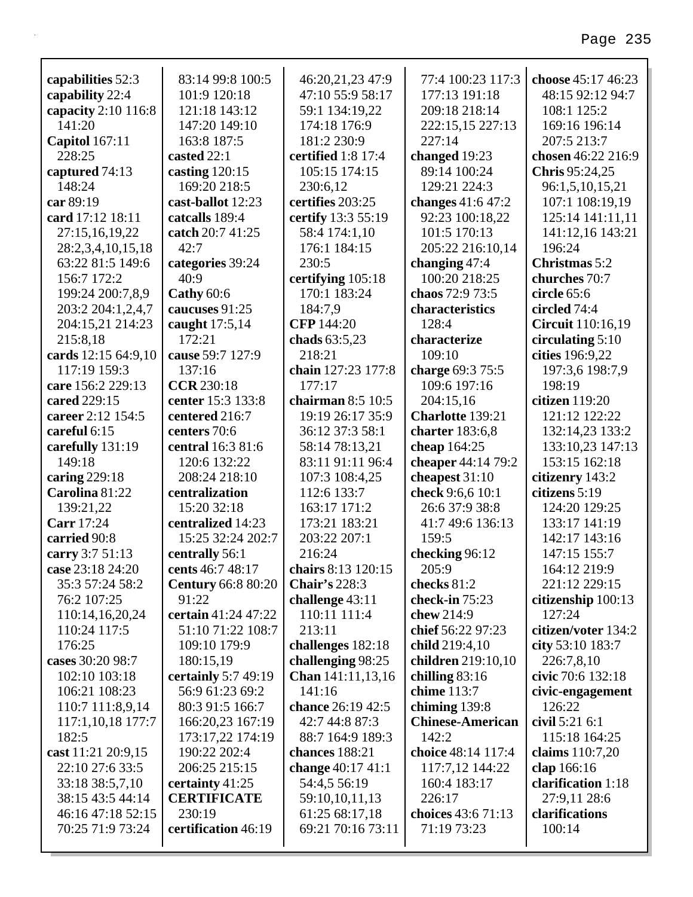**capabilities** 52:3
**capability** 22:4
**capacity** 2:10 116:8 141:20
**Capitol** 167:11 228:25
**captured** 74:13 148:24
**car** 89:19
**card** 17:12 18:11 27:15,16,19,22 28:2,3,4,10,15,18 63:22 81:5 149:6 156:7 172:2 199:24 200:7,8,9 203:2 204:1,2,4,7 204:15,21 214:23 215:8,18
**cards** 12:15 64:9,10 117:19 159:3
**care** 156:2 229:13
**cared** 229:15
**career** 2:12 154:5
**careful** 6:15
**carefully** 131:19 149:18
**caring** 229:18
**Carolina** 81:22 139:21,22
**Carr** 17:24
**carried** 90:8
**carry** 3:7 51:13
**case** 23:18 24:20 35:3 57:24 58:2 76:2 107:25 110:14,16,20,24 110:24 117:5 176:25
**cases** 30:20 98:7 102:10 103:18 106:21 108:23 110:7 111:8,9,14 117:1,10,18 177:7 182:5
**cast** 11:21 20:9,15 22:10 27:6 33:5 33:18 38:5,7,10 38:15 43:5 44:14 46:16 47:18 52:15 70:25 71:9 73:24 83:14 99:8 100:5 101:9 120:18 121:18 143:12 147:20 149:10 163:8 187:5
**casted** 22:1
**casting** 120:15 169:20 218:5
**cast-ballot** 12:23
**catcalls** 189:4
**catch** 20:7 41:25 42:7
**categories** 39:24 40:9
**Cathy** 60:6
**caucuses** 91:25
**caught** 17:5,14 172:21
**cause** 59:7 127:9 137:16
**CCR** 230:18
**center** 15:3 133:8
**centered** 216:7
**centers** 70:6
**central** 16:3 81:6 120:6 132:22 208:24 218:10
**centralization** 15:20 32:18
**centralized** 14:23 15:25 32:24 202:7
**centrally** 56:1
**cents** 46:7 48:17
**Century** 66:8 80:20 91:22
**certain** 41:24 47:22 51:10 71:22 108:7 109:10 179:9 180:15,19
**certainly** 5:7 49:19 56:9 61:23 69:2 80:3 91:5 166:7 166:20,23 167:19 173:17,22 174:19 190:22 202:4 206:25 215:15
**certainty** 41:25
**CERTIFICATE** 230:19
**certification** 46:19 46:20,21,23 47:9 47:10 55:9 58:17 59:1 134:19,22 174:18 176:9 181:2 230:9
**certified** 1:8 17:4 105:15 174:15 230:6,12
**certifies** 203:25
**certify** 13:3 55:19 58:4 174:1,10 176:1 184:15 230:5
**certifying** 105:18 170:1 183:24 184:7,9
**CFP** 144:20
**chads** 63:5,23 218:21
**chain** 127:23 177:8 177:17
**chairman** 8:5 10:5 19:19 26:17 35:9 36:12 37:3 58:1 58:14 78:13,21 83:11 91:11 96:4 107:3 108:4,25 112:6 133:7 163:17 171:2 173:21 183:21 203:22 207:1 216:24
**chairs** 8:13 120:15
**Chair's** 228:3
**challenge** 43:11 110:11 111:4 213:11
**challenges** 182:18
**challenging** 98:25
**Chan** 141:11,13,16 141:16
**chance** 26:19 42:5 42:7 44:8 87:3 88:7 164:9 189:3
**chances** 188:21
**change** 40:17 41:1 54:4,5 56:19 59:10,10,11,13 61:25 68:17,18 69:21 70:16 73:11 77:4 100:23 117:3 177:13 191:18 209:18 218:14 222:15,15 227:13 227:14
**changed** 19:23 89:14 100:24 129:21 224:3
**changes** 41:6 47:2 92:23 100:18,22 101:5 170:13 205:22 216:10,14
**changing** 47:4 100:20 218:25
**chaos** 72:9 73:5
**characteristics** 128:4
**characterize** 109:10
**charge** 69:3 75:5 109:6 197:16 204:15,16
**Charlotte** 139:21
**charter** 183:6,8
**cheap** 164:25
**cheaper** 44:14 79:2
**cheapest** 31:10
**check** 9:6,6 10:1 26:6 37:9 38:8 41:7 49:6 136:13 159:5
**checking** 96:12 205:9
**checks** 81:2
**check-in** 75:23
**chew** 214:9
**chief** 56:22 97:23
**child** 219:4,10
**children** 219:10,10
**chilling** 83:16
**chime** 113:7
**chiming** 139:8
**Chinese-American** 142:2
**choice** 48:14 117:4 117:7,12 144:22 160:4 183:17 226:17
**choices** 43:6 71:13 71:19 73:23
**choose** 45:17 46:23 48:15 92:12 94:7 108:1 125:2 169:16 196:14 207:5 213:7
**chosen** 46:22 216:9
**Chris** 95:24,25 96:1,5,10,15,21 107:1 108:19,19 125:14 141:11,11 141:12,16 143:21 196:24
**Christmas** 5:2
**churches** 70:7
**circle** 65:6
**circled** 74:4
**Circuit** 110:16,19
**circulating** 5:10
**cities** 196:9,22 197:3,6 198:7,9 198:19
**citizen** 119:20 121:12 122:22 132:14,23 133:2 133:10,23 147:13 153:15 162:18
**citizenry** 143:2
**citizens** 5:19 124:20 129:25 133:17 141:19 142:17 143:16 147:15 155:7 164:12 219:9 221:12 229:15
**citizenship** 100:13 127:24
**citizen/voter** 134:2
**city** 53:10 183:7 226:7,8,10
**civic** 70:6 132:18
**civic-engagement** 126:22
**civil** 5:21 6:1 115:18 164:25
**claims** 110:7,20
**clap** 166:16
**clarification** 1:18 27:9,11 28:6
**clarifications** 100:14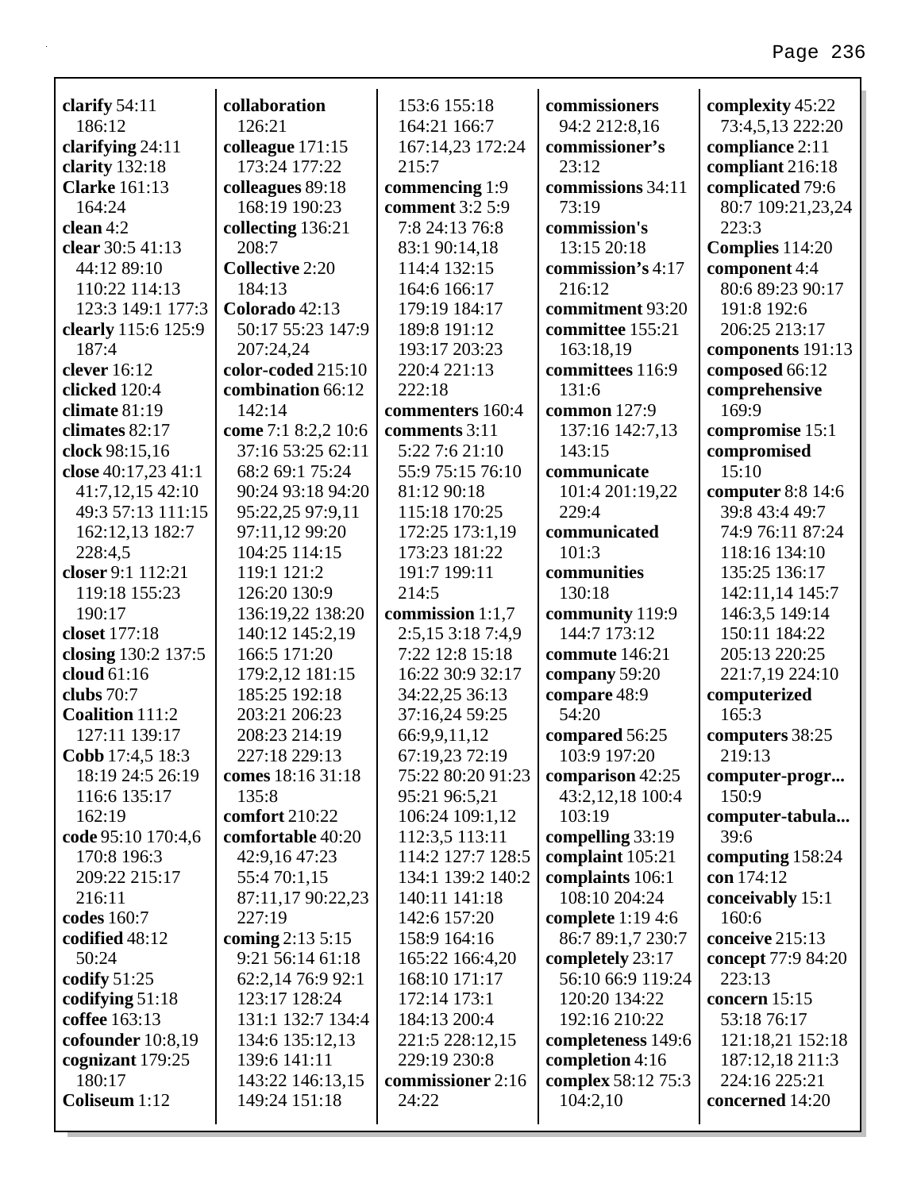**clarify** 54:11 186:12
**clarifying** 24:11
**clarity** 132:18
**Clarke** 161:13 164:24
**clean** 4:2
**clear** 30:5 41:13 44:12 89:10 110:22 114:13 123:3 149:1 177:3
**clearly** 115:6 125:9 187:4
**clever** 16:12
**clicked** 120:4
**climate** 81:19
**climates** 82:17
**clock** 98:15,16
**close** 40:17,23 41:1 41:7,12,15 42:10 49:3 57:13 111:15 162:12,13 182:7 228:4,5
**closer** 9:1 112:21 119:18 155:23 190:17
**closet** 177:18
**closing** 130:2 137:5
**cloud** 61:16
**clubs** 70:7
**Coalition** 111:2 127:11 139:17
**Cobb** 17:4,5 18:3 18:19 24:5 26:19 116:6 135:17 162:19
**code** 95:10 170:4,6 170:8 196:3 209:22 215:17 216:11
**codes** 160:7
**codified** 48:12 50:24
**codify** 51:25
**codifying** 51:18
**coffee** 163:13
**cofounder** 10:8,19
**cognizant** 179:25 180:17
**Coliseum** 1:12
**collaboration** 126:21
**colleague** 171:15 173:24 177:22
**colleagues** 89:18 168:19 190:23
**collecting** 136:21 208:7
**Collective** 2:20 184:13
**Colorado** 42:13 50:17 55:23 147:9 207:24,24
**color-coded** 215:10
**combination** 66:12 142:14
**come** 7:1 8:2,2 10:6 37:16 53:25 62:11 68:2 69:1 75:24 90:24 93:18 94:20 95:22,25 97:9,11 97:11,12 99:20 104:25 114:15 119:1 121:2 126:20 130:9 136:19,22 138:20 140:12 145:2,19 166:5 171:20 179:2,12 181:15 185:25 192:18 203:21 206:23 208:23 214:19 227:18 229:13
**comes** 18:16 31:18 135:8
**comfort** 210:22
**comfortable** 40:20 42:9,16 47:23 55:4 70:1,15 87:11,17 90:22,23 227:19
**coming** 2:13 5:15 9:21 56:14 61:18 62:2,14 76:9 92:1 123:17 128:24 131:1 132:7 134:4 134:6 135:12,13 139:6 141:11 143:22 146:13,15 149:24 151:18 153:6 155:18 164:21 166:7 167:14,23 172:24 215:7
**commencing** 1:9
**comment** 3:2 5:9 7:8 24:13 76:8 83:1 90:14,18 114:4 132:15 164:6 166:17 179:19 184:17 189:8 191:12 193:17 203:23 220:4 221:13 222:18
**commenters** 160:4
**comments** 3:11 5:22 7:6 21:10 55:9 75:15 76:10 81:12 90:18 115:18 170:25 172:25 173:1,19 173:23 181:22 191:7 199:11 214:5
**commission** 1:1,7 2:5,15 3:18 7:4,9 7:22 12:8 15:18 16:22 30:9 32:17 34:22,25 36:13 37:16,24 59:25 66:9,9,11,12 67:19,23 72:19 75:22 80:20 91:23 95:21 96:5,21 106:24 109:1,12 112:3,5 113:11 114:2 127:7 128:5 134:1 139:2 140:2 140:11 141:18 142:6 157:20 158:9 164:16 165:22 166:4,20 168:10 171:17 172:14 173:1 184:13 200:4 221:5 228:12,15 229:19 230:8
**commissioner** 2:16 24:22
**commissioners** 94:2 212:8,16
**commissioner's** 23:12
**commissions** 34:11 73:19
**commission's** 13:15 20:18
**commission's** 4:17 216:12
**commitment** 93:20
**committee** 155:21 163:18,19
**committees** 116:9 131:6
**common** 127:9 137:16 142:7,13 143:15
**communicate** 101:4 201:19,22 229:4
**communicated** 101:3
**communities** 130:18
**community** 119:9 144:7 173:12
**commute** 146:21
**company** 59:20
**compare** 48:9 54:20
**compared** 56:25 103:9 197:20
**comparison** 42:25 43:2,12,18 100:4 103:19
**compelling** 33:19
**complaint** 105:21
**complaints** 106:1 108:10 204:24
**complete** 1:19 4:6 86:7 89:1,7 230:7
**completely** 23:17 56:10 66:9 119:24 120:20 134:22 192:16 210:22
**completeness** 149:6
**completion** 4:16
**complex** 58:12 75:3 104:2,10
**complexity** 45:22 73:4,5,13 222:20
**compliance** 2:11
**compliant** 216:18
**complicated** 79:6 80:7 109:21,23,24 223:3
**Complies** 114:20
**component** 4:4 80:6 89:23 90:17 191:8 192:6 206:25 213:17
**components** 191:13
**composed** 66:12
**comprehensive** 169:9
**compromise** 15:1
**compromised** 15:10
**computer** 8:8 14:6 39:8 43:4 49:7 74:9 76:11 87:24 118:16 134:10 135:25 136:17 142:11,14 145:7 146:3,5 149:14 150:11 184:22 205:13 220:25 221:7,19 224:10
**computerized** 165:3
**computers** 38:25 219:13
**computer-progr...** 150:9
**computer-tabula...** 39:6
**computing** 158:24
**con** 174:12
**conceivably** 15:1 160:6
**conceive** 215:13
**concept** 77:9 84:20 223:13
**concern** 15:15 53:18 76:17 121:18,21 152:18 187:12,18 211:3 224:16 225:21
**concerned** 14:20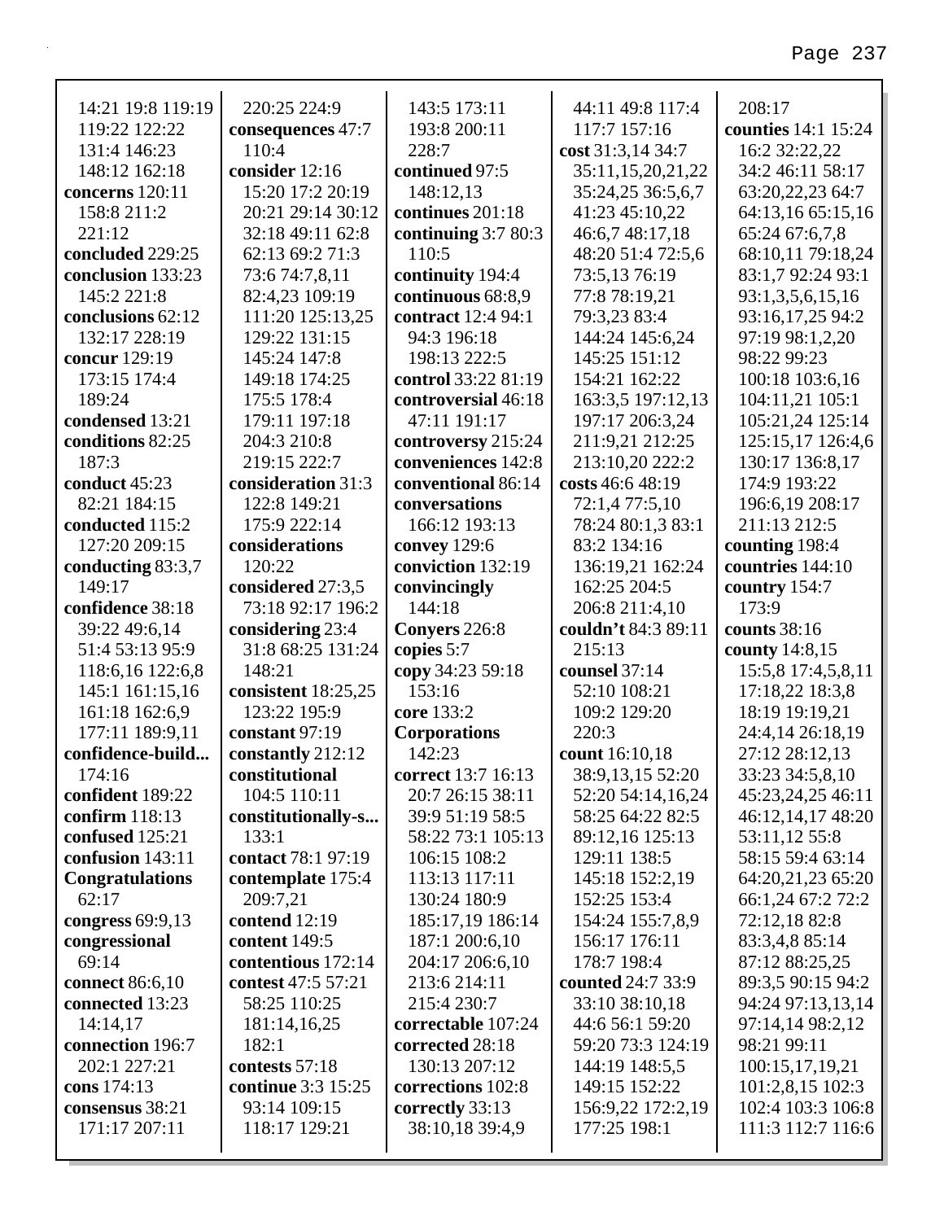14:21 19:8 119:19
119:22 122:22
131:4 146:23
148:12 162:18
**concerns** 120:11
158:8 211:2
221:12
**concluded** 229:25
**conclusion** 133:23
145:2 221:8
**conclusions** 62:12
132:17 228:19
**concur** 129:19
173:15 174:4
189:24
**condensed** 13:21
**conditions** 82:25
187:3
**conduct** 45:23
82:21 184:15
**conducted** 115:2
127:20 209:15
**conducting** 83:3,7
149:17
**confidence** 38:18
39:22 49:6,14
51:4 53:13 95:9
118:6,16 122:6,8
145:1 161:15,16
161:18 162:6,9
177:11 189:9,11
**confidence-build...**
174:16
**confident** 189:22
**confirm** 118:13
**confused** 125:21
**confusion** 143:11
**Congratulations**
62:17
**congress** 69:9,13
**congressional**
69:14
**connect** 86:6,10
**connected** 13:23
14:14,17
**connection** 196:7
202:1 227:21
**cons** 174:13
**consensus** 38:21
171:17 207:11

220:25 224:9
**consequences** 47:7
110:4
**consider** 12:16
15:20 17:2 20:19
20:21 29:14 30:12
32:18 49:11 62:8
62:13 69:2 71:3
73:6 74:7,8,11
82:4,23 109:19
111:20 125:13,25
129:22 131:15
145:24 147:8
149:18 174:25
175:5 178:4
179:11 197:18
204:3 210:8
219:15 222:7
**consideration** 31:3
122:8 149:21
175:9 222:14
**considerations**
120:22
**considered** 27:3,5
73:18 92:17 196:2
**considering** 23:4
31:8 68:25 131:24
148:21
**consistent** 18:25,25
123:22 195:9
**constant** 97:19
**constantly** 212:12
**constitutional**
104:5 110:11
**constitutionally-s...**
133:1
**contact** 78:1 97:19
**contemplate** 175:4
209:7,21
**contend** 12:19
**content** 149:5
**contentious** 172:14
**contest** 47:5 57:21
58:25 110:25
181:14,16,25
182:1
**contests** 57:18
**continue** 3:3 15:25
93:14 109:15
118:17 129:21

143:5 173:11
193:8 200:11
228:7
**continued** 97:5
148:12,13
**continues** 201:18
**continuing** 3:7 80:3
110:5
**continuity** 194:4
**continuous** 68:8,9
**contract** 12:4 94:1
94:3 196:18
198:13 222:5
**control** 33:22 81:19
**controversial** 46:18
47:11 191:17
**controversy** 215:24
**conveniences** 142:8
**conventional** 86:14
**conversations**
166:12 193:13
**convey** 129:6
**conviction** 132:19
**convincingly**
144:18
**Conyers** 226:8
**copies** 5:7
**copy** 34:23 59:18
153:16
**core** 133:2
**Corporations**
142:23
**correct** 13:7 16:13
20:7 26:15 38:11
39:9 51:19 58:5
58:22 73:1 105:13
106:15 108:2
113:13 117:11
130:24 180:9
185:17,19 186:14
187:1 200:6,10
204:17 206:6,10
213:6 214:11
215:4 230:7
**correctable** 107:24
**corrected** 28:18
130:13 207:12
**corrections** 102:8
**correctly** 33:13
38:10,18 39:4,9

44:11 49:8 117:4
117:7 157:16
**cost** 31:3,14 34:7
35:11,15,20,21,22
35:24,25 36:5,6,7
41:23 45:10,22
46:6,7 48:17,18
48:20 51:4 72:5,6
73:5,13 76:19
77:8 78:19,21
79:3,23 83:4
144:24 145:6,24
145:25 151:12
154:21 162:22
163:3,5 197:12,13
197:17 206:3,24
211:9,21 212:25
213:10,20 222:2
**costs** 46:6 48:19
72:1,4 77:5,10
78:24 80:1,3 83:1
83:2 134:16
136:19,21 162:24
162:25 204:5
206:8 211:4,10
**couldn't** 84:3 89:11
215:13
**counsel** 37:14
52:10 108:21
109:2 129:20
220:3
**count** 16:10,18
38:9,13,15 52:20
52:20 54:14,16,24
58:25 64:22 82:5
89:12,16 125:13
129:11 138:5
145:18 152:2,19
152:25 153:4
154:24 155:7,8,9
156:17 176:11
178:7 198:4
**counted** 24:7 33:9
33:10 38:10,18
44:6 56:1 59:20
59:20 73:3 124:19
144:19 148:5,5
149:15 152:22
156:9,22 172:2,19
177:25 198:1

208:17
**counties** 14:1 15:24
16:2 32:22,22
34:2 46:11 58:17
63:20,22,23 64:7
64:13,16 65:15,16
65:24 67:6,7,8
68:10,11 79:18,24
83:1,7 92:24 93:1
93:1,3,5,6,15,16
93:16,17,25 94:2
97:19 98:1,2,20
98:22 99:23
100:18 103:6,16
104:11,21 105:1
105:21,24 125:14
125:15,17 126:4,6
130:17 136:8,17
174:9 193:22
196:6,19 208:17
211:13 212:5
**counting** 198:4
**countries** 144:10
**country** 154:7
173:9
**counts** 38:16
**county** 14:8,15
15:5,8 17:4,5,8,11
17:18,22 18:3,8
18:19 19:19,21
24:4,14 26:18,19
27:12 28:12,13
33:23 34:5,8,10
45:23,24,25 46:11
46:12,14,17 48:20
53:11,12 55:8
58:15 59:4 63:14
64:20,21,23 65:20
66:1,24 67:2 72:2
72:12,18 82:8
83:3,4,8 85:14
87:12 88:25,25
89:3,5 90:15 94:2
94:24 97:13,13,14
97:14,14 98:2,12
98:21 99:11
100:15,17,19,21
101:2,8,15 102:3
102:4 103:3 106:8
111:3 112:7 116:6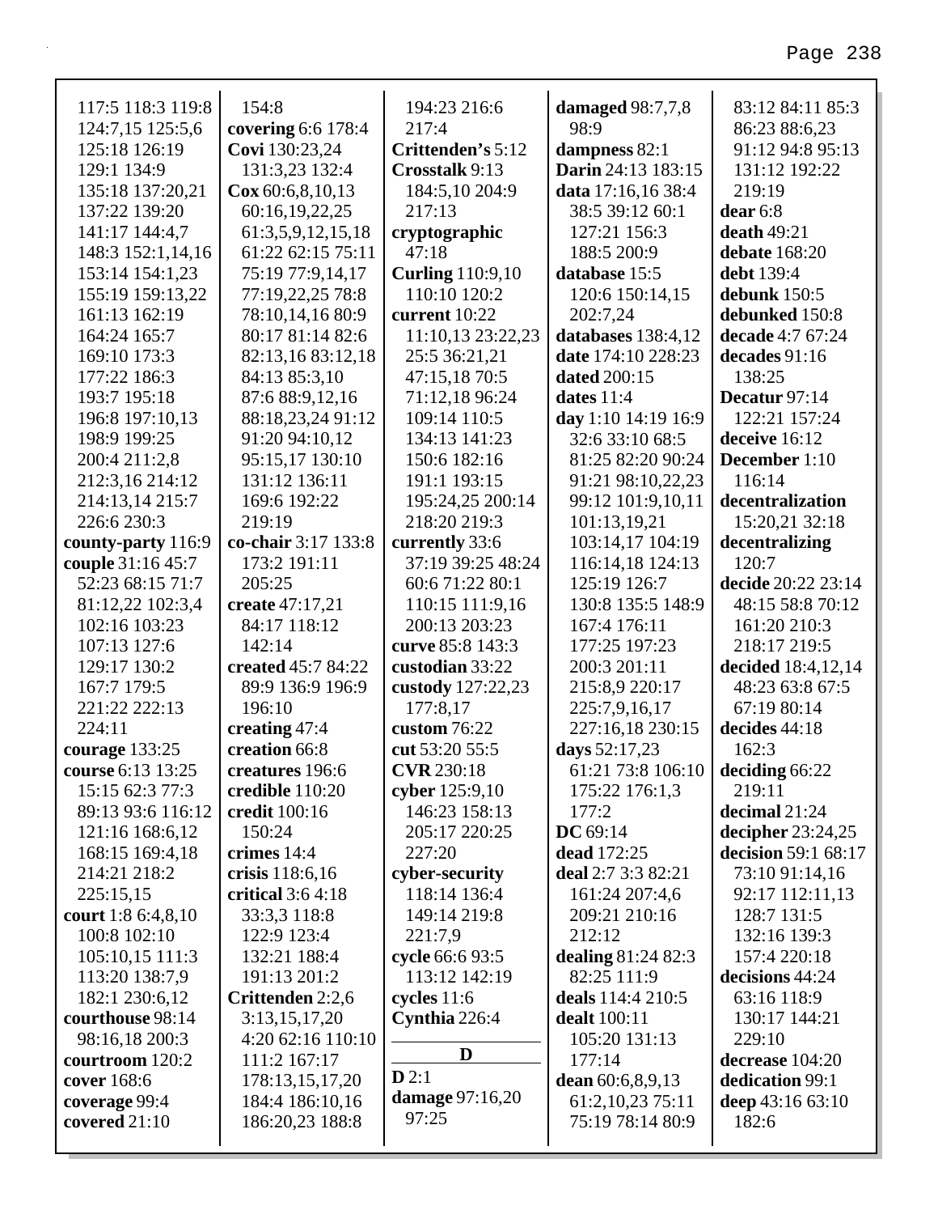117:5 118:3 119:8 124:7,15 125:5,6 125:18 126:19 129:1 134:9 135:18 137:20,21 137:22 139:20 141:17 144:4,7 148:3 152:1,14,16 153:14 154:1,23 155:19 159:13,22 161:13 162:19 164:24 165:7 169:10 173:3 177:22 186:3 193:7 195:18 196:8 197:10,13 198:9 199:25 200:4 211:2,8 212:3,16 214:12 214:13,14 215:7 226:6 230:3

**county-party** 116:9

**couple** 31:16 45:7 52:23 68:15 71:7 81:12,22 102:3,4 102:16 103:23 107:13 127:6 129:17 130:2 167:7 179:5 221:22 222:13 224:11

**courage** 133:25

**course** 6:13 13:25 15:15 62:3 77:3 89:13 93:6 116:12 121:16 168:6,12 168:15 169:4,18 214:21 218:2 225:15,15

**court** 1:8 6:4,8,10 100:8 102:10 105:10,15 111:3 113:20 138:7,9 182:1 230:6,12

**courthouse** 98:14 98:16,18 200:3

**courtroom** 120:2

**cover** 168:6

**coverage** 99:4

**covered** 21:10 154:8

**covering** 6:6 178:4

**Covi** 130:23,24 131:3,23 132:4

**Cox** 60:6,8,10,13 60:16,19,22,25 61:3,5,9,12,15,18 61:22 62:15 75:11 75:19 77:9,14,17 77:19,22,25 78:8 78:10,14,16 80:9 80:17 81:14 82:6 82:13,16 83:12,18 84:13 85:3,10 87:6 88:9,12,16 88:18,23,24 91:12 91:20 94:10,12 95:15,17 130:10 131:12 136:11 169:6 192:22 219:19

**co-chair** 3:17 133:8 173:2 191:11 205:25

**create** 47:17,21 84:17 118:12 142:14

**created** 45:7 84:22 89:9 136:9 196:9 196:10

**creating** 47:4

**creation** 66:8

**creatures** 196:6

**credible** 110:20

**credit** 100:16 150:24

**crimes** 14:4

**crisis** 118:6,16

**critical** 3:6 4:18 33:3,3 118:8 122:9 123:4 132:21 188:4 191:13 201:2

**Crittenden** 2:2,6 3:13,15,17,20 4:20 62:16 110:10 111:2 167:17 178:13,15,17,20 184:4 186:10,16 186:20,23 188:8 194:23 216:6 217:4

**Crittenden's** 5:12

**Crosstalk** 9:13 184:5,10 204:9 217:13

**cryptographic** 47:18

**Curling** 110:9,10 110:10 120:2

**current** 10:22 11:10,13 23:22,23 25:5 36:21,21 47:15,18 70:5 71:12,18 96:24 109:14 110:5 134:13 141:23 150:6 182:16 191:1 193:15 195:24,25 200:14 218:20 219:3

**currently** 33:6 37:19 39:25 48:24 60:6 71:22 80:1 110:15 111:9,16 200:13 203:23

**curve** 85:8 143:3

**custodian** 33:22

**custody** 127:22,23 177:8,17

**custom** 76:22

**cut** 53:20 55:5

**CVR** 230:18

**cyber** 125:9,10 146:23 158:13 205:17 220:25 227:20

**cyber-security** 118:14 136:4 149:14 219:8 221:7,9

**cycle** 66:6 93:5 113:12 142:19

**cycles** 11:6

**Cynthia** 226:4

## D

**D** 2:1

**damage** 97:16,20 97:25

**damaged** 98:7,7,8 98:9

**dampness** 82:1

**Darin** 24:13 183:15

**data** 17:16,16 38:4 38:5 39:12 60:1 127:21 156:3 188:5 200:9

**database** 15:5 120:6 150:14,15 202:7,24

**databases** 138:4,12

**date** 174:10 228:23

**dated** 200:15

**dates** 11:4

**day** 1:10 14:19 16:9 32:6 33:10 68:5 81:25 82:20 90:24 91:21 98:10,22,23 99:12 101:9,10,11 101:13,19,21 103:14,17 104:19 116:14,18 124:13 125:19 126:7 130:8 135:5 148:9 167:4 176:11 177:25 197:23 200:3 201:11 215:8,9 220:17 225:7,9,16,17 227:16,18 230:15

**days** 52:17,23 61:21 73:8 106:10 175:22 176:1,3 177:2

**DC** 69:14

**dead** 172:25

**deal** 2:7 3:3 82:21 161:24 207:4,6 209:21 210:16 212:12

**dealing** 81:24 82:3 82:25 111:9

**deals** 114:4 210:5

**dealt** 100:11 105:20 131:13 177:14

**dean** 60:6,8,9,13 61:2,10,23 75:11 75:19 78:14 80:9 83:12 84:11 85:3 86:23 88:6,23 91:12 94:8 95:13 131:12 192:22 219:19

**dear** 6:8

**death** 49:21

**debate** 168:20

**debt** 139:4

**debunk** 150:5

**debunked** 150:8

**decade** 4:7 67:24

**decades** 91:16 138:25

**Decatur** 97:14 122:21 157:24

**deceive** 16:12

**December** 1:10 116:14

**decentralization** 15:20,21 32:18

**decentralizing** 120:7

**decide** 20:22 23:14 48:15 58:8 70:12 161:20 210:3 218:17 219:5

**decided** 18:4,12,14 48:23 63:8 67:5 67:19 80:14

**decides** 44:18 162:3

**deciding** 66:22 219:11

**decimal** 21:24

**decipher** 23:24,25

**decision** 59:1 68:17 73:10 91:14,16 92:17 112:11,13 128:7 131:5 132:16 139:3 157:4 220:18

**decisions** 44:24 63:16 118:9 130:17 144:21 229:10

**decrease** 104:20

**dedication** 99:1

**deep** 43:16 63:10 182:6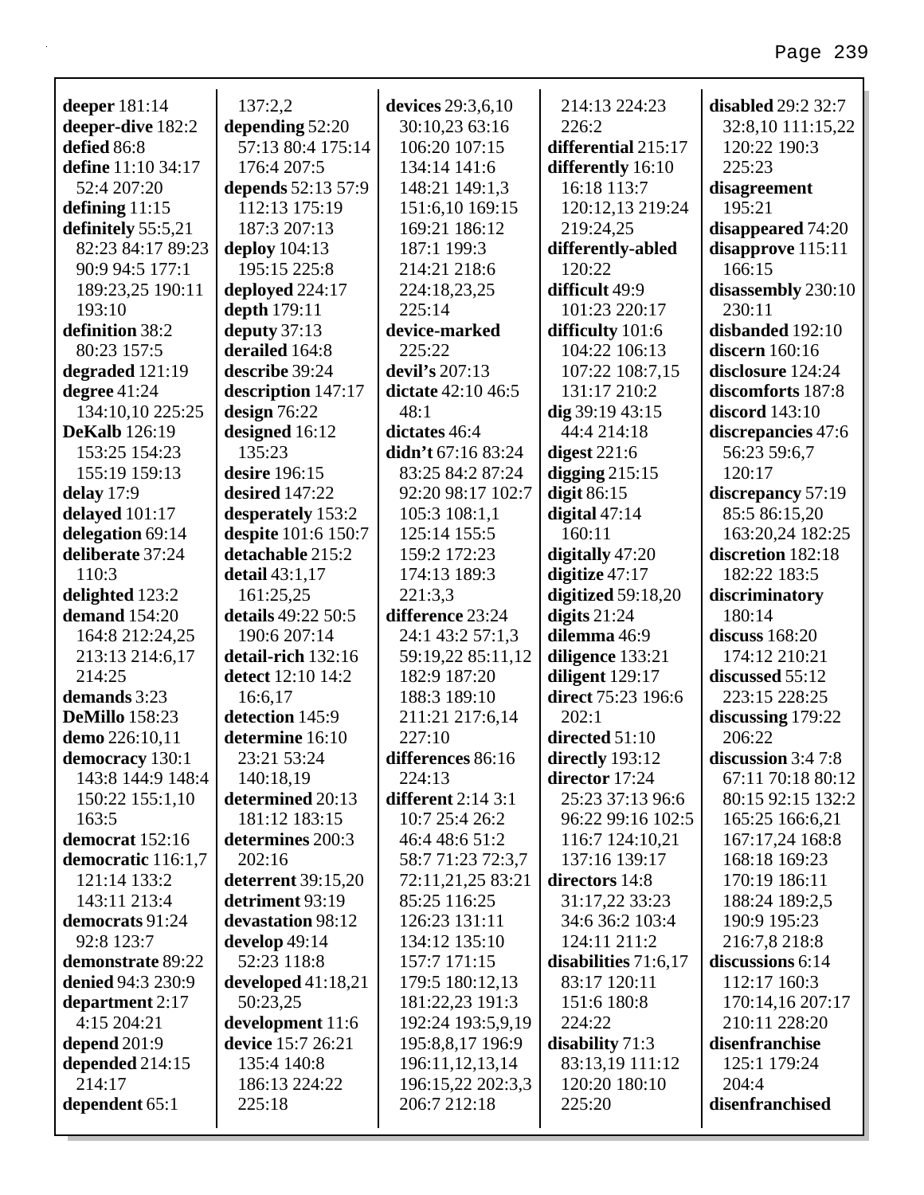**deeper** 181:14
**deeper-dive** 182:2
**defied** 86:8
**define** 11:10 34:17 52:4 207:20
**defining** 11:15
**definitely** 55:5,21 82:23 84:17 89:23 90:9 94:5 177:1 189:23,25 190:11 193:10
**definition** 38:2 80:23 157:5
**degraded** 121:19
**degree** 41:24 134:10,10 225:25
**DeKalb** 126:19 153:25 154:23 155:19 159:13
**delay** 17:9
**delayed** 101:17
**delegation** 69:14
**deliberate** 37:24 110:3
**delighted** 123:2
**demand** 154:20 164:8 212:24,25 213:13 214:6,17 214:25
**demands** 3:23
**DeMillo** 158:23
**demo** 226:10,11
**democracy** 130:1 143:8 144:9 148:4 150:22 155:1,10 163:5
**democrat** 152:16
**democratic** 116:1,7 121:14 133:2 143:11 213:4
**democrats** 91:24 92:8 123:7
**demonstrate** 89:22
**denied** 94:3 230:9
**department** 2:17 4:15 204:21
**depend** 201:9
**depended** 214:15 214:17
**dependent** 65:1
137:2,2
**depending** 52:20 57:13 80:4 175:14 176:4 207:5
**depends** 52:13 57:9 112:13 175:19 187:3 207:13
**deploy** 104:13 195:15 225:8
**deployed** 224:17
**depth** 179:11
**deputy** 37:13
**derailed** 164:8
**describe** 39:24
**description** 147:17
**design** 76:22
**designed** 16:12 135:23
**desire** 196:15
**desired** 147:22
**desperately** 153:2
**despite** 101:6 150:7
**detachable** 215:2
**detail** 43:1,17 161:25,25
**details** 49:22 50:5 190:6 207:14
**detail-rich** 132:16
**detect** 12:10 14:2 16:6,17
**detection** 145:9
**determine** 16:10 23:21 53:24 140:18,19
**determined** 20:13 181:12 183:15
**determines** 200:3 202:16
**deterrent** 39:15,20
**detriment** 93:19
**devastation** 98:12
**develop** 49:14 52:23 118:8
**developed** 41:18,21 50:23,25
**development** 11:6
**device** 15:7 26:21 135:4 140:8 186:13 224:22 225:18
**devices** 29:3,6,10 30:10,23 63:16 106:20 107:15 134:14 141:6 148:21 149:1,3 151:6,10 169:15 169:21 186:12 187:1 199:3 214:21 218:6 224:18,23,25 225:14
**device-marked** 225:22
**devil's** 207:13
**dictate** 42:10 46:5 48:1
**dictates** 46:4
**didn't** 67:16 83:24 83:25 84:2 87:24 92:20 98:17 102:7 105:3 108:1,1 125:14 155:5 159:2 172:23 174:13 189:3 221:3,3
**difference** 23:24 24:1 43:2 57:1,3 59:19,22 85:11,12 182:9 187:20 188:3 189:10 211:21 217:6,14 227:10
**differences** 86:16 224:13
**different** 2:14 3:1 10:7 25:4 26:2 46:4 48:6 51:2 58:7 71:23 72:3,7 72:11,21,25 83:21 85:25 116:25 126:23 131:11 134:12 135:10 157:7 171:15 179:5 180:12,13 181:22,23 191:3 192:24 193:5,9,19 195:8,8,17 196:9 196:11,12,13,14 196:15,22 202:3,3 206:7 212:18
214:13 224:23 226:2
**differential** 215:17
**differently** 16:10 16:18 113:7 120:12,13 219:24 219:24,25
**differently-abled** 120:22
**difficult** 49:9 101:23 220:17
**difficulty** 101:6 104:22 106:13 107:22 108:7,15 131:17 210:2
**dig** 39:19 43:15 44:4 214:18
**digest** 221:6
**digging** 215:15
**digit** 86:15
**digital** 47:14 160:11
**digitally** 47:20
**digitize** 47:17
**digitized** 59:18,20
**digits** 21:24
**dilemma** 46:9
**diligence** 133:21
**diligent** 129:17
**direct** 75:23 196:6 202:1
**directed** 51:10
**directly** 193:12
**director** 17:24 25:23 37:13 96:6 96:22 99:16 102:5 116:7 124:10,21 137:16 139:17
**directors** 14:8 31:17,22 33:23 34:6 36:2 103:4 124:11 211:2
**disabilities** 71:6,17 83:17 120:11 151:6 180:8 224:22
**disability** 71:3 83:13,19 111:12 120:20 180:10 225:20
**disabled** 29:2 32:7 32:8,10 111:15,22 120:22 190:3 225:23
**disagreement** 195:21
**disappeared** 74:20
**disapprove** 115:11 166:15
**disassembly** 230:10 230:11
**disbanded** 192:10
**discern** 160:16
**disclosure** 124:24
**discomforts** 187:8
**discord** 143:10
**discrepancies** 47:6 56:23 59:6,7 120:17
**discrepancy** 57:19 85:5 86:15,20 163:20,24 182:25
**discretion** 182:18 182:22 183:5
**discriminatory** 180:14
**discuss** 168:20 174:12 210:21
**discussed** 55:12 223:15 228:25
**discussing** 179:22 206:22
**discussion** 3:4 7:8 67:11 70:18 80:12 80:15 92:15 132:2 165:25 166:6,21 167:17,24 168:8 168:18 169:23 170:19 186:11 188:24 189:2,5 190:9 195:23 216:7,8 218:8
**discussions** 6:14 112:17 160:3 170:14,16 207:17 210:11 228:20
**disenfranchise** 125:1 179:24 204:4
**disenfranchised**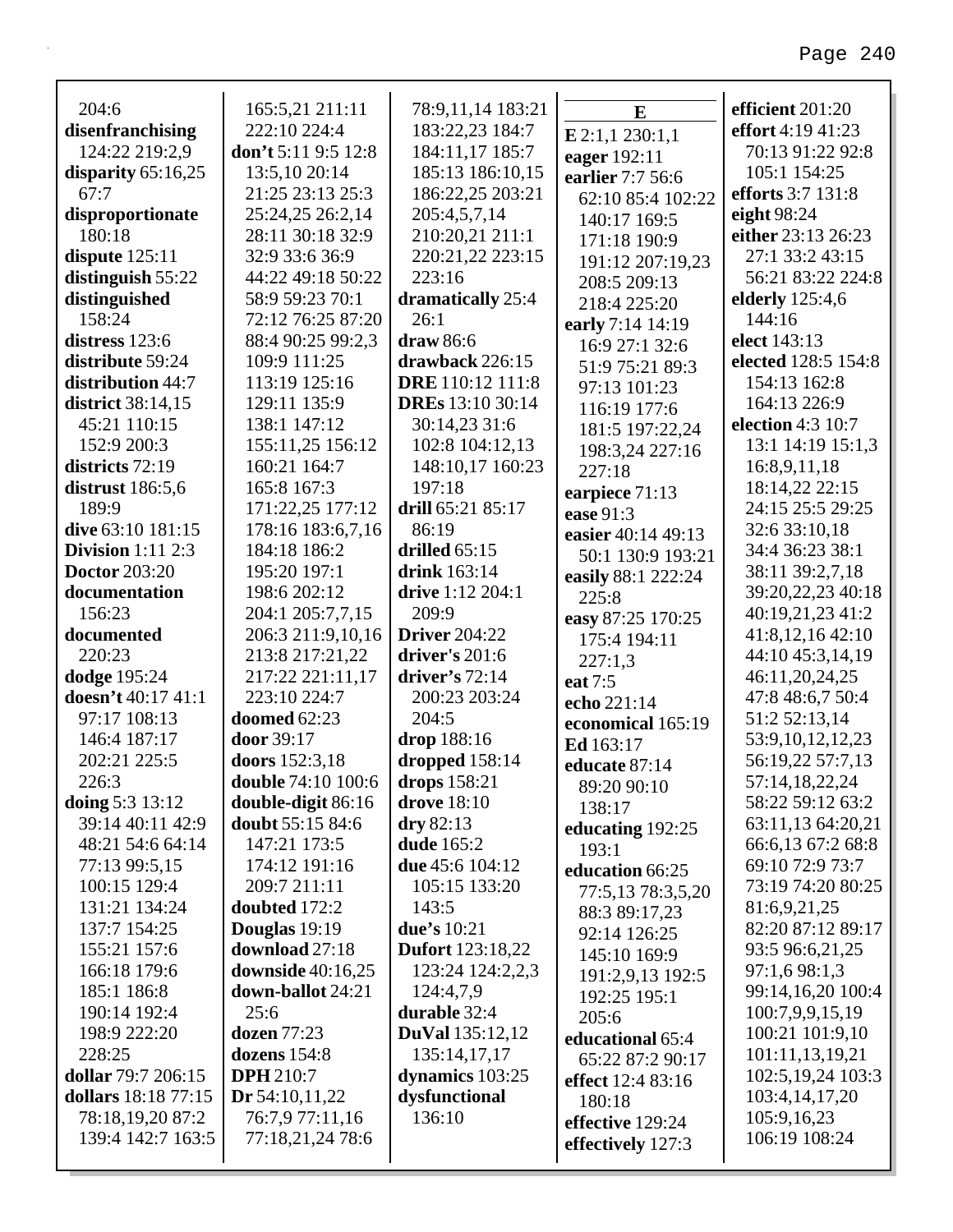204:6
**disenfranchising** 124:22 219:2,9
**disparity** 65:16,25 67:7
**disproportionate** 180:18
**dispute** 125:11
**distinguish** 55:22
**distinguished** 158:24
**distress** 123:6
**distribute** 59:24
**distribution** 44:7
**district** 38:14,15 45:21 110:15 152:9 200:3
**districts** 72:19
**distrust** 186:5,6 189:9
**dive** 63:10 181:15
**Division** 1:11 2:3
**Doctor** 203:20
**documentation** 156:23
**documented** 220:23
**dodge** 195:24
**doesn't** 40:17 41:1 97:17 108:13 146:4 187:17 202:21 225:5 226:3
**doing** 5:3 13:12 39:14 40:11 42:9 48:21 54:6 64:14 77:13 99:5,15 100:15 129:4 131:21 134:24 137:7 154:25 155:21 157:6 166:18 179:6 185:1 186:8 190:14 192:4 198:9 222:20 228:25
**dollar** 79:7 206:15
**dollars** 18:18 77:15 78:18,19,20 87:2 139:4 142:7 163:5

165:5,21 211:11 222:10 224:4
**don't** 5:11 9:5 12:8 13:5,10 20:14 21:25 23:13 25:3 25:24,25 26:2,14 28:11 30:18 32:9 32:9 33:6 36:9 44:22 49:18 50:22 58:9 59:23 70:1 72:12 76:25 87:20 88:4 90:25 99:2,3 109:9 111:25 113:19 125:16 129:11 135:9 138:1 147:12 155:11,25 156:12 160:21 164:7 165:8 167:3 171:22,25 177:12 178:16 183:6,7,16 184:18 186:2 195:20 197:1 198:6 202:12 204:1 205:7,7,15 206:3 211:9,10,16 213:8 217:21,22 217:22 221:11,17 223:10 224:7
**doomed** 62:23
**door** 39:17
**doors** 152:3,18
**double** 74:10 100:6
**double-digit** 86:16
**doubt** 55:15 84:6 147:21 173:5 174:12 191:16 209:7 211:11
**doubted** 172:2
**Douglas** 19:19
**download** 27:18
**downside** 40:16,25
**down-ballot** 24:21 25:6
**dozen** 77:23
**dozens** 154:8
**DPH** 210:7
**Dr** 54:10,11,22 76:7,9 77:11,16 77:18,21,24 78:6

78:9,11,14 183:21 183:22,23 184:7 184:11,17 185:7 185:13 186:10,15 186:22,25 203:21 205:4,5,7,14 210:20,21 211:1 220:21,22 223:15 223:16
**dramatically** 25:4 26:1
**draw** 86:6
**drawback** 226:15
**DRE** 110:12 111:8
**DREs** 13:10 30:14 30:14,23 31:6 102:8 104:12,13 148:10,17 160:23 197:18
**drill** 65:21 85:17 86:19
**drilled** 65:15
**drink** 163:14
**drive** 1:12 204:1 209:9
**Driver** 204:22
**driver's** 201:6
**driver's** 72:14 200:23 203:24 204:5
**drop** 188:16
**dropped** 158:14
**drops** 158:21
**drove** 18:10
**dry** 82:13
**dude** 165:2
**due** 45:6 104:12 105:15 133:20 143:5
**due's** 10:21
**Dufort** 123:18,22 123:24 124:2,2,3 124:4,7,9
**durable** 32:4
**DuVal** 135:12,12 135:14,17,17
**dynamics** 103:25
**dysfunctional** 136:10

**E**

**E** 2:1,1 230:1,1
**eager** 192:11
**earlier** 7:7 56:6 62:10 85:4 102:22 140:17 169:5 171:18 190:9 191:12 207:19,23 208:5 209:13 218:4 225:20
**early** 7:14 14:19 16:9 27:1 32:6 51:9 75:21 89:3 97:13 101:23 116:19 177:6 181:5 197:22,24 198:3,24 227:16 227:18
**earpiece** 71:13
**ease** 91:3
**easier** 40:14 49:13 50:1 130:9 193:21
**easily** 88:1 222:24 225:8
**easy** 87:25 170:25 175:4 194:11 227:1,3
**eat** 7:5
**echo** 221:14
**economical** 165:19
**Ed** 163:17
**educate** 87:14 89:20 90:10 138:17
**educating** 192:25 193:1
**education** 66:25 77:5,13 78:3,5,20 88:3 89:17,23 92:14 126:25 145:10 169:9 191:2,9,13 192:5 192:25 195:1 205:6
**educational** 65:4 65:22 87:2 90:17
**effect** 12:4 83:16 180:18
**effective** 129:24
**effectively** 127:3

**efficient** 201:20
**effort** 4:19 41:23 70:13 91:22 92:8 105:1 154:25
**efforts** 3:7 131:8
**eight** 98:24
**either** 23:13 26:23 27:1 33:2 43:15 56:21 83:22 224:8
**elderly** 125:4,6 144:16
**elect** 143:13
**elected** 128:5 154:8 154:13 162:8 164:13 226:9
**election** 4:3 10:7 13:1 14:19 15:1,3 16:8,9,11,18 18:14,22 22:15 24:15 25:5 29:25 32:6 33:10,18 34:4 36:23 38:1 38:11 39:2,7,18 39:20,22,23 40:18 40:19,21,23 41:2 41:8,12,16 42:10 44:10 45:3,14,19 46:11,20,24,25 47:8 48:6,7 50:4 51:2 52:13,14 53:9,10,12,12,23 56:19,22 57:7,13 57:14,18,22,24 58:22 59:12 63:2 63:11,13 64:20,21 66:6,13 67:2 68:8 69:10 72:9 73:7 73:19 74:20 80:25 81:6,9,21,25 82:20 87:12 89:17 93:5 96:6,21,25 97:1,6 98:1,3 99:14,16,20 100:4 100:7,9,9,15,19 100:21 101:9,10 101:11,13,19,21 102:5,19,24 103:3 103:4,14,17,20 105:9,16,23 106:19 108:24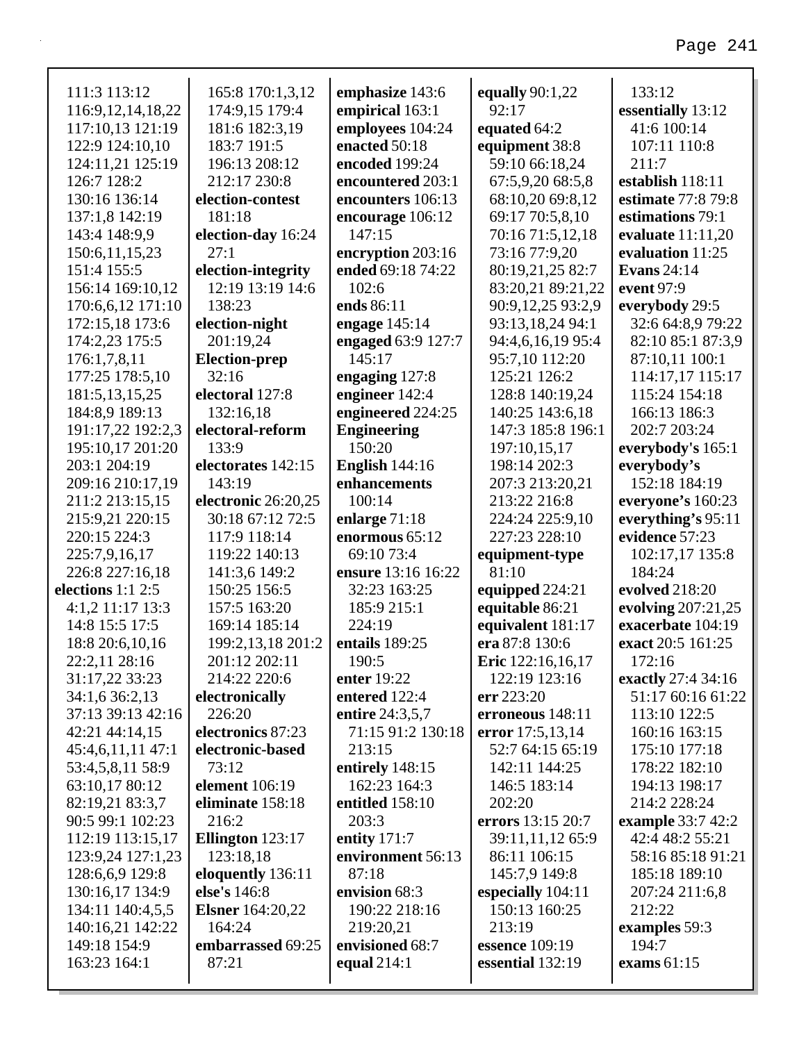111:3 113:12
116:9,12,14,18,22
117:10,13 121:19
122:9 124:10,10
124:11,21 125:19
126:7 128:2
130:16 136:14
137:1,8 142:19
143:4 148:9,9
150:6,11,15,23
151:4 155:5
156:14 169:10,12
170:6,6,12 171:10
172:15,18 173:6
174:2,23 175:5
176:1,7,8,11
177:25 178:5,10
181:5,13,15,25
184:8,9 189:13
191:17,22 192:2,3
195:10,17 201:20
203:1 204:19
209:16 210:17,19
211:2 213:15,15
215:9,21 220:15
220:15 224:3
225:7,9,16,17
226:8 227:16,18

**elections** 1:1 2:5
4:1,2 11:17 13:3
14:8 15:5 17:5
18:8 20:6,10,16
22:2,11 28:16
31:17,22 33:23
34:1,6 36:2,13
37:13 39:13 42:16
42:21 44:14,15
45:4,6,11,11 47:1
53:4,5,8,11 58:9
63:10,17 80:12
82:19,21 83:3,7
90:5 99:1 102:23
112:19 113:15,17
123:9,24 127:1,23
128:6,6,9 129:8
130:16,17 134:9
134:11 140:4,5,5
140:16,21 142:22
149:18 154:9
163:23 164:1
165:8 170:1,3,12
174:9,15 179:4
181:6 182:3,19
183:7 191:5
196:13 208:12
212:17 230:8

**election-contest** 181:18
**election-day** 16:24 27:1
**election-integrity** 12:19 13:19 14:6 138:23
**election-night** 201:19,24
**Election-prep** 32:16
**electoral** 127:8 132:16,18
**electoral-reform** 133:9
**electorates** 142:15 143:19
**electronic** 26:20,25 30:18 67:12 72:5 117:9 118:14 119:22 140:13 141:3,6 149:2 150:25 156:5 157:5 163:20 169:14 185:14 199:2,13,18 201:2 201:12 202:11 214:22 220:6
**electronically** 226:20
**electronics** 87:23
**electronic-based** 73:12
**element** 106:19
**eliminate** 158:18 216:2
**Ellington** 123:17 123:18,18
**eloquently** 136:11
**else's** 146:8
**Elsner** 164:20,22 164:24
**embarrassed** 69:25 87:21
**emphasize** 143:6
**empirical** 163:1
**employees** 104:24
**enacted** 50:18
**encoded** 199:24
**encountered** 203:1
**encounters** 106:13
**encourage** 106:12 147:15
**encryption** 203:16
**ended** 69:18 74:22 102:6
**ends** 86:11
**engage** 145:14
**engaged** 63:9 127:7 145:17
**engaging** 127:8
**engineer** 142:4
**engineered** 224:25
**Engineering** 150:20
**English** 144:16
**enhancements** 100:14
**enlarge** 71:18
**enormous** 65:12 69:10 73:4
**ensure** 13:16 16:22 32:23 163:25 185:9 215:1 224:19
**entails** 189:25 190:5
**enter** 19:22
**entered** 122:4
**entire** 24:3,5,7 71:15 91:2 130:18 213:15
**entirely** 148:15 162:23 164:3
**entitled** 158:10 203:3
**entity** 171:7
**environment** 56:13 87:18
**envision** 68:3 190:22 218:16 219:20,21
**envisioned** 68:7
**equal** 214:1
**equally** 90:1,22 92:17
**equated** 64:2
**equipment** 38:8 59:10 66:18,24 67:5,9,20 68:5,8 68:10,20 69:8,12 69:17 70:5,8,10 70:16 71:5,12,18 73:16 77:9,20 80:19,21,25 82:7 83:20,21 89:21,22 90:9,12,25 93:2,9 93:13,18,24 94:1 94:4,6,16,19 95:4 95:7,10 112:20 125:21 126:2 128:8 140:19,24 140:25 143:6,18 147:3 185:8 196:1 197:10,15,17 198:14 202:3 207:3 213:20,21 213:22 216:8 224:24 225:9,10 227:23 228:10
**equipment-type** 81:10
**equipped** 224:21
**equitable** 86:21
**equivalent** 181:17
**era** 87:8 130:6
**Eric** 122:16,16,17 122:19 123:16
**err** 223:20
**erroneous** 148:11
**error** 17:5,13,14 52:7 64:15 65:19 142:11 144:25 146:5 183:14 202:20
**errors** 13:15 20:7 39:11,11,12 65:9 86:11 106:15 145:7,9 149:8
**especially** 104:11 150:13 160:25 213:19
**essence** 109:19
**essential** 132:19
133:12
**essentially** 13:12 41:6 100:14 107:11 110:8 211:7
**establish** 118:11
**estimate** 77:8 79:8
**estimations** 79:1
**evaluate** 11:11,20
**evaluation** 11:25
**Evans** 24:14
**event** 97:9
**everybody** 29:5 32:6 64:8,9 79:22 82:10 85:1 87:3,9 87:10,11 100:1 114:17,17 115:17 115:24 154:18 166:13 186:3 202:7 203:24
**everybody's** 165:1
**everybody's** 152:18 184:19
**everyone's** 160:23
**everything's** 95:11
**evidence** 57:23 102:17,17 135:8 184:24
**evolved** 218:20
**evolving** 207:21,25
**exacerbate** 104:19
**exact** 20:5 161:25 172:16
**exactly** 27:4 34:16 51:17 60:16 61:22 113:10 122:5 160:16 163:15 175:10 177:18 178:22 182:10 194:13 198:17 214:2 228:24
**example** 33:7 42:2 42:4 48:2 55:21 58:16 85:18 91:21 185:18 189:10 207:24 211:6,8 212:22
**examples** 59:3 194:7
**exams** 61:15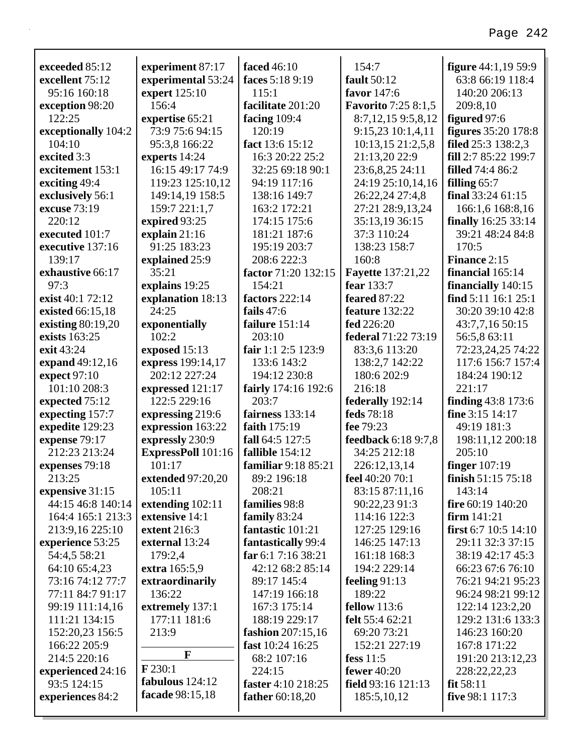**exceeded** 85:12
**excellent** 75:12 95:16 160:18
**exception** 98:20 122:25
**exceptionally** 104:2 104:10
**excited** 3:3
**excitement** 153:1
**exciting** 49:4
**exclusively** 56:1
**excuse** 73:19 220:12
**executed** 101:7
**executive** 137:16 139:17
**exhaustive** 66:17 97:3
**exist** 40:1 72:12
**existed** 66:15,18
**existing** 80:19,20
**exists** 163:25
**exit** 43:24
**expand** 49:12,16
**expect** 97:10 101:10 208:3
**expected** 75:12
**expecting** 157:7
**expedite** 129:23
**expense** 79:17 212:23 213:24
**expenses** 79:18 213:25
**expensive** 31:15 44:15 46:8 140:14 164:4 165:1 213:3 213:9,16 225:10
**experience** 53:25 54:4,5 58:21 64:10 65:4,23 73:16 74:12 77:7 77:11 84:7 91:17 99:19 111:14,16 111:21 134:15 152:20,23 156:5 166:22 205:9 214:5 220:16
**experienced** 24:16 93:5 124:15
**experiences** 84:2
**experiment** 87:17
**experimental** 53:24
**expert** 125:10 156:4
**expertise** 65:21 73:9 75:6 94:15 95:3,8 166:22
**experts** 14:24 16:15 49:17 74:9 119:23 125:10,12 149:14,19 158:5 159:7 221:1,7
**expired** 93:25
**explain** 21:16 91:25 183:23
**explained** 25:9 35:21
**explains** 19:25
**explanation** 18:13 24:25
**exponentially** 102:2
**exposed** 15:13
**express** 199:14,17 202:12 227:24
**expressed** 121:17 122:5 229:16
**expressing** 219:6
**expression** 163:22
**expressly** 230:9
**ExpressPoll** 101:16 101:17
**extended** 97:20,20 105:11
**extending** 102:11
**extensive** 14:1
**extent** 216:3
**external** 13:24 179:2,4
**extra** 165:5,9
**extraordinarily** 136:22
**extremely** 137:1 177:11 181:6 213:9

**F**

**F** 230:1
**fabulous** 124:12
**facade** 98:15,18
**faced** 46:10
**faces** 5:18 9:19 115:1
**facilitate** 201:20
**facing** 109:4 120:19
**fact** 13:6 15:12 16:3 20:22 25:2 32:25 69:18 90:1 94:19 117:16 138:16 149:7 163:2 172:21 174:15 175:6 181:21 187:6 195:19 203:7 208:6 222:3
**factor** 71:20 132:15 154:21
**factors** 222:14
**fails** 47:6
**failure** 151:14 203:10
**fair** 1:1 2:5 123:9 133:6 143:2 194:12 230:8
**fairly** 174:16 192:6 203:7
**fairness** 133:14
**faith** 175:19
**fall** 64:5 127:5
**fallible** 154:12
**familiar** 9:18 85:21 89:2 196:18 208:21
**families** 98:8
**family** 83:24
**fantastic** 101:21
**fantastically** 99:4
**far** 6:1 7:16 38:21 42:12 68:2 85:14 89:17 145:4 147:19 166:18 167:3 175:14 188:19 229:17
**fashion** 207:15,16
**fast** 10:24 16:25 68:2 107:16 224:15
**faster** 4:10 218:25
**father** 60:18,20 154:7
**fault** 50:12
**favor** 147:6
**Favorito** 7:25 8:1,5 8:7,12,15 9:5,8,12 9:15,23 10:1,4,11 10:13,15 21:2,5,8 21:13,20 22:9 23:6,8,25 24:11 24:19 25:10,14,16 26:22,24 27:4,8 27:21 28:9,13,24 35:13,19 36:15 37:3 110:24 138:23 158:7 160:8
**Fayette** 137:21,22
**fear** 133:7
**feared** 87:22
**feature** 132:22
**fed** 226:20
**federal** 71:22 73:19 83:3,6 113:20 138:2,7 142:22 180:6 202:9 216:18
**federally** 192:14
**feds** 78:18
**fee** 79:23
**feedback** 6:18 9:7,8 34:25 212:18 226:12,13,14
**feel** 40:20 70:1 83:15 87:11,16 90:22,23 91:3 114:16 122:3 127:25 129:16 146:25 147:13 161:18 168:3 194:2 229:14
**feeling** 91:13 189:22
**fellow** 113:6
**felt** 55:4 62:21 69:20 73:21 152:21 227:19
**fess** 11:5
**fewer** 40:20
**field** 93:16 121:13 185:5,10,12
**figure** 44:1,19 59:9 63:8 66:19 118:4 140:20 206:13 209:8,10
**figured** 97:6
**figures** 35:20 178:8
**filed** 25:3 138:2,3
**fill** 2:7 85:22 199:7
**filled** 74:4 86:2
**filling** 65:7
**final** 33:24 61:15 166:1,6 168:8,16
**finally** 16:25 33:14 39:21 48:24 84:8 170:5
**Finance** 2:15
**financial** 165:14
**financially** 140:15
**find** 5:11 16:1 25:1 30:20 39:10 42:8 43:7,7,16 50:15 56:5,8 63:11 72:23,24,25 74:22 117:6 156:7 157:4 184:24 190:12 221:17
**finding** 43:8 173:6
**fine** 3:15 14:17 49:19 181:3 198:11,12 200:18 205:10
**finger** 107:19
**finish** 51:15 75:18 143:14
**fire** 60:19 140:20
**firm** 141:21
**first** 6:7 10:5 14:10 29:11 32:3 37:15 38:19 42:17 45:3 66:23 67:6 76:10 76:21 94:21 95:23 96:24 98:21 99:12 122:14 123:2,20 129:2 131:6 133:3 146:23 160:20 167:8 171:22 191:20 213:12,23 228:22,22,23
**fit** 58:11
**five** 98:1 117:3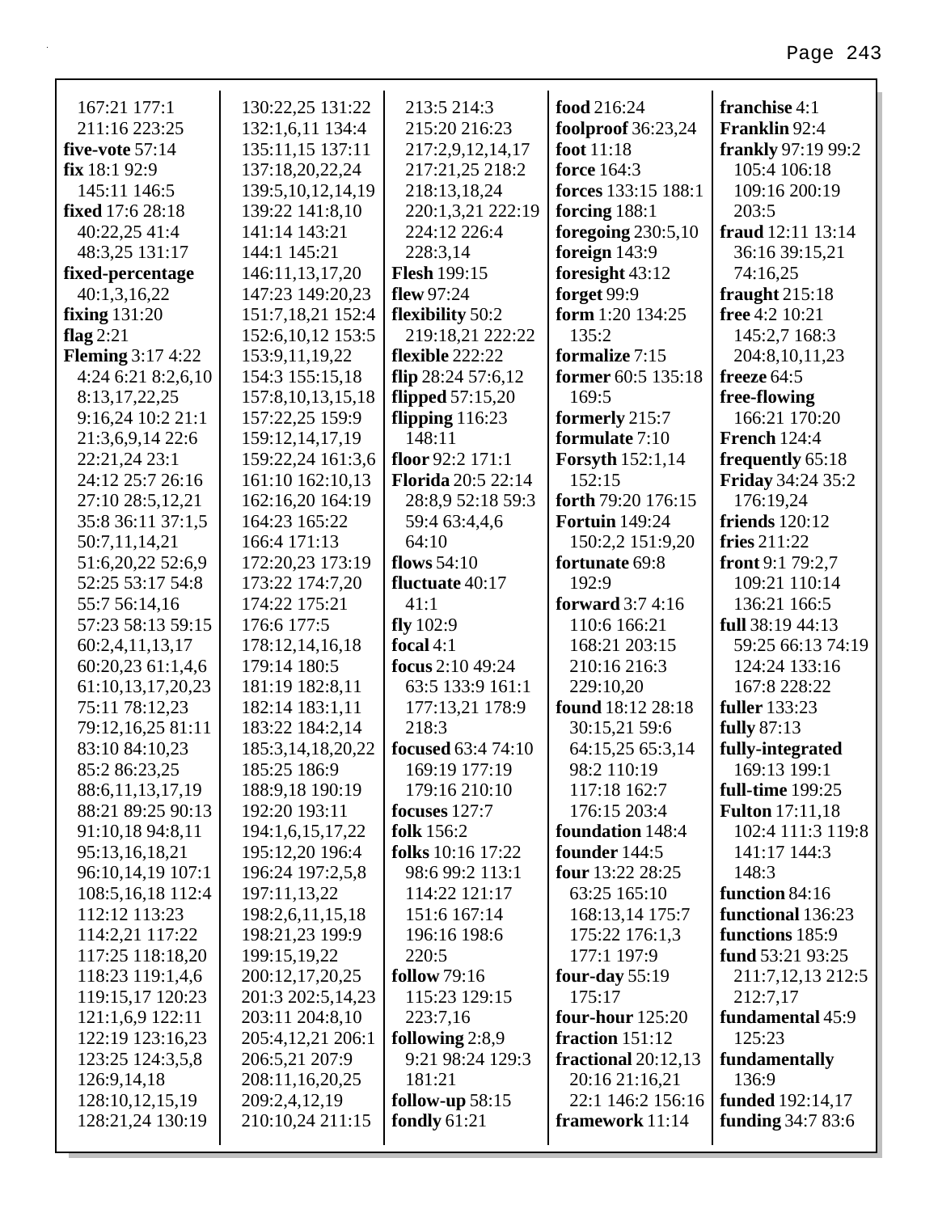167:21 177:1
211:16 223:25
**five-vote** 57:14
**fix** 18:1 92:9
145:11 146:5
**fixed** 17:6 28:18
40:22,25 41:4
48:3,25 131:17
**fixed-percentage**
40:1,3,16,22
**fixing** 131:20
**flag** 2:21
**Fleming** 3:17 4:22
4:24 6:21 8:2,6,10
8:13,17,22,25
9:16,24 10:2 21:1
21:3,6,9,14 22:6
22:21,24 23:1
24:12 25:7 26:16
27:10 28:5,12,21
35:8 36:11 37:1,5
50:7,11,14,21
51:6,20,22 52:6,9
52:25 53:17 54:8
55:7 56:14,16
57:23 58:13 59:15
60:2,4,11,13,17
60:20,23 61:1,4,6
61:10,13,17,20,23
75:11 78:12,23
79:12,16,25 81:11
83:10 84:10,23
85:2 86:23,25
88:6,11,13,17,19
88:21 89:25 90:13
91:10,18 94:8,11
95:13,16,18,21
96:10,14,19 107:1
108:5,16,18 112:4
112:12 113:23
114:2,21 117:22
117:25 118:18,20
118:23 119:1,4,6
119:15,17 120:23
121:1,6,9 122:11
122:19 123:16,23
123:25 124:3,5,8
126:9,14,18
128:10,12,15,19
128:21,24 130:19
130:22,25 131:22
132:1,6,11 134:4
135:11,15 137:11
137:18,20,22,24
139:5,10,12,14,19
139:22 141:8,10
141:14 143:21
144:1 145:21
146:11,13,17,20
147:23 149:20,23
151:7,18,21 152:4
152:6,10,12 153:5
153:9,11,19,22
154:3 155:15,18
157:8,10,13,15,18
157:22,25 159:9
159:12,14,17,19
159:22,24 161:3,6
161:10 162:10,13
162:16,20 164:19
164:23 165:22
166:4 171:13
172:20,23 173:19
173:22 174:7,20
174:22 175:21
176:6 177:5
178:12,14,16,18
179:14 180:5
181:19 182:8,11
182:14 183:1,11
183:22 184:2,14
185:3,14,18,20,22
185:25 186:9
188:9,18 190:19
192:20 193:11
194:1,6,15,17,22
195:12,20 196:4
196:24 197:2,5,8
197:11,13,22
198:2,6,11,15,18
198:21,23 199:9
199:15,19,22
200:12,17,20,25
201:3 202:5,14,23
203:11 204:8,10
205:4,12,21 206:1
206:5,21 207:9
208:11,16,20,25
209:2,4,12,19
210:10,24 211:15
213:5 214:3
215:20 216:23
217:2,9,12,14,17
217:21,25 218:2
218:13,18,24
220:1,3,21 222:19
224:12 226:4
228:3,14
**Flesh** 199:15
**flew** 97:24
**flexibility** 50:2
219:18,21 222:22
**flexible** 222:22
**flip** 28:24 57:6,12
**flipped** 57:15,20
**flipping** 116:23
148:11
**floor** 92:2 171:1
**Florida** 20:5 22:14
28:8,9 52:18 59:3
59:4 63:4,4,6
64:10
**flows** 54:10
**fluctuate** 40:17
41:1
**fly** 102:9
**focal** 4:1
**focus** 2:10 49:24
63:5 133:9 161:1
177:13,21 178:9
218:3
**focused** 63:4 74:10
169:19 177:19
179:16 210:10
**focuses** 127:7
**folk** 156:2
**folks** 10:16 17:22
98:6 99:2 113:1
114:22 121:17
151:6 167:14
196:16 198:6
220:5
**follow** 79:16
115:23 129:15
223:7,16
**following** 2:8,9
9:21 98:24 129:3
181:21
**follow-up** 58:15
**fondly** 61:21
**food** 216:24
**foolproof** 36:23,24
**foot** 11:18
**force** 164:3
**forces** 133:15 188:1
**forcing** 188:1
**foregoing** 230:5,10
**foreign** 143:9
**foresight** 43:12
**forget** 99:9
**form** 1:20 134:25
135:2
**formalize** 7:15
**former** 60:5 135:18
169:5
**formerly** 215:7
**formulate** 7:10
**Forsyth** 152:1,14
152:15
**forth** 79:20 176:15
**Fortuin** 149:24
150:2,2 151:9,20
**fortunate** 69:8
192:9
**forward** 3:7 4:16
110:6 166:21
168:21 203:15
210:16 216:3
229:10,20
**found** 18:12 28:18
30:15,21 59:6
64:15,25 65:3,14
98:2 110:19
117:18 162:7
176:15 203:4
**foundation** 148:4
**founder** 144:5
**four** 13:22 28:25
63:25 165:10
168:13,14 175:7
175:22 176:1,3
177:1 197:9
**four-day** 55:19
175:17
**four-hour** 125:20
**fraction** 151:12
**fractional** 20:12,13
20:16 21:16,21
22:1 146:2 156:16
**framework** 11:14
**franchise** 4:1
**Franklin** 92:4
**frankly** 97:19 99:2
105:4 106:18
109:16 200:19
203:5
**fraud** 12:11 13:14
36:16 39:15,21
74:16,25
**fraught** 215:18
**free** 4:2 10:21
145:2,7 168:3
204:8,10,11,23
**freeze** 64:5
**free-flowing**
166:21 170:20
**French** 124:4
**frequently** 65:18
**Friday** 34:24 35:2
176:19,24
**friends** 120:12
**fries** 211:22
**front** 9:1 79:2,7
109:21 110:14
136:21 166:5
**full** 38:19 44:13
59:25 66:13 74:19
124:24 133:16
167:8 228:22
**fuller** 133:23
**fully** 87:13
**fully-integrated**
169:13 199:1
**full-time** 199:25
**Fulton** 17:11,18
102:4 111:3 119:8
141:17 144:3
148:3
**function** 84:16
**functional** 136:23
**functions** 185:9
**fund** 53:21 93:25
211:7,12,13 212:5
212:7,17
**fundamental** 45:9
125:23
**fundamentally**
136:9
**funded** 192:14,17
**funding** 34:7 83:6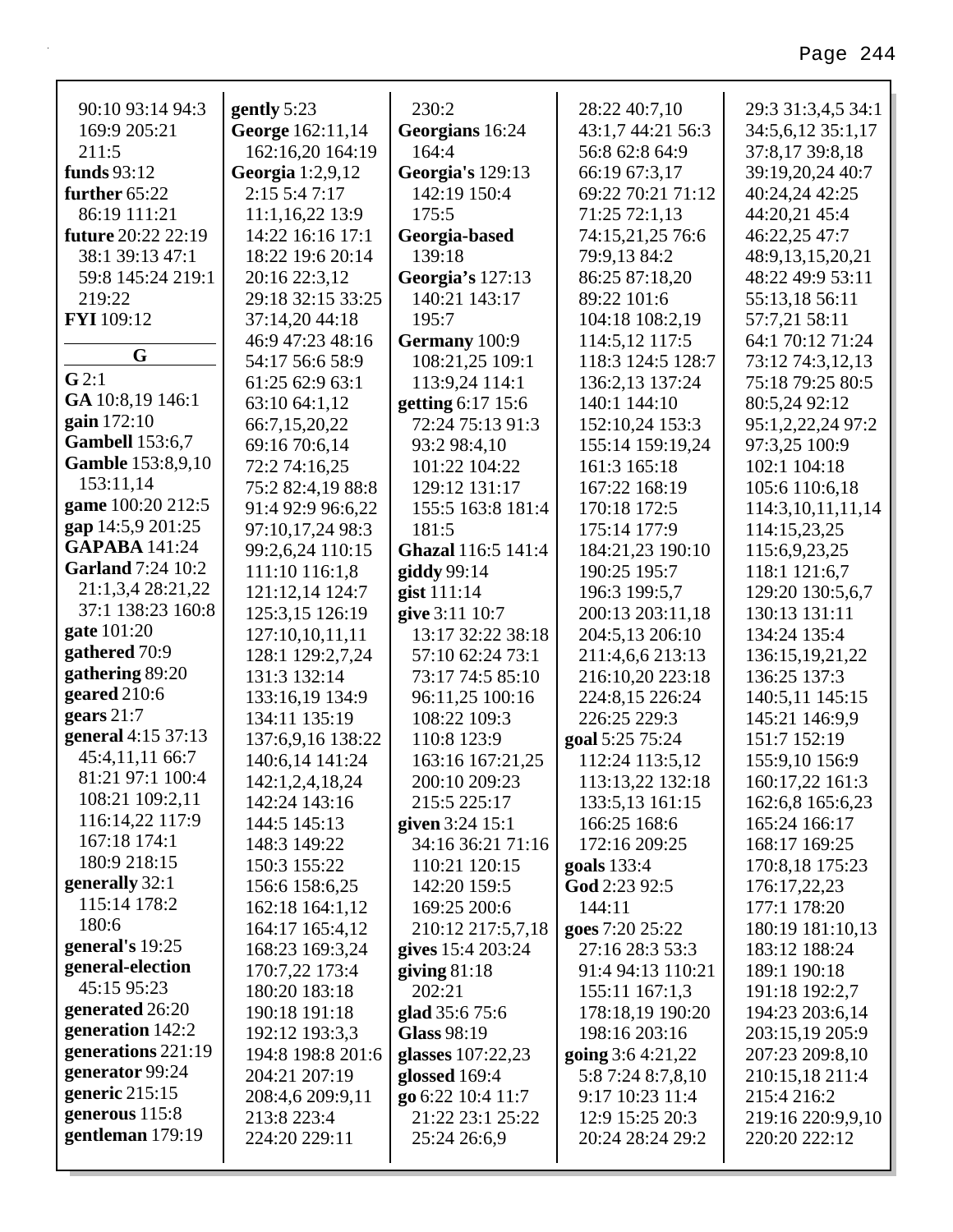90:10 93:14 94:3 169:9 205:21 211:5
**funds** 93:12
**further** 65:22 86:19 111:21
**future** 20:22 22:19 38:1 39:13 47:1 59:8 145:24 219:1 219:22
**FYI** 109:12

**G**

**G** 2:1
**GA** 10:8,19 146:1
**gain** 172:10
**Gambell** 153:6,7
**Gamble** 153:8,9,10 153:11,14
**game** 100:20 212:5
**gap** 14:5,9 201:25
**GAPABA** 141:24
**Garland** 7:24 10:2 21:1,3,4 28:21,22 37:1 138:23 160:8
**gate** 101:20
**gathered** 70:9
**gathering** 89:20
**geared** 210:6
**gears** 21:7
**general** 4:15 37:13 45:4,11,11 66:7 81:21 97:1 100:4 108:21 109:2,11 116:14,22 117:9 167:18 174:1 180:9 218:15
**generally** 32:1 115:14 178:2 180:6
**general's** 19:25
**general-election** 45:15 95:23
**generated** 26:20
**generation** 142:2
**generations** 221:19
**generator** 99:24
**generic** 215:15
**generous** 115:8
**gentleman** 179:19
**gently** 5:23
**George** 162:11,14 162:16,20 164:19
**Georgia** 1:2,9,12 2:15 5:4 7:17 11:1,16,22 13:9 14:22 16:16 17:1 18:22 19:6 20:14 20:16 22:3,12 29:18 32:15 33:25 37:14,20 44:18 46:9 47:23 48:16 54:17 56:6 58:9 61:25 62:9 63:1 63:10 64:1,12 66:7,15,20,22 69:16 70:6,14 72:2 74:16,25 75:2 82:4,19 88:8 91:4 92:9 96:6,22 97:10,17,24 98:3 99:2,6,24 110:15 111:10 116:1,8 121:12,14 124:7 125:3,15 126:19 127:10,10,11,11 128:1 129:2,7,24 131:3 132:14 133:16,19 134:9 134:11 135:19 137:6,9,16 138:22 140:6,14 141:24 142:1,2,4,18,24 142:24 143:16 144:5 145:13 148:3 149:22 150:3 155:22 156:6 158:6,25 162:18 164:1,12 164:17 165:4,12 168:23 169:3,24 170:7,22 173:4 180:20 183:18 190:18 191:18 192:12 193:3,3 194:8 198:8 201:6 204:21 207:19 208:4,6 209:9,11 213:8 223:4 224:20 229:11 230:2
**Georgians** 16:24 164:4
**Georgia's** 129:13 142:19 150:4 175:5
**Georgia-based** 139:18
**Georgia's** 127:13 140:21 143:17 195:7
**Germany** 100:9 108:21,25 109:1 113:9,24 114:1
**getting** 6:17 15:6 72:24 75:13 91:3 93:2 98:4,10 101:22 104:22 129:12 131:17 155:5 163:8 181:4 181:5
**Ghazal** 116:5 141:4
**giddy** 99:14
**gist** 111:14
**give** 3:11 10:7 13:17 32:22 38:18 57:10 62:24 73:1 73:17 74:5 85:10 96:11,25 100:16 108:22 109:3 110:8 123:9 163:16 167:21,25 200:10 209:23 215:5 225:17
**given** 3:24 15:1 34:16 36:21 71:16 110:21 120:15 142:20 159:5 169:25 200:6 210:12 217:5,7,18
**gives** 15:4 203:24
**giving** 81:18 202:21
**glad** 35:6 75:6
**Glass** 98:19
**glasses** 107:22,23
**glossed** 169:4
**go** 6:22 10:4 11:7 21:22 23:1 25:22 25:24 26:6,9 28:22 40:7,10 43:1,7 44:21 56:3 56:8 62:8 64:9 66:19 67:3,17 69:22 70:21 71:12 71:25 72:1,13 74:15,21,25 76:6 79:9,13 84:2 86:25 87:18,20 89:22 101:6 104:18 108:2,19 114:5,12 117:5 118:3 124:5 128:7 136:2,13 137:24 140:1 144:10 152:10,24 153:3 155:14 159:19,24 161:3 165:18 167:22 168:19 170:18 172:5 175:14 177:9 184:21,23 190:10 190:25 195:7 196:3 199:5,7 200:13 203:11,18 204:5,13 206:10 211:4,6,6 213:13 216:10,20 223:18 224:8,15 226:24 226:25 229:3
**goal** 5:25 75:24 112:24 113:5,12 113:13,22 132:18 133:5,13 161:15 166:25 168:6 172:16 209:25
**goals** 133:4
**God** 2:23 92:5 144:11
**goes** 7:20 25:22 27:16 28:3 53:3 91:4 94:13 110:21 155:11 167:1,3 178:18,19 190:20 198:16 203:16
**going** 3:6 4:21,22 5:8 7:24 8:7,8,10 9:17 10:23 11:4 12:9 15:25 20:3 20:24 28:24 29:2 29:3 31:3,4,5 34:1 34:5,6,12 35:1,17 37:8,17 39:8,18 39:19,20,24 40:7 40:24,24 42:25 44:20,21 45:4 46:22,25 47:7 48:9,13,15,20,21 48:22 49:9 53:11 55:13,18 56:11 57:7,21 58:11 64:1 70:12 71:24 73:12 74:3,12,13 75:18 79:25 80:5 80:5,24 92:12 95:1,2,22,24 97:2 97:3,25 100:9 102:1 104:18 105:6 110:6,18 114:3,10,11,11,14 114:15,23,25 115:6,9,23,25 118:1 121:6,7 129:20 130:5,6,7 130:13 131:11 134:24 135:4 136:15,19,21,22 136:25 137:3 140:5,11 145:15 145:21 146:9,9 151:7 152:19 155:9,10 156:9 160:17,22 161:3 162:6,8 165:6,23 165:24 166:17 168:17 169:25 170:8,18 175:23 176:17,22,23 177:1 178:20 180:19 181:10,13 183:12 188:24 189:1 190:18 191:18 192:2,7 194:23 203:6,14 203:15,19 205:9 207:23 209:8,10 210:15,18 211:4 215:4 216:2 219:16 220:9,9,10 220:20 222:12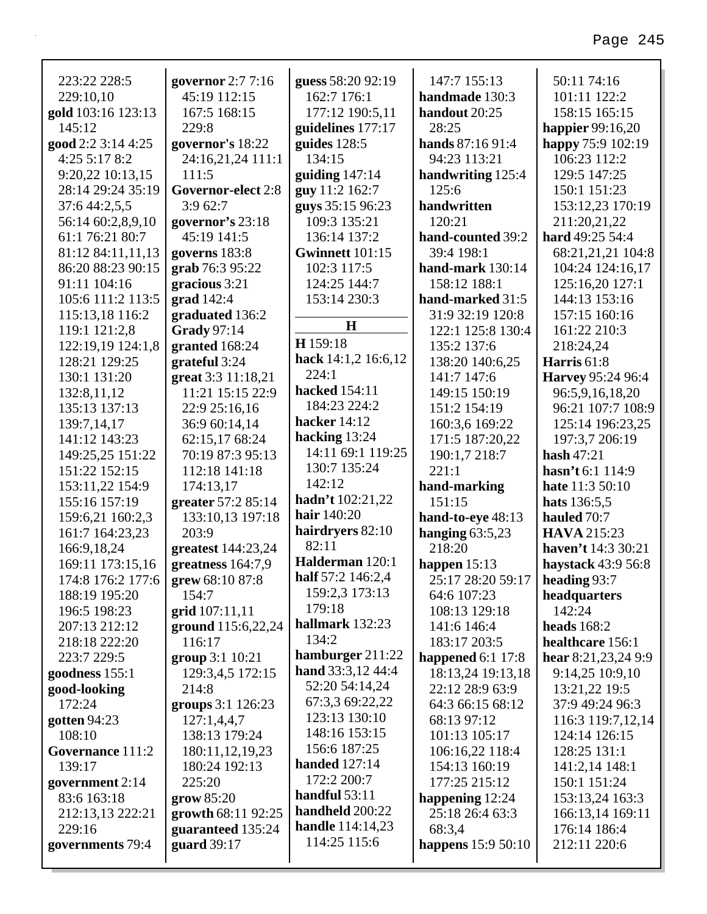223:22 228:5
229:10,10
**gold** 103:16 123:13
145:12
**good** 2:2 3:14 4:25
4:25 5:17 8:2
9:20,22 10:13,15
28:14 29:24 35:19
37:6 44:2,5,5
56:14 60:2,8,9,10
61:1 76:21 80:7
81:12 84:11,11,13
86:20 88:23 90:15
91:11 104:16
105:6 111:2 113:5
115:13,18 116:2
119:1 121:2,8
122:19,19 124:1,8
128:21 129:25
130:1 131:20
132:8,11,12
135:13 137:13
139:7,14,17
141:12 143:23
149:25,25 151:22
151:22 152:15
153:11,22 154:9
155:16 157:19
159:6,21 160:2,3
161:7 164:23,23
166:9,18,24
169:11 173:15,16
174:8 176:2 177:6
188:19 195:20
196:5 198:23
207:13 212:12
218:18 222:20
223:7 229:5
**goodness** 155:1
**good-looking**
172:24
**gotten** 94:23
108:10
**Governance** 111:2
139:17
**government** 2:14
83:6 163:18
212:13,13 222:21
229:16
**governments** 79:4
**governor** 2:7 7:16
45:19 112:15
167:5 168:15
229:8
**governor's** 18:22
24:16,21,24 111:1
111:5
**Governor-elect** 2:8
3:9 62:7
**governor’s** 23:18
45:19 141:5
**governs** 183:8
**grab** 76:3 95:22
**gracious** 3:21
**grad** 142:4
**graduated** 136:2
**Grady** 97:14
**granted** 168:24
**grateful** 3:24
**great** 3:3 11:18,21
11:21 15:15 22:9
22:9 25:16,16
36:9 60:14,14
62:15,17 68:24
70:19 87:3 95:13
112:18 141:18
174:13,17
**greater** 57:2 85:14
133:10,13 197:18
203:9
**greatest** 144:23,24
**greatness** 164:7,9
**grew** 68:10 87:8
154:7
**grid** 107:11,11
**ground** 115:6,22,24
116:17
**group** 3:1 10:21
129:3,4,5 172:15
214:8
**groups** 3:1 126:23
127:1,4,4,7
138:13 179:24
180:11,12,19,23
180:24 192:13
225:20
**grow** 85:20
**growth** 68:11 92:25
**guaranteed** 135:24
**guard** 39:17
**guess** 58:20 92:19
162:7 176:1
177:12 190:5,11
**guidelines** 177:17
**guides** 128:5
134:15
**guiding** 147:14
**guy** 11:2 162:7
**guys** 35:15 96:23
109:3 135:21
136:14 137:2
**Gwinnett** 101:15
102:3 117:5
124:25 144:7
153:14 230:3

**H**

**H** 159:18
**hack** 14:1,2 16:6,12
224:1
**hacked** 154:11
184:23 224:2
**hacker** 14:12
**hacking** 13:24
14:11 69:1 119:25
130:7 135:24
142:12
**hadn’t** 102:21,22
**hair** 140:20
**hairdryers** 82:10
82:11
**Halderman** 120:1
**half** 57:2 146:2,4
159:2,3 173:13
179:18
**hallmark** 132:23
134:2
**hamburger** 211:22
**hand** 33:3,12 44:4
52:20 54:14,24
67:3,3 69:22,22
123:13 130:10
148:16 153:15
156:6 187:25
**handed** 127:14
172:2 200:7
**handful** 53:11
**handheld** 200:22
**handle** 114:14,23
114:25 115:6
147:7 155:13
**handmade** 130:3
**handout** 20:25
28:25
**hands** 87:16 91:4
94:23 113:21
**handwriting** 125:4
125:6
**handwritten**
120:21
**hand-counted** 39:2
39:4 198:1
**hand-mark** 130:14
158:12 188:1
**hand-marked** 31:5
31:9 32:19 120:8
122:1 125:8 130:4
135:2 137:6
138:20 140:6,25
141:7 147:6
149:15 150:19
151:2 154:19
160:3,6 169:22
171:5 187:20,22
190:1,7 218:7
221:1
**hand-marking**
151:15
**hand-to-eye** 48:13
**hanging** 63:5,23
218:20
**happen** 15:13
25:17 28:20 59:17
64:6 107:23
108:13 129:18
141:6 146:4
183:17 203:5
**happened** 6:1 17:8
18:13,24 19:13,18
22:12 28:9 63:9
64:3 66:15 68:12
68:13 97:12
101:13 105:17
106:16,22 118:4
154:13 160:19
177:25 215:12
**happening** 12:24
25:18 26:4 63:3
68:3,4
**happens** 15:9 50:10
50:11 74:16
101:11 122:2
158:15 165:15
**happier** 99:16,20
**happy** 75:9 102:19
106:23 112:2
129:5 147:25
150:1 151:23
153:12,23 170:19
211:20,21,22
**hard** 49:25 54:4
68:21,21,21 104:8
104:24 124:16,17
125:16,20 127:1
144:13 153:16
157:15 160:16
161:22 210:3
218:24,24
**Harris** 61:8
**Harvey** 95:24 96:4
96:5,9,16,18,20
96:21 107:7 108:9
125:14 196:23,25
197:3,7 206:19
**hash** 47:21
**hasn’t** 6:1 114:9
**hate** 11:3 50:10
**hats** 136:5,5
**hauled** 70:7
**HAVA** 215:23
**haven’t** 14:3 30:21
**haystack** 43:9 56:8
**heading** 93:7
**headquarters**
142:24
**heads** 168:2
**healthcare** 156:1
**hear** 8:21,23,24 9:9
9:14,25 10:9,10
13:21,22 19:5
37:9 49:24 96:3
116:3 119:7,12,14
124:14 126:15
128:25 131:1
141:2,14 148:1
150:1 151:24
153:13,24 163:3
166:13,14 169:11
176:14 186:4
212:11 220:6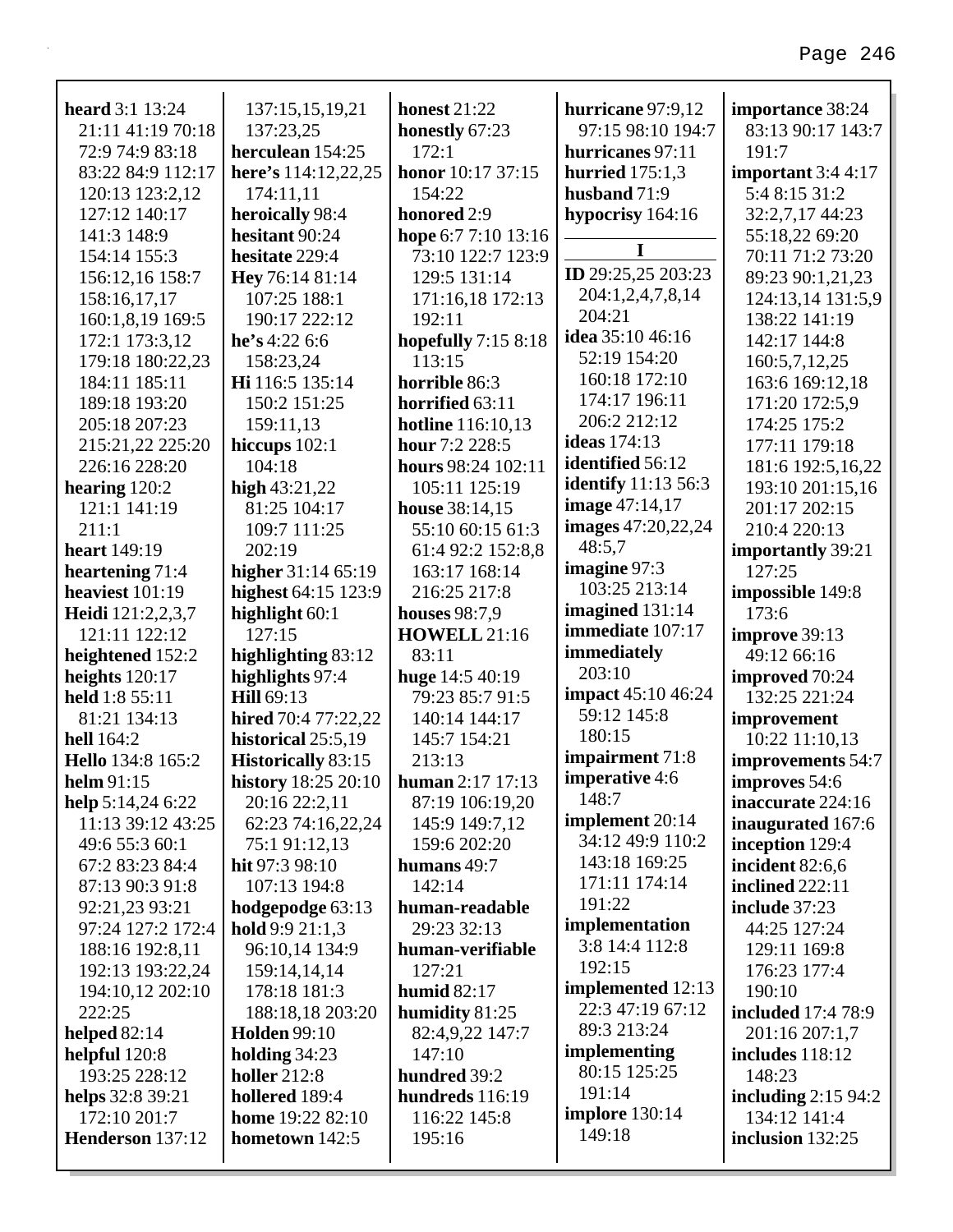**heard** 3:1 13:24 21:11 41:19 70:18 72:9 74:9 83:18 83:22 84:9 112:17 120:13 123:2,12 127:12 140:17 141:3 148:9 154:14 155:3 156:12,16 158:7 158:16,17,17 160:1,8,19 169:5 172:1 173:3,12 179:18 180:22,23 184:11 185:11 189:18 193:20 205:18 207:23 215:21,22 225:20 226:16 228:20
**hearing** 120:2 121:1 141:19 211:1
**heart** 149:19
**heartening** 71:4
**heaviest** 101:19
**Heidi** 121:2,2,3,7 121:11 122:12
**heightened** 152:2
**heights** 120:17
**held** 1:8 55:11 81:21 134:13
**hell** 164:2
**Hello** 134:8 165:2
**helm** 91:15
**help** 5:14,24 6:22 11:13 39:12 43:25 49:6 55:3 60:1 67:2 83:23 84:4 87:13 90:3 91:8 92:21,23 93:21 97:24 127:2 172:4 188:16 192:8,11 192:13 193:22,24 194:10,12 202:10 222:25
**helped** 82:14
**helpful** 120:8 193:25 228:12
**helps** 32:8 39:21 172:10 201:7
**Henderson** 137:12 137:15,15,19,21 137:23,25
**herculean** 154:25
**here's** 114:12,22,25 174:11,11
**heroically** 98:4
**hesitant** 90:24
**hesitate** 229:4
**Hey** 76:14 81:14 107:25 188:1 190:17 222:12
**he's** 4:22 6:6 158:23,24
**Hi** 116:5 135:14 150:2 151:25 159:11,13
**hiccups** 102:1 104:18
**high** 43:21,22 81:25 104:17 109:7 111:25 202:19
**higher** 31:14 65:19
**highest** 64:15 123:9
**highlight** 60:1 127:15
**highlighting** 83:12
**highlights** 97:4
**Hill** 69:13
**hired** 70:4 77:22,22
**historical** 25:5,19
**Historically** 83:15
**history** 18:25 20:10 20:16 22:2,11 62:23 74:16,22,24 75:1 91:12,13
**hit** 97:3 98:10 107:13 194:8
**hodgepodge** 63:13
**hold** 9:9 21:1,3 96:10,14 134:9 159:14,14,14 178:18 181:3 188:18,18 203:20
**Holden** 99:10
**holding** 34:23
**holler** 212:8
**hollered** 189:4
**home** 19:22 82:10
**hometown** 142:5
**honest** 21:22
**honestly** 67:23 172:1
**honor** 10:17 37:15 154:22
**honored** 2:9
**hope** 6:7 7:10 13:16 73:10 122:7 123:9 129:5 131:14 171:16,18 172:13 192:11
**hopefully** 7:15 8:18 113:15
**horrible** 86:3
**horrified** 63:11
**hotline** 116:10,13
**hour** 7:2 228:5
**hours** 98:24 102:11 105:11 125:19
**house** 38:14,15 55:10 60:15 61:3 61:4 92:2 152:8,8 163:17 168:14 216:25 217:8
**houses** 98:7,9
**HOWELL** 21:16 83:11
**huge** 14:5 40:19 79:23 85:7 91:5 140:14 144:17 145:7 154:21 213:13
**human** 2:17 17:13 87:19 106:19,20 145:9 149:7,12 159:6 202:20
**humans** 49:7 142:14
**human-readable** 29:23 32:13
**human-verifiable** 127:21
**humid** 82:17
**humidity** 81:25 82:4,9,22 147:7 147:10
**hundred** 39:2
**hundreds** 116:19 116:22 145:8 195:16
**hurricane** 97:9,12 97:15 98:10 194:7
**hurricanes** 97:11
**hurried** 175:1,3
**husband** 71:9
**hypocrisy** 164:16

## I

**ID** 29:25,25 203:23 204:1,2,4,7,8,14 204:21
**idea** 35:10 46:16 52:19 154:20 160:18 172:10 174:17 196:11 206:2 212:12
**ideas** 174:13
**identified** 56:12
**identify** 11:13 56:3
**image** 47:14,17
**images** 47:20,22,24 48:5,7
**imagine** 97:3 103:25 213:14
**imagined** 131:14
**immediate** 107:17
**immediately** 203:10
**impact** 45:10 46:24 59:12 145:8 180:15
**impairment** 71:8
**imperative** 4:6 148:7
**implement** 20:14 34:12 49:9 110:2 143:18 169:25 171:11 174:14 191:22
**implementation** 3:8 14:4 112:8 192:15
**implemented** 12:13 22:3 47:19 67:12 89:3 213:24
**implementing** 80:15 125:25 191:14
**implore** 130:14 149:18
**importance** 38:24 83:13 90:17 143:7 191:7
**important** 3:4 4:17 5:4 8:15 31:2 32:2,7,17 44:23 55:18,22 69:20 70:11 71:2 73:20 89:23 90:1,21,23 124:13,14 131:5,9 138:22 141:19 142:17 144:8 160:5,7,12,25 163:6 169:12,18 171:20 172:5,9 174:25 175:2 177:11 179:18 181:6 192:5,16,22 193:10 201:15,16 201:17 202:15 210:4 220:13
**importantly** 39:21 127:25
**impossible** 149:8 173:6
**improve** 39:13 49:12 66:16
**improved** 70:24 132:25 221:24
**improvement** 10:22 11:10,13
**improvements** 54:7
**improves** 54:6
**inaccurate** 224:16
**inaugurated** 167:6
**inception** 129:4
**incident** 82:6,6
**inclined** 222:11
**include** 37:23 44:25 127:24 129:11 169:8 176:23 177:4 190:10
**included** 17:4 78:9 201:16 207:1,7
**includes** 118:12 148:23
**including** 2:15 94:2 134:12 141:4
**inclusion** 132:25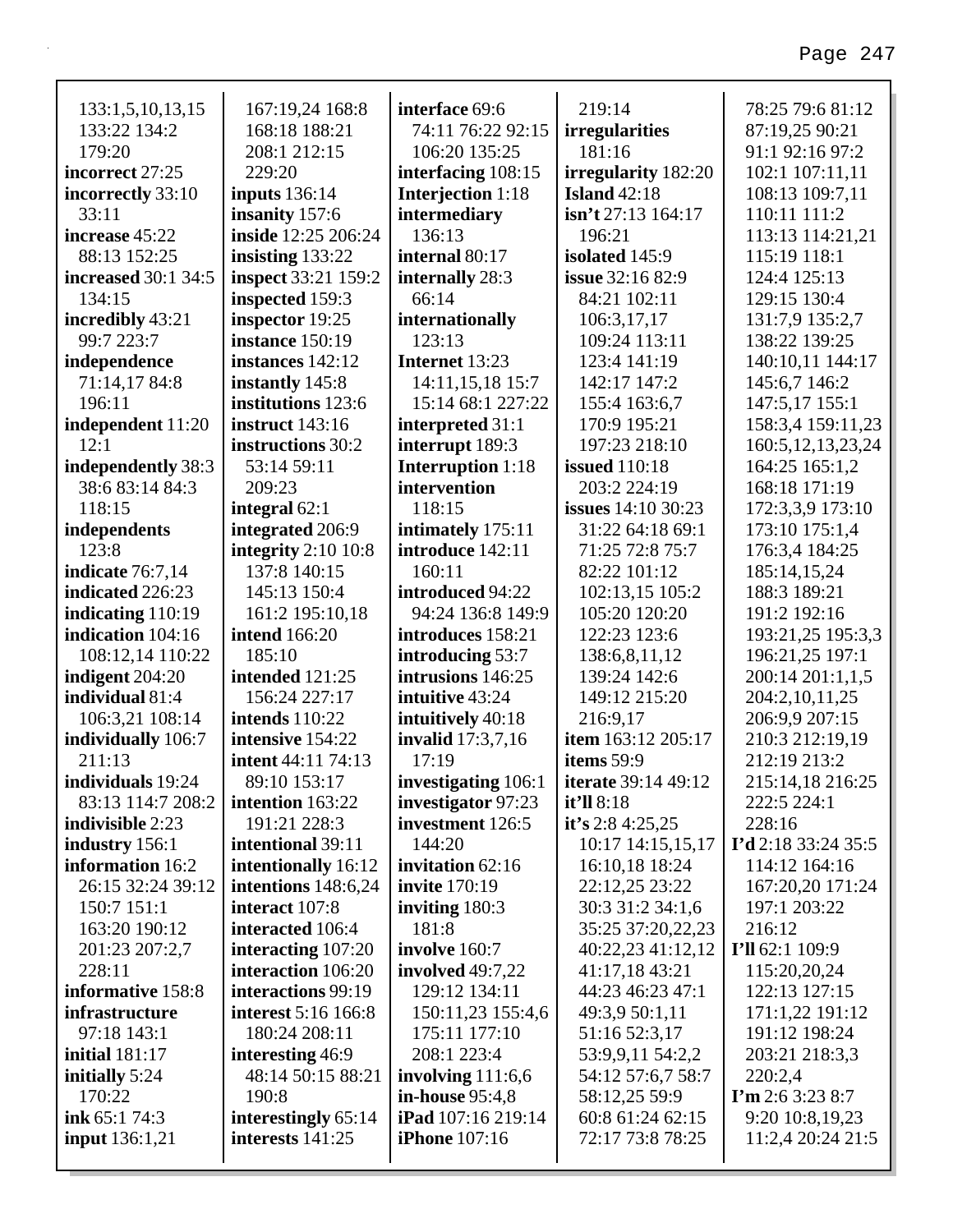133:1,5,10,13,15 133:22 134:2 179:20
**incorrect** 27:25
**incorrectly** 33:10 33:11
**increase** 45:22 88:13 152:25
**increased** 30:1 34:5 134:15
**incredibly** 43:21 99:7 223:7
**independence** 71:14,17 84:8 196:11
**independent** 11:20 12:1
**independently** 38:3 38:6 83:14 84:3 118:15
**independents** 123:8
**indicate** 76:7,14
**indicated** 226:23
**indicating** 110:19
**indication** 104:16 108:12,14 110:22
**indigent** 204:20
**individual** 81:4 106:3,21 108:14
**individually** 106:7 211:13
**individuals** 19:24 83:13 114:7 208:2
**indivisible** 2:23
**industry** 156:1
**information** 16:2 26:15 32:24 39:12 150:7 151:1 163:20 190:12 201:23 207:2,7 228:11
**informative** 158:8
**infrastructure** 97:18 143:1
**initial** 181:17
**initially** 5:24 170:22
**ink** 65:1 74:3
**input** 136:1,21

167:19,24 168:8 168:18 188:21 208:1 212:15 229:20
**inputs** 136:14
**insanity** 157:6
**inside** 12:25 206:24
**insisting** 133:22
**inspect** 33:21 159:2
**inspected** 159:3
**inspector** 19:25
**instance** 150:19
**instances** 142:12
**instantly** 145:8
**institutions** 123:6
**instruct** 143:16
**instructions** 30:2 53:14 59:11 209:23
**integral** 62:1
**integrated** 206:9
**integrity** 2:10 10:8 137:8 140:15 145:13 150:4 161:2 195:10,18
**intend** 166:20 185:10
**intended** 121:25 156:24 227:17
**intends** 110:22
**intensive** 154:22
**intent** 44:11 74:13 89:10 153:17
**intention** 163:22 191:21 228:3
**intentional** 39:11
**intentionally** 16:12
**intentions** 148:6,24
**interact** 107:8
**interacted** 106:4
**interacting** 107:20
**interaction** 106:20
**interactions** 99:19
**interest** 5:16 166:8 180:24 208:11
**interesting** 46:9 48:14 50:15 88:21 190:8
**interestingly** 65:14
**interests** 141:25

**interface** 69:6 74:11 76:22 92:15 106:20 135:25
**interfacing** 108:15
**Interjection** 1:18
**intermediary** 136:13
**internal** 80:17
**internally** 28:3 66:14
**internationally** 123:13
**Internet** 13:23 14:11,15,18 15:7 15:14 68:1 227:22
**interpreted** 31:1
**interrupt** 189:3
**Interruption** 1:18
**intervention** 118:15
**intimately** 175:11
**introduce** 142:11 160:11
**introduced** 94:22 94:24 136:8 149:9
**introduces** 158:21
**introducing** 53:7
**intrusions** 146:25
**intuitive** 43:24
**intuitively** 40:18
**invalid** 17:3,7,16 17:19
**investigating** 106:1
**investigator** 97:23
**investment** 126:5 144:20
**invitation** 62:16
**invite** 170:19
**inviting** 180:3 181:8
**involve** 160:7
**involved** 49:7,22 129:12 134:11 150:11,23 155:4,6 175:11 177:10 208:1 223:4
**involving** 111:6,6
**in-house** 95:4,8
**iPad** 107:16 219:14
**iPhone** 107:16

219:14
**irregularities** 181:16
**irregularity** 182:20
**Island** 42:18
**isn't** 27:13 164:17 196:21
**isolated** 145:9
**issue** 32:16 82:9 84:21 102:11 106:3,17,17 109:24 113:11 123:4 141:19 142:17 147:2 155:4 163:6,7 170:9 195:21 197:23 218:10
**issued** 110:18 203:2 224:19
**issues** 14:10 30:23 31:22 64:18 69:1 71:25 72:8 75:7 82:22 101:12 102:13,15 105:2 105:20 120:20 122:23 123:6 138:6,8,11,12 139:24 142:6 149:12 215:20 216:9,17
**item** 163:12 205:17
**items** 59:9
**iterate** 39:14 49:12
**it'll** 8:18
**it's** 2:8 4:25,25 10:17 14:15,15,17 16:10,18 18:24 22:12,25 23:22 30:3 31:2 34:1,6 35:25 37:20,22,23 40:22,23 41:12,12 41:17,18 43:21 44:23 46:23 47:1 49:3,9 50:1,11 51:16 52:3,17 53:9,9,11 54:2,2 54:12 57:6,7 58:7 58:12,25 59:9 60:8 61:24 62:15 72:17 73:8 78:25

78:25 79:6 81:12 87:19,25 90:21 91:1 92:16 97:2 102:1 107:11,11 108:13 109:7,11 110:11 111:2 113:13 114:21,21 115:19 118:1 124:4 125:13 129:15 130:4 131:7,9 135:2,7 138:22 139:25 140:10,11 144:17 145:6,7 146:2 147:5,17 155:1 158:3,4 159:11,23 160:5,12,13,23,24 164:25 165:1,2 168:18 171:19 172:3,3,9 173:10 173:10 175:1,4 176:3,4 184:25 185:14,15,24 188:3 189:21 191:2 192:16 193:21,25 195:3,3 196:21,25 197:1 200:14 201:1,1,5 204:2,10,11,25 206:9,9 207:15 210:3 212:19,19 212:19 213:2 215:14,18 216:25 222:5 224:1 228:16
**I'd** 2:18 33:24 35:5 114:12 164:16 167:20,20 171:24 197:1 203:22 216:12
**I'll** 62:1 109:9 115:20,20,24 122:13 127:15 171:1,22 191:12 191:12 198:24 203:21 218:3,3 220:2,4
**I'm** 2:6 3:23 8:7 9:20 10:8,19,23 11:2,4 20:24 21:5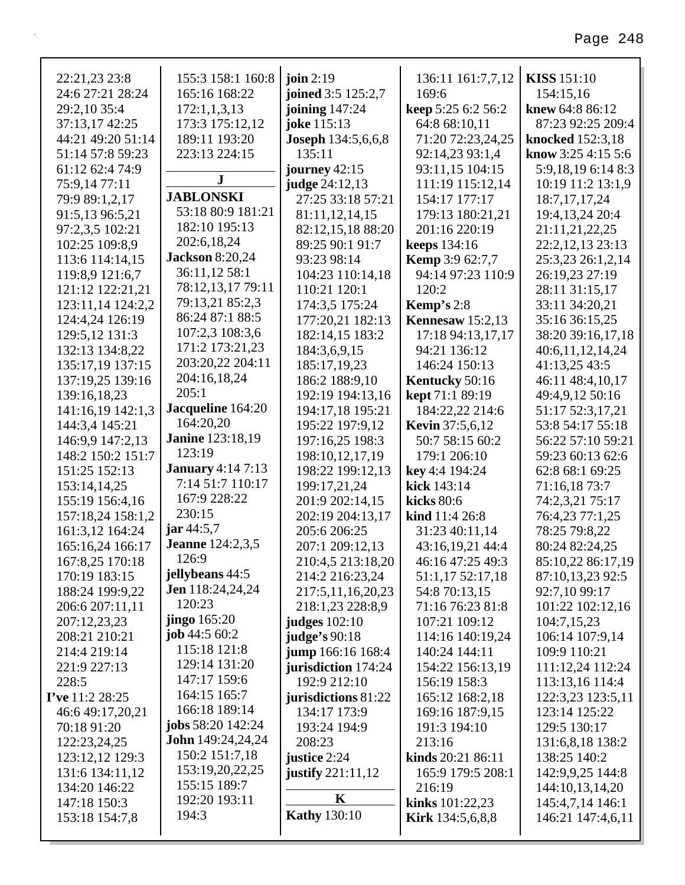22:21,23 23:8 24:6 27:21 28:24 29:2,10 35:4 37:13,17 42:25 44:21 49:20 51:14 51:14 57:8 59:23 61:12 62:4 74:9 75:9,14 77:11 79:9 89:1,2,17 91:5,13 96:5,21 97:2,3,5 102:21 102:25 109:8,9 113:6 114:14,15 119:8,9 121:6,7 121:12 122:21,21 123:11,14 124:2,2 124:4,24 126:19 129:5,12 131:3 132:13 134:8,22 135:17,19 137:15 137:19,25 139:16 139:16,18,23 141:16,19 142:1,3 144:3,4 145:21 146:9,9 147:2,13 148:2 150:2 151:7 151:25 152:13 153:14,14,25 155:19 156:4,16 157:18,24 158:1,2 161:3,12 164:24 165:16,24 166:17 167:8,25 170:18 170:19 183:15 188:24 199:9,22 206:6 207:11,11 207:12,23,23 208:21 210:21 214:4 219:14 221:9 227:13 228:5

**I've** 11:2 28:25 46:6 49:17,20,21 70:18 91:20 122:23,24,25 123:12,12 129:3 131:6 134:11,12 134:20 146:22 147:18 150:3 153:18 154:7,8 155:3 158:1 160:8 165:16 168:22 172:1,1,3,13 173:3 175:12,12 189:11 193:20 223:13 224:15

**J**

**JABLONSKI** 53:18 80:9 181:21 182:10 195:13 202:6,18,24

**Jackson** 8:20,24 36:11,12 58:1 78:12,13,17 79:11 79:13,21 85:2,3 86:24 87:1 88:5 107:2,3 108:3,6 171:2 173:21,23 203:20,22 204:11 204:16,18,24 205:1

**Jacqueline** 164:20 164:20,20

**Janine** 123:18,19 123:19

**January** 4:14 7:13 7:14 51:7 110:17 167:9 228:22 230:15

**jar** 44:5,7

**Jeanne** 124:2,3,5 126:9

**jellybeans** 44:5

**Jen** 118:24,24,24 120:23

**jingo** 165:20

**job** 44:5 60:2 115:18 121:8 129:14 131:20 147:17 159:6 164:15 165:7 166:18 189:14

**jobs** 58:20 142:24

**John** 149:24,24,24 150:2 151:7,18 153:19,20,22,25 155:15 189:7 192:20 193:11 194:3

**join** 2:19

**joined** 3:5 125:2,7

**joining** 147:24

**joke** 115:13

**Joseph** 134:5,6,6,8 135:11

**journey** 42:15

**judge** 24:12,13 27:25 33:18 57:21 81:11,12,14,15 82:12,15,18 88:20 89:25 90:1 91:7 93:23 98:14 104:23 110:14,18 110:21 120:1 174:3,5 175:24 177:20,21 182:13 182:14,15 183:2 184:3,6,9,15 185:17,19,23 186:2 188:9,10 192:19 194:13,16 194:17,18 195:21 195:22 197:9,12 197:16,25 198:3 198:10,12,17,19 198:22 199:12,13 199:17,21,24 201:9 202:14,15 202:19 204:13,17 205:6 206:25 207:1 209:12,13 210:4,5 213:18,20 214:2 216:23,24 217:5,11,16,20,23 218:1,23 228:8,9

**judges** 102:10

**judge's** 90:18

**jump** 166:16 168:4

**jurisdiction** 174:24 192:9 212:10

**jurisdictions** 81:22 134:17 173:9 193:24 194:9 208:23

**justice** 2:24

**justify** 221:11,12

**K**

**Kathy** 130:10

136:11 161:7,7,12 169:6

**keep** 5:25 6:2 56:2 64:8 68:10,11 71:20 72:23,24,25 92:14,23 93:1,4 93:11,15 104:15 111:19 115:12,14 154:17 177:17 179:13 180:21,21 201:16 220:19

**keeps** 134:16

**Kemp** 3:9 62:7,7 94:14 97:23 110:9 120:2

**Kemp's** 2:8

**Kennesaw** 15:2,13 17:18 94:13,17,17 94:21 136:12 146:24 150:13

**Kentucky** 50:16

**kept** 71:1 89:19 184:22,22 214:6

**Kevin** 37:5,6,12 50:7 58:15 60:2 179:1 206:10

**key** 4:4 194:24

**kick** 143:14

**kicks** 80:6

**kind** 11:4 26:8 31:23 40:11,14 43:16,19,21 44:4 46:16 47:25 49:3 51:1,17 52:17,18 54:8 70:13,15 71:16 76:23 81:8 107:21 109:12 114:16 140:19,24 140:24 144:11 154:22 156:13,19 156:19 158:3 165:12 168:2,18 169:16 187:9,15 191:3 194:10 213:16

**kinds** 20:21 86:11 165:9 179:5 208:1 216:19

**kinks** 101:22,23

**Kirk** 134:5,6,8,8

**KISS** 151:10 154:15,16

**knew** 64:8 86:12 87:23 92:25 209:4

**knocked** 152:3,18

**know** 3:25 4:15 5:6 5:9,18,19 6:14 8:3 10:19 11:2 13:1,9 18:7,17,17,24 19:4,13,24 20:4 21:11,21,22,25 22:2,12,13 23:13 25:3,23 26:1,2,14 26:19,23 27:19 28:11 31:15,17 33:11 34:20,21 35:16 36:15,25 38:20 39:16,17,18 40:6,11,12,14,24 41:13,25 43:5 46:11 48:4,10,17 49:4,9,12 50:16 51:17 52:3,17,21 53:8 54:17 55:18 56:22 57:10 59:21 59:23 60:13 62:6 62:8 68:1 69:25 71:16,18 73:7 74:2,3,21 75:17 76:4,23 77:1,25 78:25 79:8,22 80:24 82:24,25 85:10,22 86:17,19 87:10,13,23 92:5 92:7,10 99:17 101:22 102:12,16 104:7,15,23 106:14 107:9,14 109:9 110:21 111:12,24 112:24 113:13,16 114:4 122:3,23 123:5,11 123:14 125:22 129:5 130:17 131:6,8,18 138:2 138:25 140:2 142:9,9,25 144:8 144:10,13,14,20 145:4,7,14 146:1 146:21 147:4,6,11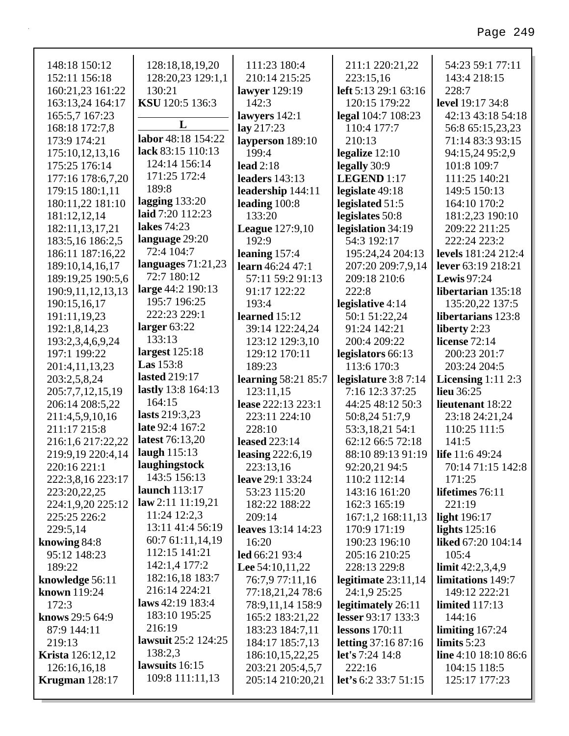148:18 150:12
152:11 156:18
160:21,23 161:22
163:13,24 164:17
165:5,7 167:23
168:18 172:7,8
173:9 174:21
175:10,12,13,16
175:25 176:14
177:16 178:6,7,20
179:15 180:1,11
180:11,22 181:10
181:12,12,14
182:11,13,17,21
183:5,16 186:2,5
186:11 187:16,22
189:10,14,16,17
189:19,25 190:5,6
190:9,11,12,13,13
190:15,16,17
191:11,19,23
192:1,8,14,23
193:2,3,4,6,9,24
197:1 199:22
201:4,11,13,23
203:2,5,8,24
205:7,7,12,15,19
206:14 208:5,22
211:4,5,9,10,16
211:17 215:8
216:1,6 217:22,22
219:9,19 220:4,14
220:16 221:1
222:3,8,16 223:17
223:20,22,25
224:1,9,20 225:12
225:25 226:2
229:5,14

**knowing** 84:8
95:12 148:23
189:22

**knowledge** 56:11

**known** 119:24
172:3

**knows** 29:5 64:9
87:9 144:11
219:13

**Krista** 126:12,12
126:16,16,18

**Krugman** 128:17
128:18,18,19,20
128:20,23 129:1,1
130:21

**KSU** 120:5 136:3

## L

**labor** 48:18 154:22

**lack** 83:15 110:13
124:14 156:14
171:25 172:4
189:8

**lagging** 133:20

**laid** 7:20 112:23

**lakes** 74:23

**language** 29:20
72:4 104:7

**languages** 71:21,23
72:7 180:12

**large** 44:2 190:13
195:7 196:25
222:23 229:1

**larger** 63:22
133:13

**largest** 125:18

**Las** 153:8

**lasted** 219:17

**lastly** 13:8 164:13
164:15

**lasts** 219:3,23

**late** 92:4 167:2

**latest** 76:13,20

**laugh** 115:13

**laughingstock**
143:5 156:13

**launch** 113:17

**law** 2:11 11:19,21
11:24 12:2,3
13:11 41:4 56:19
60:7 61:11,14,19
112:15 141:21
142:1,4 177:2
182:16,18 183:7
216:14 224:21

**laws** 42:19 183:4
183:10 195:25
216:19

**lawsuit** 25:2 124:25
138:2,3

**lawsuits** 16:15
109:8 111:11,13
111:23 180:4
210:14 215:25

**lawyer** 129:19
142:3

**lawyers** 142:1

**lay** 217:23

**layperson** 189:10
199:4

**lead** 2:18

**leaders** 143:13

**leadership** 144:11

**leading** 100:8
133:20

**League** 127:9,10
192:9

**leaning** 157:4

**learn** 46:24 47:1
57:11 59:2 91:13
91:17 122:22
193:4

**learned** 15:12
39:14 122:24,24
123:12 129:3,10
129:12 170:11
189:23

**learning** 58:21 85:7
123:11,15

**lease** 222:13 223:1
223:11 224:10
228:10

**leased** 223:14

**leasing** 222:6,19
223:13,16

**leave** 29:1 33:24
53:23 115:20
182:22 188:22
209:14

**leaves** 13:14 14:23
16:20

**led** 66:21 93:4

**Lee** 54:10,11,22
76:7,9 77:11,16
77:18,21,24 78:6
78:9,11,14 158:9
165:2 183:21,22
183:23 184:7,11
184:17 185:7,13
186:10,15,22,25
203:21 205:4,5,7
205:14 210:20,21
211:1 220:21,22
223:15,16

**left** 5:13 29:1 63:16
120:15 179:22

**legal** 104:7 108:23
110:4 177:7
210:13

**legalize** 12:10

**legally** 30:9

**LEGEND** 1:17

**legislate** 49:18

**legislated** 51:5

**legislates** 50:8

**legislation** 34:19
54:3 192:17
195:24,24 204:13
207:20 209:7,9,14
209:18 210:6
222:8

**legislative** 4:14
50:1 51:22,24
91:24 142:21
200:4 209:22

**legislators** 66:13
113:6 170:3

**legislature** 3:8 7:14
7:16 12:3 37:25
44:25 48:12 50:3
50:8,24 51:7,9
53:3,18,21 54:1
62:12 66:5 72:18
88:10 89:13 91:19
92:20,21 94:5
110:2 112:14
143:16 161:20
162:3 165:19
167:1,2 168:11,13
170:9 171:19
190:23 196:10
205:16 210:25
228:13 229:8

**legitimate** 23:11,14
24:1,9 25:25

**legitimately** 26:11

**lesser** 93:17 133:3

**lessons** 170:11

**letting** 37:16 87:16

**let's** 7:24 14:8
222:16

**let’s** 6:2 33:7 51:15
54:23 59:1 77:11
143:4 218:15
228:7

**level** 19:17 34:8
42:13 43:18 54:18
56:8 65:15,23,23
71:14 83:3 93:15
94:15,24 95:2,9
101:8 109:7
111:25 140:21
149:5 150:13
164:10 170:2
181:2,23 190:10
209:22 211:25
222:24 223:2

**levels** 181:24 212:4

**lever** 63:19 218:21

**Lewis** 97:24

**libertarian** 135:18
135:20,22 137:5

**libertarians** 123:8

**liberty** 2:23

**license** 72:14
200:23 201:7
203:24 204:5

**Licensing** 1:11 2:3

**lieu** 36:25

**lieutenant** 18:22
23:18 24:21,24
110:25 111:5
141:5

**life** 11:6 49:24
70:14 71:15 142:8
171:25

**lifetimes** 76:11
221:19

**light** 196:17

**lights** 125:16

**liked** 67:20 104:14
105:4

**limit** 42:2,3,4,9

**limitations** 149:7
149:12 222:21

**limited** 117:13
144:16

**limiting** 167:24

**limits** 5:23

**line** 4:10 18:10 86:6
104:15 118:5
125:17 177:23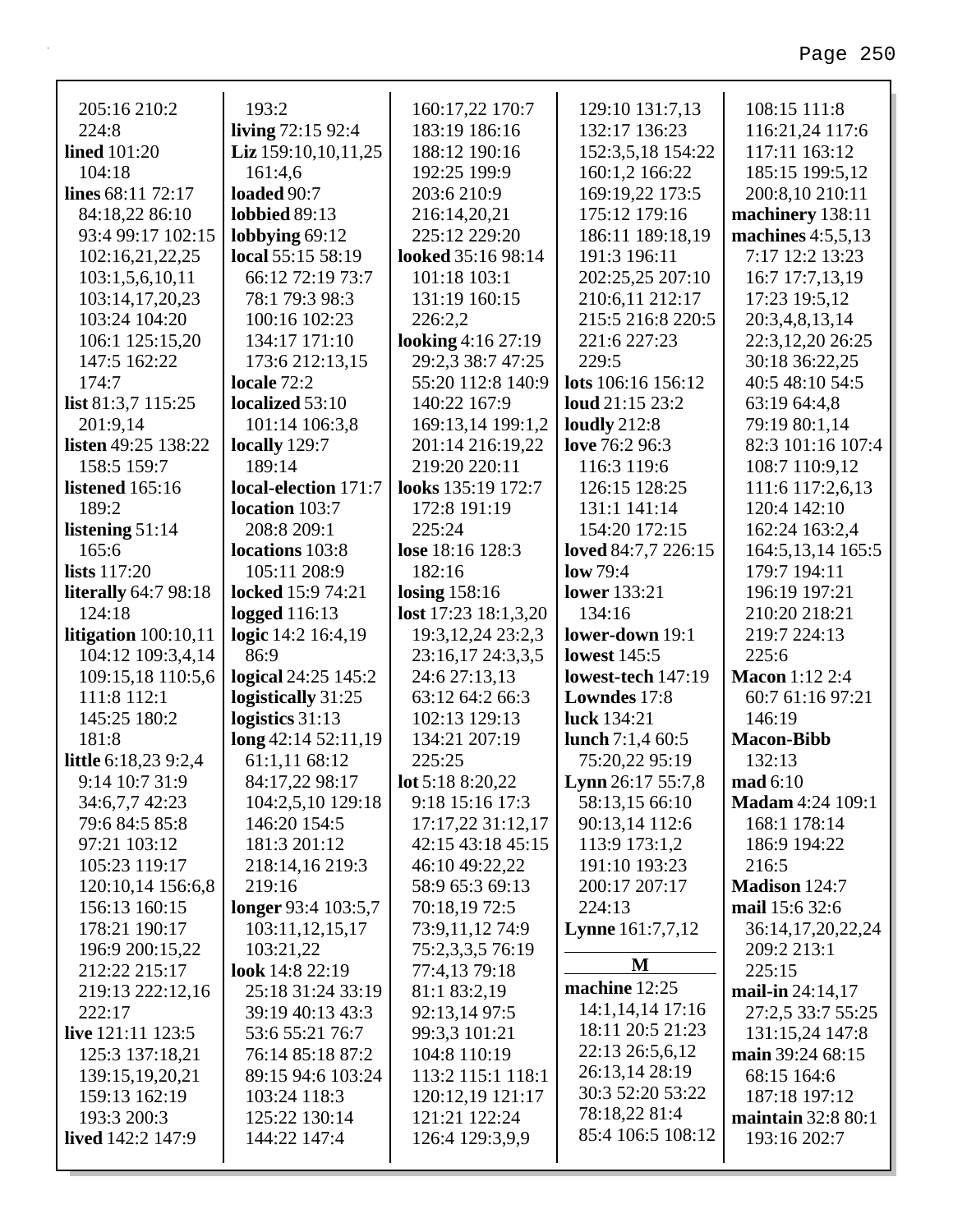205:16 210:2
224:8
**lined** 101:20
104:18
**lines** 68:11 72:17
84:18,22 86:10
93:4 99:17 102:15
102:16,21,22,25
103:1,5,6,10,11
103:14,17,20,23
103:24 104:20
106:1 125:15,20
147:5 162:22
174:7
**list** 81:3,7 115:25
201:9,14
**listen** 49:25 138:22
158:5 159:7
**listened** 165:16
189:2
**listening** 51:14
165:6
**lists** 117:20
**literally** 64:7 98:18
124:18
**litigation** 100:10,11
104:12 109:3,4,14
109:15,18 110:5,6
111:8 112:1
145:25 180:2
181:8
**little** 6:18,23 9:2,4
9:14 10:7 31:9
34:6,7,7 42:23
79:6 84:5 85:8
97:21 103:12
105:23 119:17
120:10,14 156:6,8
156:13 160:15
178:21 190:17
196:9 200:15,22
212:22 215:17
219:13 222:12,16
222:17
**live** 121:11 123:5
125:3 137:18,21
139:15,19,20,21
159:13 162:19
193:3 200:3
**lived** 142:2 147:9

193:2
**living** 72:15 92:4
**Liz** 159:10,10,11,25
161:4,6
**loaded** 90:7
**lobbied** 89:13
**lobbying** 69:12
**local** 55:15 58:19
66:12 72:19 73:7
78:1 79:3 98:3
100:16 102:23
134:17 171:10
173:6 212:13,15
**locale** 72:2
**localized** 53:10
101:14 106:3,8
**locally** 129:7
189:14
**local-election** 171:7
**location** 103:7
208:8 209:1
**locations** 103:8
105:11 208:9
**locked** 15:9 74:21
**logged** 116:13
**logic** 14:2 16:4,19
86:9
**logical** 24:25 145:2
**logistically** 31:25
**logistics** 31:13
**long** 42:14 52:11,19
61:1,11 68:12
84:17,22 98:17
104:2,5,10 129:18
146:20 154:5
181:3 201:12
218:14,16 219:3
219:16
**longer** 93:4 103:5,7
103:11,12,15,17
103:21,22
**look** 14:8 22:19
25:18 31:24 33:19
39:19 40:13 43:3
53:6 55:21 76:7
76:14 85:18 87:2
89:15 94:6 103:24
103:24 118:3
125:22 130:14
144:22 147:4

160:17,22 170:7
183:19 186:16
188:12 190:16
192:25 199:9
203:6 210:9
216:14,20,21
225:12 229:20
**looked** 35:16 98:14
101:18 103:1
131:19 160:15
226:2,2
**looking** 4:16 27:19
29:2,3 38:7 47:25
55:20 112:8 140:9
140:22 167:9
169:13,14 199:1,2
201:14 216:19,22
219:20 220:11
**looks** 135:19 172:7
172:8 191:19
225:24
**lose** 18:16 128:3
182:16
**losing** 158:16
**lost** 17:23 18:1,3,20
19:3,12,24 23:2,3
23:16,17 24:3,3,5
24:6 27:13,13
63:12 64:2 66:3
102:13 129:13
134:21 207:19
225:25
**lot** 5:18 8:20,22
9:18 15:16 17:3
17:17,22 31:12,17
42:15 43:18 45:15
46:10 49:22,22
58:9 65:3 69:13
70:18,19 72:5
73:9,11,12 74:9
75:2,3,3,5 76:19
77:4,13 79:18
81:1 83:2,19
92:13,14 97:5
99:3,3 101:21
104:8 110:19
113:2 115:1 118:1
120:12,19 121:17
121:21 122:24
126:4 129:3,9,9

129:10 131:7,13
132:17 136:23
152:3,5,18 154:22
160:1,2 166:22
169:19,22 173:5
175:12 179:16
186:11 189:18,19
191:3 196:11
202:25,25 207:10
210:6,11 212:17
215:5 216:8 220:5
221:6 227:23
229:5
**lots** 106:16 156:12
**loud** 21:15 23:2
**loudly** 212:8
**love** 76:2 96:3
116:3 119:6
126:15 128:25
131:1 141:14
154:20 172:15
**loved** 84:7,7 226:15
**low** 79:4
**lower** 133:21
134:16
**lower-down** 19:1
**lowest** 145:5
**lowest-tech** 147:19
**Lowndes** 17:8
**luck** 134:21
**lunch** 7:1,4 60:5
75:20,22 95:19
**Lynn** 26:17 55:7,8
58:13,15 66:10
90:13,14 112:6
113:9 173:1,2
191:10 193:23
200:17 207:17
224:13
**Lynne** 161:7,7,12

## M

**machine** 12:25
14:1,14,14 17:16
18:11 20:5 21:23
22:13 26:5,6,12
26:13,14 28:19
30:3 52:20 53:22
78:18,22 81:4
85:4 106:5 108:12

108:15 111:8
116:21,24 117:6
117:11 163:12
185:15 199:5,12
200:8,10 210:11
**machinery** 138:11
**machines** 4:5,5,13
7:17 12:2 13:23
16:7 17:7,13,19
17:23 19:5,12
20:3,4,8,13,14
22:3,12,20 26:25
30:18 36:22,25
40:5 48:10 54:5
63:19 64:4,8
79:19 80:1,14
82:3 101:16 107:4
108:7 110:9,12
111:6 117:2,6,13
120:4 142:10
162:24 163:2,4
164:5,13,14 165:5
179:7 194:11
196:19 197:21
210:20 218:21
219:7 224:13
225:6
**Macon** 1:12 2:4
60:7 61:16 97:21
146:19
**Macon-Bibb**
132:13
**mad** 6:10
**Madam** 4:24 109:1
168:1 178:14
186:9 194:22
216:5
**Madison** 124:7
**mail** 15:6 32:6
36:14,17,20,22,24
209:2 213:1
225:15
**mail-in** 24:14,17
27:2,5 33:7 55:25
131:15,24 147:8
**main** 39:24 68:15
68:15 164:6
187:18 197:12
**maintain** 32:8 80:1
193:16 202:7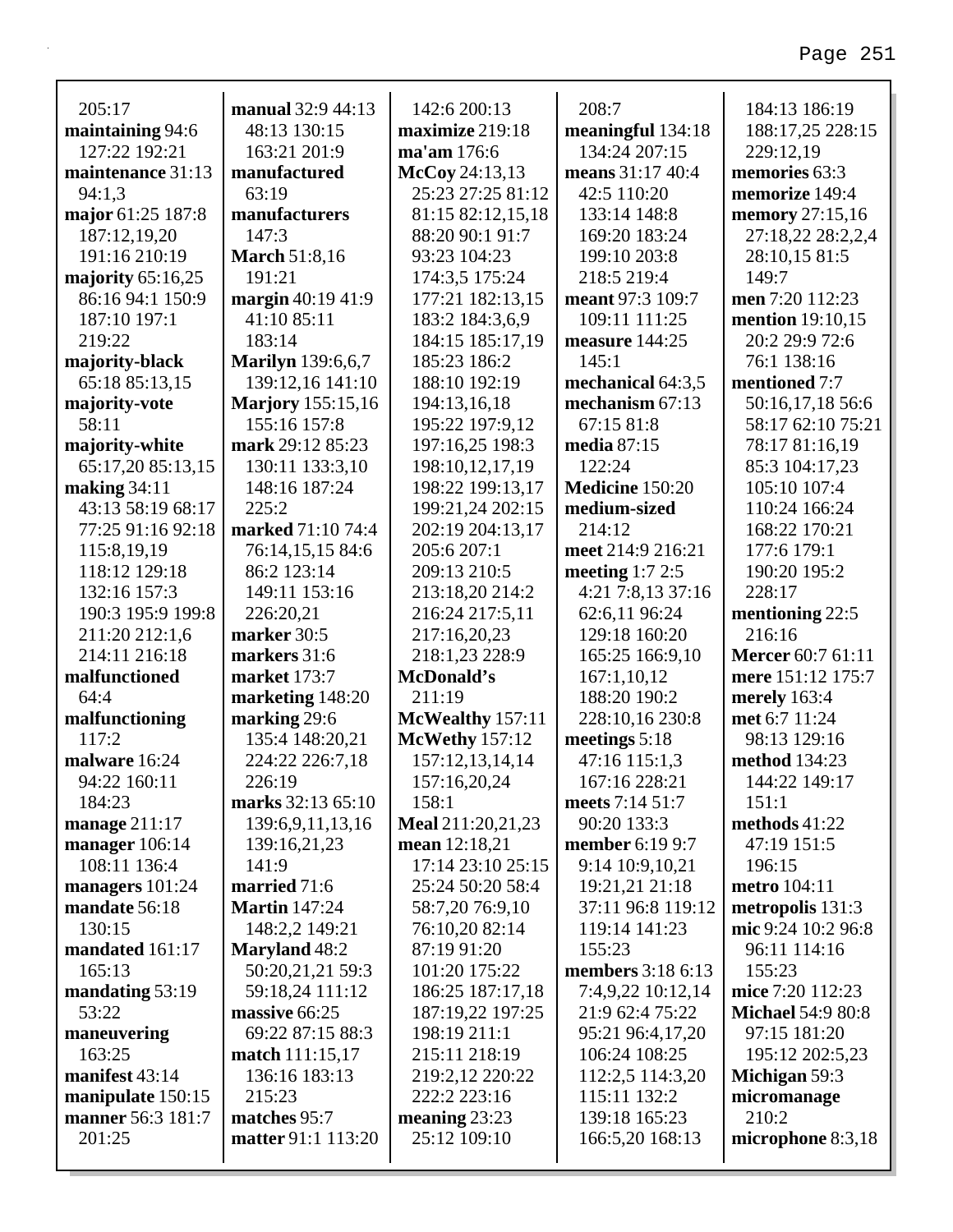205:17
**maintaining** 94:6 127:22 192:21
**maintenance** 31:13 94:1,3
**major** 61:25 187:8 187:12,19,20 191:16 210:19
**majority** 65:16,25 86:16 94:1 150:9 187:10 197:1 219:22
**majority-black** 65:18 85:13,15
**majority-vote** 58:11
**majority-white** 65:17,20 85:13,15
**making** 34:11 43:13 58:19 68:17 77:25 91:16 92:18 115:8,19,19 118:12 129:18 132:16 157:3 190:3 195:9 199:8 211:20 212:1,6 214:11 216:18
**malfunctioned** 64:4
**malfunctioning** 117:2
**malware** 16:24 94:22 160:11 184:23
**manage** 211:17
**manager** 106:14 108:11 136:4
**managers** 101:24
**mandate** 56:18 130:15
**mandated** 161:17 165:13
**mandating** 53:19 53:22
**maneuvering** 163:25
**manifest** 43:14
**manipulate** 150:15
**manner** 56:3 181:7 201:25
**manual** 32:9 44:13 48:13 130:15 163:21 201:9
**manufactured** 63:19
**manufacturers** 147:3
**March** 51:8,16 191:21
**margin** 40:19 41:9 41:10 85:11 183:14
**Marilyn** 139:6,6,7 139:12,16 141:10
**Marjory** 155:15,16 155:16 157:8
**mark** 29:12 85:23 130:11 133:3,10 148:16 187:24 225:2
**marked** 71:10 74:4 76:14,15,15 84:6 86:2 123:14 149:11 153:16 226:20,21
**marker** 30:5
**markers** 31:6
**market** 173:7
**marketing** 148:20
**marking** 29:6 135:4 148:20,21 224:22 226:7,18 226:19
**marks** 32:13 65:10 139:6,9,11,13,16 139:16,21,23 141:9
**married** 71:6
**Martin** 147:24 148:2,2 149:21
**Maryland** 48:2 50:20,21,21 59:3 59:18,24 111:12
**massive** 66:25 69:22 87:15 88:3
**match** 111:15,17 136:16 183:13 215:23
**matches** 95:7
**matter** 91:1 113:20 142:6 200:13
**maximize** 219:18
**ma'am** 176:6
**McCoy** 24:13,13 25:23 27:25 81:12 81:15 82:12,15,18 88:20 90:1 91:7 93:23 104:23 174:3,5 175:24 177:21 182:13,15 183:2 184:3,6,9 184:15 185:17,19 185:23 186:2 188:10 192:19 194:13,16,18 195:22 197:9,12 197:16,25 198:3 198:10,12,17,19 198:22 199:13,17 199:21,24 202:15 202:19 204:13,17 205:6 207:1 209:13 210:5 213:18,20 214:2 216:24 217:5,11 217:16,20,23 218:1,23 228:9
**McDonald's** 211:19
**McWealthy** 157:11
**McWethy** 157:12 157:12,13,14,14 157:16,20,24 158:1
**Meal** 211:20,21,23
**mean** 12:18,21 17:14 23:10 25:15 25:24 50:20 58:4 58:7,20 76:9,10 76:10,20 82:14 87:19 91:20 101:20 175:22 186:25 187:17,18 187:19,22 197:25 198:19 211:1 215:11 218:19 219:2,12 220:22 222:2 223:16
**meaning** 23:23 25:12 109:10 208:7
**meaningful** 134:18 134:24 207:15
**means** 31:17 40:4 42:5 110:20 133:14 148:8 169:20 183:24 199:10 203:8 218:5 219:4
**meant** 97:3 109:7 109:11 111:25
**measure** 144:25 145:1
**mechanical** 64:3,5
**mechanism** 67:13 67:15 81:8
**media** 87:15 122:24
**Medicine** 150:20
**medium-sized** 214:12
**meet** 214:9 216:21
**meeting** 1:7 2:5 4:21 7:8,13 37:16 62:6,11 96:24 129:18 160:20 165:25 166:9,10 167:1,10,12 188:20 190:2 228:10,16 230:8
**meetings** 5:18 47:16 115:1,3 167:16 228:21
**meets** 7:14 51:7 90:20 133:3
**member** 6:19 9:7 9:14 10:9,10,21 19:21,21 21:18 37:11 96:8 119:12 119:14 141:23 155:23
**members** 3:18 6:13 7:4,9,22 10:12,14 21:9 62:4 75:22 95:21 96:4,17,20 106:24 108:25 112:2,5 114:3,20 115:11 132:2 139:18 165:23 166:5,20 168:13 184:13 186:19 188:17,25 228:15 229:12,19
**memories** 63:3
**memorize** 149:4
**memory** 27:15,16 27:18,22 28:2,2,4 28:10,15 81:5 149:7
**men** 7:20 112:23
**mention** 19:10,15 20:2 29:9 72:6 76:1 138:16
**mentioned** 7:7 50:16,17,18 56:6 58:17 62:10 75:21 78:17 81:16,19 85:3 104:17,23 105:10 107:4 110:24 166:24 168:22 170:21 177:6 179:1 190:20 195:2 228:17
**mentioning** 22:5 216:16
**Mercer** 60:7 61:11
**mere** 151:12 175:7
**merely** 163:4
**met** 6:7 11:24 98:13 129:16
**method** 134:23 144:22 149:17 151:1
**methods** 41:22 47:19 151:5 196:15
**metro** 104:11
**metropolis** 131:3
**mic** 9:24 10:2 96:8 96:11 114:16 155:23
**mice** 7:20 112:23
**Michael** 54:9 80:8 97:15 181:20 195:12 202:5,23
**Michigan** 59:3
**micromanage** 210:2
**microphone** 8:3,18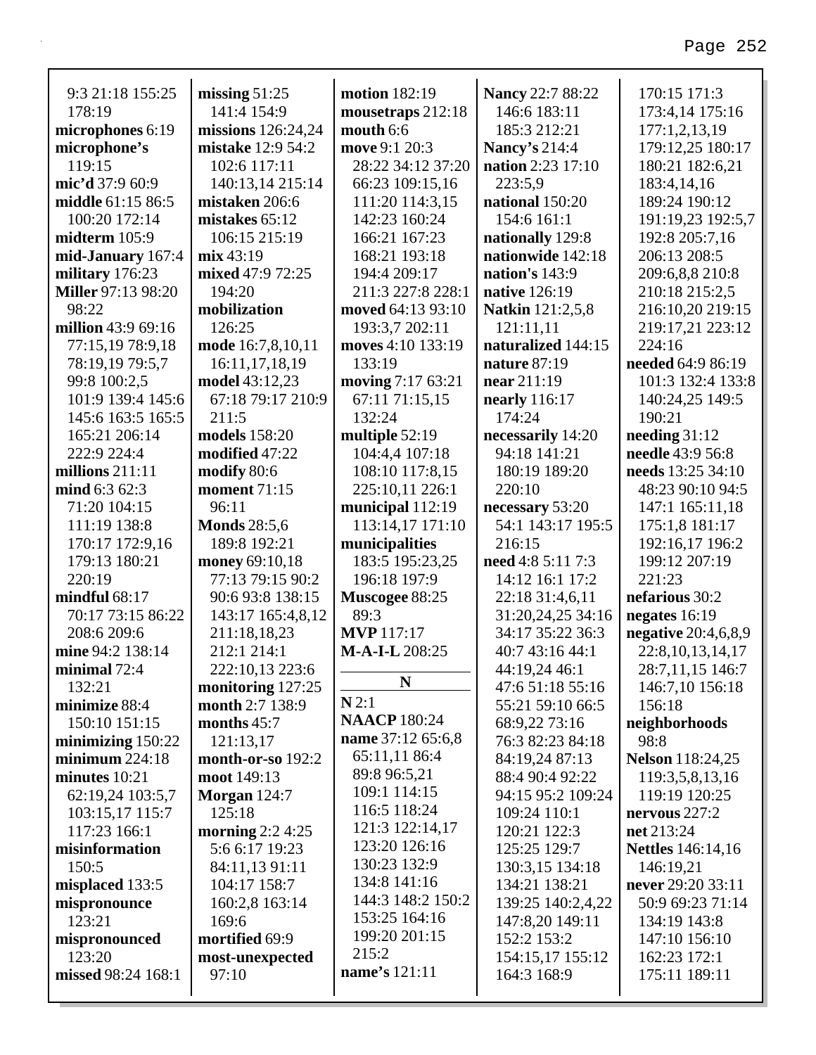9:3 21:18 155:25 178:19
**microphones** 6:19
**microphone's** 119:15
**mic'd** 37:9 60:9
**middle** 61:15 86:5 100:20 172:14
**midterm** 105:9
**mid-January** 167:4
**military** 176:23
**Miller** 97:13 98:20 98:22
**million** 43:9 69:16 77:15,19 78:9,18 78:19,19 79:5,7 99:8 100:2,5 101:9 139:4 145:6 145:6 163:5 165:5 165:21 206:14 222:9 224:4
**millions** 211:11
**mind** 6:3 62:3 71:20 104:15 111:19 138:8 170:17 172:9,16 179:13 180:21 220:19
**mindful** 68:17 70:17 73:15 86:22 208:6 209:6
**mine** 94:2 138:14
**minimal** 72:4 132:21
**minimize** 88:4 150:10 151:15
**minimizing** 150:22
**minimum** 224:18
**minutes** 10:21 62:19,24 103:5,7 103:15,17 115:7 117:23 166:1
**misinformation** 150:5
**misplaced** 133:5
**mispronounce** 123:21
**mispronounced** 123:20
**missed** 98:24 168:1
**missing** 51:25 141:4 154:9
**missions** 126:24,24
**mistake** 12:9 54:2 102:6 117:11 140:13,14 215:14
**mistaken** 206:6
**mistakes** 65:12 106:15 215:19
**mix** 43:19
**mixed** 47:9 72:25 194:20
**mobilization** 126:25
**mode** 16:7,8,10,11 16:11,17,18,19
**model** 43:12,23 67:18 79:17 210:9 211:5
**models** 158:20
**modified** 47:22
**modify** 80:6
**moment** 71:15 96:11
**Monds** 28:5,6 189:8 192:21
**money** 69:10,18 77:13 79:15 90:2 90:6 93:8 138:15 143:17 165:4,8,12 211:18,18,23 212:1 214:1 222:10,13 223:6
**monitoring** 127:25
**month** 2:7 138:9
**months** 45:7 121:13,17
**month-or-so** 192:2
**moot** 149:13
**Morgan** 124:7 125:18
**morning** 2:2 4:25 5:6 6:17 19:23 84:11,13 91:11 104:17 158:7 160:2,8 163:14 169:6
**mortified** 69:9
**most-unexpected** 97:10
**motion** 182:19
**mousetraps** 212:18
**mouth** 6:6
**move** 9:1 20:3 28:22 34:12 37:20 66:23 109:15,16 111:20 114:3,15 142:23 160:24 166:21 167:23 168:21 193:18 194:4 209:17 211:3 227:8 228:1
**moved** 64:13 93:10 193:3,7 202:11
**moves** 4:10 133:19 133:19
**moving** 7:17 63:21 67:11 71:15,15 132:24
**multiple** 52:19 104:4,4 107:18 108:10 117:8,15 225:10,11 226:1
**municipal** 112:19 113:14,17 171:10
**municipalities** 183:5 195:23,25 196:18 197:9
**Muscogee** 88:25 89:3
**MVP** 117:17
**M-A-I-L** 208:25

## N

**N** 2:1
**NAACP** 180:24
**name** 37:12 65:6,8 65:11,11 86:4 89:8 96:5,21 109:1 114:15 116:5 118:24 121:3 122:14,17 123:20 126:16 130:23 132:9 134:8 141:16 144:3 148:2 150:2 153:25 164:16 199:20 201:15 215:2
**name's** 121:11
**Nancy** 22:7 88:22 146:6 183:11 185:3 212:21
**Nancy's** 214:4
**nation** 2:23 17:10 223:5,9
**national** 150:20 154:6 161:1
**nationally** 129:8
**nationwide** 142:18
**nation's** 143:9
**native** 126:19
**Natkin** 121:2,5,8 121:11,11
**naturalized** 144:15
**nature** 87:19
**near** 211:19
**nearly** 116:17 174:24
**necessarily** 14:20 94:18 141:21 180:19 189:20 220:10
**necessary** 53:20 54:1 143:17 195:5 216:15
**need** 4:8 5:11 7:3 14:12 16:1 17:2 22:18 31:4,6,11 31:20,24,25 34:16 34:17 35:22 36:3 40:7 43:16 44:1 44:19,24 46:1 47:6 51:18 55:16 55:21 59:10 66:5 68:9,22 73:16 76:3 82:23 84:18 84:19,24 87:13 88:4 90:4 92:22 94:15 95:2 109:24 109:24 110:1 120:21 122:3 125:25 129:7 130:3,15 134:18 134:21 138:21 139:25 140:2,4,22 147:8,20 149:11 152:2 153:2 154:15,17 155:12 164:3 168:9 170:15 171:3 173:4,14 175:16 177:1,2,13,19 179:12,25 180:17 180:21 182:6,21 183:4,14,16 189:24 190:12 191:19,23 192:5,7 192:8 205:7,16 206:13 208:5 209:6,8,8 210:8 210:18 215:2,5 216:10,20 219:15 219:17,21 223:12 224:16
**needed** 64:9 86:19 101:3 132:4 133:8 140:24,25 149:5 190:21
**needing** 31:12
**needle** 43:9 56:8
**needs** 13:25 34:10 48:23 90:10 94:5 147:1 165:11,18 175:1,8 181:17 192:16,17 196:2 199:12 207:19 221:23
**nefarious** 30:2
**negates** 16:19
**negative** 20:4,6,8,9 22:8,10,13,14,17 28:7,11,15 146:7 146:7,10 156:18 156:18
**neighborhoods** 98:8
**Nelson** 118:24,25 119:3,5,8,13,16 119:19 120:25
**nervous** 227:2
**net** 213:24
**Nettles** 146:14,16 146:19,21
**never** 29:20 33:11 50:9 69:23 71:14 134:19 143:8 147:10 156:10 162:23 172:1 175:11 189:11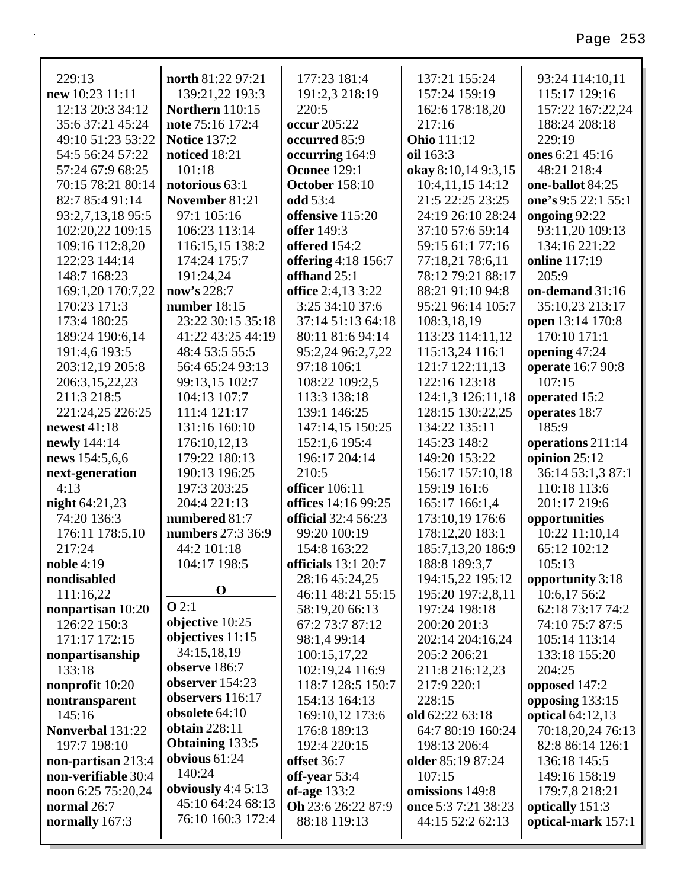229:13
**new** 10:23 11:11 12:13 20:3 34:12 35:6 37:21 45:24 49:10 51:23 53:22 54:5 56:24 57:22 57:24 67:9 68:25 70:15 78:21 80:14 82:7 85:4 91:14 93:2,7,13,18 95:5 102:20,22 109:15 109:16 112:8,20 122:23 144:14 148:7 168:23 169:1,20 170:7,22 170:23 171:3 173:4 180:25 189:24 190:6,14 191:4,6 193:5 203:12,19 205:8 206:3,15,22,23 211:3 218:5 221:24,25 226:25
**newest** 41:18
**newly** 144:14
**news** 154:5,6,6
**next-generation** 4:13
**night** 64:21,23 74:20 136:3 176:11 178:5,10 217:24
**noble** 4:19
**nondisabled** 111:16,22
**nonpartisan** 10:20 126:22 150:3 171:17 172:15
**nonpartisanship** 133:18
**nonprofit** 10:20
**nontransparent** 145:16
**Nonverbal** 131:22 197:7 198:10
**non-partisan** 213:4
**non-verifiable** 30:4
**noon** 6:25 75:20,24
**normal** 26:7
**normally** 167:3
**north** 81:22 97:21 139:21,22 193:3
**Northern** 110:15
**note** 75:16 172:4
**Notice** 137:2
**noticed** 18:21 101:18
**notorious** 63:1
**November** 81:21 97:1 105:16 106:23 113:14 116:15,15 138:2 174:24 175:7 191:24,24
**now's** 228:7
**number** 18:15 23:22 30:15 35:18 41:22 43:25 44:19 48:4 53:5 55:5 56:4 65:24 93:13 99:13,15 102:7 104:13 107:7 111:4 121:17 131:16 160:10 176:10,12,13 179:22 180:13 190:13 196:25 197:3 203:25 204:4 221:13
**numbered** 81:7
**numbers** 27:3 36:9 44:2 101:18 104:17 198:5

## O

**O** 2:1
**objective** 10:25
**objectives** 11:15 34:15,18,19
**observe** 186:7
**observer** 154:23
**observers** 116:17
**obsolete** 64:10
**obtain** 228:11
**Obtaining** 133:5
**obvious** 61:24 140:24
**obviously** 4:4 5:13 45:10 64:24 68:13 76:10 160:3 172:4
177:23 181:4 191:2,3 218:19 220:5
**occur** 205:22
**occurred** 85:9
**occurring** 164:9
**Oconee** 129:1
**October** 158:10
**odd** 53:4
**offensive** 115:20
**offer** 149:3
**offered** 154:2
**offering** 4:18 156:7
**offhand** 25:1
**office** 2:4,13 3:22 3:25 34:10 37:6 37:14 51:13 64:18 80:11 81:6 94:14 95:2,24 96:2,7,22 97:18 106:1 108:22 109:2,5 113:3 138:18 139:1 146:25 147:14,15 150:25 152:1,6 195:4 196:17 204:14 210:5
**officer** 106:11
**offices** 14:16 99:25
**official** 32:4 56:23 99:20 100:19 154:8 163:22
**officials** 13:1 20:7 28:16 45:24,25 46:11 48:21 55:15 58:19,20 66:13 67:2 73:7 87:12 98:1,4 99:14 100:15,17,22 102:19,24 116:9 118:7 128:5 150:7 154:13 164:13 169:10,12 173:6 176:8 189:13 192:4 220:15
**offset** 36:7
**off-year** 53:4
**of-age** 133:2
**Oh** 23:6 26:22 87:9 88:18 119:13
137:21 155:24 157:24 159:19 162:6 178:18,20 217:16
**Ohio** 111:12
**oil** 163:3
**okay** 8:10,14 9:3,15 10:4,11,15 14:12 21:5 22:25 23:25 24:19 26:10 28:24 37:10 57:6 59:14 59:15 61:1 77:16 77:18,21 78:6,11 78:12 79:21 88:17 88:21 91:10 94:8 95:21 96:14 105:7 108:3,18,19 113:23 114:11,12 115:13,24 116:1 121:7 122:11,13 122:16 123:18 124:1,3 126:11,18 128:15 130:22,25 134:22 135:11 145:23 148:2 149:20 153:22 156:17 157:10,18 159:19 161:6 165:17 166:1,4 173:10,19 176:6 178:12,20 183:1 185:7,13,20 186:9 188:8 189:3,7 194:15,22 195:12 195:20 197:2,8,11 197:24 198:18 200:20 201:3 202:14 204:16,24 205:2 206:21 211:8 216:12,23 217:9 220:1 228:15
**old** 62:22 63:18 64:7 80:19 160:24 198:13 206:4
**older** 85:19 87:24 107:15
**omissions** 149:8
**once** 5:3 7:21 38:23 44:15 52:2 62:13
93:24 114:10,11 115:17 129:16 157:22 167:22,24 188:24 208:18 229:19
**ones** 6:21 45:16 48:21 218:4
**one-ballot** 84:25
**one's** 9:5 22:1 55:1
**ongoing** 92:22 93:11,20 109:13 134:16 221:22
**online** 117:19 205:9
**on-demand** 31:16 35:10,23 213:17
**open** 13:14 170:8 170:10 171:1
**opening** 47:24
**operate** 16:7 90:8 107:15
**operated** 15:2
**operates** 18:7 185:9
**operations** 211:14
**opinion** 25:12 36:14 53:1,3 87:1 110:18 113:6 201:17 219:6
**opportunities** 10:22 11:10,14 65:12 102:12 105:13
**opportunity** 3:18 10:6,17 56:2 62:18 73:17 74:2 74:10 75:7 87:5 105:14 113:14 133:18 155:20 204:25
**opposed** 147:2
**opposing** 133:15
**optical** 64:12,13 70:18,20,24 76:13 82:8 86:14 126:1 136:18 145:5 149:16 158:19 179:7,8 218:21
**optically** 151:3
**optical-mark** 157:1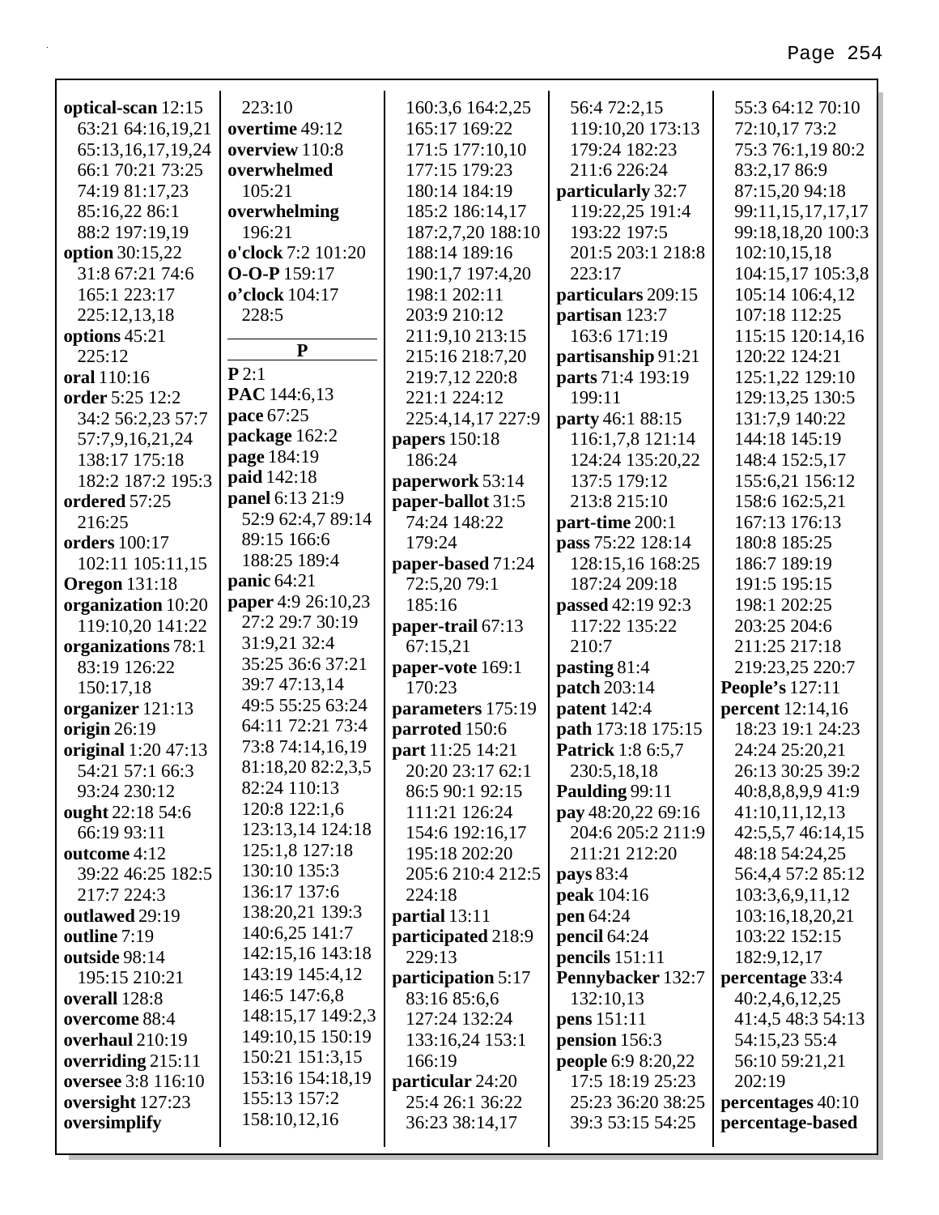**optical-scan** 12:15 63:21 64:16,19,21 65:13,16,17,19,24 66:1 70:21 73:25 74:19 81:17,23 85:16,22 86:1 88:2 197:19,19
**option** 30:15,22 31:8 67:21 74:6 165:1 223:17 225:12,13,18
**options** 45:21 225:12
**oral** 110:16
**order** 5:25 12:2 34:2 56:2,23 57:7 57:7,9,16,21,24 138:17 175:18 182:2 187:2 195:3
**ordered** 57:25 216:25
**orders** 100:17 102:11 105:11,15
**Oregon** 131:18
**organization** 10:20 119:10,20 141:22
**organizations** 78:1 83:19 126:22 150:17,18
**organizer** 121:13
**origin** 26:19
**original** 1:20 47:13 54:21 57:1 66:3 93:24 230:12
**ought** 22:18 54:6 66:19 93:11
**outcome** 4:12 39:22 46:25 182:5 217:7 224:3
**outlawed** 29:19
**outline** 7:19
**outside** 98:14 195:15 210:21
**overall** 128:8
**overcome** 88:4
**overhaul** 210:19
**overriding** 215:11
**oversee** 3:8 116:10
**oversight** 127:23
**oversimplify** 223:10
**overtime** 49:12
**overview** 110:8
**overwhelmed** 105:21
**overwhelming** 196:21
**o'clock** 7:2 101:20
**O-O-P** 159:17
**o'clock** 104:17 228:5

## P

**P** 2:1
**PAC** 144:6,13
**pace** 67:25
**package** 162:2
**page** 184:19
**paid** 142:18
**panel** 6:13 21:9 52:9 62:4,7 89:14 89:15 166:6 188:25 189:4
**panic** 64:21
**paper** 4:9 26:10,23 27:2 29:7 30:19 31:9,21 32:4 35:25 36:6 37:21 39:7 47:13,14 49:5 55:25 63:24 64:11 72:21 73:4 73:8 74:14,16,19 81:18,20 82:2,3,5 82:24 110:13 120:8 122:1,6 123:13,14 124:18 125:1,8 127:18 130:10 135:3 136:17 137:6 138:20,21 139:3 140:6,25 141:7 142:15,16 143:18 143:19 145:4,12 146:5 147:6,8 148:15,17 149:2,3 149:10,15 150:19 150:21 151:3,15 153:16 154:18,19 155:13 157:2 158:10,12,16 160:3,6 164:2,25 165:17 169:22 171:5 177:10,10 177:15 179:23 180:14 184:19 185:2 186:14,17 187:2,7,20 188:10 188:14 189:16 190:1,7 197:4,20 198:1 202:11 203:9 210:12 211:9,10 213:15 215:16 218:7,20 219:7,12 220:8 221:1 224:12 225:4,14,17 227:9
**papers** 150:18 186:24
**paperwork** 53:14
**paper-ballot** 31:5 74:24 148:22 179:24
**paper-based** 71:24 72:5,20 79:1 185:16
**paper-trail** 67:13 67:15,21
**paper-vote** 169:1 170:23
**parameters** 175:19
**parroted** 150:6
**part** 11:25 14:21 20:20 23:17 62:1 86:5 90:1 92:15 111:21 126:24 154:6 192:16,17 195:18 202:20 205:6 210:4 212:5 224:18
**partial** 13:11
**participated** 218:9 229:13
**participation** 5:17 83:16 85:6,6 127:24 132:24 133:16,24 153:1 166:19
**particular** 24:20 25:4 26:1 36:22 36:23 38:14,17 56:4 72:2,15 119:10,20 173:13 179:24 182:23 211:6 226:24
**particularly** 32:7 119:22,25 191:4 193:22 197:5 201:5 203:1 218:8 223:17
**particulars** 209:15
**partisan** 123:7 163:6 171:19
**partisanship** 91:21
**parts** 71:4 193:19 199:11
**party** 46:1 88:15 116:1,7,8 121:14 124:24 135:20,22 137:5 179:12 213:8 215:10
**part-time** 200:1
**pass** 75:22 128:14 128:15,16 168:25 187:24 209:18
**passed** 42:19 92:3 117:22 135:22 210:7
**pasting** 81:4
**patch** 203:14
**patent** 142:4
**path** 173:18 175:15
**Patrick** 1:8 6:5,7 230:5,18,18
**Paulding** 99:11
**pay** 48:20,22 69:16 204:6 205:2 211:9 211:21 212:20
**pays** 83:4
**peak** 104:16
**pen** 64:24
**pencil** 64:24
**pencils** 151:11
**Pennybacker** 132:7 132:10,13
**pens** 151:11
**pension** 156:3
**people** 6:9 8:20,22 17:5 18:19 25:23 25:23 36:20 38:25 39:3 53:15 54:25 55:3 64:12 70:10 72:10,17 73:2 75:3 76:1,19 80:2 83:2,17 86:9 87:15,20 94:18 99:11,15,17,17,17 99:18,18,20 100:3 102:10,15,18 104:15,17 105:3,8 105:14 106:4,12 107:18 112:25 115:15 120:14,16 120:22 124:21 125:1,22 129:10 129:13,25 130:5 131:7,9 140:22 144:18 145:19 148:4 152:5,17 155:6,21 156:12 158:6 162:5,21 167:13 176:13 180:8 185:25 186:7 189:19 191:5 195:15 198:1 202:25 203:25 204:6 211:25 217:18 219:23,25 220:7
**People's** 127:11
**percent** 12:14,16 18:23 19:1 24:23 24:24 25:20,21 26:13 30:25 39:2 40:8,8,8,9,9 41:9 41:10,11,12,13 42:5,5,7 46:14,15 48:18 54:24,25 56:4,4 57:2 85:12 103:3,6,9,11,12 103:16,18,20,21 103:22 152:15 182:9,12,17
**percentage** 33:4 40:2,4,6,12,25 41:4,5 48:3 54:13 54:15,23 55:4 56:10 59:21,21 202:19
**percentages** 40:10
**percentage-based**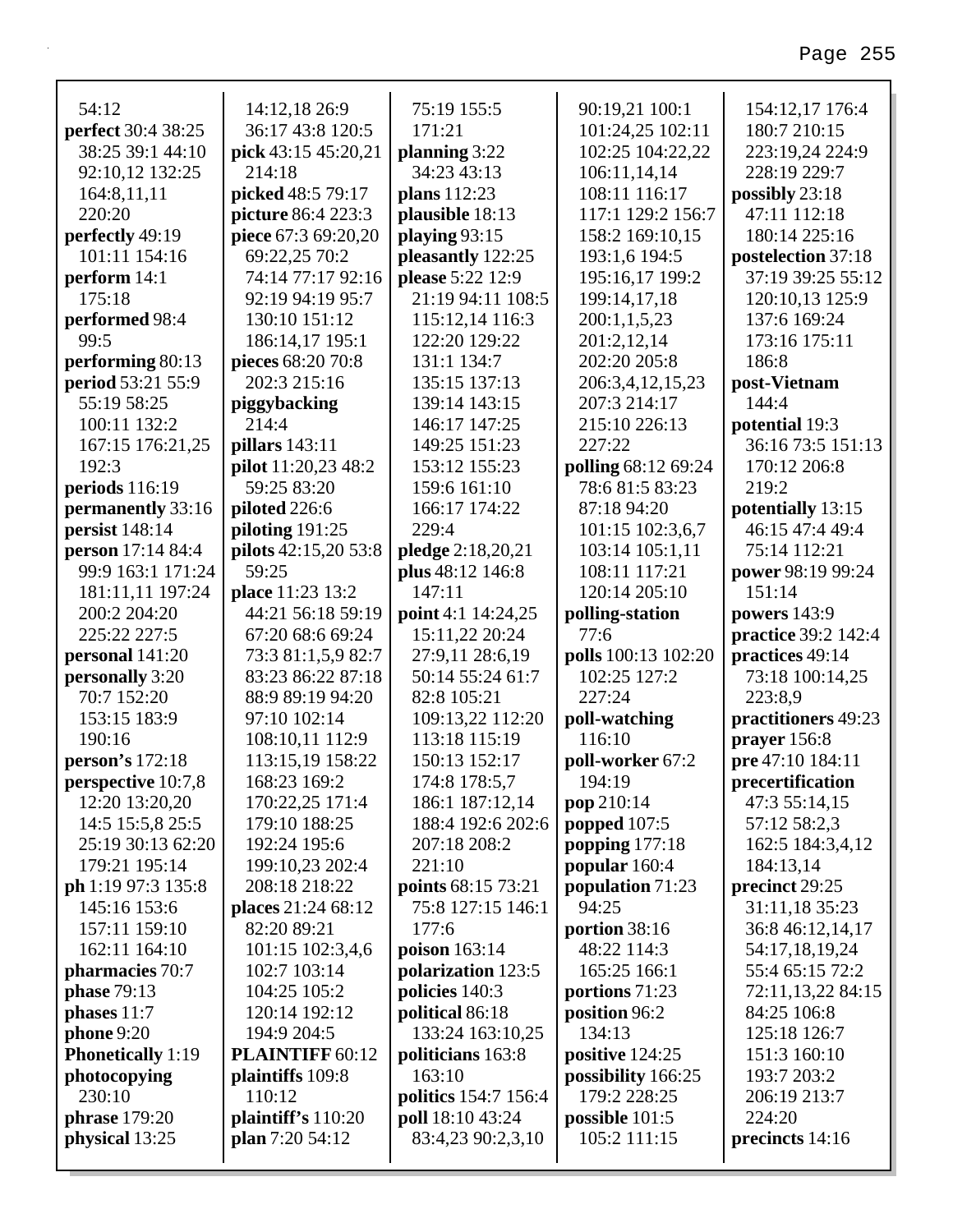54:12
**perfect** 30:4 38:25 38:25 39:1 44:10 92:10,12 132:25 164:8,11,11 220:20
**perfectly** 49:19 101:11 154:16
**perform** 14:1 175:18
**performed** 98:4 99:5
**performing** 80:13
**period** 53:21 55:9 55:19 58:25 100:11 132:2 167:15 176:21,25 192:3
**periods** 116:19
**permanently** 33:16
**persist** 148:14
**person** 17:14 84:4 99:9 163:1 171:24 181:11,11 197:24 200:2 204:20 225:22 227:5
**personal** 141:20
**personally** 3:20 70:7 152:20 153:15 183:9 190:16
**person's** 172:18
**perspective** 10:7,8 12:20 13:20,20 14:5 15:5,8 25:5 25:19 30:13 62:20 179:21 195:14
**ph** 1:19 97:3 135:8 145:16 153:6 157:11 159:10 162:11 164:10
**pharmacies** 70:7
**phase** 79:13
**phases** 11:7
**phone** 9:20
**Phonetically** 1:19
**photocopying** 230:10
**phrase** 179:20
**physical** 13:25
14:12,18 26:9 36:17 43:8 120:5
**pick** 43:15 45:20,21 214:18
**picked** 48:5 79:17
**picture** 86:4 223:3
**piece** 67:3 69:20,20 69:22,25 70:2 74:14 77:17 92:16 92:19 94:19 95:7 130:10 151:12 186:14,17 195:1
**pieces** 68:20 70:8 202:3 215:16
**piggybacking** 214:4
**pillars** 143:11
**pilot** 11:20,23 48:2 59:25 83:20
**piloted** 226:6
**piloting** 191:25
**pilots** 42:15,20 53:8 59:25
**place** 11:23 13:2 44:21 56:18 59:19 67:20 68:6 69:24 73:3 81:1,5,9 82:7 83:23 86:22 87:18 88:9 89:19 94:20 97:10 102:14 108:10,11 112:9 113:15,19 158:22 168:23 169:2 170:22,25 171:4 179:10 188:25 192:24 195:6 199:10,23 202:4 208:18 218:22
**places** 21:24 68:12 82:20 89:21 101:15 102:3,4,6 102:7 103:14 104:25 105:2 120:14 192:12 194:9 204:5
**PLAINTIFF** 60:12
**plaintiffs** 109:8 110:12
**plaintiff's** 110:20
**plan** 7:20 54:12
75:19 155:5 171:21
**planning** 3:22 34:23 43:13
**plans** 112:23
**plausible** 18:13
**playing** 93:15
**pleasantly** 122:25
**please** 5:22 12:9 21:19 94:11 108:5 115:12,14 116:3 122:20 129:22 131:1 134:7 135:15 137:13 139:14 143:15 146:17 147:25 149:25 151:23 153:12 155:23 159:6 161:10 166:17 174:22 229:4
**pledge** 2:18,20,21
**plus** 48:12 146:8 147:11
**point** 4:1 14:24,25 15:11,22 20:24 27:9,11 28:6,19 50:14 55:24 61:7 82:8 105:21 109:13,22 112:20 113:18 115:19 150:13 152:17 174:8 178:5,7 186:1 187:12,14 188:4 192:6 202:6 207:18 208:2 221:10
**points** 68:15 73:21 75:8 127:15 146:1 177:6
**poison** 163:14
**polarization** 123:5
**policies** 140:3
**political** 86:18 133:24 163:10,25
**politicians** 163:8 163:10
**politics** 154:7 156:4
**poll** 18:10 43:24 83:4,23 90:2,3,10
90:19,21 100:1 101:24,25 102:11 102:25 104:22,22 106:11,14,14 108:11 116:17 117:1 129:2 156:7 158:2 169:10,15 193:1,6 194:5 195:16,17 199:2 199:14,17,18 200:1,1,5,23 201:2,12,14 202:20 205:8 206:3,4,12,15,23 207:3 214:17 215:10 226:13 227:22
**polling** 68:12 69:24 78:6 81:5 83:23 87:18 94:20 101:15 102:3,6,7 103:14 105:1,11 108:11 117:21 120:14 205:10
**polling-station** 77:6
**polls** 100:13 102:20 102:25 127:2 227:24
**poll-watching** 116:10
**poll-worker** 67:2 194:19
**pop** 210:14
**popped** 107:5
**popping** 177:18
**popular** 160:4
**population** 71:23 94:25
**portion** 38:16 48:22 114:3 165:25 166:1
**portions** 71:23
**position** 96:2 134:13
**positive** 124:25
**possibility** 166:25 179:2 228:25
**possible** 101:5 105:2 111:15
154:12,17 176:4 180:7 210:15 223:19,24 224:9 228:19 229:7
**possibly** 23:18 47:11 112:18 180:14 225:16
**postelection** 37:18 37:19 39:25 55:12 120:10,13 125:9 137:6 169:24 173:16 175:11 186:8
**post-Vietnam** 144:4
**potential** 19:3 36:16 73:5 151:13 170:12 206:8 219:2
**potentially** 13:15 46:15 47:4 49:4 75:14 112:21
**power** 98:19 99:24 151:14
**powers** 143:9
**practice** 39:2 142:4
**practices** 49:14 73:18 100:14,25 223:8,9
**practitioners** 49:23
**prayer** 156:8
**pre** 47:10 184:11
**precertification** 47:3 55:14,15 57:12 58:2,3 162:5 184:3,4,12 184:13,14
**precinct** 29:25 31:11,18 35:23 36:8 46:12,14,17 54:17,18,19,24 55:4 65:15 72:2 72:11,13,22 84:15 84:25 106:8 125:18 126:7 151:3 160:10 193:7 203:2 206:19 213:7 224:20
**precincts** 14:16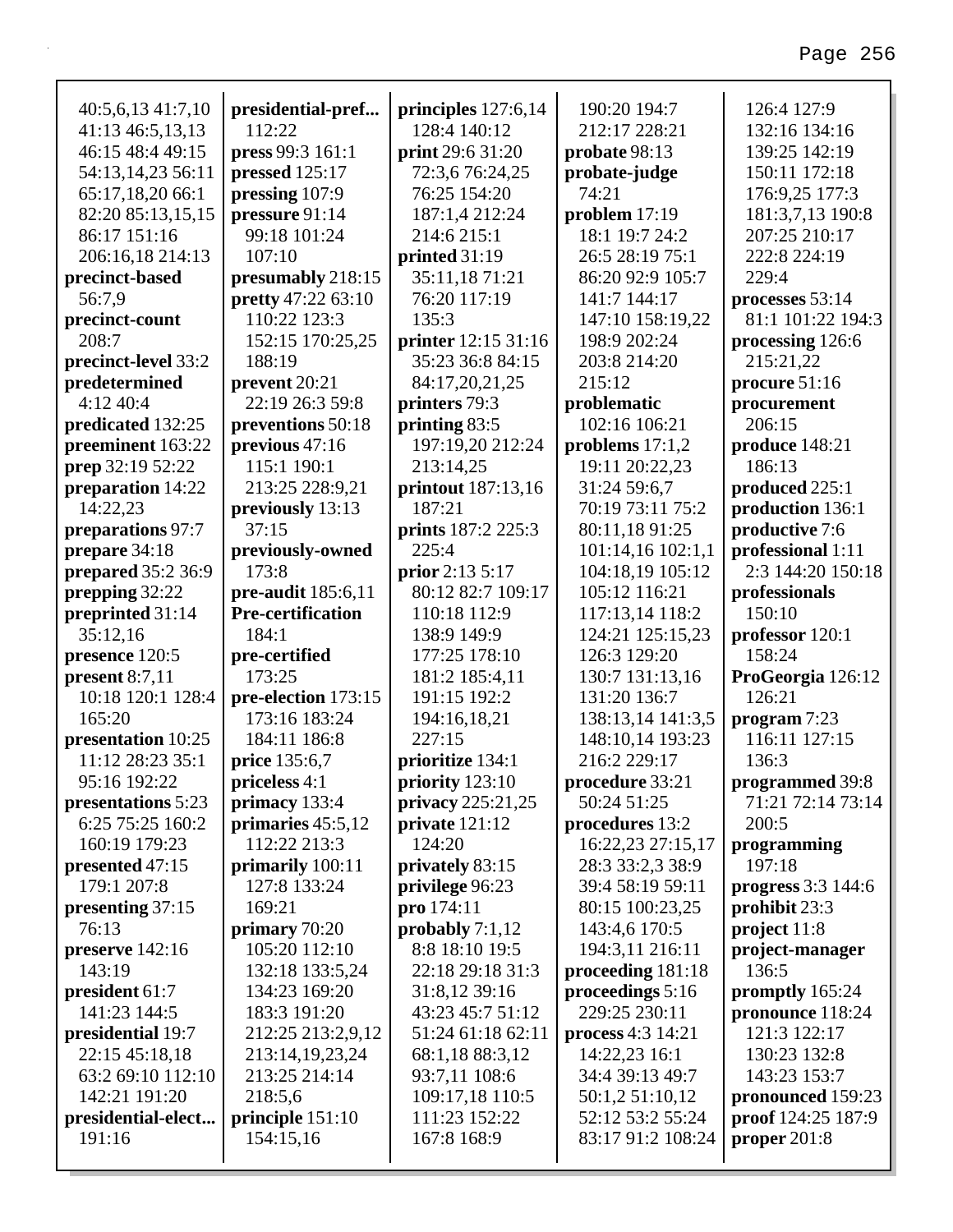40:5,6,13 41:7,10
41:13 46:5,13,13
46:15 48:4 49:15
54:13,14,23 56:11
65:17,18,20 66:1
82:20 85:13,15,15
86:17 151:16
206:16,18 214:13

**precinct-based** 56:7,9

**precinct-count** 208:7

**precinct-level** 33:2

**predetermined** 4:12 40:4

**predicated** 132:25

**preeminent** 163:22

**prep** 32:19 52:22

**preparation** 14:22 14:22,23

**preparations** 97:7

**prepare** 34:18

**prepared** 35:2 36:9

**prepping** 32:22

**preprinted** 31:14 35:12,16

**presence** 120:5

**present** 8:7,11 10:18 120:1 128:4 165:20

**presentation** 10:25 11:12 28:23 35:1 95:16 192:22

**presentations** 5:23 6:25 75:25 160:2 160:19 179:23

**presented** 47:15 179:1 207:8

**presenting** 37:15 76:13

**preserve** 142:16 143:19

**president** 61:7 141:23 144:5

**presidential** 19:7 22:15 45:18,18 63:2 69:10 112:10 142:21 191:20

**presidential-elect...** 191:16

**presidential-pref...** 112:22

**press** 99:3 161:1

**pressed** 125:17

**pressing** 107:9

**pressure** 91:14 99:18 101:24 107:10

**presumably** 218:15

**pretty** 47:22 63:10 110:22 123:3 152:15 170:25,25 188:19

**prevent** 20:21 22:19 26:3 59:8

**preventions** 50:18

**previous** 47:16 115:1 190:1 213:25 228:9,21

**previously** 13:13 37:15

**previously-owned** 173:8

**pre-audit** 185:6,11

**Pre-certification** 184:1

**pre-certified** 173:25

**pre-election** 173:15 173:16 183:24 184:11 186:8

**price** 135:6,7

**priceless** 4:1

**primacy** 133:4

**primaries** 45:5,12 112:22 213:3

**primarily** 100:11 127:8 133:24 169:21

**primary** 70:20 105:20 112:10 132:18 133:5,24 134:23 169:20 183:3 191:20 212:25 213:2,9,12 213:14,19,23,24 213:25 214:14 218:5,6

**principle** 151:10 154:15,16

**principles** 127:6,14 128:4 140:12

**print** 29:6 31:20 72:3,6 76:24,25 76:25 154:20 187:1,4 212:24 214:6 215:1

**printed** 31:19 35:11,18 71:21 76:20 117:19 135:3

**printer** 12:15 31:16 35:23 36:8 84:15 84:17,20,21,25

**printers** 79:3

**printing** 83:5 197:19,20 212:24 213:14,25

**printout** 187:13,16 187:21

**prints** 187:2 225:3 225:4

**prior** 2:13 5:17 80:12 82:7 109:17 110:18 112:9 138:9 149:9 177:25 178:10 181:2 185:4,11 191:15 192:2 194:16,18,21 227:15

**prioritize** 134:1

**priority** 123:10

**privacy** 225:21,25

**private** 121:12 124:20

**privately** 83:15

**privilege** 96:23

**pro** 174:11

**probably** 7:1,12 8:8 18:10 19:5 22:18 29:18 31:3 31:8,12 39:16 43:23 45:7 51:12 51:24 61:18 62:11 68:1,18 88:3,12 93:7,11 108:6 109:17,18 110:5 111:23 152:22 167:8 168:9 190:20 194:7 212:17 228:21

**probate** 98:13

**probate-judge** 74:21

**problem** 17:19 18:1 19:7 24:2 26:5 28:19 75:1 86:20 92:9 105:7 141:7 144:17 147:10 158:19,22 198:9 202:24 203:8 214:20 215:12

**problematic** 102:16 106:21

**problems** 17:1,2 19:11 20:22,23 31:24 59:6,7 70:19 73:11 75:2 80:11,18 91:25 101:14,16 102:1,1 104:18,19 105:12 105:12 116:21 117:13,14 118:2 124:21 125:15,23 126:3 129:20 130:7 131:13,16 131:20 136:7 138:13,14 141:3,5 148:10,14 193:23 216:2 229:17

**procedure** 33:21 50:24 51:25

**procedures** 13:2 16:22,23 27:15,17 28:3 33:2,3 38:9 39:4 58:19 59:11 80:15 100:23,25 143:4,6 170:5 194:3,11 216:11

**proceeding** 181:18

**proceedings** 5:16 229:25 230:11

**process** 4:3 14:21 14:22,23 16:1 34:4 39:13 49:7 50:1,2 51:10,12 52:12 53:2 55:24 83:17 91:2 108:24 126:4 127:9 132:16 134:16 139:25 142:19 150:11 172:18 176:9,25 177:3 181:3,7,13 190:8 207:25 210:17 222:8 224:19 229:4

**processes** 53:14 81:1 101:22 194:3

**processing** 126:6 215:21,22

**procure** 51:16

**procurement** 206:15

**produce** 148:21 186:13

**produced** 225:1

**production** 136:1

**productive** 7:6

**professional** 1:11 2:3 144:20 150:18

**professionals** 150:10

**professor** 120:1 158:24

**ProGeorgia** 126:12 126:21

**program** 7:23 116:11 127:15 136:3

**programmed** 39:8 71:21 72:14 73:14 200:5

**programming** 197:18

**progress** 3:3 144:6

**prohibit** 23:3

**project** 11:8

**project-manager** 136:5

**promptly** 165:24

**pronounce** 118:24 121:3 122:17 130:23 132:8 143:23 153:7

**pronounced** 159:23

**proof** 124:25 187:9

**proper** 201:8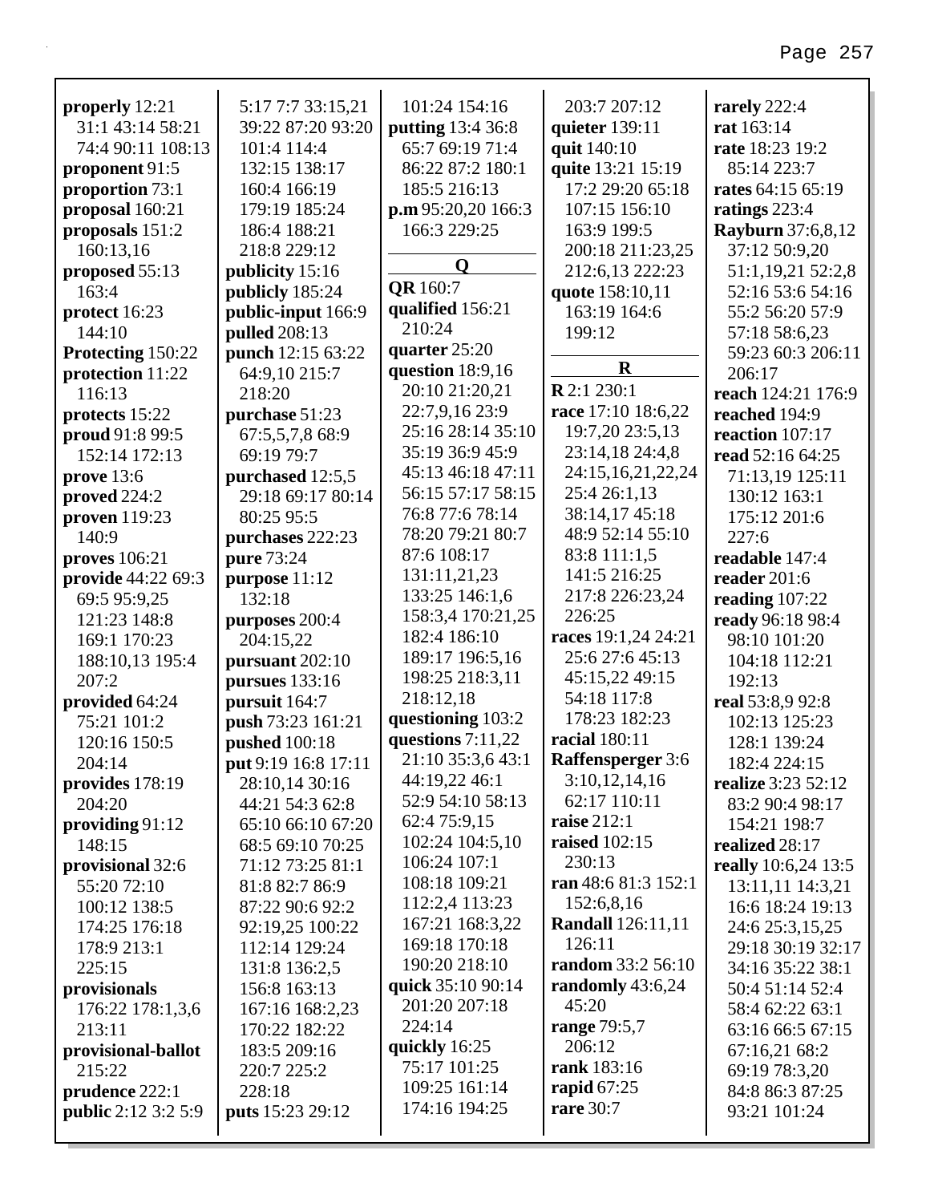**properly** 12:21 31:1 43:14 58:21 74:4 90:11 108:13
**proponent** 91:5
**proportion** 73:1
**proposal** 160:21
**proposals** 151:2 160:13,16
**proposed** 55:13 163:4
**protect** 16:23 144:10
**Protecting** 150:22
**protection** 11:22 116:13
**protects** 15:22
**proud** 91:8 99:5 152:14 172:13
**prove** 13:6
**proved** 224:2
**proven** 119:23 140:9
**proves** 106:21
**provide** 44:22 69:3 69:5 95:9,25 121:23 148:8 169:1 170:23 188:10,13 195:4 207:2
**provided** 64:24 75:21 101:2 120:16 150:5 204:14
**provides** 178:19 204:20
**providing** 91:12 148:15
**provisional** 32:6 55:20 72:10 100:12 138:5 174:25 176:18 178:9 213:1 225:15
**provisionals** 176:22 178:1,3,6 213:11
**provisional-ballot** 215:22
**prudence** 222:1
**public** 2:12 3:2 5:9 5:17 7:7 33:15,21 39:22 87:20 93:20 101:4 114:4 132:15 138:17 160:4 166:19 179:19 185:24 186:4 188:21 218:8 229:12
**publicity** 15:16
**publicly** 185:24
**public-input** 166:9
**pulled** 208:13
**punch** 12:15 63:22 64:9,10 215:7 218:20
**purchase** 51:23 67:5,5,7,8 68:9 69:19 79:7
**purchased** 12:5,5 29:18 69:17 80:14 80:25 95:5
**purchases** 222:23
**pure** 73:24
**purpose** 11:12 132:18
**purposes** 200:4 204:15,22
**pursuant** 202:10
**pursues** 133:16
**pursuit** 164:7
**push** 73:23 161:21
**pushed** 100:18
**put** 9:19 16:8 17:11 28:10,14 30:16 44:21 54:3 62:8 65:10 66:10 67:20 68:5 69:10 70:25 71:12 73:25 81:1 81:8 82:7 86:9 87:22 90:6 92:2 92:19,25 100:22 112:14 129:24 131:8 136:2,5 156:8 163:13 167:16 168:2,23 170:22 182:22 183:5 209:16 220:7 225:2 228:18
**puts** 15:23 29:12 101:24 154:16
**putting** 13:4 36:8 65:7 69:19 71:4 86:22 87:2 180:1 185:5 216:13
**p.m** 95:20,20 166:3 166:3 229:25

## Q

**QR** 160:7
**qualified** 156:21 210:24
**quarter** 25:20
**question** 18:9,16 20:10 21:20,21 22:7,9,16 23:9 25:16 28:14 35:10 35:19 36:9 45:9 45:13 46:18 47:11 56:15 57:17 58:15 76:8 77:6 78:14 78:20 79:21 80:7 87:6 108:17 131:11,21,23 133:25 146:1,6 158:3,4 170:21,25 182:4 186:10 189:17 196:5,16 198:25 218:3,11 218:12,18
**questioning** 103:2
**questions** 7:11,22 21:10 35:3,6 43:1 44:19,22 46:1 52:9 54:10 58:13 62:4 75:9,15 102:24 104:5,10 106:24 107:1 108:18 109:21 112:2,4 113:23 167:21 168:3,22 169:18 170:18 190:20 218:10
**quick** 35:10 90:14 201:20 207:18 224:14
**quickly** 16:25 75:17 101:25 109:25 161:14 174:16 194:25 203:7 207:12
**quieter** 139:11
**quit** 140:10
**quite** 13:21 15:19 17:2 29:20 65:18 107:15 156:10 163:9 199:5 200:18 211:23,25 212:6,13 222:23
**quote** 158:10,11 163:19 164:6 199:12

## R

**R** 2:1 230:1
**race** 17:10 18:6,22 19:7,20 23:5,13 23:14,18 24:4,8 24:15,16,21,22,24 25:4 26:1,13 38:14,17 45:18 48:9 52:14 55:10 83:8 111:1,5 141:5 216:25 217:8 226:23,24 226:25
**races** 19:1,24 24:21 25:6 27:6 45:13 45:15,22 49:15 54:18 117:8 178:23 182:23
**racial** 180:11
**Raffensperger** 3:6 3:10,12,14,16 62:17 110:11
**raise** 212:1
**raised** 102:15 230:13
**ran** 48:6 81:3 152:1 152:6,8,16
**Randall** 126:11,11 126:11
**random** 33:2 56:10
**randomly** 43:6,24 45:20
**range** 79:5,7 206:12
**rank** 183:16
**rapid** 67:25
**rare** 30:7
**rarely** 222:4
**rat** 163:14
**rate** 18:23 19:2 85:14 223:7
**rates** 64:15 65:19
**ratings** 223:4
**Rayburn** 37:6,8,12 37:12 50:9,20 51:1,19,21 52:2,8 52:16 53:6 54:16 55:2 56:20 57:9 57:18 58:6,23 59:23 60:3 206:11 206:17
**reach** 124:21 176:9
**reached** 194:9
**reaction** 107:17
**read** 52:16 64:25 71:13,19 125:11 130:12 163:1 175:12 201:6 227:6
**readable** 147:4
**reader** 201:6
**reading** 107:22
**ready** 96:18 98:4 98:10 101:20 104:18 112:21 192:13
**real** 53:8,9 92:8 102:13 125:23 128:1 139:24 182:4 224:15
**realize** 3:23 52:12 83:2 90:4 98:17 154:21 198:7
**realized** 28:17
**really** 10:6,24 13:5 13:11,11 14:3,21 16:6 18:24 19:13 24:6 25:3,15,25 29:18 30:19 32:17 34:16 35:22 38:1 50:4 51:14 52:4 58:4 62:22 63:1 63:16 66:5 67:15 67:16,21 68:2 69:19 78:3,20 84:8 86:3 87:25 93:21 101:24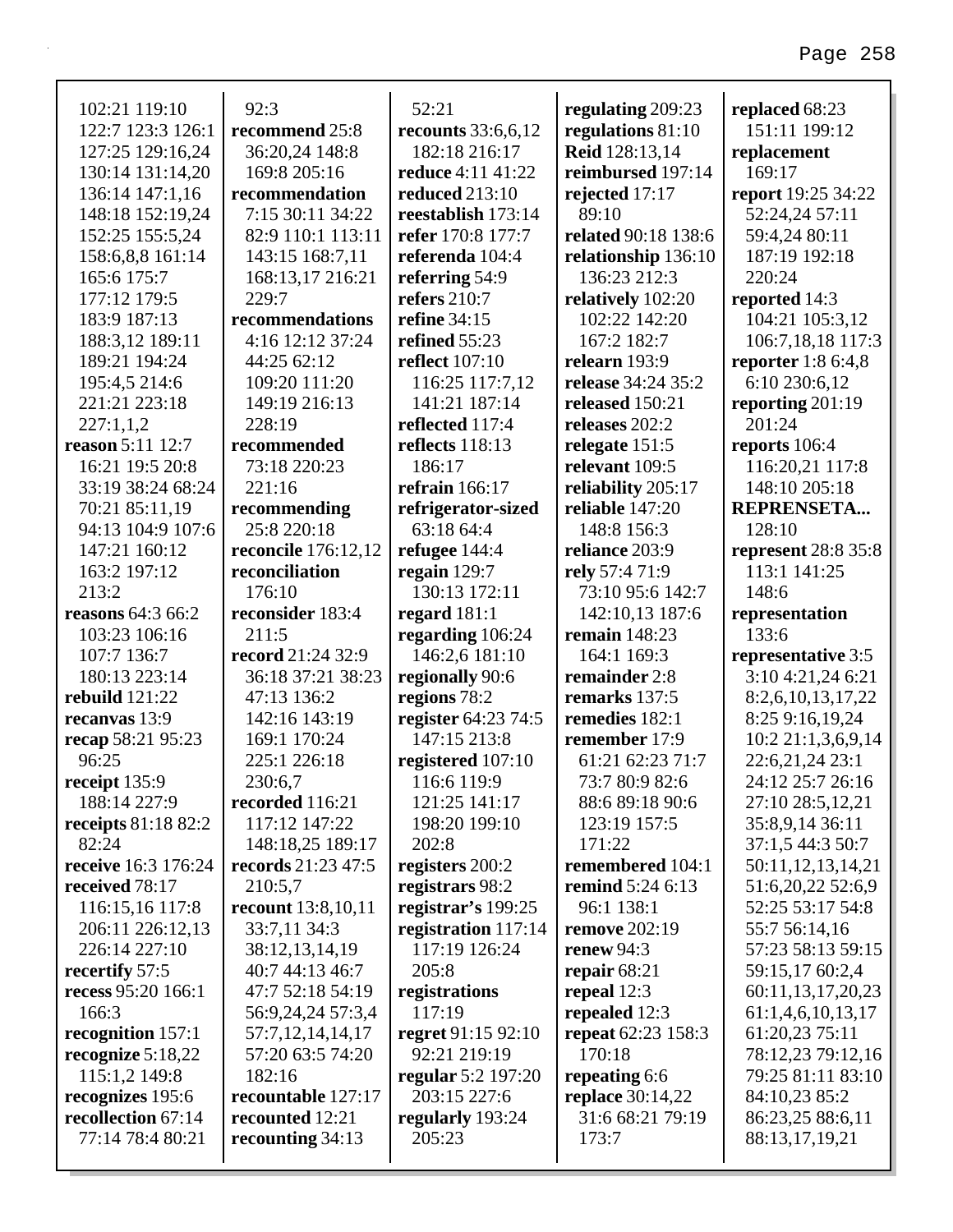102:21 119:10
122:7 123:3 126:1
127:25 129:16,24
130:14 131:14,20
136:14 147:1,16
148:18 152:19,24
152:25 155:5,24
158:6,8,8 161:14
165:6 175:7
177:12 179:5
183:9 187:13
188:3,12 189:11
189:21 194:24
195:4,5 214:6
221:21 223:18
227:1,1,2
**reason** 5:11 12:7
16:21 19:5 20:8
33:19 38:24 68:24
70:21 85:11,19
94:13 104:9 107:6
147:21 160:12
163:2 197:12
213:2
**reasons** 64:3 66:2
103:23 106:16
107:7 136:7
180:13 223:14
**rebuild** 121:22
**recanvas** 13:9
**recap** 58:21 95:23
96:25
**receipt** 135:9
188:14 227:9
**receipts** 81:18 82:2
82:24
**receive** 16:3 176:24
**received** 78:17
116:15,16 117:8
206:11 226:12,13
226:14 227:10
**recertify** 57:5
**recess** 95:20 166:1
166:3
**recognition** 157:1
**recognize** 5:18,22
115:1,2 149:8
**recognizes** 195:6
**recollection** 67:14
77:14 78:4 80:21
92:3
**recommend** 25:8
36:20,24 148:8
169:8 205:16
**recommendation**
7:15 30:11 34:22
82:9 110:1 113:11
143:15 168:7,11
168:13,17 216:21
229:7
**recommendations**
4:16 12:12 37:24
44:25 62:12
109:20 111:20
149:19 216:13
228:19
**recommended**
73:18 220:23
221:16
**recommending**
25:8 220:18
**reconcile** 176:12,12
**reconciliation**
176:10
**reconsider** 183:4
211:5
**record** 21:24 32:9
36:18 37:21 38:23
47:13 136:2
142:16 143:19
169:1 170:24
225:1 226:18
230:6,7
**recorded** 116:21
117:12 147:22
148:18,25 189:17
**records** 21:23 47:5
210:5,7
**recount** 13:8,10,11
33:7,11 34:3
38:12,13,14,19
40:7 44:13 46:7
47:7 52:18 54:19
56:9,24,24 57:3,4
57:7,12,14,14,17
57:20 63:5 74:20
182:16
**recountable** 127:17
**recounted** 12:21
**recounting** 34:13
52:21
**recounts** 33:6,6,12
182:18 216:17
**reduce** 4:11 41:22
**reduced** 213:10
**reestablish** 173:14
**refer** 170:8 177:7
**referenda** 104:4
**referring** 54:9
**refers** 210:7
**refine** 34:15
**refined** 55:23
**reflect** 107:10
116:25 117:7,12
141:21 187:14
**reflected** 117:4
**reflects** 118:13
186:17
**refrain** 166:17
**refrigerator-sized**
63:18 64:4
**refugee** 144:4
**regain** 129:7
130:13 172:11
**regard** 181:1
**regarding** 106:24
146:2,6 181:10
**regionally** 90:6
**regions** 78:2
**register** 64:23 74:5
147:15 213:8
**registered** 107:10
116:6 119:9
121:25 141:17
198:20 199:10
202:8
**registers** 200:2
**registrars** 98:2
**registrar's** 199:25
**registration** 117:14
117:19 126:24
205:8
**registrations**
117:19
**regret** 91:15 92:10
92:21 219:19
**regular** 5:2 197:20
203:15 227:6
**regularly** 193:24
205:23
**regulating** 209:23
**regulations** 81:10
**Reid** 128:13,14
**reimbursed** 197:14
**rejected** 17:17
89:10
**related** 90:18 138:6
**relationship** 136:10
136:23 212:3
**relatively** 102:20
102:22 142:20
167:2 182:7
**relearn** 193:9
**release** 34:24 35:2
**released** 150:21
**releases** 202:2
**relegate** 151:5
**relevant** 109:5
**reliability** 205:17
**reliable** 147:20
148:8 156:3
**reliance** 203:9
**rely** 57:4 71:9
73:10 95:6 142:7
142:10,13 187:6
**remain** 148:23
164:1 169:3
**remainder** 2:8
**remarks** 137:5
**remedies** 182:1
**remember** 17:9
61:21 62:23 71:7
73:7 80:9 82:6
88:6 89:18 90:6
123:19 157:5
171:22
**remembered** 104:1
**remind** 5:24 6:13
96:1 138:1
**remove** 202:19
**renew** 94:3
**repair** 68:21
**repeal** 12:3
**repealed** 12:3
**repeat** 62:23 158:3
170:18
**repeating** 6:6
**replace** 30:14,22
31:6 68:21 79:19
173:7
**replaced** 68:23
151:11 199:12
**replacement**
169:17
**report** 19:25 34:22
52:24,24 57:11
59:4,24 80:11
187:19 192:18
220:24
**reported** 14:3
104:21 105:3,12
106:7,18,18 117:3
**reporter** 1:8 6:4,8
6:10 230:6,12
**reporting** 201:19
201:24
**reports** 106:4
116:20,21 117:8
148:10 205:18
**REPRENSETA...**
128:10
**represent** 28:8 35:8
113:1 141:25
148:6
**representation**
133:6
**representative** 3:5
3:10 4:21,24 6:21
8:2,6,10,13,17,22
8:25 9:16,19,24
10:2 21:1,3,6,9,14
22:6,21,24 23:1
24:12 25:7 26:16
27:10 28:5,12,21
35:8,9,14 36:11
37:1,5 44:3 50:7
50:11,12,13,14,21
51:6,20,22 52:6,9
52:25 53:17 54:8
55:7 56:14,16
57:23 58:13 59:15
59:15,17 60:2,4
60:11,13,17,20,23
61:1,4,6,10,13,17
61:20,23 75:11
78:12,23 79:12,16
79:25 81:11 83:10
84:10,23 85:2
86:23,25 88:6,11
88:13,17,19,21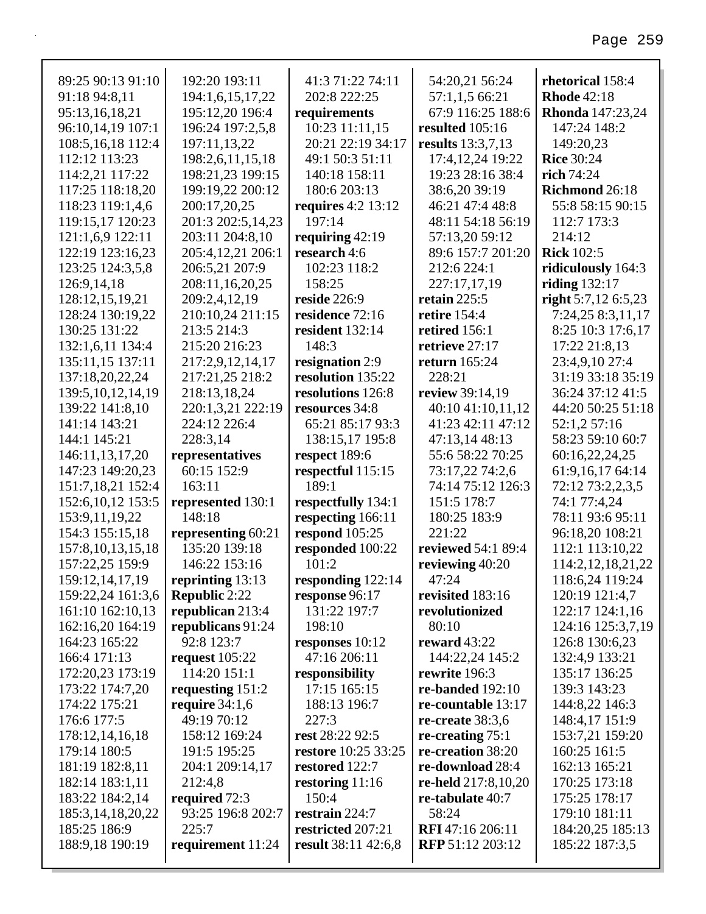89:25 90:13 91:10
91:18 94:8,11
95:13,16,18,21
96:10,14,19 107:1
108:5,16,18 112:4
112:12 113:23
114:2,21 117:22
117:25 118:18,20
118:23 119:1,4,6
119:15,17 120:23
121:1,6,9 122:11
122:19 123:16,23
123:25 124:3,5,8
126:9,14,18
128:12,15,19,21
128:24 130:19,22
130:25 131:22
132:1,6,11 134:4
135:11,15 137:11
137:18,20,22,24
139:5,10,12,14,19
139:22 141:8,10
141:14 143:21
144:1 145:21
146:11,13,17,20
147:23 149:20,23
151:7,18,21 152:4
152:6,10,12 153:5
153:9,11,19,22
154:3 155:15,18
157:8,10,13,15,18
157:22,25 159:9
159:12,14,17,19
159:22,24 161:3,6
161:10 162:10,13
162:16,20 164:19
164:23 165:22
166:4 171:13
172:20,23 173:19
173:22 174:7,20
174:22 175:21
176:6 177:5
178:12,14,16,18
179:14 180:5
181:19 182:8,11
182:14 183:1,11
183:22 184:2,14
185:3,14,18,20,22
185:25 186:9
188:9,18 190:19
192:20 193:11
194:1,6,15,17,22
195:12,20 196:4
196:24 197:2,5,8
197:11,13,22
198:2,6,11,15,18
198:21,23 199:15
199:19,22 200:12
200:17,20,25
201:3 202:5,14,23
203:11 204:8,10
205:4,12,21 206:1
206:5,21 207:9
208:11,16,20,25
209:2,4,12,19
210:10,24 211:15
213:5 214:3
215:20 216:23
217:2,9,12,14,17
217:21,25 218:2
218:13,18,24
220:1,3,21 222:19
224:12 226:4
228:3,14

**representatives** 60:15 152:9 163:11
**represented** 130:1 148:18
**representing** 60:21 135:20 139:18 146:22 153:16
**reprinting** 13:13
**Republic** 2:22
**republican** 213:4
**republicans** 91:24 92:8 123:7
**request** 105:22 114:20 151:1
**requesting** 151:2
**require** 34:1,6 49:19 70:12 158:12 169:24 191:5 195:25 204:1 209:14,17 212:4,8
**required** 72:3 93:25 196:8 202:7 225:7
**requirement** 11:24 41:3 71:22 74:11 202:8 222:25
**requirements** 10:23 11:11,15 20:21 22:19 34:17 49:1 50:3 51:11 140:18 158:11 180:6 203:13
**requires** 4:2 13:12 197:14
**requiring** 42:19
**research** 4:6 102:23 118:2 158:25
**reside** 226:9
**residence** 72:16
**resident** 132:14 148:3
**resignation** 2:9
**resolution** 135:22
**resolutions** 126:8
**resources** 34:8 65:21 85:17 93:3 138:15,17 195:8
**respect** 189:6
**respectful** 115:15 189:1
**respectfully** 134:1
**respecting** 166:11
**respond** 105:25
**responded** 100:22 101:2
**responding** 122:14
**response** 96:17 131:22 197:7 198:10
**responses** 10:12 47:16 206:11
**responsibility** 17:15 165:15 188:13 196:7 227:3
**rest** 28:22 92:5
**restore** 10:25 33:25
**restored** 122:7
**restoring** 11:16 150:4
**restrain** 224:7
**restricted** 207:21
**result** 38:11 42:6,8 54:20,21 56:24 57:1,1,5 66:21 67:9 116:25 188:6
**resulted** 105:16
**results** 13:3,7,13 17:4,12,24 19:22 19:23 28:16 38:4 38:6,20 39:19 46:21 47:4 48:8 48:11 54:18 56:19 57:13,20 59:12 89:6 157:7 201:20 212:6 224:1 227:17,17,19
**retain** 225:5
**retire** 154:4
**retired** 156:1
**retrieve** 27:17
**return** 165:24 228:21
**review** 39:14,19 40:10 41:10,11,12 41:23 42:11 47:12 47:13,14 48:13 55:6 58:22 70:25 73:17,22 74:2,6 74:14 75:12 126:3 151:5 178:7 180:25 183:9 221:22
**reviewed** 54:1 89:4
**reviewing** 40:20 47:24
**revisited** 183:16
**revolutionized** 80:10
**reward** 43:22 144:22,24 145:2
**rewrite** 196:3
**re-banded** 192:10
**re-countable** 13:17
**re-create** 38:3,6
**re-creating** 75:1
**re-creation** 38:20
**re-download** 28:4
**re-held** 217:8,10,20
**re-tabulate** 40:7 58:24
**RFI** 47:16 206:11
**RFP** 51:12 203:12
**rhetorical** 158:4
**Rhode** 42:18
**Rhonda** 147:23,24 147:24 148:2 149:20,23
**Rice** 30:24
**rich** 74:24
**Richmond** 26:18 55:8 58:15 90:15 112:7 173:3 214:12
**Rick** 102:5
**ridiculously** 164:3
**riding** 132:17
**right** 5:7,12 6:5,23 7:24,25 8:3,11,17 8:25 10:3 17:6,17 17:22 21:8,13 23:4,9,10 27:4 31:19 33:18 35:19 36:24 37:12 41:5 44:20 50:25 51:18 52:1,2 57:16 58:23 59:10 60:7 60:16,22,24,25 61:9,16,17 64:14 72:12 73:2,2,3,5 74:1 77:4,24 78:11 93:6 95:11 96:18,20 108:21 112:1 113:10,22 114:2,12,18,21,22 118:6,24 119:24 120:19 121:4,7 122:17 124:1,16 124:16 125:3,7,19 126:8 130:6,23 132:4,9 133:21 135:17 136:25 139:3 143:23 144:8,22 146:3 148:4,17 151:9 153:7,21 159:20 160:25 161:5 162:13 165:21 170:25 173:18 175:25 178:17 179:10 181:11 184:20,25 185:13 185:22 187:3,5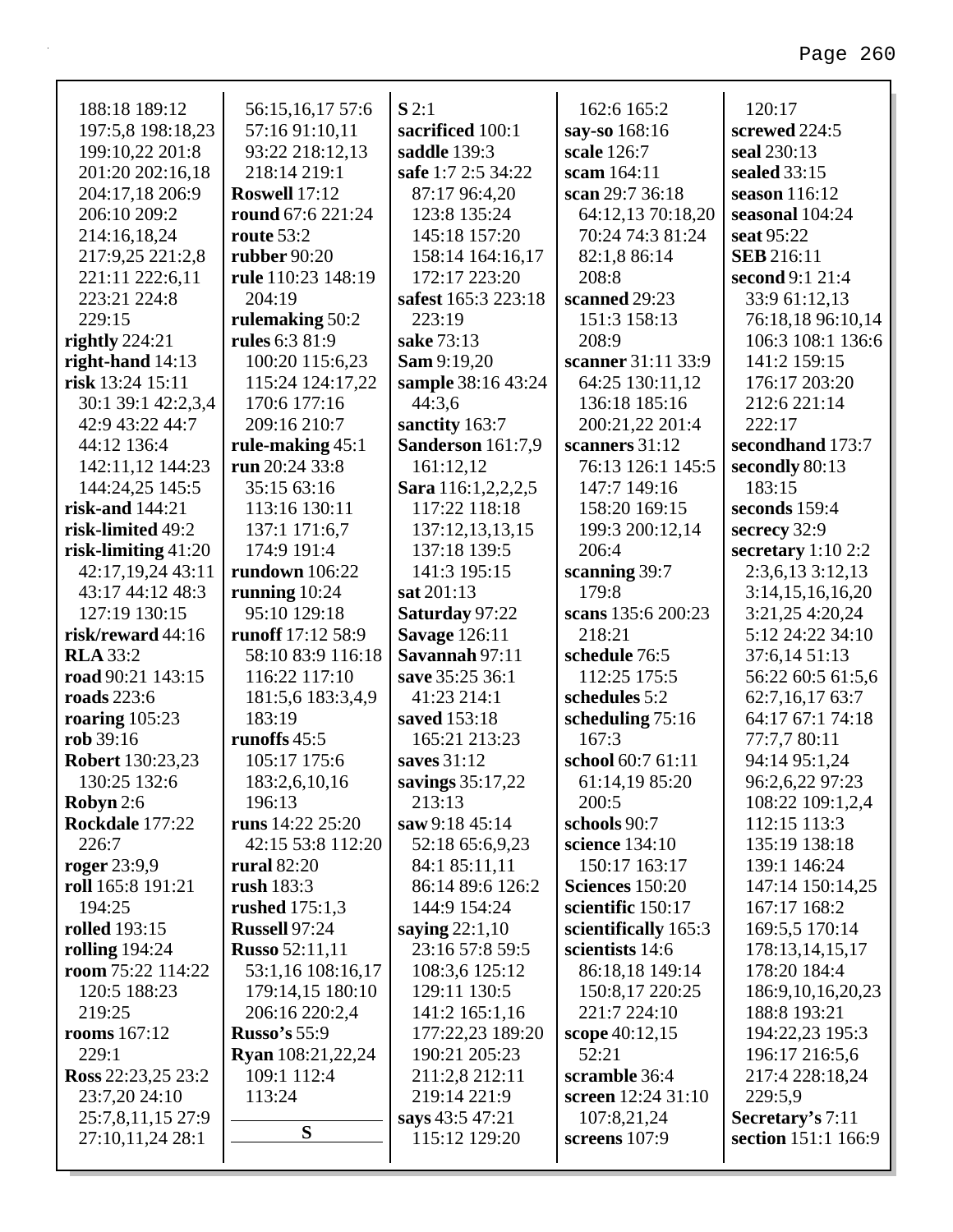188:18 189:12
197:5,8 198:18,23
199:10,22 201:8
201:20 202:16,18
204:17,18 206:9
206:10 209:2
214:16,18,24
217:9,25 221:2,8
221:11 222:6,11
223:21 224:8
229:15
**rightly** 224:21
**right-hand** 14:13
**risk** 13:24 15:11
30:1 39:1 42:2,3,4
42:9 43:22 44:7
44:12 136:4
142:11,12 144:23
144:24,25 145:5
**risk-and** 144:21
**risk-limited** 49:2
**risk-limiting** 41:20
42:17,19,24 43:11
43:17 44:12 48:3
127:19 130:15
**risk/reward** 44:16
**RLA** 33:2
**road** 90:21 143:15
**roads** 223:6
**roaring** 105:23
**rob** 39:16
**Robert** 130:23,23
130:25 132:6
**Robyn** 2:6
**Rockdale** 177:22
226:7
**roger** 23:9,9
**roll** 165:8 191:21
194:25
**rolled** 193:15
**rolling** 194:24
**room** 75:22 114:22
120:5 188:23
219:25
**rooms** 167:12
229:1
**Ross** 22:23,25 23:2
23:7,20 24:10
25:7,8,11,15 27:9
27:10,11,24 28:1

56:15,16,17 57:6
57:16 91:10,11
93:22 218:12,13
218:14 219:1
**Roswell** 17:12
**round** 67:6 221:24
**route** 53:2
**rubber** 90:20
**rule** 110:23 148:19
204:19
**rulemaking** 50:2
**rules** 6:3 81:9
100:20 115:6,23
115:24 124:17,22
170:6 177:16
209:16 210:7
**rule-making** 45:1
**run** 20:24 33:8
35:15 63:16
113:16 130:11
137:1 171:6,7
174:9 191:4
**rundown** 106:22
**running** 10:24
95:10 129:18
**runoff** 17:12 58:9
58:10 83:9 116:18
116:22 117:10
181:5,6 183:3,4,9
183:19
**runoffs** 45:5
105:17 175:6
183:2,6,10,16
196:13
**runs** 14:22 25:20
42:15 53:8 112:20
**rural** 82:20
**rush** 183:3
**rushed** 175:1,3
**Russell** 97:24
**Russo** 52:11,11
53:1,16 108:16,17
179:14,15 180:10
206:16 220:2,4
**Russo's** 55:9
**Ryan** 108:21,22,24
109:1 112:4
113:24

**S**

**S** 2:1
**sacrificed** 100:1
**saddle** 139:3
**safe** 1:7 2:5 34:22
87:17 96:4,20
123:8 135:24
145:18 157:20
158:14 164:16,17
172:17 223:20
**safest** 165:3 223:18
223:19
**sake** 73:13
**Sam** 9:19,20
**sample** 38:16 43:24
44:3,6
**sanctity** 163:7
**Sanderson** 161:7,9
161:12,12
**Sara** 116:1,2,2,2,5
117:22 118:18
137:12,13,13,15
137:18 139:5
141:3 195:15
**sat** 201:13
**Saturday** 97:22
**Savage** 126:11
**Savannah** 97:11
**save** 35:25 36:1
41:23 214:1
**saved** 153:18
165:21 213:23
**saves** 31:12
**savings** 35:17,22
213:13
**saw** 9:18 45:14
52:18 65:6,9,23
84:1 85:11,11
86:14 89:6 126:2
144:9 154:24
**saying** 22:1,10
23:16 57:8 59:5
108:3,6 125:12
129:11 130:5
141:2 165:1,16
177:22,23 189:20
190:21 205:23
211:2,8 212:11
219:14 221:9
**says** 43:5 47:21
115:12 129:20

162:6 165:2
**say-so** 168:16
**scale** 126:7
**scam** 164:11
**scan** 29:7 36:18
64:12,13 70:18,20
70:24 74:3 81:24
82:1,8 86:14
208:8
**scanned** 29:23
151:3 158:13
208:9
**scanner** 31:11 33:9
64:25 130:11,12
136:18 185:16
200:21,22 201:4
**scanners** 31:12
76:13 126:1 145:5
147:7 149:16
158:20 169:15
199:3 200:12,14
206:4
**scanning** 39:7
179:8
**scans** 135:6 200:23
218:21
**schedule** 76:5
112:25 175:5
**schedules** 5:2
**scheduling** 75:16
167:3
**school** 60:7 61:11
61:14,19 85:20
200:5
**schools** 90:7
**science** 134:10
150:17 163:17
**Sciences** 150:20
**scientific** 150:17
**scientifically** 165:3
**scientists** 14:6
86:18,18 149:14
150:8,17 220:25
221:7 224:10
**scope** 40:12,15
52:21
**scramble** 36:4
**screen** 12:24 31:10
107:8,21,24
**screens** 107:9

120:17
**screwed** 224:5
**seal** 230:13
**sealed** 33:15
**season** 116:12
**seasonal** 104:24
**seat** 95:22
**SEB** 216:11
**second** 9:1 21:4
33:9 61:12,13
76:18,18 96:10,14
106:3 108:1 136:6
141:2 159:15
176:17 203:20
212:6 221:14
222:17
**secondhand** 173:7
**secondly** 80:13
183:15
**seconds** 159:4
**secrecy** 32:9
**secretary** 1:10 2:2
2:3,6,13 3:12,13
3:14,15,16,16,20
3:21,25 4:20,24
5:12 24:22 34:10
37:6,14 51:13
56:22 60:5 61:5,6
62:7,16,17 63:7
64:17 67:1 74:18
77:7,7 80:11
94:14 95:1,24
96:2,6,22 97:23
108:22 109:1,2,4
112:15 113:3
135:19 138:18
139:1 146:24
147:14 150:14,25
167:17 168:2
169:5,5 170:14
178:13,14,15,17
178:20 184:4
186:9,10,16,20,23
188:8 193:21
194:22,23 195:3
196:17 216:5,6
217:4 228:18,24
229:5,9
**Secretary's** 7:11
**section** 151:1 166:9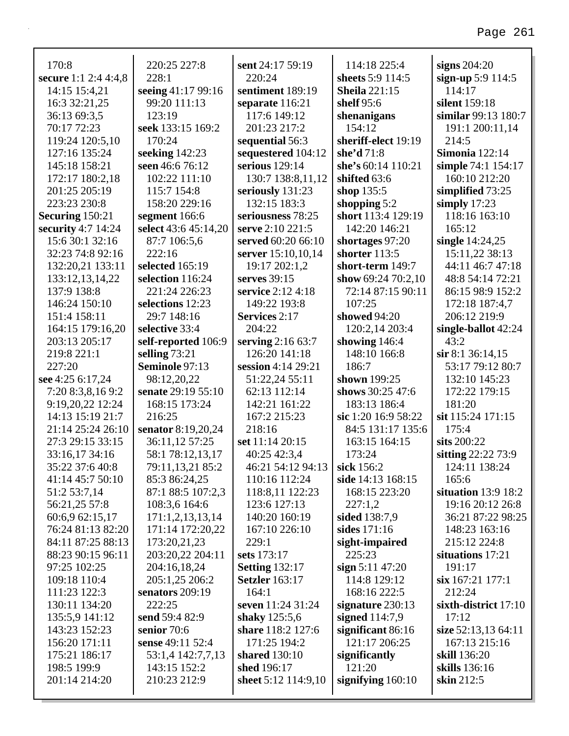170:8
**secure** 1:1 2:4 4:4,8 14:15 15:4,21 16:3 32:21,25 36:13 69:3,5 70:17 72:23 119:24 120:5,10 127:16 135:24 145:18 158:21 172:17 180:2,18 201:25 205:19 223:23 230:8
**Securing** 150:21
**security** 4:7 14:24 15:6 30:1 32:16 32:23 74:8 92:16 132:20,21 133:11 133:12,13,14,22 137:9 138:8 146:24 150:10 151:4 158:11 164:15 179:16,20 203:13 205:17 219:8 221:1 227:20
**see** 4:25 6:17,24 7:20 8:3,8,16 9:2 9:19,20,22 12:24 14:13 15:19 21:7 21:14 25:24 26:10 27:3 29:15 33:15 33:16,17 34:16 35:22 37:6 40:8 41:14 45:7 50:10 51:2 53:7,14 56:21,25 57:8 60:6,9 62:15,17 76:24 81:13 82:20 84:11 87:25 88:13 88:23 90:15 96:11 97:25 102:25 109:18 110:4 111:23 122:3 130:11 134:20 135:5,9 141:12 143:23 152:23 156:20 171:11 175:21 186:17 198:5 199:9 201:14 214:20 220:25 227:8 228:1
**seeing** 41:17 99:16 99:20 111:13 123:19
**seek** 133:15 169:2 170:24
**seeking** 142:23
**seen** 46:6 76:12 102:22 111:10 115:7 154:8 158:20 229:16
**segment** 166:6
**select** 43:6 45:14,20 87:7 106:5,6 222:16
**selected** 165:19
**selection** 116:24 221:24 226:23
**selections** 12:23 29:7 148:16
**selective** 33:4
**self-reported** 106:9
**selling** 73:21
**Seminole** 97:13 98:12,20,22
**senate** 29:19 55:10 168:15 173:24 216:25
**senator** 8:19,20,24 36:11,12 57:25 58:1 78:12,13,17 79:11,13,21 85:2 85:3 86:24,25 87:1 88:5 107:2,3 108:3,6 164:6 171:1,2,13,13,14 171:14 172:20,22 173:20,21,23 203:20,22 204:11 204:16,18,24 205:1,25 206:2
**senators** 209:19 222:25
**send** 59:4 82:9
**senior** 70:6
**sense** 49:11 52:4 53:1,4 142:7,7,13 143:15 152:2 210:23 212:9
**sent** 24:17 59:19 220:24
**sentiment** 189:19
**separate** 116:21 117:6 149:12 201:23 217:2
**sequential** 56:3
**sequestered** 104:12
**serious** 129:14 130:7 138:8,11,12
**seriously** 131:23 132:15 183:3
**seriousness** 78:25
**serve** 2:10 221:5
**served** 60:20 66:10
**server** 15:10,10,14 19:17 202:1,2
**serves** 39:15
**service** 2:12 4:18 149:22 193:8
**Services** 2:17 204:22
**serving** 2:16 63:7 126:20 141:18
**session** 4:14 29:21 51:22,24 55:11 62:13 112:14 142:21 161:22 167:2 215:23 218:16
**set** 11:14 20:15 40:25 42:3,4 46:21 54:12 94:13 110:16 112:24 118:8,11 122:23 123:6 127:13 140:20 160:19 167:10 226:10 229:1
**sets** 173:17
**Setting** 132:17
**Setzler** 163:17 164:1
**seven** 11:24 31:24
**shaky** 125:5,6
**share** 118:2 127:6 171:25 194:2
**shared** 130:10
**shed** 196:17
**sheet** 5:12 114:9,10 114:18 225:4
**sheets** 5:9 114:5
**Sheila** 221:15
**shelf** 95:6
**shenanigans** 154:12
**sheriff-elect** 19:19
**she'd** 71:8
**she's** 60:14 110:21
**shifted** 63:6
**shop** 135:5
**shopping** 5:2
**short** 113:4 129:19 142:20 146:21
**shortages** 97:20
**shorter** 113:5
**short-term** 149:7
**show** 69:24 70:2,10 72:14 87:15 90:11 107:25
**showed** 94:20 120:2,14 203:4
**showing** 146:4 148:10 166:8 186:7
**shown** 199:25
**shows** 30:25 47:6 183:13 186:4
**sic** 1:20 16:9 58:22 84:5 131:17 135:6 163:15 164:15 173:24
**sick** 156:2
**side** 14:13 168:15 168:15 223:20 227:1,2
**sided** 138:7,9
**sides** 171:16
**sight-impaired** 225:23
**sign** 5:11 47:20 114:8 129:12 168:16 222:5
**signature** 230:13
**signed** 114:7,9
**significant** 86:16 121:17 206:25
**significantly** 121:20
**signifying** 160:10
**signs** 204:20
**sign-up** 5:9 114:5 114:17
**silent** 159:18
**similar** 99:13 180:7 191:1 200:11,14 214:5
**Simonia** 122:14
**simple** 74:1 154:17 160:10 212:20
**simplified** 73:25
**simply** 17:23 118:16 163:10 165:12
**single** 14:24,25 15:11,22 38:13 44:11 46:7 47:18 48:8 54:14 72:21 86:15 98:9 152:2 172:18 187:4,7 206:12 219:9
**single-ballot** 42:24 43:2
**sir** 8:1 36:14,15 53:17 79:12 80:7 132:10 145:23 172:22 179:15 181:20
**sit** 115:24 171:15 175:4
**sits** 200:22
**sitting** 22:22 73:9 124:11 138:24 165:6
**situation** 13:9 18:2 19:16 20:12 26:8 36:21 87:22 98:25 148:23 163:16 215:12 224:8
**situations** 17:21 191:17
**six** 167:21 177:1 212:24
**sixth-district** 17:10 17:12
**size** 52:13,13 64:11 167:13 215:16
**skill** 136:20
**skills** 136:16
**skin** 212:5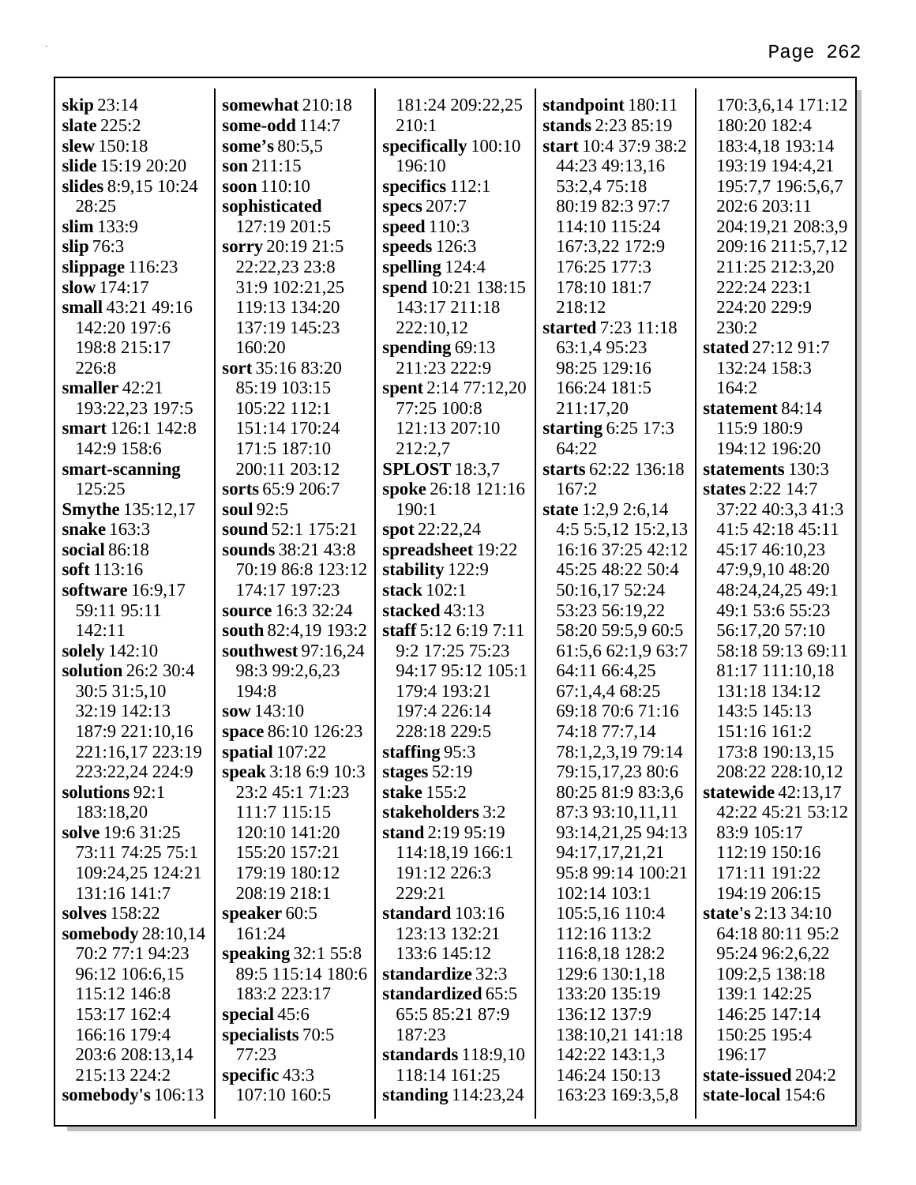**skip** 23:14
**slate** 225:2
**slew** 150:18
**slide** 15:19 20:20
**slides** 8:9,15 10:24 28:25
**slim** 133:9
**slip** 76:3
**slippage** 116:23
**slow** 174:17
**small** 43:21 49:16 142:20 197:6 198:8 215:17 226:8
**smaller** 42:21 193:22,23 197:5
**smart** 126:1 142:8 142:9 158:6
**smart-scanning** 125:25
**Smythe** 135:12,17
**snake** 163:3
**social** 86:18
**soft** 113:16
**software** 16:9,17 59:11 95:11 142:11
**solely** 142:10
**solution** 26:2 30:4 30:5 31:5,10 32:19 142:13 187:9 221:10,16 221:16,17 223:19 223:22,24 224:9
**solutions** 92:1 183:18,20
**solve** 19:6 31:25 73:11 74:25 75:1 109:24,25 124:21 131:16 141:7
**solves** 158:22
**somebody** 28:10,14 70:2 77:1 94:23 96:12 106:6,15 115:12 146:8 153:17 162:4 166:16 179:4 203:6 208:13,14 215:13 224:2
**somebody's** 106:13
**somewhat** 210:18
**some-odd** 114:7
**some's** 80:5,5
**son** 211:15
**soon** 110:10
**sophisticated** 127:19 201:5
**sorry** 20:19 21:5 22:22,23 23:8 31:9 102:21,25 119:13 134:20 137:19 145:23 160:20
**sort** 35:16 83:20 85:19 103:15 105:22 112:1 151:14 170:24 171:5 187:10 200:11 203:12
**sorts** 65:9 206:7
**soul** 92:5
**sound** 52:1 175:21
**sounds** 38:21 43:8 70:19 86:8 123:12 174:17 197:23
**source** 16:3 32:24
**south** 82:4,19 193:2
**southwest** 97:16,24 98:3 99:2,6,23 194:8
**sow** 143:10
**space** 86:10 126:23
**spatial** 107:22
**speak** 3:18 6:9 10:3 23:2 45:1 71:23 111:7 115:15 120:10 141:20 155:20 157:21 179:19 180:12 208:19 218:1
**speaker** 60:5 161:24
**speaking** 32:1 55:8 89:5 115:14 180:6 183:2 223:17
**special** 45:6
**specialists** 70:5 77:23
**specific** 43:3 107:10 160:5 181:24 209:22,25 210:1
**specifically** 100:10 196:10
**specifics** 112:1
**specs** 207:7
**speed** 110:3
**speeds** 126:3
**spelling** 124:4
**spend** 10:21 138:15 143:17 211:18 222:10,12
**spending** 69:13 211:23 222:9
**spent** 2:14 77:12,20 77:25 100:8 121:13 207:10 212:2,7
**SPLOST** 18:3,7
**spoke** 26:18 121:16 190:1
**spot** 22:22,24
**spreadsheet** 19:22
**stability** 122:9
**stack** 102:1
**stacked** 43:13
**staff** 5:12 6:19 7:11 9:2 17:25 75:23 94:17 95:12 105:1 179:4 193:21 197:4 226:14 228:18 229:5
**staffing** 95:3
**stages** 52:19
**stake** 155:2
**stakeholders** 3:2
**stand** 2:19 95:19 114:18,19 166:1 191:12 226:3 229:21
**standard** 103:16 123:13 132:21 133:6 145:12
**standardize** 32:3
**standardized** 65:5 65:5 85:21 87:9 187:23
**standards** 118:9,10 118:14 161:25
**standing** 114:23,24
**standpoint** 180:11
**stands** 2:23 85:19
**start** 10:4 37:9 38:2 44:23 49:13,16 53:2,4 75:18 80:19 82:3 97:7 114:10 115:24 167:3,22 172:9 176:25 177:3 178:10 181:7 218:12
**started** 7:23 11:18 63:1,4 95:23 98:25 129:16 166:24 181:5 211:17,20
**starting** 6:25 17:3 64:22
**starts** 62:22 136:18 167:2
**state** 1:2,9 2:6,14 4:5 5:5,12 15:2,13 16:16 37:25 42:12 45:25 48:22 50:4 50:16,17 52:24 53:23 56:19,22 58:20 59:5,9 60:5 61:5,6 62:1,9 63:7 64:11 66:4,25 67:1,4,4 68:25 69:18 70:6 71:16 74:18 77:7,14 78:1,2,3,19 79:14 79:15,17,23 80:6 80:25 81:9 83:3,6 87:3 93:10,11,11 93:14,21,25 94:13 94:17,17,21,21 95:8 99:14 100:21 102:14 103:1 105:5,16 110:4 112:16 113:2 116:8,18 128:2 129:6 130:1,18 133:20 135:19 136:12 137:9 138:10,21 141:18 142:22 143:1,3 146:24 150:13 163:23 169:3,5,8 170:3,6,14 171:12 180:20 182:4 183:4,18 193:14 193:19 194:4,21 195:7,7 196:5,6,7 202:6 203:11 204:19,21 208:3,9 209:16 211:5,7,12 211:25 212:3,20 222:24 223:1 224:20 229:9 230:2
**stated** 27:12 91:7 132:24 158:3 164:2
**statement** 84:14 115:9 180:9 194:12 196:20
**statements** 130:3
**states** 2:22 14:7 37:22 40:3,3 41:3 41:5 42:18 45:11 45:17 46:10,23 47:9,9,10 48:20 48:24,24,25 49:1 49:1 53:6 55:23 56:17,20 57:10 58:18 59:13 69:11 81:17 111:10,18 131:18 134:12 143:5 145:13 151:16 161:2 173:8 190:13,15 208:22 228:10,12
**statewide** 42:13,17 42:22 45:21 53:12 83:9 105:17 112:19 150:16 171:11 191:22 194:19 206:15
**state's** 2:13 34:10 64:18 80:11 95:2 95:24 96:2,6,22 109:2,5 138:18 139:1 142:25 146:25 147:14 150:25 195:4 196:17
**state-issued** 204:2
**state-local** 154:6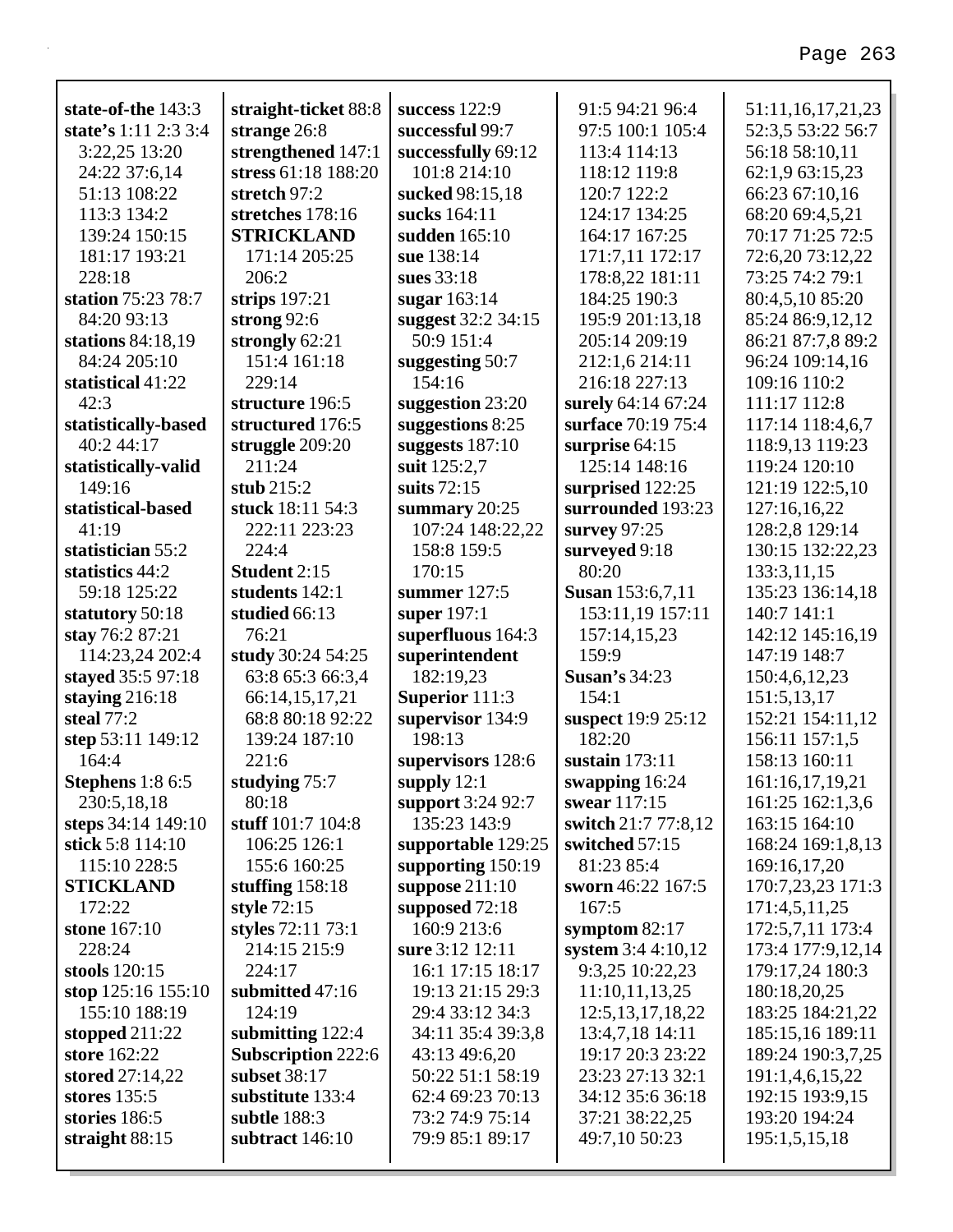**state-of-the** 143:3
**state's** 1:11 2:3 3:4 3:22,25 13:20 24:22 37:6,14 51:13 108:22 113:3 134:2 139:24 150:15 181:17 193:21 228:18
**station** 75:23 78:7 84:20 93:13
**stations** 84:18,19 84:24 205:10
**statistical** 41:22 42:3
**statistically-based** 40:2 44:17
**statistically-valid** 149:16
**statistical-based** 41:19
**statistician** 55:2
**statistics** 44:2 59:18 125:22
**statutory** 50:18
**stay** 76:2 87:21 114:23,24 202:4
**stayed** 35:5 97:18
**staying** 216:18
**steal** 77:2
**step** 53:11 149:12 164:4
**Stephens** 1:8 6:5 230:5,18,18
**steps** 34:14 149:10
**stick** 5:8 114:10 115:10 228:5
**STICKLAND** 172:22
**stone** 167:10 228:24
**stools** 120:15
**stop** 125:16 155:10 155:10 188:19
**stopped** 211:22
**store** 162:22
**stored** 27:14,22
**stores** 135:5
**stories** 186:5
**straight** 88:15
**straight-ticket** 88:8
**strange** 26:8
**strengthened** 147:1
**stress** 61:18 188:20
**stretch** 97:2
**stretches** 178:16
**STRICKLAND** 171:14 205:25 206:2
**strips** 197:21
**strong** 92:6
**strongly** 62:21 151:4 161:18 229:14
**structure** 196:5
**structured** 176:5
**struggle** 209:20 211:24
**stub** 215:2
**stuck** 18:11 54:3 222:11 223:23 224:4
**Student** 2:15
**students** 142:1
**studied** 66:13 76:21
**study** 30:24 54:25 63:8 65:3 66:3,4 66:14,15,17,21 68:8 80:18 92:22 139:24 187:10 221:6
**studying** 75:7 80:18
**stuff** 101:7 104:8 106:25 126:1 155:6 160:25
**stuffing** 158:18
**style** 72:15
**styles** 72:11 73:1 214:15 215:9 224:17
**submitted** 47:16 124:19
**submitting** 122:4
**Subscription** 222:6
**subset** 38:17
**substitute** 133:4
**subtle** 188:3
**subtract** 146:10
**success** 122:9
**successful** 99:7
**successfully** 69:12 101:8 214:10
**sucked** 98:15,18
**sucks** 164:11
**sudden** 165:10
**sue** 138:14
**sues** 33:18
**sugar** 163:14
**suggest** 32:2 34:15 50:9 151:4
**suggesting** 50:7 154:16
**suggestion** 23:20
**suggestions** 8:25
**suggests** 187:10
**suit** 125:2,7
**suits** 72:15
**summary** 20:25 107:24 148:22,22 158:8 159:5 170:15
**summer** 127:5
**super** 197:1
**superfluous** 164:3
**superintendent** 182:19,23
**Superior** 111:3
**supervisor** 134:9 198:13
**supervisors** 128:6
**supply** 12:1
**support** 3:24 92:7 135:23 143:9
**supportable** 129:25
**supporting** 150:19
**suppose** 211:10
**supposed** 72:18 160:9 213:6
**sure** 3:12 12:11 16:1 17:15 18:17 19:13 21:15 29:3 29:4 33:12 34:3 34:11 35:4 39:3,8 43:13 49:6,20 50:22 51:1 58:19 62:4 69:23 70:13 73:2 74:9 75:14 79:9 85:1 89:17 91:5 94:21 96:4 97:5 100:1 105:4 113:4 114:13 118:12 119:8 120:7 122:2 124:17 134:25 164:17 167:25 171:7,11 172:17 178:8,22 181:11 184:25 190:3 195:9 201:13,18 205:14 209:19 212:1,6 214:11 216:18 227:13
**surely** 64:14 67:24
**surface** 70:19 75:4
**surprise** 64:15 125:14 148:16
**surprised** 122:25
**surrounded** 193:23
**survey** 97:25
**surveyed** 9:18 80:20
**Susan** 153:6,7,11 153:11,19 157:11 157:14,15,23 159:9
**Susan's** 34:23 154:1
**suspect** 19:9 25:12 182:20
**sustain** 173:11
**swapping** 16:24
**swear** 117:15
**switch** 21:7 77:8,12
**switched** 57:15 81:23 85:4
**sworn** 46:22 167:5 167:5
**symptom** 82:17
**system** 3:4 4:10,12 9:3,25 10:22,23 11:10,11,13,25 12:5,13,17,18,22 13:4,7,18 14:11 19:17 20:3 23:22 23:23 27:13 32:1 34:12 35:6 36:18 37:21 38:22,25 49:7,10 50:23 51:11,16,17,21,23 52:3,5 53:22 56:7 56:18 58:10,11 62:1,9 63:15,23 66:23 67:10,16 68:20 69:4,5,21 70:17 71:25 72:5 72:6,20 73:12,22 73:25 74:2 79:1 80:4,5,10 85:20 85:24 86:9,12,12 86:21 87:7,8 89:2 96:24 109:14,16 109:16 110:2 111:17 112:8 117:14 118:4,6,7 118:9,13 119:23 119:24 120:10 121:19 122:5,10 127:16,16,22 128:2,8 129:14 130:15 132:22,23 133:3,11,15 135:23 136:14,18 140:7 141:1 142:12 145:16,19 147:19 148:7 150:4,6,12,23 151:5,13,17 152:21 154:11,12 156:11 157:1,5 158:13 160:11 161:16,17,19,21 161:25 162:1,3,6 163:15 164:10 168:24 169:1,8,13 169:16,17,20 170:7,23,23 171:3 171:4,5,11,25 172:5,7,11 173:4 173:4 177:9,12,14 179:17,24 180:3 180:18,20,25 183:25 184:21,22 185:15,16 189:11 189:24 190:3,7,25 191:1,4,6,15,22 192:15 193:9,15 193:20 194:24 195:1,5,15,18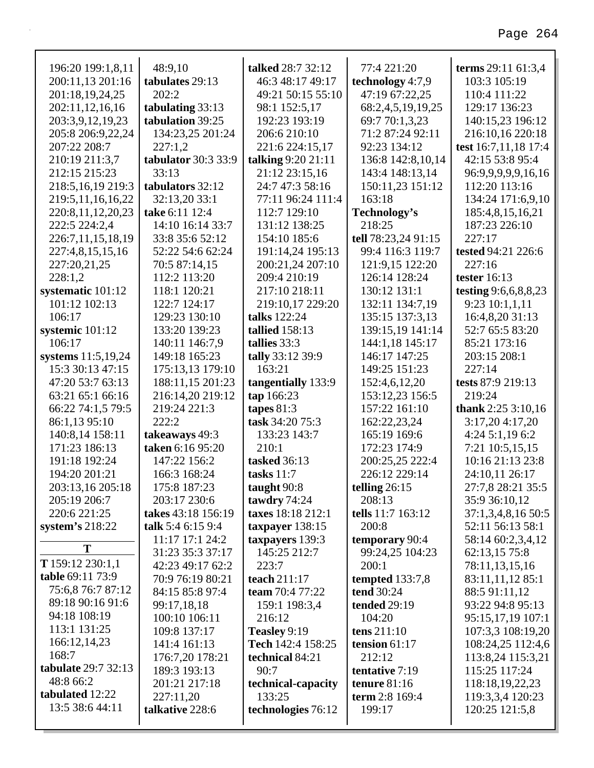196:20 199:1,8,11
200:11,13 201:16
201:18,19,24,25
202:11,12,16,16
203:3,9,12,19,23
205:8 206:9,22,24
207:22 208:7
210:19 211:3,7
212:15 215:23
218:5,16,19 219:3
219:5,11,16,16,22
220:8,11,12,20,23
222:5 224:2,4
226:7,11,15,18,19
227:4,8,15,15,16
227:20,21,25
228:1,2

**systematic** 101:12 101:12 102:13 106:17

**systemic** 101:12 106:17

**systems** 11:5,19,24 15:3 30:13 47:15 47:20 53:7 63:13 63:21 65:1 66:16 66:22 74:1,5 79:5 86:1,13 95:10 140:8,14 158:11 171:23 186:13 191:18 192:24 194:20 201:21 203:13,16 205:18 205:19 206:7 220:6 221:25

**system's** 218:22

**T**

**T** 159:12 230:1,1

**table** 69:11 73:9 75:6,8 76:7 87:12 89:18 90:16 91:6 94:18 108:19 113:1 131:25 166:12,14,23 168:7

**tabulate** 29:7 32:13 48:8 66:2

**tabulated** 12:22 13:5 38:6 44:11 48:9,10

**tabulates** 29:13 202:2

**tabulating** 33:13

**tabulation** 39:25 134:23,25 201:24 227:1,2

**tabulator** 30:3 33:9 33:13

**tabulators** 32:12 32:13,20 33:1

**take** 6:11 12:4 14:10 16:14 33:7 33:8 35:6 52:12 52:22 54:6 62:24 70:5 87:14,15 112:2 113:20 118:1 120:21 122:7 124:17 129:23 130:10 133:20 139:23 140:11 146:7,9 149:18 165:23 175:13,13 179:10 188:11,15 201:23 216:14,20 219:12 219:24 221:3 222:2

**takeaways** 49:3

**taken** 6:16 95:20 147:22 156:2 166:3 168:24 175:8 187:23 203:17 230:6

**takes** 43:18 156:19

**talk** 5:4 6:15 9:4 11:17 17:1 24:2 31:23 35:3 37:17 42:23 49:17 62:2 70:9 76:19 80:21 84:15 85:8 97:4 99:17,18,18 100:10 106:11 109:8 137:17 141:4 161:13 176:7,20 178:21 189:3 193:13 201:21 217:18 227:11,20

**talkative** 228:6

**talked** 28:7 32:12 46:3 48:17 49:17 49:21 50:15 55:10 98:1 152:5,17 192:23 193:19 206:6 210:10 221:6 224:15,17

**talking** 9:20 21:11 21:12 23:15,16 24:7 47:3 58:16 77:11 96:24 111:4 112:7 129:10 131:12 138:25 154:10 185:6 191:14,24 195:13 200:21,24 207:10 209:4 210:19 217:10 218:11 219:10,17 229:20

**talks** 122:24

**tallied** 158:13

**tallies** 33:3

**tally** 33:12 39:9 163:21

**tangentially** 133:9

**tap** 166:23

**tapes** 81:3

**task** 34:20 75:3 133:23 143:7 210:1

**tasked** 36:13

**tasks** 11:7

**taught** 90:8

**tawdry** 74:24

**taxes** 18:18 212:1

**taxpayer** 138:15

**taxpayers** 139:3 145:25 212:7 223:7

**teach** 211:17

**team** 70:4 77:22 159:1 198:3,4 216:12

**Teasley** 9:19

**Tech** 142:4 158:25

**technical** 84:21 90:7

**technical-capacity** 133:25

**technologies** 76:12 77:4 221:20

**technology** 4:7,9 47:19 67:22,25 68:2,4,5,19,19,25 69:7 70:1,3,23 71:2 87:24 92:11 92:23 134:12 136:8 142:8,10,14 143:4 148:13,14 150:11,23 151:12 163:18

**Technology's** 218:25

**tell** 78:23,24 91:15 99:4 116:3 119:7 121:9,15 122:20 126:14 128:24 130:12 131:1 132:11 134:7,19 135:15 137:3,13 139:15,19 141:14 144:1,18 145:17 146:17 147:25 149:25 151:23 152:4,6,12,20 153:12,23 156:5 157:22 161:10 162:22,23,24 165:19 169:6 172:23 174:9 200:25,25 222:4 226:12 229:14

**telling** 26:15 208:13

**tells** 11:7 163:12 200:8

**temporary** 90:4 99:24,25 104:23 200:1

**tempted** 133:7,8

**tend** 30:24

**tended** 29:19 104:20

**tens** 211:10

**tension** 61:17 212:12

**tentative** 7:19

**tenure** 81:16

**term** 2:8 169:4 199:17

**terms** 29:11 61:3,4 103:3 105:19 110:4 111:22 129:17 136:23 140:15,23 196:12 216:10,16 220:18

**test** 16:7,11,18 17:4 42:15 53:8 95:4 96:9,9,9,9,9,16,16 112:20 113:16 134:24 171:6,9,10 185:4,8,15,16,21 187:23 226:10 227:17

**tested** 94:21 226:6 227:16

**tester** 16:13

**testing** 9:6,6,8,8,23 9:23 10:1,1,11 16:4,8,20 31:13 52:7 65:5 83:20 85:21 173:16 203:15 208:1 227:14

**tests** 87:9 219:13 219:24

**thank** 2:25 3:10,16 3:17,20 4:17,20 4:24 5:1,19 6:2 7:21 10:5,15,15 10:16 21:13 23:8 24:10,11 26:17 27:7,8 28:21 35:5 35:9 36:10,12 37:1,3,4,8,16 50:5 52:11 56:13 58:1 58:14 60:2,3,4,12 62:13,15 75:8 78:11,13,15,16 83:11,11,12 85:1 88:5 91:11,12 93:22 94:8 95:13 95:15,17,19 107:1 107:3,3 108:19,20 108:24,25 112:4,6 113:8,24 115:3,21 115:25 117:24 118:18,19,22,23 119:3,3,4 120:23 120:25 121:5,8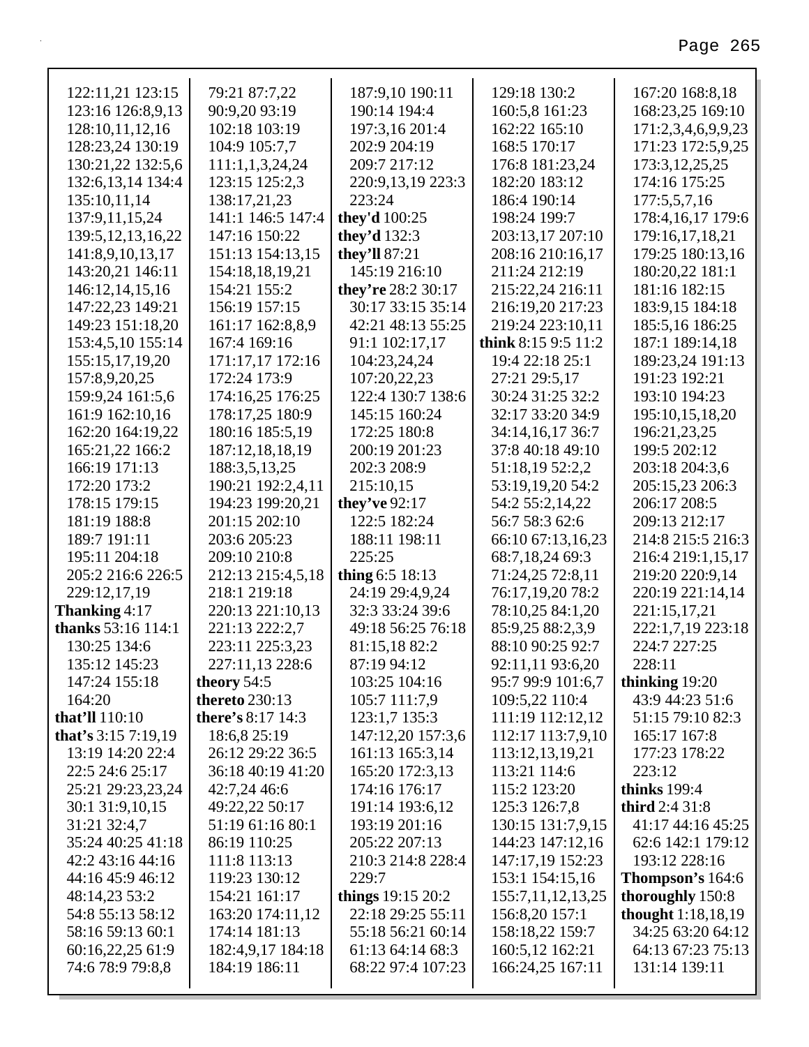122:11,21 123:15
123:16 126:8,9,13
128:10,11,12,16
128:23,24 130:19
130:21,22 132:5,6
132:6,13,14 134:4
135:10,11,14
137:9,11,15,24
139:5,12,13,16,22
141:8,9,10,13,17
143:20,21 146:11
146:12,14,15,16
147:22,23 149:21
149:23 151:18,20
153:4,5,10 155:14
155:15,17,19,20
157:8,9,20,25
159:9,24 161:5,6
161:9 162:10,16
162:20 164:19,22
165:21,22 166:2
166:19 171:13
172:20 173:2
178:15 179:15
181:19 188:8
189:7 191:11
195:11 204:18
205:2 216:6 226:5
229:12,17,19

**Thanking** 4:17

**thanks** 53:16 114:1
130:25 134:6
135:12 145:23
147:24 155:18
164:20

**that'll** 110:10

**that's** 3:15 7:19,19
13:19 14:20 22:4
22:5 24:6 25:17
25:21 29:23,23,24
30:1 31:9,10,15
31:21 32:4,7
35:24 40:25 41:18
42:2 43:16 44:16
44:16 45:9 46:12
48:14,23 53:2
54:8 55:13 58:12
58:16 59:13 60:1
60:16,22,25 61:9
74:6 78:9 79:8,8
79:21 87:7,22
90:9,20 93:19
102:18 103:19
104:9 105:7,7
111:1,1,3,24,24
123:15 125:2,3
138:17,21,23
141:1 146:5 147:4
147:16 150:22
151:13 154:13,15
154:18,18,19,21
154:21 155:2
156:19 157:15
161:17 162:8,8,9
167:4 169:16
171:17,17 172:16
172:24 173:9
174:16,25 176:25
178:17,25 180:9
180:16 185:5,19
187:12,18,18,19
188:3,5,13,25
190:21 192:2,4,11
194:23 199:20,21
201:15 202:10
203:6 205:23
209:10 210:8
212:13 215:4,5,18
218:1 219:18
220:13 221:10,13
221:13 222:2,7
223:11 225:3,23
227:11,13 228:6

**theory** 54:5

**thereto** 230:13

**there's** 8:17 14:3
18:6,8 25:19
26:12 29:22 36:5
36:18 40:19 41:20
42:7,24 46:6
49:22,22 50:17
51:19 61:16 80:1
86:19 110:25
111:8 113:13
119:23 130:12
154:21 161:17
163:20 174:11,12
174:14 181:13
182:4,9,17 184:18
184:19 186:11
187:9,10 190:11
190:14 194:4
197:3,16 201:4
202:9 204:19
209:7 217:12
220:9,13,19 223:3
223:24

**they'd** 100:25

**they'd** 132:3

**they'll** 87:21
145:19 216:10

**they're** 28:2 30:17
30:17 33:15 35:14
42:21 48:13 55:25
91:1 102:17,17
104:23,24,24
107:20,22,23
122:4 130:7 138:6
145:15 160:24
172:25 180:8
200:19 201:23
202:3 208:9
215:10,15

**they've** 92:17
122:5 182:24
188:11 198:11
225:25

**thing** 6:5 18:13
24:19 29:4,9,24
32:3 33:24 39:6
49:18 56:25 76:18
81:15,18 82:2
87:19 94:12
103:25 104:16
105:7 111:7,9
123:1,7 135:3
147:12,20 157:3,6
161:13 165:3,14
165:20 172:3,13
174:16 176:17
191:14 193:6,12
193:19 201:16
205:22 207:13
210:3 214:8 228:4
229:7

**things** 19:15 20:2
22:18 29:25 55:11
55:18 56:21 60:14
61:13 64:14 68:3
68:22 97:4 107:23
129:18 130:2
160:5,8 161:23
162:22 165:10
168:5 170:17
176:8 181:23,24
182:20 183:12
186:4 190:14
198:24 199:7
203:13,17 207:10
208:16 210:16,17
211:24 212:19
215:22,24 216:11
216:19,20 217:23
219:24 223:10,11

**think** 8:15 9:5 11:2
19:4 22:18 25:1
27:21 29:5,17
30:24 31:25 32:2
32:17 33:20 34:9
34:14,16,17 36:7
37:8 40:18 49:10
51:18,19 52:2,2
53:19,19,20 54:2
54:2 55:2,14,22
56:7 58:3 62:6
66:10 67:13,16,23
68:7,18,24 69:3
71:24,25 72:8,11
76:17,19,20 78:2
78:10,25 84:1,20
85:9,25 88:2,3,9
88:10 90:25 92:7
92:11,11 93:6,20
95:7 99:9 101:6,7
109:5,22 110:4
111:19 112:12,12
112:17 113:7,9,10
113:12,13,19,21
113:21 114:6
115:2 123:20
125:3 126:7,8
130:15 131:7,9,15
144:23 147:12,16
147:17,19 152:23
153:1 154:15,16
155:7,11,12,13,25
156:8,20 157:1
158:18,22 159:7
160:5,12 162:21
166:24,25 167:11
167:20 168:8,18
168:23,25 169:10
171:2,3,4,6,9,9,23
171:23 172:5,9,25
173:3,12,25,25
174:16 175:25
177:5,5,7,16
178:4,16,17 179:6
179:16,17,18,21
179:25 180:13,16
180:20,22 181:1
181:16 182:15
183:9,15 184:18
185:5,16 186:25
187:1 189:14,18
189:23,24 191:13
191:23 192:21
193:10 194:23
195:10,15,18,20
196:21,23,25
199:5 202:12
203:18 204:3,6
205:15,23 206:3
206:17 208:5
209:13 212:17
214:8 215:5 216:3
216:4 219:1,15,17
219:20 220:9,14
220:19 221:14,14
221:15,17,21
222:1,7,19 223:18
224:7 227:25
228:11

**thinking** 19:20
43:9 44:23 51:6
51:15 79:10 82:3
165:17 167:8
177:23 178:22
223:12

**thinks** 199:4

**third** 2:4 31:8
41:17 44:16 45:25
62:6 142:1 179:12
193:12 228:16

**Thompson's** 164:6

**thoroughly** 150:8

**thought** 1:18,18,19
34:25 63:20 64:12
64:13 67:23 75:13
131:14 139:11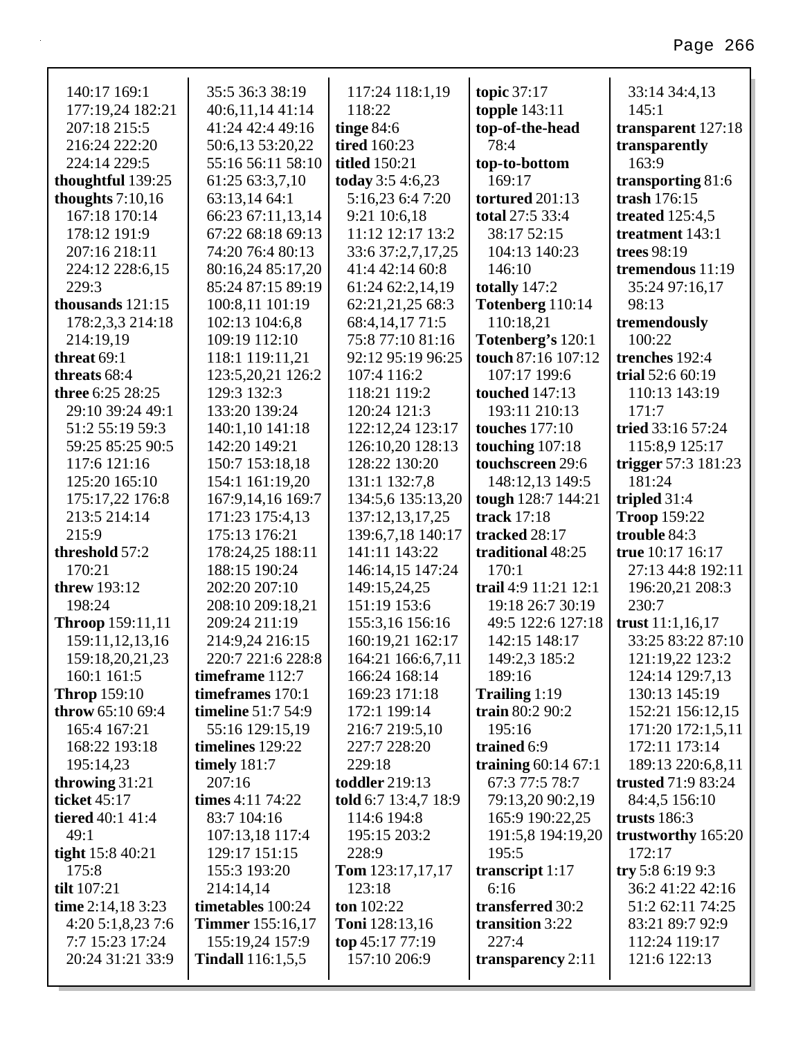140:17 169:1 177:19,24 182:21 207:18 215:5 216:24 222:20 224:14 229:5
**thoughtful** 139:25
**thoughts** 7:10,16 167:18 170:14 178:12 191:9 207:16 218:11 224:12 228:6,15 229:3
**thousands** 121:15 178:2,3,3 214:18 214:19,19
**threat** 69:1
**threats** 68:4
**three** 6:25 28:25 29:10 39:24 49:1 51:2 55:19 59:3 59:25 85:25 90:5 117:6 121:16 125:20 165:10 175:17,22 176:8 213:5 214:14 215:9
**threshold** 57:2 170:21
**threw** 193:12 198:24
**Throop** 159:11,11 159:11,12,13,16 159:18,20,21,23 160:1 161:5
**Throp** 159:10
**throw** 65:10 69:4 165:4 167:21 168:22 193:18 195:14,23
**throwing** 31:21
**ticket** 45:17
**tiered** 40:1 41:4 49:1
**tight** 15:8 40:21 175:8
**tilt** 107:21
**time** 2:14,18 3:23 4:20 5:1,8,23 7:6 7:7 15:23 17:24 20:24 31:21 33:9 33:14 34:4,13 35:5 36:3 38:19 40:6,11,14 41:14 41:24 42:4 49:16 50:6,13 53:20,22 55:16 56:11 58:10 61:25 63:3,7,10 63:13,14 64:1 66:23 67:11,13,14 67:22 68:18 69:13 74:20 76:4 80:13 80:16,24 85:17,20 85:24 87:15 89:19 100:8,11 101:19 102:13 104:6,8 109:19 112:10 118:1 119:11,21 123:5,20,21 126:2 129:3 132:3 133:20 139:24 140:1,10 141:18 142:20 149:21 150:7 153:18,18 154:1 161:19,20 167:9,14,16 169:7 171:23 175:4,13 175:13 176:21 178:24,25 188:11 188:15 190:24 202:20 207:10 208:10 209:18,21 209:24 211:19 214:9,24 216:15 220:7 221:6 228:8
**timeframe** 112:7
**timeframes** 170:1
**timeline** 51:7 54:9 55:16 129:15,19
**timelines** 129:22
**timely** 181:7 207:16
**times** 4:11 74:22 83:7 104:16 107:13,18 117:4 129:17 151:15 155:3 193:20 214:14,14
**timetables** 100:24
**Timmer** 155:16,17 155:19,24 157:9
**Tindall** 116:1,5,5 117:24 118:1,19 118:22
**tinge** 84:6
**tired** 160:23
**titled** 150:21
**today** 3:5 4:6,23 5:16,23 6:4 7:20 9:21 10:6,18 11:12 12:17 13:2 33:6 37:2,7,17,25 41:4 42:14 60:8 61:24 62:2,14,19 62:21,21,25 68:3 68:4,14,17 71:5 75:8 77:10 81:16 92:12 95:19 96:25 107:4 116:2 118:21 119:2 120:24 121:3 122:12,24 123:17 126:10,20 128:13 128:22 130:20 131:1 132:7,8 134:5,6 135:13,20 137:12,13,17,25 139:6,7,18 140:17 141:11 143:22 146:14,15 147:24 149:15,24,25 151:19 153:6 155:3,16 156:16 160:19,21 162:17 164:21 166:6,7,11 166:24 168:14 169:23 171:18 172:1 199:14 216:7 219:5,10 227:7 228:20 229:18
**toddler** 219:13
**told** 6:7 13:4,7 18:9 114:6 194:8 195:15 203:2 228:9
**Tom** 123:17,17,17 123:18
**ton** 102:22
**Toni** 128:13,16
**top** 45:17 77:19 157:10 206:9
**topic** 37:17
**topple** 143:11
**top-of-the-head** 78:4
**top-to-bottom** 169:17
**tortured** 201:13
**total** 27:5 33:4 38:17 52:15 104:13 140:23 146:10
**totally** 147:2
**Totenberg** 110:14 110:18,21
**Totenberg's** 120:1
**touch** 87:16 107:12 107:17 199:6
**touched** 147:13 193:11 210:13
**touches** 177:10
**touching** 107:18
**touchscreen** 29:6 148:12,13 149:5
**tough** 128:7 144:21
**track** 17:18
**tracked** 28:17
**traditional** 48:25 170:1
**trail** 4:9 11:21 12:1 19:18 26:7 30:19 49:5 122:6 127:18 142:15 148:17 149:2,3 185:2 189:16
**Trailing** 1:19
**train** 80:2 90:2 195:16
**trained** 6:9
**training** 60:14 67:1 67:3 77:5 78:7 79:13,20 90:2,19 165:9 190:22,25 191:5,8 194:19,20 195:5
**transcript** 1:17 6:16
**transferred** 30:2
**transition** 3:22 227:4
**transparency** 2:11
**transparent** 127:18
**transparently** 163:9
**transporting** 81:6
**trash** 176:15
**treated** 125:4,5
**treatment** 143:1
**trees** 98:19
**tremendous** 11:19 35:24 97:16,17 98:13
**tremendously** 100:22
**trenches** 192:4
**trial** 52:6 60:19 110:13 143:19 171:7
**tried** 33:16 57:24 115:8,9 125:17
**trigger** 57:3 181:23 181:24
**tripled** 31:4
**Troop** 159:22
**trouble** 84:3
**true** 10:17 16:17 27:13 44:8 192:11 196:20,21 208:3 230:7
**trust** 11:1,16,17 33:25 83:22 87:10 121:19,22 123:2 124:14 129:7,13 130:13 145:19 152:21 156:12,15 171:20 172:1,5,11 172:11 173:14 189:13 220:6,8,11
**trusted** 71:9 83:24 84:4,5 156:10
**trusts** 186:3
**trustworthy** 165:20 172:17
**try** 5:8 6:19 9:3 36:2 41:22 42:16 51:2 62:11 74:25 83:21 89:7 92:9 112:24 119:17 121:6 122:13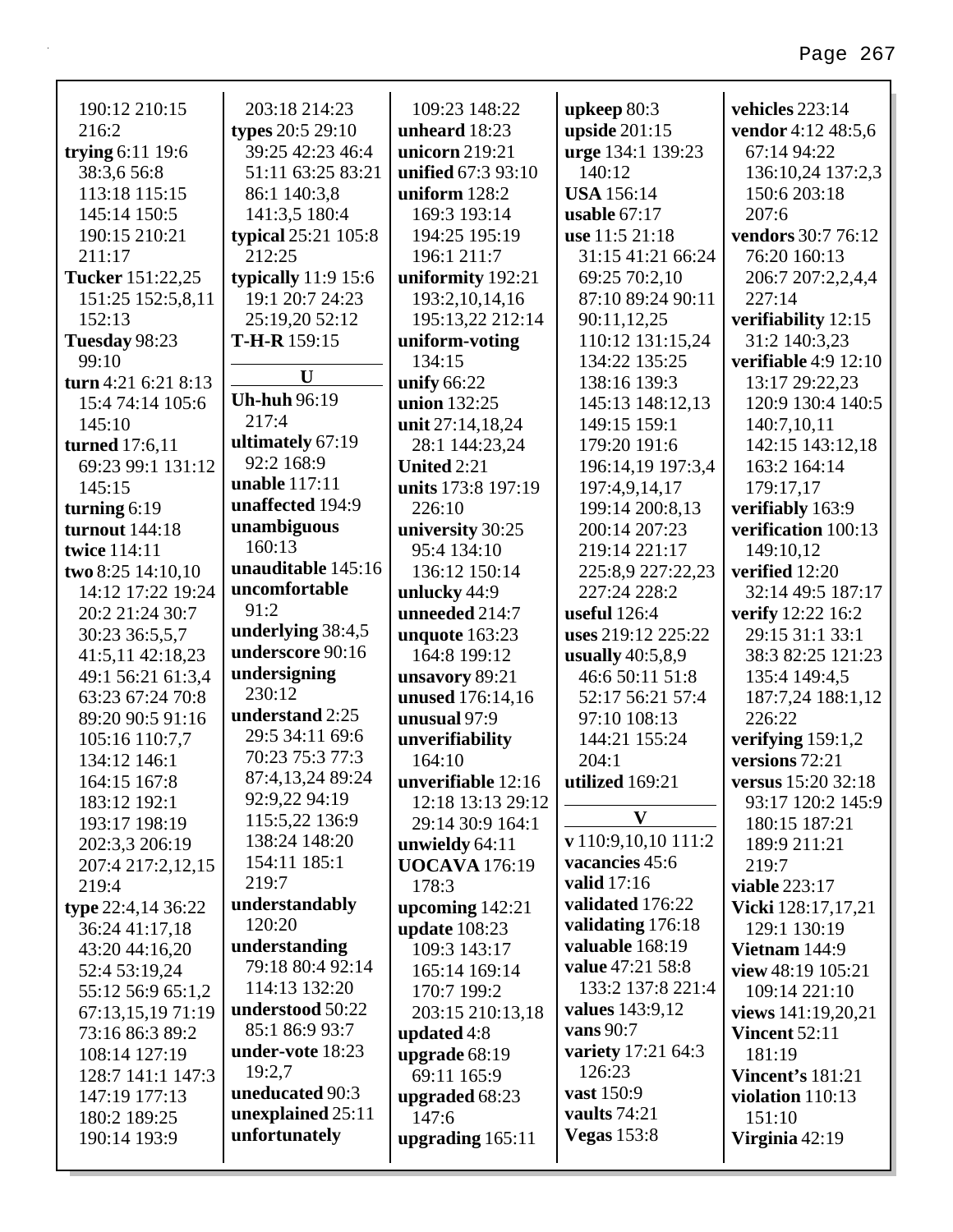190:12 210:15 216:2
**trying** 6:11 19:6 38:3,6 56:8 113:18 115:15 145:14 150:5 190:15 210:21 211:17
**Tucker** 151:22,25 151:25 152:5,8,11 152:13
**Tuesday** 98:23 99:10
**turn** 4:21 6:21 8:13 15:4 74:14 105:6 145:10
**turned** 17:6,11 69:23 99:1 131:12 145:15
**turning** 6:19
**turnout** 144:18
**twice** 114:11
**two** 8:25 14:10,10 14:12 17:22 19:24 20:2 21:24 30:7 30:23 36:5,5,7 41:5,11 42:18,23 49:1 56:21 61:3,4 63:23 67:24 70:8 89:20 90:5 91:16 105:16 110:7,7 134:12 146:1 164:15 167:8 183:12 192:1 193:17 198:19 202:3,3 206:19 207:4 217:2,12,15 219:4
**type** 22:4,14 36:22 36:24 41:17,18 43:20 44:16,20 52:4 53:19,24 55:12 56:9 65:1,2 67:13,15,19 71:19 73:16 86:3 89:2 108:14 127:19 128:7 141:1 147:3 147:19 177:13 180:2 189:25 190:14 193:9 203:18 214:23
**types** 20:5 29:10 39:25 42:23 46:4 51:11 63:25 83:21 86:1 140:3,8 141:3,5 180:4
**typical** 25:21 105:8 212:25
**typically** 11:9 15:6 19:1 20:7 24:23 25:19,20 52:12
**T-H-R** 159:15

**U**

**Uh-huh** 96:19 217:4
**ultimately** 67:19 92:2 168:9
**unable** 117:11
**unaffected** 194:9
**unambiguous** 160:13
**unauditable** 145:16
**uncomfortable** 91:2
**underlying** 38:4,5
**underscore** 90:16
**undersigning** 230:12
**understand** 2:25 29:5 34:11 69:6 70:23 75:3 77:3 87:4,13,24 89:24 92:9,22 94:19 115:5,22 136:9 138:24 148:20 154:11 185:1 219:7
**understandably** 120:20
**understanding** 79:18 80:4 92:14 114:13 132:20
**understood** 50:22 85:1 86:9 93:7
**under-vote** 18:23 19:2,7
**uneducated** 90:3
**unexplained** 25:11
**unfortunately** 109:23 148:22
**unheard** 18:23
**unicorn** 219:21
**unified** 67:3 93:10
**uniform** 128:2 169:3 193:14 194:25 195:19 196:1 211:7
**uniformity** 192:21 193:2,10,14,16 195:13,22 212:14
**uniform-voting** 134:15
**unify** 66:22
**union** 132:25
**unit** 27:14,18,24 28:1 144:23,24
**United** 2:21
**units** 173:8 197:19 226:10
**university** 30:25 95:4 134:10 136:12 150:14
**unlucky** 44:9
**unneeded** 214:7
**unquote** 163:23 164:8 199:12
**unsavory** 89:21
**unused** 176:14,16
**unusual** 97:9
**unverifiability** 164:10
**unverifiable** 12:16 12:18 13:13 29:12 29:14 30:9 164:1
**unwieldy** 64:11
**UOCAVA** 176:19 178:3
**upcoming** 142:21
**update** 108:23 109:3 143:17 165:14 169:14 170:7 199:2 203:15 210:13,18
**updated** 4:8
**upgrade** 68:19 69:11 165:9
**upgraded** 68:23 147:6
**upgrading** 165:11
**upkeep** 80:3
**upside** 201:15
**urge** 134:1 139:23 140:12
**USA** 156:14
**usable** 67:17
**use** 11:5 21:18 31:15 41:21 66:24 69:25 70:2,10 87:10 89:24 90:11 90:11,12,25 110:12 131:15,24 134:22 135:25 138:16 139:3 145:13 148:12,13 149:15 159:1 179:20 191:6 196:14,19 197:3,4 197:4,9,14,17 199:14 200:8,13 200:14 207:23 219:14 221:17 225:8,9 227:22,23 227:24 228:2
**useful** 126:4
**uses** 219:12 225:22
**usually** 40:5,8,9 46:6 50:11 51:8 52:17 56:21 57:4 97:10 108:13 144:21 155:24 204:1
**utilized** 169:21

**V**

**v** 110:9,10,10 111:2
**vacancies** 45:6
**valid** 17:16
**validated** 176:22
**validating** 176:18
**valuable** 168:19
**value** 47:21 58:8 133:2 137:8 221:4
**values** 143:9,12
**vans** 90:7
**variety** 17:21 64:3 126:23
**vast** 150:9
**vaults** 74:21
**Vegas** 153:8
**vehicles** 223:14
**vendor** 4:12 48:5,6 67:14 94:22 136:10,24 137:2,3 150:6 203:18 207:6
**vendors** 30:7 76:12 76:20 160:13 206:7 207:2,2,4,4 227:14
**verifiability** 12:15 31:2 140:3,23
**verifiable** 4:9 12:10 13:17 29:22,23 120:9 130:4 140:5 140:7,10,11 142:15 143:12,18 163:2 164:14 179:17,17
**verifiably** 163:9
**verification** 100:13 149:10,12
**verified** 12:20 32:14 49:5 187:17
**verify** 12:22 16:2 29:15 31:1 33:1 38:3 82:25 121:23 135:4 149:4,5 187:7,24 188:1,12 226:22
**verifying** 159:1,2
**versions** 72:21
**versus** 15:20 32:18 93:17 120:2 145:9 180:15 187:21 189:9 211:21 219:7
**viable** 223:17
**Vicki** 128:17,17,21 129:1 130:19
**Vietnam** 144:9
**view** 48:19 105:21 109:14 221:10
**views** 141:19,20,21
**Vincent** 52:11 181:19
**Vincent's** 181:21
**violation** 110:13 151:10
**Virginia** 42:19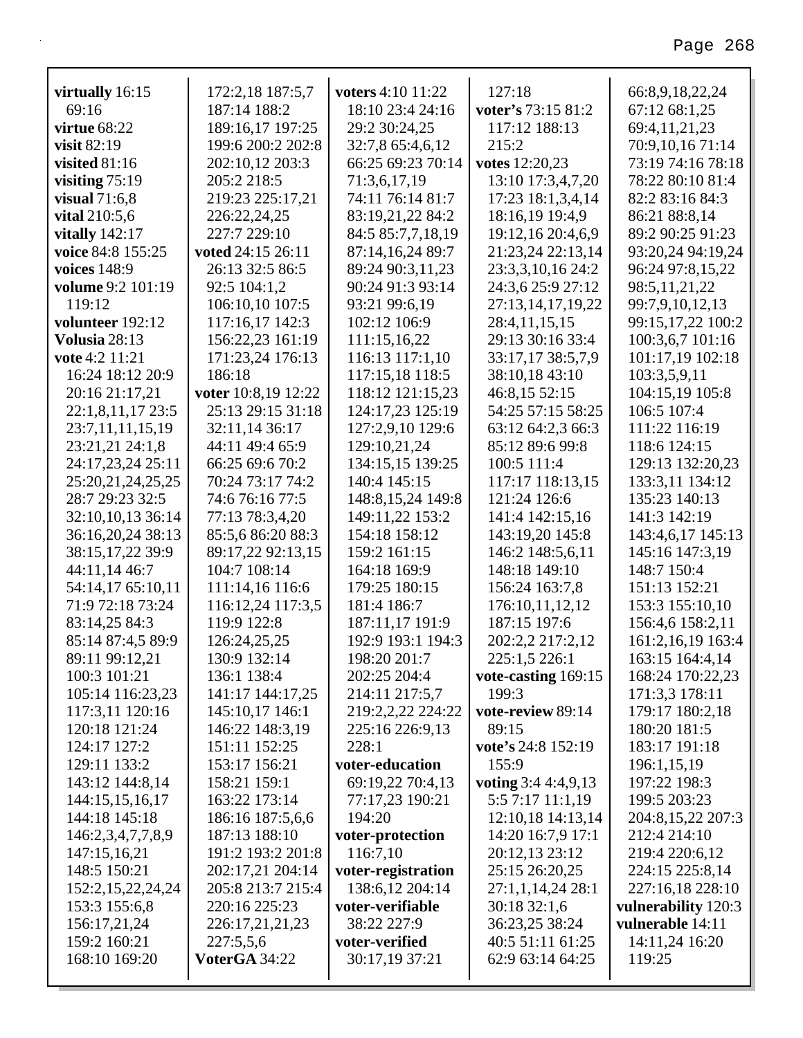**virtually** 16:15 69:16
**virtue** 68:22
**visit** 82:19
**visited** 81:16
**visiting** 75:19
**visual** 71:6,8
**vital** 210:5,6
**vitally** 142:17
**voice** 84:8 155:25
**voices** 148:9
**volume** 9:2 101:19 119:12
**volunteer** 192:12
**Volusia** 28:13
**vote** 4:2 11:21 16:24 18:12 20:9 20:16 21:17,21 22:1,8,11,17 23:5 23:7,11,11,15,19 23:21,21 24:1,8 24:17,23,24 25:11 25:20,21,24,25,25 28:7 29:23 32:5 32:10,10,13 36:14 36:16,20,24 38:13 38:15,17,22 39:9 44:11,14 46:7 54:14,17 65:10,11 71:9 72:18 73:24 83:14,25 84:3 85:14 87:4,5 89:9 89:11 99:12,21 100:3 101:21 105:14 116:23,23 117:3,11 120:16 120:18 121:24 124:17 127:2 129:11 133:2 143:12 144:8,14 144:15,15,16,17 144:18 145:18 146:2,3,4,7,7,8,9 147:15,16,21 148:5 150:21 152:2,15,22,24,24 153:3 155:6,8 156:17,21,24 159:2 160:21 168:10 169:20 172:2,18 187:5,7 187:14 188:2 189:16,17 197:25 199:6 200:2 202:8 202:10,12 203:3 205:2 218:5 219:23 225:17,21 226:22,24,25 227:7 229:10
**voted** 24:15 26:11 26:13 32:5 86:5 92:5 104:1,2 106:10,10 107:5 117:16,17 142:3 156:22,23 161:19 171:23,24 176:13 186:18
**voter** 10:8,19 12:22 25:13 29:15 31:18 32:11,14 36:17 44:11 49:4 65:9 66:25 69:6 70:2 70:24 73:17 74:2 74:6 76:16 77:5 77:13 78:3,4,20 85:5,6 86:20 88:3 89:17,22 92:13,15 104:7 108:14 111:14,16 116:6 116:12,24 117:3,5 119:9 122:8 126:24,25,25 130:9 132:14 136:1 138:4 141:17 144:17,25 145:10,17 146:1 146:22 148:3,19 151:11 152:25 153:17 156:21 158:21 159:1 163:22 173:14 186:16 187:5,6,6 187:13 188:10 191:2 193:2 201:8 202:17,21 204:14 205:8 213:7 215:4 220:16 225:23 226:17,21,21,23 227:5,5,6
**VoterGA** 34:22
**voters** 4:10 11:22 18:10 23:4 24:16 29:2 30:24,25 32:7,8 65:4,6,12 66:25 69:23 70:14 71:3,6,17,19 74:11 76:14 81:7 83:19,21,22 84:2 84:5 85:7,7,18,19 87:14,16,24 89:7 89:24 90:3,11,23 90:24 91:3 93:14 93:21 99:6,19 102:12 106:9 111:15,16,22 116:13 117:1,10 117:15,18 118:5 118:12 121:15,23 124:17,23 125:19 127:2,9,10 129:6 129:10,21,24 134:15,15 139:25 140:4 145:15 148:8,15,24 149:8 149:11,22 153:2 154:18 158:12 159:2 161:15 164:18 169:9 179:25 180:15 181:4 186:7 187:11,17 191:9 192:9 193:1 194:3 198:20 201:7 202:25 204:4 214:11 217:5,7 219:2,2,22 224:22 225:16 226:9,13 228:1
**voter-education** 69:19,22 70:4,13 77:17,23 190:21 194:20
**voter-protection** 116:7,10
**voter-registration** 138:6,12 204:14
**voter-verifiable** 38:22 227:9
**voter-verified** 30:17,19 37:21 127:18
**voter's** 73:15 81:2 117:12 188:13 215:2
**votes** 12:20,23 13:10 17:3,4,7,20 17:23 18:1,3,4,14 18:16,19 19:4,9 19:12,16 20:4,6,9 21:23,24 22:13,14 23:3,3,10,16 24:2 24:3,6 25:9 27:12 27:13,14,17,19,22 28:4,11,15,15 29:13 30:16 33:4 33:17,17 38:5,7,9 38:10,18 43:10 46:8,15 52:15 54:25 57:15 58:25 63:12 64:2,3 66:3 85:12 89:6 99:8 100:5 111:4 117:17 118:13,15 121:24 126:6 141:4 142:15,16 143:19,20 145:8 146:2 148:5,6,11 148:18 149:10 156:24 163:7,8 176:10,11,12,12 187:15 197:6 202:2,2 217:2,12 225:1,5 226:1
**vote-casting** 169:15 199:3
**vote-review** 89:14 89:15
**vote's** 24:8 152:19 155:9
**voting** 3:4 4:4,9,13 5:5 7:17 11:1,19 12:10,18 14:13,14 14:20 16:7,9 17:1 20:12,13 23:12 25:15 26:20,25 27:1,1,14,24 28:1 30:18 32:1,6 36:23,25 38:24 40:5 51:11 61:25 62:9 63:14 64:25 66:8,9,18,22,24 67:12 68:1,25 69:4,11,21,23 70:9,10,16 71:14 73:19 74:16 78:18 78:22 80:10 81:4 82:2 83:16 84:3 86:21 88:8,14 89:2 90:25 91:23 93:20,24 94:19,24 96:24 97:8,15,22 98:5,11,21,22 99:7,9,10,12,13 99:15,17,22 100:2 100:3,6,7 101:16 101:17,19 102:18 103:3,5,9,11 104:15,19 105:8 106:5 107:4 111:22 116:19 118:6 124:15 129:13 132:20,23 133:3,11 134:12 135:23 140:13 141:3 142:19 143:4,6,17 145:13 145:16 147:3,19 148:7 150:4 151:13 152:21 153:3 155:10,10 156:4,6 158:2,11 161:2,16,19 163:4 163:15 164:4,14 168:24 170:22,23 171:3,3 178:11 179:17 180:2,18 180:20 181:5 183:17 191:18 196:1,15,19 197:22 198:3 199:5 203:23 204:8,15,22 207:3 212:4 214:10 219:4 220:6,12 224:15 225:8,14 227:16,18 228:10
**vulnerability** 120:3
**vulnerable** 14:11 14:11,24 16:20 119:25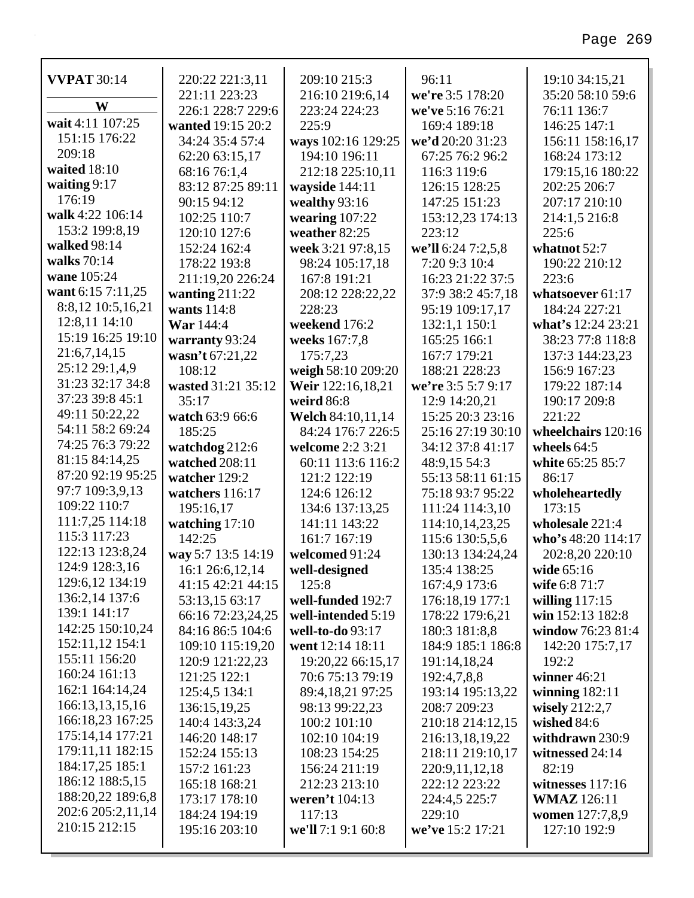**VVPAT** 30:14

**W**

**wait** 4:11 107:25 151:15 176:22 209:18
**waited** 18:10
**waiting** 9:17 176:19
**walk** 4:22 106:14 153:2 199:8,19
**walked** 98:14
**walks** 70:14
**wane** 105:24
**want** 6:15 7:11,25 8:8,12 10:5,16,21 12:8,11 14:10 15:19 16:25 19:10 21:6,7,14,15 25:12 29:1,4,9 31:23 32:17 34:8 37:23 39:8 45:1 49:11 50:22,22 54:11 58:2 69:24 74:25 76:3 79:22 81:15 84:14,25 87:20 92:19 95:25 97:7 109:3,9,13 109:22 110:7 111:7,25 114:18 115:3 117:23 122:13 123:8,24 124:9 128:3,16 129:6,12 134:19 136:2,14 137:6 139:1 141:17 142:25 150:10,24 152:11,12 154:1 155:11 156:20 160:24 161:13 162:1 164:14,24 166:13,13,15,16 166:18,23 167:25 175:14,14 177:21 179:11,11 182:15 184:17,25 185:1 186:12 188:5,15 188:20,22 189:6,8 202:6 205:2,11,14 210:15 212:15 220:22 221:3,11 221:11 223:23 226:1 228:7 229:6
**wanted** 19:15 20:2 34:24 35:4 57:4 62:20 63:15,17 68:16 76:1,4 83:12 87:25 89:11 90:15 94:12 102:25 110:7 120:10 127:6 152:24 162:4 178:22 193:8 211:19,20 226:24
**wanting** 211:22
**wants** 114:8
**War** 144:4
**warranty** 93:24
**wasn't** 67:21,22 108:12
**wasted** 31:21 35:12 35:17
**watch** 63:9 66:6 185:25
**watchdog** 212:6
**watched** 208:11
**watcher** 129:2
**watchers** 116:17 195:16,17
**watching** 17:10 142:25
**way** 5:7 13:5 14:19 16:1 26:6,12,14 41:15 42:21 44:15 53:13,15 63:17 66:16 72:23,24,25 84:16 86:5 104:6 109:10 115:19,20 120:9 121:22,23 121:25 122:1 125:4,5 134:1 136:15,19,25 140:4 143:3,24 146:20 148:17 152:24 155:13 157:2 161:23 165:18 168:21 173:17 178:10 184:24 194:19 195:16 203:10 209:10 215:3 216:10 219:6,14 223:24 224:23 225:9
**ways** 102:16 129:25 194:10 196:11 212:18 225:10,11
**wayside** 144:11
**wealthy** 93:16
**wearing** 107:22
**weather** 82:25
**week** 3:21 97:8,15 98:24 105:17,18 167:8 191:21 208:12 228:22,22 228:23
**weekend** 176:2
**weeks** 167:7,8 175:7,23
**weigh** 58:10 209:20
**Weir** 122:16,18,21
**weird** 86:8
**Welch** 84:10,11,14 84:24 176:7 226:5
**welcome** 2:2 3:21 60:11 113:6 116:2 121:2 122:19 124:6 126:12 134:6 137:13,25 141:11 143:22 161:7 167:19
**welcomed** 91:24
**well-designed** 125:8
**well-funded** 192:7
**well-intended** 5:19
**well-to-do** 93:17
**went** 12:14 18:11 19:20,22 66:15,17 70:6 75:13 79:19 89:4,18,21 97:25 98:13 99:22,23 100:2 101:10 102:10 104:19 108:23 154:25 156:24 211:19 212:23 213:10
**weren't** 104:13 117:13
**we'll** 7:1 9:1 60:8 96:11
**we're** 3:5 178:20
**we've** 5:16 76:21 169:4 189:18
**we'd** 20:20 31:23 67:25 76:2 96:2 116:3 119:6 126:15 128:25 147:25 151:23 153:12,23 174:13 223:12
**we'll** 6:24 7:2,5,8 7:20 9:3 10:4 16:23 21:22 37:5 37:9 38:2 45:7,18 95:19 109:17,17 132:1,1 150:1 165:25 166:1 167:7 179:21 188:21 228:23
**we're** 3:5 5:7 9:17 12:9 14:20,21 15:25 20:3 23:16 25:16 27:19 30:10 34:12 37:8 41:17 48:9,15 54:3 55:13 58:11 61:15 75:18 93:7 95:22 111:24 114:3,10 114:10,14,23,25 115:6 130:5,5,6 130:13 134:24,24 135:4 138:25 167:4,9 173:6 176:18,19 177:1 178:22 179:6,21 180:3 181:8,8 184:9 185:1 186:8 191:14,18,24 192:4,7,8,8 193:14 195:13,22 208:7 209:23 210:18 214:12,15 216:13,18,19,22 218:11 219:10,17 220:9,11,12,18 222:12 223:22 224:4,5 225:7 229:10
**we've** 15:2 17:21 19:10 34:15,21 35:20 58:10 59:6 76:11 136:7 146:25 147:1 156:11 158:16,17 168:24 173:12 179:15,16 180:22 202:25 206:7 207:17 210:10 214:1,5 216:8 225:6
**whatnot** 52:7 190:22 210:12 223:6
**whatsoever** 61:17 184:24 227:21
**what's** 12:24 23:21 38:23 77:8 118:8 137:3 144:23,23 156:9 167:23 179:22 187:14 190:17 209:8 221:22
**wheelchairs** 120:16
**wheels** 64:5
**white** 65:25 85:7 86:17
**wholeheartedly** 173:15
**wholesale** 221:4
**who's** 48:20 114:17 202:8,20 220:10
**wide** 65:16
**wife** 6:8 71:7
**willing** 117:15
**win** 152:13 182:8
**window** 76:23 81:4 142:20 175:7,17 192:2
**winner** 46:21
**winning** 182:11
**wisely** 212:2,7
**wished** 84:6
**withdrawn** 230:9
**witnessed** 24:14 82:19
**witnesses** 117:16
**WMAZ** 126:11
**women** 127:7,8,9 127:10 192:9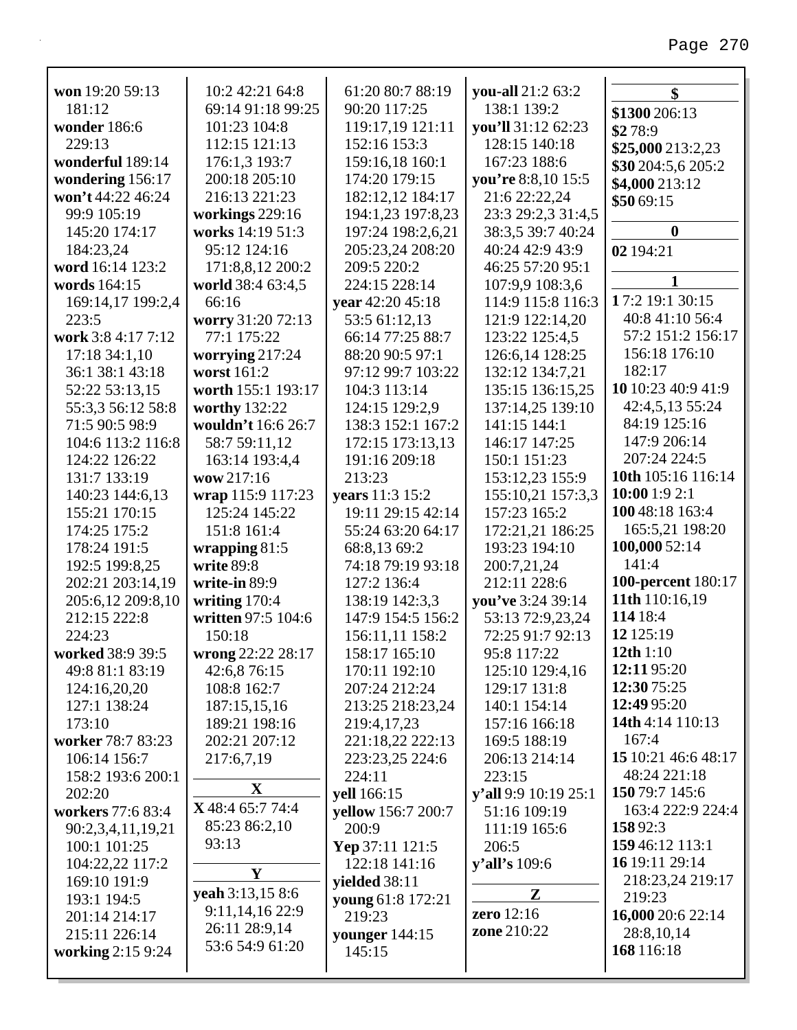**won** 19:20 59:13 181:12
**wonder** 186:6 229:13
**wonderful** 189:14
**wondering** 156:17
**won't** 44:22 46:24 99:9 105:19 145:20 174:17 184:23,24
**word** 16:14 123:2
**words** 164:15 169:14,17 199:2,4 223:5
**work** 3:8 4:17 7:12 17:18 34:1,10 36:1 38:1 43:18 52:22 53:13,15 55:3,3 56:12 58:8 71:5 90:5 98:9 104:6 113:2 116:8 124:22 126:22 131:7 133:19 140:23 144:6,13 155:21 170:15 174:25 175:2 178:24 191:5 192:5 199:8,25 202:21 203:14,19 205:6,12 209:8,10 212:15 222:8 224:23
**worked** 38:9 39:5 49:8 81:1 83:19 124:16,20,20 127:1 138:24 173:10
**worker** 78:7 83:23 106:14 156:7 158:2 193:6 200:1 202:20
**workers** 77:6 83:4 90:2,3,4,11,19,21 100:1 101:25 104:22,22 117:2 169:10 191:9 193:1 194:5 201:14 214:17 215:11 226:14
**working** 2:15 9:24 10:2 42:21 64:8 69:14 91:18 99:25 101:23 104:8 112:15 121:13 176:1,3 193:7 200:18 205:10
**workings** 229:16
**works** 14:19 51:3 95:12 124:16 171:8,8,12 200:2
**world** 38:4 63:4,5 66:16
**worry** 31:20 72:13 77:1 175:22
**worrying** 217:24
**worst** 161:2
**worth** 155:1 193:17
**worthy** 132:22
**wouldn't** 16:6 26:7 58:7 59:11,12 163:14 193:4,4
**wow** 217:16
**wrap** 115:9 117:23 125:24 145:22 151:8 161:4
**wrapping** 81:5
**write** 89:8
**write-in** 89:9
**writing** 170:4
**written** 97:5 104:6 150:18
**wrong** 22:22 28:17 42:6,8 76:15 108:8 162:7 187:15,15,16 189:21 198:16 202:21 207:12 217:6,7,19

## X

**X** 48:4 65:7 74:4 85:23 86:2,10 93:13

## Y

**yeah** 3:13,15 8:6 9:11,14,16 22:9 26:11 28:9,14 53:6 54:9 61:20 61:20 80:7 88:19 90:20 117:25 119:17,19 121:11 152:16 153:3 159:16,18 160:1 174:20 179:15 182:12,12 184:17 194:1,23 197:8,23 197:24 198:2,6,21 205:23,24 208:20 209:5 220:2 224:15 228:14
**year** 42:20 45:18 53:5 61:12,13 66:14 77:25 88:7 88:20 90:5 97:1 97:12 99:7 103:22 104:3 113:14 124:15 129:2,9 138:3 152:1 167:2 172:15 173:13,13 191:16 209:18 213:23
**years** 11:3 15:2 19:11 29:15 42:14 55:24 63:20 64:17 68:8,13 69:2 74:18 79:19 93:18 127:2 136:4 138:19 142:3,3 147:9 154:5 156:2 156:11,11 158:2 158:17 165:10 170:11 192:10 207:24 212:24 213:25 218:23,24 219:4,17,23 221:18,22 222:13 223:23,25 224:6 224:11
**yell** 166:15
**yellow** 156:7 200:7 200:9
**Yep** 37:11 121:5 122:18 141:16
**yielded** 38:11
**young** 61:8 172:21 219:23
**younger** 144:15 145:15
**you-all** 21:2 63:2 138:1 139:2
**you'll** 31:12 62:23 128:15 140:18 167:23 188:6
**you're** 8:8,10 15:5 21:6 22:22,24 23:3 29:2,3 31:4,5 38:3,5 39:7 40:24 40:24 42:9 43:9 46:25 57:20 95:1 107:9,9 108:3,6 114:9 115:8 116:3 121:9 122:14,20 123:22 125:4,5 126:6,14 128:25 132:12 134:7,21 135:15 136:15,25 137:14,25 139:10 141:15 144:1 146:17 147:25 150:1 151:23 153:12,23 155:9 155:10,21 157:3,3 157:23 165:2 172:21,21 186:25 193:23 194:10 200:7,21,24 212:11 228:6
**you've** 3:24 39:14 53:13 72:9,23,24 72:25 91:7 92:13 95:8 117:22 125:10 129:4,16 129:17 131:8 140:1 154:14 157:16 166:18 169:5 188:19 206:13 214:14 223:15
**y'all** 9:9 10:19 25:1 51:16 109:19 111:19 165:6 206:5
**y'all's** 109:6

## Z

**zero** 12:16
**zone** 210:22

## $

**$1300** 206:13
**$2** 78:9
**$25,000** 213:2,23
**$30** 204:5,6 205:2
**$4,000** 213:12
**$50** 69:15

## 0

**02** 194:21

## 1

**1** 7:2 19:1 30:15 40:8 41:10 56:4 57:2 151:2 156:17 156:18 176:10 182:17
**10** 10:23 40:9 41:9 42:4,5,13 55:24 84:19 125:16 147:9 206:14 207:24 224:5
**10th** 105:16 116:14
**10:00** 1:9 2:1
**100** 48:18 163:4 165:5,21 198:20
**100,000** 52:14 141:4
**100-percent** 180:17
**11th** 110:16,19
**114** 18:4
**12** 125:19
**12th** 1:10
**12:11** 95:20
**12:30** 75:25
**12:49** 95:20
**14th** 4:14 110:13 167:4
**15** 10:21 46:6 48:17 48:24 221:18
**150** 79:7 145:6 163:4 222:9 224:4
**158** 92:3
**159** 46:12 113:1
**16** 19:11 29:14 218:23,24 219:17 219:23
**16,000** 20:6 22:14 28:8,10,14
**168** 116:18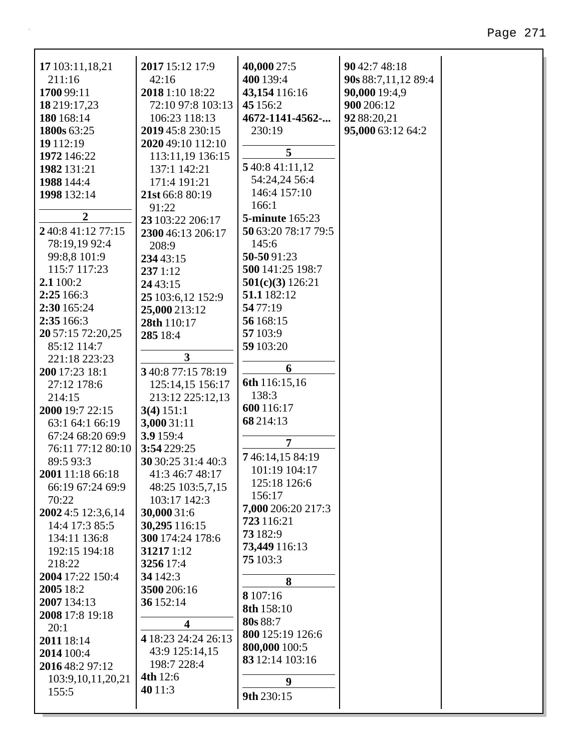**17** 103:11,18,21 211:16
**1700** 99:11
**18** 219:17,23
**180** 168:14
**1800s** 63:25
**19** 112:19
**1972** 146:22
**1982** 131:21
**1988** 144:4
**1998** 132:14

**2**

**2** 40:8 41:12 77:15 78:19,19 92:4 99:8,8 101:9 115:7 117:23
**2.1** 100:2
**2:25** 166:3
**2:30** 165:24
**2:35** 166:3
**20** 57:15 72:20,25 85:12 114:7 221:18 223:23
**200** 17:23 18:1 27:12 178:6 214:15
**2000** 19:7 22:15 63:1 64:1 66:19 67:24 68:20 69:9 76:11 77:12 80:10 89:5 93:3
**2001** 11:18 66:18 66:19 67:24 69:9 70:22
**2002** 4:5 12:3,6,14 14:4 17:3 85:5 134:11 136:8 192:15 194:18 218:22
**2004** 17:22 150:4
**2005** 18:2
**2007** 134:13
**2008** 17:8 19:18 20:1
**2011** 18:14
**2014** 100:4
**2016** 48:2 97:12 103:9,10,11,20,21 155:5
**2017** 15:12 17:9 42:16
**2018** 1:10 18:22 72:10 97:8 103:13 106:23 118:13
**2019** 45:8 230:15
**2020** 49:10 112:10 113:11,19 136:15 137:1 142:21 171:4 191:21
**21st** 66:8 80:19 91:22
**23** 103:22 206:17
**2300** 46:13 206:17 208:9
**234** 43:15
**237** 1:12
**24** 43:15
**25** 103:6,12 152:9
**25,000** 213:12
**28th** 110:17
**285** 18:4

**3**

**3** 40:8 77:15 78:19 125:14,15 156:17 213:12 225:12,13
**3(4)** 151:1
**3,000** 31:11
**3.9** 159:4
**3:54** 229:25
**30** 30:25 31:4 40:3 41:3 46:7 48:17 48:25 103:5,7,15 103:17 142:3
**30,000** 31:6
**30,295** 116:15
**300** 174:24 178:6
**31217** 1:12
**3256** 17:4
**34** 142:3
**3500** 206:16
**36** 152:14

**4**

**4** 18:23 24:24 26:13 43:9 125:14,15 198:7 228:4
**4th** 12:6
**40** 11:3
**40,000** 27:5
**400** 139:4
**43,154** 116:16
**45** 156:2
**4672-1141-4562-...** 230:19

**5**

**5** 40:8 41:11,12 54:24,24 56:4 146:4 157:10 166:1
**5-minute** 165:23
**50** 63:20 78:17 79:5 145:6
**50-50** 91:23
**500** 141:25 198:7
**501(c)(3)** 126:21
**51.1** 182:12
**54** 77:19
**56** 168:15
**57** 103:9
**59** 103:20

**6**

**6th** 116:15,16 138:3
**600** 116:17
**68** 214:13

**7**

**7** 46:14,15 84:19 101:19 104:17 125:18 126:6 156:17
**7,000** 206:20 217:3
**723** 116:21
**73** 182:9
**73,449** 116:13
**75** 103:3

**8**

**8** 107:16
**8th** 158:10
**80s** 88:7
**800** 125:19 126:6
**800,000** 100:5
**83** 12:14 103:16

**9**

**9th** 230:15
**90** 42:7 48:18
**90s** 88:7,11,12 89:4
**90,000** 19:4,9
**900** 206:12
**92** 88:20,21
**95,000** 63:12 64:2